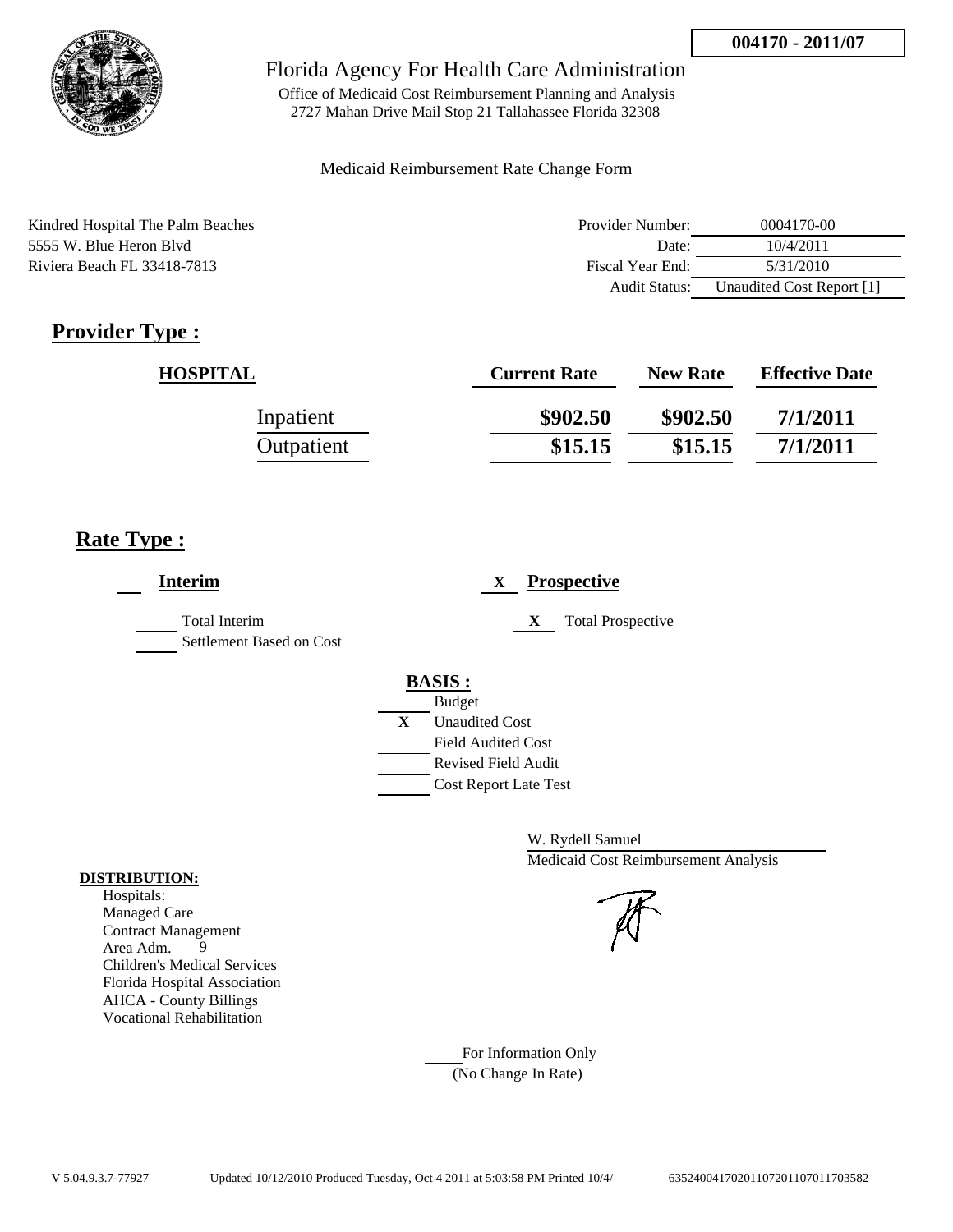004170 - 2011/07

# Florida Agency For Health Care Administration

Office of Medicaid Cost Reimbursement Planning and Analysis
2727 Mahan Drive Mail Stop 21 Tallahassee Florida 32308

Medicaid Reimbursement Rate Change Form

Kindred Hospital The Palm Beaches
5555 W. Blue Heron Blvd
Riviera Beach FL 33418-7813

| | |
|---|---|
| Provider Number: | 0004170-00 |
| Date: | 10/4/2011 |
| Fiscal Year End: | 5/31/2010 |
| Audit Status: | Unaudited Cost Report [1] |

## Provider Type :

| HOSPITAL | Current Rate | New Rate | Effective Date |
|---|---|---|---|
| Inpatient | \$902.50 | \$902.50 | 7/1/2011 |
| Outpatient | \$15.15 | \$15.15 | 7/1/2011 |

## Rate Type :

___ **Interim**

___ Total Interim
___ Settlement Based on Cost

X **Prospective**

X Total Prospective

**BASIS :**

___ Budget
X Unaudited Cost
___ Field Audited Cost
___ Revised Field Audit
___ Cost Report Late Test

W. Rydell Samuel
Medicaid Cost Reimbursement Analysis

**DISTRIBUTION:**
Hospitals:
Managed Care
Contract Management
Area Adm. 9
Children's Medical Services
Florida Hospital Association
AHCA - County Billings
Vocational Rehabilitation

___ For Information Only
(No Change In Rate)

V 5.04.9.3.7-77927 Updated 10/12/2010 Produced Tuesday, Oct 4 2011 at 5:03:58 PM Printed 10/4/ 635240041702011072011070117O3582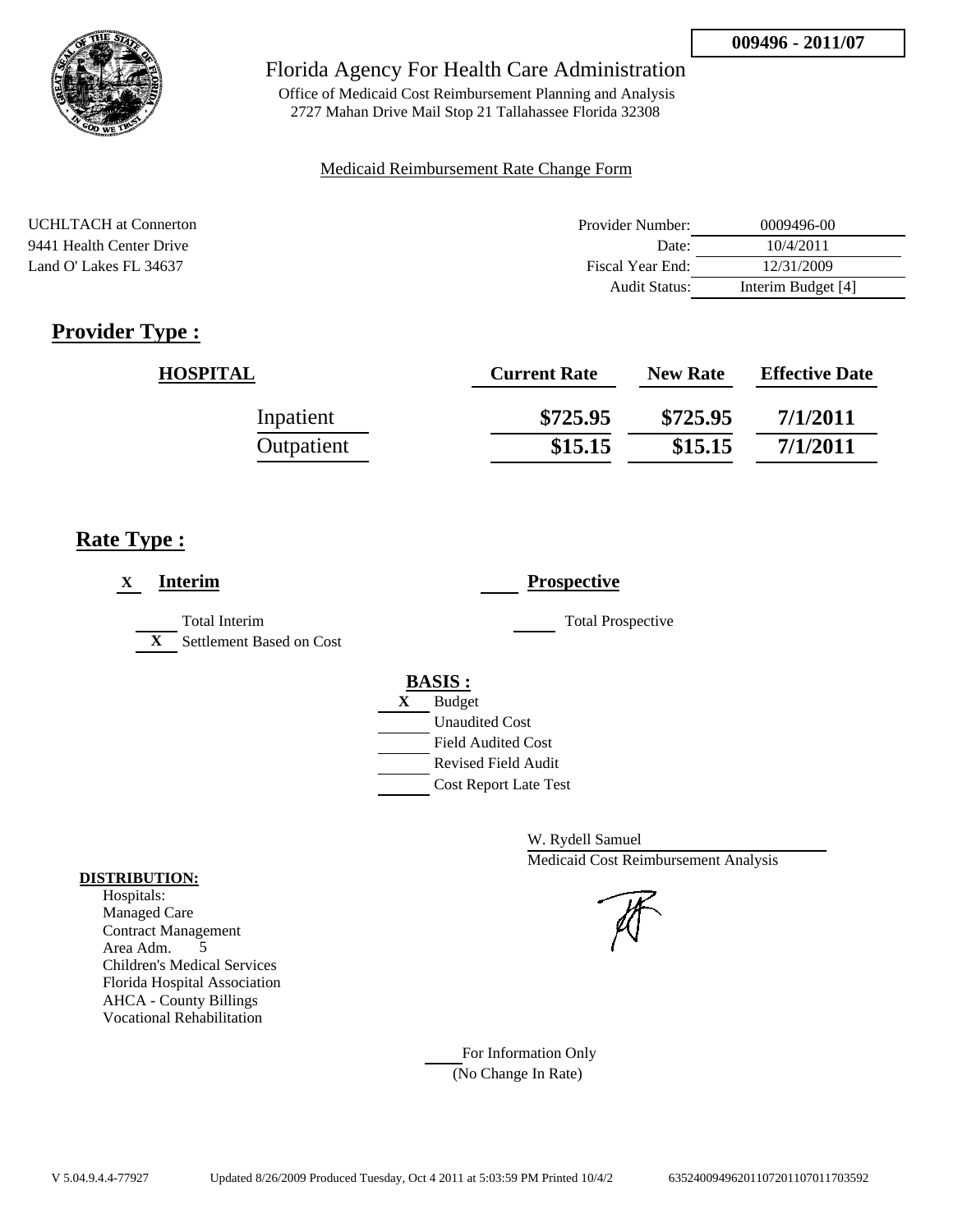**009496 - 2011/07**

# Florida Agency For Health Care Administration

Office of Medicaid Cost Reimbursement Planning and Analysis
2727 Mahan Drive Mail Stop 21 Tallahassee Florida 32308

Medicaid Reimbursement Rate Change Form

UCHLTACH at Connerton
9441 Health Center Drive
Land O' Lakes FL 34637

| | |
|---|---|
| Provider Number: | 0009496-00 |
| Date: | 10/4/2011 |
| Fiscal Year End: | 12/31/2009 |
| Audit Status: | Interim Budget [4] |

## Provider Type :

| HOSPITAL | Current Rate | New Rate | Effective Date |
|---|---|---|---|
| Inpatient | $725.95 | $725.95 | 7/1/2011 |
| Outpatient | $15.15 | $15.15 | 7/1/2011 |

## Rate Type :

X **Interim**

___ Total Interim
X Settlement Based on Cost

___ **Prospective**

___ Total Prospective

**BASIS :**

X Budget
___ Unaudited Cost
___ Field Audited Cost
___ Revised Field Audit
___ Cost Report Late Test

W. Rydell Samuel
Medicaid Cost Reimbursement Analysis

**DISTRIBUTION:**

Hospitals:
Managed Care
Contract Management
Area Adm. 5
Children's Medical Services
Florida Hospital Association
AHCA - County Billings
Vocational Rehabilitation

___ For Information Only
(No Change In Rate)

V 5.04.9.4.4-77927 Updated 8/26/2009 Produced Tuesday, Oct 4 2011 at 5:03:59 PM Printed 10/4/2 63524009496201107201107011703592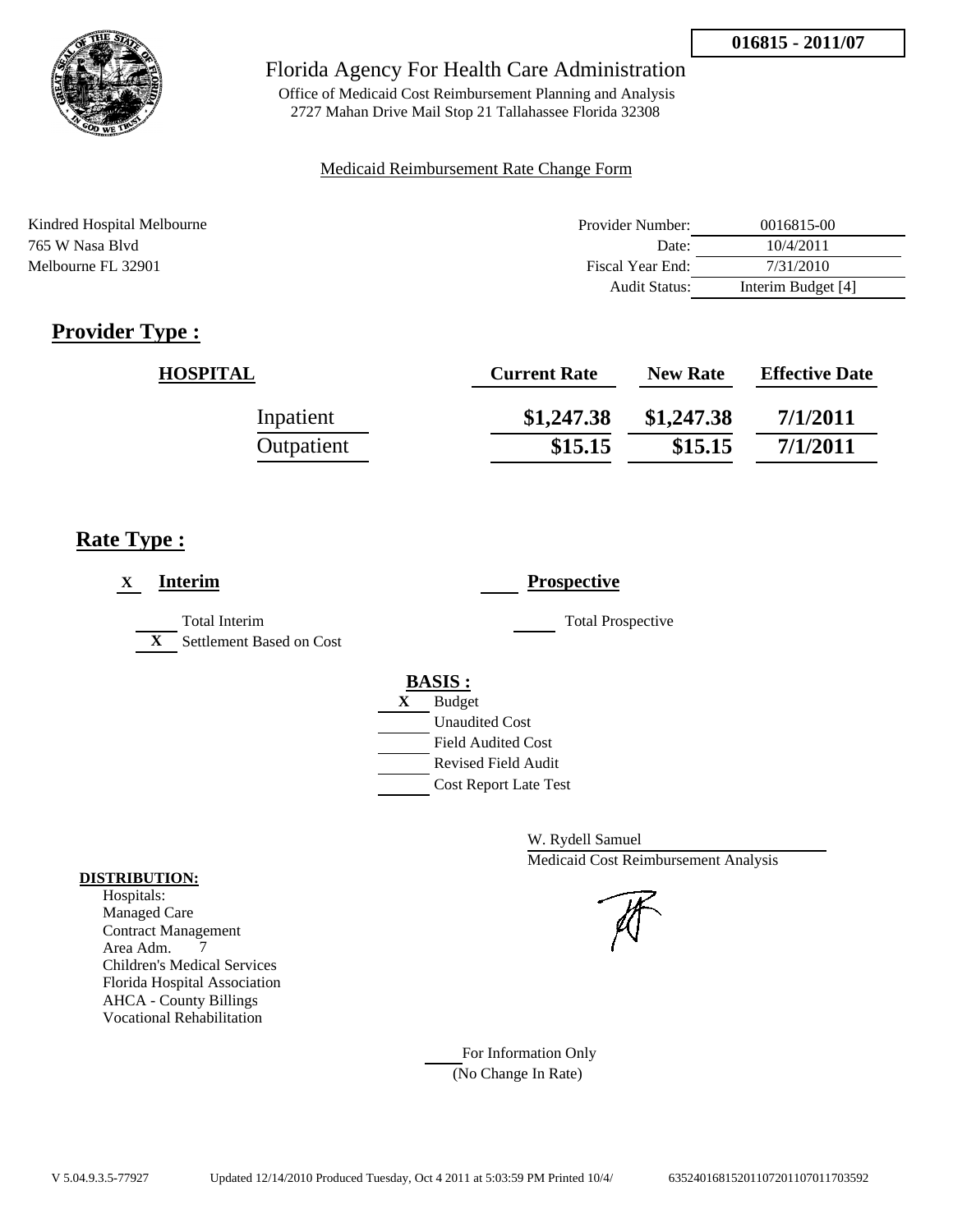**016815 - 2011/07**

# Florida Agency For Health Care Administration

Office of Medicaid Cost Reimbursement Planning and Analysis
2727 Mahan Drive Mail Stop 21 Tallahassee Florida 32308

Medicaid Reimbursement Rate Change Form

Kindred Hospital Melbourne
765 W Nasa Blvd
Melbourne FL 32901

| | |
|---|---|
| Provider Number: | 0016815-00 |
| Date: | 10/4/2011 |
| Fiscal Year End: | 7/31/2010 |
| Audit Status: | Interim Budget [4] |

## Provider Type :

| HOSPITAL | Current Rate | New Rate | Effective Date |
|---|---|---|---|
| Inpatient | $1,247.38 | $1,247.38 | 7/1/2011 |
| Outpatient | $15.15 | $15.15 | 7/1/2011 |

## Rate Type :

X **Interim**

___ Total Interim
X Settlement Based on Cost

___ **Prospective**

___ Total Prospective

**BASIS :**

X Budget
___ Unaudited Cost
___ Field Audited Cost
___ Revised Field Audit
___ Cost Report Late Test

W. Rydell Samuel
Medicaid Cost Reimbursement Analysis

**DISTRIBUTION:**

Hospitals:
Managed Care
Contract Management
Area Adm. 7
Children's Medical Services
Florida Hospital Association
AHCA - County Billings
Vocational Rehabilitation

___ For Information Only
(No Change In Rate)

V 5.04.9.3.5-77927 Updated 12/14/2010 Produced Tuesday, Oct 4 2011 at 5:03:59 PM Printed 10/4/ 635240168152011072011070117035592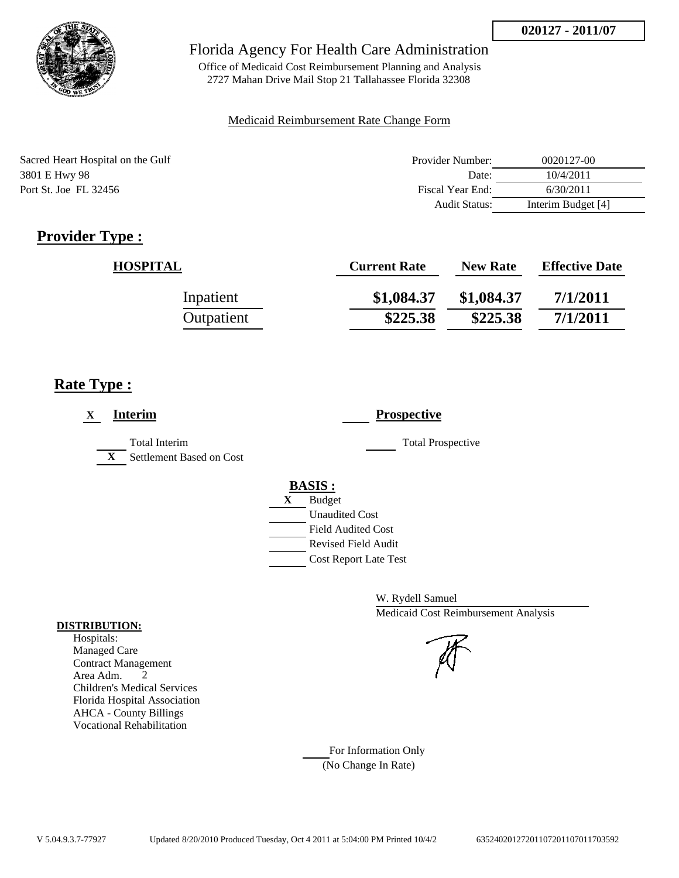**020127 - 2011/07**

Florida Agency For Health Care Administration

Office of Medicaid Cost Reimbursement Planning and Analysis
2727 Mahan Drive Mail Stop 21 Tallahassee Florida 32308

Medicaid Reimbursement Rate Change Form

Sacred Heart Hospital on the Gulf
3801 E Hwy 98
Port St. Joe FL 32456

| | |
|---|---|
| Provider Number: | 0020127-00 |
| Date: | 10/4/2011 |
| Fiscal Year End: | 6/30/2011 |
| Audit Status: | Interim Budget [4] |

## Provider Type :

| HOSPITAL | Current Rate | New Rate | Effective Date |
|---|---|---|---|
| Inpatient | $1,084.37 | $1,084.37 | 7/1/2011 |
| Outpatient | $225.38 | $225.38 | 7/1/2011 |

## Rate Type :

X **Interim**

____ Total Interim
X Settlement Based on Cost

____ **Prospective**

____ Total Prospective

**BASIS :**

X Budget
____ Unaudited Cost
____ Field Audited Cost
____ Revised Field Audit
____ Cost Report Late Test

W. Rydell Samuel
Medicaid Cost Reimbursement Analysis

**DISTRIBUTION:**
Hospitals:
Managed Care
Contract Management
Area Adm. 2
Children's Medical Services
Florida Hospital Association
AHCA - County Billings
Vocational Rehabilitation

____ For Information Only
(No Change In Rate)

V 5.04.9.3.7-77927 Updated 8/20/2010 Produced Tuesday, Oct 4 2011 at 5:04:00 PM Printed 10/4/2 635240201272011072011070117035​92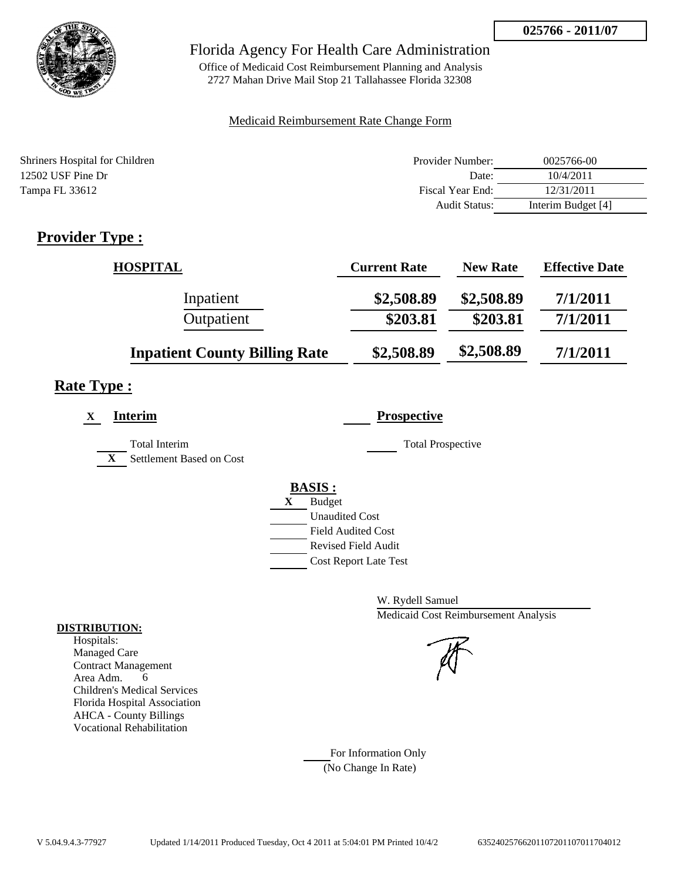**025766 - 2011/07**

# Florida Agency For Health Care Administration

Office of Medicaid Cost Reimbursement Planning and Analysis
2727 Mahan Drive Mail Stop 21 Tallahassee Florida 32308

Medicaid Reimbursement Rate Change Form

Shriners Hospital for Children
12502 USF Pine Dr
Tampa FL 33612

| | |
|---|---|
| Provider Number: | 0025766-00 |
| Date: | 10/4/2011 |
| Fiscal Year End: | 12/31/2011 |
| Audit Status: | Interim Budget [4] |

## Provider Type :

| HOSPITAL | Current Rate | New Rate | Effective Date |
|---|---|---|---|
| Inpatient | $2,508.89 | $2,508.89 | 7/1/2011 |
| Outpatient | $203.81 | $203.81 | 7/1/2011 |
| **Inpatient County Billing Rate** | $2,508.89 | $2,508.89 | 7/1/2011 |

## Rate Type :

X **Interim**

____ Total Interim
X Settlement Based on Cost

____ **Prospective**

____ Total Prospective

**BASIS :**

X Budget
____ Unaudited Cost
____ Field Audited Cost
____ Revised Field Audit
____ Cost Report Late Test

W. Rydell Samuel
Medicaid Cost Reimbursement Analysis

**DISTRIBUTION:**
Hospitals:
Managed Care
Contract Management
Area Adm. 6
Children's Medical Services
Florida Hospital Association
AHCA - County Billings
Vocational Rehabilitation

____ For Information Only
(No Change In Rate)

V 5.04.9.4.3-77927 Updated 1/14/2011 Produced Tuesday, Oct 4 2011 at 5:04:01 PM Printed 10/4/2 63524025766201107201107011704012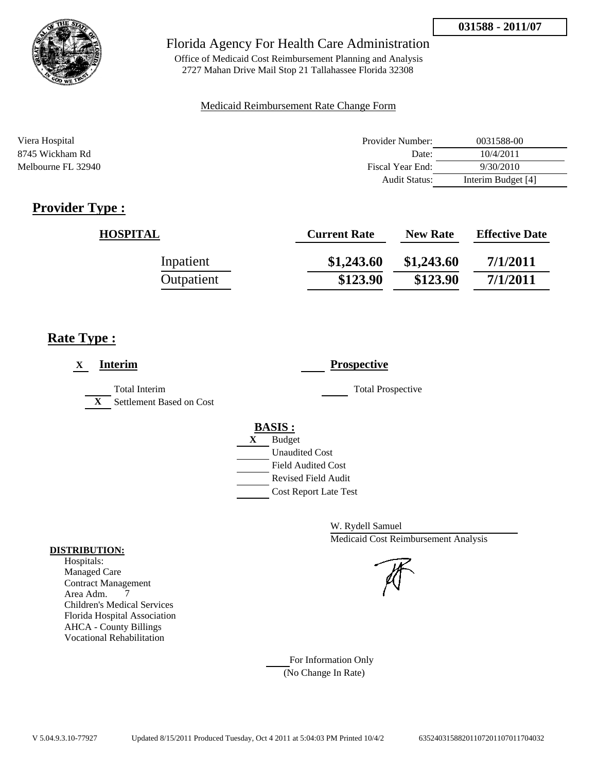**031588 - 2011/07**

Florida Agency For Health Care Administration

Office of Medicaid Cost Reimbursement Planning and Analysis
2727 Mahan Drive Mail Stop 21 Tallahassee Florida 32308

Medicaid Reimbursement Rate Change Form

Viera Hospital
8745 Wickham Rd
Melbourne FL 32940

| | |
|---|---|
| Provider Number: | 0031588-00 |
| Date: | 10/4/2011 |
| Fiscal Year End: | 9/30/2010 |
| Audit Status: | Interim Budget [4] |

## Provider Type :

| HOSPITAL | Current Rate | New Rate | Effective Date |
|---|---|---|---|
| Inpatient | $1,243.60 | $1,243.60 | 7/1/2011 |
| Outpatient | $123.90 | $123.90 | 7/1/2011 |

## Rate Type :

X **Interim**

Total Interim

X Settlement Based on Cost

**Prospective**

Total Prospective

**BASIS :**

X Budget

Unaudited Cost

Field Audited Cost

Revised Field Audit

Cost Report Late Test

W. Rydell Samuel

Medicaid Cost Reimbursement Analysis

**DISTRIBUTION:**

Hospitals:
Managed Care
Contract Management
Area Adm. 7
Children's Medical Services
Florida Hospital Association
AHCA - County Billings
Vocational Rehabilitation

For Information Only
(No Change In Rate)

V 5.04.9.3.10-77927 Updated 8/15/2011 Produced Tuesday, Oct 4 2011 at 5:04:03 PM Printed 10/4/2 6352403158820110720110701170403​2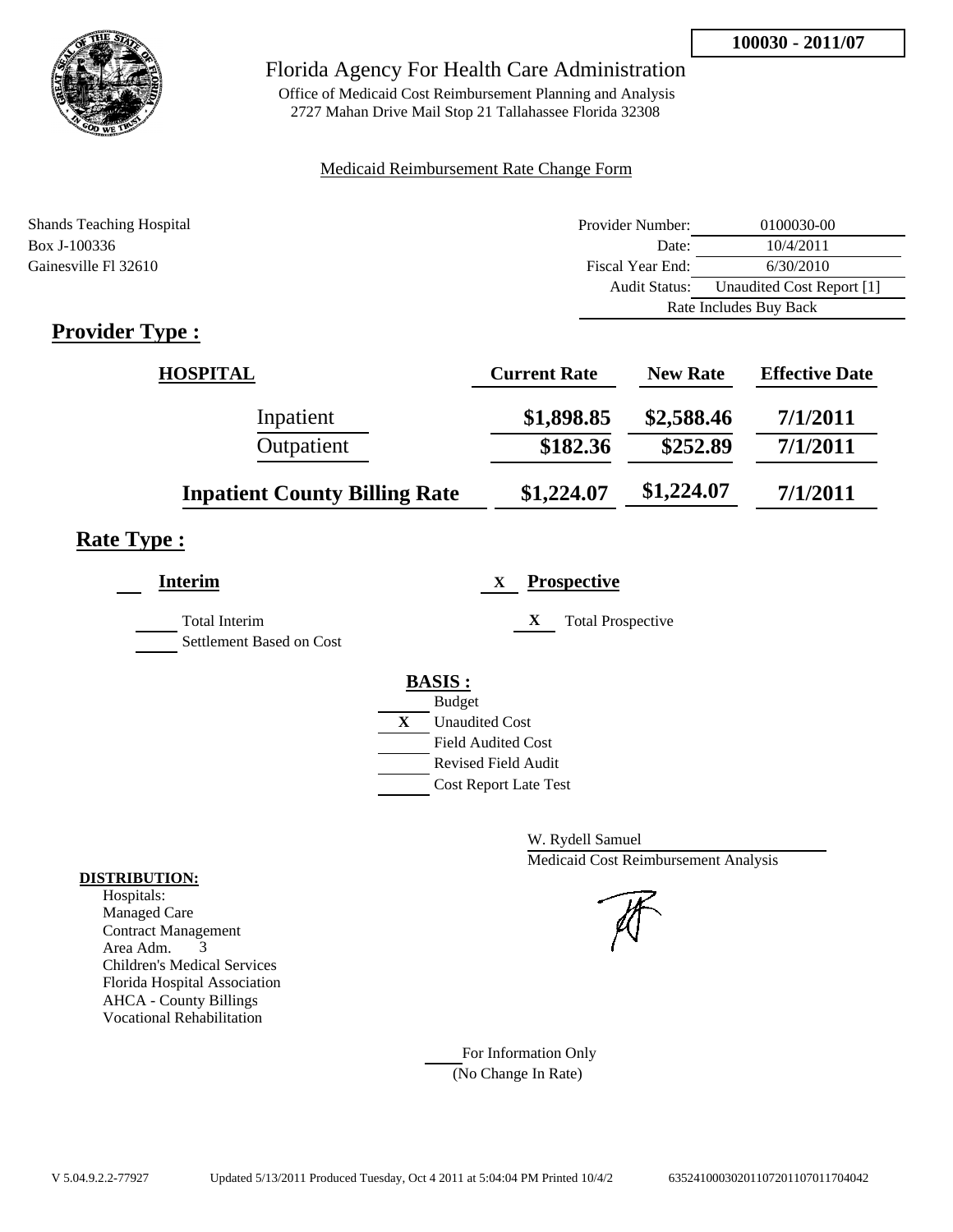**100030 - 2011/07**

# Florida Agency For Health Care Administration

Office of Medicaid Cost Reimbursement Planning and Analysis
2727 Mahan Drive Mail Stop 21 Tallahassee Florida 32308

Medicaid Reimbursement Rate Change Form

Shands Teaching Hospital
Box J-100336
Gainesville Fl 32610

| | |
|---|---|
| Provider Number: | 0100030-00 |
| Date: | 10/4/2011 |
| Fiscal Year End: | 6/30/2010 |
| Audit Status: | Unaudited Cost Report [1] |
| | Rate Includes Buy Back |

## Provider Type :

| HOSPITAL | Current Rate | New Rate | Effective Date |
|---|---|---|---|
| Inpatient | $1,898.85 | $2,588.46 | 7/1/2011 |
| Outpatient | $182.36 | $252.89 | 7/1/2011 |
| **Inpatient County Billing Rate** | $1,224.07 | $1,224.07 | 7/1/2011 |

## Rate Type :

___ **Interim**

___ Total Interim

___ Settlement Based on Cost

X **Prospective**

X Total Prospective

**BASIS :**

___ Budget

X Unaudited Cost

___ Field Audited Cost

___ Revised Field Audit

___ Cost Report Late Test

W. Rydell Samuel
Medicaid Cost Reimbursement Analysis

**DISTRIBUTION:**

Hospitals:
Managed Care
Contract Management
Area Adm. 3
Children's Medical Services
Florida Hospital Association
AHCA - County Billings
Vocational Rehabilitation

___ For Information Only
(No Change In Rate)

V 5.04.9.2.2-77927 Updated 5/13/2011 Produced Tuesday, Oct 4 2011 at 5:04:04 PM Printed 10/4/2 63524100030201107201107011704042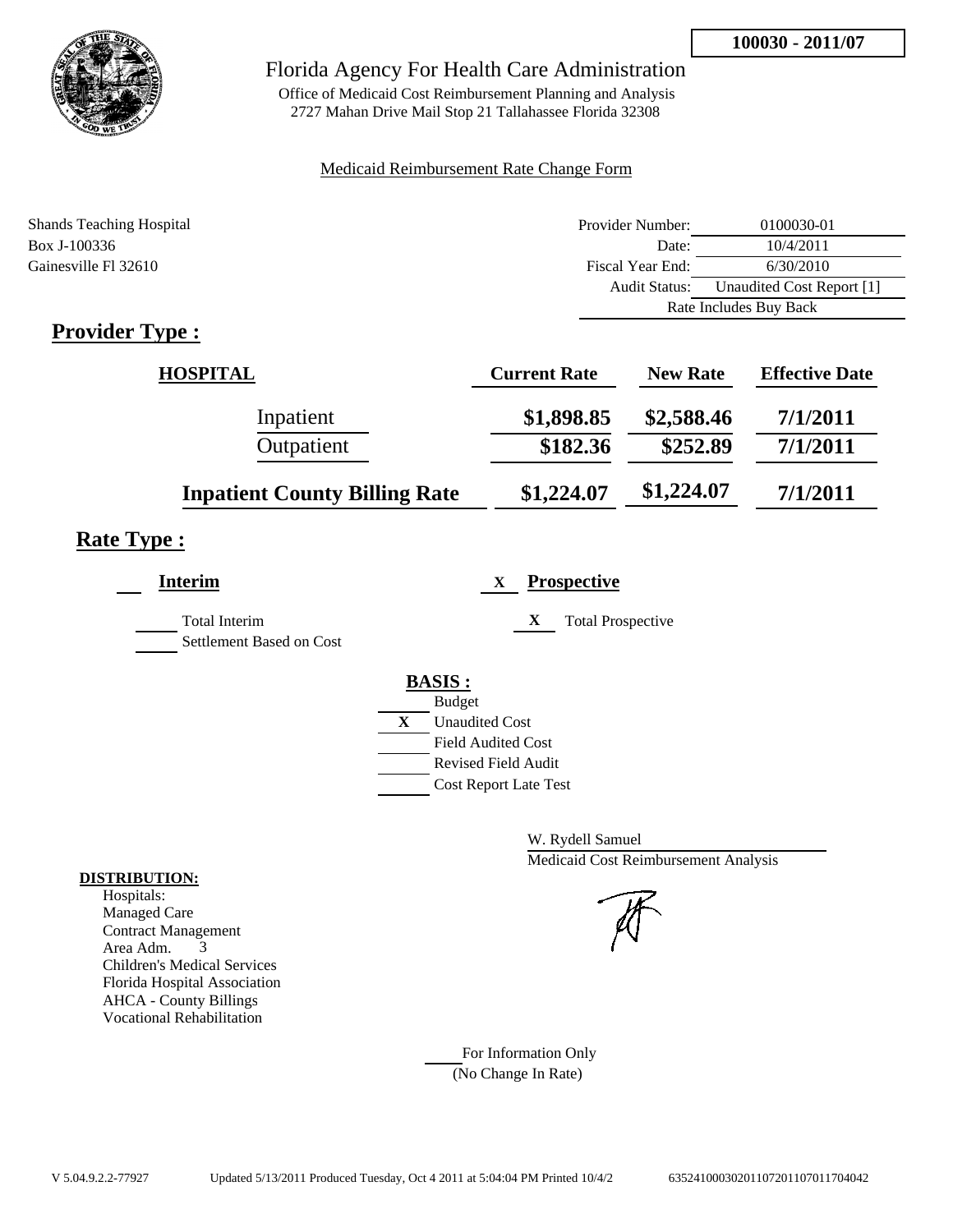**100030 - 2011/07**

# Florida Agency For Health Care Administration

Office of Medicaid Cost Reimbursement Planning and Analysis
2727 Mahan Drive Mail Stop 21 Tallahassee Florida 32308

Medicaid Reimbursement Rate Change Form

Shands Teaching Hospital
Box J-100336
Gainesville Fl 32610

| | |
|---|---|
| Provider Number: | 0100030-01 |
| Date: | 10/4/2011 |
| Fiscal Year End: | 6/30/2010 |
| Audit Status: | Unaudited Cost Report [1] |
| Rate Includes Buy Back | |

## Provider Type :

| HOSPITAL | Current Rate | New Rate | Effective Date |
|---|---|---|---|
| Inpatient | $1,898.85 | $2,588.46 | 7/1/2011 |
| Outpatient | $182.36 | $252.89 | 7/1/2011 |
| **Inpatient County Billing Rate** | $1,224.07 | $1,224.07 | 7/1/2011 |

## Rate Type :

___ **Interim**

___ Total Interim

___ Settlement Based on Cost

X **Prospective**

X Total Prospective

**BASIS :**

___ Budget

X Unaudited Cost

___ Field Audited Cost

___ Revised Field Audit

___ Cost Report Late Test

W. Rydell Samuel
Medicaid Cost Reimbursement Analysis

**DISTRIBUTION:**

Hospitals:
Managed Care
Contract Management
Area Adm. 3
Children's Medical Services
Florida Hospital Association
AHCA - County Billings
Vocational Rehabilitation

___ For Information Only
(No Change In Rate)

V 5.04.9.2.2-77927 Updated 5/13/2011 Produced Tuesday, Oct 4 2011 at 5:04:04 PM Printed 10/4/2 635241000302011072011070117040​42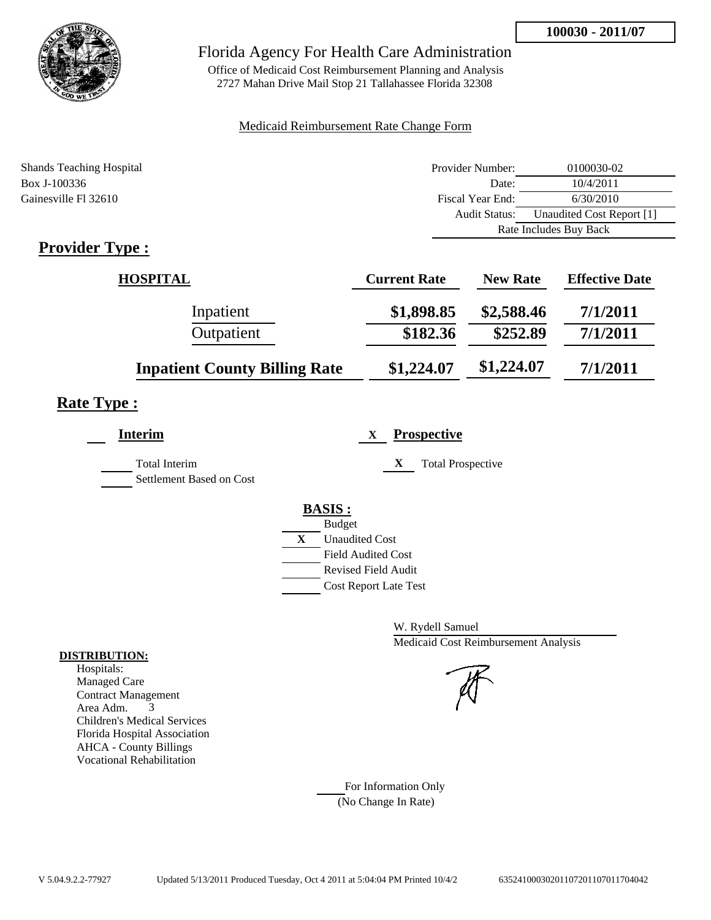**100030 - 2011/07**

# Florida Agency For Health Care Administration

Office of Medicaid Cost Reimbursement Planning and Analysis
2727 Mahan Drive Mail Stop 21 Tallahassee Florida 32308

Medicaid Reimbursement Rate Change Form

Shands Teaching Hospital
Box J-100336
Gainesville Fl 32610

| | |
|---|---|
| Provider Number: | 0100030-02 |
| Date: | 10/4/2011 |
| Fiscal Year End: | 6/30/2010 |
| Audit Status: | Unaudited Cost Report [1] |
| | Rate Includes Buy Back |

## Provider Type :

| HOSPITAL | Current Rate | New Rate | Effective Date |
|---|---|---|---|
| Inpatient | $1,898.85 | $2,588.46 | 7/1/2011 |
| Outpatient | $182.36 | $252.89 | 7/1/2011 |
| **Inpatient County Billing Rate** | $1,224.07 | $1,224.07 | 7/1/2011 |

## Rate Type :

___ **Interim**

___ Total Interim
___ Settlement Based on Cost

X **Prospective**

X Total Prospective

**BASIS :**

___ Budget
X Unaudited Cost
___ Field Audited Cost
___ Revised Field Audit
___ Cost Report Late Test

W. Rydell Samuel
Medicaid Cost Reimbursement Analysis

**DISTRIBUTION:**
Hospitals:
Managed Care
Contract Management
Area Adm. 3
Children's Medical Services
Florida Hospital Association
AHCA - County Billings
Vocational Rehabilitation

___ For Information Only
(No Change In Rate)

V 5.04.9.2.2-77927 Updated 5/13/2011 Produced Tuesday, Oct 4 2011 at 5:04:04 PM Printed 10/4/2 635241000302011072011070117040​42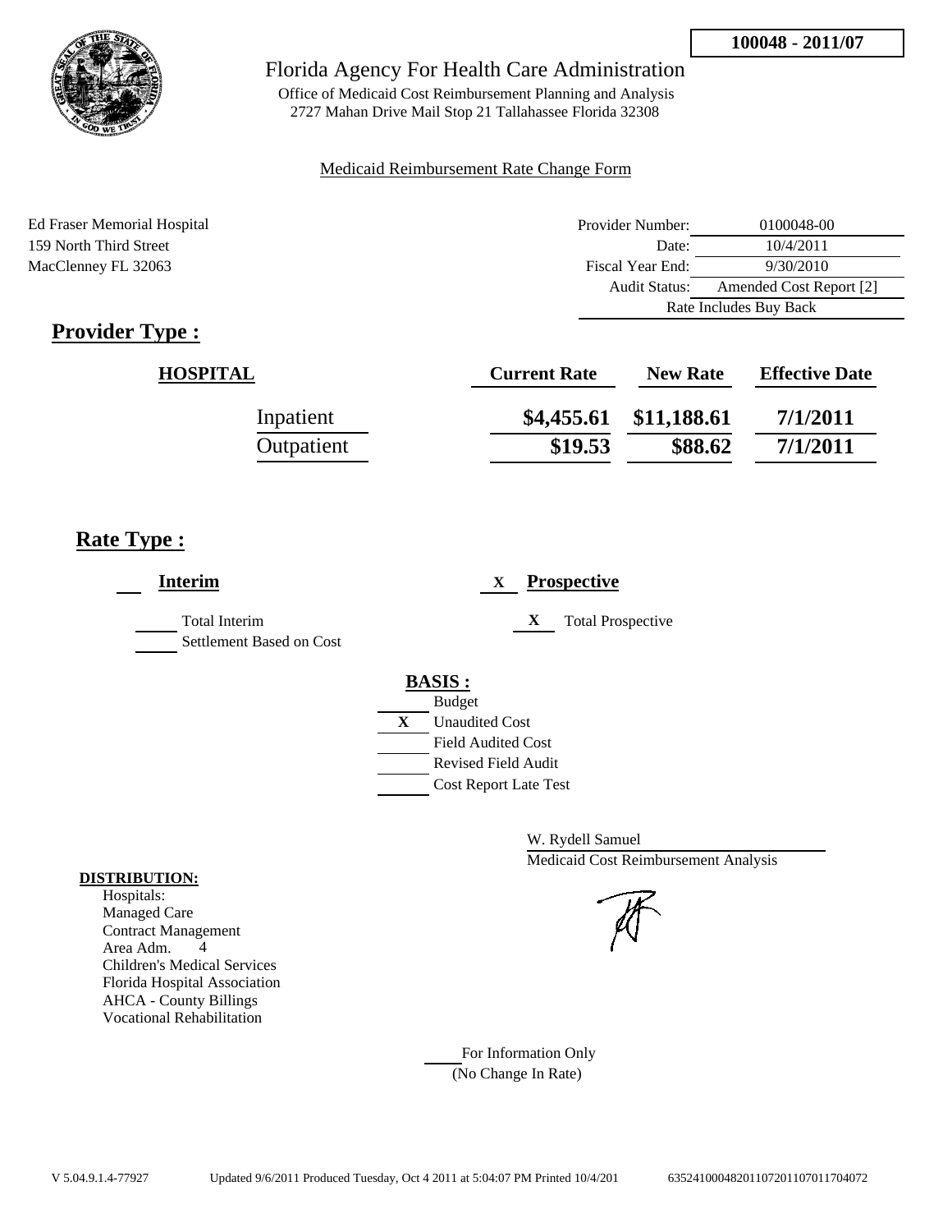**100048 - 2011/07**

# Florida Agency For Health Care Administration

Office of Medicaid Cost Reimbursement Planning and Analysis
2727 Mahan Drive Mail Stop 21 Tallahassee Florida 32308

Medicaid Reimbursement Rate Change Form

Ed Fraser Memorial Hospital
159 North Third Street
MacClenney FL 32063

| | |
|---|---|
| Provider Number: | 0100048-00 |
| Date: | 10/4/2011 |
| Fiscal Year End: | 9/30/2010 |
| Audit Status: | Amended Cost Report [2] |
| Rate Includes Buy Back | |

## Provider Type :

| HOSPITAL | Current Rate | New Rate | Effective Date |
|---|---|---|---|
| Inpatient | \$4,455.61 | \$11,188.61 | 7/1/2011 |
| Outpatient | \$19.53 | \$88.62 | 7/1/2011 |

## Rate Type :

___ **Interim**

___ Total Interim
___ Settlement Based on Cost

X **Prospective**

X Total Prospective

**BASIS :**

___ Budget
X Unaudited Cost
___ Field Audited Cost
___ Revised Field Audit
___ Cost Report Late Test

W. Rydell Samuel
Medicaid Cost Reimbursement Analysis

**DISTRIBUTION:**

Hospitals:
Managed Care
Contract Management
Area Adm. 4
Children's Medical Services
Florida Hospital Association
AHCA - County Billings
Vocational Rehabilitation

___ For Information Only
(No Change In Rate)

V 5.04.9.1.4-77927 Updated 9/6/2011 Produced Tuesday, Oct 4 2011 at 5:04:07 PM Printed 10/4/201 635241000482011072011070117040​72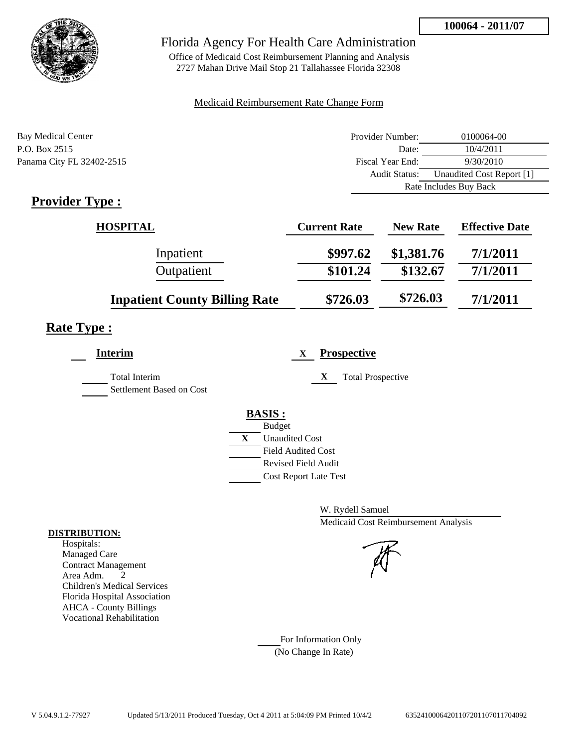**100064 - 2011/07**

# Florida Agency For Health Care Administration

Office of Medicaid Cost Reimbursement Planning and Analysis
2727 Mahan Drive Mail Stop 21 Tallahassee Florida 32308

Medicaid Reimbursement Rate Change Form

Bay Medical Center
P.O. Box 2515
Panama City FL 32402-2515

| | |
|---|---|
| Provider Number: | 0100064-00 |
| Date: | 10/4/2011 |
| Fiscal Year End: | 9/30/2010 |
| Audit Status: | Unaudited Cost Report [1] |
| | Rate Includes Buy Back |

## Provider Type :

| HOSPITAL | Current Rate | New Rate | Effective Date |
|---|---|---|---|
| Inpatient | $997.62 | $1,381.76 | 7/1/2011 |
| Outpatient | $101.24 | $132.67 | 7/1/2011 |
| **Inpatient County Billing Rate** | $726.03 | $726.03 | 7/1/2011 |

## Rate Type :

**Interim**

Total Interim
Settlement Based on Cost

X **Prospective**

X Total Prospective

**BASIS :**

- Budget
- X Unaudited Cost
- Field Audited Cost
- Revised Field Audit
- Cost Report Late Test

W. Rydell Samuel
Medicaid Cost Reimbursement Analysis

**DISTRIBUTION:**
Hospitals:
Managed Care
Contract Management
Area Adm. 2
Children's Medical Services
Florida Hospital Association
AHCA - County Billings
Vocational Rehabilitation

For Information Only
(No Change In Rate)

V 5.04.9.1.2-77927 Updated 5/13/2011 Produced Tuesday, Oct 4 2011 at 5:04:09 PM Printed 10/4/2 635241000642011072011070117040922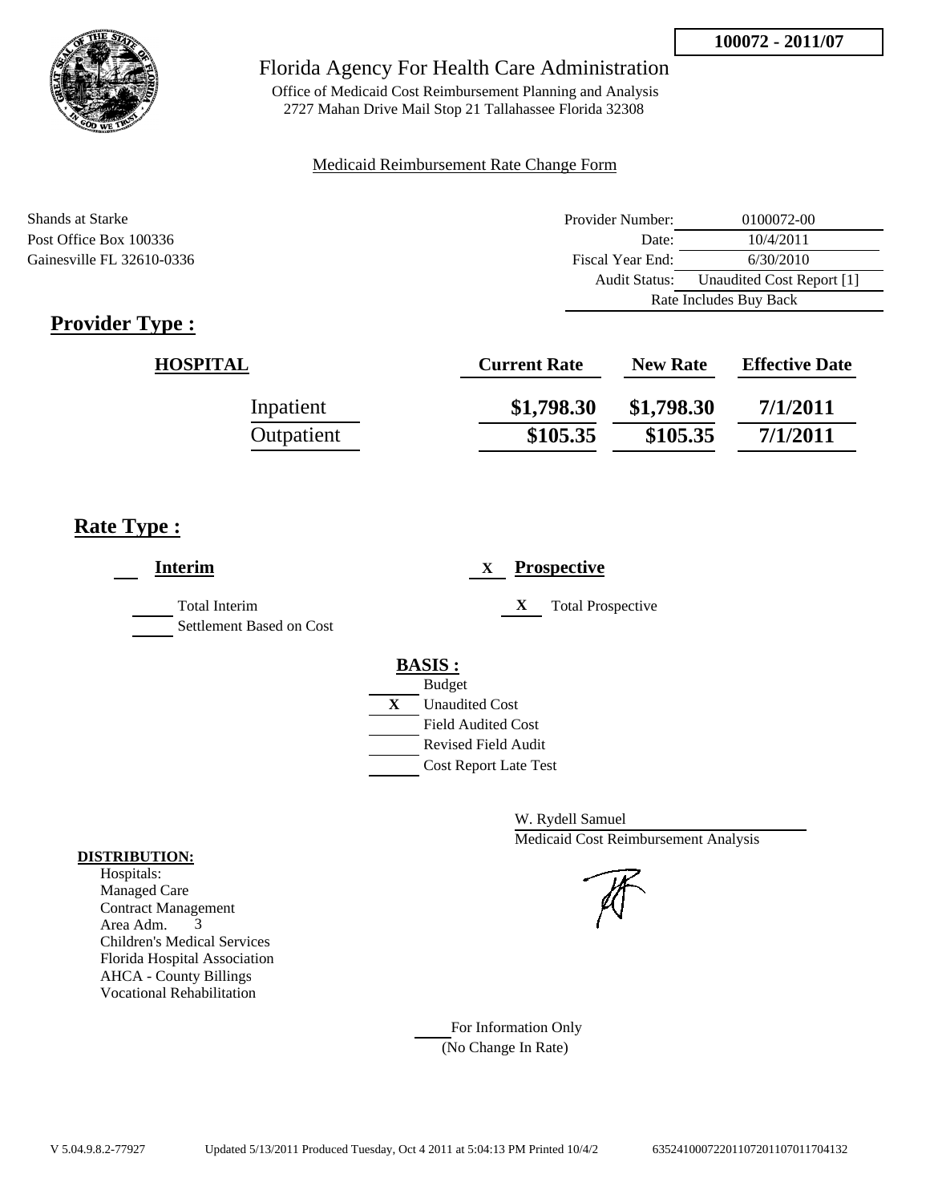100072 - 2011/07

# Florida Agency For Health Care Administration

Office of Medicaid Cost Reimbursement Planning and Analysis
2727 Mahan Drive Mail Stop 21 Tallahassee Florida 32308

Medicaid Reimbursement Rate Change Form

Shands at Starke
Post Office Box 100336
Gainesville FL 32610-0336

| | |
|---|---|
| Provider Number: | 0100072-00 |
| Date: | 10/4/2011 |
| Fiscal Year End: | 6/30/2010 |
| Audit Status: | Unaudited Cost Report [1] |
| Rate Includes Buy Back | |

## Provider Type :

| HOSPITAL | Current Rate | New Rate | Effective Date |
|---|---|---|---|
| Inpatient | $1,798.30 | $1,798.30 | 7/1/2011 |
| Outpatient | $105.35 | $105.35 | 7/1/2011 |

## Rate Type :

___ **Interim**

___ Total Interim
___ Settlement Based on Cost

X **Prospective**

X Total Prospective

**BASIS :**

___ Budget
X Unaudited Cost
___ Field Audited Cost
___ Revised Field Audit
___ Cost Report Late Test

W. Rydell Samuel
Medicaid Cost Reimbursement Analysis

**DISTRIBUTION:**

Hospitals:
Managed Care
Contract Management
Area Adm. 3
Children's Medical Services
Florida Hospital Association
AHCA - County Billings
Vocational Rehabilitation

___ For Information Only
(No Change In Rate)

V 5.04.9.8.2-77927 Updated 5/13/2011 Produced Tuesday, Oct 4 2011 at 5:04:13 PM Printed 10/4/2 635241000722011072011070117041​32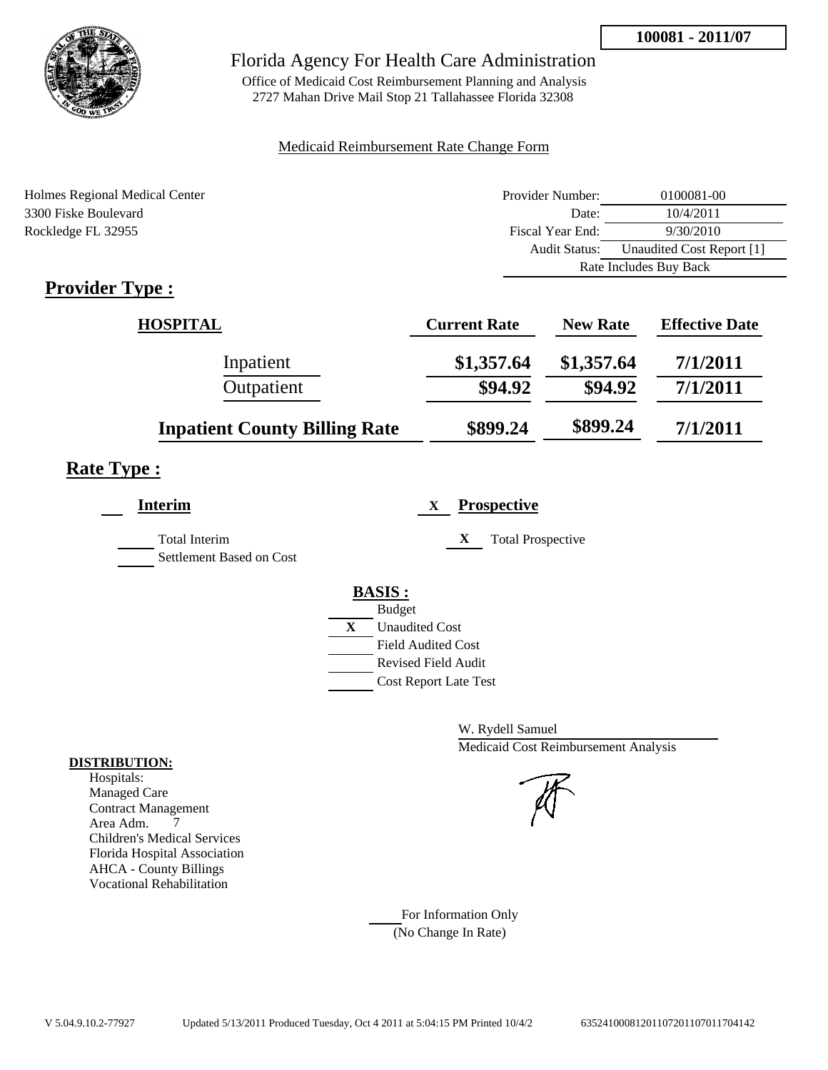100081 - 2011/07

# Florida Agency For Health Care Administration

Office of Medicaid Cost Reimbursement Planning and Analysis
2727 Mahan Drive Mail Stop 21 Tallahassee Florida 32308

Medicaid Reimbursement Rate Change Form

Holmes Regional Medical Center
3300 Fiske Boulevard
Rockledge FL 32955

| | |
|---|---|
| Provider Number: | 0100081-00 |
| Date: | 10/4/2011 |
| Fiscal Year End: | 9/30/2010 |
| Audit Status: | Unaudited Cost Report [1] |
| | Rate Includes Buy Back |

## Provider Type :

| HOSPITAL | Current Rate | New Rate | Effective Date |
|---|---|---|---|
| Inpatient | $1,357.64 | $1,357.64 | 7/1/2011 |
| Outpatient | $94.92 | $94.92 | 7/1/2011 |
| **Inpatient County Billing Rate** | $899.24 | $899.24 | 7/1/2011 |

## Rate Type :

___ **Interim**

___ Total Interim
___ Settlement Based on Cost

X **Prospective**

X Total Prospective

**BASIS :**

___ Budget
X Unaudited Cost
___ Field Audited Cost
___ Revised Field Audit
___ Cost Report Late Test

W. Rydell Samuel
Medicaid Cost Reimbursement Analysis

**DISTRIBUTION:**
Hospitals:
Managed Care
Contract Management
Area Adm. 7
Children's Medical Services
Florida Hospital Association
AHCA - County Billings
Vocational Rehabilitation

___ For Information Only
(No Change In Rate)

V 5.04.9.10.2-77927 Updated 5/13/2011 Produced Tuesday, Oct 4 2011 at 5:04:15 PM Printed 10/4/2 63524100081201107201107011704142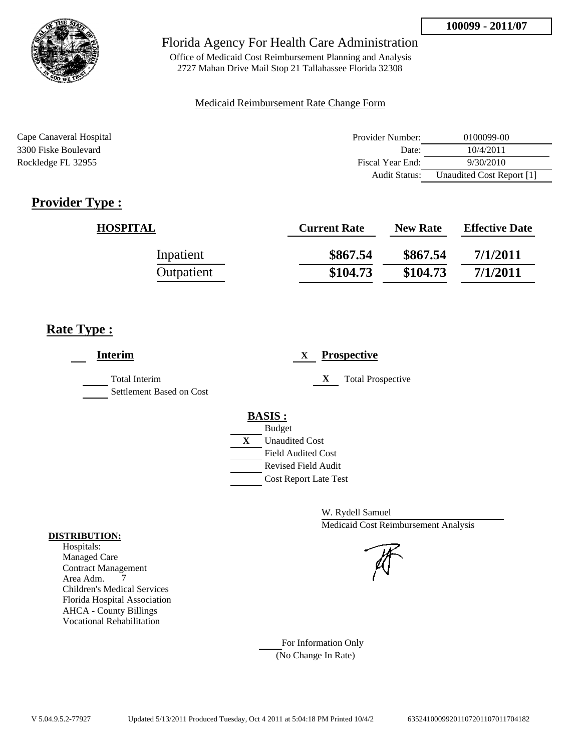**100099 - 2011/07**

Florida Agency For Health Care Administration

Office of Medicaid Cost Reimbursement Planning and Analysis
2727 Mahan Drive Mail Stop 21 Tallahassee Florida 32308

Medicaid Reimbursement Rate Change Form

Cape Canaveral Hospital
3300 Fiske Boulevard
Rockledge FL 32955

| | |
|---|---|
| Provider Number: | 0100099-00 |
| Date: | 10/4/2011 |
| Fiscal Year End: | 9/30/2010 |
| Audit Status: | Unaudited Cost Report [1] |

## Provider Type :

| HOSPITAL | Current Rate | New Rate | Effective Date |
|---|---|---|---|
| Inpatient | $867.54 | $867.54 | 7/1/2011 |
| Outpatient | $104.73 | $104.73 | 7/1/2011 |

## Rate Type :

___ **Interim**

___ Total Interim
___ Settlement Based on Cost

X **Prospective**

X Total Prospective

**BASIS :**

___ Budget
X Unaudited Cost
___ Field Audited Cost
___ Revised Field Audit
___ Cost Report Late Test

W. Rydell Samuel
Medicaid Cost Reimbursement Analysis

**DISTRIBUTION:**

Hospitals:
Managed Care
Contract Management
Area Adm. 7
Children's Medical Services
Florida Hospital Association
AHCA - County Billings
Vocational Rehabilitation

___ For Information Only
(No Change In Rate)

V 5.04.9.5.2-77927 Updated 5/13/2011 Produced Tuesday, Oct 4 2011 at 5:04:18 PM Printed 10/4/2 635241000992011072011070117041820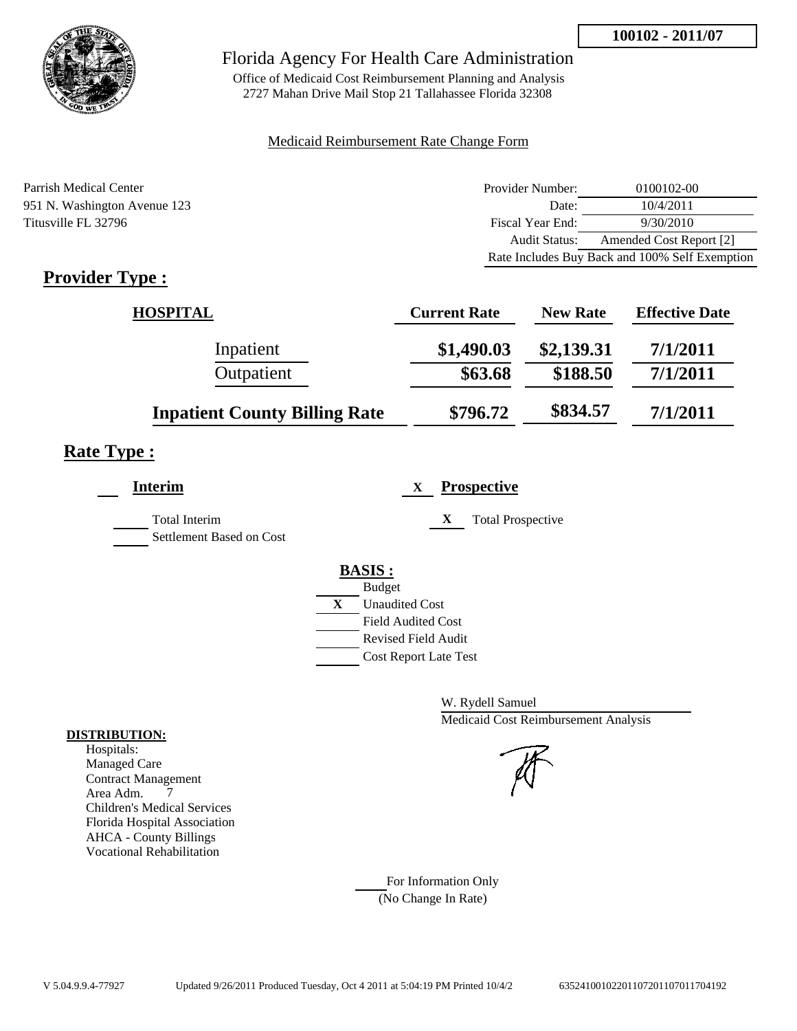**100102 - 2011/07**

# Florida Agency For Health Care Administration

Office of Medicaid Cost Reimbursement Planning and Analysis
2727 Mahan Drive Mail Stop 21 Tallahassee Florida 32308

Medicaid Reimbursement Rate Change Form

Parrish Medical Center
951 N. Washington Avenue 123
Titusville FL 32796

| | |
|---|---|
| Provider Number: | 0100102-00 |
| Date: | 10/4/2011 |
| Fiscal Year End: | 9/30/2010 |
| Audit Status: | Amended Cost Report [2] |
| Rate Includes Buy Back and 100% Self Exemption | |

## Provider Type :

| HOSPITAL | Current Rate | New Rate | Effective Date |
|---|---|---|---|
| Inpatient | $1,490.03 | $2,139.31 | 7/1/2011 |
| Outpatient | $63.68 | $188.50 | 7/1/2011 |
| **Inpatient County Billing Rate** | $796.72 | $834.57 | 7/1/2011 |

## Rate Type :

**Interim**

Total Interim
Settlement Based on Cost

X **Prospective**

X Total Prospective

**BASIS :**

- Budget
- X Unaudited Cost
- Field Audited Cost
- Revised Field Audit
- Cost Report Late Test

W. Rydell Samuel
Medicaid Cost Reimbursement Analysis

**DISTRIBUTION:**

Hospitals:
Managed Care
Contract Management
Area Adm. 7
Children's Medical Services
Florida Hospital Association
AHCA - County Billings
Vocational Rehabilitation

For Information Only
(No Change In Rate)

V 5.04.9.9.4-77927 Updated 9/26/2011 Produced Tuesday, Oct 4 2011 at 5:04:19 PM Printed 10/4/2 635241001022011072011070117704192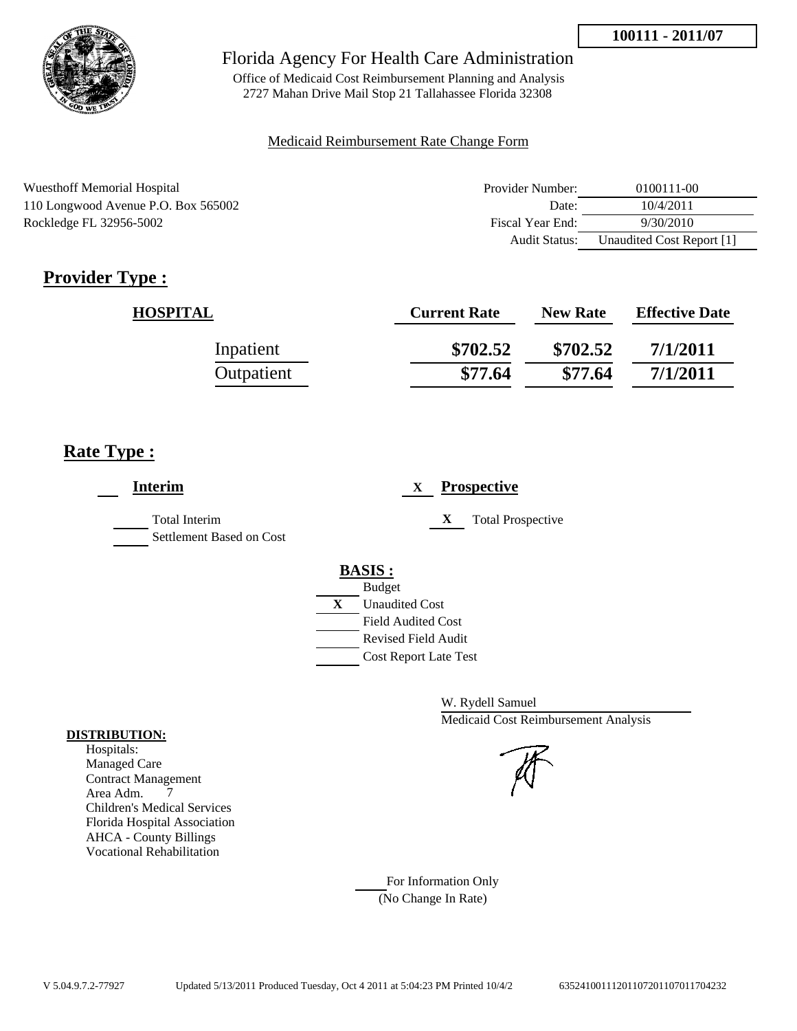**100111 - 2011/07**

# Florida Agency For Health Care Administration

Office of Medicaid Cost Reimbursement Planning and Analysis
2727 Mahan Drive Mail Stop 21 Tallahassee Florida 32308

Medicaid Reimbursement Rate Change Form

Wuesthoff Memorial Hospital
110 Longwood Avenue P.O. Box 565002
Rockledge FL 32956-5002

| | |
|---|---|
| Provider Number: | 0100111-00 |
| Date: | 10/4/2011 |
| Fiscal Year End: | 9/30/2010 |
| Audit Status: | Unaudited Cost Report [1] |

## Provider Type :

| HOSPITAL | Current Rate | New Rate | Effective Date |
|---|---|---|---|
| Inpatient | $702.52 | $702.52 | 7/1/2011 |
| Outpatient | $77.64 | $77.64 | 7/1/2011 |

## Rate Type :

**Interim**

- Total Interim
- Settlement Based on Cost

X **Prospective**

- X Total Prospective

**BASIS :**

- Budget
- X Unaudited Cost
- Field Audited Cost
- Revised Field Audit
- Cost Report Late Test

W. Rydell Samuel
Medicaid Cost Reimbursement Analysis

**DISTRIBUTION:**
Hospitals:
Managed Care
Contract Management
Area Adm. 7
Children's Medical Services
Florida Hospital Association
AHCA - County Billings
Vocational Rehabilitation

For Information Only
(No Change In Rate)

V 5.04.9.7.2-77927 Updated 5/13/2011 Produced Tuesday, Oct 4 2011 at 5:04:23 PM Printed 10/4/2 635241001112011072011070117704232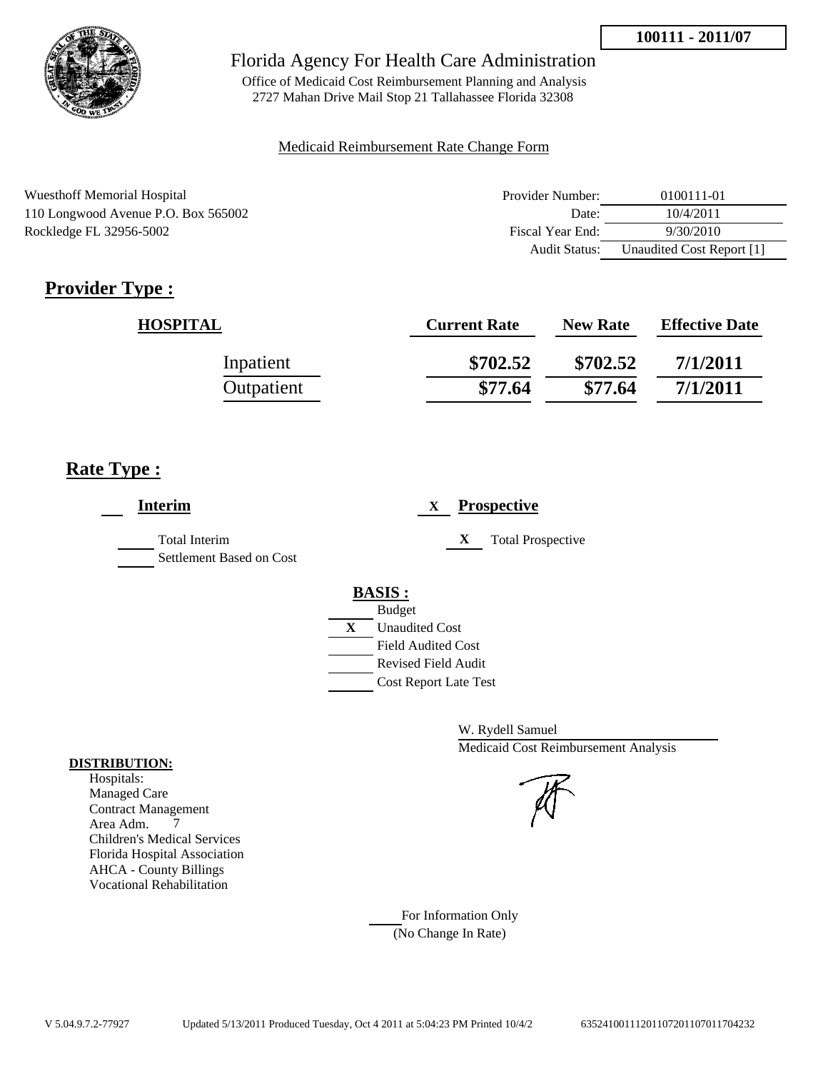100111 - 2011/07

Florida Agency For Health Care Administration

Office of Medicaid Cost Reimbursement Planning and Analysis
2727 Mahan Drive Mail Stop 21 Tallahassee Florida 32308

Medicaid Reimbursement Rate Change Form

Wuesthoff Memorial Hospital
110 Longwood Avenue P.O. Box 565002
Rockledge FL 32956-5002

| | |
|---|---|
| Provider Number: | 0100111-01 |
| Date: | 10/4/2011 |
| Fiscal Year End: | 9/30/2010 |
| Audit Status: | Unaudited Cost Report [1] |

## Provider Type :

| HOSPITAL | Current Rate | New Rate | Effective Date |
|---|---|---|---|
| Inpatient | $702.52 | $702.52 | 7/1/2011 |
| Outpatient | $77.64 | $77.64 | 7/1/2011 |

## Rate Type :

**Interim**

- Total Interim
- Settlement Based on Cost

X **Prospective**

- X Total Prospective

**BASIS :**

- Budget
- X Unaudited Cost
- Field Audited Cost
- Revised Field Audit
- Cost Report Late Test

W. Rydell Samuel
Medicaid Cost Reimbursement Analysis

**DISTRIBUTION:**

Hospitals:
Managed Care
Contract Management
Area Adm. 7
Children's Medical Services
Florida Hospital Association
AHCA - County Billings
Vocational Rehabilitation

For Information Only
(No Change In Rate)

V 5.04.9.7.2-77927 Updated 5/13/2011 Produced Tuesday, Oct 4 2011 at 5:04:23 PM Printed 10/4/2 635241001112011072011070117704232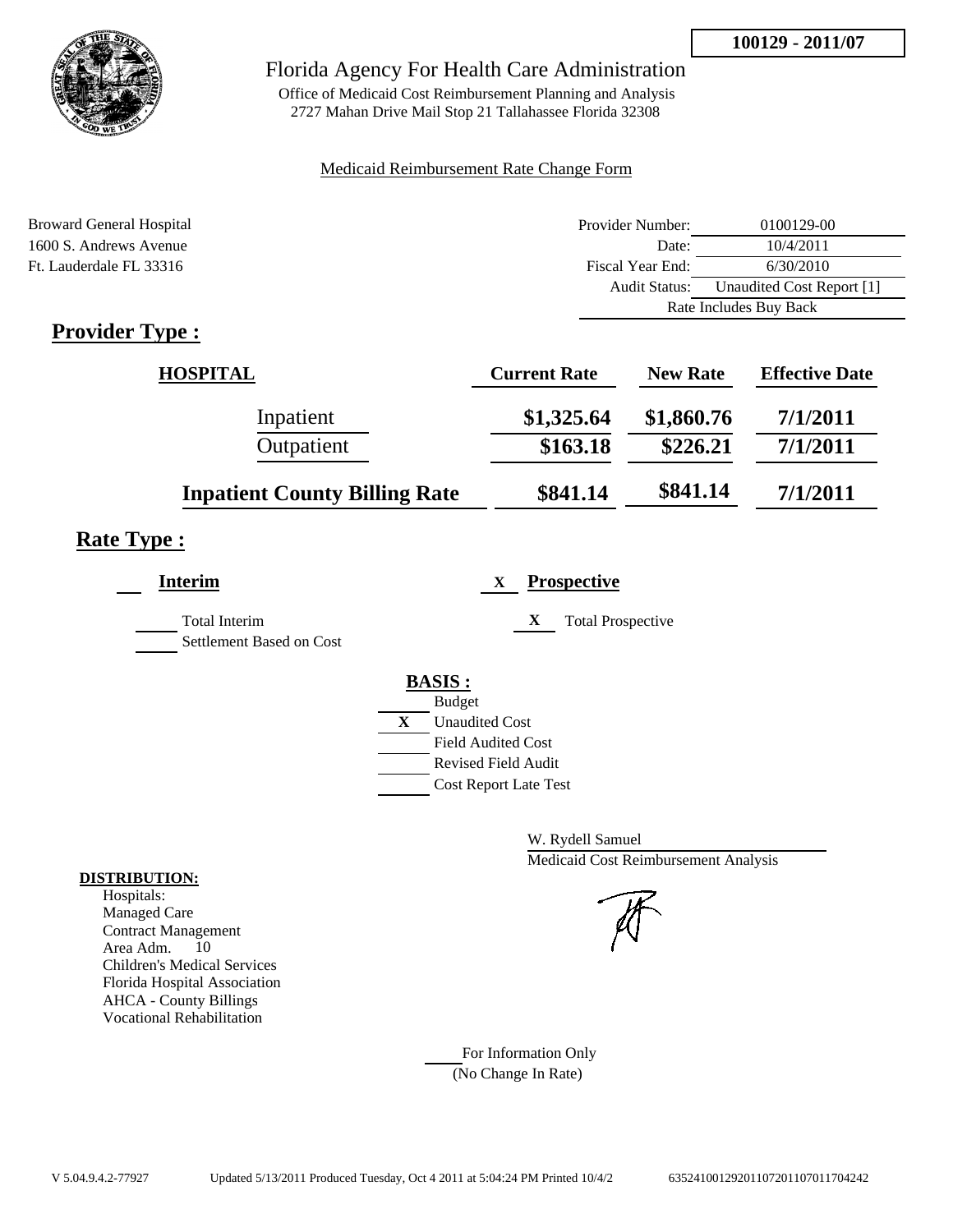**100129 - 2011/07**

# Florida Agency For Health Care Administration

Office of Medicaid Cost Reimbursement Planning and Analysis
2727 Mahan Drive Mail Stop 21 Tallahassee Florida 32308

Medicaid Reimbursement Rate Change Form

Broward General Hospital
1600 S. Andrews Avenue
Ft. Lauderdale FL 33316

| | |
|---|---|
| Provider Number: | 0100129-00 |
| Date: | 10/4/2011 |
| Fiscal Year End: | 6/30/2010 |
| Audit Status: | Unaudited Cost Report [1] |
| | Rate Includes Buy Back |

## Provider Type :

| HOSPITAL | Current Rate | New Rate | Effective Date |
|---|---|---|---|
| Inpatient | $1,325.64 | $1,860.76 | 7/1/2011 |
| Outpatient | $163.18 | $226.21 | 7/1/2011 |
| **Inpatient County Billing Rate** | $841.14 | $841.14 | 7/1/2011 |

## Rate Type :

___ **Interim**

___ Total Interim

___ Settlement Based on Cost

X **Prospective**

X Total Prospective

**BASIS :**

___ Budget

X Unaudited Cost

___ Field Audited Cost

___ Revised Field Audit

___ Cost Report Late Test

W. Rydell Samuel
Medicaid Cost Reimbursement Analysis

**DISTRIBUTION:**

Hospitals:
Managed Care
Contract Management
Area Adm. 10
Children's Medical Services
Florida Hospital Association
AHCA - County Billings
Vocational Rehabilitation

___ For Information Only
(No Change In Rate)

V 5.04.9.4.2-77927 Updated 5/13/2011 Produced Tuesday, Oct 4 2011 at 5:04:24 PM Printed 10/4/2 63524100129201107201107011704242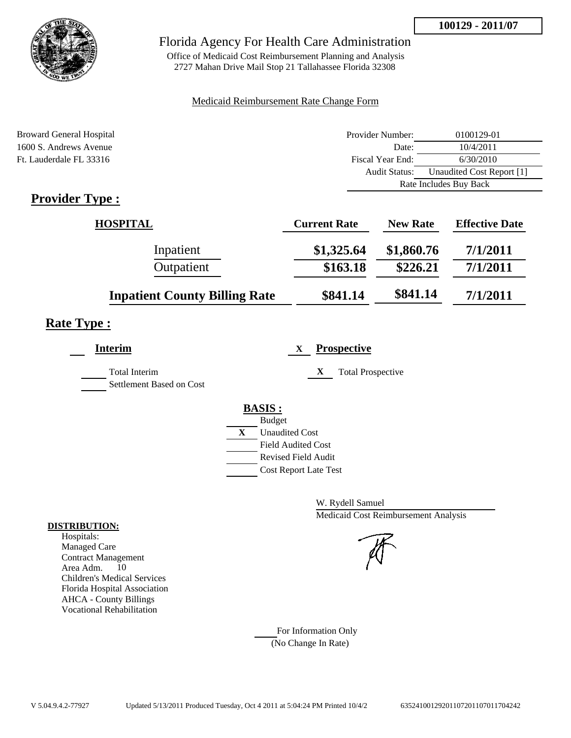**100129 - 2011/07**

# Florida Agency For Health Care Administration

Office of Medicaid Cost Reimbursement Planning and Analysis
2727 Mahan Drive Mail Stop 21 Tallahassee Florida 32308

Medicaid Reimbursement Rate Change Form

Broward General Hospital
1600 S. Andrews Avenue
Ft. Lauderdale FL 33316

| | |
|---|---|
| Provider Number: | 0100129-01 |
| Date: | 10/4/2011 |
| Fiscal Year End: | 6/30/2010 |
| Audit Status: | Unaudited Cost Report [1] |
| | Rate Includes Buy Back |

## Provider Type :

| HOSPITAL | Current Rate | New Rate | Effective Date |
|---|---|---|---|
| Inpatient | $1,325.64 | $1,860.76 | 7/1/2011 |
| Outpatient | $163.18 | $226.21 | 7/1/2011 |
| **Inpatient County Billing Rate** | $841.14 | $841.14 | 7/1/2011 |

## Rate Type :

___ **Interim**

_____ Total Interim
_____ Settlement Based on Cost

X **Prospective**

X Total Prospective

**BASIS :**

- ___ Budget
- X Unaudited Cost
- ___ Field Audited Cost
- ___ Revised Field Audit
- ___ Cost Report Late Test

W. Rydell Samuel
Medicaid Cost Reimbursement Analysis

**DISTRIBUTION:**
Hospitals:
Managed Care
Contract Management
Area Adm. 10
Children's Medical Services
Florida Hospital Association
AHCA - County Billings
Vocational Rehabilitation

___ For Information Only
(No Change In Rate)

V 5.04.9.4.2-77927 Updated 5/13/2011 Produced Tuesday, Oct 4 2011 at 5:04:24 PM Printed 10/4/2 635241001292011072011070117704242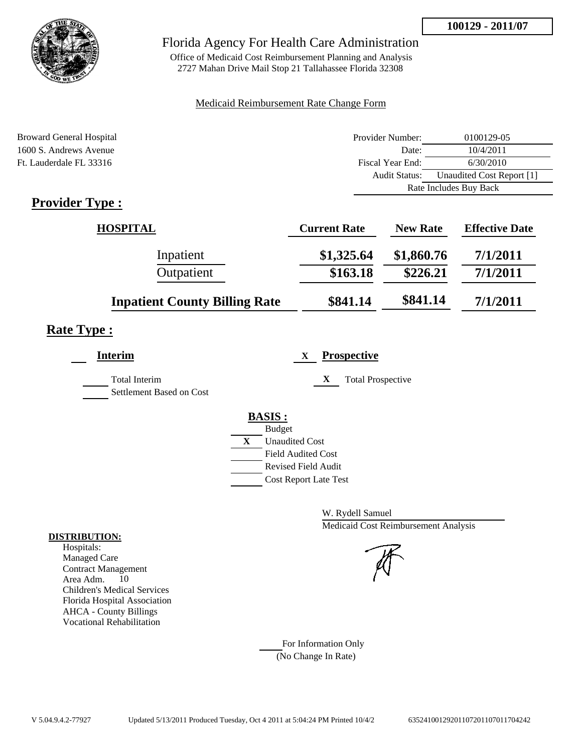100129 - 2011/07

# Florida Agency For Health Care Administration

Office of Medicaid Cost Reimbursement Planning and Analysis
2727 Mahan Drive Mail Stop 21 Tallahassee Florida 32308

Medicaid Reimbursement Rate Change Form

Broward General Hospital
1600 S. Andrews Avenue
Ft. Lauderdale FL 33316

| | |
|---|---|
| Provider Number: | 0100129-05 |
| Date: | 10/4/2011 |
| Fiscal Year End: | 6/30/2010 |
| Audit Status: | Unaudited Cost Report [1] |
| Rate Includes Buy Back | |

## Provider Type :

| HOSPITAL | Current Rate | New Rate | Effective Date |
|---|---|---|---|
| Inpatient | $1,325.64 | $1,860.76 | 7/1/2011 |
| Outpatient | $163.18 | $226.21 | 7/1/2011 |
| **Inpatient County Billing Rate** | **$841.14** | **$841.14** | **7/1/2011** |

## Rate Type :

___ **Interim**

- ___ Total Interim
- ___ Settlement Based on Cost

X **Prospective**

- X Total Prospective

**BASIS :**

- ___ Budget
- X Unaudited Cost
- ___ Field Audited Cost
- ___ Revised Field Audit
- ___ Cost Report Late Test

W. Rydell Samuel
Medicaid Cost Reimbursement Analysis

**DISTRIBUTION:**
Hospitals:
Managed Care
Contract Management
Area Adm. 10
Children's Medical Services
Florida Hospital Association
AHCA - County Billings
Vocational Rehabilitation

___ For Information Only
(No Change In Rate)

V 5.04.9.4.2-77927 Updated 5/13/2011 Produced Tuesday, Oct 4 2011 at 5:04:24 PM Printed 10/4/2 635241001292011072011070117 04242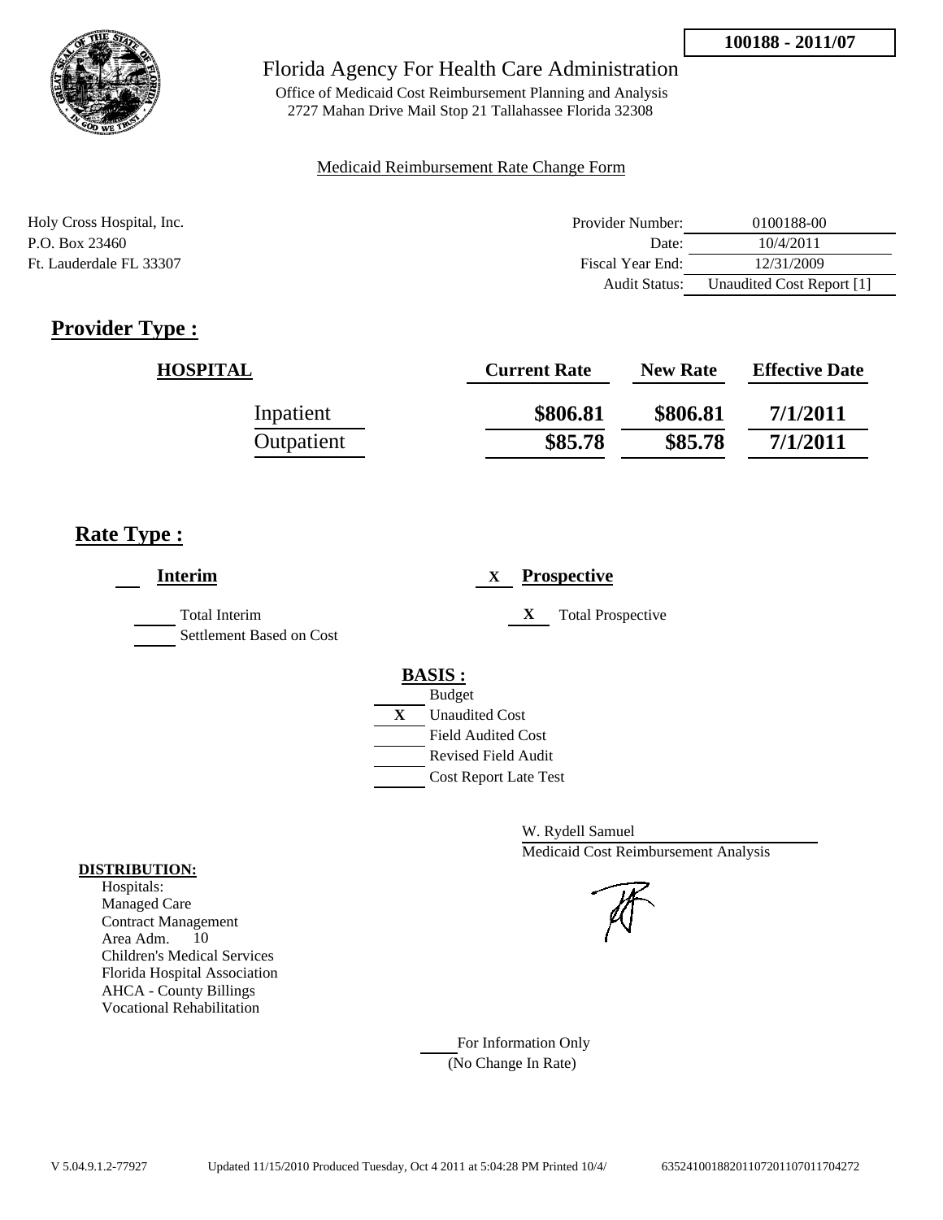**100188 - 2011/07**

# Florida Agency For Health Care Administration

Office of Medicaid Cost Reimbursement Planning and Analysis
2727 Mahan Drive Mail Stop 21 Tallahassee Florida 32308

Medicaid Reimbursement Rate Change Form

Holy Cross Hospital, Inc.
P.O. Box 23460
Ft. Lauderdale FL 33307

| | |
|---|---|
| Provider Number: | 0100188-00 |
| Date: | 10/4/2011 |
| Fiscal Year End: | 12/31/2009 |
| Audit Status: | Unaudited Cost Report [1] |

## Provider Type :

| HOSPITAL | Current Rate | New Rate | Effective Date |
|---|---|---|---|
| Inpatient | $806.81 | $806.81 | 7/1/2011 |
| Outpatient | $85.78 | $85.78 | 7/1/2011 |

## Rate Type :

___ **Interim**

___ Total Interim
___ Settlement Based on Cost

X **Prospective**

X Total Prospective

**BASIS :**

___ Budget
X Unaudited Cost
___ Field Audited Cost
___ Revised Field Audit
___ Cost Report Late Test

W. Rydell Samuel
Medicaid Cost Reimbursement Analysis

**DISTRIBUTION:**
Hospitals:
Managed Care
Contract Management
Area Adm. 10
Children's Medical Services
Florida Hospital Association
AHCA - County Billings
Vocational Rehabilitation

___ For Information Only
(No Change In Rate)

V 5.04.9.1.2-77927 Updated 11/15/2010 Produced Tuesday, Oct 4 2011 at 5:04:28 PM Printed 10/4/ 635241001882011072011070117704272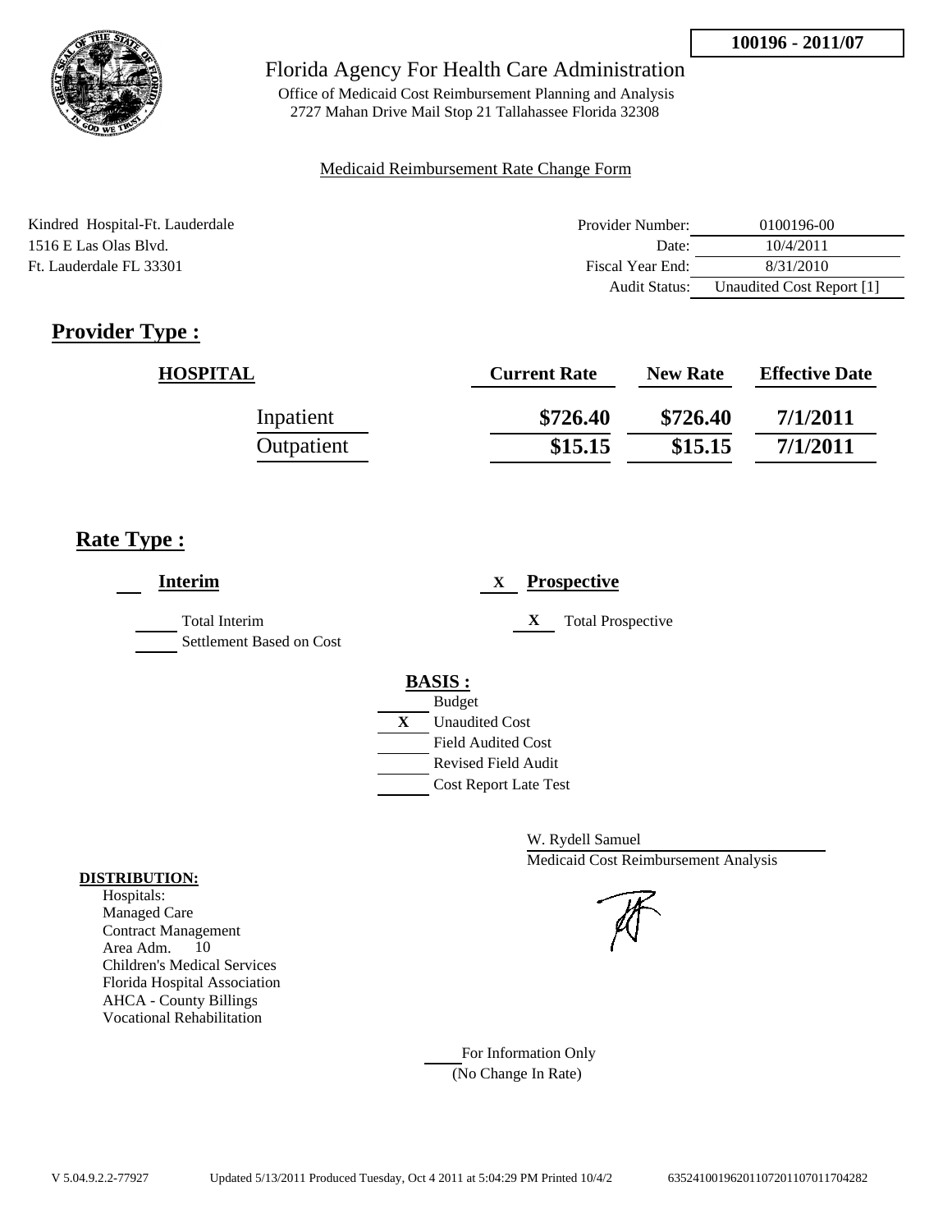100196 - 2011/07

Florida Agency For Health Care Administration

Office of Medicaid Cost Reimbursement Planning and Analysis
2727 Mahan Drive Mail Stop 21 Tallahassee Florida 32308

Medicaid Reimbursement Rate Change Form

Kindred Hospital-Ft. Lauderdale
1516 E Las Olas Blvd.
Ft. Lauderdale FL 33301

| | |
|---|---|
| Provider Number: | 0100196-00 |
| Date: | 10/4/2011 |
| Fiscal Year End: | 8/31/2010 |
| Audit Status: | Unaudited Cost Report [1] |

## Provider Type :

| HOSPITAL | Current Rate | New Rate | Effective Date |
|---|---|---|---|
| Inpatient | \$726.40 | \$726.40 | 7/1/2011 |
| Outpatient | \$15.15 | \$15.15 | 7/1/2011 |

## Rate Type :

___ **Interim**

___ Total Interim
___ Settlement Based on Cost

X **Prospective**

X Total Prospective

**BASIS :**

___ Budget
X Unaudited Cost
___ Field Audited Cost
___ Revised Field Audit
___ Cost Report Late Test

W. Rydell Samuel
Medicaid Cost Reimbursement Analysis

**DISTRIBUTION:**

Hospitals:
Managed Care
Contract Management
Area Adm. 10
Children's Medical Services
Florida Hospital Association
AHCA - County Billings
Vocational Rehabilitation

___ For Information Only
(No Change In Rate)

V 5.04.9.2.2-77927 Updated 5/13/2011 Produced Tuesday, Oct 4 2011 at 5:04:29 PM Printed 10/4/2 635241001962011072011070117704282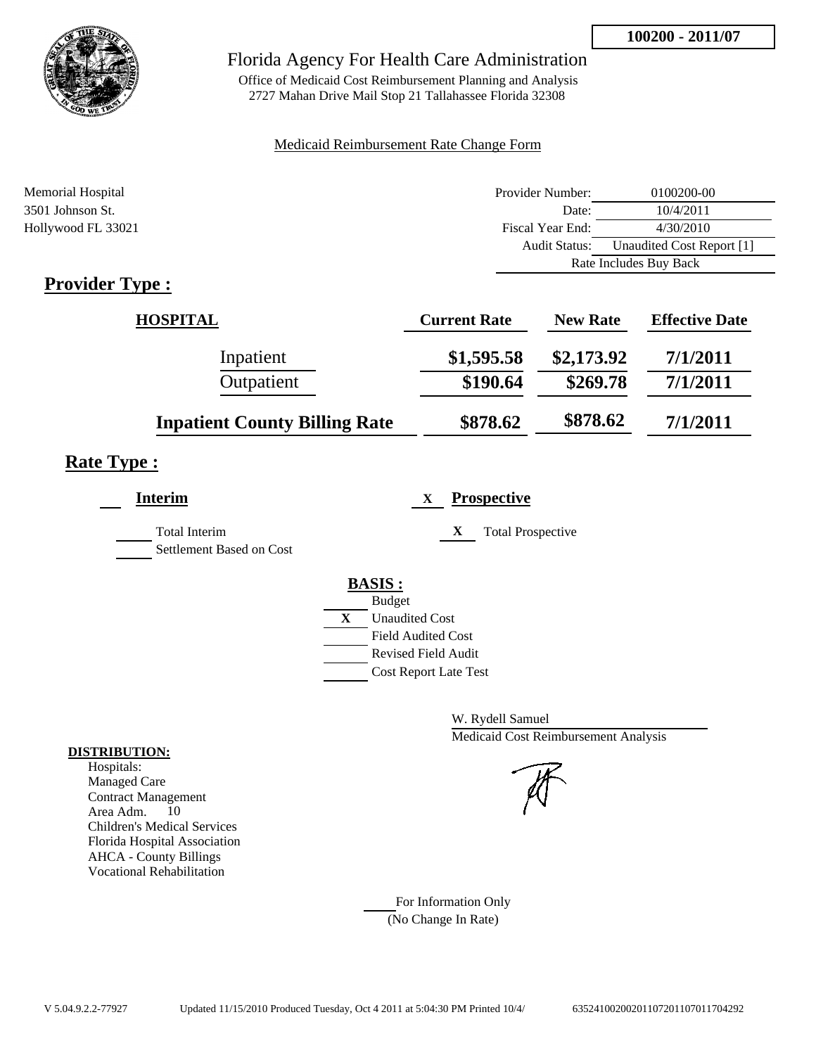**100200 - 2011/07**

# Florida Agency For Health Care Administration

Office of Medicaid Cost Reimbursement Planning and Analysis
2727 Mahan Drive Mail Stop 21 Tallahassee Florida 32308

Medicaid Reimbursement Rate Change Form

Memorial Hospital
3501 Johnson St.
Hollywood FL 33021

| | |
|---|---|
| Provider Number: | 0100200-00 |
| Date: | 10/4/2011 |
| Fiscal Year End: | 4/30/2010 |
| Audit Status: | Unaudited Cost Report [1] |
| Rate Includes Buy Back | |

## Provider Type :

| HOSPITAL | Current Rate | New Rate | Effective Date |
|---|---|---|---|
| Inpatient | $1,595.58 | $2,173.92 | 7/1/2011 |
| Outpatient | $190.64 | $269.78 | 7/1/2011 |
| **Inpatient County Billing Rate** | $878.62 | $878.62 | 7/1/2011 |

## Rate Type :

___ **Interim**

___ Total Interim
___ Settlement Based on Cost

X **Prospective**

X Total Prospective

**BASIS :**

___ Budget
X Unaudited Cost
___ Field Audited Cost
___ Revised Field Audit
___ Cost Report Late Test

W. Rydell Samuel
Medicaid Cost Reimbursement Analysis

**DISTRIBUTION:**
Hospitals:
Managed Care
Contract Management
Area Adm. 10
Children's Medical Services
Florida Hospital Association
AHCA - County Billings
Vocational Rehabilitation

___ For Information Only
(No Change In Rate)

V 5.04.9.2.2-77927 Updated 11/15/2010 Produced Tuesday, Oct 4 2011 at 5:04:30 PM Printed 10/4/ 6352410020020110720110701170429​2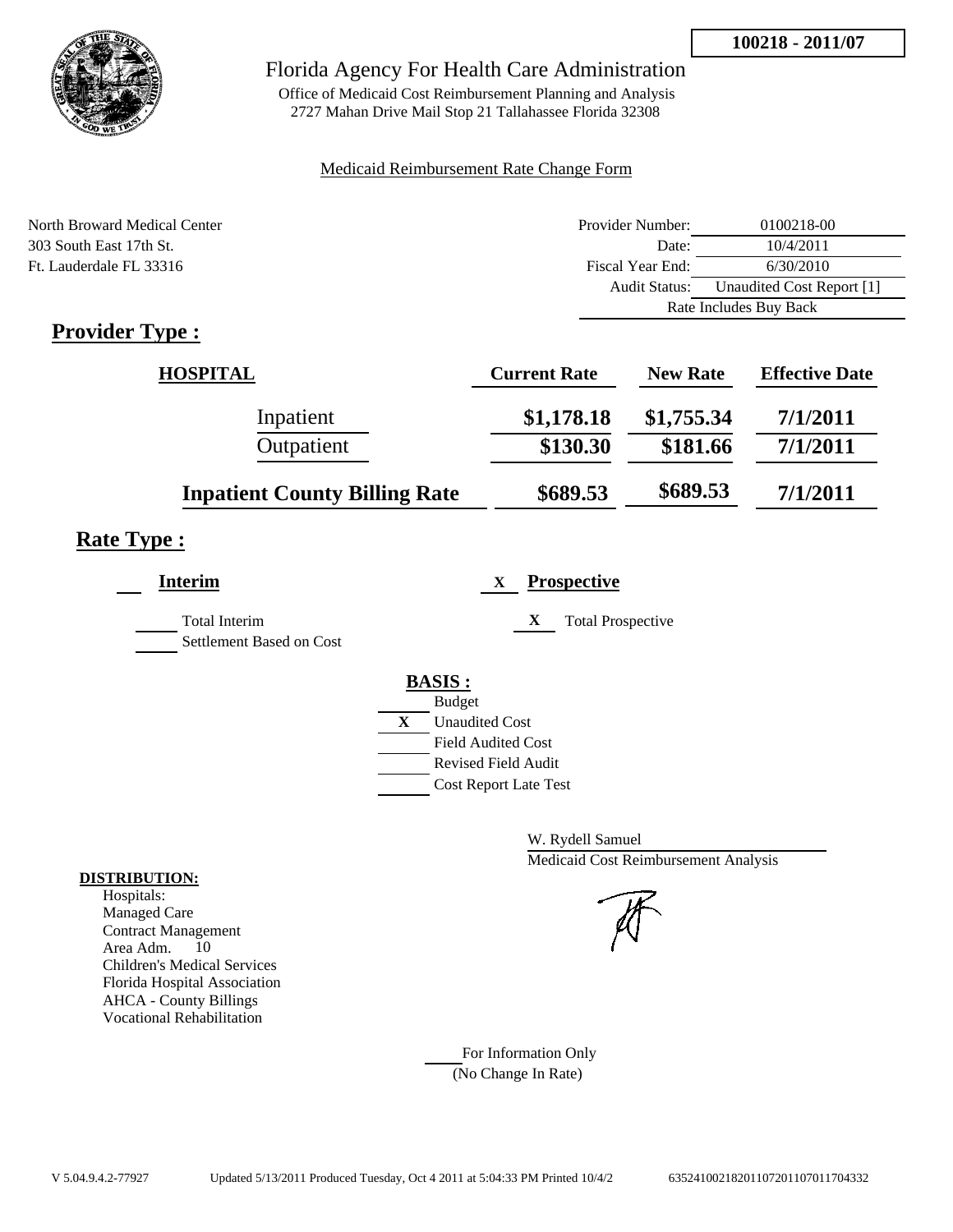**100218 - 2011/07**

# Florida Agency For Health Care Administration

Office of Medicaid Cost Reimbursement Planning and Analysis
2727 Mahan Drive Mail Stop 21 Tallahassee Florida 32308

Medicaid Reimbursement Rate Change Form

North Broward Medical Center
303 South East 17th St.
Ft. Lauderdale FL 33316

| | |
|---|---|
| Provider Number: | 0100218-00 |
| Date: | 10/4/2011 |
| Fiscal Year End: | 6/30/2010 |
| Audit Status: | Unaudited Cost Report [1] |
| Rate Includes Buy Back | |

## Provider Type :

| HOSPITAL | Current Rate | New Rate | Effective Date |
|---|---|---|---|
| Inpatient | $1,178.18 | $1,755.34 | 7/1/2011 |
| Outpatient | $130.30 | $181.66 | 7/1/2011 |
| **Inpatient County Billing Rate** | $689.53 | $689.53 | 7/1/2011 |

## Rate Type :

**Interim**

___ Total Interim

___ Settlement Based on Cost

X **Prospective**

X Total Prospective

**BASIS :**

___ Budget

X Unaudited Cost

___ Field Audited Cost

___ Revised Field Audit

___ Cost Report Late Test

W. Rydell Samuel
Medicaid Cost Reimbursement Analysis

**DISTRIBUTION:**

Hospitals:
Managed Care
Contract Management
Area Adm. 10
Children's Medical Services
Florida Hospital Association
AHCA - County Billings
Vocational Rehabilitation

___ For Information Only
(No Change In Rate)

V 5.04.9.4.2-77927 Updated 5/13/2011 Produced Tuesday, Oct 4 2011 at 5:04:33 PM Printed 10/4/2 635241002182011072011070117704332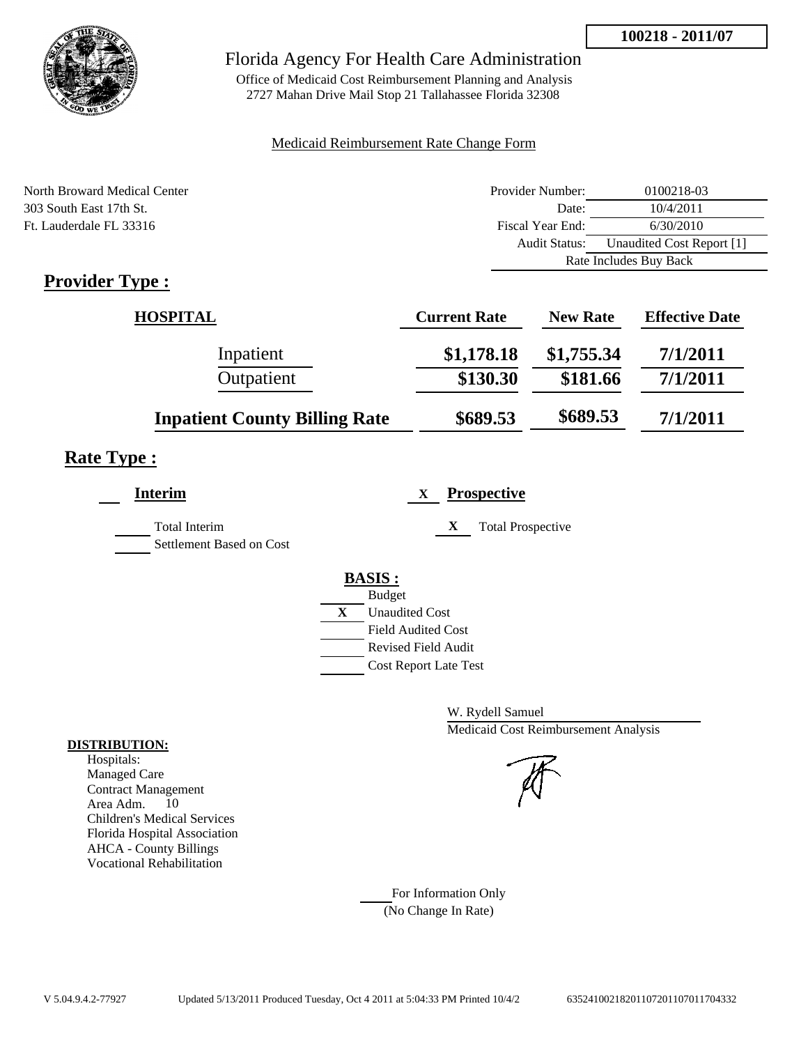**100218 - 2011/07**

# Florida Agency For Health Care Administration

Office of Medicaid Cost Reimbursement Planning and Analysis
2727 Mahan Drive Mail Stop 21 Tallahassee Florida 32308

Medicaid Reimbursement Rate Change Form

North Broward Medical Center
303 South East 17th St.
Ft. Lauderdale FL 33316

| | |
|---|---|
| Provider Number: | 0100218-03 |
| Date: | 10/4/2011 |
| Fiscal Year End: | 6/30/2010 |
| Audit Status: | Unaudited Cost Report [1] |
| | Rate Includes Buy Back |

## Provider Type :

| HOSPITAL | Current Rate | New Rate | Effective Date |
|---|---|---|---|
| Inpatient | $1,178.18 | $1,755.34 | 7/1/2011 |
| Outpatient | $130.30 | $181.66 | 7/1/2011 |
| **Inpatient County Billing Rate** | $689.53 | $689.53 | 7/1/2011 |

## Rate Type :

___ **Interim**

___ Total Interim
___ Settlement Based on Cost

X **Prospective**

X Total Prospective

**BASIS :**

___ Budget
X Unaudited Cost
___ Field Audited Cost
___ Revised Field Audit
___ Cost Report Late Test

W. Rydell Samuel
Medicaid Cost Reimbursement Analysis

**DISTRIBUTION:**
Hospitals:
Managed Care
Contract Management
Area Adm. 10
Children's Medical Services
Florida Hospital Association
AHCA - County Billings
Vocational Rehabilitation

___ For Information Only
(No Change In Rate)

V 5.04.9.4.2-77927 Updated 5/13/2011 Produced Tuesday, Oct 4 2011 at 5:04:33 PM Printed 10/4/2 6352410021820110720110701170433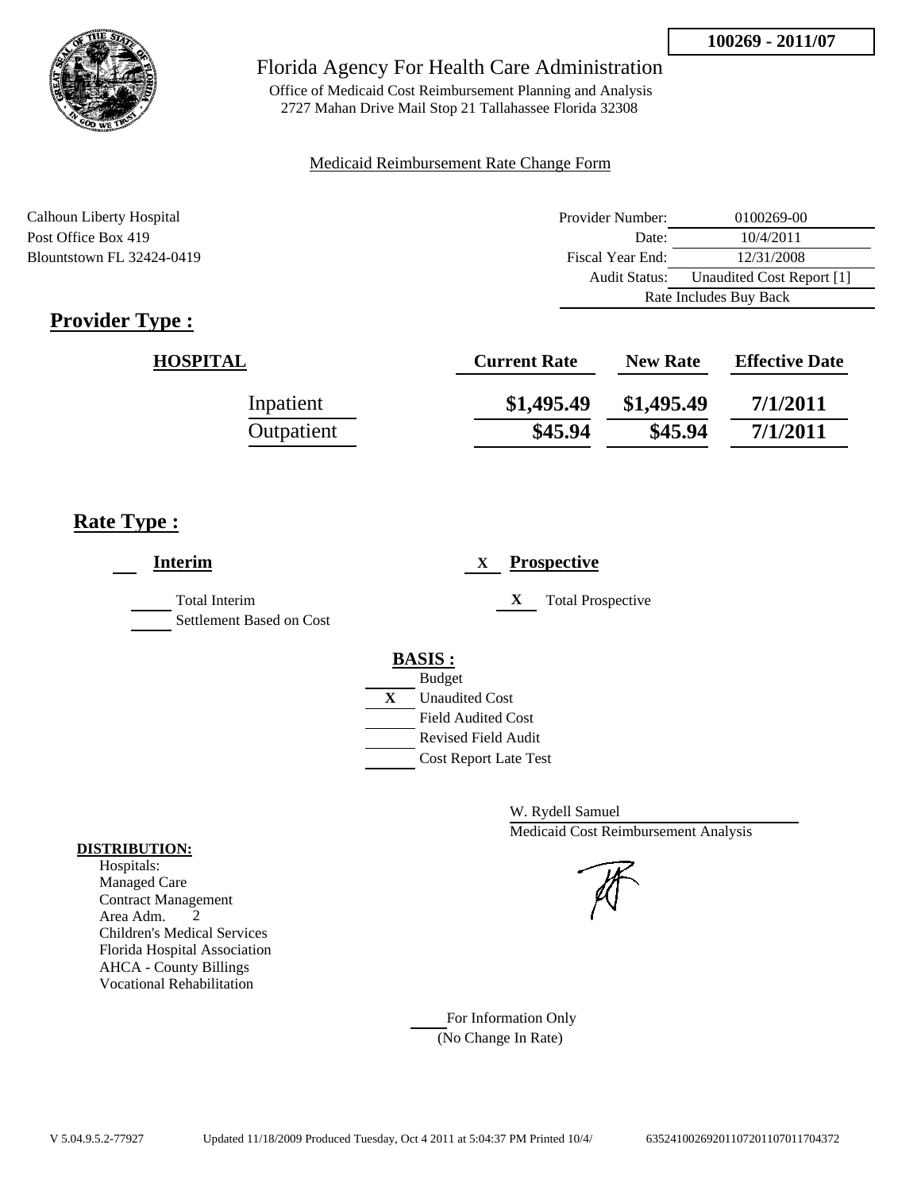**100269 - 2011/07**

# Florida Agency For Health Care Administration

Office of Medicaid Cost Reimbursement Planning and Analysis
2727 Mahan Drive Mail Stop 21 Tallahassee Florida 32308

Medicaid Reimbursement Rate Change Form

Calhoun Liberty Hospital
Post Office Box 419
Blountstown FL 32424-0419

| | |
|---|---|
| Provider Number: | 0100269-00 |
| Date: | 10/4/2011 |
| Fiscal Year End: | 12/31/2008 |
| Audit Status: | Unaudited Cost Report [1] |
| Rate Includes Buy Back | |

## Provider Type :

| HOSPITAL | Current Rate | New Rate | Effective Date |
|---|---|---|---|
| Inpatient | $1,495.49 | $1,495.49 | 7/1/2011 |
| Outpatient | $45.94 | $45.94 | 7/1/2011 |

## Rate Type :

___ **Interim**

___ Total Interim
___ Settlement Based on Cost

X **Prospective**

X Total Prospective

**BASIS :**

___ Budget
X Unaudited Cost
___ Field Audited Cost
___ Revised Field Audit
___ Cost Report Late Test

W. Rydell Samuel
Medicaid Cost Reimbursement Analysis

**DISTRIBUTION:**
Hospitals:
Managed Care
Contract Management
Area Adm. 2
Children's Medical Services
Florida Hospital Association
AHCA - County Billings
Vocational Rehabilitation

___ For Information Only
(No Change In Rate)

V 5.04.9.5.2-77927 Updated 11/18/2009 Produced Tuesday, Oct 4 2011 at 5:04:37 PM Printed 10/4/ 635241002692011072011070117043​72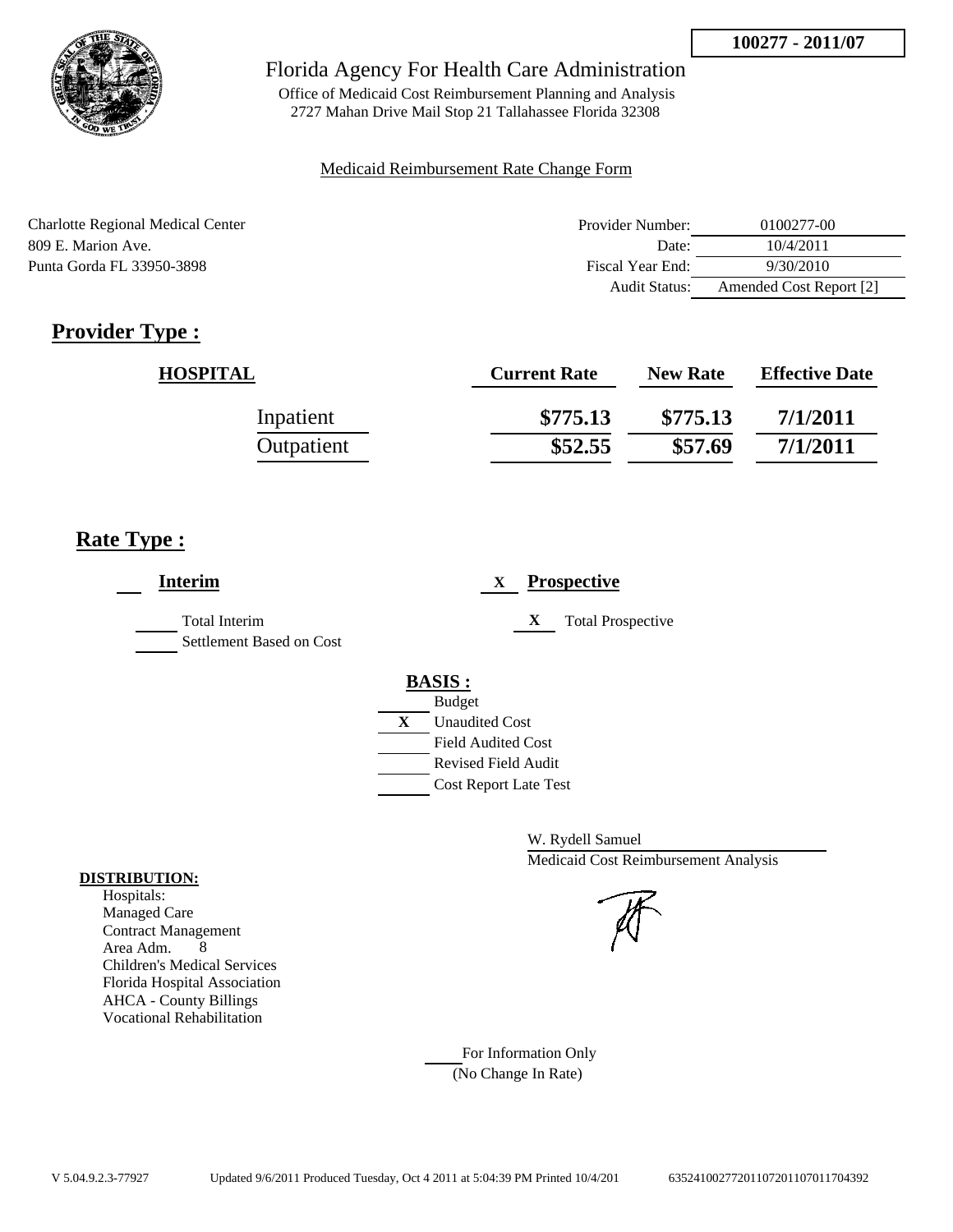**100277 - 2011/07**

# Florida Agency For Health Care Administration

Office of Medicaid Cost Reimbursement Planning and Analysis
2727 Mahan Drive Mail Stop 21 Tallahassee Florida 32308

Medicaid Reimbursement Rate Change Form

Charlotte Regional Medical Center
809 E. Marion Ave.
Punta Gorda FL 33950-3898

| | |
|---|---|
| Provider Number: | 0100277-00 |
| Date: | 10/4/2011 |
| Fiscal Year End: | 9/30/2010 |
| Audit Status: | Amended Cost Report [2] |

## Provider Type :

| HOSPITAL | Current Rate | New Rate | Effective Date |
|---|---|---|---|
| Inpatient | $775.13 | $775.13 | 7/1/2011 |
| Outpatient | $52.55 | $57.69 | 7/1/2011 |

## Rate Type :

___ **Interim**

- ___ Total Interim
- ___ Settlement Based on Cost

X **Prospective**

- X Total Prospective

**BASIS :**

- ___ Budget
- X Unaudited Cost
- ___ Field Audited Cost
- ___ Revised Field Audit
- ___ Cost Report Late Test

W. Rydell Samuel
Medicaid Cost Reimbursement Analysis

**DISTRIBUTION:**

Hospitals:
Managed Care
Contract Management
Area Adm. 8
Children's Medical Services
Florida Hospital Association
AHCA - County Billings
Vocational Rehabilitation

___ For Information Only
(No Change In Rate)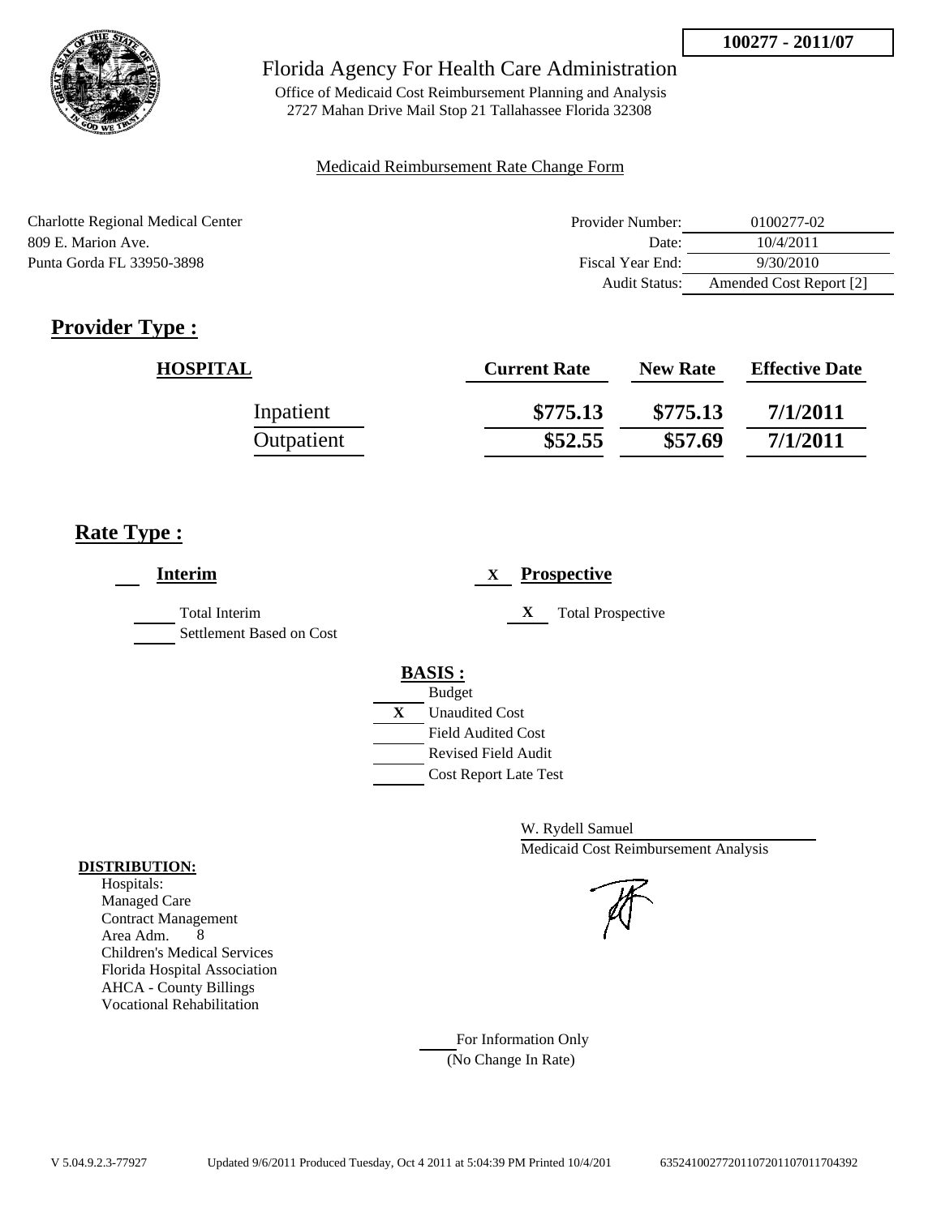**100277 - 2011/07**

Florida Agency For Health Care Administration

Office of Medicaid Cost Reimbursement Planning and Analysis
2727 Mahan Drive Mail Stop 21 Tallahassee Florida 32308

Medicaid Reimbursement Rate Change Form

Charlotte Regional Medical Center
809 E. Marion Ave.
Punta Gorda FL 33950-3898

| | |
|---|---|
| Provider Number: | 0100277-02 |
| Date: | 10/4/2011 |
| Fiscal Year End: | 9/30/2010 |
| Audit Status: | Amended Cost Report [2] |

## Provider Type :

| HOSPITAL | Current Rate | New Rate | Effective Date |
|---|---|---|---|
| Inpatient | $775.13 | $775.13 | 7/1/2011 |
| Outpatient | $52.55 | $57.69 | 7/1/2011 |

## Rate Type :

___ **Interim**

- ___ Total Interim
- ___ Settlement Based on Cost

X **Prospective**

- X Total Prospective

**BASIS :**

- ___ Budget
- X Unaudited Cost
- ___ Field Audited Cost
- ___ Revised Field Audit
- ___ Cost Report Late Test

W. Rydell Samuel
Medicaid Cost Reimbursement Analysis

**DISTRIBUTION:**

Hospitals:
Managed Care
Contract Management
Area Adm. 8
Children's Medical Services
Florida Hospital Association
AHCA - County Billings
Vocational Rehabilitation

___ For Information Only
(No Change In Rate)

V 5.04.9.2.3-77927 Updated 9/6/2011 Produced Tuesday, Oct 4 2011 at 5:04:39 PM Printed 10/4/201 63524100277201107201107011704392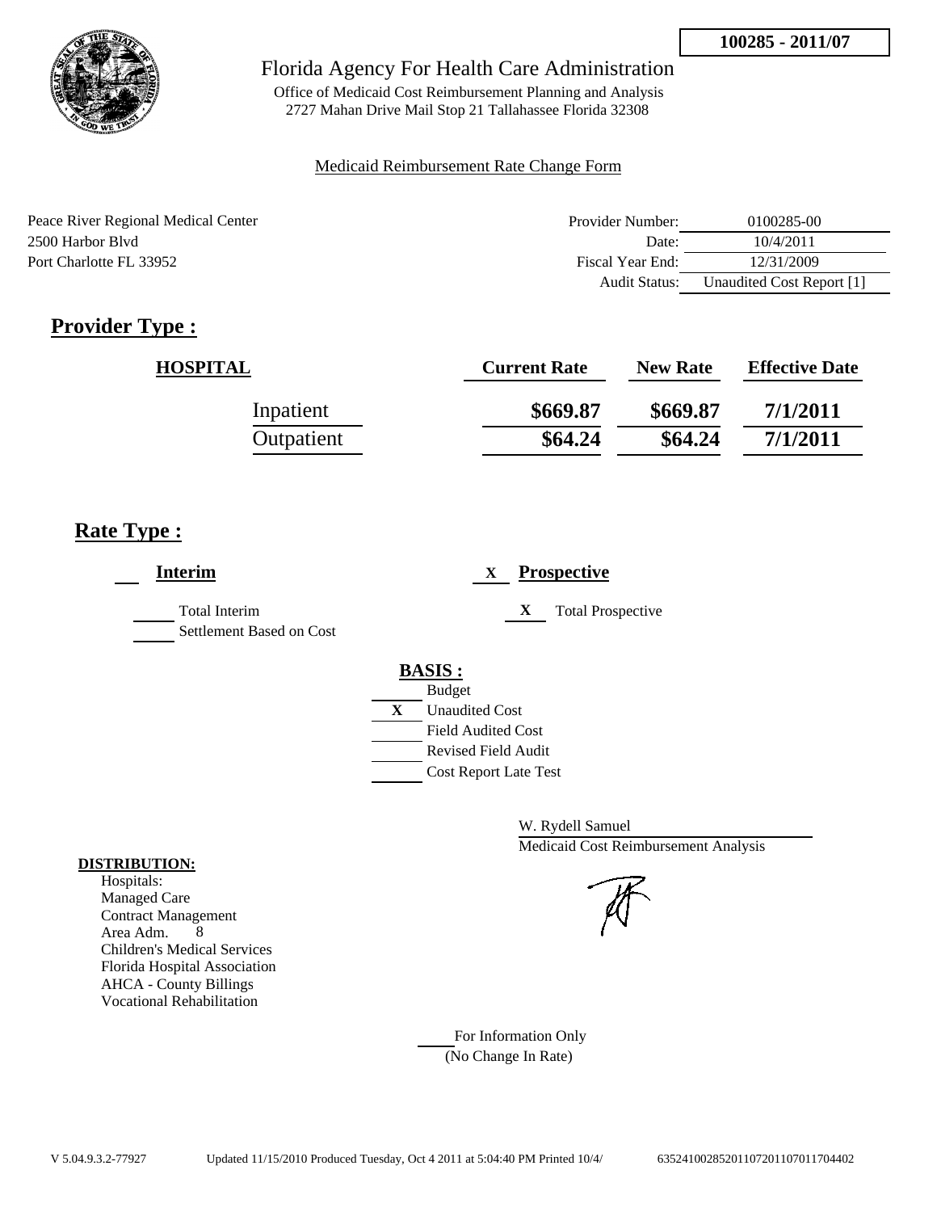**100285 - 2011/07**

Florida Agency For Health Care Administration

Office of Medicaid Cost Reimbursement Planning and Analysis
2727 Mahan Drive Mail Stop 21 Tallahassee Florida 32308

Medicaid Reimbursement Rate Change Form

Peace River Regional Medical Center
2500 Harbor Blvd
Port Charlotte FL 33952

| | |
|---|---|
| Provider Number: | 0100285-00 |
| Date: | 10/4/2011 |
| Fiscal Year End: | 12/31/2009 |
| Audit Status: | Unaudited Cost Report [1] |

## Provider Type :

| HOSPITAL | Current Rate | New Rate | Effective Date |
|---|---|---|---|
| Inpatient | $669.87 | $669.87 | 7/1/2011 |
| Outpatient | $64.24 | $64.24 | 7/1/2011 |

## Rate Type :

___ **Interim**

___ Total Interim
___ Settlement Based on Cost

X **Prospective**

X Total Prospective

**BASIS :**

___ Budget
X Unaudited Cost
___ Field Audited Cost
___ Revised Field Audit
___ Cost Report Late Test

W. Rydell Samuel
Medicaid Cost Reimbursement Analysis

**DISTRIBUTION:**

Hospitals:
Managed Care
Contract Management
Area Adm. 8
Children's Medical Services
Florida Hospital Association
AHCA - County Billings
Vocational Rehabilitation

___ For Information Only
(No Change In Rate)

V 5.04.9.3.2-77927 Updated 11/15/2010 Produced Tuesday, Oct 4 2011 at 5:04:40 PM Printed 10/4/ 63524100285201107201107011704402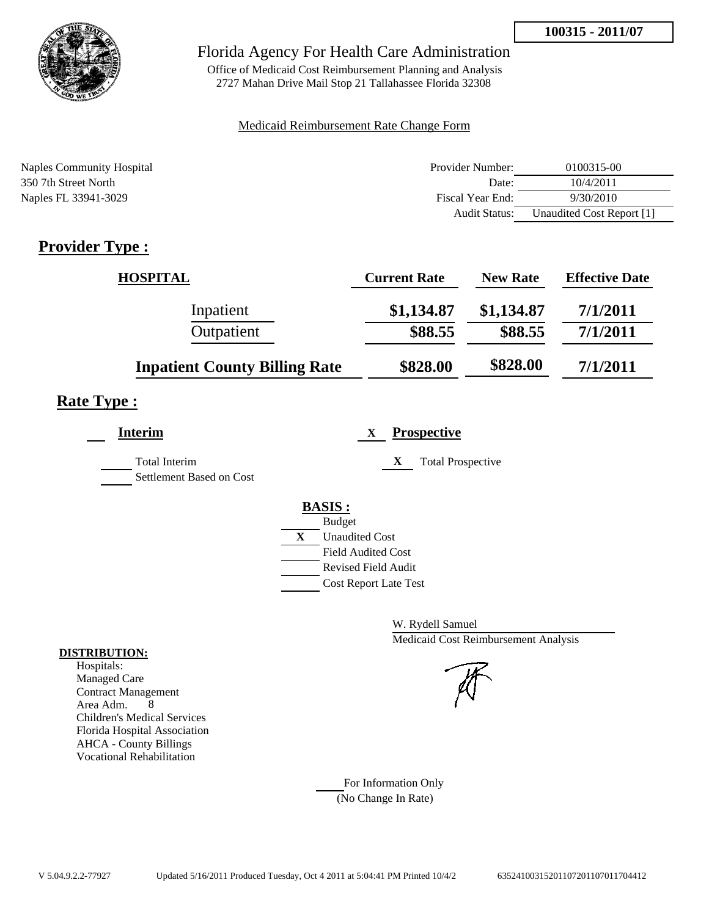**100315 - 2011/07**

Florida Agency For Health Care Administration

Office of Medicaid Cost Reimbursement Planning and Analysis
2727 Mahan Drive Mail Stop 21 Tallahassee Florida 32308

Medicaid Reimbursement Rate Change Form

Naples Community Hospital
350 7th Street North
Naples FL 33941-3029

| | |
|---|---|
| Provider Number: | 0100315-00 |
| Date: | 10/4/2011 |
| Fiscal Year End: | 9/30/2010 |
| Audit Status: | Unaudited Cost Report [1] |

## Provider Type :

| HOSPITAL | Current Rate | New Rate | Effective Date |
|---|---|---|---|
| Inpatient | $1,134.87 | $1,134.87 | 7/1/2011 |
| Outpatient | $88.55 | $88.55 | 7/1/2011 |
| **Inpatient County Billing Rate** | **$828.00** | **$828.00** | **7/1/2011** |

## Rate Type :

**Interim**

Total Interim
Settlement Based on Cost

X **Prospective**

X Total Prospective

**BASIS :**

- Budget
- X Unaudited Cost
- Field Audited Cost
- Revised Field Audit
- Cost Report Late Test

W. Rydell Samuel
Medicaid Cost Reimbursement Analysis

**DISTRIBUTION:**
Hospitals:
Managed Care
Contract Management
Area Adm. 8
Children's Medical Services
Florida Hospital Association
AHCA - County Billings
Vocational Rehabilitation

For Information Only
(No Change In Rate)

V 5.04.9.2.2-77927 Updated 5/16/2011 Produced Tuesday, Oct 4 2011 at 5:04:41 PM Printed 10/4/2 6352410031520110720110701170441​2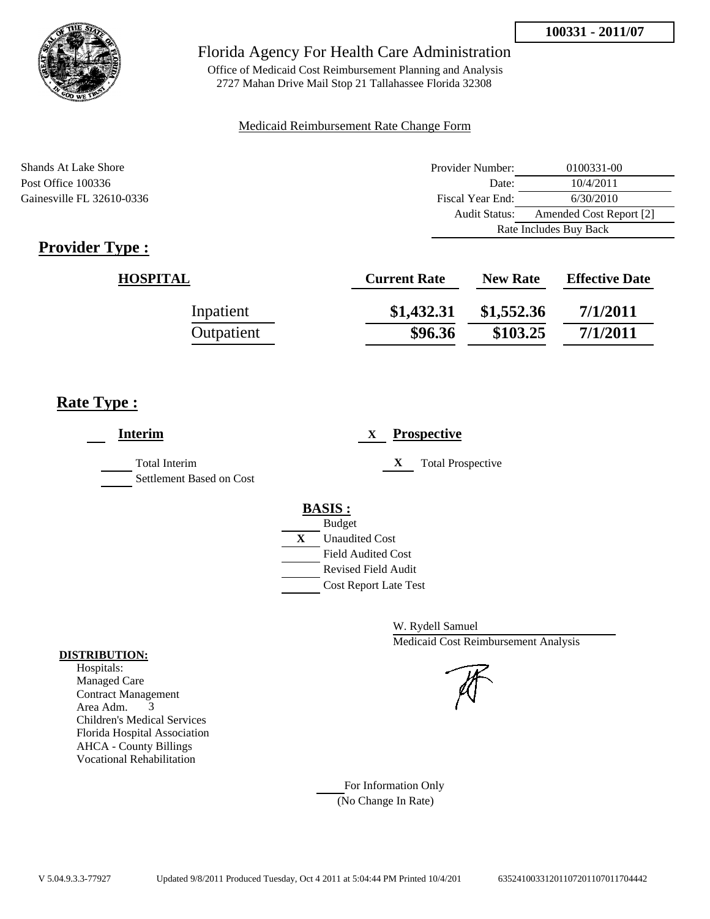**100331 - 2011/07**

# Florida Agency For Health Care Administration

Office of Medicaid Cost Reimbursement Planning and Analysis
2727 Mahan Drive Mail Stop 21 Tallahassee Florida 32308

Medicaid Reimbursement Rate Change Form

Shands At Lake Shore
Post Office 100336
Gainesville FL 32610-0336

| | |
|---|---|
| Provider Number: | 0100331-00 |
| Date: | 10/4/2011 |
| Fiscal Year End: | 6/30/2010 |
| Audit Status: | Amended Cost Report [2] |
| Rate Includes Buy Back | |

## Provider Type :

| HOSPITAL | Current Rate | New Rate | Effective Date |
|---|---|---|---|
| Inpatient | $1,432.31 | $1,552.36 | 7/1/2011 |
| Outpatient | $96.36 | $103.25 | 7/1/2011 |

## Rate Type :

___ **Interim**

___ Total Interim
___ Settlement Based on Cost

X **Prospective**

X Total Prospective

**BASIS :**

___ Budget
X Unaudited Cost
___ Field Audited Cost
___ Revised Field Audit
___ Cost Report Late Test

W. Rydell Samuel
Medicaid Cost Reimbursement Analysis

**DISTRIBUTION:**
Hospitals:
Managed Care
Contract Management
Area Adm. 3
Children's Medical Services
Florida Hospital Association
AHCA - County Billings
Vocational Rehabilitation

___ For Information Only
(No Change In Rate)

V 5.04.9.3.3-77927    Updated 9/8/2011 Produced Tuesday, Oct 4 2011 at 5:04:44 PM Printed 10/4/201    6352410033120110720110701170444​2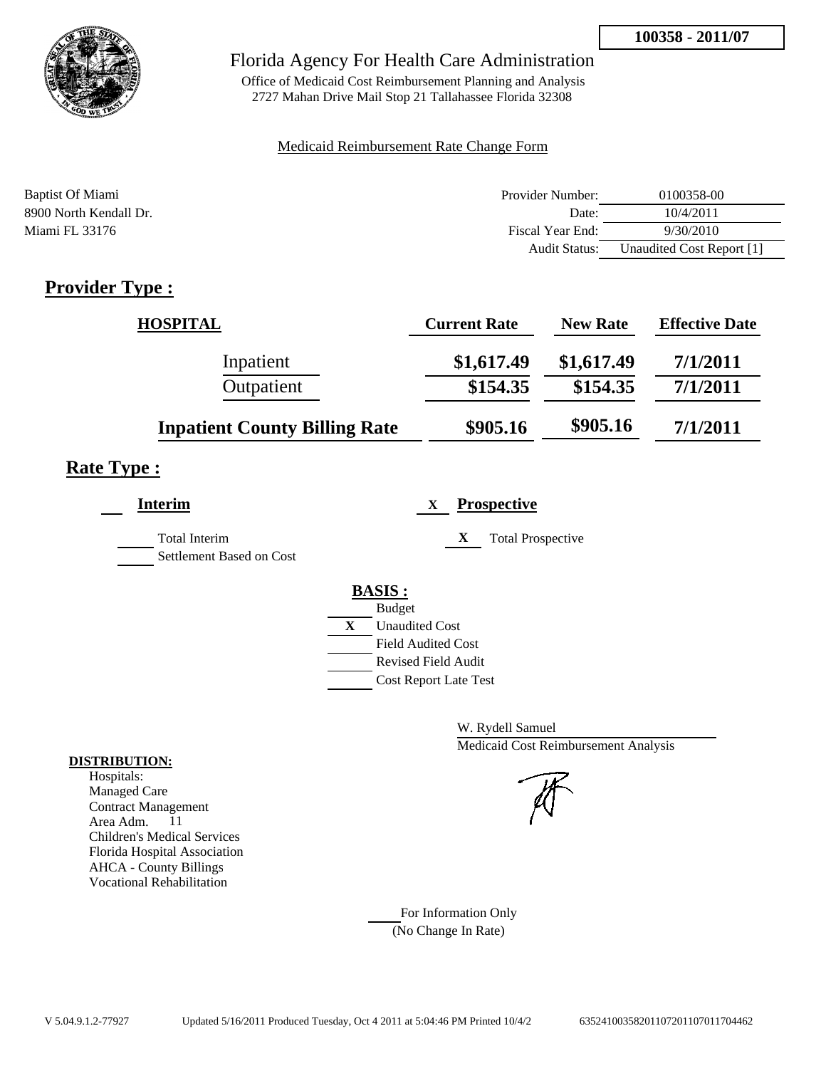**100358 - 2011/07**

# Florida Agency For Health Care Administration

Office of Medicaid Cost Reimbursement Planning and Analysis
2727 Mahan Drive Mail Stop 21 Tallahassee Florida 32308

Medicaid Reimbursement Rate Change Form

Baptist Of Miami
8900 North Kendall Dr.
Miami FL 33176

| | |
|---|---|
| Provider Number: | 0100358-00 |
| Date: | 10/4/2011 |
| Fiscal Year End: | 9/30/2010 |
| Audit Status: | Unaudited Cost Report [1] |

## Provider Type :

| HOSPITAL | Current Rate | New Rate | Effective Date |
|---|---|---|---|
| Inpatient | \$1,617.49 | \$1,617.49 | 7/1/2011 |
| Outpatient | \$154.35 | \$154.35 | 7/1/2011 |
| **Inpatient County Billing Rate** | **\$905.16** | **\$905.16** | **7/1/2011** |

## Rate Type :

___ **Interim**

___ Total Interim

___ Settlement Based on Cost

X **Prospective**

X Total Prospective

**BASIS :**

___ Budget
X Unaudited Cost
___ Field Audited Cost
___ Revised Field Audit
___ Cost Report Late Test

W. Rydell Samuel
Medicaid Cost Reimbursement Analysis

**DISTRIBUTION:**
Hospitals:
Managed Care
Contract Management
Area Adm. 11
Children's Medical Services
Florida Hospital Association
AHCA - County Billings
Vocational Rehabilitation

___ For Information Only
(No Change In Rate)

V 5.04.9.1.2-77927 Updated 5/16/2011 Produced Tuesday, Oct 4 2011 at 5:04:46 PM Printed 10/4/2 635241003582011072011070117044​62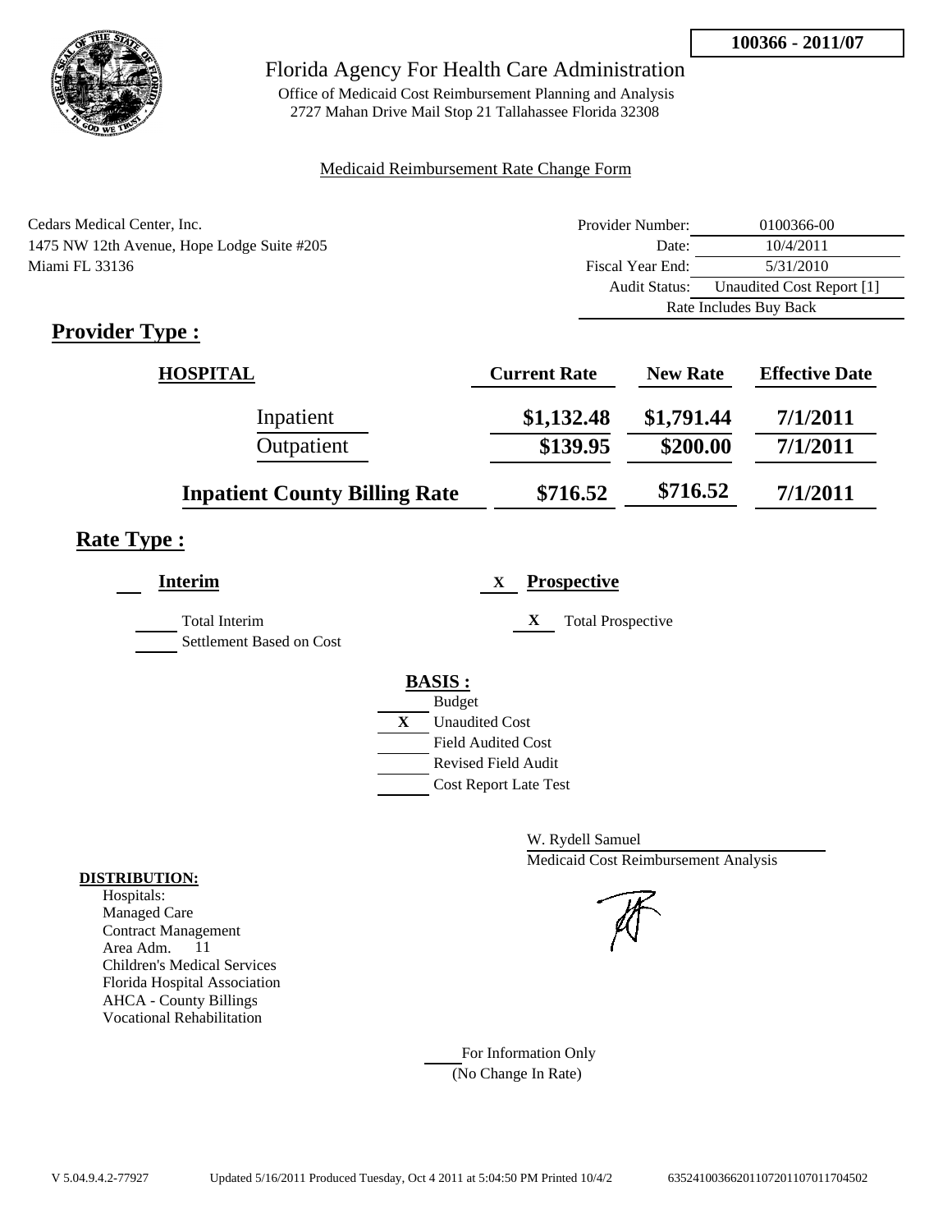**100366 - 2011/07**

# Florida Agency For Health Care Administration

Office of Medicaid Cost Reimbursement Planning and Analysis
2727 Mahan Drive Mail Stop 21 Tallahassee Florida 32308

Medicaid Reimbursement Rate Change Form

Cedars Medical Center, Inc.
1475 NW 12th Avenue, Hope Lodge Suite #205
Miami FL 33136

| | |
|---|---|
| Provider Number: | 0100366-00 |
| Date: | 10/4/2011 |
| Fiscal Year End: | 5/31/2010 |
| Audit Status: | Unaudited Cost Report [1] |
| | Rate Includes Buy Back |

## Provider Type :

| HOSPITAL | Current Rate | New Rate | Effective Date |
|---|---|---|---|
| Inpatient | $1,132.48 | $1,791.44 | 7/1/2011 |
| Outpatient | $139.95 | $200.00 | 7/1/2011 |
| **Inpatient County Billing Rate** | $716.52 | $716.52 | 7/1/2011 |

## Rate Type :

**Interim**

- Total Interim
- Settlement Based on Cost

X **Prospective**

- X Total Prospective

**BASIS :**

- Budget
- X Unaudited Cost
- Field Audited Cost
- Revised Field Audit
- Cost Report Late Test

W. Rydell Samuel
Medicaid Cost Reimbursement Analysis

**DISTRIBUTION:**
Hospitals:
Managed Care
Contract Management
Area Adm. 11
Children's Medical Services
Florida Hospital Association
AHCA - County Billings
Vocational Rehabilitation

For Information Only
(No Change In Rate)

V 5.04.9.4.2-77927 Updated 5/16/2011 Produced Tuesday, Oct 4 2011 at 5:04:50 PM Printed 10/4/2 6352410036620110720110701170450​2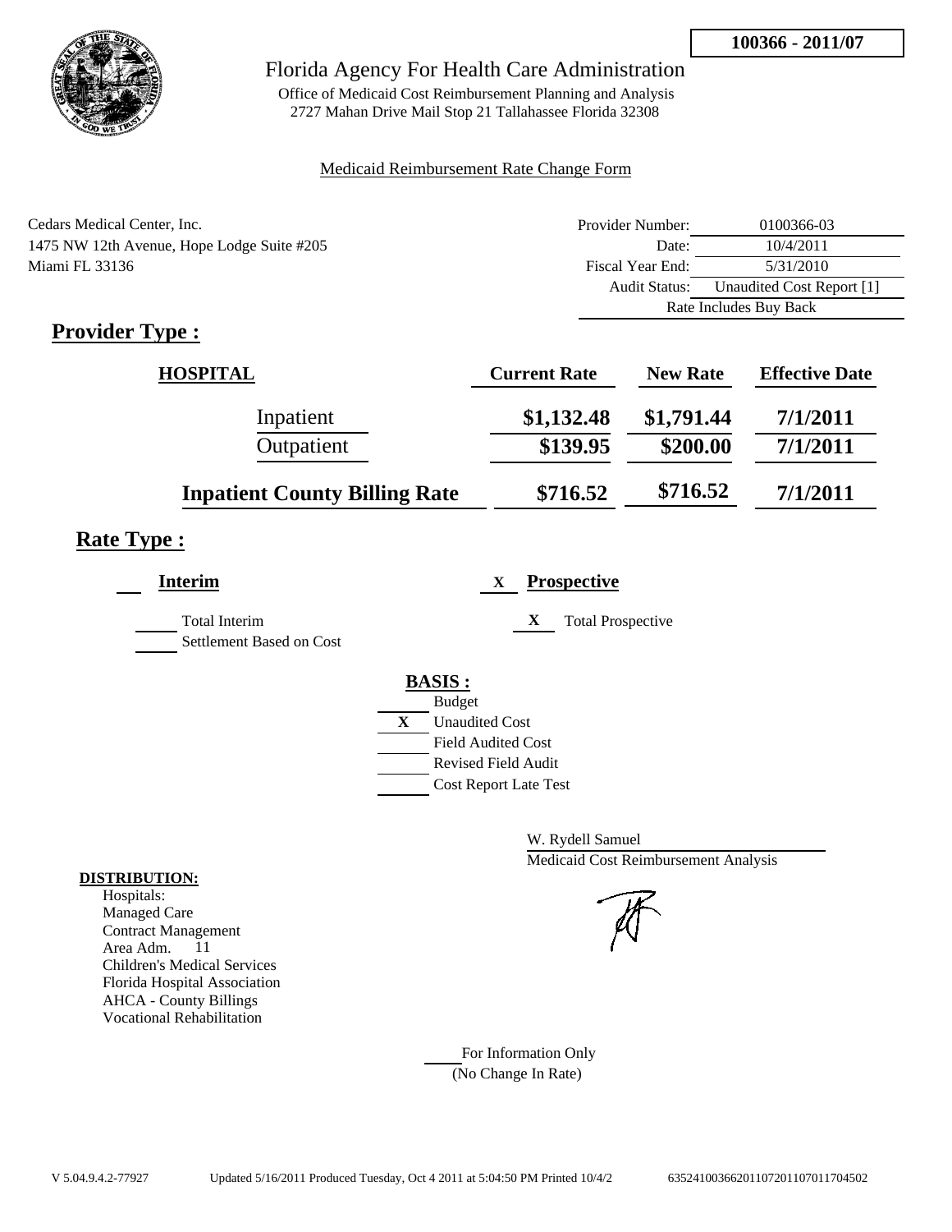**100366 - 2011/07**

Florida Agency For Health Care Administration

Office of Medicaid Cost Reimbursement Planning and Analysis
2727 Mahan Drive Mail Stop 21 Tallahassee Florida 32308

Medicaid Reimbursement Rate Change Form

Cedars Medical Center, Inc.
1475 NW 12th Avenue, Hope Lodge Suite #205
Miami FL 33136

| | |
|---|---|
| Provider Number: | 0100366-03 |
| Date: | 10/4/2011 |
| Fiscal Year End: | 5/31/2010 |
| Audit Status: | Unaudited Cost Report [1] |
| | Rate Includes Buy Back |

## Provider Type :

| HOSPITAL | Current Rate | New Rate | Effective Date |
|---|---|---|---|
| Inpatient | $1,132.48 | $1,791.44 | 7/1/2011 |
| Outpatient | $139.95 | $200.00 | 7/1/2011 |
| **Inpatient County Billing Rate** | $716.52 | $716.52 | 7/1/2011 |

## Rate Type :

**Interim**

- [ ] Total Interim
- [ ] Settlement Based on Cost

X **Prospective**

- X Total Prospective

**BASIS :**

- [ ] Budget
- X Unaudited Cost
- [ ] Field Audited Cost
- [ ] Revised Field Audit
- [ ] Cost Report Late Test

W. Rydell Samuel
Medicaid Cost Reimbursement Analysis

**DISTRIBUTION:**
Hospitals:
Managed Care
Contract Management
Area Adm. 11
Children's Medical Services
Florida Hospital Association
AHCA - County Billings
Vocational Rehabilitation

For Information Only
(No Change In Rate)

V 5.04.9.4.2-77927 Updated 5/16/2011 Produced Tuesday, Oct 4 2011 at 5:04:50 PM Printed 10/4/2 635241003662011072011070117045​02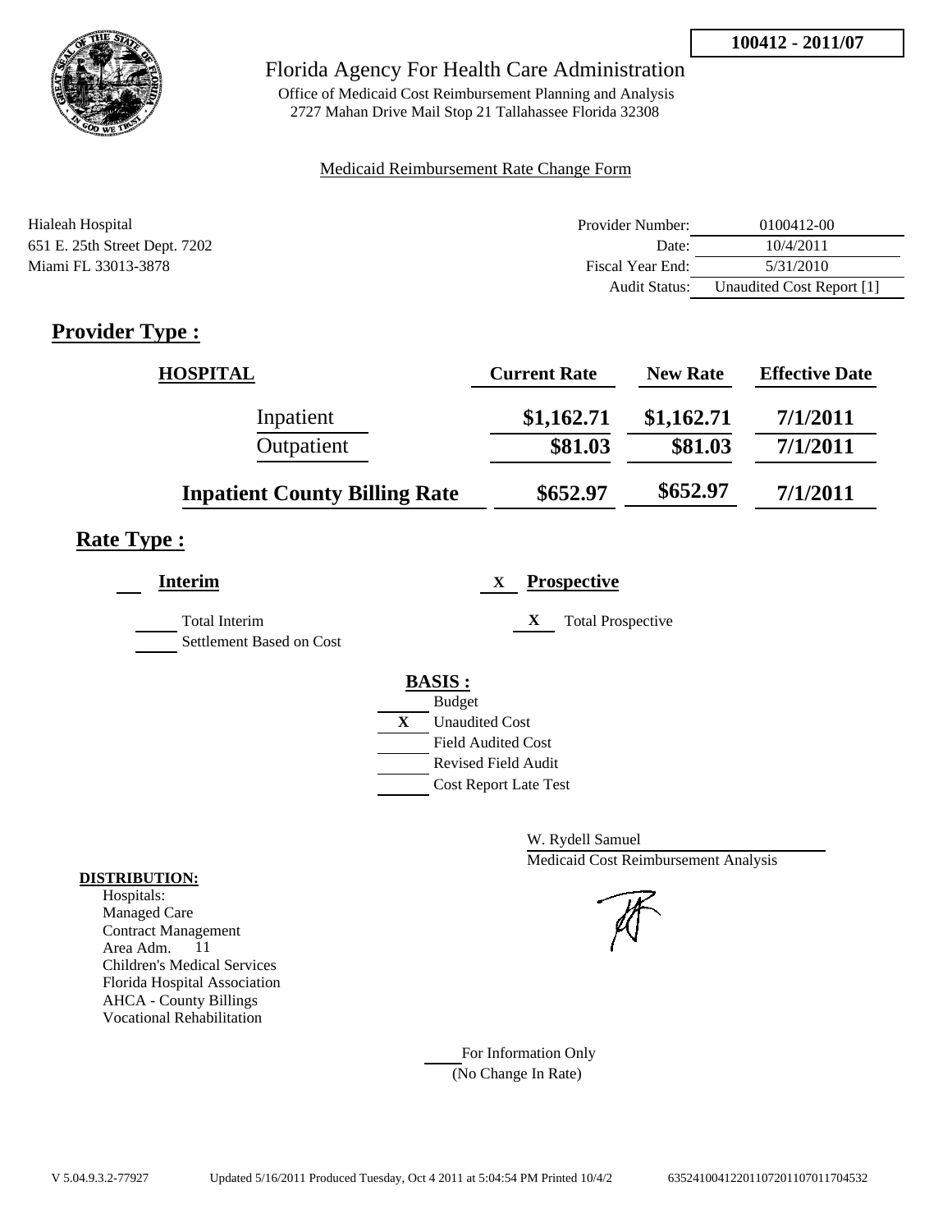**100412 - 2011/07**

Florida Agency For Health Care Administration

Office of Medicaid Cost Reimbursement Planning and Analysis
2727 Mahan Drive Mail Stop 21 Tallahassee Florida 32308

Medicaid Reimbursement Rate Change Form

Hialeah Hospital
651 E. 25th Street Dept. 7202
Miami FL 33013-3878

| | |
|---|---|
| Provider Number: | 0100412-00 |
| Date: | 10/4/2011 |
| Fiscal Year End: | 5/31/2010 |
| Audit Status: | Unaudited Cost Report [1] |

## Provider Type :

| HOSPITAL | Current Rate | New Rate | Effective Date |
|---|---|---|---|
| Inpatient | $1,162.71 | $1,162.71 | 7/1/2011 |
| Outpatient | $81.03 | $81.03 | 7/1/2011 |
| **Inpatient County Billing Rate** | $652.97 | $652.97 | 7/1/2011 |

## Rate Type :

___ **Interim**

___ Total Interim

___ Settlement Based on Cost

X **Prospective**

X Total Prospective

**BASIS :**

___ Budget
X Unaudited Cost
___ Field Audited Cost
___ Revised Field Audit
___ Cost Report Late Test

W. Rydell Samuel
Medicaid Cost Reimbursement Analysis

**DISTRIBUTION:**

Hospitals:
Managed Care
Contract Management
Area Adm. 11
Children's Medical Services
Florida Hospital Association
AHCA - County Billings
Vocational Rehabilitation

___ For Information Only
(No Change In Rate)

V 5.04.9.3.2-77927 Updated 5/16/2011 Produced Tuesday, Oct 4 2011 at 5:04:54 PM Printed 10/4/2 635241004122011072011070117045322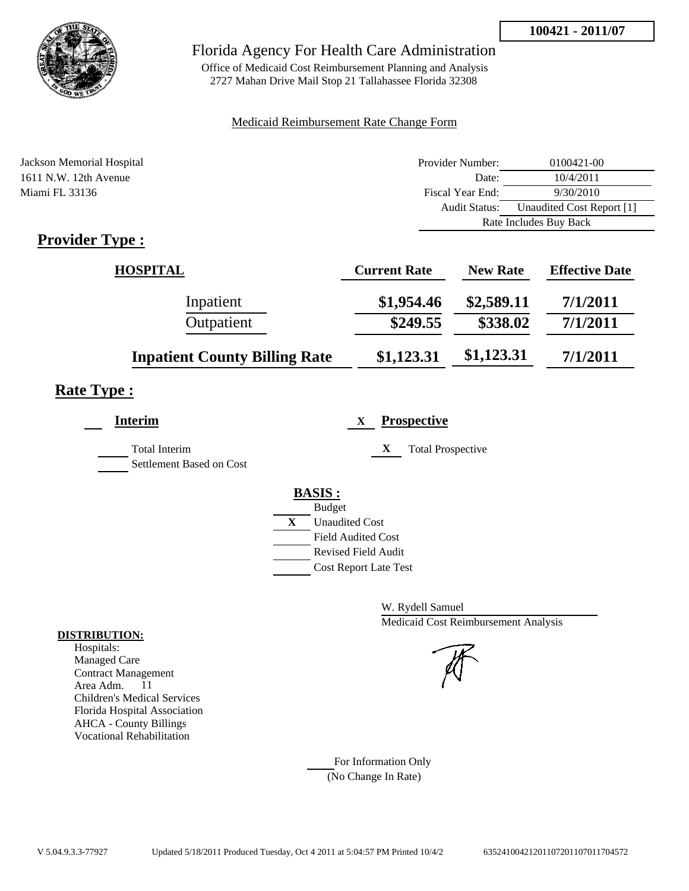**100421 - 2011/07**

# Florida Agency For Health Care Administration

Office of Medicaid Cost Reimbursement Planning and Analysis
2727 Mahan Drive Mail Stop 21 Tallahassee Florida 32308

Medicaid Reimbursement Rate Change Form

Jackson Memorial Hospital
1611 N.W. 12th Avenue
Miami FL 33136

| | |
|---|---|
| Provider Number: | 0100421-00 |
| Date: | 10/4/2011 |
| Fiscal Year End: | 9/30/2010 |
| Audit Status: | Unaudited Cost Report [1] |
| Rate Includes Buy Back | |

## Provider Type :

| HOSPITAL | Current Rate | New Rate | Effective Date |
|---|---|---|---|
| Inpatient | $1,954.46 | $2,589.11 | 7/1/2011 |
| Outpatient | $249.55 | $338.02 | 7/1/2011 |
| **Inpatient County Billing Rate** | $1,123.31 | $1,123.31 | 7/1/2011 |

## Rate Type :

**Interim**

Total Interim
Settlement Based on Cost

X **Prospective**

X Total Prospective

**BASIS :**

- Budget
- X Unaudited Cost
- Field Audited Cost
- Revised Field Audit
- Cost Report Late Test

W. Rydell Samuel
Medicaid Cost Reimbursement Analysis

**DISTRIBUTION:**

Hospitals:
Managed Care
Contract Management
Area Adm. 11
Children's Medical Services
Florida Hospital Association
AHCA - County Billings
Vocational Rehabilitation

For Information Only
(No Change In Rate)

V 5.04.9.3.3-77927 Updated 5/18/2011 Produced Tuesday, Oct 4 2011 at 5:04:57 PM Printed 10/4/2 6352410042120110720110701170457​2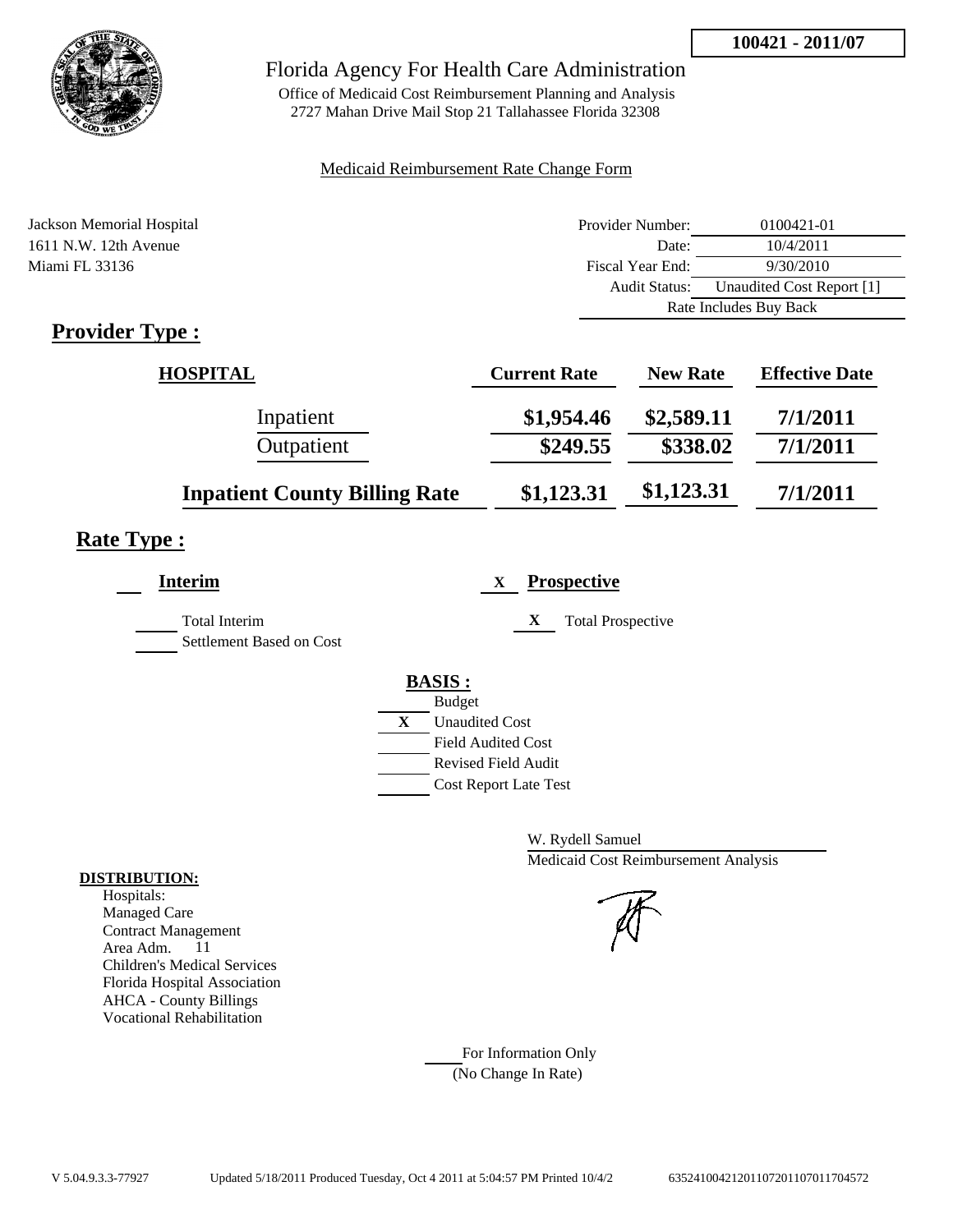**100421 - 2011/07**

# Florida Agency For Health Care Administration

Office of Medicaid Cost Reimbursement Planning and Analysis
2727 Mahan Drive Mail Stop 21 Tallahassee Florida 32308

Medicaid Reimbursement Rate Change Form

Jackson Memorial Hospital
1611 N.W. 12th Avenue
Miami FL 33136

| | |
|---|---|
| Provider Number: | 0100421-01 |
| Date: | 10/4/2011 |
| Fiscal Year End: | 9/30/2010 |
| Audit Status: | Unaudited Cost Report [1] |
| | Rate Includes Buy Back |

## Provider Type :

| HOSPITAL | Current Rate | New Rate | Effective Date |
|---|---|---|---|
| Inpatient | $1,954.46 | $2,589.11 | 7/1/2011 |
| Outpatient | $249.55 | $338.02 | 7/1/2011 |
| **Inpatient County Billing Rate** | $1,123.31 | $1,123.31 | 7/1/2011 |

## Rate Type :

**Interim**

___ Total Interim
___ Settlement Based on Cost

X **Prospective**

X Total Prospective

**BASIS :**

___ Budget
X Unaudited Cost
___ Field Audited Cost
___ Revised Field Audit
___ Cost Report Late Test

W. Rydell Samuel
Medicaid Cost Reimbursement Analysis

**DISTRIBUTION:**
Hospitals:
Managed Care
Contract Management
Area Adm. 11
Children's Medical Services
Florida Hospital Association
AHCA - County Billings
Vocational Rehabilitation

___ For Information Only
(No Change In Rate)

V 5.04.9.3.3-77927 Updated 5/18/2011 Produced Tuesday, Oct 4 2011 at 5:04:57 PM Printed 10/4/2 635241004212011072011070117704572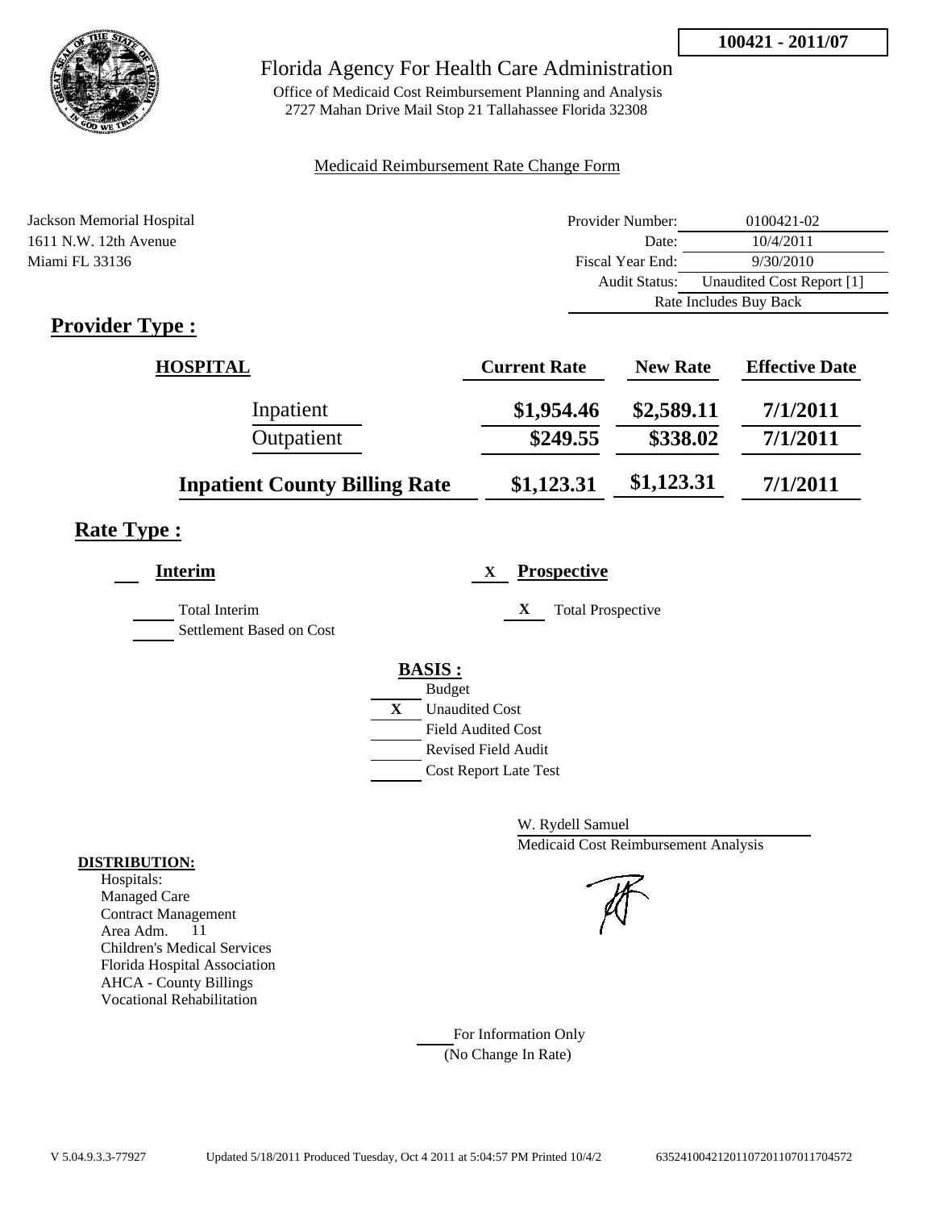100421 - 2011/07

# Florida Agency For Health Care Administration

Office of Medicaid Cost Reimbursement Planning and Analysis
2727 Mahan Drive Mail Stop 21 Tallahassee Florida 32308

Medicaid Reimbursement Rate Change Form

Jackson Memorial Hospital
1611 N.W. 12th Avenue
Miami FL 33136

| | |
|---|---|
| Provider Number: | 0100421-02 |
| Date: | 10/4/2011 |
| Fiscal Year End: | 9/30/2010 |
| Audit Status: | Unaudited Cost Report [1] |
| | Rate Includes Buy Back |

## Provider Type :

| HOSPITAL | Current Rate | New Rate | Effective Date |
|---|---|---|---|
| Inpatient | $1,954.46 | $2,589.11 | 7/1/2011 |
| Outpatient | $249.55 | $338.02 | 7/1/2011 |
| **Inpatient County Billing Rate** | $1,123.31 | $1,123.31 | 7/1/2011 |

## Rate Type :

___ **Interim**

___ Total Interim
___ Settlement Based on Cost

X **Prospective**

X Total Prospective

**BASIS :**

___ Budget
X Unaudited Cost
___ Field Audited Cost
___ Revised Field Audit
___ Cost Report Late Test

W. Rydell Samuel
Medicaid Cost Reimbursement Analysis

**DISTRIBUTION:**
Hospitals:
Managed Care
Contract Management
Area Adm. 11
Children's Medical Services
Florida Hospital Association
AHCA - County Billings
Vocational Rehabilitation

___ For Information Only
(No Change In Rate)

V 5.04.9.3.3-77927 Updated 5/18/2011 Produced Tuesday, Oct 4 2011 at 5:04:57 PM Printed 10/4/2 635241004212011072011070117704572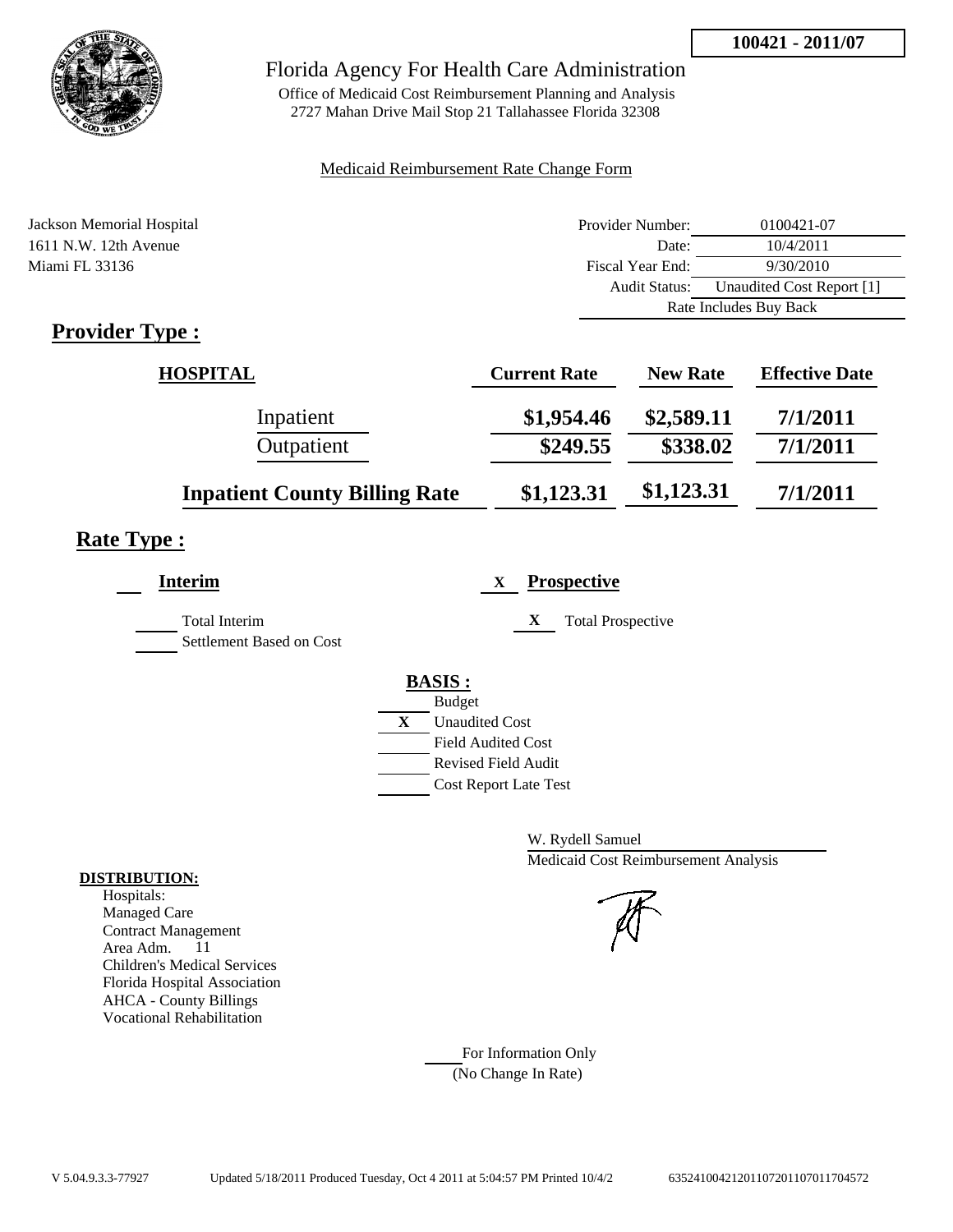**100421 - 2011/07**

# Florida Agency For Health Care Administration

Office of Medicaid Cost Reimbursement Planning and Analysis
2727 Mahan Drive Mail Stop 21 Tallahassee Florida 32308

Medicaid Reimbursement Rate Change Form

Jackson Memorial Hospital
1611 N.W. 12th Avenue
Miami FL 33136

| | |
|---|---|
| Provider Number: | 0100421-07 |
| Date: | 10/4/2011 |
| Fiscal Year End: | 9/30/2010 |
| Audit Status: | Unaudited Cost Report [1] |
| | Rate Includes Buy Back |

## Provider Type :

| HOSPITAL | Current Rate | New Rate | Effective Date |
|---|---|---|---|
| Inpatient | $1,954.46 | $2,589.11 | 7/1/2011 |
| Outpatient | $249.55 | $338.02 | 7/1/2011 |
| **Inpatient County Billing Rate** | $1,123.31 | $1,123.31 | 7/1/2011 |

## Rate Type :

**Interim**

Total Interim
Settlement Based on Cost

X **Prospective**

X Total Prospective

**BASIS :**

Budget
X Unaudited Cost
Field Audited Cost
Revised Field Audit
Cost Report Late Test

W. Rydell Samuel
Medicaid Cost Reimbursement Analysis

**DISTRIBUTION:**
Hospitals:
Managed Care
Contract Management
Area Adm. 11
Children's Medical Services
Florida Hospital Association
AHCA - County Billings
Vocational Rehabilitation

For Information Only
(No Change In Rate)

V 5.04.9.3.3-77927 Updated 5/18/2011 Produced Tuesday, Oct 4 2011 at 5:04:57 PM Printed 10/4/2 635241004212011072011070117O4572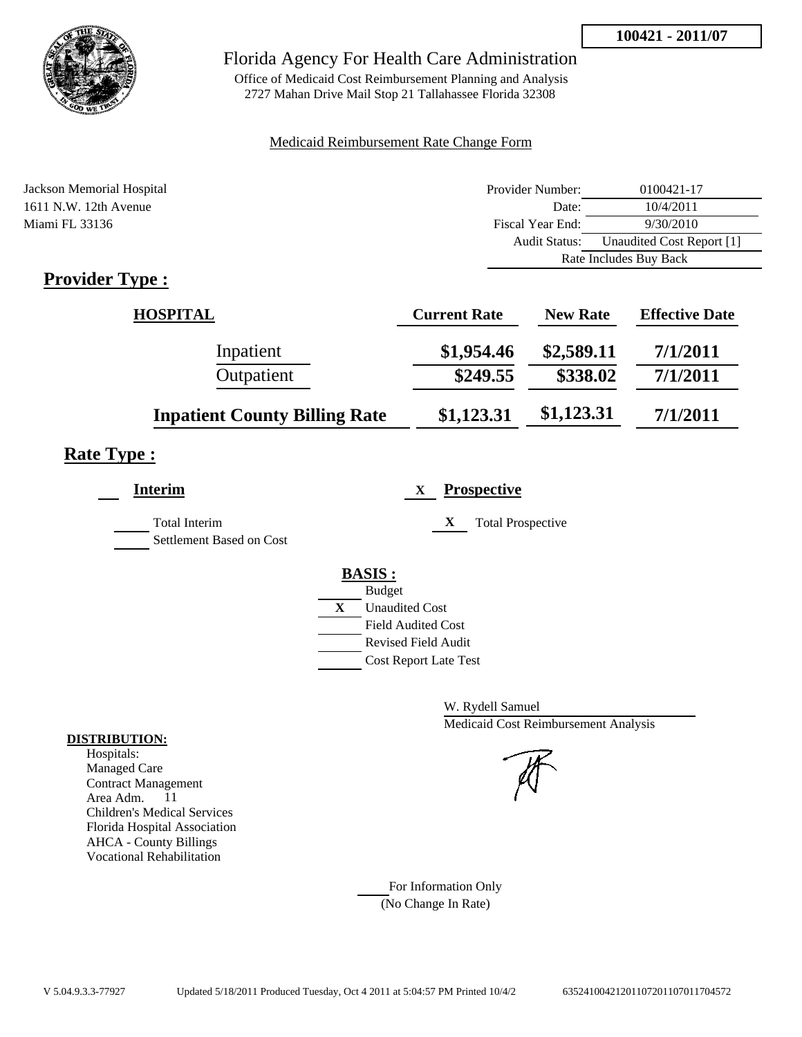100421 - 2011/07

# Florida Agency For Health Care Administration

Office of Medicaid Cost Reimbursement Planning and Analysis
2727 Mahan Drive Mail Stop 21 Tallahassee Florida 32308

Medicaid Reimbursement Rate Change Form

Jackson Memorial Hospital
1611 N.W. 12th Avenue
Miami FL 33136

| | |
|---|---|
| Provider Number: | 0100421-17 |
| Date: | 10/4/2011 |
| Fiscal Year End: | 9/30/2010 |
| Audit Status: | Unaudited Cost Report [1] |
| | Rate Includes Buy Back |

## Provider Type :

| HOSPITAL | Current Rate | New Rate | Effective Date |
|---|---|---|---|
| Inpatient | $1,954.46 | $2,589.11 | 7/1/2011 |
| Outpatient | $249.55 | $338.02 | 7/1/2011 |
| **Inpatient County Billing Rate** | $1,123.31 | $1,123.31 | 7/1/2011 |

## Rate Type :

___ **Interim**

___ Total Interim
___ Settlement Based on Cost

X **Prospective**

X Total Prospective

**BASIS :**

___ Budget
X Unaudited Cost
___ Field Audited Cost
___ Revised Field Audit
___ Cost Report Late Test

W. Rydell Samuel
Medicaid Cost Reimbursement Analysis

**DISTRIBUTION:**
Hospitals:
Managed Care
Contract Management
Area Adm. 11
Children's Medical Services
Florida Hospital Association
AHCA - County Billings
Vocational Rehabilitation

___ For Information Only
(No Change In Rate)

V 5.04.9.3.3-77927 Updated 5/18/2011 Produced Tuesday, Oct 4 2011 at 5:04:57 PM Printed 10/4/2 635241004212011072011070117704572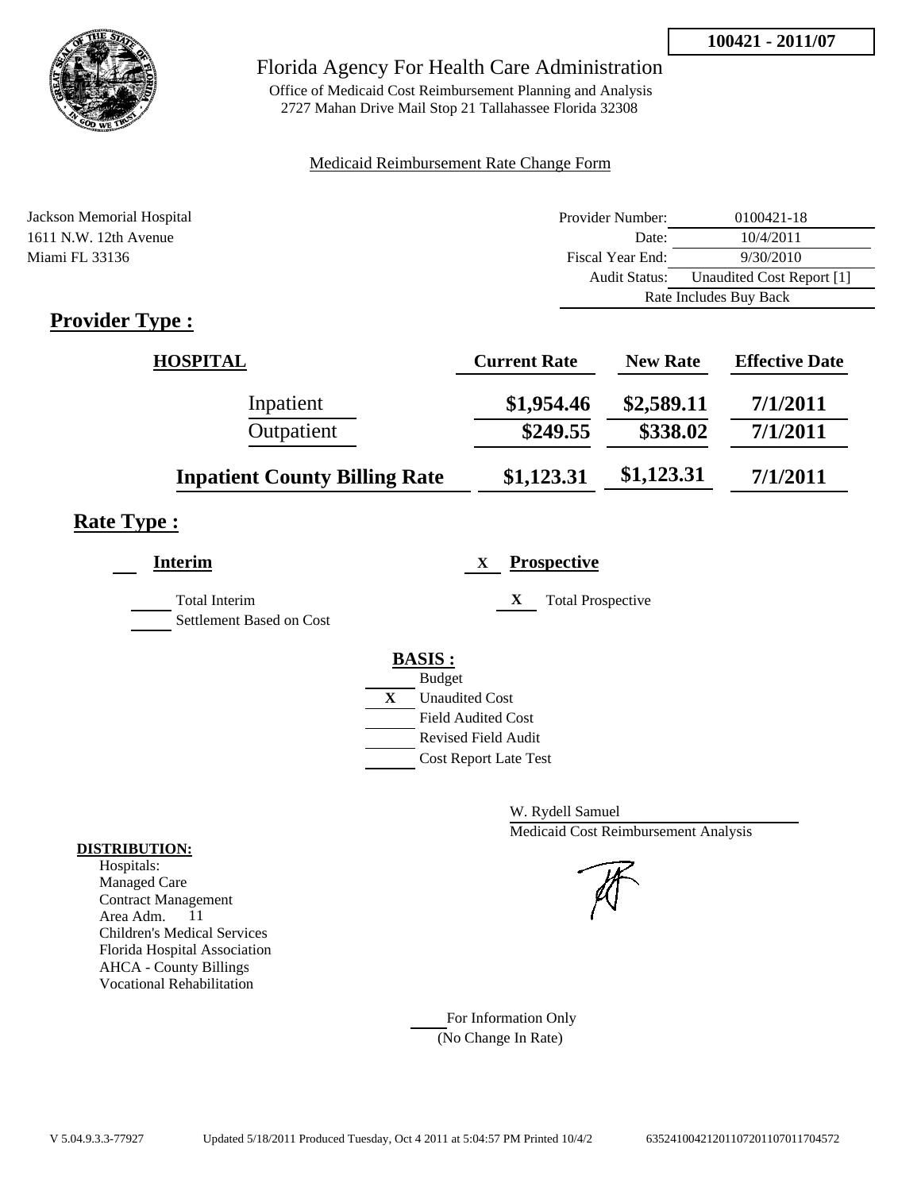**100421 - 2011/07**

# Florida Agency For Health Care Administration

Office of Medicaid Cost Reimbursement Planning and Analysis
2727 Mahan Drive Mail Stop 21 Tallahassee Florida 32308

Medicaid Reimbursement Rate Change Form

Jackson Memorial Hospital
1611 N.W. 12th Avenue
Miami FL 33136

| | |
|---|---|
| Provider Number: | 0100421-18 |
| Date: | 10/4/2011 |
| Fiscal Year End: | 9/30/2010 |
| Audit Status: | Unaudited Cost Report [1] |
| | Rate Includes Buy Back |

## Provider Type :

| HOSPITAL | Current Rate | New Rate | Effective Date |
|---|---|---|---|
| Inpatient | $1,954.46 | $2,589.11 | 7/1/2011 |
| Outpatient | $249.55 | $338.02 | 7/1/2011 |
| **Inpatient County Billing Rate** | $1,123.31 | $1,123.31 | 7/1/2011 |

## Rate Type :

___ **Interim**

___ Total Interim
___ Settlement Based on Cost

X **Prospective**

X Total Prospective

**BASIS :**

___ Budget
X Unaudited Cost
___ Field Audited Cost
___ Revised Field Audit
___ Cost Report Late Test

W. Rydell Samuel
Medicaid Cost Reimbursement Analysis

**DISTRIBUTION:**

Hospitals:
Managed Care
Contract Management
Area Adm. 11
Children's Medical Services
Florida Hospital Association
AHCA - County Billings
Vocational Rehabilitation

___ For Information Only
(No Change In Rate)

V 5.04.9.3.3-77927 Updated 5/18/2011 Produced Tuesday, Oct 4 2011 at 5:04:57 PM Printed 10/4/2 635241004212011072011070117704572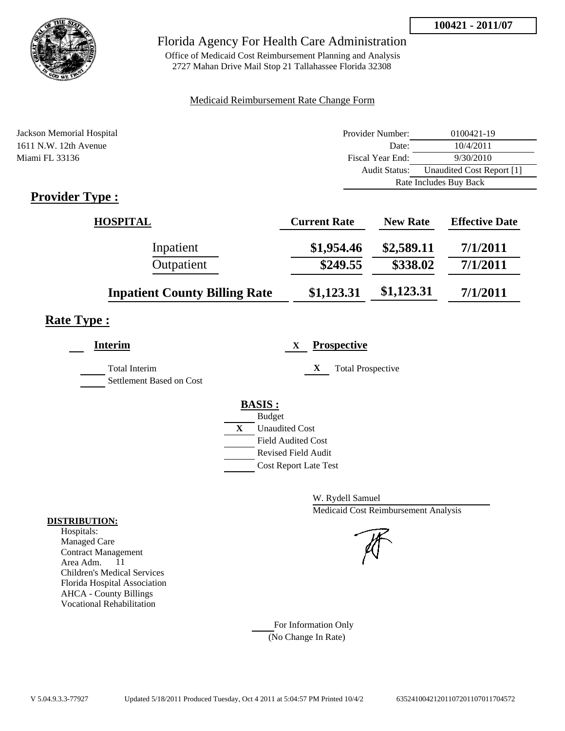**100421 - 2011/07**

Florida Agency For Health Care Administration

Office of Medicaid Cost Reimbursement Planning and Analysis
2727 Mahan Drive Mail Stop 21 Tallahassee Florida 32308

Medicaid Reimbursement Rate Change Form

Jackson Memorial Hospital
1611 N.W. 12th Avenue
Miami FL 33136

| | |
|---|---|
| Provider Number: | 0100421-19 |
| Date: | 10/4/2011 |
| Fiscal Year End: | 9/30/2010 |
| Audit Status: | Unaudited Cost Report [1] |
| | Rate Includes Buy Back |

## Provider Type :

| HOSPITAL | Current Rate | New Rate | Effective Date |
|---|---|---|---|
| Inpatient | $1,954.46 | $2,589.11 | 7/1/2011 |
| Outpatient | $249.55 | $338.02 | 7/1/2011 |
| Inpatient County Billing Rate | $1,123.31 | $1,123.31 | 7/1/2011 |

## Rate Type :

___ **Interim**

___ Total Interim
___ Settlement Based on Cost

X **Prospective**

X Total Prospective

**BASIS :**

___ Budget
X Unaudited Cost
___ Field Audited Cost
___ Revised Field Audit
___ Cost Report Late Test

W. Rydell Samuel
Medicaid Cost Reimbursement Analysis

**DISTRIBUTION:**

Hospitals:
Managed Care
Contract Management
Area Adm. 11
Children's Medical Services
Florida Hospital Association
AHCA - County Billings
Vocational Rehabilitation

___ For Information Only
(No Change In Rate)

V 5.04.9.3.3-77927 Updated 5/18/2011 Produced Tuesday, Oct 4 2011 at 5:04:57 PM Printed 10/4/2 635241004212011072011070117045​72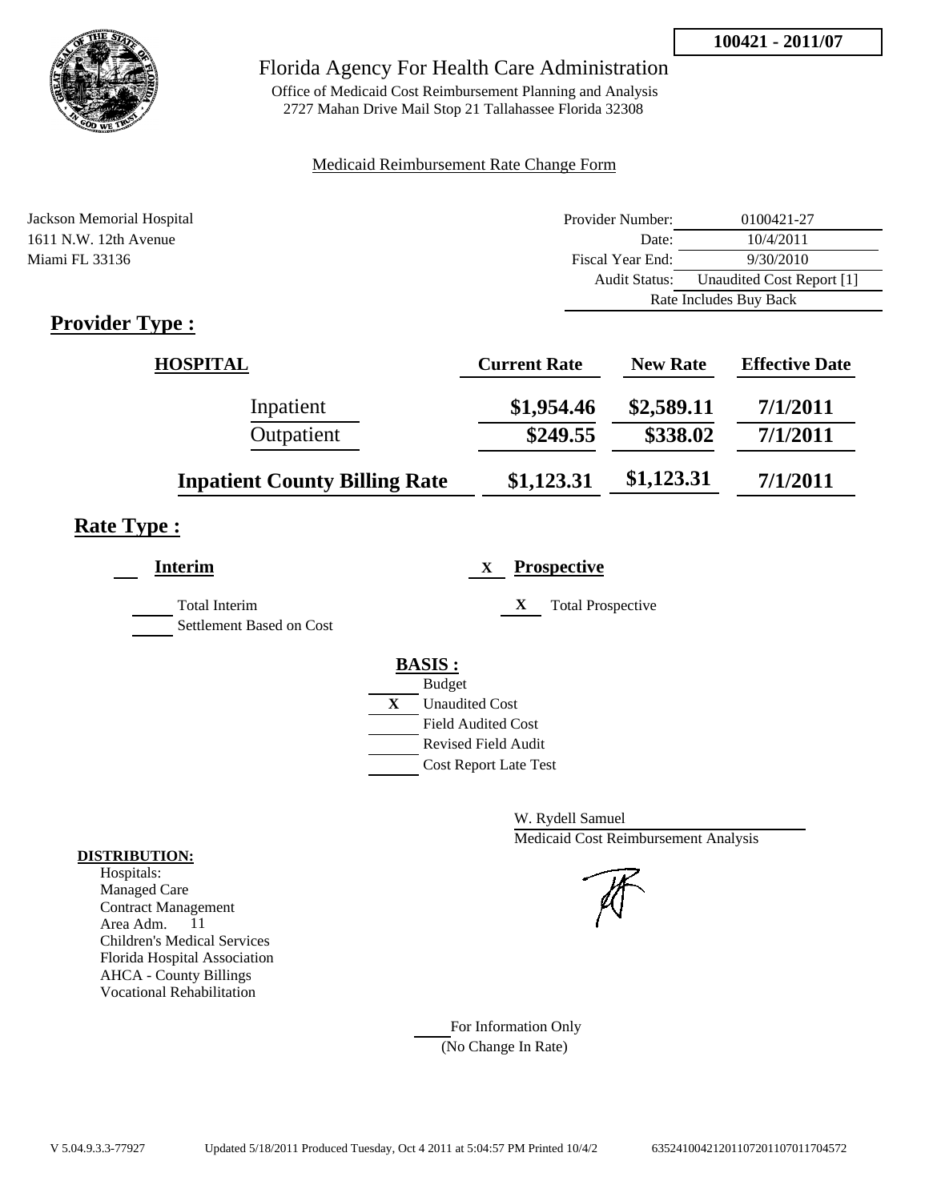**100421 - 2011/07**

# Florida Agency For Health Care Administration

Office of Medicaid Cost Reimbursement Planning and Analysis
2727 Mahan Drive Mail Stop 21 Tallahassee Florida 32308

Medicaid Reimbursement Rate Change Form

Jackson Memorial Hospital
1611 N.W. 12th Avenue
Miami FL 33136

| | |
|---|---|
| Provider Number: | 0100421-27 |
| Date: | 10/4/2011 |
| Fiscal Year End: | 9/30/2010 |
| Audit Status: | Unaudited Cost Report [1] |
| | Rate Includes Buy Back |

## Provider Type :

| HOSPITAL | Current Rate | New Rate | Effective Date |
|---|---|---|---|
| Inpatient | $1,954.46 | $2,589.11 | 7/1/2011 |
| Outpatient | $249.55 | $338.02 | 7/1/2011 |
| **Inpatient County Billing Rate** | $1,123.31 | $1,123.31 | 7/1/2011 |

## Rate Type :

**Interim**

- Total Interim
- Settlement Based on Cost

X **Prospective**

- X Total Prospective

**BASIS :**

- Budget
- X Unaudited Cost
- Field Audited Cost
- Revised Field Audit
- Cost Report Late Test

W. Rydell Samuel
Medicaid Cost Reimbursement Analysis

**DISTRIBUTION:**

Hospitals:
Managed Care
Contract Management
Area Adm. 11
Children's Medical Services
Florida Hospital Association
AHCA - County Billings
Vocational Rehabilitation

For Information Only
(No Change In Rate)

V 5.04.9.3.3-77927 Updated 5/18/2011 Produced Tuesday, Oct 4 2011 at 5:04:57 PM Printed 10/4/2 635241004212011072011070117704572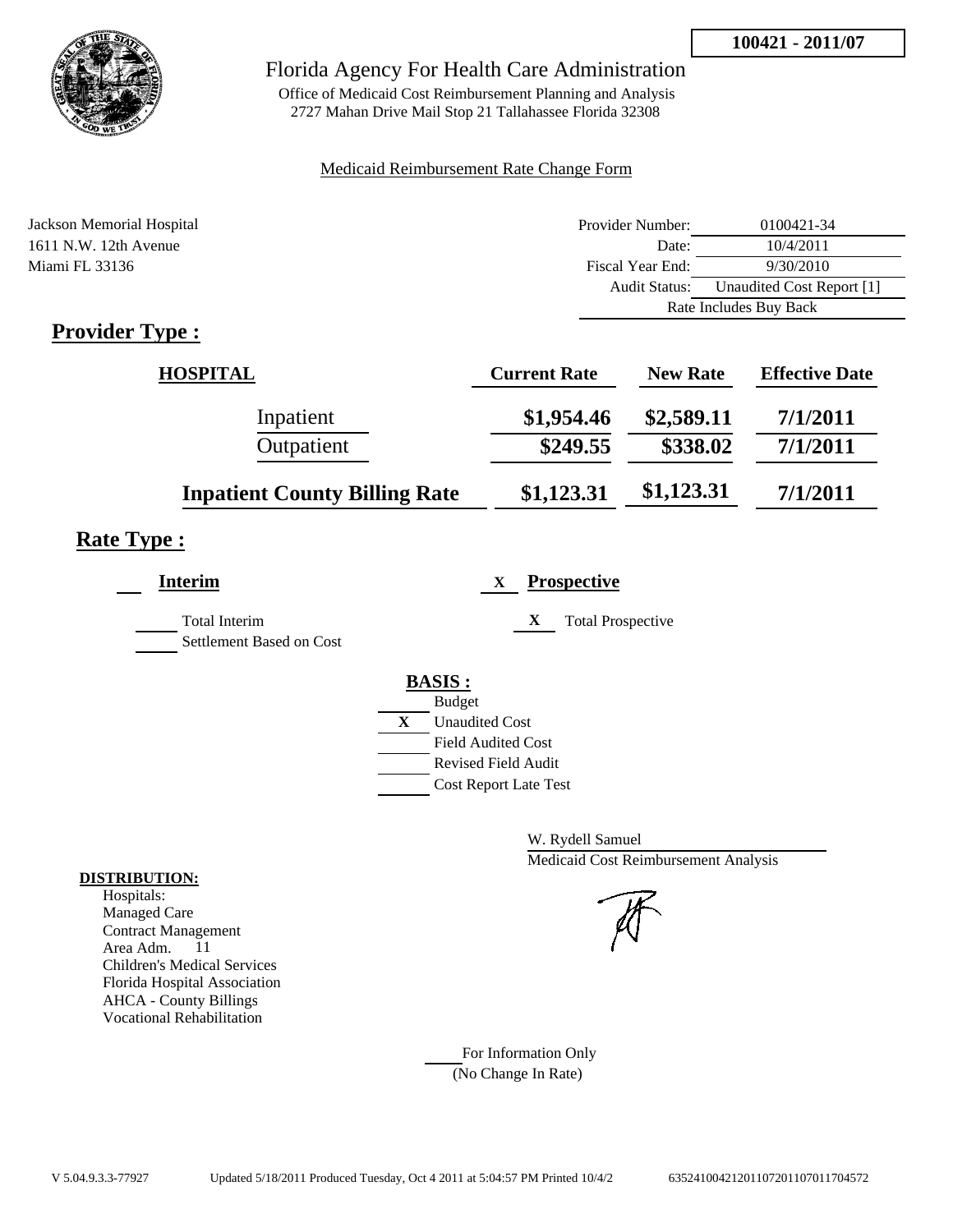**100421 - 2011/07**

# Florida Agency For Health Care Administration

Office of Medicaid Cost Reimbursement Planning and Analysis
2727 Mahan Drive Mail Stop 21 Tallahassee Florida 32308

Medicaid Reimbursement Rate Change Form

Jackson Memorial Hospital
1611 N.W. 12th Avenue
Miami FL 33136

| | |
|---|---|
| Provider Number: | 0100421-34 |
| Date: | 10/4/2011 |
| Fiscal Year End: | 9/30/2010 |
| Audit Status: | Unaudited Cost Report [1] |
| Rate Includes Buy Back | |

## Provider Type :

| HOSPITAL | Current Rate | New Rate | Effective Date |
|---|---|---|---|
| Inpatient | $1,954.46 | $2,589.11 | 7/1/2011 |
| Outpatient | $249.55 | $338.02 | 7/1/2011 |
| **Inpatient County Billing Rate** | $1,123.31 | $1,123.31 | 7/1/2011 |

## Rate Type :

___ **Interim**

___ Total Interim
___ Settlement Based on Cost

X **Prospective**

X Total Prospective

**BASIS :**

___ Budget
X Unaudited Cost
___ Field Audited Cost
___ Revised Field Audit
___ Cost Report Late Test

W. Rydell Samuel
Medicaid Cost Reimbursement Analysis

**DISTRIBUTION:**

Hospitals:
Managed Care
Contract Management
Area Adm. 11
Children's Medical Services
Florida Hospital Association
AHCA - County Billings
Vocational Rehabilitation

___ For Information Only
(No Change In Rate)

V 5.04.9.3.3-77927 Updated 5/18/2011 Produced Tuesday, Oct 4 2011 at 5:04:57 PM Printed 10/4/2 635241004212011072011070117004572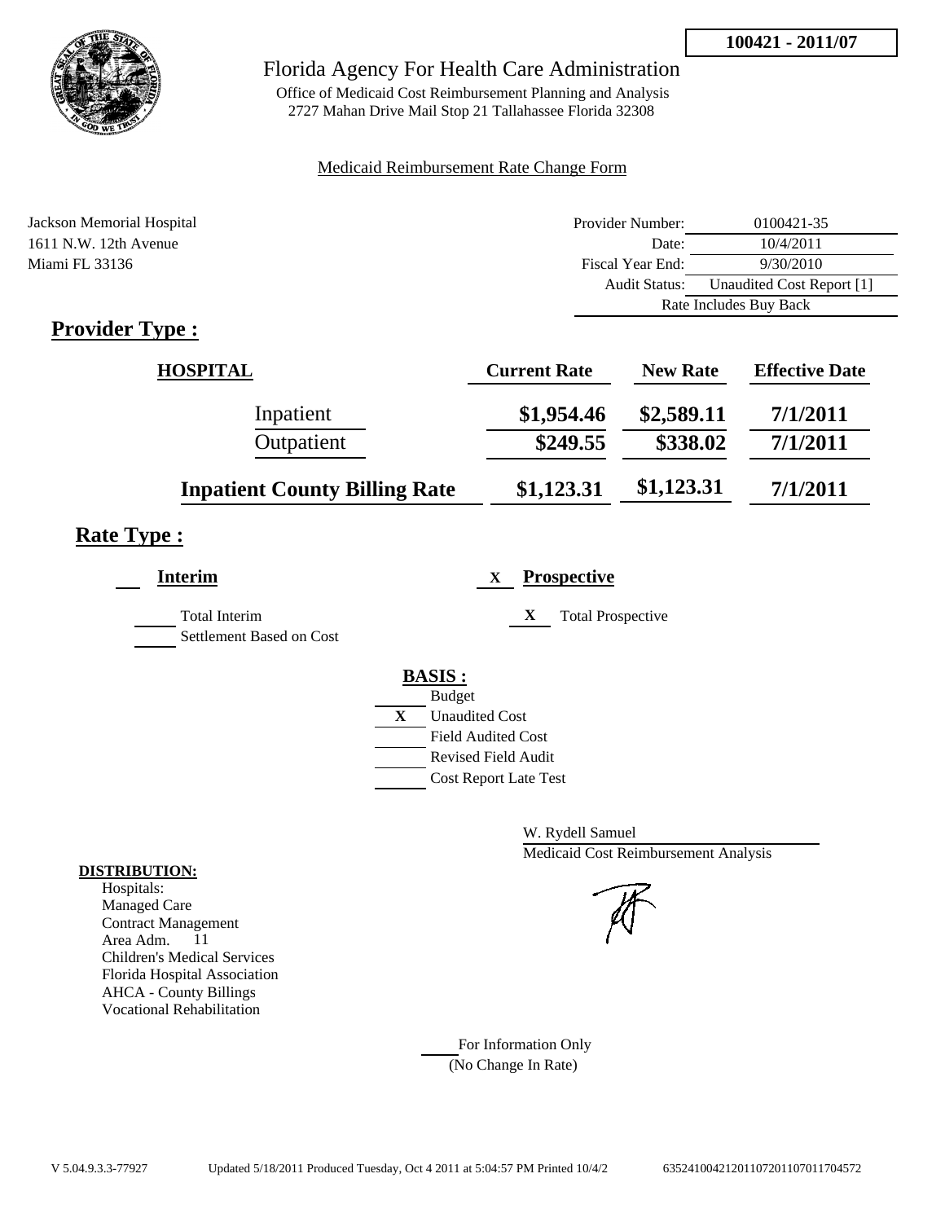100421 - 2011/07

# Florida Agency For Health Care Administration

Office of Medicaid Cost Reimbursement Planning and Analysis
2727 Mahan Drive Mail Stop 21 Tallahassee Florida 32308

Medicaid Reimbursement Rate Change Form

Jackson Memorial Hospital
1611 N.W. 12th Avenue
Miami FL 33136

| | |
|---|---|
| Provider Number: | 0100421-35 |
| Date: | 10/4/2011 |
| Fiscal Year End: | 9/30/2010 |
| Audit Status: | Unaudited Cost Report [1] |
| Rate Includes Buy Back | |

## Provider Type :

| HOSPITAL | Current Rate | New Rate | Effective Date |
|---|---|---|---|
| Inpatient | $1,954.46 | $2,589.11 | 7/1/2011 |
| Outpatient | $249.55 | $338.02 | 7/1/2011 |
| **Inpatient County Billing Rate** | $1,123.31 | $1,123.31 | 7/1/2011 |

## Rate Type :

**Interim**

___ Total Interim
___ Settlement Based on Cost

X **Prospective**

X Total Prospective

**BASIS :**

___ Budget
X Unaudited Cost
___ Field Audited Cost
___ Revised Field Audit
___ Cost Report Late Test

W. Rydell Samuel
Medicaid Cost Reimbursement Analysis

**DISTRIBUTION:**

Hospitals:
Managed Care
Contract Management
Area Adm. 11
Children's Medical Services
Florida Hospital Association
AHCA - County Billings
Vocational Rehabilitation

___ For Information Only
(No Change In Rate)

V 5.04.9.3.3-77927 Updated 5/18/2011 Produced Tuesday, Oct 4 2011 at 5:04:57 PM Printed 10/4/2 635241004212011072011070117045​72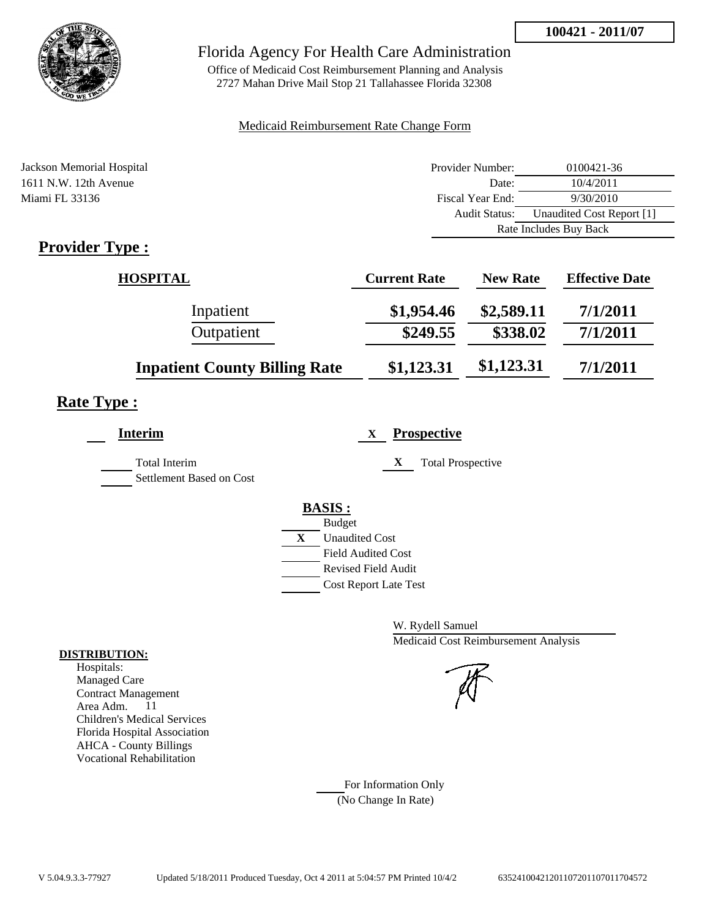100421 - 2011/07

# Florida Agency For Health Care Administration

Office of Medicaid Cost Reimbursement Planning and Analysis
2727 Mahan Drive Mail Stop 21 Tallahassee Florida 32308

Medicaid Reimbursement Rate Change Form

Jackson Memorial Hospital
1611 N.W. 12th Avenue
Miami FL 33136

| | |
|---|---|
| Provider Number: | 0100421-36 |
| Date: | 10/4/2011 |
| Fiscal Year End: | 9/30/2010 |
| Audit Status: | Unaudited Cost Report [1] |
| Rate Includes Buy Back | |

## Provider Type :

| HOSPITAL | Current Rate | New Rate | Effective Date |
|---|---|---|---|
| Inpatient | \$1,954.46 | \$2,589.11 | 7/1/2011 |
| Outpatient | \$249.55 | \$338.02 | 7/1/2011 |
| **Inpatient County Billing Rate** | \$1,123.31 | \$1,123.31 | 7/1/2011 |

## Rate Type :

**Interim**

Total Interim
Settlement Based on Cost

X **Prospective**

X Total Prospective

**BASIS :**

Budget
X Unaudited Cost
Field Audited Cost
Revised Field Audit
Cost Report Late Test

W. Rydell Samuel
Medicaid Cost Reimbursement Analysis

**DISTRIBUTION:**
Hospitals:
Managed Care
Contract Management
Area Adm. 11
Children's Medical Services
Florida Hospital Association
AHCA - County Billings
Vocational Rehabilitation

For Information Only
(No Change In Rate)

V 5.04.9.3.3-77927 Updated 5/18/2011 Produced Tuesday, Oct 4 2011 at 5:04:57 PM Printed 10/4/2 635241004212011072011070117704572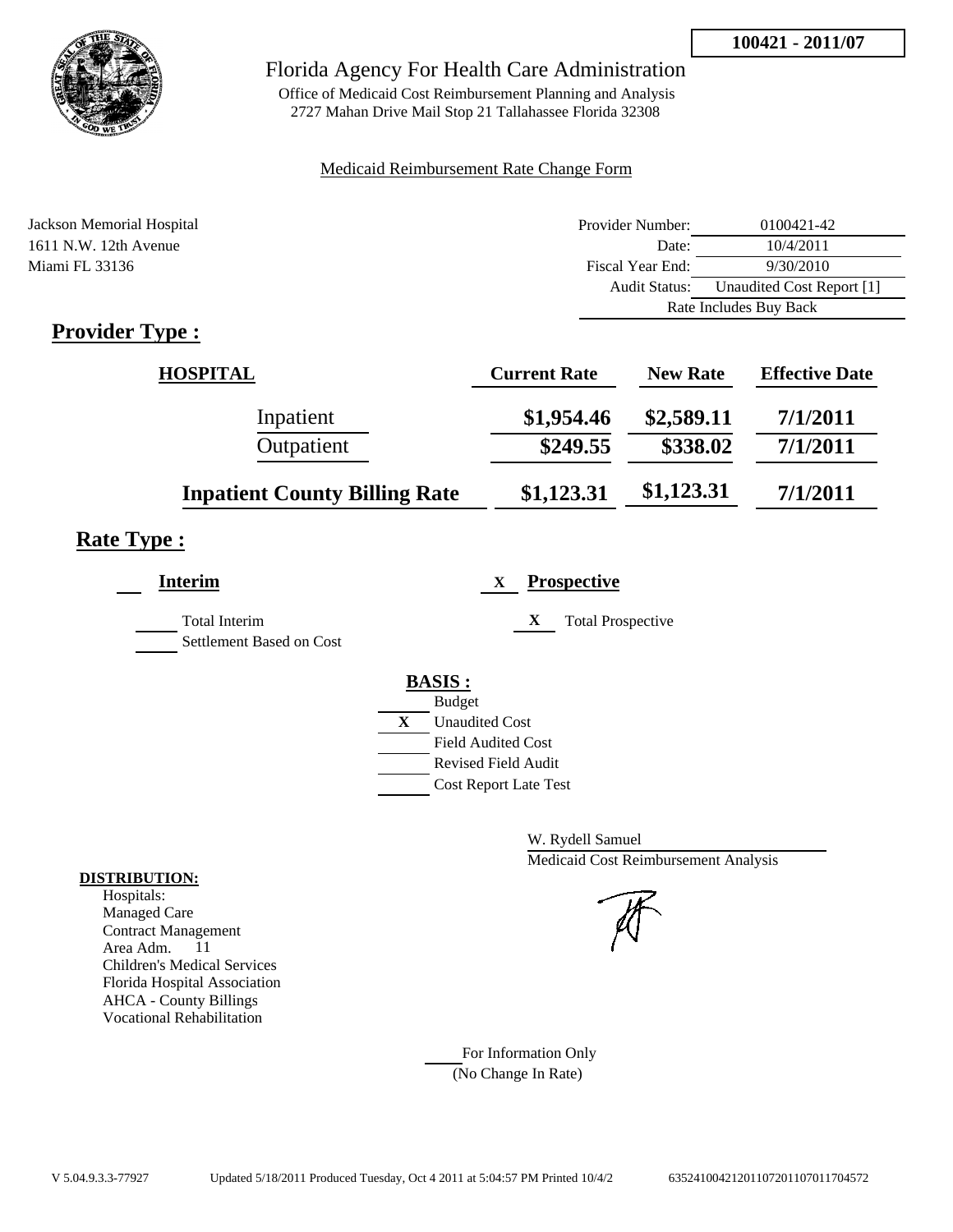**100421 - 2011/07**

# Florida Agency For Health Care Administration

Office of Medicaid Cost Reimbursement Planning and Analysis
2727 Mahan Drive Mail Stop 21 Tallahassee Florida 32308

Medicaid Reimbursement Rate Change Form

Jackson Memorial Hospital
1611 N.W. 12th Avenue
Miami FL 33136

| | |
|---|---|
| Provider Number: | 0100421-42 |
| Date: | 10/4/2011 |
| Fiscal Year End: | 9/30/2010 |
| Audit Status: | Unaudited Cost Report [1] |
| Rate Includes Buy Back | |

## Provider Type :

| HOSPITAL | Current Rate | New Rate | Effective Date |
|---|---|---|---|
| Inpatient | $1,954.46 | $2,589.11 | 7/1/2011 |
| Outpatient | $249.55 | $338.02 | 7/1/2011 |
| **Inpatient County Billing Rate** | $1,123.31 | $1,123.31 | 7/1/2011 |

## Rate Type :

___ **Interim**

___ Total Interim
___ Settlement Based on Cost

X **Prospective**

X Total Prospective

**BASIS :**

___ Budget
X Unaudited Cost
___ Field Audited Cost
___ Revised Field Audit
___ Cost Report Late Test

W. Rydell Samuel
Medicaid Cost Reimbursement Analysis

**DISTRIBUTION:**
Hospitals:
Managed Care
Contract Management
Area Adm. 11
Children's Medical Services
Florida Hospital Association
AHCA - County Billings
Vocational Rehabilitation

___ For Information Only
(No Change In Rate)

V 5.04.9.3.3-77927 Updated 5/18/2011 Produced Tuesday, Oct 4 2011 at 5:04:57 PM Printed 10/4/2 635241004212011072011070117704572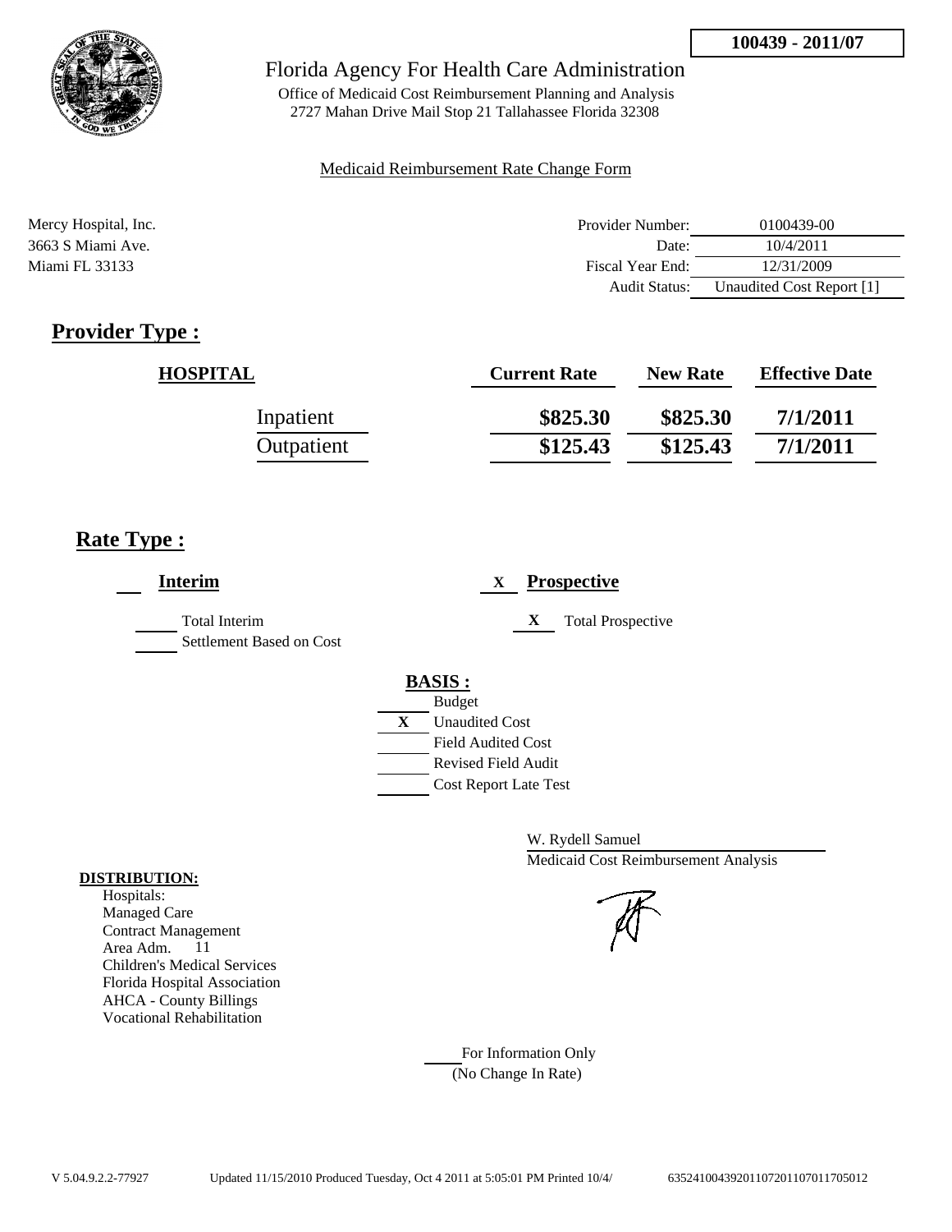100439 - 2011/07

Florida Agency For Health Care Administration

Office of Medicaid Cost Reimbursement Planning and Analysis
2727 Mahan Drive Mail Stop 21 Tallahassee Florida 32308

Medicaid Reimbursement Rate Change Form

Mercy Hospital, Inc.
3663 S Miami Ave.
Miami FL 33133

| | |
|---|---|
| Provider Number: | 0100439-00 |
| Date: | 10/4/2011 |
| Fiscal Year End: | 12/31/2009 |
| Audit Status: | Unaudited Cost Report [1] |

## Provider Type :

| HOSPITAL | Current Rate | New Rate | Effective Date |
|---|---|---|---|
| Inpatient | \$825.30 | \$825.30 | 7/1/2011 |
| Outpatient | \$125.43 | \$125.43 | 7/1/2011 |

## Rate Type :

**Interim**

- [ ] Total Interim
- [ ] Settlement Based on Cost

X **Prospective**

- X Total Prospective

**BASIS :**

- [ ] Budget
- X Unaudited Cost
- [ ] Field Audited Cost
- [ ] Revised Field Audit
- [ ] Cost Report Late Test

W. Rydell Samuel
Medicaid Cost Reimbursement Analysis

**DISTRIBUTION:**
Hospitals:
Managed Care
Contract Management
Area Adm. 11
Children's Medical Services
Florida Hospital Association
AHCA - County Billings
Vocational Rehabilitation

___ For Information Only
(No Change In Rate)

V 5.04.9.2.2-77927 Updated 11/15/2010 Produced Tuesday, Oct 4 2011 at 5:05:01 PM Printed 10/4/ 635241004392011072011070117050​12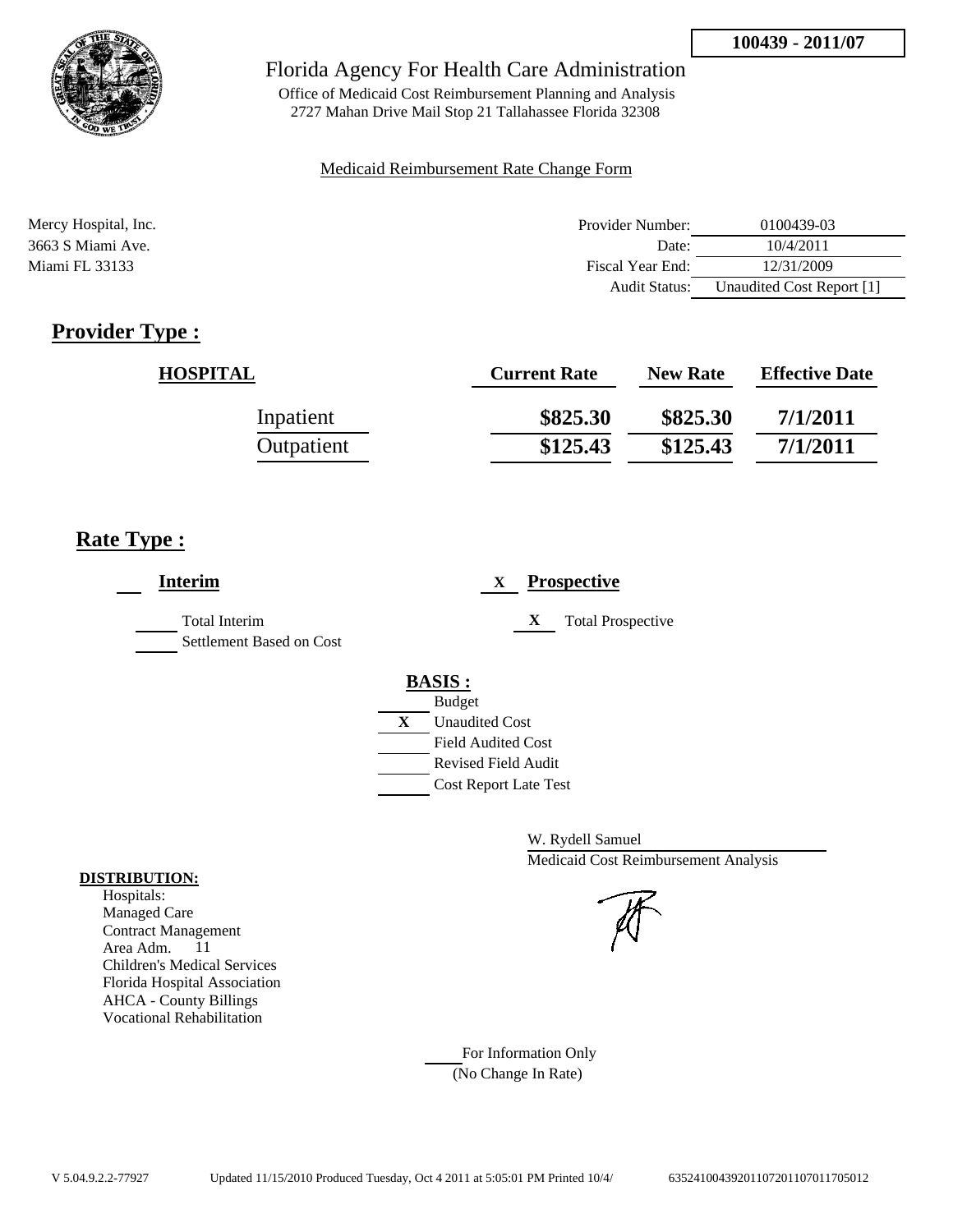**100439 - 2011/07**

Florida Agency For Health Care Administration

Office of Medicaid Cost Reimbursement Planning and Analysis
2727 Mahan Drive Mail Stop 21 Tallahassee Florida 32308

Medicaid Reimbursement Rate Change Form

Mercy Hospital, Inc.
3663 S Miami Ave.
Miami FL 33133

| | |
|---|---|
| Provider Number: | 0100439-03 |
| Date: | 10/4/2011 |
| Fiscal Year End: | 12/31/2009 |
| Audit Status: | Unaudited Cost Report [1] |

## Provider Type :

| HOSPITAL | Current Rate | New Rate | Effective Date |
|---|---|---|---|
| Inpatient | \$825.30 | \$825.30 | 7/1/2011 |
| Outpatient | \$125.43 | \$125.43 | 7/1/2011 |

## Rate Type :

___ **Interim**

___ Total Interim
___ Settlement Based on Cost

X **Prospective**

X Total Prospective

**BASIS :**

___ Budget
X Unaudited Cost
___ Field Audited Cost
___ Revised Field Audit
___ Cost Report Late Test

W. Rydell Samuel
Medicaid Cost Reimbursement Analysis

**DISTRIBUTION:**

Hospitals:
Managed Care
Contract Management
Area Adm. 11
Children's Medical Services
Florida Hospital Association
AHCA - County Billings
Vocational Rehabilitation

___ For Information Only
(No Change In Rate)

V 5.04.9.2.2-77927 Updated 11/15/2010 Produced Tuesday, Oct 4 2011 at 5:05:01 PM Printed 10/4/ 635241004392011072011070117050012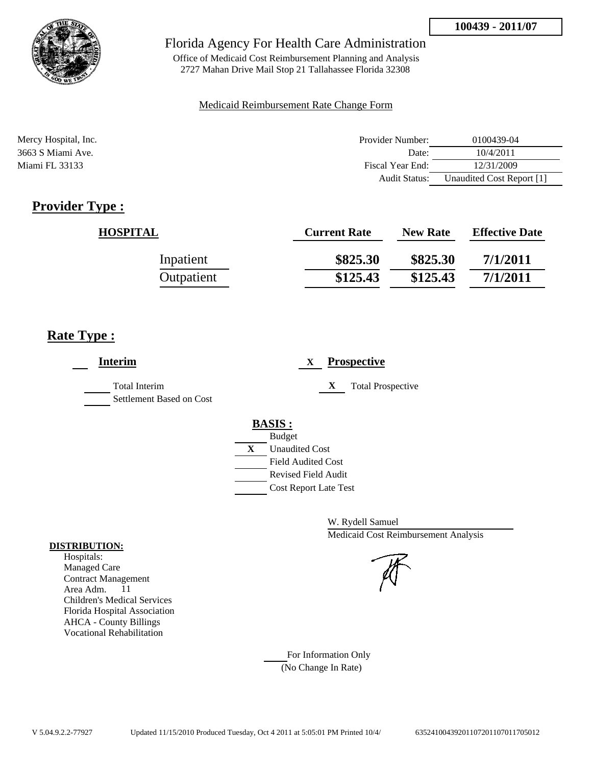**100439 - 2011/07**

Florida Agency For Health Care Administration

Office of Medicaid Cost Reimbursement Planning and Analysis
2727 Mahan Drive Mail Stop 21 Tallahassee Florida 32308

Medicaid Reimbursement Rate Change Form

Mercy Hospital, Inc.
3663 S Miami Ave.
Miami FL 33133

| | |
|---|---|
| Provider Number: | 0100439-04 |
| Date: | 10/4/2011 |
| Fiscal Year End: | 12/31/2009 |
| Audit Status: | Unaudited Cost Report [1] |

## Provider Type :

| HOSPITAL | Current Rate | New Rate | Effective Date |
|---|---|---|---|
| Inpatient | $825.30 | $825.30 | 7/1/2011 |
| Outpatient | $125.43 | $125.43 | 7/1/2011 |

## Rate Type :

___ **Interim**

___ Total Interim
___ Settlement Based on Cost

X **Prospective**

X Total Prospective

**BASIS :**
___ Budget
X Unaudited Cost
___ Field Audited Cost
___ Revised Field Audit
___ Cost Report Late Test

W. Rydell Samuel
Medicaid Cost Reimbursement Analysis

**DISTRIBUTION:**
Hospitals:
Managed Care
Contract Management
Area Adm. 11
Children's Medical Services
Florida Hospital Association
AHCA - County Billings
Vocational Rehabilitation

___ For Information Only
(No Change In Rate)

V 5.04.9.2.2-77927 Updated 11/15/2010 Produced Tuesday, Oct 4 2011 at 5:05:01 PM Printed 10/4/ 635241004392011072011070117050​12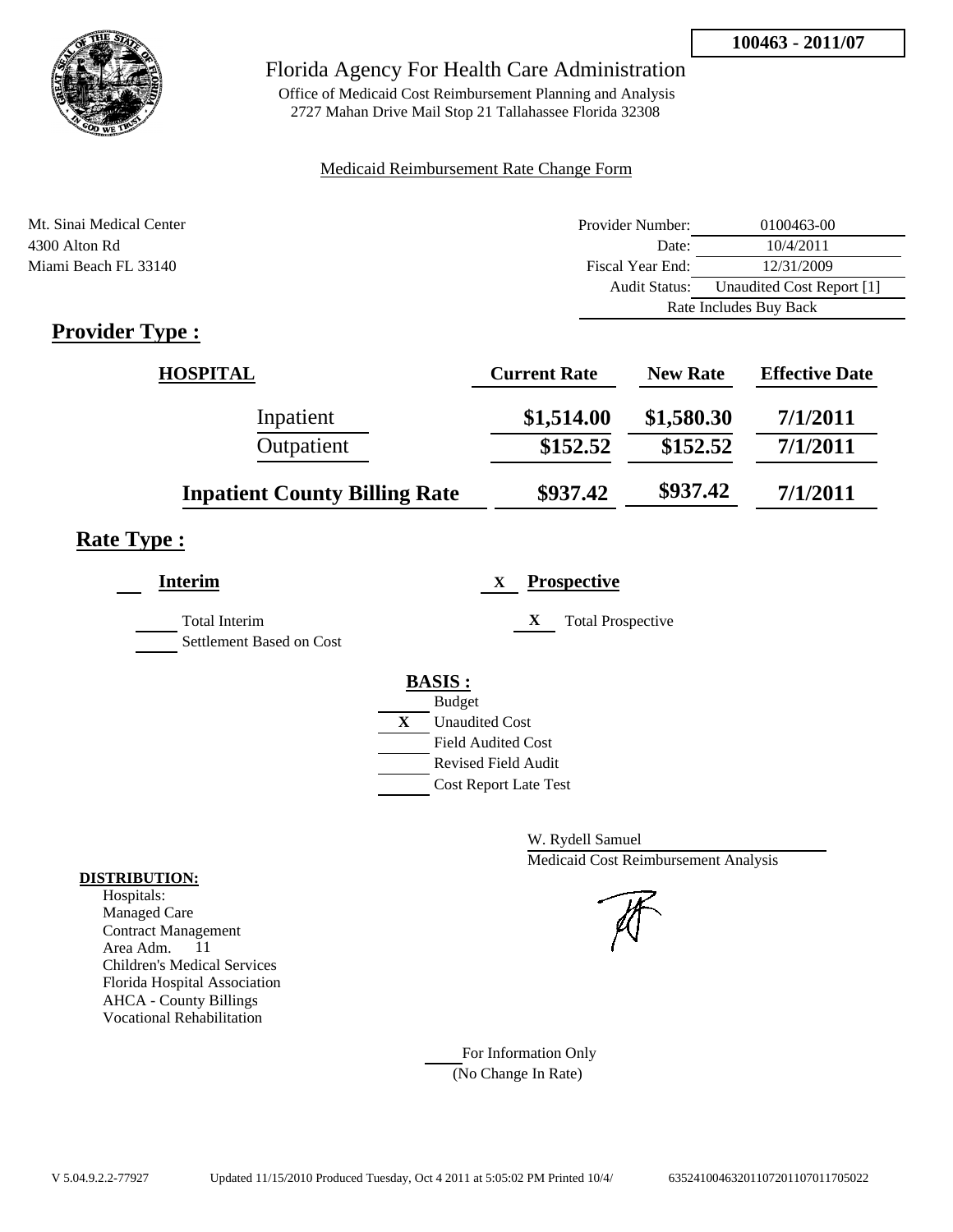**100463 - 2011/07**

# Florida Agency For Health Care Administration

Office of Medicaid Cost Reimbursement Planning and Analysis
2727 Mahan Drive Mail Stop 21 Tallahassee Florida 32308

Medicaid Reimbursement Rate Change Form

Mt. Sinai Medical Center
4300 Alton Rd
Miami Beach FL 33140

| | |
|---|---|
| Provider Number: | 0100463-00 |
| Date: | 10/4/2011 |
| Fiscal Year End: | 12/31/2009 |
| Audit Status: | Unaudited Cost Report [1] |
| Rate Includes Buy Back | |

## Provider Type :

| HOSPITAL | Current Rate | New Rate | Effective Date |
|---|---|---|---|
| Inpatient | $1,514.00 | $1,580.30 | 7/1/2011 |
| Outpatient | $152.52 | $152.52 | 7/1/2011 |
| **Inpatient County Billing Rate** | $937.42 | $937.42 | 7/1/2011 |

## Rate Type :

**Interim**

___ Total Interim
___ Settlement Based on Cost

X **Prospective**

X Total Prospective

**BASIS :**

___ Budget
X Unaudited Cost
___ Field Audited Cost
___ Revised Field Audit
___ Cost Report Late Test

W. Rydell Samuel
Medicaid Cost Reimbursement Analysis

**DISTRIBUTION:**
Hospitals:
Managed Care
Contract Management
Area Adm. 11
Children's Medical Services
Florida Hospital Association
AHCA - County Billings
Vocational Rehabilitation

___ For Information Only
(No Change In Rate)

V 5.04.9.2.2-77927 Updated 11/15/2010 Produced Tuesday, Oct 4 2011 at 5:05:02 PM Printed 10/4/ 635241004632011072011070117050​22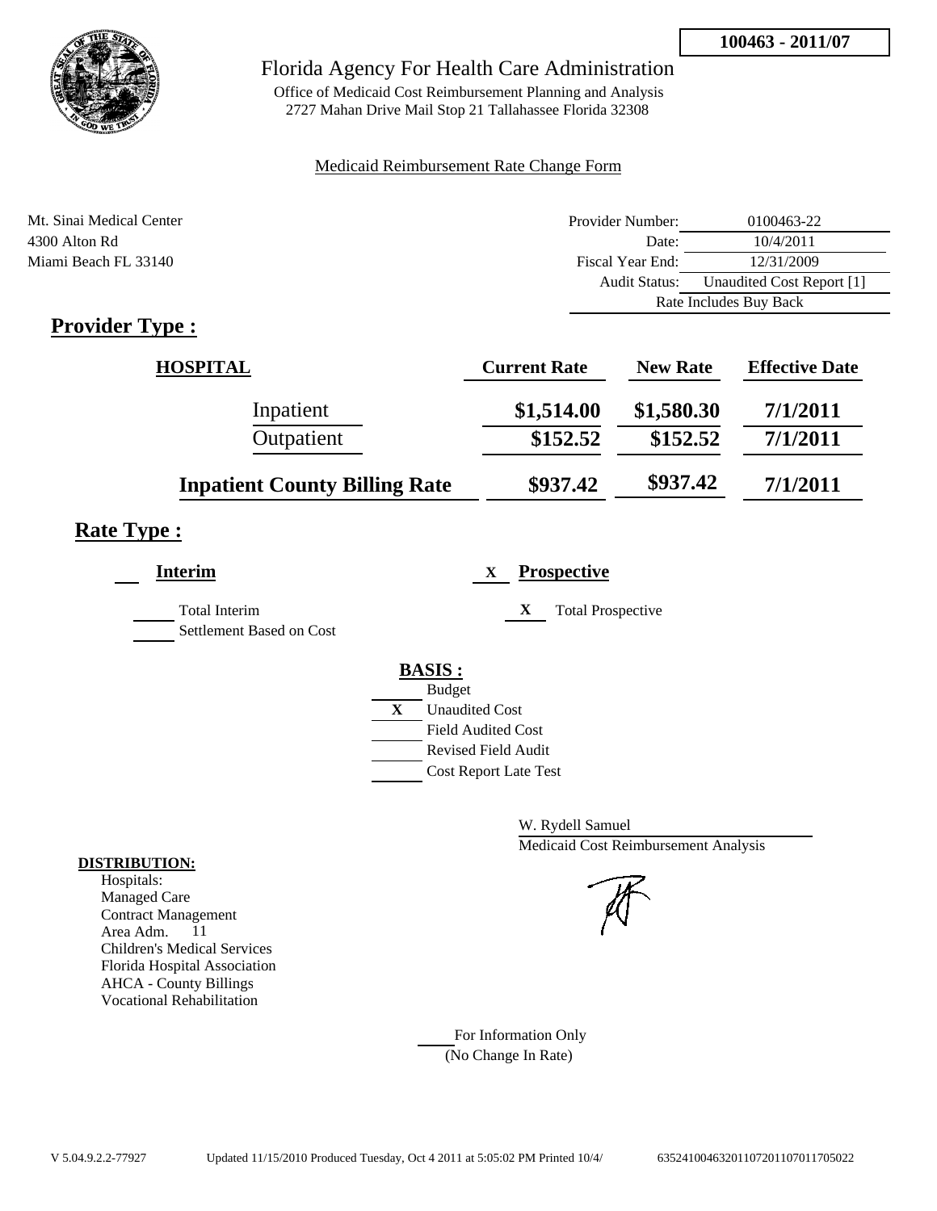**100463 - 2011/07**

# Florida Agency For Health Care Administration

Office of Medicaid Cost Reimbursement Planning and Analysis
2727 Mahan Drive Mail Stop 21 Tallahassee Florida 32308

Medicaid Reimbursement Rate Change Form

Mt. Sinai Medical Center
4300 Alton Rd
Miami Beach FL 33140

| | |
|---|---|
| Provider Number: | 0100463-22 |
| Date: | 10/4/2011 |
| Fiscal Year End: | 12/31/2009 |
| Audit Status: | Unaudited Cost Report [1] |
| | Rate Includes Buy Back |

## Provider Type :

| HOSPITAL | Current Rate | New Rate | Effective Date |
|---|---|---|---|
| Inpatient | $1,514.00 | $1,580.30 | 7/1/2011 |
| Outpatient | $152.52 | $152.52 | 7/1/2011 |
| **Inpatient County Billing Rate** | **$937.42** | **$937.42** | **7/1/2011** |

## Rate Type :

**Interim**

- [ ] Total Interim
- [ ] Settlement Based on Cost

X **Prospective**

- [X] Total Prospective

**BASIS :**

- [ ] Budget
- [X] Unaudited Cost
- [ ] Field Audited Cost
- [ ] Revised Field Audit
- [ ] Cost Report Late Test

W. Rydell Samuel
Medicaid Cost Reimbursement Analysis

**DISTRIBUTION:**
Hospitals:
Managed Care
Contract Management
Area Adm. 11
Children's Medical Services
Florida Hospital Association
AHCA - County Billings
Vocational Rehabilitation

For Information Only
(No Change In Rate)

V 5.04.9.2.2-77927 Updated 11/15/2010 Produced Tuesday, Oct 4 2011 at 5:05:02 PM Printed 10/4/ 635241004632011072011070117050​22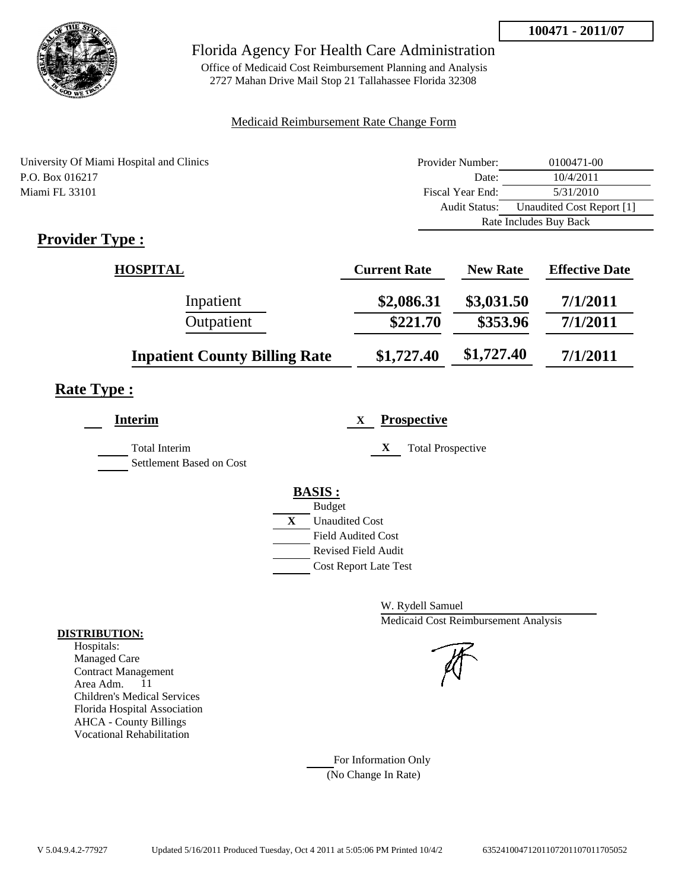**100471 - 2011/07**

# Florida Agency For Health Care Administration

Office of Medicaid Cost Reimbursement Planning and Analysis
2727 Mahan Drive Mail Stop 21 Tallahassee Florida 32308

Medicaid Reimbursement Rate Change Form

University Of Miami Hospital and Clinics
P.O. Box 016217
Miami FL 33101

| | |
|---|---|
| Provider Number: | 0100471-00 |
| Date: | 10/4/2011 |
| Fiscal Year End: | 5/31/2010 |
| Audit Status: | Unaudited Cost Report [1] |
| Rate Includes Buy Back | |

## Provider Type :

| HOSPITAL | Current Rate | New Rate | Effective Date |
|---|---|---|---|
| Inpatient | $2,086.31 | $3,031.50 | 7/1/2011 |
| Outpatient | $221.70 | $353.96 | 7/1/2011 |
| **Inpatient County Billing Rate** | $1,727.40 | $1,727.40 | 7/1/2011 |

## Rate Type :

**Interim**

- Total Interim
- Settlement Based on Cost

X **Prospective**

- X Total Prospective

**BASIS :**

- Budget
- X Unaudited Cost
- Field Audited Cost
- Revised Field Audit
- Cost Report Late Test

W. Rydell Samuel
Medicaid Cost Reimbursement Analysis

**DISTRIBUTION:**
Hospitals:
Managed Care
Contract Management
Area Adm. 11
Children's Medical Services
Florida Hospital Association
AHCA - County Billings
Vocational Rehabilitation

For Information Only
(No Change In Rate)

V 5.04.9.4.2-77927 Updated 5/16/2011 Produced Tuesday, Oct 4 2011 at 5:05:06 PM Printed 10/4/2 635241004712011072011070117705052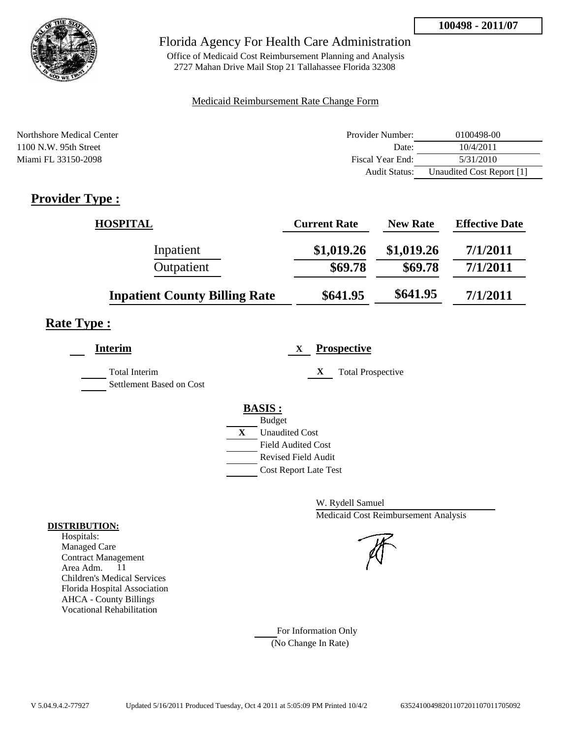100498 - 2011/07

Florida Agency For Health Care Administration

Office of Medicaid Cost Reimbursement Planning and Analysis
2727 Mahan Drive Mail Stop 21 Tallahassee Florida 32308

Medicaid Reimbursement Rate Change Form

Northshore Medical Center
1100 N.W. 95th Street
Miami FL 33150-2098

| | |
|---|---|
| Provider Number: | 0100498-00 |
| Date: | 10/4/2011 |
| Fiscal Year End: | 5/31/2010 |
| Audit Status: | Unaudited Cost Report [1] |

## Provider Type :

| HOSPITAL | Current Rate | New Rate | Effective Date |
|---|---|---|---|
| Inpatient | $1,019.26 | $1,019.26 | 7/1/2011 |
| Outpatient | $69.78 | $69.78 | 7/1/2011 |
| **Inpatient County Billing Rate** | $641.95 | $641.95 | 7/1/2011 |

## Rate Type :

**Interim**

- Total Interim
- Settlement Based on Cost

X **Prospective**

- X Total Prospective

**BASIS :**

- Budget
- X Unaudited Cost
- Field Audited Cost
- Revised Field Audit
- Cost Report Late Test

W. Rydell Samuel
Medicaid Cost Reimbursement Analysis

**DISTRIBUTION:**

Hospitals:
Managed Care
Contract Management
Area Adm. 11
Children's Medical Services
Florida Hospital Association
AHCA - County Billings
Vocational Rehabilitation

For Information Only
(No Change In Rate)

V 5.04.9.4.2-77927 Updated 5/16/2011 Produced Tuesday, Oct 4 2011 at 5:05:09 PM Printed 10/4/2 635241004982011072011070117050​92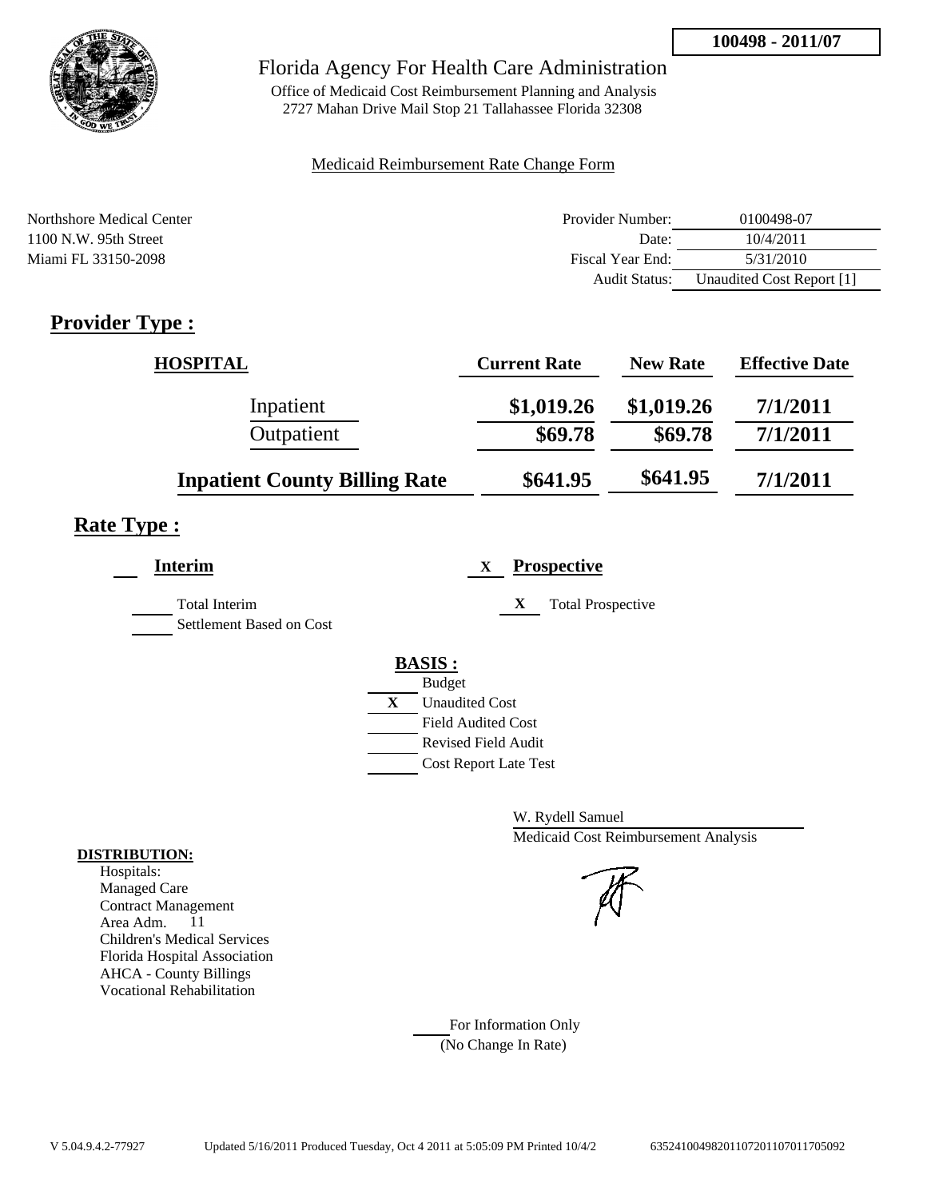100498 - 2011/07

# Florida Agency For Health Care Administration

Office of Medicaid Cost Reimbursement Planning and Analysis
2727 Mahan Drive Mail Stop 21 Tallahassee Florida 32308

Medicaid Reimbursement Rate Change Form

Northshore Medical Center
1100 N.W. 95th Street
Miami FL 33150-2098

| | |
|---|---|
| Provider Number: | 0100498-07 |
| Date: | 10/4/2011 |
| Fiscal Year End: | 5/31/2010 |
| Audit Status: | Unaudited Cost Report [1] |

## Provider Type :

| HOSPITAL | Current Rate | New Rate | Effective Date |
|---|---|---|---|
| Inpatient | $1,019.26 | $1,019.26 | 7/1/2011 |
| Outpatient | $69.78 | $69.78 | 7/1/2011 |
| **Inpatient County Billing Rate** | $641.95 | $641.95 | 7/1/2011 |

## Rate Type :

**Interim**

Total Interim
Settlement Based on Cost

X **Prospective**

X Total Prospective

**BASIS :**

Budget
X Unaudited Cost
Field Audited Cost
Revised Field Audit
Cost Report Late Test

W. Rydell Samuel
Medicaid Cost Reimbursement Analysis

**DISTRIBUTION:**
Hospitals:
Managed Care
Contract Management
Area Adm. 11
Children's Medical Services
Florida Hospital Association
AHCA - County Billings
Vocational Rehabilitation

For Information Only
(No Change In Rate)

V 5.04.9.4.2-77927 Updated 5/16/2011 Produced Tuesday, Oct 4 2011 at 5:05:09 PM Printed 10/4/2 635241004982011072011070117050092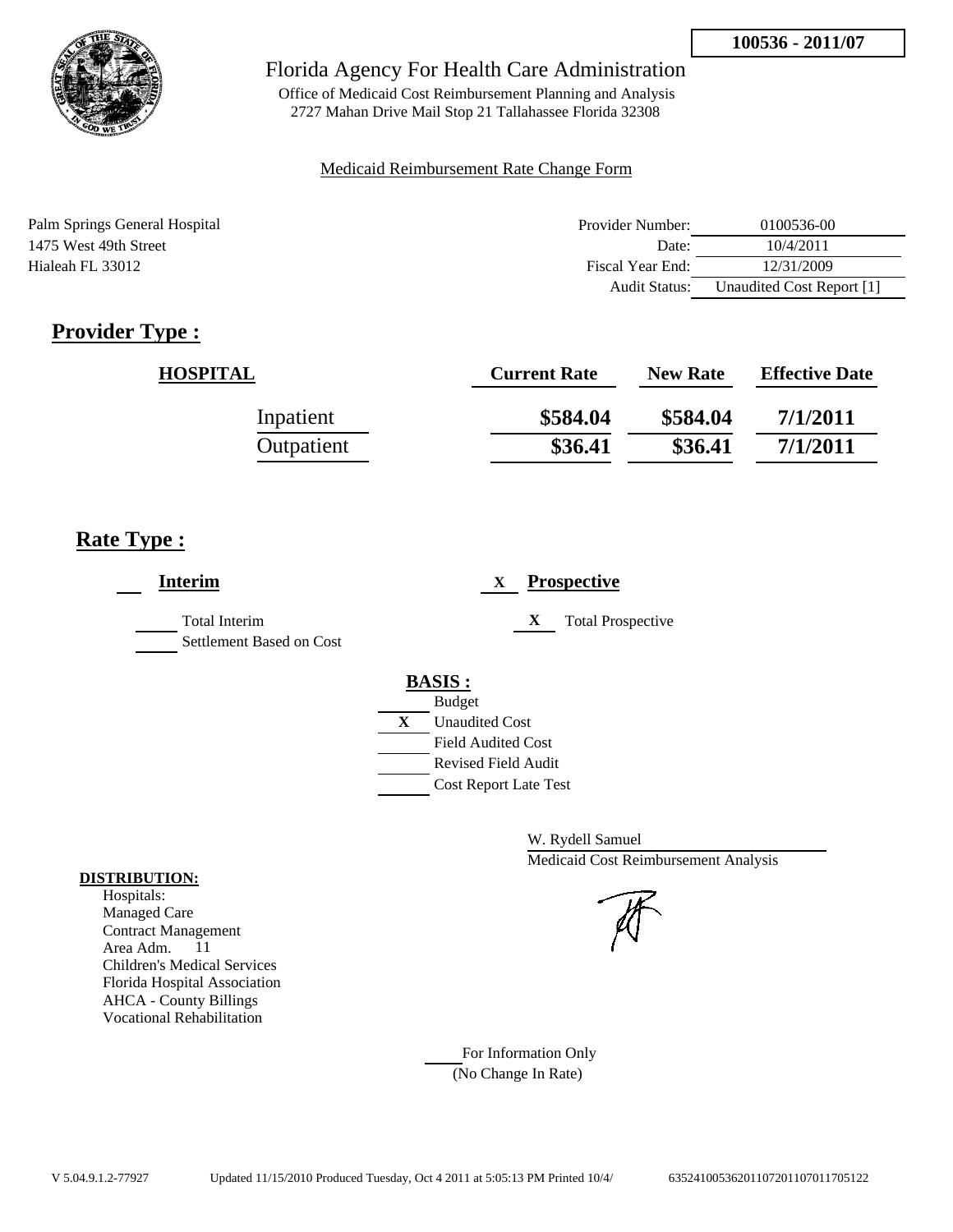**100536 - 2011/07**

# Florida Agency For Health Care Administration

Office of Medicaid Cost Reimbursement Planning and Analysis
2727 Mahan Drive Mail Stop 21 Tallahassee Florida 32308

Medicaid Reimbursement Rate Change Form

Palm Springs General Hospital
1475 West 49th Street
Hialeah FL 33012

| | |
|---|---|
| Provider Number: | 0100536-00 |
| Date: | 10/4/2011 |
| Fiscal Year End: | 12/31/2009 |
| Audit Status: | Unaudited Cost Report [1] |

## Provider Type :

| HOSPITAL | Current Rate | New Rate | Effective Date |
|---|---|---|---|
| Inpatient | **\$584.04** | **\$584.04** | **7/1/2011** |
| Outpatient | **\$36.41** | **\$36.41** | **7/1/2011** |

## Rate Type :

**Interim**

- [ ] Total Interim
- [ ] Settlement Based on Cost

X **Prospective**

- X Total Prospective

**BASIS :**

- [ ] Budget
- X Unaudited Cost
- [ ] Field Audited Cost
- [ ] Revised Field Audit
- [ ] Cost Report Late Test

W. Rydell Samuel
Medicaid Cost Reimbursement Analysis

**DISTRIBUTION:**
Hospitals:
Managed Care
Contract Management
Area Adm. 11
Children's Medical Services
Florida Hospital Association
AHCA - County Billings
Vocational Rehabilitation

For Information Only
(No Change In Rate)

V 5.04.9.1.2-77927 Updated 11/15/2010 Produced Tuesday, Oct 4 2011 at 5:05:13 PM Printed 10/4/ 635241005362011072011070117705122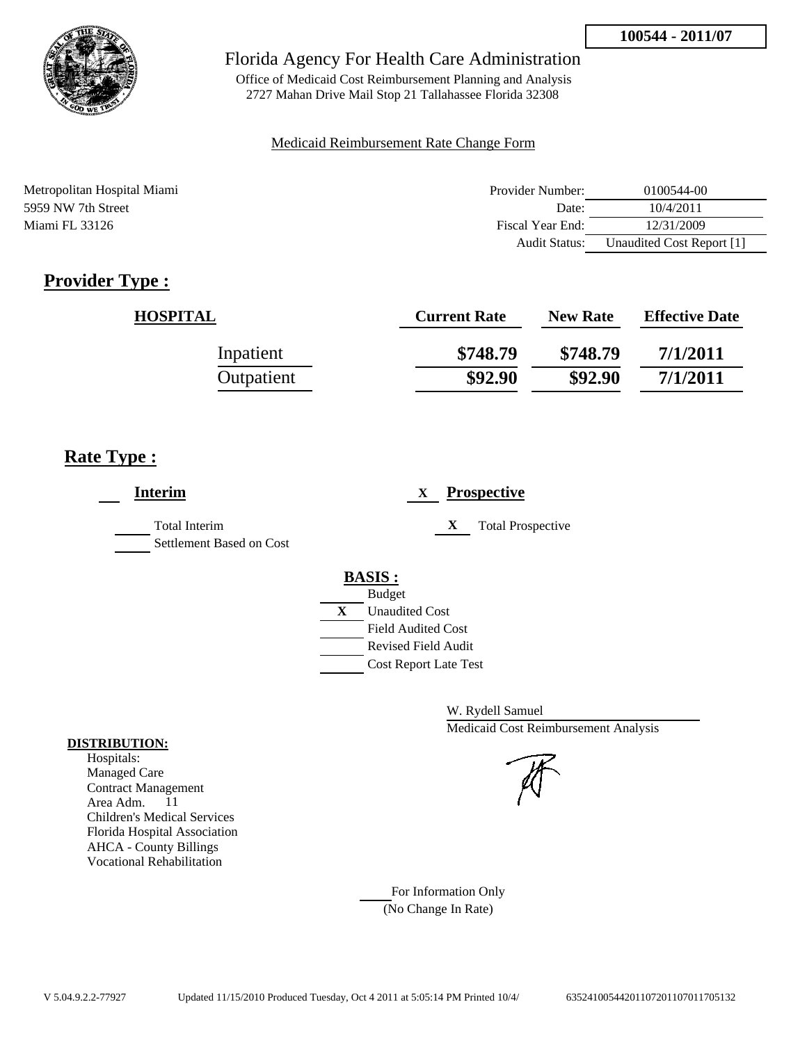100544 - 2011/07

Florida Agency For Health Care Administration

Office of Medicaid Cost Reimbursement Planning and Analysis
2727 Mahan Drive Mail Stop 21 Tallahassee Florida 32308

Medicaid Reimbursement Rate Change Form

Metropolitan Hospital Miami
5959 NW 7th Street
Miami FL 33126

| | |
|---|---|
| Provider Number: | 0100544-00 |
| Date: | 10/4/2011 |
| Fiscal Year End: | 12/31/2009 |
| Audit Status: | Unaudited Cost Report [1] |

## Provider Type :

| HOSPITAL | Current Rate | New Rate | Effective Date |
|---|---|---|---|
| Inpatient | $748.79 | $748.79 | 7/1/2011 |
| Outpatient | $92.90 | $92.90 | 7/1/2011 |

## Rate Type :

**Interim**

- Total Interim
- Settlement Based on Cost

X **Prospective**

- X Total Prospective

**BASIS :**

- Budget
- X Unaudited Cost
- Field Audited Cost
- Revised Field Audit
- Cost Report Late Test

W. Rydell Samuel
Medicaid Cost Reimbursement Analysis

**DISTRIBUTION:**
Hospitals:
Managed Care
Contract Management
Area Adm. 11
Children's Medical Services
Florida Hospital Association
AHCA - County Billings
Vocational Rehabilitation

For Information Only
(No Change In Rate)

V 5.04.9.2.2-77927 Updated 11/15/2010 Produced Tuesday, Oct 4 2011 at 5:05:14 PM Printed 10/4/ 63524100544201107201107011705132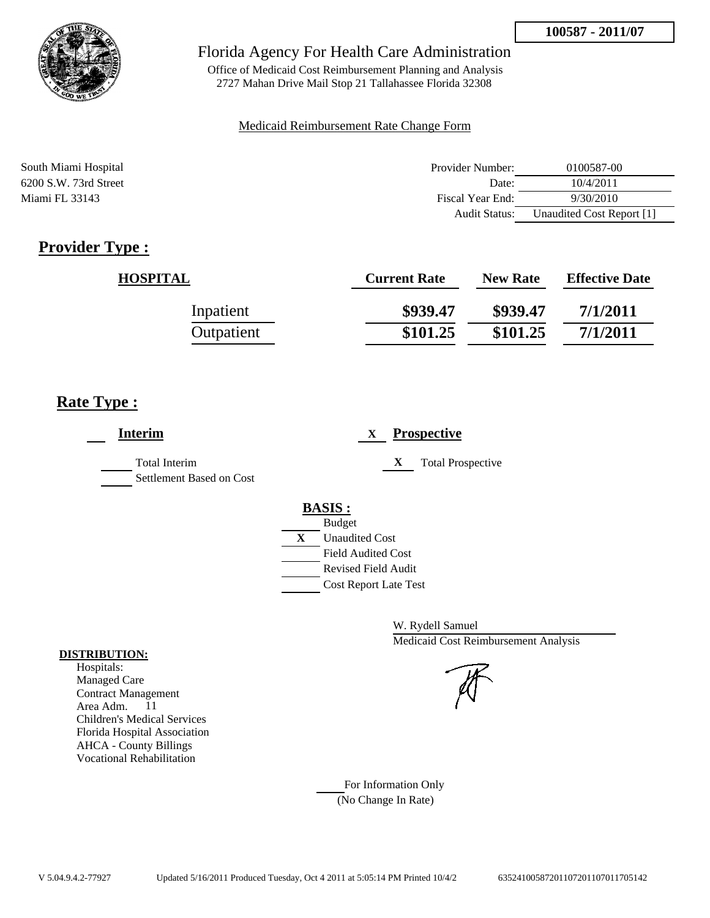100587 - 2011/07

Florida Agency For Health Care Administration

Office of Medicaid Cost Reimbursement Planning and Analysis
2727 Mahan Drive Mail Stop 21 Tallahassee Florida 32308

Medicaid Reimbursement Rate Change Form

South Miami Hospital
6200 S.W. 73rd Street
Miami FL 33143

| | |
|---|---|
| Provider Number: | 0100587-00 |
| Date: | 10/4/2011 |
| Fiscal Year End: | 9/30/2010 |
| Audit Status: | Unaudited Cost Report [1] |

## Provider Type :

| HOSPITAL | Current Rate | New Rate | Effective Date |
|---|---|---|---|
| Inpatient | \$939.47 | \$939.47 | 7/1/2011 |
| Outpatient | \$101.25 | \$101.25 | 7/1/2011 |

## Rate Type :

___ **Interim**

___ Total Interim
___ Settlement Based on Cost

X **Prospective**

X Total Prospective

**BASIS :**

___ Budget
X Unaudited Cost
___ Field Audited Cost
___ Revised Field Audit
___ Cost Report Late Test

W. Rydell Samuel
Medicaid Cost Reimbursement Analysis

**DISTRIBUTION:**

Hospitals:
Managed Care
Contract Management
Area Adm. 11
Children's Medical Services
Florida Hospital Association
AHCA - County Billings
Vocational Rehabilitation

___ For Information Only
(No Change In Rate)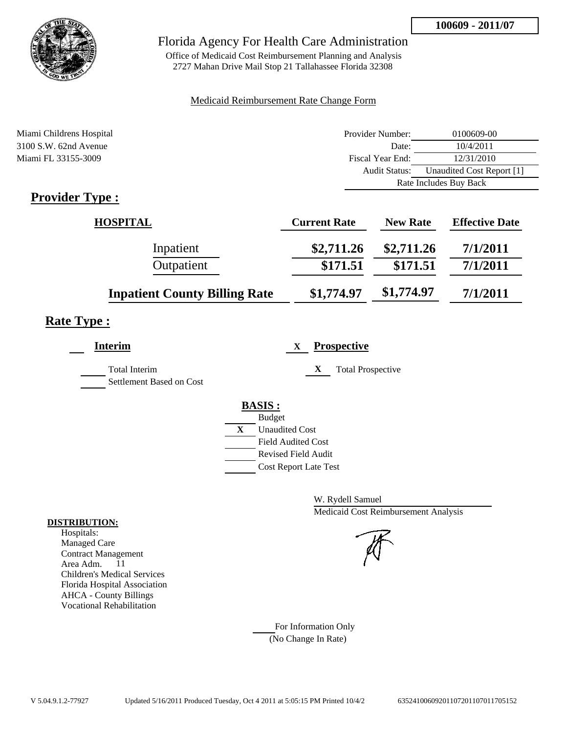**100609 - 2011/07**

# Florida Agency For Health Care Administration

Office of Medicaid Cost Reimbursement Planning and Analysis
2727 Mahan Drive Mail Stop 21 Tallahassee Florida 32308

Medicaid Reimbursement Rate Change Form

Miami Childrens Hospital
3100 S.W. 62nd Avenue
Miami FL 33155-3009

| | |
|---|---|
| Provider Number: | 0100609-00 |
| Date: | 10/4/2011 |
| Fiscal Year End: | 12/31/2010 |
| Audit Status: | Unaudited Cost Report [1] |
| | Rate Includes Buy Back |

## Provider Type :

| HOSPITAL | Current Rate | New Rate | Effective Date |
|---|---|---|---|
| Inpatient | $2,711.26 | $2,711.26 | 7/1/2011 |
| Outpatient | $171.51 | $171.51 | 7/1/2011 |
| **Inpatient County Billing Rate** | $1,774.97 | $1,774.97 | 7/1/2011 |

## Rate Type :

**Interim**

___ Total Interim
___ Settlement Based on Cost

X **Prospective**

X Total Prospective

**BASIS :**

___ Budget
X Unaudited Cost
___ Field Audited Cost
___ Revised Field Audit
___ Cost Report Late Test

W. Rydell Samuel
Medicaid Cost Reimbursement Analysis

**DISTRIBUTION:**

Hospitals:
Managed Care
Contract Management
Area Adm. 11
Children's Medical Services
Florida Hospital Association
AHCA - County Billings
Vocational Rehabilitation

___ For Information Only
(No Change In Rate)

V 5.04.9.1.2-77927 Updated 5/16/2011 Produced Tuesday, Oct 4 2011 at 5:05:15 PM Printed 10/4/2 635241006092011072011070117705152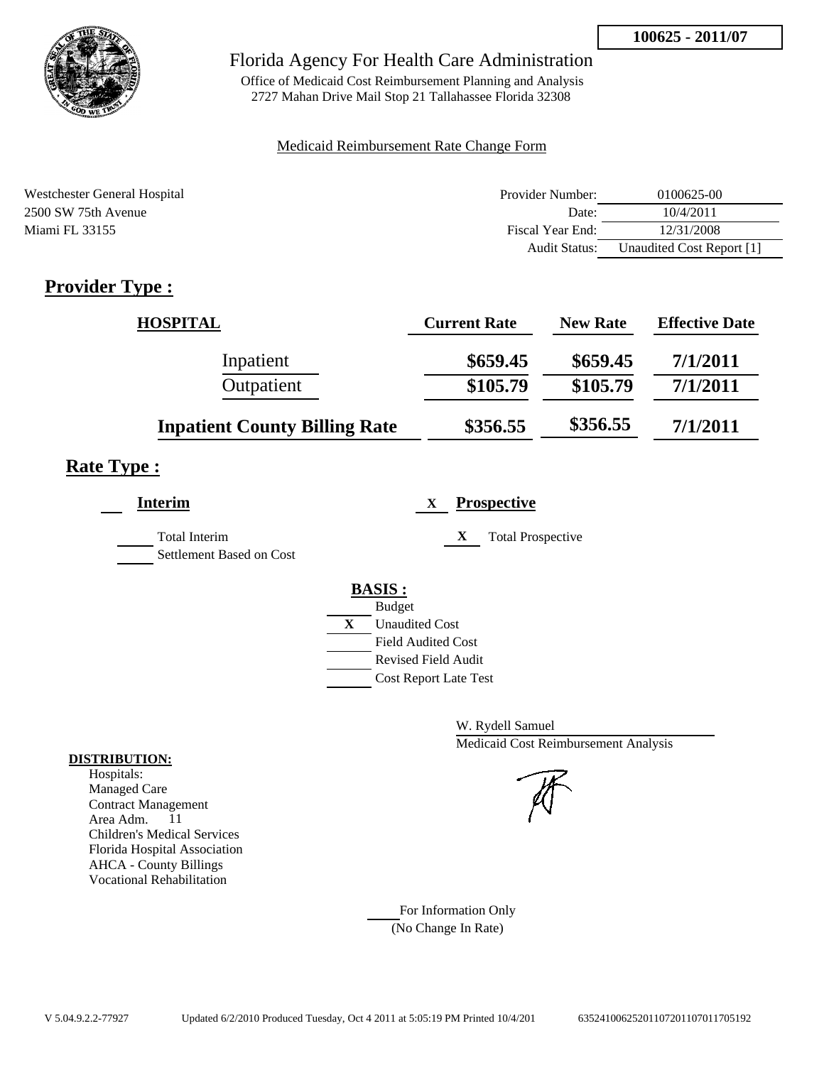**100625 - 2011/07**

# Florida Agency For Health Care Administration

Office of Medicaid Cost Reimbursement Planning and Analysis
2727 Mahan Drive Mail Stop 21 Tallahassee Florida 32308

Medicaid Reimbursement Rate Change Form

Westchester General Hospital
2500 SW 75th Avenue
Miami FL 33155

| | |
|---|---|
| Provider Number: | 0100625-00 |
| Date: | 10/4/2011 |
| Fiscal Year End: | 12/31/2008 |
| Audit Status: | Unaudited Cost Report [1] |

## Provider Type :

| HOSPITAL | Current Rate | New Rate | Effective Date |
|---|---|---|---|
| Inpatient | $659.45 | $659.45 | 7/1/2011 |
| Outpatient | $105.79 | $105.79 | 7/1/2011 |
| **Inpatient County Billing Rate** | $356.55 | $356.55 | 7/1/2011 |

## Rate Type :

___ **Interim**

___ Total Interim
___ Settlement Based on Cost

X **Prospective**

X Total Prospective

**BASIS :**

___ Budget
X Unaudited Cost
___ Field Audited Cost
___ Revised Field Audit
___ Cost Report Late Test

W. Rydell Samuel
Medicaid Cost Reimbursement Analysis

**DISTRIBUTION:**

Hospitals:
Managed Care
Contract Management
Area Adm. 11
Children's Medical Services
Florida Hospital Association
AHCA - County Billings
Vocational Rehabilitation

___ For Information Only
(No Change In Rate)

V 5.04.9.2.2-77927 Updated 6/2/2010 Produced Tuesday, Oct 4 2011 at 5:05:19 PM Printed 10/4/201 635241006252011072011070117705192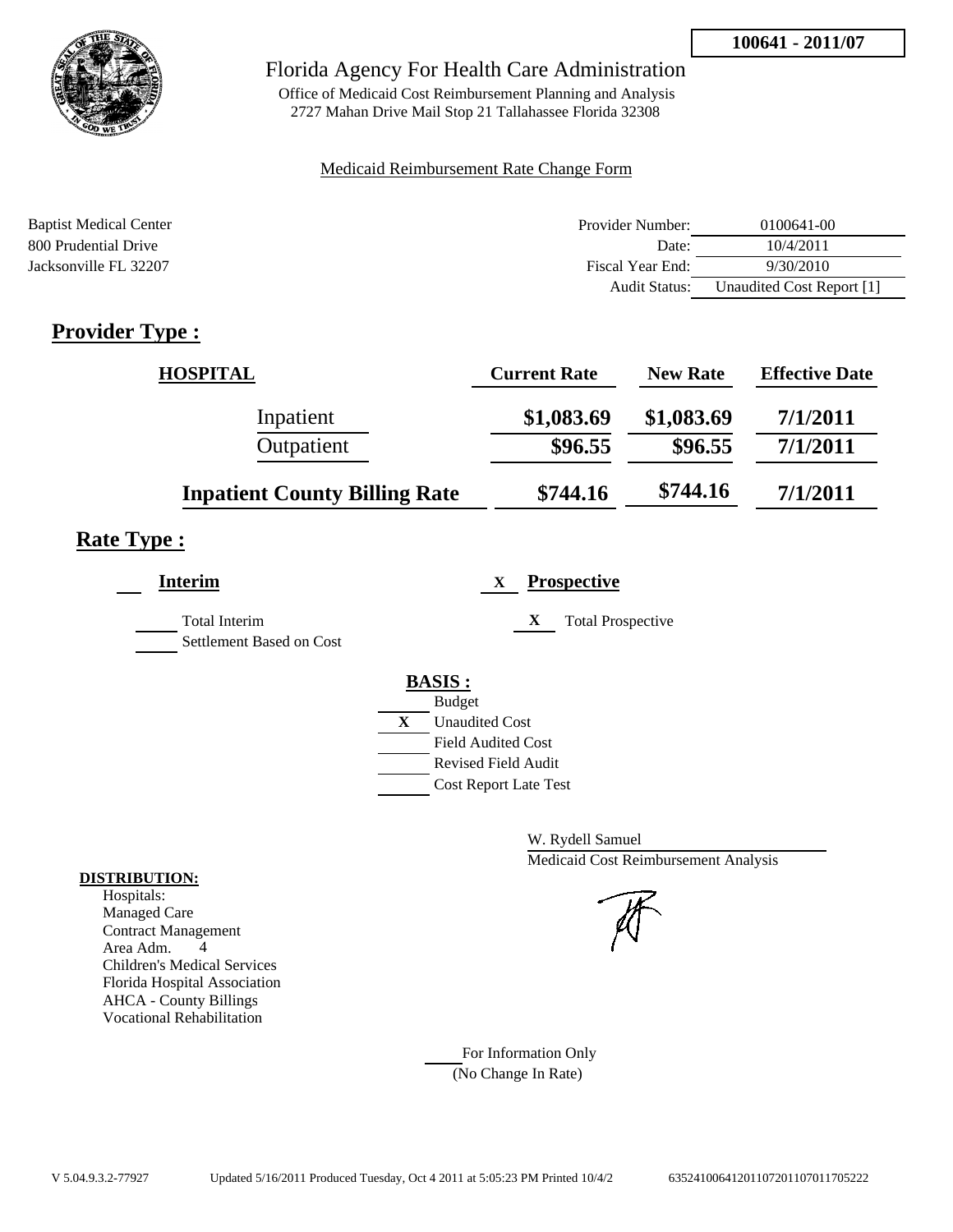**100641 - 2011/07**

Florida Agency For Health Care Administration

Office of Medicaid Cost Reimbursement Planning and Analysis
2727 Mahan Drive Mail Stop 21 Tallahassee Florida 32308

Medicaid Reimbursement Rate Change Form

Baptist Medical Center
800 Prudential Drive
Jacksonville FL 32207

| | |
|---|---|
| Provider Number: | 0100641-00 |
| Date: | 10/4/2011 |
| Fiscal Year End: | 9/30/2010 |
| Audit Status: | Unaudited Cost Report [1] |

## Provider Type :

| HOSPITAL | Current Rate | New Rate | Effective Date |
|---|---|---|---|
| Inpatient | $1,083.69 | $1,083.69 | 7/1/2011 |
| Outpatient | $96.55 | $96.55 | 7/1/2011 |
| **Inpatient County Billing Rate** | **$744.16** | **$744.16** | **7/1/2011** |

## Rate Type :

**Interim**

- Total Interim
- Settlement Based on Cost

X **Prospective**

- X Total Prospective

**BASIS :**

- Budget
- X Unaudited Cost
- Field Audited Cost
- Revised Field Audit
- Cost Report Late Test

W. Rydell Samuel
Medicaid Cost Reimbursement Analysis

**DISTRIBUTION:**
Hospitals:
Managed Care
Contract Management
Area Adm. 4
Children's Medical Services
Florida Hospital Association
AHCA - County Billings
Vocational Rehabilitation

For Information Only
(No Change In Rate)

V 5.04.9.3.2-77927 Updated 5/16/2011 Produced Tuesday, Oct 4 2011 at 5:05:23 PM Printed 10/4/2 635241006412011072011070117052222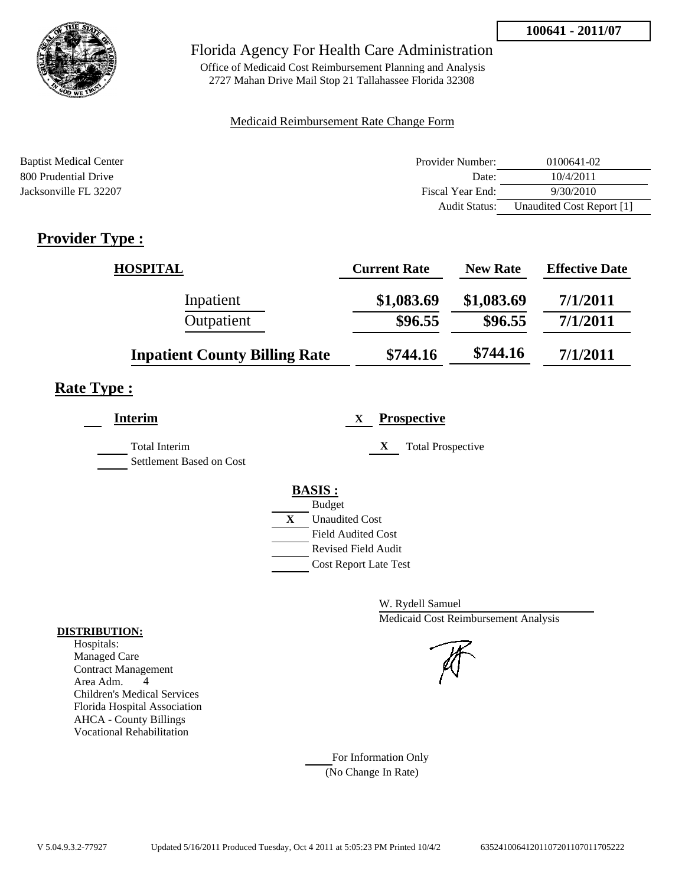**100641 - 2011/07**

# Florida Agency For Health Care Administration

Office of Medicaid Cost Reimbursement Planning and Analysis
2727 Mahan Drive Mail Stop 21 Tallahassee Florida 32308

Medicaid Reimbursement Rate Change Form

Baptist Medical Center
800 Prudential Drive
Jacksonville FL 32207

| | |
|---|---|
| Provider Number: | 0100641-02 |
| Date: | 10/4/2011 |
| Fiscal Year End: | 9/30/2010 |
| Audit Status: | Unaudited Cost Report [1] |

## Provider Type :

| HOSPITAL | Current Rate | New Rate | Effective Date |
|---|---|---|---|
| Inpatient | $1,083.69 | $1,083.69 | 7/1/2011 |
| Outpatient | $96.55 | $96.55 | 7/1/2011 |
| **Inpatient County Billing Rate** | **$744.16** | **$744.16** | **7/1/2011** |

## Rate Type :

___ **Interim**

___ Total Interim
___ Settlement Based on Cost

X **Prospective**

X Total Prospective

**BASIS :**

___ Budget
X Unaudited Cost
___ Field Audited Cost
___ Revised Field Audit
___ Cost Report Late Test

W. Rydell Samuel
Medicaid Cost Reimbursement Analysis

**DISTRIBUTION:**
Hospitals:
Managed Care
Contract Management
Area Adm. 4
Children's Medical Services
Florida Hospital Association
AHCA - County Billings
Vocational Rehabilitation

___ For Information Only
(No Change In Rate)

V 5.04.9.3.2-77927 Updated 5/16/2011 Produced Tuesday, Oct 4 2011 at 5:05:23 PM Printed 10/4/2 635241006412011072011070117052​22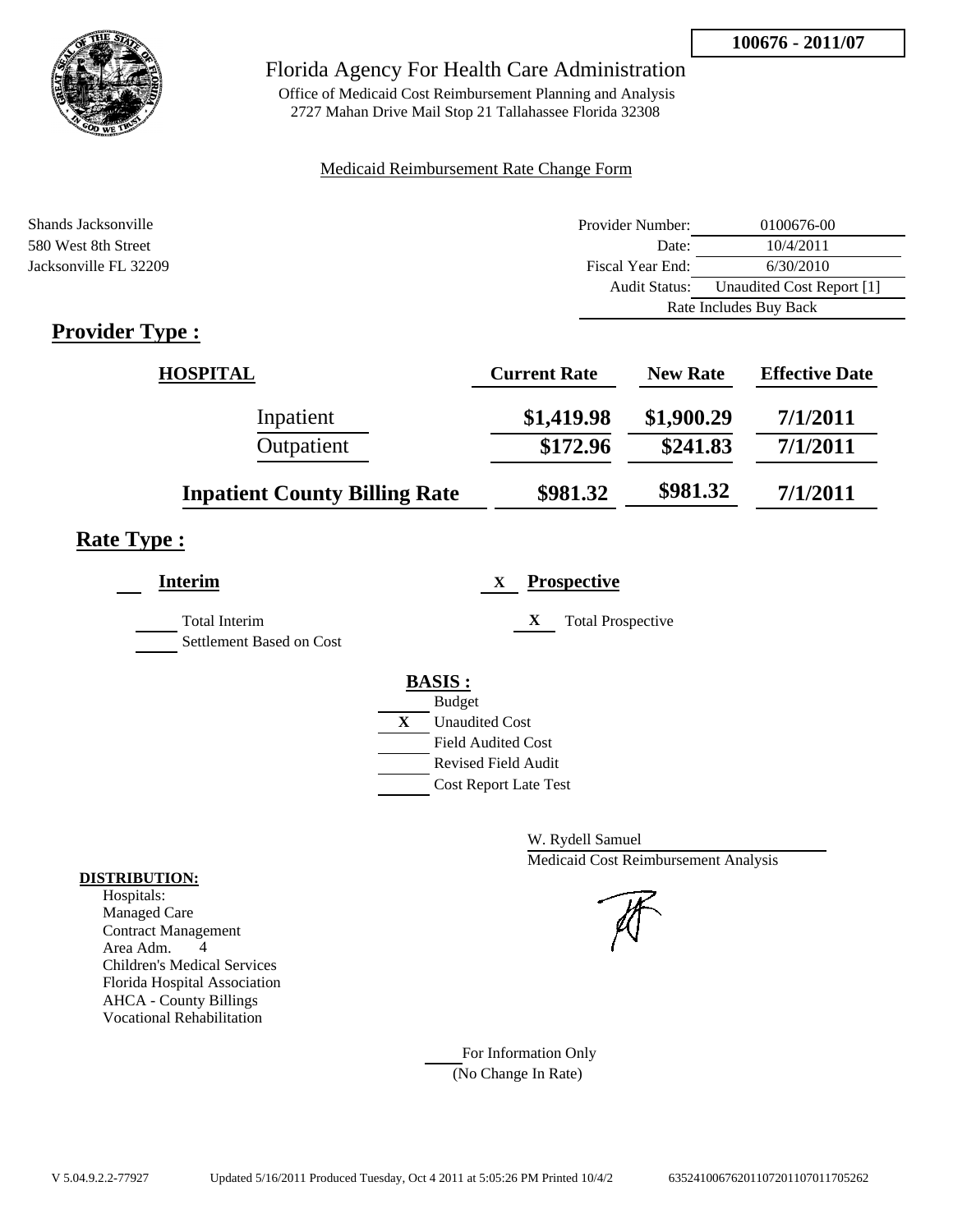**100676 - 2011/07**

# Florida Agency For Health Care Administration

Office of Medicaid Cost Reimbursement Planning and Analysis
2727 Mahan Drive Mail Stop 21 Tallahassee Florida 32308

Medicaid Reimbursement Rate Change Form

Shands Jacksonville
580 West 8th Street
Jacksonville FL 32209

| | |
|---|---|
| Provider Number: | 0100676-00 |
| Date: | 10/4/2011 |
| Fiscal Year End: | 6/30/2010 |
| Audit Status: | Unaudited Cost Report [1] |
| Rate Includes Buy Back | |

## Provider Type :

| HOSPITAL | Current Rate | New Rate | Effective Date |
|---|---|---|---|
| Inpatient | $1,419.98 | $1,900.29 | 7/1/2011 |
| Outpatient | $172.96 | $241.83 | 7/1/2011 |
| **Inpatient County Billing Rate** | $981.32 | $981.32 | 7/1/2011 |

## Rate Type :

___ **Interim**

___ Total Interim

___ Settlement Based on Cost

X **Prospective**

X Total Prospective

**BASIS :**

___ Budget
X Unaudited Cost
___ Field Audited Cost
___ Revised Field Audit
___ Cost Report Late Test

W. Rydell Samuel
Medicaid Cost Reimbursement Analysis

**DISTRIBUTION:**
Hospitals:
Managed Care
Contract Management
Area Adm. 4
Children's Medical Services
Florida Hospital Association
AHCA - County Billings
Vocational Rehabilitation

___ For Information Only
(No Change In Rate)

V 5.04.9.2.2-77927 Updated 5/16/2011 Produced Tuesday, Oct 4 2011 at 5:05:26 PM Printed 10/4/2 635241006762011072011070117052620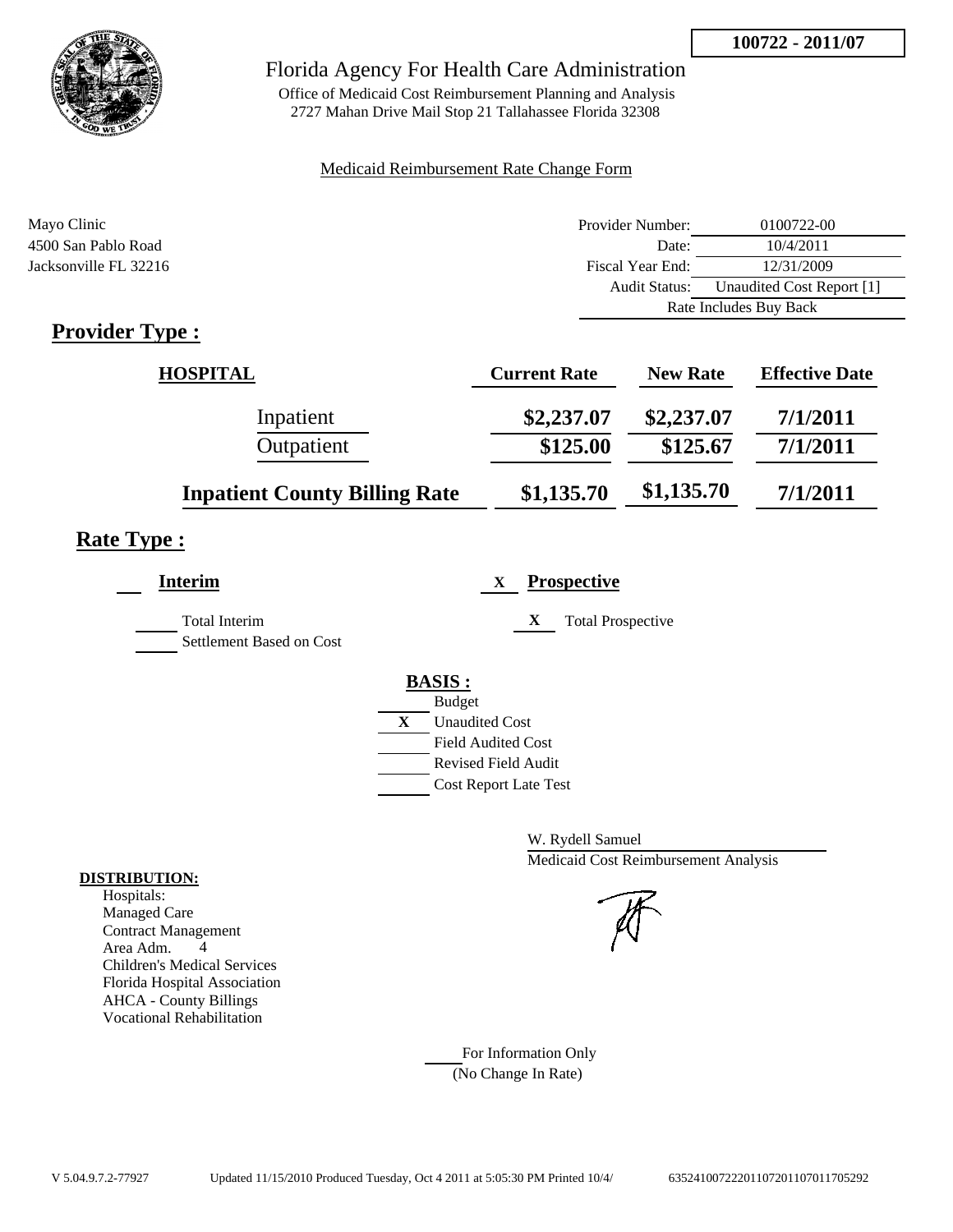**100722 - 2011/07**

# Florida Agency For Health Care Administration

Office of Medicaid Cost Reimbursement Planning and Analysis
2727 Mahan Drive Mail Stop 21 Tallahassee Florida 32308

Medicaid Reimbursement Rate Change Form

Mayo Clinic
4500 San Pablo Road
Jacksonville FL 32216

| | |
|---|---|
| Provider Number: | 0100722-00 |
| Date: | 10/4/2011 |
| Fiscal Year End: | 12/31/2009 |
| Audit Status: | Unaudited Cost Report [1] |
| | Rate Includes Buy Back |

## Provider Type :

| HOSPITAL | Current Rate | New Rate | Effective Date |
|---|---|---|---|
| Inpatient | $2,237.07 | $2,237.07 | 7/1/2011 |
| Outpatient | $125.00 | $125.67 | 7/1/2011 |
| **Inpatient County Billing Rate** | $1,135.70 | $1,135.70 | 7/1/2011 |

## Rate Type :

**Interim**

- ___ Total Interim
- ___ Settlement Based on Cost

X **Prospective**

- X Total Prospective

**BASIS :**

- ___ Budget
- X Unaudited Cost
- ___ Field Audited Cost
- ___ Revised Field Audit
- ___ Cost Report Late Test

W. Rydell Samuel
Medicaid Cost Reimbursement Analysis

**DISTRIBUTION:**

Hospitals:
Managed Care
Contract Management
Area Adm. 4
Children's Medical Services
Florida Hospital Association
AHCA - County Billings
Vocational Rehabilitation

___ For Information Only
(No Change In Rate)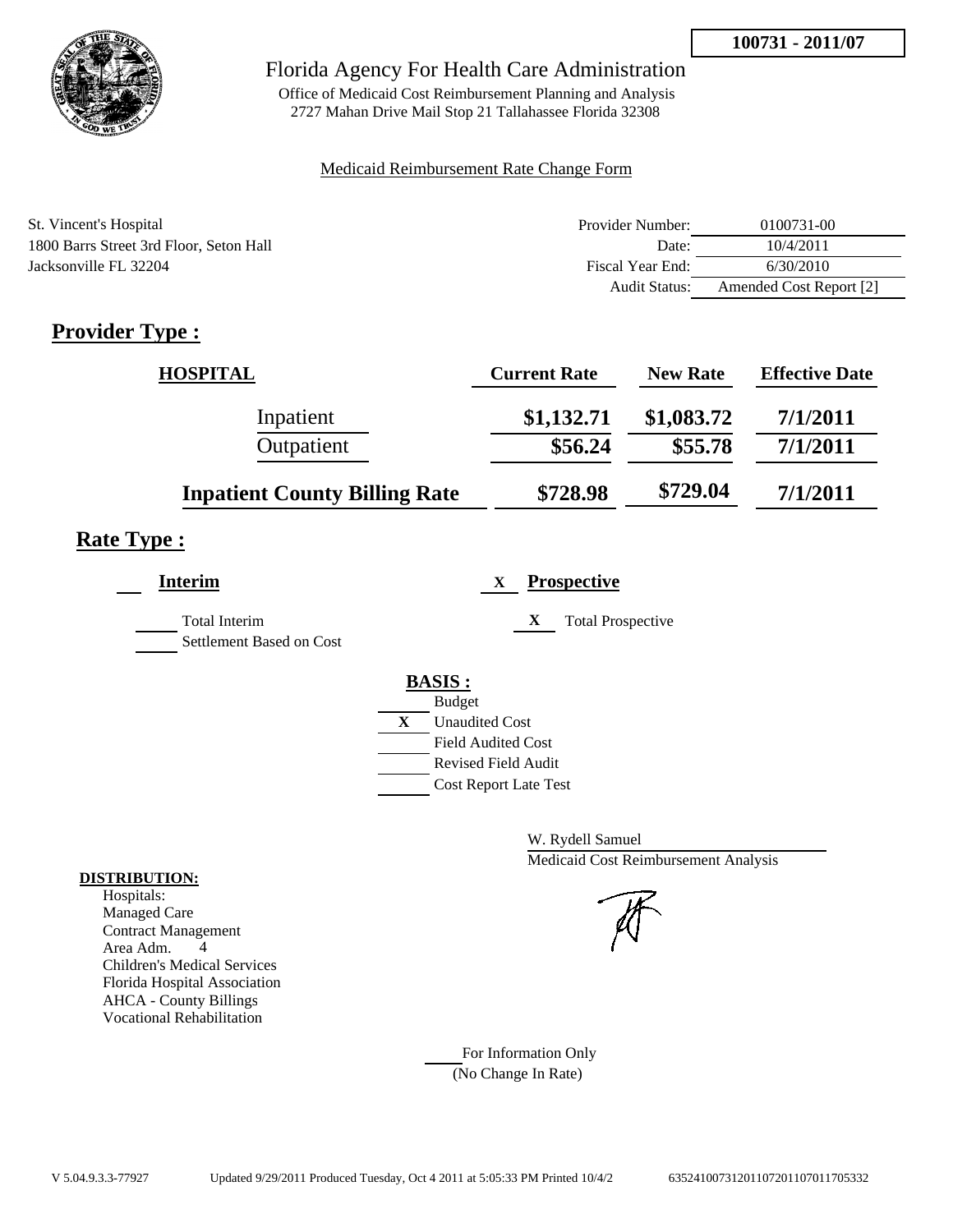**100731 - 2011/07**

# Florida Agency For Health Care Administration

Office of Medicaid Cost Reimbursement Planning and Analysis
2727 Mahan Drive Mail Stop 21 Tallahassee Florida 32308

Medicaid Reimbursement Rate Change Form

St. Vincent's Hospital
1800 Barrs Street 3rd Floor, Seton Hall
Jacksonville FL 32204

| | |
|---|---|
| Provider Number: | 0100731-00 |
| Date: | 10/4/2011 |
| Fiscal Year End: | 6/30/2010 |
| Audit Status: | Amended Cost Report [2] |

## Provider Type :

| HOSPITAL | Current Rate | New Rate | Effective Date |
|---|---|---|---|
| Inpatient | $1,132.71 | $1,083.72 | 7/1/2011 |
| Outpatient | $56.24 | $55.78 | 7/1/2011 |
| **Inpatient County Billing Rate** | $728.98 | $729.04 | 7/1/2011 |

## Rate Type :

**Interim**

- Total Interim
- Settlement Based on Cost

X **Prospective**

- X Total Prospective

**BASIS :**

- Budget
- X Unaudited Cost
- Field Audited Cost
- Revised Field Audit
- Cost Report Late Test

W. Rydell Samuel
Medicaid Cost Reimbursement Analysis

**DISTRIBUTION:**

Hospitals:
Managed Care
Contract Management
Area Adm. 4
Children's Medical Services
Florida Hospital Association
AHCA - County Billings
Vocational Rehabilitation

For Information Only
(No Change In Rate)

V 5.04.9.3.3-77927 Updated 9/29/2011 Produced Tuesday, Oct 4 2011 at 5:05:33 PM Printed 10/4/2 635241007312011072011070117053​32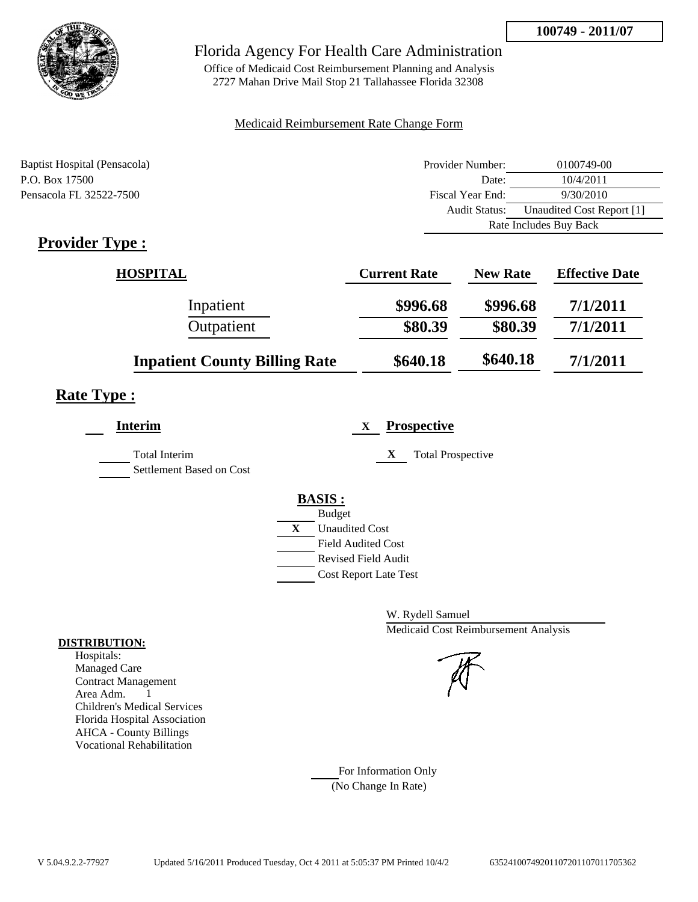**100749 - 2011/07**

# Florida Agency For Health Care Administration

Office of Medicaid Cost Reimbursement Planning and Analysis
2727 Mahan Drive Mail Stop 21 Tallahassee Florida 32308

Medicaid Reimbursement Rate Change Form

Baptist Hospital (Pensacola)
P.O. Box 17500
Pensacola FL 32522-7500

| | |
|---|---|
| Provider Number: | 0100749-00 |
| Date: | 10/4/2011 |
| Fiscal Year End: | 9/30/2010 |
| Audit Status: | Unaudited Cost Report [1] |
| | Rate Includes Buy Back |

## Provider Type :

| HOSPITAL | Current Rate | New Rate | Effective Date |
|---|---|---|---|
| Inpatient | **$996.68** | **$996.68** | **7/1/2011** |
| Outpatient | **$80.39** | **$80.39** | **7/1/2011** |
| **Inpatient County Billing Rate** | **$640.18** | **$640.18** | **7/1/2011** |

## Rate Type :

**Interim**

Total Interim
Settlement Based on Cost

X **Prospective**

X Total Prospective

**BASIS :**

- Budget
- X Unaudited Cost
- Field Audited Cost
- Revised Field Audit
- Cost Report Late Test

W. Rydell Samuel
Medicaid Cost Reimbursement Analysis

**DISTRIBUTION:**

Hospitals:
Managed Care
Contract Management
Area Adm. 1
Children's Medical Services
Florida Hospital Association
AHCA - County Billings
Vocational Rehabilitation

For Information Only
(No Change In Rate)

V 5.04.9.2.2-77927 Updated 5/16/2011 Produced Tuesday, Oct 4 2011 at 5:05:37 PM Printed 10/4/2 635241007492011072011070117705362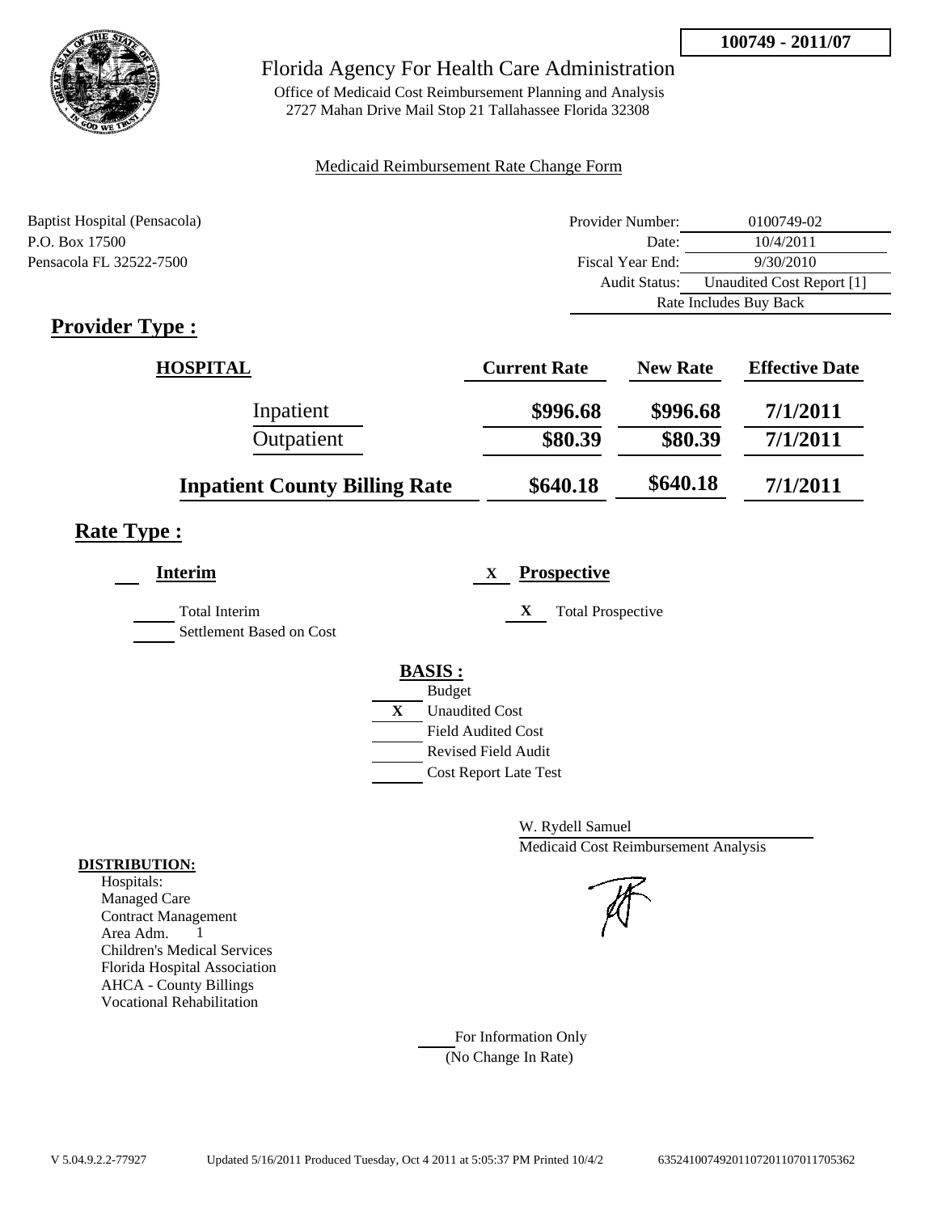**100749 - 2011/07**

# Florida Agency For Health Care Administration

Office of Medicaid Cost Reimbursement Planning and Analysis
2727 Mahan Drive Mail Stop 21 Tallahassee Florida 32308

Medicaid Reimbursement Rate Change Form

Baptist Hospital (Pensacola)
P.O. Box 17500
Pensacola FL 32522-7500

| | |
|---|---|
| Provider Number: | 0100749-02 |
| Date: | 10/4/2011 |
| Fiscal Year End: | 9/30/2010 |
| Audit Status: | Unaudited Cost Report [1] |
| | Rate Includes Buy Back |

## Provider Type :

| HOSPITAL | Current Rate | New Rate | Effective Date |
|---|---|---|---|
| Inpatient | $996.68 | $996.68 | 7/1/2011 |
| Outpatient | $80.39 | $80.39 | 7/1/2011 |
| **Inpatient County Billing Rate** | $640.18 | $640.18 | 7/1/2011 |

## Rate Type :

**Interim**

- Total Interim
- Settlement Based on Cost

X **Prospective**

- X Total Prospective

**BASIS :**

- Budget
- X Unaudited Cost
- Field Audited Cost
- Revised Field Audit
- Cost Report Late Test

W. Rydell Samuel
Medicaid Cost Reimbursement Analysis

**DISTRIBUTION:**
Hospitals:
Managed Care
Contract Management
Area Adm. 1
Children's Medical Services
Florida Hospital Association
AHCA - County Billings
Vocational Rehabilitation

For Information Only
(No Change In Rate)

V 5.04.9.2.2-77927 Updated 5/16/2011 Produced Tuesday, Oct 4 2011 at 5:05:37 PM Printed 10/4/2 63524100749201107201107011705362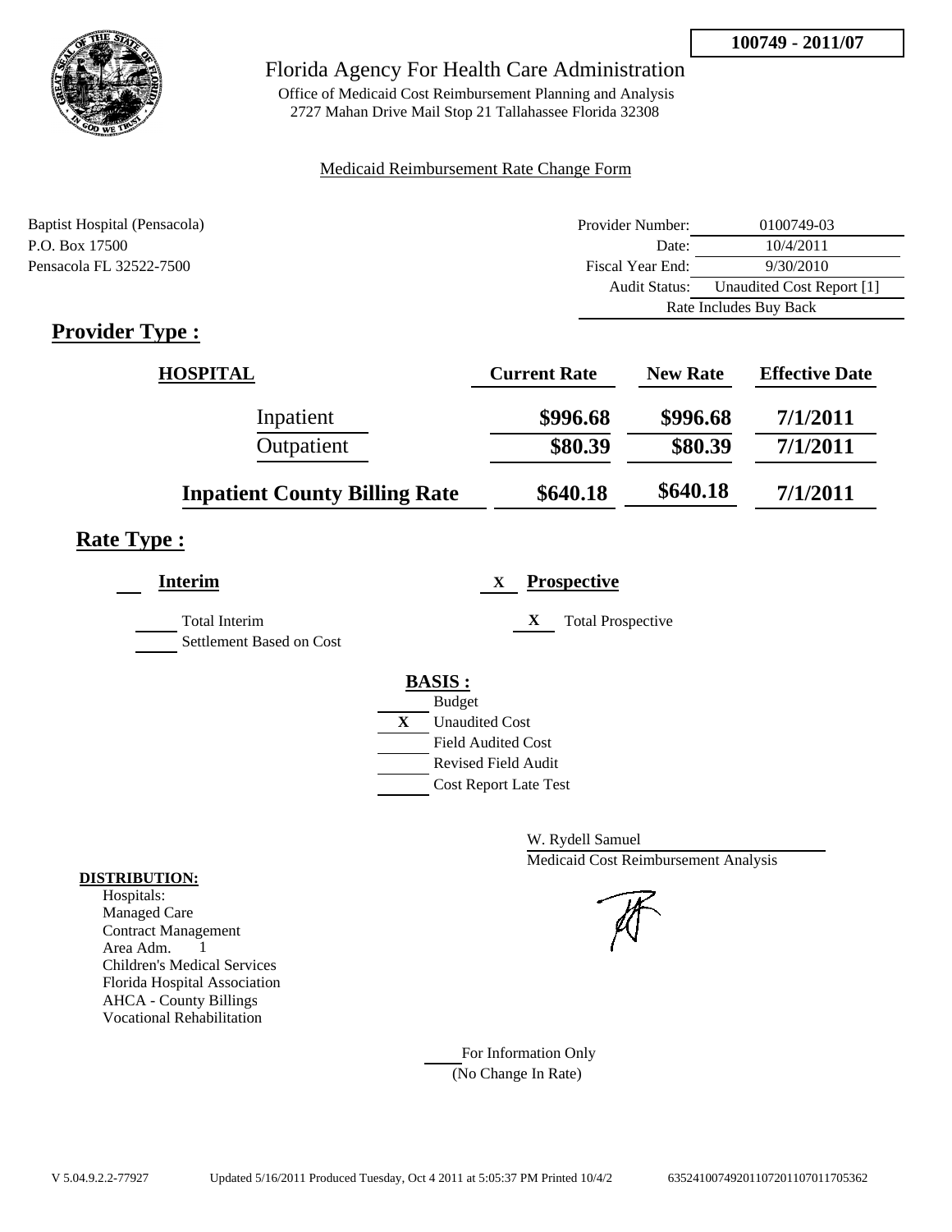**100749 - 2011/07**

# Florida Agency For Health Care Administration

Office of Medicaid Cost Reimbursement Planning and Analysis
2727 Mahan Drive Mail Stop 21 Tallahassee Florida 32308

Medicaid Reimbursement Rate Change Form

Baptist Hospital (Pensacola)
P.O. Box 17500
Pensacola FL 32522-7500

| | |
|---|---|
| Provider Number: | 0100749-03 |
| Date: | 10/4/2011 |
| Fiscal Year End: | 9/30/2010 |
| Audit Status: | Unaudited Cost Report [1] |
| Rate Includes Buy Back | |

## Provider Type :

| HOSPITAL | Current Rate | New Rate | Effective Date |
|---|---|---|---|
| Inpatient | **\$996.68** | **\$996.68** | **7/1/2011** |
| Outpatient | **\$80.39** | **\$80.39** | **7/1/2011** |
| **Inpatient County Billing Rate** | **\$640.18** | **\$640.18** | **7/1/2011** |

## Rate Type :

**Interim**

Total Interim
Settlement Based on Cost

X **Prospective**

X Total Prospective

**BASIS :**

- Budget
- X Unaudited Cost
- Field Audited Cost
- Revised Field Audit
- Cost Report Late Test

W. Rydell Samuel
Medicaid Cost Reimbursement Analysis

**DISTRIBUTION:**

Hospitals:
Managed Care
Contract Management
Area Adm. 1
Children's Medical Services
Florida Hospital Association
AHCA - County Billings
Vocational Rehabilitation

For Information Only
(No Change In Rate)

V 5.04.9.2.2-77927 Updated 5/16/2011 Produced Tuesday, Oct 4 2011 at 5:05:37 PM Printed 10/4/2 635241007492011072011070117053​62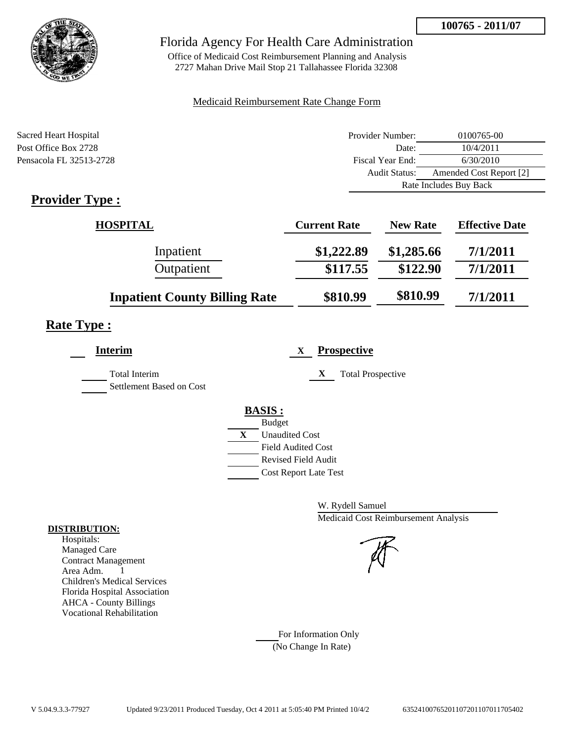**100765 - 2011/07**

# Florida Agency For Health Care Administration

Office of Medicaid Cost Reimbursement Planning and Analysis
2727 Mahan Drive Mail Stop 21 Tallahassee Florida 32308

Medicaid Reimbursement Rate Change Form

Sacred Heart Hospital
Post Office Box 2728
Pensacola FL 32513-2728

| | |
|---|---|
| Provider Number: | 0100765-00 |
| Date: | 10/4/2011 |
| Fiscal Year End: | 6/30/2010 |
| Audit Status: | Amended Cost Report [2] |
| | Rate Includes Buy Back |

## Provider Type :

| HOSPITAL | Current Rate | New Rate | Effective Date |
|---|---|---|---|
| Inpatient | $1,222.89 | $1,285.66 | 7/1/2011 |
| Outpatient | $117.55 | $122.90 | 7/1/2011 |
| **Inpatient County Billing Rate** | $810.99 | $810.99 | 7/1/2011 |

## Rate Type :

**Interim**

- [ ] Total Interim
- [ ] Settlement Based on Cost

X **Prospective**

- [X] Total Prospective

**BASIS :**

- [ ] Budget
- [X] Unaudited Cost
- [ ] Field Audited Cost
- [ ] Revised Field Audit
- [ ] Cost Report Late Test

W. Rydell Samuel
Medicaid Cost Reimbursement Analysis

**DISTRIBUTION:**
Hospitals:
Managed Care
Contract Management
Area Adm. 1
Children's Medical Services
Florida Hospital Association
AHCA - County Billings
Vocational Rehabilitation

For Information Only
(No Change In Rate)

V 5.04.9.3.3-77927 Updated 9/23/2011 Produced Tuesday, Oct 4 2011 at 5:05:40 PM Printed 10/4/2 635241007652011072011070117705402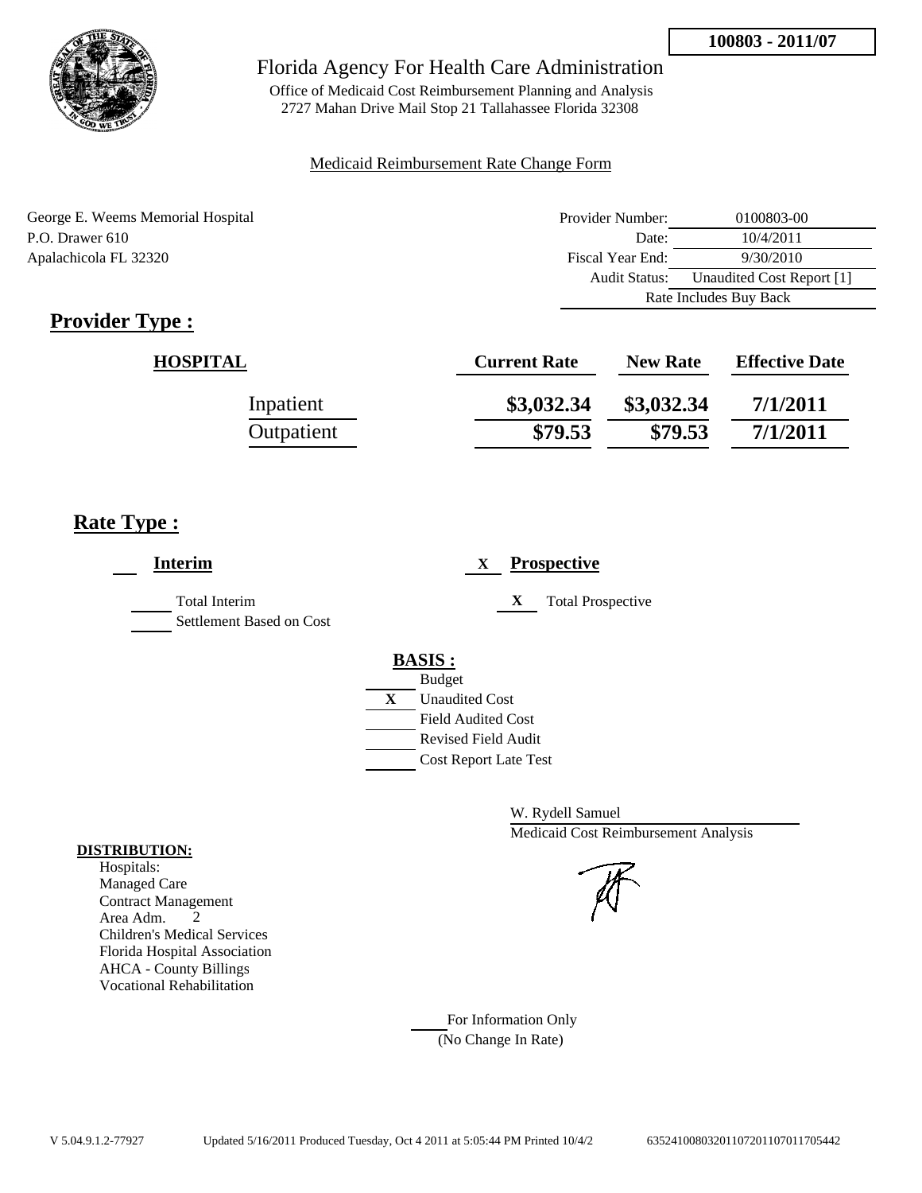**100803 - 2011/07**

# Florida Agency For Health Care Administration

Office of Medicaid Cost Reimbursement Planning and Analysis
2727 Mahan Drive Mail Stop 21 Tallahassee Florida 32308

Medicaid Reimbursement Rate Change Form

George E. Weems Memorial Hospital
P.O. Drawer 610
Apalachicola FL 32320

| | |
|---|---|
| Provider Number: | 0100803-00 |
| Date: | 10/4/2011 |
| Fiscal Year End: | 9/30/2010 |
| Audit Status: | Unaudited Cost Report [1] |
| Rate Includes Buy Back | |

## Provider Type :

| HOSPITAL | Current Rate | New Rate | Effective Date |
|---|---|---|---|
| Inpatient | $3,032.34 | $3,032.34 | 7/1/2011 |
| Outpatient | $79.53 | $79.53 | 7/1/2011 |

## Rate Type :

___ **Interim**

___ Total Interim
___ Settlement Based on Cost

X **Prospective**

X Total Prospective

**BASIS :**

___ Budget
X Unaudited Cost
___ Field Audited Cost
___ Revised Field Audit
___ Cost Report Late Test

W. Rydell Samuel
Medicaid Cost Reimbursement Analysis

**DISTRIBUTION:**
Hospitals:
Managed Care
Contract Management
Area Adm. 2
Children's Medical Services
Florida Hospital Association
AHCA - County Billings
Vocational Rehabilitation

___ For Information Only
(No Change In Rate)

V 5.04.9.1.2-77927 Updated 5/16/2011 Produced Tuesday, Oct 4 2011 at 5:05:44 PM Printed 10/4/2 635241008032011072011070117054442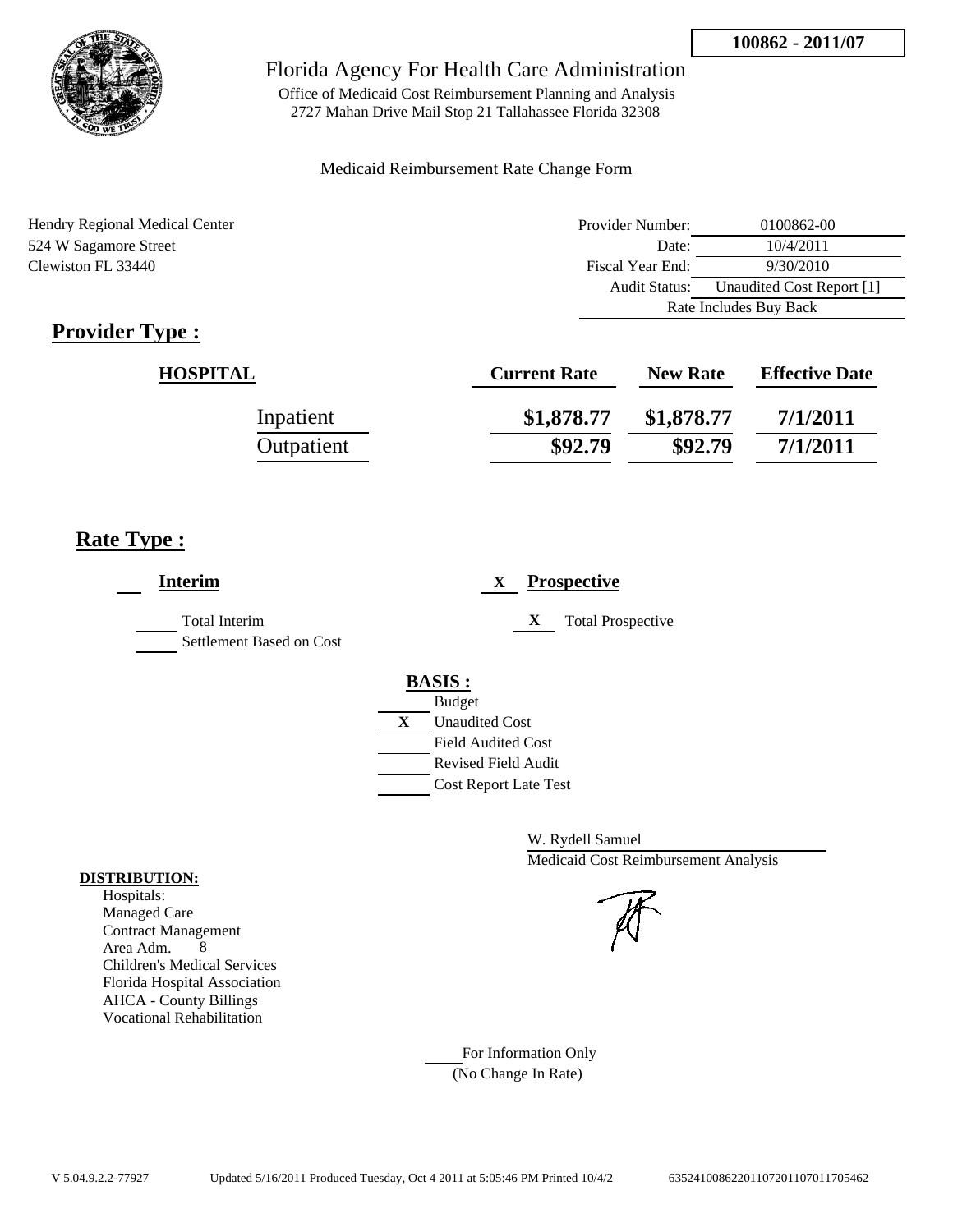**100862 - 2011/07**

Florida Agency For Health Care Administration

Office of Medicaid Cost Reimbursement Planning and Analysis
2727 Mahan Drive Mail Stop 21 Tallahassee Florida 32308

Medicaid Reimbursement Rate Change Form

Hendry Regional Medical Center
524 W Sagamore Street
Clewiston FL 33440

| | |
|---|---|
| Provider Number: | 0100862-00 |
| Date: | 10/4/2011 |
| Fiscal Year End: | 9/30/2010 |
| Audit Status: | Unaudited Cost Report [1] |
| Rate Includes Buy Back | |

## Provider Type :

| HOSPITAL | Current Rate | New Rate | Effective Date |
|---|---|---|---|
| Inpatient | $1,878.77 | $1,878.77 | 7/1/2011 |
| Outpatient | $92.79 | $92.79 | 7/1/2011 |

## Rate Type :

___ **Interim**

___ Total Interim
___ Settlement Based on Cost

X **Prospective**

X Total Prospective

**BASIS :**

___ Budget
X Unaudited Cost
___ Field Audited Cost
___ Revised Field Audit
___ Cost Report Late Test

W. Rydell Samuel
Medicaid Cost Reimbursement Analysis

**DISTRIBUTION:**

Hospitals:
Managed Care
Contract Management
Area Adm. 8
Children's Medical Services
Florida Hospital Association
AHCA - County Billings
Vocational Rehabilitation

___ For Information Only
(No Change In Rate)

V 5.04.9.2.2-77927 Updated 5/16/2011 Produced Tuesday, Oct 4 2011 at 5:05:46 PM Printed 10/4/2 63524100862201107201107011705462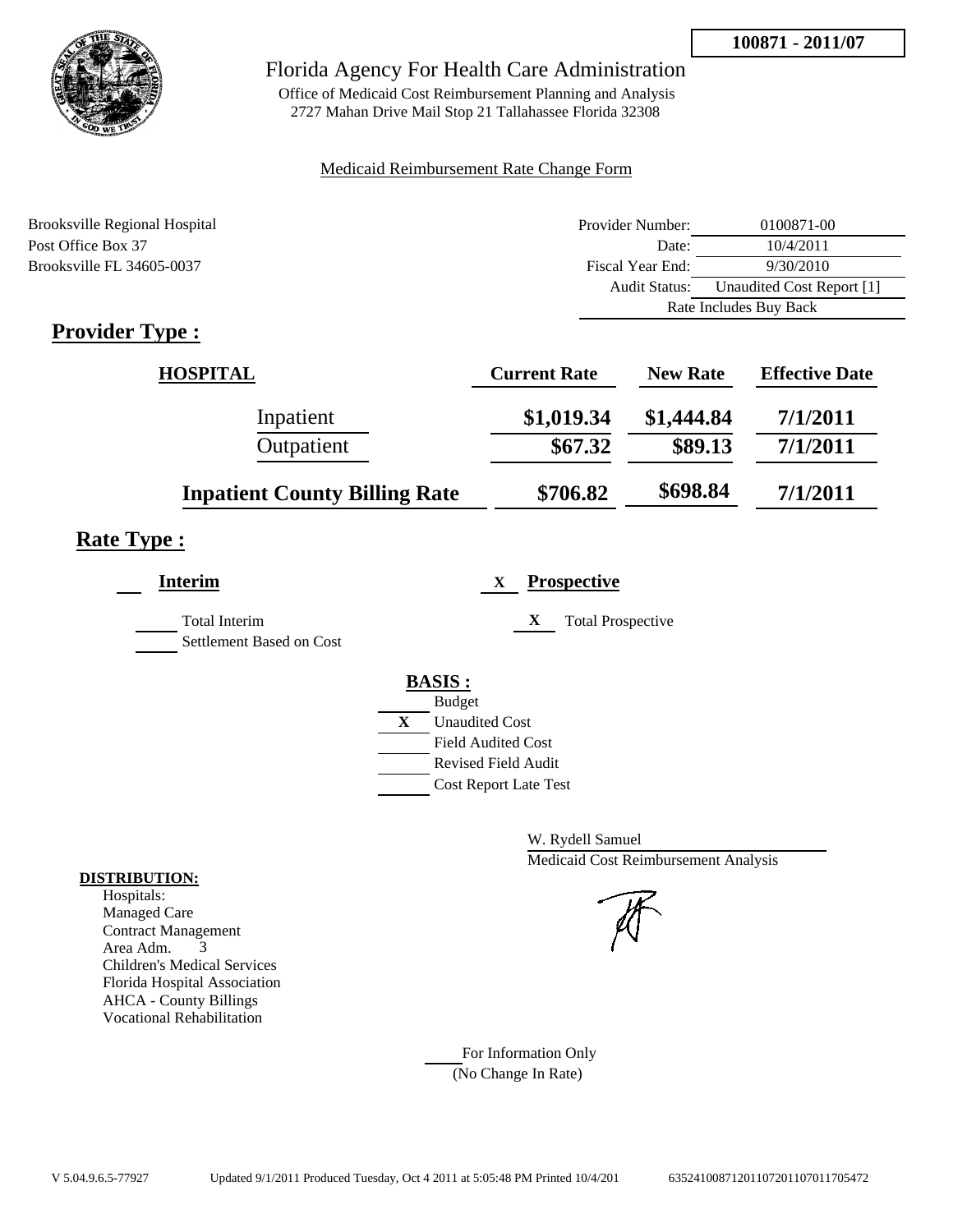**100871 - 2011/07**

# Florida Agency For Health Care Administration

Office of Medicaid Cost Reimbursement Planning and Analysis
2727 Mahan Drive Mail Stop 21 Tallahassee Florida 32308

Medicaid Reimbursement Rate Change Form

Brooksville Regional Hospital
Post Office Box 37
Brooksville FL 34605-0037

| | |
|---|---|
| Provider Number: | 0100871-00 |
| Date: | 10/4/2011 |
| Fiscal Year End: | 9/30/2010 |
| Audit Status: | Unaudited Cost Report [1] |
| | Rate Includes Buy Back |

## Provider Type :

| HOSPITAL | Current Rate | New Rate | Effective Date |
|---|---|---|---|
| Inpatient | $1,019.34 | $1,444.84 | 7/1/2011 |
| Outpatient | $67.32 | $89.13 | 7/1/2011 |
| **Inpatient County Billing Rate** | $706.82 | $698.84 | 7/1/2011 |

## Rate Type :

**Interim**

- [ ] Total Interim
- [ ] Settlement Based on Cost

X **Prospective**

- X Total Prospective

**BASIS :**

- [ ] Budget
- X Unaudited Cost
- [ ] Field Audited Cost
- [ ] Revised Field Audit
- [ ] Cost Report Late Test

W. Rydell Samuel
Medicaid Cost Reimbursement Analysis

**DISTRIBUTION:**

Hospitals:
Managed Care
Contract Management
Area Adm. 3
Children's Medical Services
Florida Hospital Association
AHCA - County Billings
Vocational Rehabilitation

For Information Only
(No Change In Rate)

V 5.04.9.6.5-77927 Updated 9/1/2011 Produced Tuesday, Oct 4 2011 at 5:05:48 PM Printed 10/4/201 63524100871201107201107011705472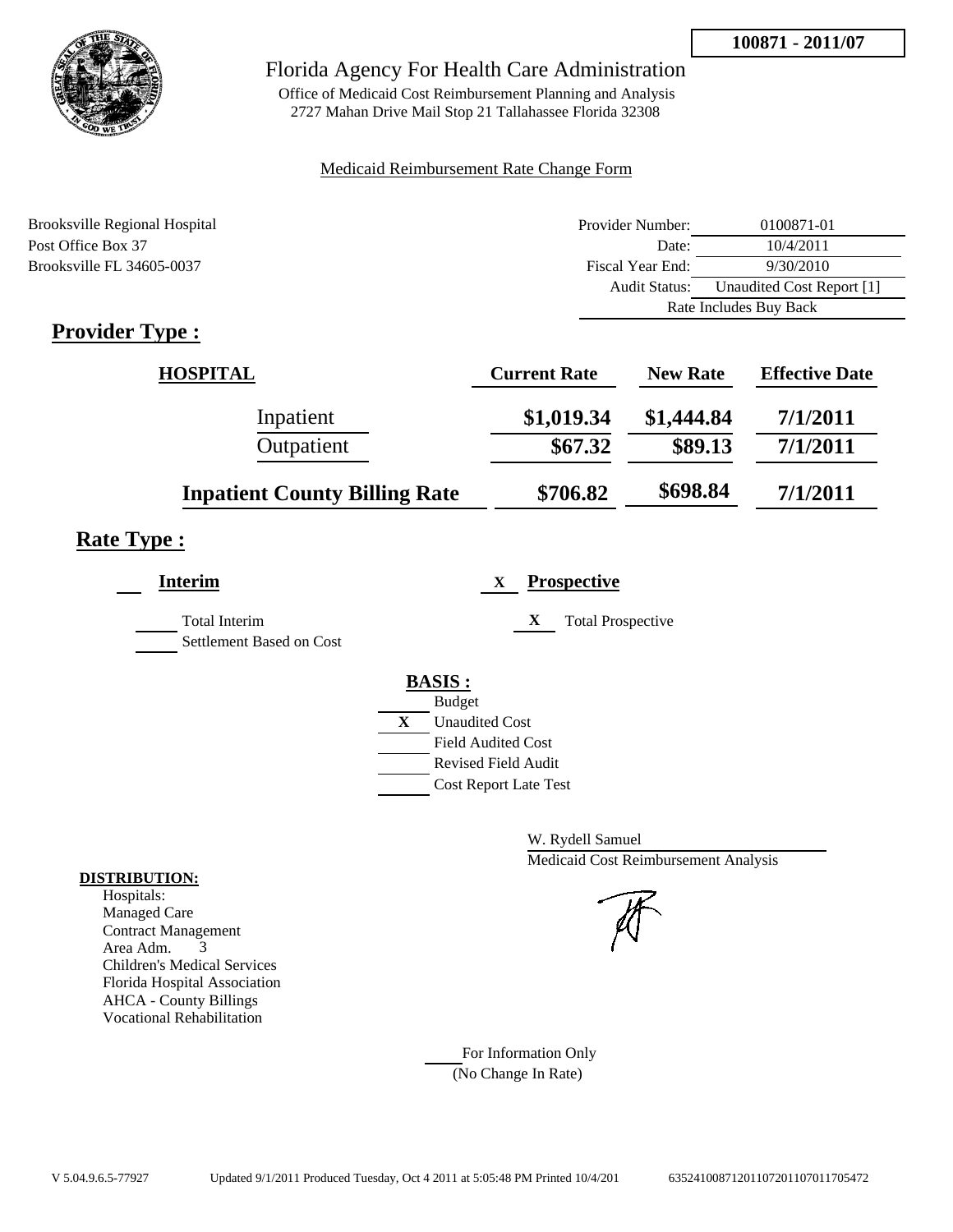**100871 - 2011/07**

# Florida Agency For Health Care Administration

Office of Medicaid Cost Reimbursement Planning and Analysis
2727 Mahan Drive Mail Stop 21 Tallahassee Florida 32308

Medicaid Reimbursement Rate Change Form

Brooksville Regional Hospital
Post Office Box 37
Brooksville FL 34605-0037

| | |
|---|---|
| Provider Number: | 0100871-01 |
| Date: | 10/4/2011 |
| Fiscal Year End: | 9/30/2010 |
| Audit Status: | Unaudited Cost Report [1] |
| | Rate Includes Buy Back |

## Provider Type :

| HOSPITAL | Current Rate | New Rate | Effective Date |
|---|---|---|---|
| Inpatient | $1,019.34 | $1,444.84 | 7/1/2011 |
| Outpatient | $67.32 | $89.13 | 7/1/2011 |
| **Inpatient County Billing Rate** | $706.82 | $698.84 | 7/1/2011 |

## Rate Type :

**Interim**

- [ ] Total Interim
- [ ] Settlement Based on Cost

X **Prospective**

- [X] Total Prospective

**BASIS :**

- [ ] Budget
- [X] Unaudited Cost
- [ ] Field Audited Cost
- [ ] Revised Field Audit
- [ ] Cost Report Late Test

W. Rydell Samuel
Medicaid Cost Reimbursement Analysis

**DISTRIBUTION:**
Hospitals:
Managed Care
Contract Management
Area Adm. 3
Children's Medical Services
Florida Hospital Association
AHCA - County Billings
Vocational Rehabilitation

For Information Only
(No Change In Rate)

V 5.04.9.6.5-77927 Updated 9/1/2011 Produced Tuesday, Oct 4 2011 at 5:05:48 PM Printed 10/4/201 635241008712011072011070117705472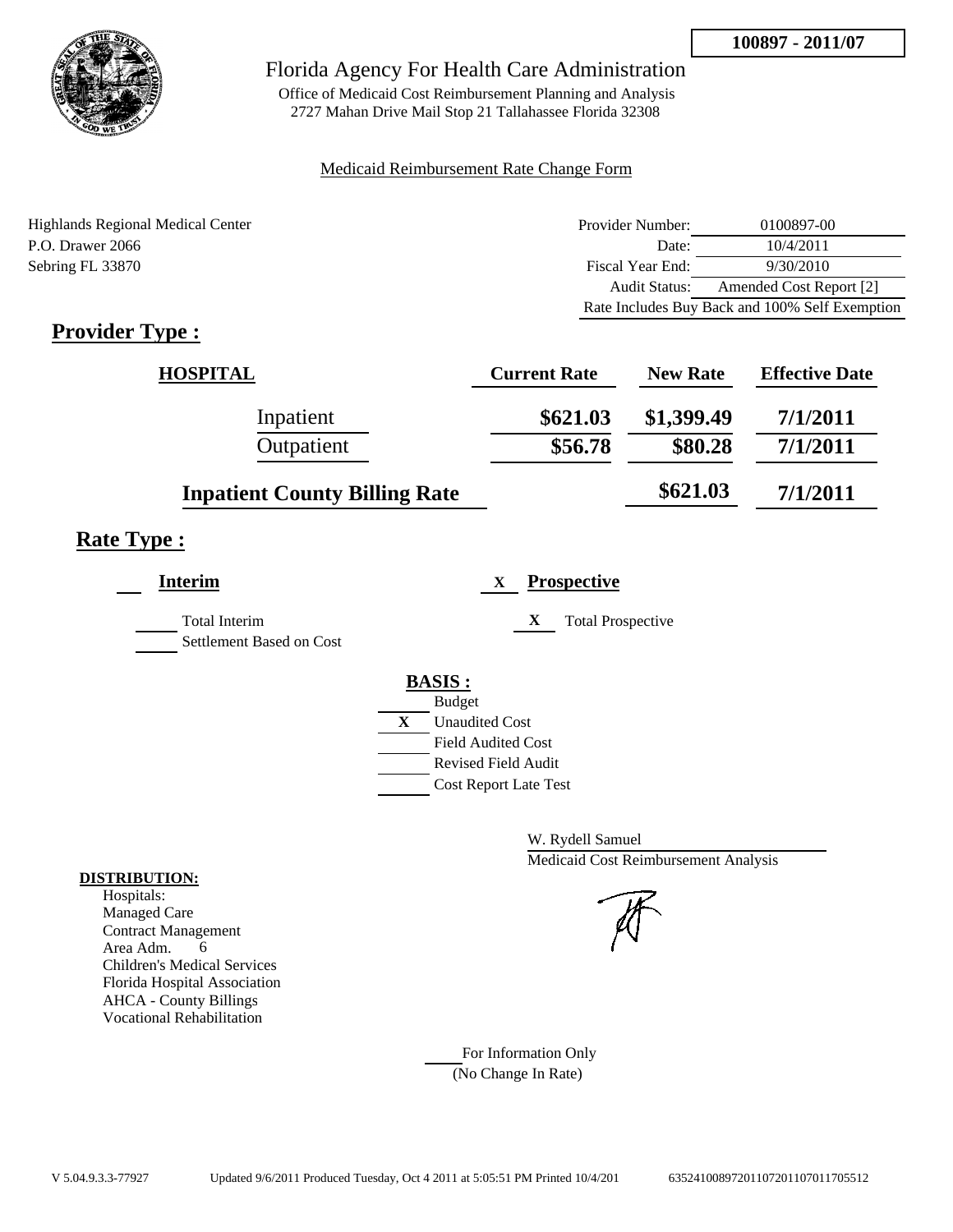**100897 - 2011/07**

# Florida Agency For Health Care Administration

Office of Medicaid Cost Reimbursement Planning and Analysis
2727 Mahan Drive Mail Stop 21 Tallahassee Florida 32308

Medicaid Reimbursement Rate Change Form

Highlands Regional Medical Center
P.O. Drawer 2066
Sebring FL 33870

| | |
|---|---|
| Provider Number: | 0100897-00 |
| Date: | 10/4/2011 |
| Fiscal Year End: | 9/30/2010 |
| Audit Status: | Amended Cost Report [2] |
| | Rate Includes Buy Back and 100% Self Exemption |

## Provider Type :

| HOSPITAL | Current Rate | New Rate | Effective Date |
|---|---|---|---|
| Inpatient | $621.03 | $1,399.49 | 7/1/2011 |
| Outpatient | $56.78 | $80.28 | 7/1/2011 |
| **Inpatient County Billing Rate** | | $621.03 | 7/1/2011 |

## Rate Type :

**Interim**

___ Total Interim
___ Settlement Based on Cost

X **Prospective**

X Total Prospective

**BASIS :**

___ Budget
X Unaudited Cost
___ Field Audited Cost
___ Revised Field Audit
___ Cost Report Late Test

W. Rydell Samuel
Medicaid Cost Reimbursement Analysis

**DISTRIBUTION:**
Hospitals:
Managed Care
Contract Management
Area Adm. 6
Children's Medical Services
Florida Hospital Association
AHCA - County Billings
Vocational Rehabilitation

___ For Information Only
(No Change In Rate)

V 5.04.9.3.3-77927 Updated 9/6/2011 Produced Tuesday, Oct 4 2011 at 5:05:51 PM Printed 10/4/201 635241008972011072011070117705512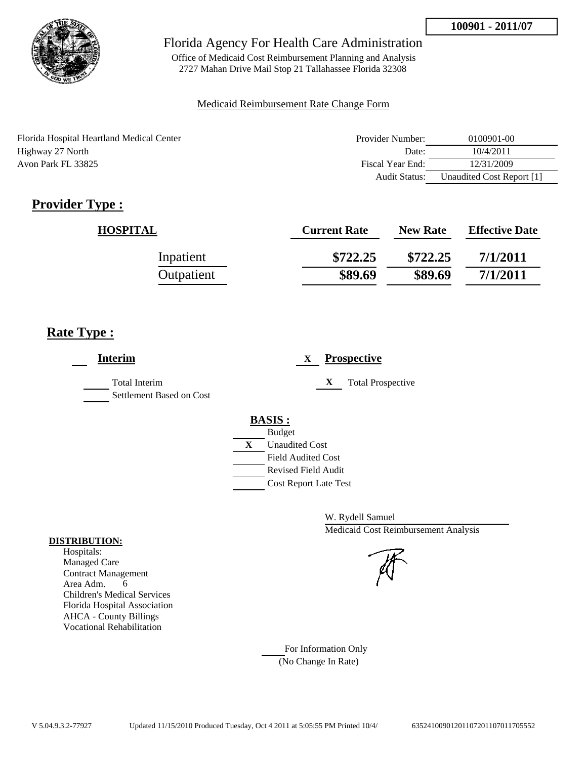**100901 - 2011/07**

# Florida Agency For Health Care Administration

Office of Medicaid Cost Reimbursement Planning and Analysis
2727 Mahan Drive Mail Stop 21 Tallahassee Florida 32308

Medicaid Reimbursement Rate Change Form

Florida Hospital Heartland Medical Center
Highway 27 North
Avon Park FL 33825

| | |
|---|---|
| Provider Number: | 0100901-00 |
| Date: | 10/4/2011 |
| Fiscal Year End: | 12/31/2009 |
| Audit Status: | Unaudited Cost Report [1] |

## Provider Type :

| HOSPITAL | Current Rate | New Rate | Effective Date |
|---|---|---|---|
| Inpatient | \$722.25 | \$722.25 | 7/1/2011 |
| Outpatient | \$89.69 | \$89.69 | 7/1/2011 |

## Rate Type :

**Interim**

- Total Interim
- Settlement Based on Cost

X **Prospective**

- X Total Prospective

**BASIS :**

- Budget
- X Unaudited Cost
- Field Audited Cost
- Revised Field Audit
- Cost Report Late Test

W. Rydell Samuel
Medicaid Cost Reimbursement Analysis

**DISTRIBUTION:**

Hospitals:
Managed Care
Contract Management
Area Adm. 6
Children's Medical Services
Florida Hospital Association
AHCA - County Billings
Vocational Rehabilitation

For Information Only
(No Change In Rate)

V 5.04.9.3.2-77927 Updated 11/15/2010 Produced Tuesday, Oct 4 2011 at 5:05:55 PM Printed 10/4/ 635241009012011072011070117055552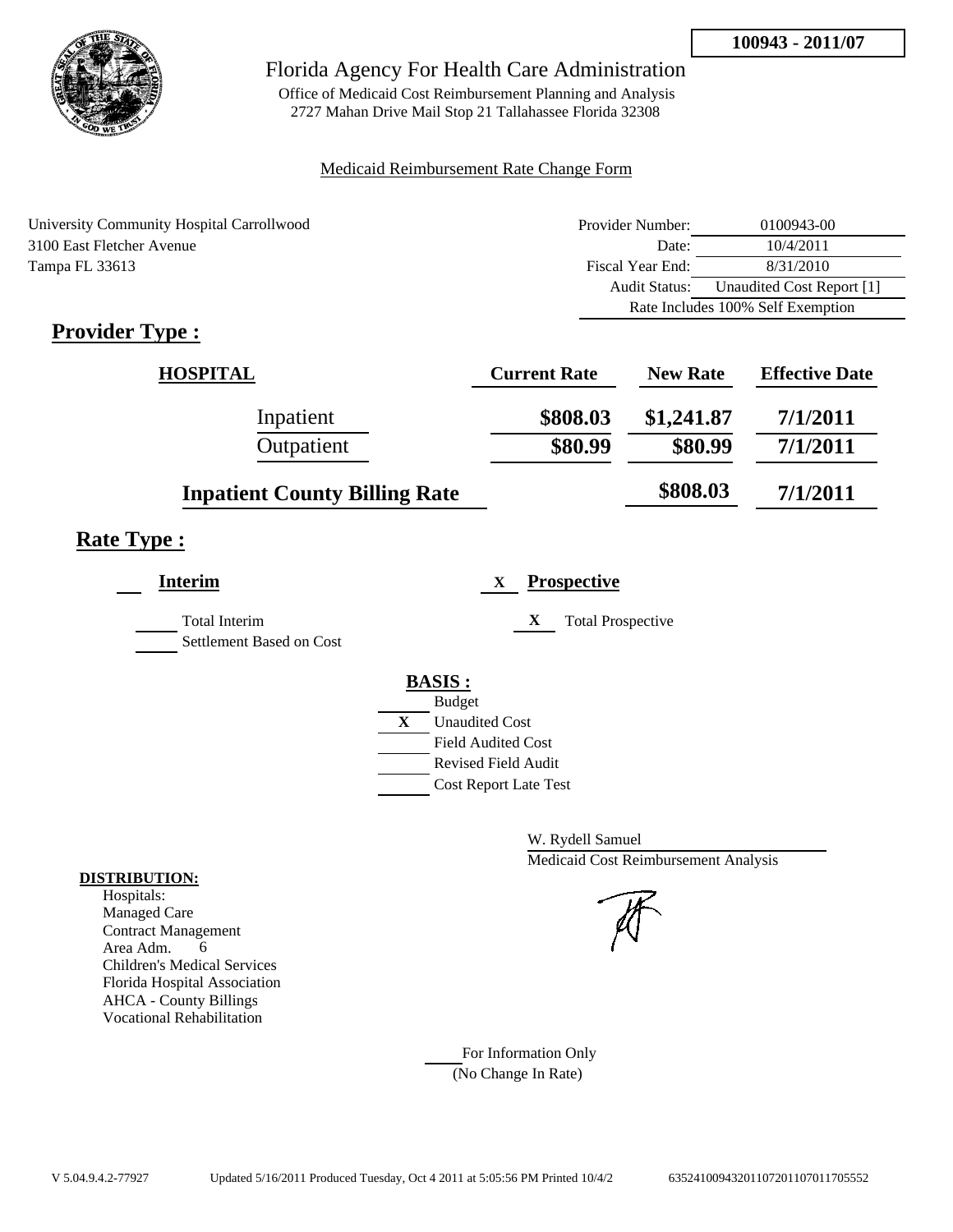**100943 - 2011/07**

# Florida Agency For Health Care Administration

Office of Medicaid Cost Reimbursement Planning and Analysis
2727 Mahan Drive Mail Stop 21 Tallahassee Florida 32308

Medicaid Reimbursement Rate Change Form

University Community Hospital Carrollwood
3100 East Fletcher Avenue
Tampa FL 33613

| | |
|---|---|
| Provider Number: | 0100943-00 |
| Date: | 10/4/2011 |
| Fiscal Year End: | 8/31/2010 |
| Audit Status: | Unaudited Cost Report [1] |
| Rate Includes 100% Self Exemption | |

## Provider Type :

| HOSPITAL | Current Rate | New Rate | Effective Date |
|---|---|---|---|
| Inpatient | $808.03 | $1,241.87 | 7/1/2011 |
| Outpatient | $80.99 | $80.99 | 7/1/2011 |
| Inpatient County Billing Rate | | $808.03 | 7/1/2011 |

## Rate Type :

___ **Interim**

___ Total Interim

___ Settlement Based on Cost

X **Prospective**

X Total Prospective

**BASIS :**

___ Budget

X Unaudited Cost

___ Field Audited Cost

___ Revised Field Audit

___ Cost Report Late Test

W. Rydell Samuel
Medicaid Cost Reimbursement Analysis

**DISTRIBUTION:**

Hospitals:
Managed Care
Contract Management
Area Adm. 6
Children's Medical Services
Florida Hospital Association
AHCA - County Billings
Vocational Rehabilitation

___ For Information Only
(No Change In Rate)

V 5.04.9.4.2-77927 Updated 5/16/2011 Produced Tuesday, Oct 4 2011 at 5:05:56 PM Printed 10/4/2 635241009432011072011070117055​52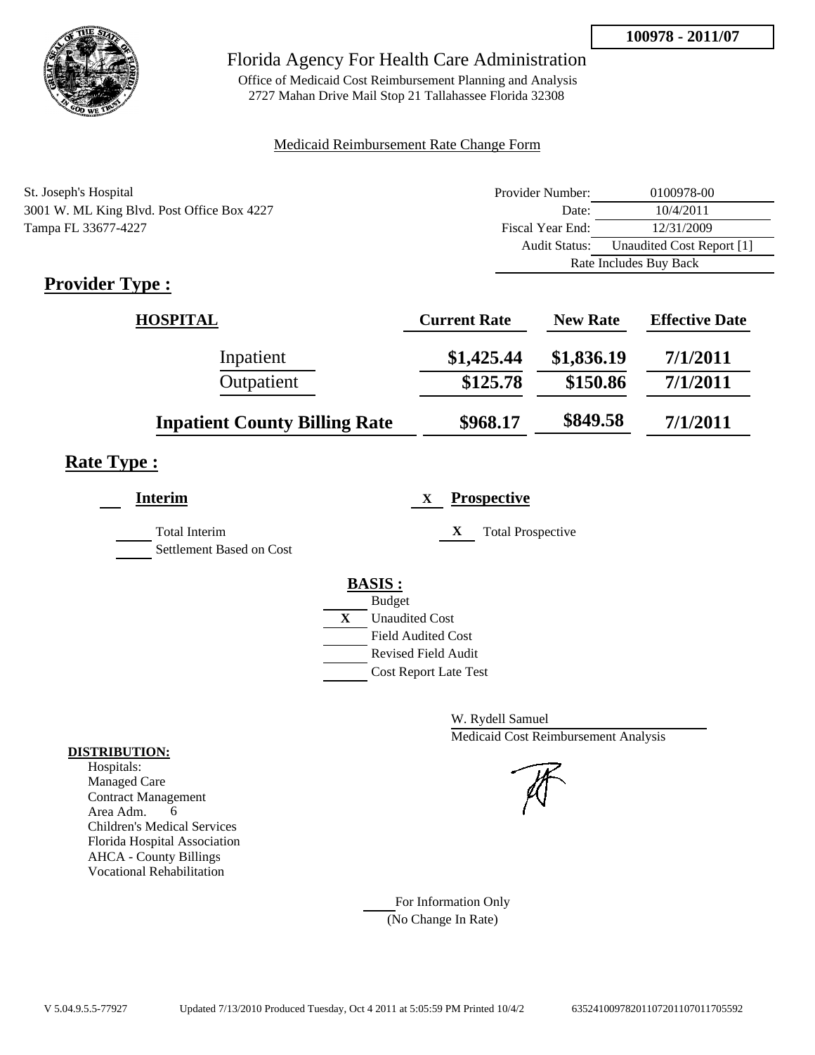**100978 - 2011/07**

# Florida Agency For Health Care Administration

Office of Medicaid Cost Reimbursement Planning and Analysis
2727 Mahan Drive Mail Stop 21 Tallahassee Florida 32308

Medicaid Reimbursement Rate Change Form

St. Joseph's Hospital
3001 W. ML King Blvd. Post Office Box 4227
Tampa FL 33677-4227

| | |
|---|---|
| Provider Number: | 0100978-00 |
| Date: | 10/4/2011 |
| Fiscal Year End: | 12/31/2009 |
| Audit Status: | Unaudited Cost Report [1] |
| Rate Includes Buy Back | |

## Provider Type :

| HOSPITAL | Current Rate | New Rate | Effective Date |
|---|---|---|---|
| Inpatient | $1,425.44 | $1,836.19 | 7/1/2011 |
| Outpatient | $125.78 | $150.86 | 7/1/2011 |
| **Inpatient County Billing Rate** | $968.17 | $849.58 | 7/1/2011 |

## Rate Type :

**Interim**

Total Interim
Settlement Based on Cost

X **Prospective**

X Total Prospective

**BASIS :**

- Budget
- X Unaudited Cost
- Field Audited Cost
- Revised Field Audit
- Cost Report Late Test

W. Rydell Samuel
Medicaid Cost Reimbursement Analysis

**DISTRIBUTION:**
Hospitals:
Managed Care
Contract Management
Area Adm. 6
Children's Medical Services
Florida Hospital Association
AHCA - County Billings
Vocational Rehabilitation

For Information Only
(No Change In Rate)

V 5.04.9.5.5-77927 Updated 7/13/2010 Produced Tuesday, Oct 4 2011 at 5:05:59 PM Printed 10/4/2 635241009782011072011070117055592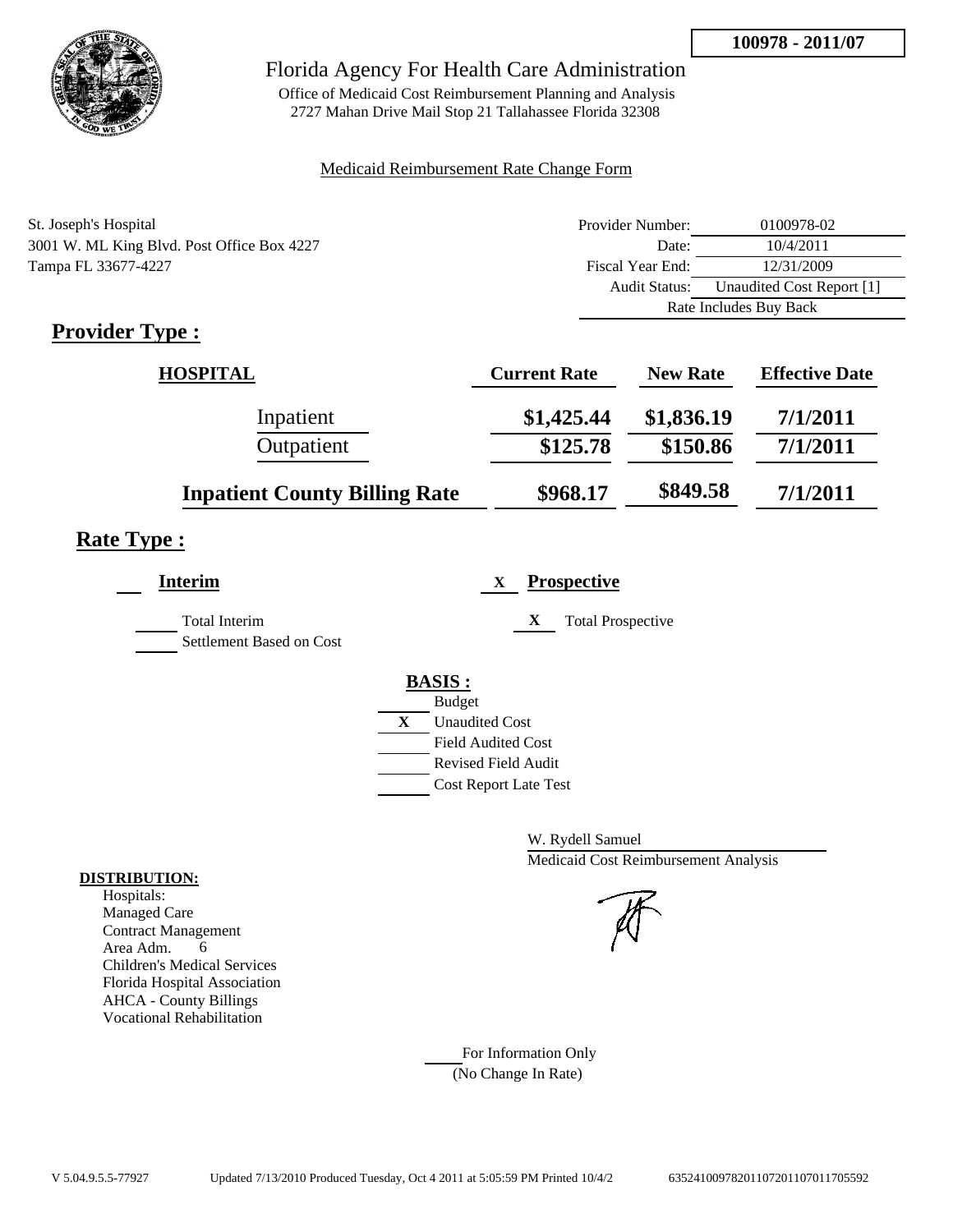100978 - 2011/07

# Florida Agency For Health Care Administration

Office of Medicaid Cost Reimbursement Planning and Analysis
2727 Mahan Drive Mail Stop 21 Tallahassee Florida 32308

Medicaid Reimbursement Rate Change Form

St. Joseph's Hospital
3001 W. ML King Blvd. Post Office Box 4227
Tampa FL 33677-4227

| | |
|---|---|
| Provider Number: | 0100978-02 |
| Date: | 10/4/2011 |
| Fiscal Year End: | 12/31/2009 |
| Audit Status: | Unaudited Cost Report [1] |
| Rate Includes Buy Back | |

## Provider Type :

| HOSPITAL | Current Rate | New Rate | Effective Date |
|---|---|---|---|
| Inpatient | $1,425.44 | $1,836.19 | 7/1/2011 |
| Outpatient | $125.78 | $150.86 | 7/1/2011 |
| **Inpatient County Billing Rate** | $968.17 | $849.58 | 7/1/2011 |

## Rate Type :

**Interim**

Total Interim
Settlement Based on Cost

X **Prospective**

X Total Prospective

**BASIS :**

Budget
X Unaudited Cost
Field Audited Cost
Revised Field Audit
Cost Report Late Test

W. Rydell Samuel
Medicaid Cost Reimbursement Analysis

**DISTRIBUTION:**
Hospitals:
Managed Care
Contract Management
Area Adm. 6
Children's Medical Services
Florida Hospital Association
AHCA - County Billings
Vocational Rehabilitation

For Information Only
(No Change In Rate)

V 5.04.9.5.5-77927 Updated 7/13/2010 Produced Tuesday, Oct 4 2011 at 5:05:59 PM Printed 10/4/2 635241009782011072011070117055592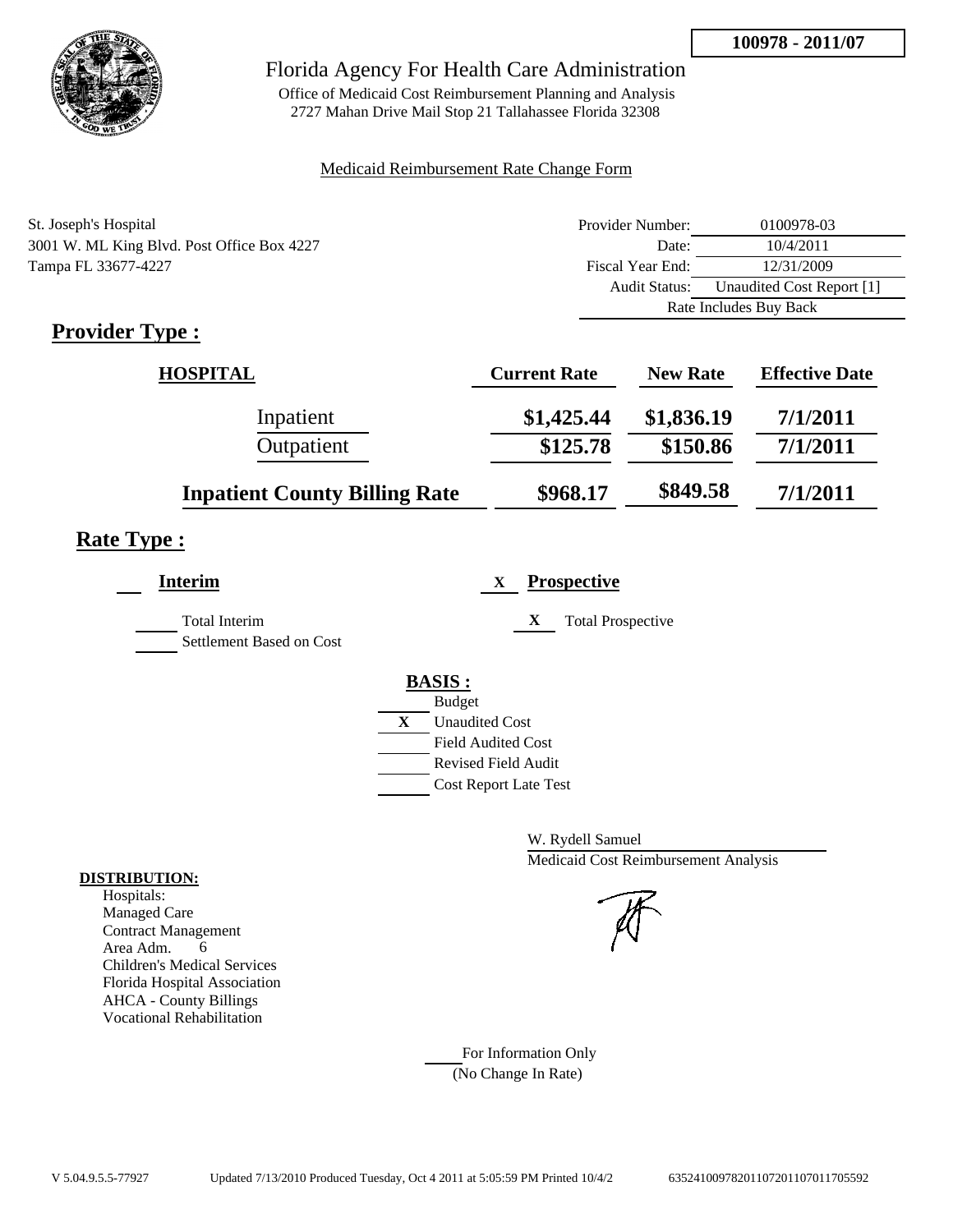**100978 - 2011/07**

# Florida Agency For Health Care Administration

Office of Medicaid Cost Reimbursement Planning and Analysis
2727 Mahan Drive Mail Stop 21 Tallahassee Florida 32308

Medicaid Reimbursement Rate Change Form

St. Joseph's Hospital
3001 W. ML King Blvd. Post Office Box 4227
Tampa FL 33677-4227

| | |
|---|---|
| Provider Number: | 0100978-03 |
| Date: | 10/4/2011 |
| Fiscal Year End: | 12/31/2009 |
| Audit Status: | Unaudited Cost Report [1] |
| | Rate Includes Buy Back |

## Provider Type :

| HOSPITAL | Current Rate | New Rate | Effective Date |
|---|---|---|---|
| Inpatient | $1,425.44 | $1,836.19 | 7/1/2011 |
| Outpatient | $125.78 | $150.86 | 7/1/2011 |
| **Inpatient County Billing Rate** | $968.17 | $849.58 | 7/1/2011 |

## Rate Type :

**Interim**

- ___ Total Interim
- ___ Settlement Based on Cost

X **Prospective**

- X Total Prospective

**BASIS :**

- ___ Budget
- X Unaudited Cost
- ___ Field Audited Cost
- ___ Revised Field Audit
- ___ Cost Report Late Test

W. Rydell Samuel
Medicaid Cost Reimbursement Analysis

**DISTRIBUTION:**

Hospitals:
Managed Care
Contract Management
Area Adm. 6
Children's Medical Services
Florida Hospital Association
AHCA - County Billings
Vocational Rehabilitation

___ For Information Only
(No Change In Rate)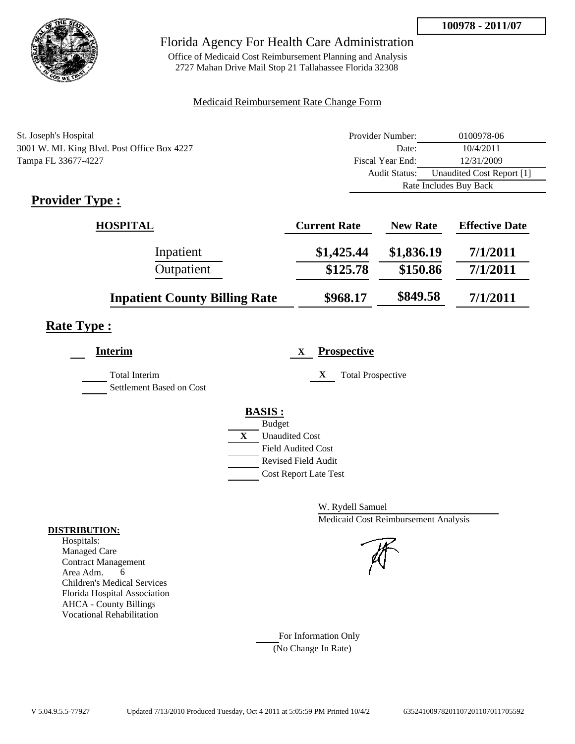**100978 - 2011/07**

Florida Agency For Health Care Administration

Office of Medicaid Cost Reimbursement Planning and Analysis
2727 Mahan Drive Mail Stop 21 Tallahassee Florida 32308

Medicaid Reimbursement Rate Change Form

St. Joseph's Hospital
3001 W. ML King Blvd. Post Office Box 4227
Tampa FL 33677-4227

| | |
|---|---|
| Provider Number: | 0100978-06 |
| Date: | 10/4/2011 |
| Fiscal Year End: | 12/31/2009 |
| Audit Status: | Unaudited Cost Report [1] |
| | Rate Includes Buy Back |

## Provider Type :

| HOSPITAL | Current Rate | New Rate | Effective Date |
|---|---|---|---|
| Inpatient | $1,425.44 | $1,836.19 | 7/1/2011 |
| Outpatient | $125.78 | $150.86 | 7/1/2011 |
| **Inpatient County Billing Rate** | $968.17 | $849.58 | 7/1/2011 |

## Rate Type :

**Interim**

Total Interim
Settlement Based on Cost

X **Prospective**

X Total Prospective

**BASIS :**

- Budget
- X Unaudited Cost
- Field Audited Cost
- Revised Field Audit
- Cost Report Late Test

W. Rydell Samuel
Medicaid Cost Reimbursement Analysis

**DISTRIBUTION:**
Hospitals:
Managed Care
Contract Management
Area Adm. 6
Children's Medical Services
Florida Hospital Association
AHCA - County Billings
Vocational Rehabilitation

For Information Only
(No Change In Rate)

V 5.04.9.5.5-77927 Updated 7/13/2010 Produced Tuesday, Oct 4 2011 at 5:05:59 PM Printed 10/4/2 6352410097820110720110701170559​2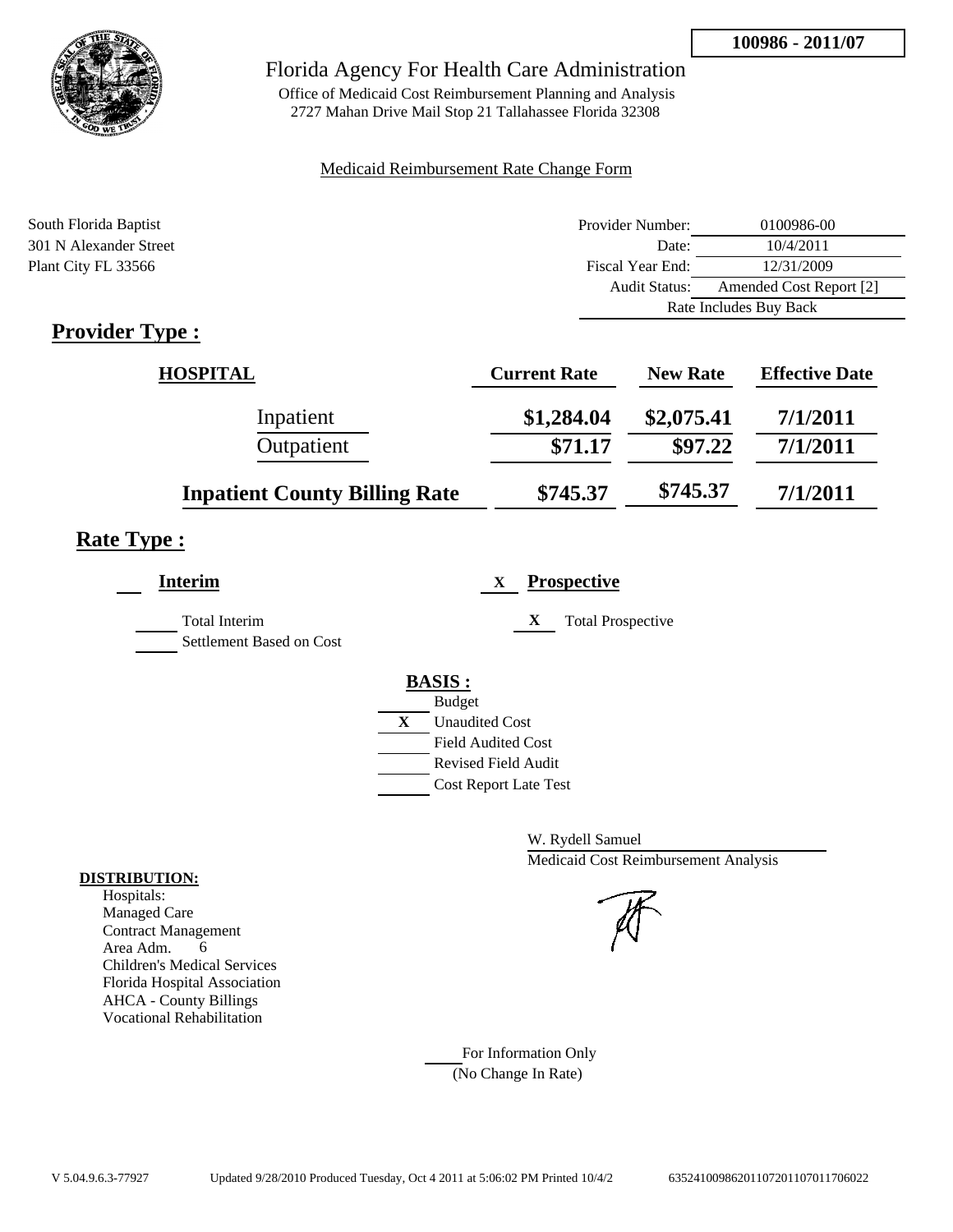**100986 - 2011/07**

# Florida Agency For Health Care Administration

Office of Medicaid Cost Reimbursement Planning and Analysis
2727 Mahan Drive Mail Stop 21 Tallahassee Florida 32308

Medicaid Reimbursement Rate Change Form

South Florida Baptist
301 N Alexander Street
Plant City FL 33566

| | |
|---|---|
| Provider Number: | 0100986-00 |
| Date: | 10/4/2011 |
| Fiscal Year End: | 12/31/2009 |
| Audit Status: | Amended Cost Report [2] |
| | Rate Includes Buy Back |

## Provider Type :

| HOSPITAL | Current Rate | New Rate | Effective Date |
|---|---|---|---|
| Inpatient | $1,284.04 | $2,075.41 | 7/1/2011 |
| Outpatient | $71.17 | $97.22 | 7/1/2011 |
| **Inpatient County Billing Rate** | $745.37 | $745.37 | 7/1/2011 |

## Rate Type :

___ **Interim**

___ Total Interim
___ Settlement Based on Cost

X **Prospective**

X Total Prospective

**BASIS :**
___ Budget
X Unaudited Cost
___ Field Audited Cost
___ Revised Field Audit
___ Cost Report Late Test

W. Rydell Samuel
Medicaid Cost Reimbursement Analysis

**DISTRIBUTION:**
Hospitals:
Managed Care
Contract Management
Area Adm. 6
Children's Medical Services
Florida Hospital Association
AHCA - County Billings
Vocational Rehabilitation

___ For Information Only
(No Change In Rate)

V 5.04.9.6.3-77927 Updated 9/28/2010 Produced Tuesday, Oct 4 2011 at 5:06:02 PM Printed 10/4/2 635241009862011072011070117060​22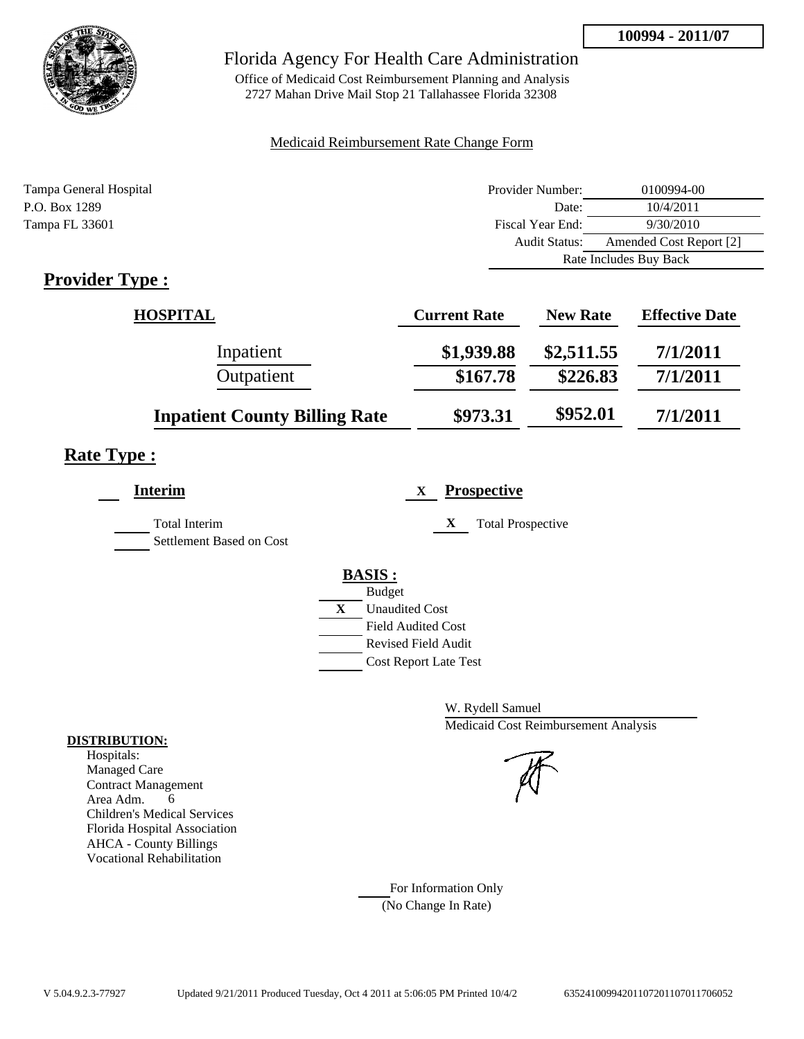**100994 - 2011/07**

# Florida Agency For Health Care Administration

Office of Medicaid Cost Reimbursement Planning and Analysis
2727 Mahan Drive Mail Stop 21 Tallahassee Florida 32308

Medicaid Reimbursement Rate Change Form

Tampa General Hospital
P.O. Box 1289
Tampa FL 33601

| | |
|---|---|
| Provider Number: | 0100994-00 |
| Date: | 10/4/2011 |
| Fiscal Year End: | 9/30/2010 |
| Audit Status: | Amended Cost Report [2] |
| | Rate Includes Buy Back |

## Provider Type :

| HOSPITAL | Current Rate | New Rate | Effective Date |
|---|---|---|---|
| Inpatient | $1,939.88 | $2,511.55 | 7/1/2011 |
| Outpatient | $167.78 | $226.83 | 7/1/2011 |
| **Inpatient County Billing Rate** | $973.31 | $952.01 | 7/1/2011 |

## Rate Type :

**Interim**

Total Interim
Settlement Based on Cost

X **Prospective**

X Total Prospective

**BASIS :**

- Budget
- X Unaudited Cost
- Field Audited Cost
- Revised Field Audit
- Cost Report Late Test

W. Rydell Samuel
Medicaid Cost Reimbursement Analysis

**DISTRIBUTION:**

Hospitals:
Managed Care
Contract Management
Area Adm. 6
Children's Medical Services
Florida Hospital Association
AHCA - County Billings
Vocational Rehabilitation

For Information Only
(No Change In Rate)

V 5.04.9.2.3-77927 Updated 9/21/2011 Produced Tuesday, Oct 4 2011 at 5:06:05 PM Printed 10/4/2 6352410099420110720110701170605​2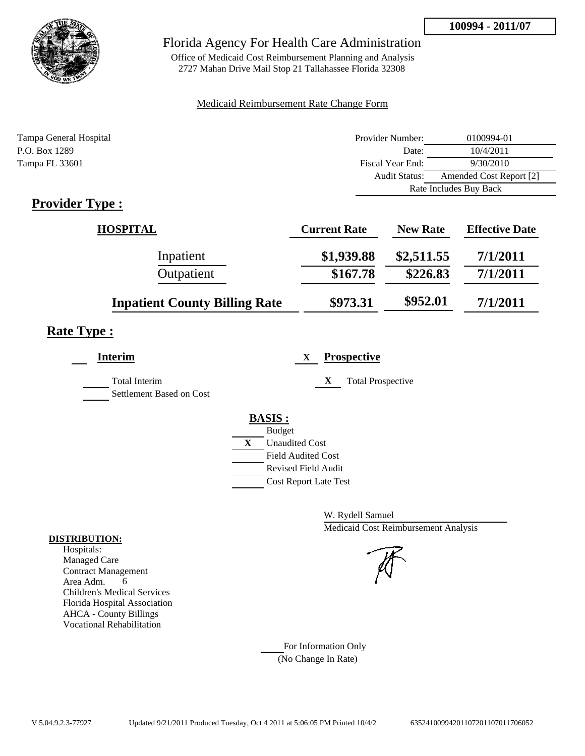**100994 - 2011/07**

# Florida Agency For Health Care Administration

Office of Medicaid Cost Reimbursement Planning and Analysis
2727 Mahan Drive Mail Stop 21 Tallahassee Florida 32308

Medicaid Reimbursement Rate Change Form

Tampa General Hospital
P.O. Box 1289
Tampa FL 33601

| | |
|---|---|
| Provider Number: | 0100994-01 |
| Date: | 10/4/2011 |
| Fiscal Year End: | 9/30/2010 |
| Audit Status: | Amended Cost Report [2] |
| | Rate Includes Buy Back |

## Provider Type :

| HOSPITAL | Current Rate | New Rate | Effective Date |
|---|---|---|---|
| Inpatient | $1,939.88 | $2,511.55 | 7/1/2011 |
| Outpatient | $167.78 | $226.83 | 7/1/2011 |
| **Inpatient County Billing Rate** | $973.31 | $952.01 | 7/1/2011 |

## Rate Type :

**Interim**

___ Total Interim
___ Settlement Based on Cost

X **Prospective**

X Total Prospective

**BASIS :**

___ Budget
X Unaudited Cost
___ Field Audited Cost
___ Revised Field Audit
___ Cost Report Late Test

W. Rydell Samuel
Medicaid Cost Reimbursement Analysis

**DISTRIBUTION:**

Hospitals:
Managed Care
Contract Management
Area Adm. 6
Children's Medical Services
Florida Hospital Association
AHCA - County Billings
Vocational Rehabilitation

___ For Information Only
(No Change In Rate)

V 5.04.9.2.3-77927 Updated 9/21/2011 Produced Tuesday, Oct 4 2011 at 5:06:05 PM Printed 10/4/2 63524100994201107201107011706052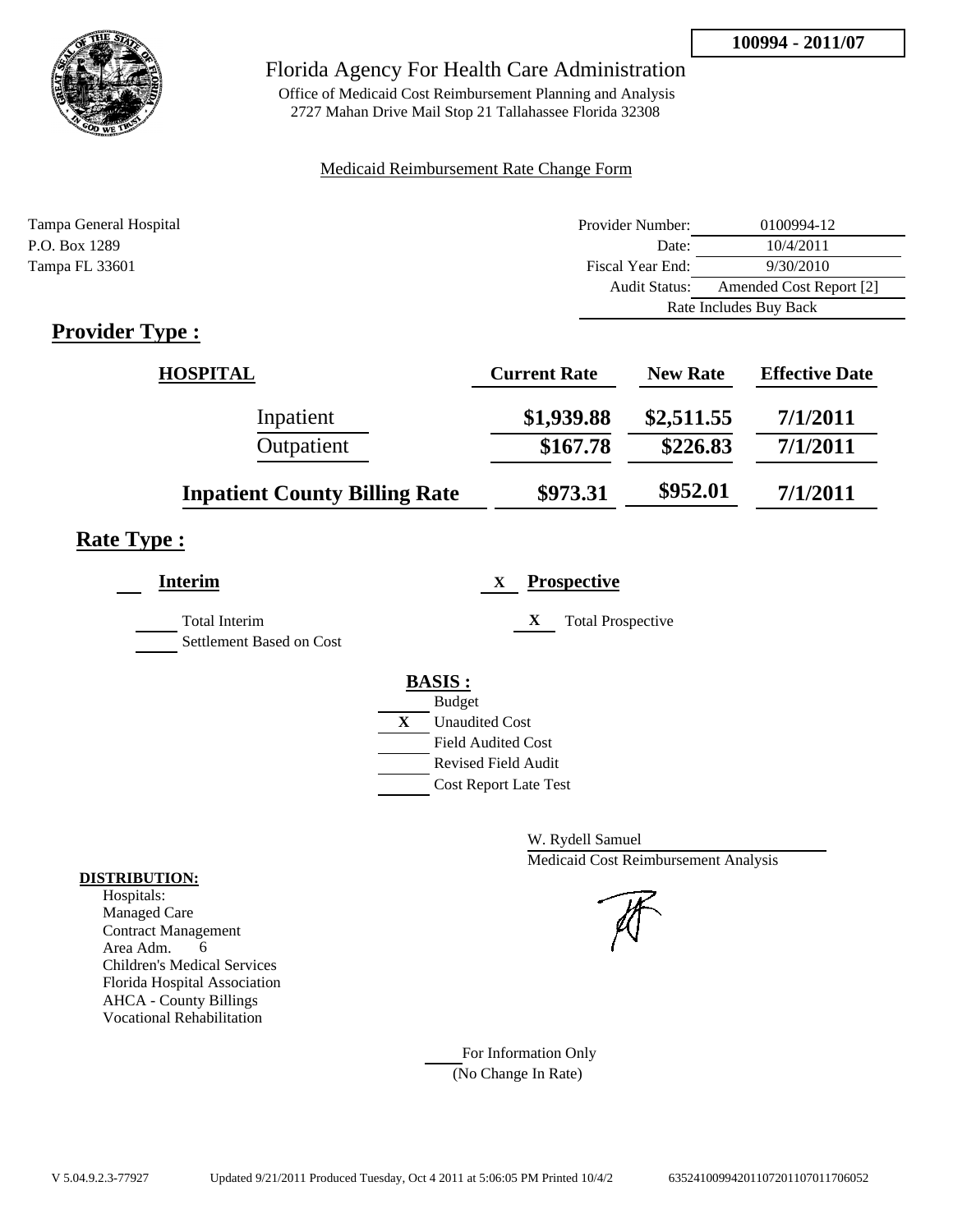**100994 - 2011/07**

# Florida Agency For Health Care Administration

Office of Medicaid Cost Reimbursement Planning and Analysis
2727 Mahan Drive Mail Stop 21 Tallahassee Florida 32308

Medicaid Reimbursement Rate Change Form

Tampa General Hospital
P.O. Box 1289
Tampa FL 33601

| | |
|---|---|
| Provider Number: | 0100994-12 |
| Date: | 10/4/2011 |
| Fiscal Year End: | 9/30/2010 |
| Audit Status: | Amended Cost Report [2] |
| | Rate Includes Buy Back |

## Provider Type :

| HOSPITAL | Current Rate | New Rate | Effective Date |
|---|---|---|---|
| Inpatient | $1,939.88 | $2,511.55 | 7/1/2011 |
| Outpatient | $167.78 | $226.83 | 7/1/2011 |
| **Inpatient County Billing Rate** | $973.31 | $952.01 | 7/1/2011 |

## Rate Type :

**Interim**

- ___ Total Interim
- ___ Settlement Based on Cost

X **Prospective**

- X Total Prospective

**BASIS :**

- ___ Budget
- X Unaudited Cost
- ___ Field Audited Cost
- ___ Revised Field Audit
- ___ Cost Report Late Test

W. Rydell Samuel
Medicaid Cost Reimbursement Analysis

**DISTRIBUTION:**

Hospitals:
Managed Care
Contract Management
Area Adm. 6
Children's Medical Services
Florida Hospital Association
AHCA - County Billings
Vocational Rehabilitation

___ For Information Only
(No Change In Rate)

V 5.04.9.2.3-77927 Updated 9/21/2011 Produced Tuesday, Oct 4 2011 at 5:06:05 PM Printed 10/4/2 635241009942011072011070117060​52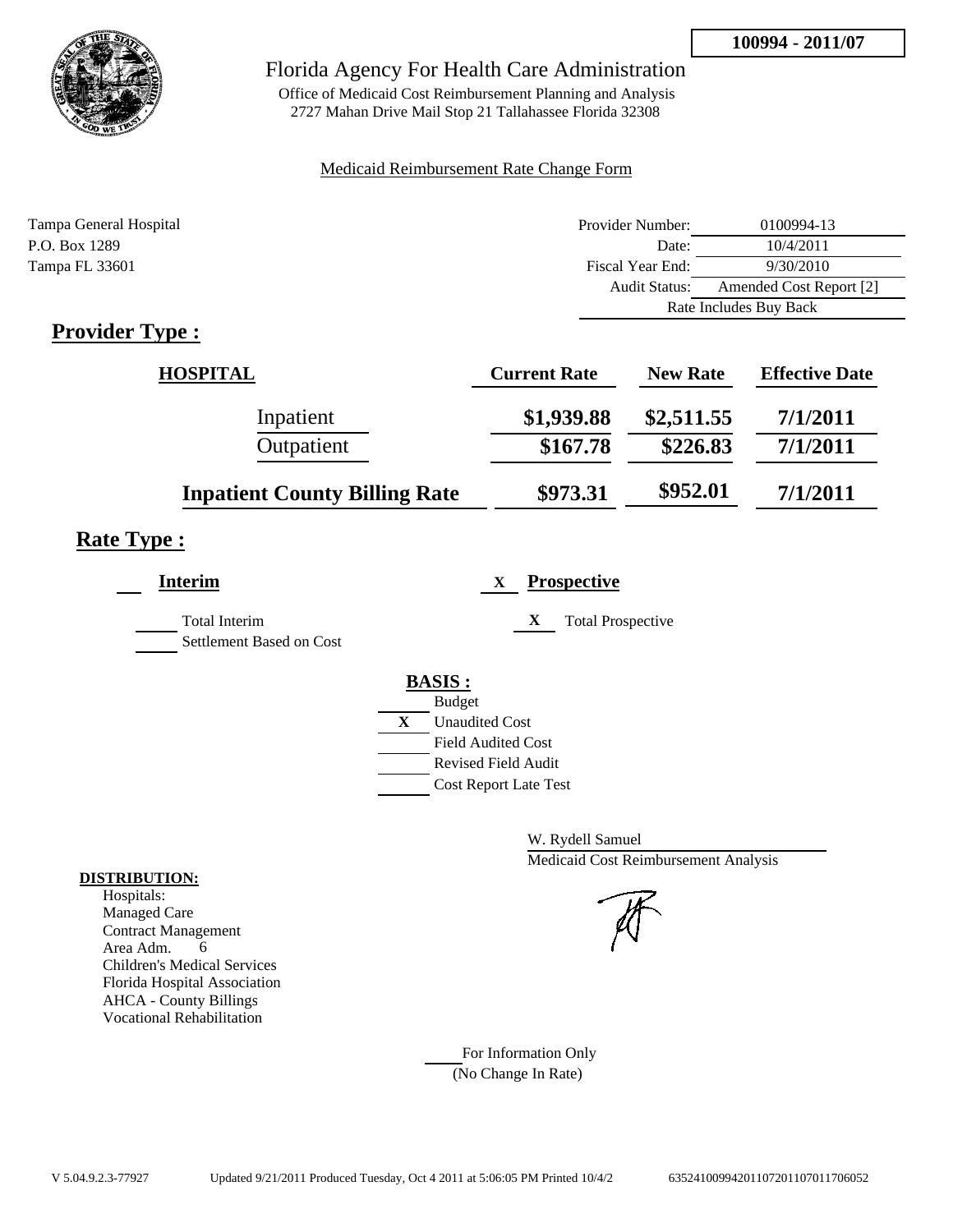**100994 - 2011/07**

# Florida Agency For Health Care Administration

Office of Medicaid Cost Reimbursement Planning and Analysis
2727 Mahan Drive Mail Stop 21 Tallahassee Florida 32308

Medicaid Reimbursement Rate Change Form

Tampa General Hospital
P.O. Box 1289
Tampa FL 33601

| | |
|---|---|
| Provider Number: | 0100994-13 |
| Date: | 10/4/2011 |
| Fiscal Year End: | 9/30/2010 |
| Audit Status: | Amended Cost Report [2] |
| | Rate Includes Buy Back |

## Provider Type :

| HOSPITAL | Current Rate | New Rate | Effective Date |
|---|---|---|---|
| Inpatient | $1,939.88 | $2,511.55 | 7/1/2011 |
| Outpatient | $167.78 | $226.83 | 7/1/2011 |
| **Inpatient County Billing Rate** | $973.31 | $952.01 | 7/1/2011 |

## Rate Type :

**Interim**

- ___ Total Interim
- ___ Settlement Based on Cost

X **Prospective**

- X Total Prospective

**BASIS :**

- ___ Budget
- X Unaudited Cost
- ___ Field Audited Cost
- ___ Revised Field Audit
- ___ Cost Report Late Test

W. Rydell Samuel
Medicaid Cost Reimbursement Analysis

**DISTRIBUTION:**

Hospitals:
Managed Care
Contract Management
Area Adm. 6
Children's Medical Services
Florida Hospital Association
AHCA - County Billings
Vocational Rehabilitation

___ For Information Only
(No Change In Rate)

V 5.04.9.2.3-77927 Updated 9/21/2011 Produced Tuesday, Oct 4 2011 at 5:06:05 PM Printed 10/4/2 635241009942011072011070117060 52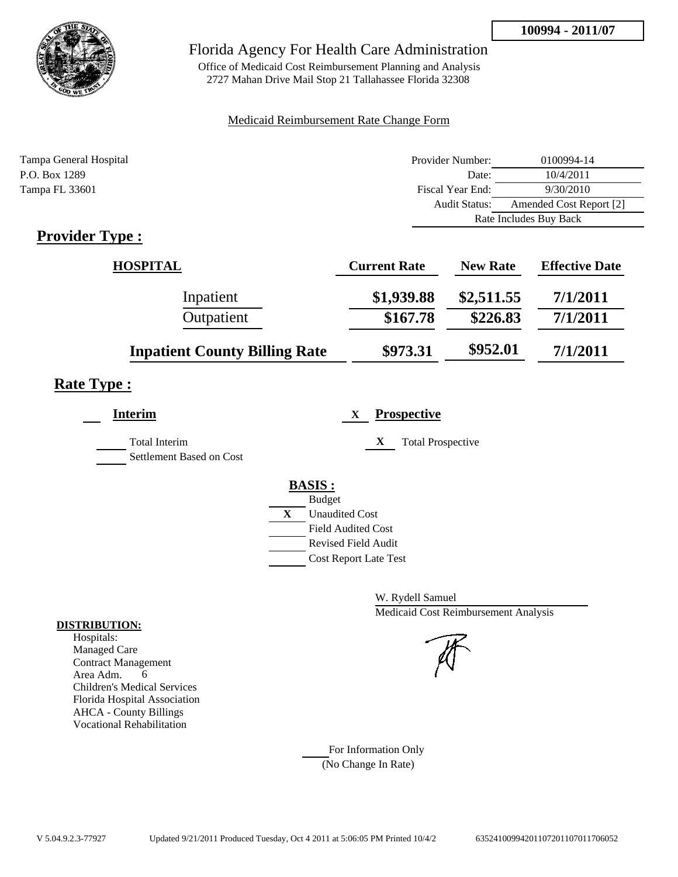**100994 - 2011/07**

# Florida Agency For Health Care Administration

Office of Medicaid Cost Reimbursement Planning and Analysis
2727 Mahan Drive Mail Stop 21 Tallahassee Florida 32308

Medicaid Reimbursement Rate Change Form

Tampa General Hospital
P.O. Box 1289
Tampa FL 33601

| | |
|---|---|
| Provider Number: | 0100994-14 |
| Date: | 10/4/2011 |
| Fiscal Year End: | 9/30/2010 |
| Audit Status: | Amended Cost Report [2] |
| | Rate Includes Buy Back |

## Provider Type :

| HOSPITAL | Current Rate | New Rate | Effective Date |
|---|---|---|---|
| Inpatient | $1,939.88 | $2,511.55 | 7/1/2011 |
| Outpatient | $167.78 | $226.83 | 7/1/2011 |
| **Inpatient County Billing Rate** | $973.31 | $952.01 | 7/1/2011 |

## Rate Type :

**Interim**

- Total Interim
- Settlement Based on Cost

X **Prospective**

- X Total Prospective

**BASIS :**

- Budget
- X Unaudited Cost
- Field Audited Cost
- Revised Field Audit
- Cost Report Late Test

W. Rydell Samuel
Medicaid Cost Reimbursement Analysis

**DISTRIBUTION:**

Hospitals:
Managed Care
Contract Management
Area Adm. 6
Children's Medical Services
Florida Hospital Association
AHCA - County Billings
Vocational Rehabilitation

For Information Only
(No Change In Rate)

V 5.04.9.2.3-77927 Updated 9/21/2011 Produced Tuesday, Oct 4 2011 at 5:06:05 PM Printed 10/4/2 635241009942011072011070117060052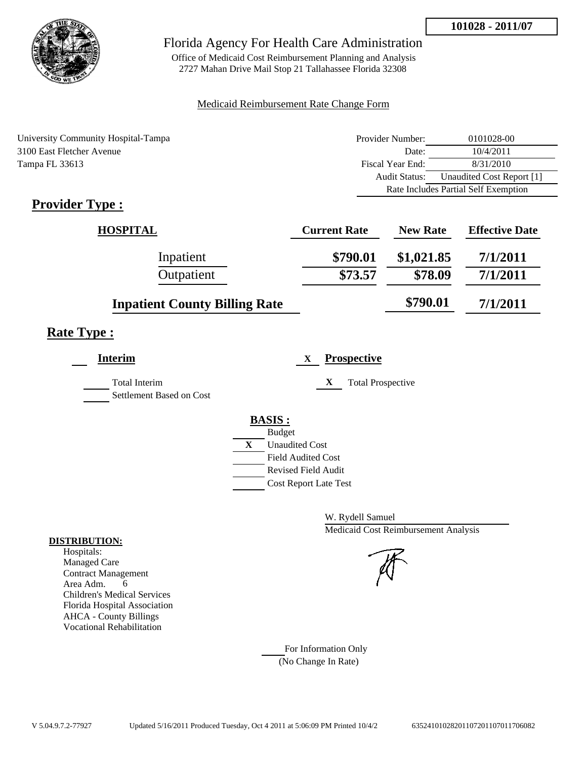**101028 - 2011/07**

# Florida Agency For Health Care Administration

Office of Medicaid Cost Reimbursement Planning and Analysis
2727 Mahan Drive Mail Stop 21 Tallahassee Florida 32308

Medicaid Reimbursement Rate Change Form

University Community Hospital-Tampa
3100 East Fletcher Avenue
Tampa FL 33613

| | |
|---|---|
| Provider Number: | 0101028-00 |
| Date: | 10/4/2011 |
| Fiscal Year End: | 8/31/2010 |
| Audit Status: | Unaudited Cost Report [1] |
| Rate Includes Partial Self Exemption | |

## Provider Type :

| HOSPITAL | Current Rate | New Rate | Effective Date |
|---|---|---|---|
| Inpatient | \$790.01 | \$1,021.85 | 7/1/2011 |
| Outpatient | \$73.57 | \$78.09 | 7/1/2011 |
| Inpatient County Billing Rate | | \$790.01 | 7/1/2011 |

## Rate Type :

___ **Interim**

___ Total Interim
___ Settlement Based on Cost

X **Prospective**

X Total Prospective

**BASIS :**

___ Budget
X Unaudited Cost
___ Field Audited Cost
___ Revised Field Audit
___ Cost Report Late Test

W. Rydell Samuel
Medicaid Cost Reimbursement Analysis

**DISTRIBUTION:**

Hospitals:
Managed Care
Contract Management
Area Adm. 6
Children's Medical Services
Florida Hospital Association
AHCA - County Billings
Vocational Rehabilitation

___ For Information Only
(No Change In Rate)

V 5.04.9.7.2-77927 Updated 5/16/2011 Produced Tuesday, Oct 4 2011 at 5:06:09 PM Printed 10/4/2 635241010282011072011070117060​82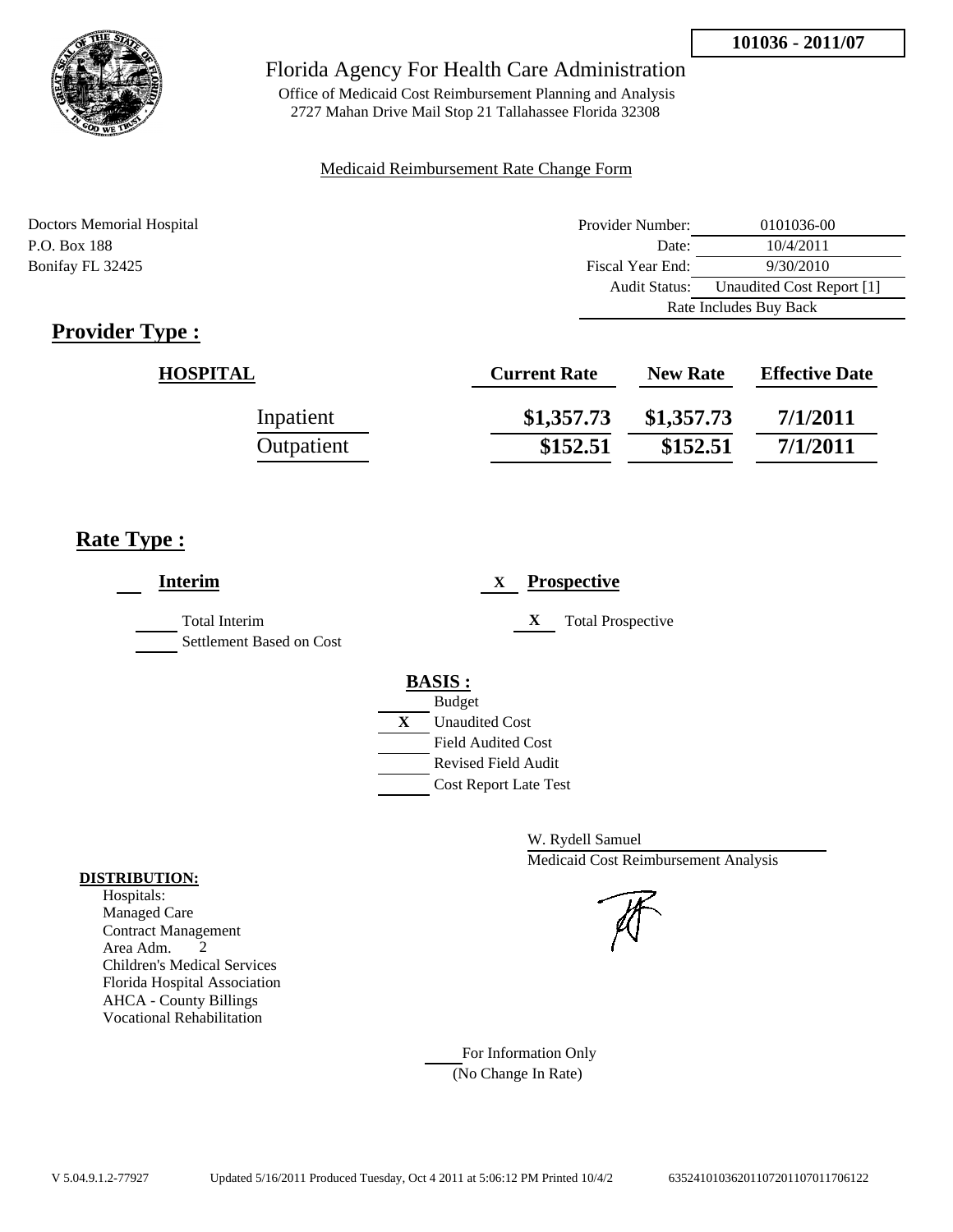**101036 - 2011/07**

# Florida Agency For Health Care Administration

Office of Medicaid Cost Reimbursement Planning and Analysis
2727 Mahan Drive Mail Stop 21 Tallahassee Florida 32308

Medicaid Reimbursement Rate Change Form

Doctors Memorial Hospital
P.O. Box 188
Bonifay FL 32425

| | |
|---|---|
| Provider Number: | 0101036-00 |
| Date: | 10/4/2011 |
| Fiscal Year End: | 9/30/2010 |
| Audit Status: | Unaudited Cost Report [1] |
| | Rate Includes Buy Back |

## Provider Type :

| HOSPITAL | Current Rate | New Rate | Effective Date |
|---|---|---|---|
| Inpatient | $1,357.73 | $1,357.73 | 7/1/2011 |
| Outpatient | $152.51 | $152.51 | 7/1/2011 |

## Rate Type :

___ **Interim**

___ Total Interim
___ Settlement Based on Cost

X **Prospective**

X Total Prospective

**BASIS :**

___ Budget
X Unaudited Cost
___ Field Audited Cost
___ Revised Field Audit
___ Cost Report Late Test

W. Rydell Samuel
Medicaid Cost Reimbursement Analysis

**DISTRIBUTION:**

Hospitals:
Managed Care
Contract Management
Area Adm. 2
Children's Medical Services
Florida Hospital Association
AHCA - County Billings
Vocational Rehabilitation

___ For Information Only
(No Change In Rate)

V 5.04.9.1.2-77927 Updated 5/16/2011 Produced Tuesday, Oct 4 2011 at 5:06:12 PM Printed 10/4/2 635241010362011072011070117061​22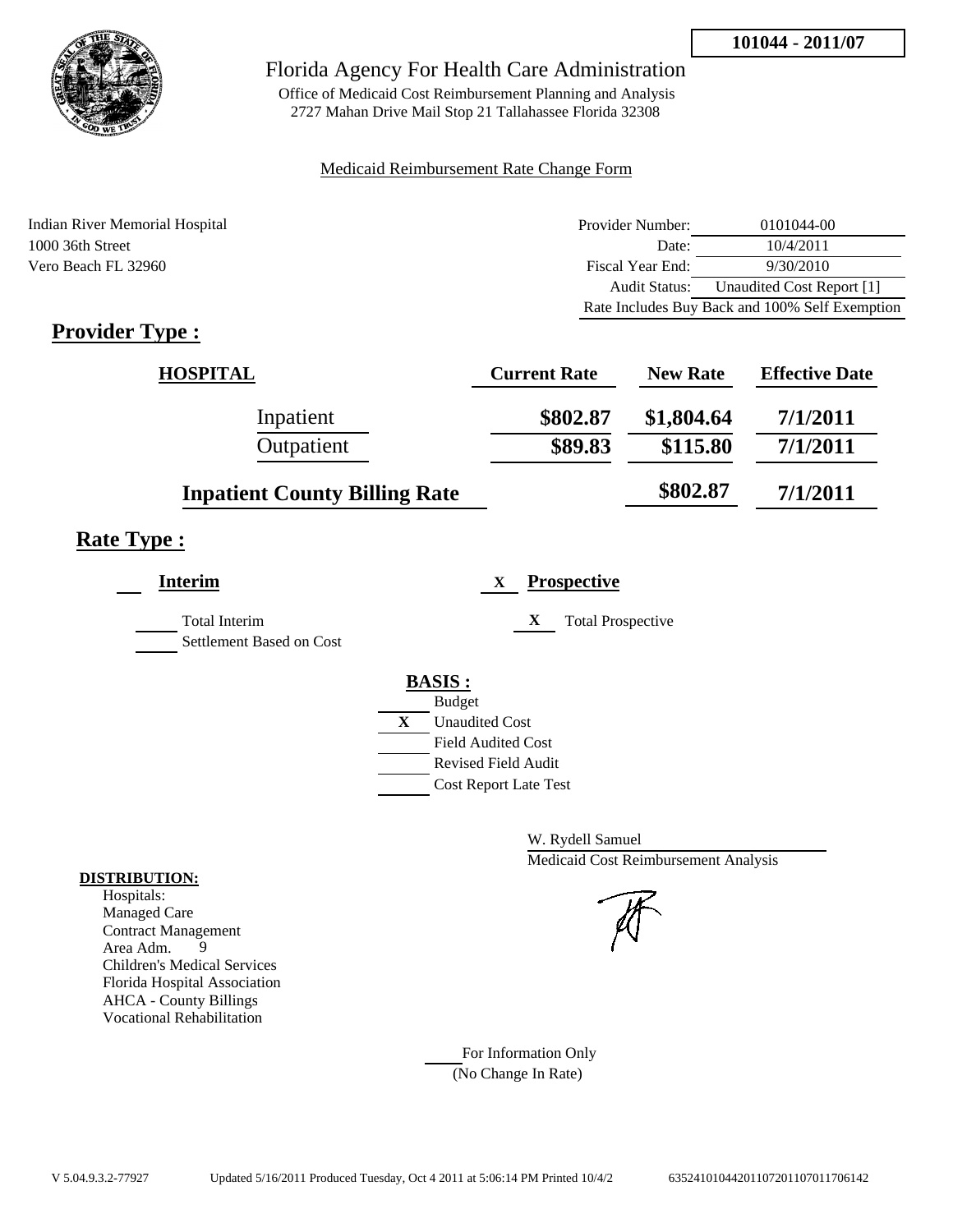**101044 - 2011/07**

# Florida Agency For Health Care Administration

Office of Medicaid Cost Reimbursement Planning and Analysis
2727 Mahan Drive Mail Stop 21 Tallahassee Florida 32308

Medicaid Reimbursement Rate Change Form

Indian River Memorial Hospital
1000 36th Street
Vero Beach FL 32960

| | |
|---|---|
| Provider Number: | 0101044-00 |
| Date: | 10/4/2011 |
| Fiscal Year End: | 9/30/2010 |
| Audit Status: | Unaudited Cost Report [1] |
| Rate Includes Buy Back and 100% Self Exemption | |

## Provider Type :

| HOSPITAL | Current Rate | New Rate | Effective Date |
|---|---|---|---|
| Inpatient | \$802.87 | \$1,804.64 | 7/1/2011 |
| Outpatient | \$89.83 | \$115.80 | 7/1/2011 |
| **Inpatient County Billing Rate** | | \$802.87 | 7/1/2011 |

## Rate Type :

**Interim**

Total Interim
Settlement Based on Cost

X **Prospective**

X Total Prospective

**BASIS :**

- Budget
- X Unaudited Cost
- Field Audited Cost
- Revised Field Audit
- Cost Report Late Test

W. Rydell Samuel
Medicaid Cost Reimbursement Analysis

**DISTRIBUTION:**
Hospitals:
Managed Care
Contract Management
Area Adm. 9
Children's Medical Services
Florida Hospital Association
AHCA - County Billings
Vocational Rehabilitation

For Information Only
(No Change In Rate)

V 5.04.9.3.2-77927 Updated 5/16/2011 Produced Tuesday, Oct 4 2011 at 5:06:14 PM Printed 10/4/2 635241010442011072011070117706142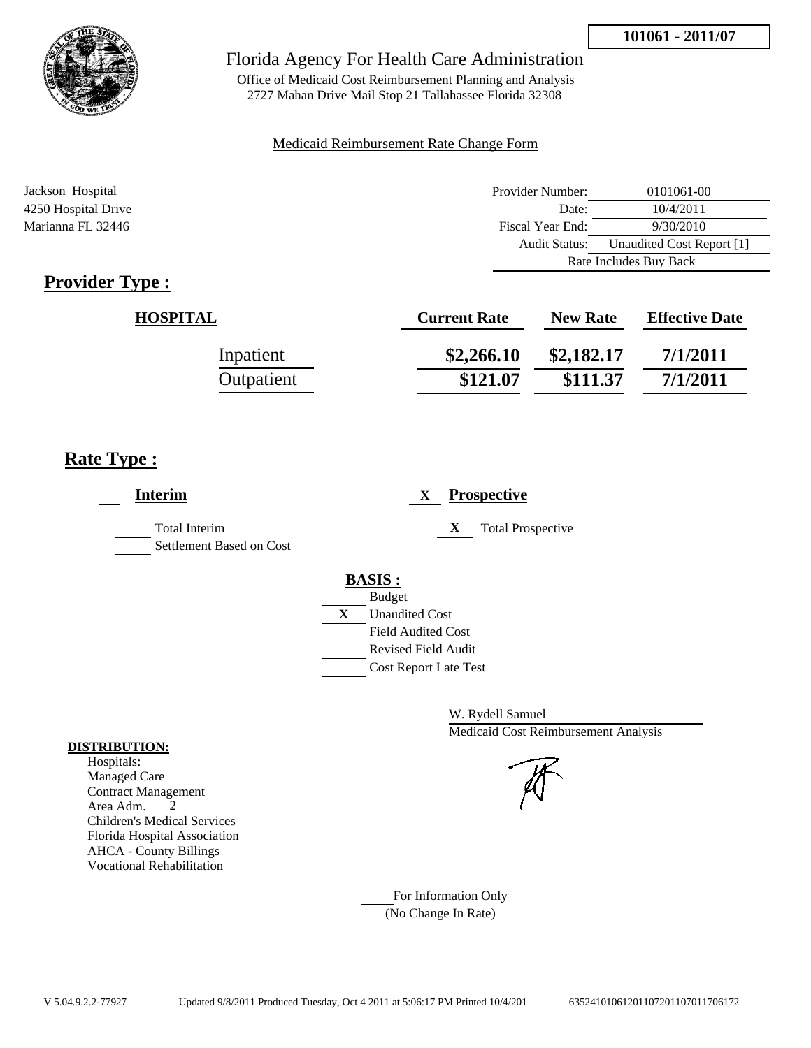101061 - 2011/07

# Florida Agency For Health Care Administration

Office of Medicaid Cost Reimbursement Planning and Analysis
2727 Mahan Drive Mail Stop 21 Tallahassee Florida 32308

Medicaid Reimbursement Rate Change Form

Jackson Hospital
4250 Hospital Drive
Marianna FL 32446

| | |
|---|---|
| Provider Number: | 0101061-00 |
| Date: | 10/4/2011 |
| Fiscal Year End: | 9/30/2010 |
| Audit Status: | Unaudited Cost Report [1] |
| Rate Includes Buy Back | |

## Provider Type :

| HOSPITAL | Current Rate | New Rate | Effective Date |
|---|---|---|---|
| Inpatient | $2,266.10 | $2,182.17 | 7/1/2011 |
| Outpatient | $121.07 | $111.37 | 7/1/2011 |

## Rate Type :

___ **Interim**

___ Total Interim
___ Settlement Based on Cost

X **Prospective**

X Total Prospective

**BASIS :**

___ Budget
X Unaudited Cost
___ Field Audited Cost
___ Revised Field Audit
___ Cost Report Late Test

W. Rydell Samuel
Medicaid Cost Reimbursement Analysis

**DISTRIBUTION:**

Hospitals:
Managed Care
Contract Management
Area Adm. 2
Children's Medical Services
Florida Hospital Association
AHCA - County Billings
Vocational Rehabilitation

___ For Information Only
(No Change In Rate)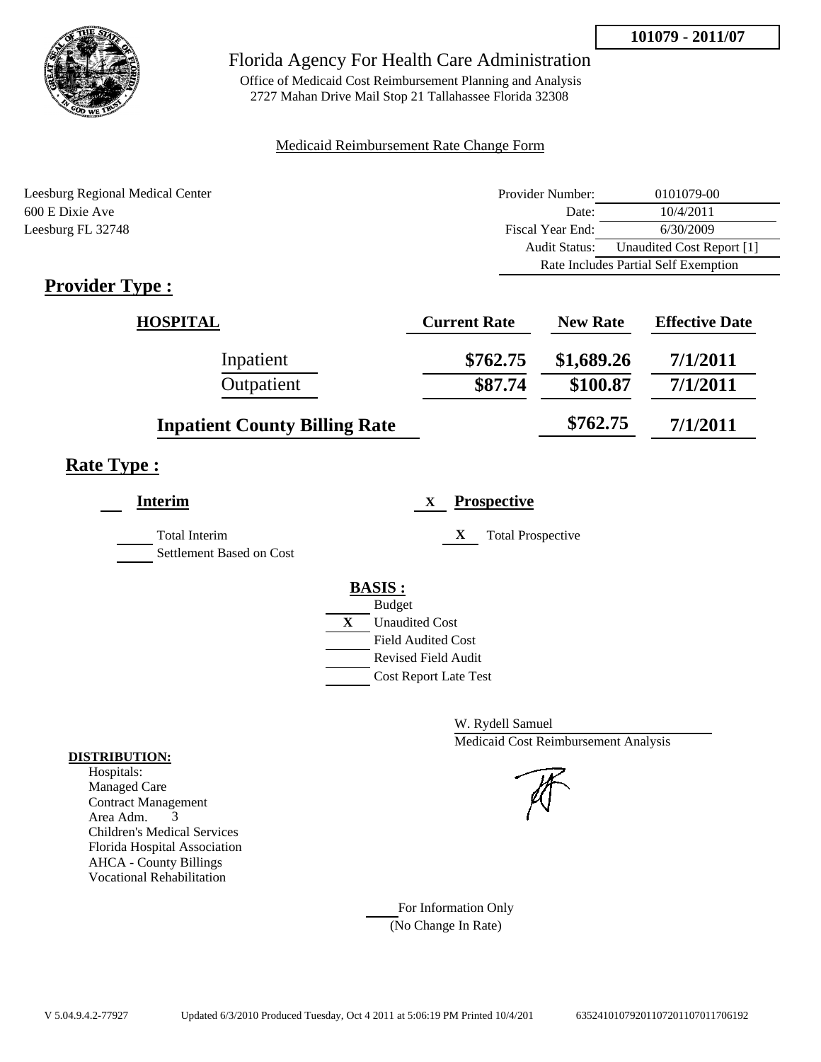**101079 - 2011/07**

# Florida Agency For Health Care Administration

Office of Medicaid Cost Reimbursement Planning and Analysis
2727 Mahan Drive Mail Stop 21 Tallahassee Florida 32308

Medicaid Reimbursement Rate Change Form

Leesburg Regional Medical Center
600 E Dixie Ave
Leesburg FL 32748

| | |
|---|---|
| Provider Number: | 0101079-00 |
| Date: | 10/4/2011 |
| Fiscal Year End: | 6/30/2009 |
| Audit Status: | Unaudited Cost Report [1] |
| Rate Includes Partial Self Exemption | |

## Provider Type :

| HOSPITAL | Current Rate | New Rate | Effective Date |
|---|---|---|---|
| Inpatient | $762.75 | $1,689.26 | 7/1/2011 |
| Outpatient | $87.74 | $100.87 | 7/1/2011 |
| Inpatient County Billing Rate | | $762.75 | 7/1/2011 |

## Rate Type :

___ **Interim**

___ Total Interim

___ Settlement Based on Cost

X **Prospective**

X Total Prospective

**BASIS :**

___ Budget
X Unaudited Cost
___ Field Audited Cost
___ Revised Field Audit
___ Cost Report Late Test

W. Rydell Samuel
Medicaid Cost Reimbursement Analysis

**DISTRIBUTION:**
Hospitals:
Managed Care
Contract Management
Area Adm. 3
Children's Medical Services
Florida Hospital Association
AHCA - County Billings
Vocational Rehabilitation

___ For Information Only
(No Change In Rate)

V 5.04.9.4.2-77927 Updated 6/3/2010 Produced Tuesday, Oct 4 2011 at 5:06:19 PM Printed 10/4/201 635241010792011072011070117061 92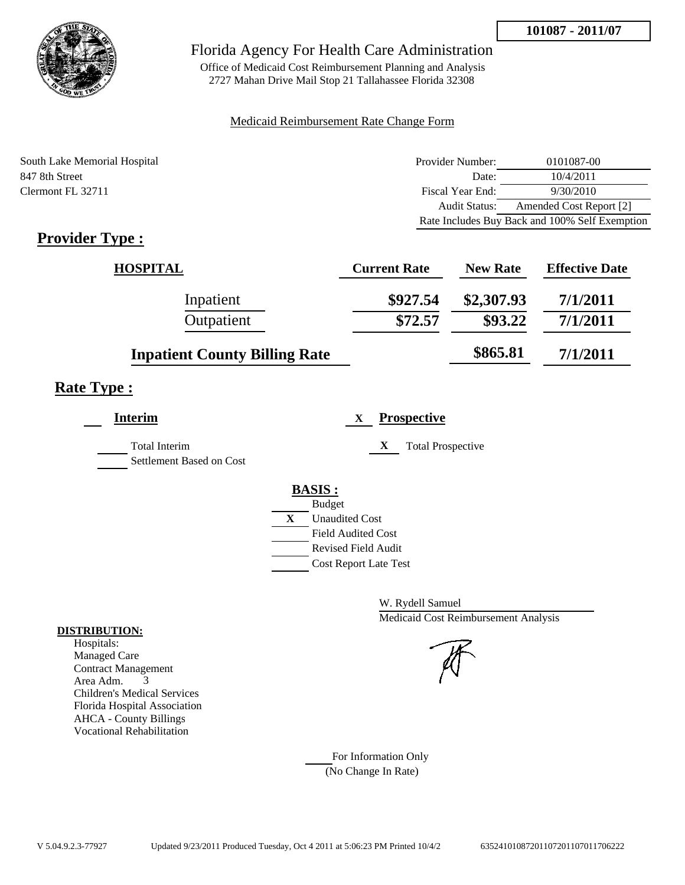**101087 - 2011/07**

Florida Agency For Health Care Administration

Office of Medicaid Cost Reimbursement Planning and Analysis
2727 Mahan Drive Mail Stop 21 Tallahassee Florida 32308

Medicaid Reimbursement Rate Change Form

South Lake Memorial Hospital
847 8th Street
Clermont FL 32711

| | |
|---|---|
| Provider Number: | 0101087-00 |
| Date: | 10/4/2011 |
| Fiscal Year End: | 9/30/2010 |
| Audit Status: | Amended Cost Report [2] |
| Rate Includes Buy Back and 100% Self Exemption | |

## Provider Type :

| HOSPITAL | Current Rate | New Rate | Effective Date |
|---|---|---|---|
| Inpatient | \$927.54 | \$2,307.93 | 7/1/2011 |
| Outpatient | \$72.57 | \$93.22 | 7/1/2011 |
| Inpatient County Billing Rate | | \$865.81 | 7/1/2011 |

## Rate Type :

**Interim**

Total Interim
Settlement Based on Cost

X **Prospective**

X Total Prospective

**BASIS :**

Budget
X Unaudited Cost
Field Audited Cost
Revised Field Audit
Cost Report Late Test

W. Rydell Samuel
Medicaid Cost Reimbursement Analysis

**DISTRIBUTION:**
Hospitals:
Managed Care
Contract Management
Area Adm. 3
Children's Medical Services
Florida Hospital Association
AHCA - County Billings
Vocational Rehabilitation

For Information Only
(No Change In Rate)

V 5.04.9.2.3-77927 Updated 9/23/2011 Produced Tuesday, Oct 4 2011 at 5:06:23 PM Printed 10/4/2 63524101087201107201107011706222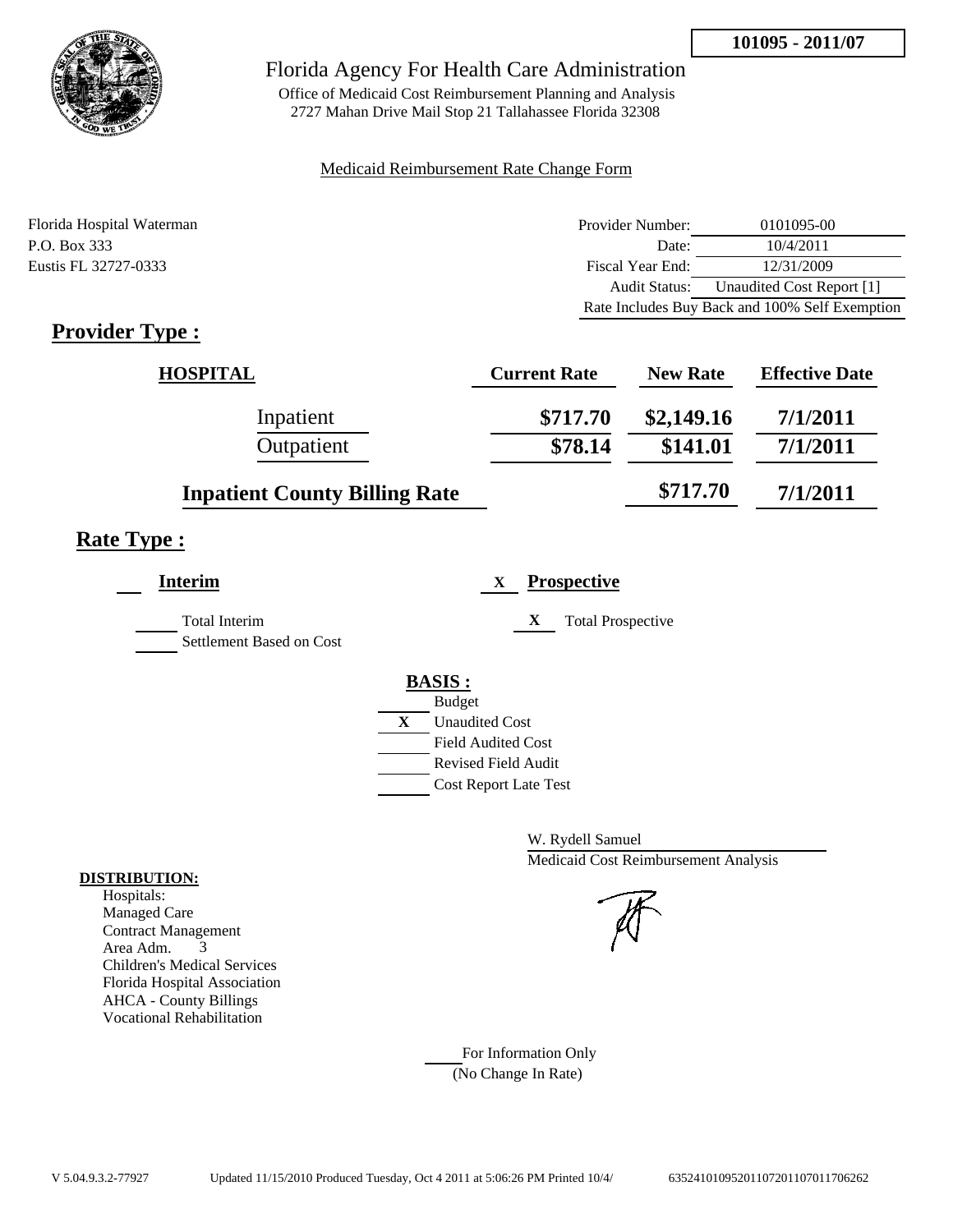**101095 - 2011/07**

# Florida Agency For Health Care Administration

Office of Medicaid Cost Reimbursement Planning and Analysis
2727 Mahan Drive Mail Stop 21 Tallahassee Florida 32308

Medicaid Reimbursement Rate Change Form

Florida Hospital Waterman
P.O. Box 333
Eustis FL 32727-0333

| | |
|---|---|
| Provider Number: | 0101095-00 |
| Date: | 10/4/2011 |
| Fiscal Year End: | 12/31/2009 |
| Audit Status: | Unaudited Cost Report [1] |
| Rate Includes Buy Back and 100% Self Exemption | |

## Provider Type :

| HOSPITAL | Current Rate | New Rate | Effective Date |
|---|---|---|---|
| Inpatient | $717.70 | $2,149.16 | 7/1/2011 |
| Outpatient | $78.14 | $141.01 | 7/1/2011 |
| Inpatient County Billing Rate | | $717.70 | 7/1/2011 |

## Rate Type :

**Interim**

- [ ] Total Interim
- [ ] Settlement Based on Cost

**X Prospective**

- [X] Total Prospective

**BASIS :**

- [ ] Budget
- [X] Unaudited Cost
- [ ] Field Audited Cost
- [ ] Revised Field Audit
- [ ] Cost Report Late Test

W. Rydell Samuel
Medicaid Cost Reimbursement Analysis

**DISTRIBUTION:**
Hospitals:
Managed Care
Contract Management
Area Adm. 3
Children's Medical Services
Florida Hospital Association
AHCA - County Billings
Vocational Rehabilitation

For Information Only
(No Change In Rate)

V 5.04.9.3.2-77927 Updated 11/15/2010 Produced Tuesday, Oct 4 2011 at 5:06:26 PM Printed 10/4/ 635241010952011072011070117062​62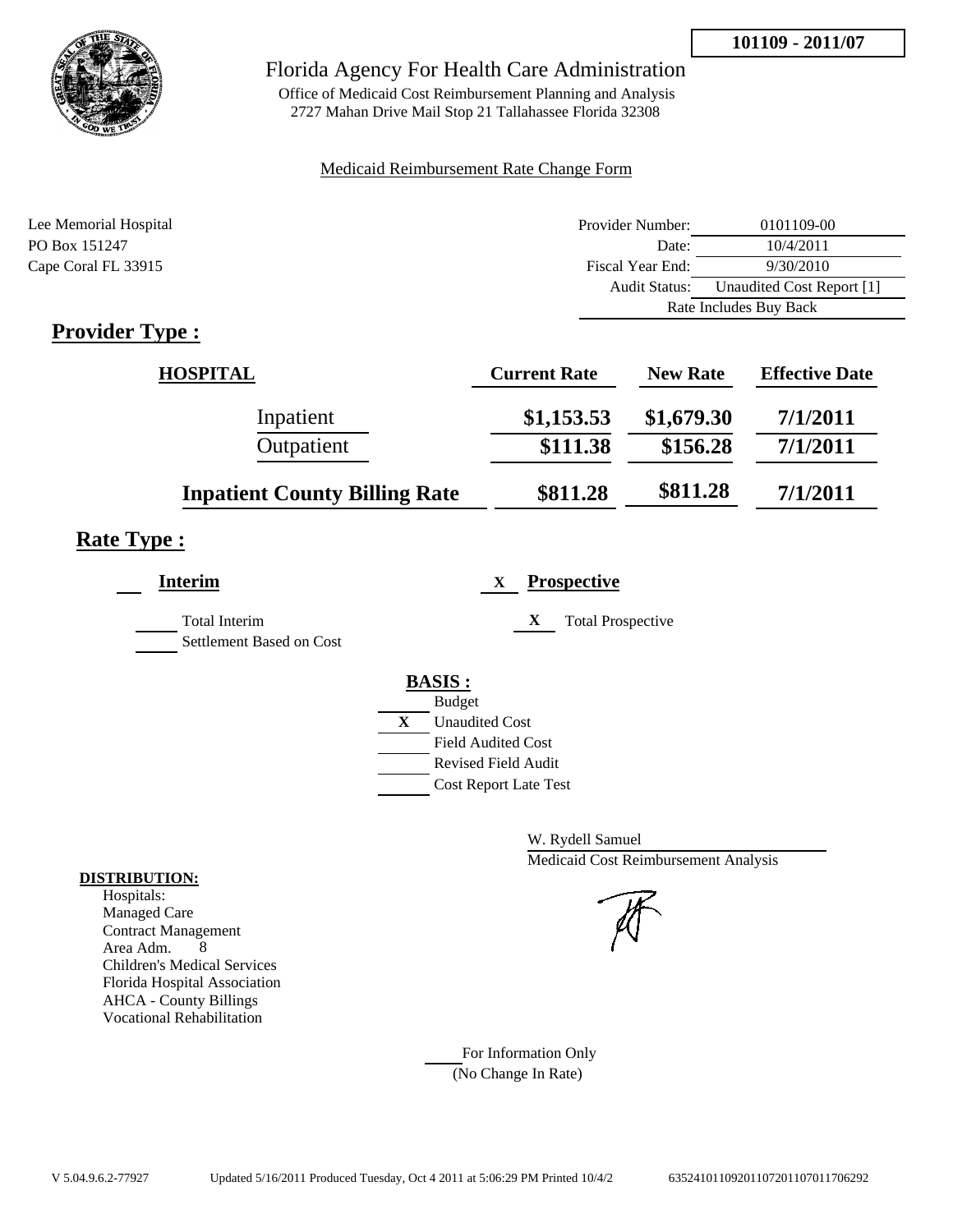**101109 - 2011/07**

# Florida Agency For Health Care Administration

Office of Medicaid Cost Reimbursement Planning and Analysis
2727 Mahan Drive Mail Stop 21 Tallahassee Florida 32308

Medicaid Reimbursement Rate Change Form

Lee Memorial Hospital
PO Box 151247
Cape Coral FL 33915

| | |
|---|---|
| Provider Number: | 0101109-00 |
| Date: | 10/4/2011 |
| Fiscal Year End: | 9/30/2010 |
| Audit Status: | Unaudited Cost Report [1] |
| | Rate Includes Buy Back |

## Provider Type :

| HOSPITAL | Current Rate | New Rate | Effective Date |
|---|---|---|---|
| Inpatient | $1,153.53 | $1,679.30 | 7/1/2011 |
| Outpatient | $111.38 | $156.28 | 7/1/2011 |
| **Inpatient County Billing Rate** | $811.28 | $811.28 | 7/1/2011 |

## Rate Type :

**Interim**

- [ ] Total Interim
- [ ] Settlement Based on Cost

X **Prospective**

- X Total Prospective

**BASIS :**

- [ ] Budget
- X Unaudited Cost
- [ ] Field Audited Cost
- [ ] Revised Field Audit
- [ ] Cost Report Late Test

W. Rydell Samuel
Medicaid Cost Reimbursement Analysis

**DISTRIBUTION:**
Hospitals:
Managed Care
Contract Management
Area Adm. 8
Children's Medical Services
Florida Hospital Association
AHCA - County Billings
Vocational Rehabilitation

For Information Only
(No Change In Rate)

V 5.04.9.6.2-77927 Updated 5/16/2011 Produced Tuesday, Oct 4 2011 at 5:06:29 PM Printed 10/4/2 635241011092011072011070117062​92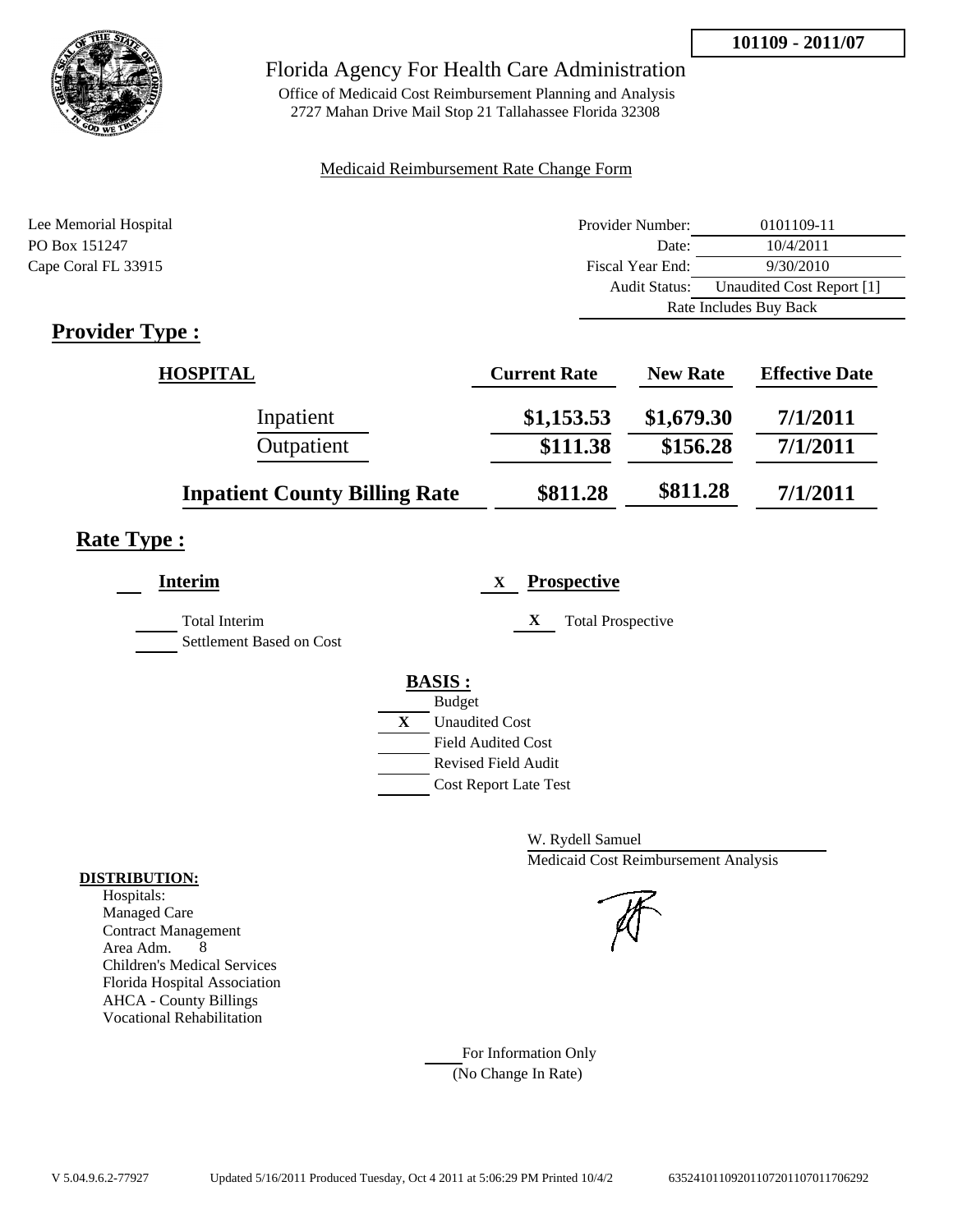**101109 - 2011/07**

# Florida Agency For Health Care Administration

Office of Medicaid Cost Reimbursement Planning and Analysis
2727 Mahan Drive Mail Stop 21 Tallahassee Florida 32308

Medicaid Reimbursement Rate Change Form

Lee Memorial Hospital
PO Box 151247
Cape Coral FL 33915

| | |
|---|---|
| Provider Number: | 0101109-11 |
| Date: | 10/4/2011 |
| Fiscal Year End: | 9/30/2010 |
| Audit Status: | Unaudited Cost Report [1] |
| Rate Includes Buy Back | |

## Provider Type :

| HOSPITAL | Current Rate | New Rate | Effective Date |
|---|---|---|---|
| Inpatient | $1,153.53 | $1,679.30 | 7/1/2011 |
| Outpatient | $111.38 | $156.28 | 7/1/2011 |
| **Inpatient County Billing Rate** | $811.28 | $811.28 | 7/1/2011 |

## Rate Type :

**Interim**

- Total Interim
- Settlement Based on Cost

X **Prospective**

- X Total Prospective

**BASIS :**

- Budget
- X Unaudited Cost
- Field Audited Cost
- Revised Field Audit
- Cost Report Late Test

W. Rydell Samuel
Medicaid Cost Reimbursement Analysis

**DISTRIBUTION:**

Hospitals:
Managed Care
Contract Management
Area Adm. 8
Children's Medical Services
Florida Hospital Association
AHCA - County Billings
Vocational Rehabilitation

For Information Only
(No Change In Rate)

V 5.04.9.6.2-77927 Updated 5/16/2011 Produced Tuesday, Oct 4 2011 at 5:06:29 PM Printed 10/4/2 635241011092011072011070117706292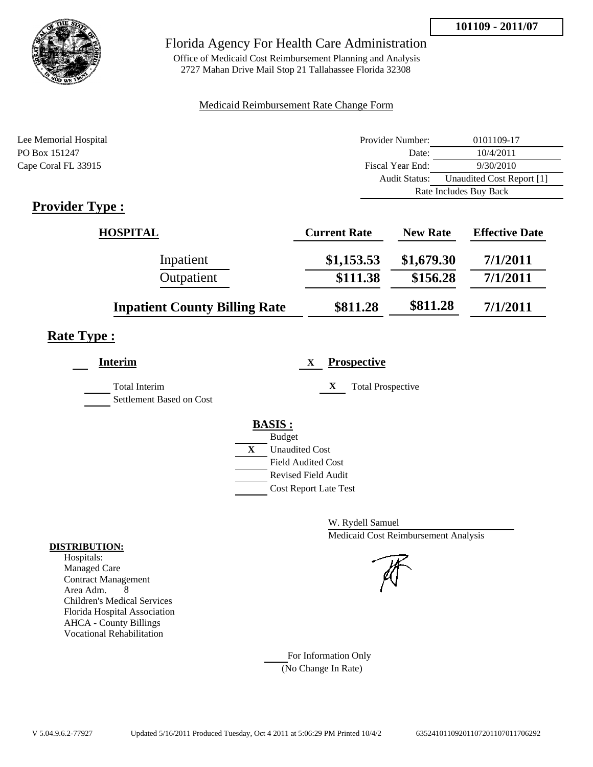**101109 - 2011/07**

# Florida Agency For Health Care Administration

Office of Medicaid Cost Reimbursement Planning and Analysis
2727 Mahan Drive Mail Stop 21 Tallahassee Florida 32308

Medicaid Reimbursement Rate Change Form

Lee Memorial Hospital
PO Box 151247
Cape Coral FL 33915

| | |
|---|---|
| Provider Number: | 0101109-17 |
| Date: | 10/4/2011 |
| Fiscal Year End: | 9/30/2010 |
| Audit Status: | Unaudited Cost Report [1] |
| Rate Includes Buy Back | |

## Provider Type :

| HOSPITAL | Current Rate | New Rate | Effective Date |
|---|---|---|---|
| Inpatient | $1,153.53 | $1,679.30 | 7/1/2011 |
| Outpatient | $111.38 | $156.28 | 7/1/2011 |
| **Inpatient County Billing Rate** | $811.28 | $811.28 | 7/1/2011 |

## Rate Type :

___ **Interim**

___ Total Interim
___ Settlement Based on Cost

X **Prospective**

X Total Prospective

**BASIS :**

___ Budget
X Unaudited Cost
___ Field Audited Cost
___ Revised Field Audit
___ Cost Report Late Test

W. Rydell Samuel
Medicaid Cost Reimbursement Analysis

**DISTRIBUTION:**
Hospitals:
Managed Care
Contract Management
Area Adm. 8
Children's Medical Services
Florida Hospital Association
AHCA - County Billings
Vocational Rehabilitation

___ For Information Only
(No Change In Rate)

V 5.04.9.6.2-77927 Updated 5/16/2011 Produced Tuesday, Oct 4 2011 at 5:06:29 PM Printed 10/4/2 635241011092011072011070117062​92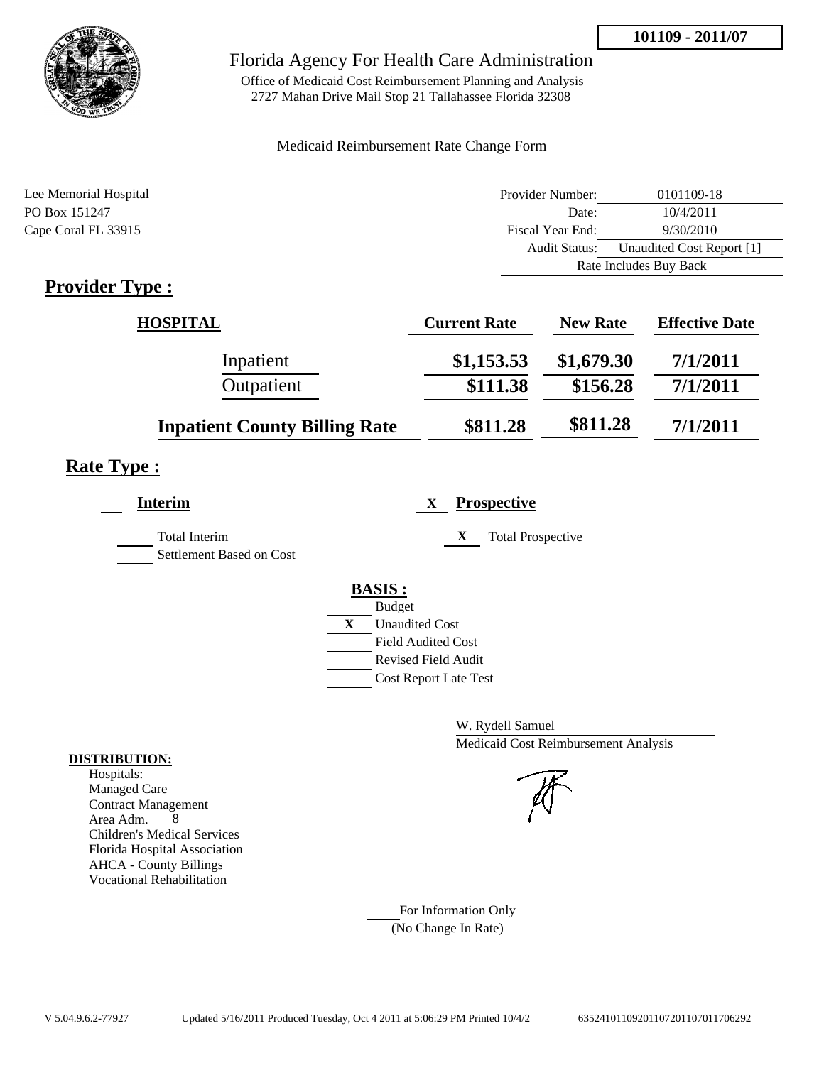**101109 - 2011/07**

Florida Agency For Health Care Administration

Office of Medicaid Cost Reimbursement Planning and Analysis
2727 Mahan Drive Mail Stop 21 Tallahassee Florida 32308

Medicaid Reimbursement Rate Change Form

Lee Memorial Hospital
PO Box 151247
Cape Coral FL 33915

| | |
|---|---|
| Provider Number: | 0101109-18 |
| Date: | 10/4/2011 |
| Fiscal Year End: | 9/30/2010 |
| Audit Status: | Unaudited Cost Report [1] |
| | Rate Includes Buy Back |

## Provider Type :

| HOSPITAL | Current Rate | New Rate | Effective Date |
|---|---|---|---|
| Inpatient | $1,153.53 | $1,679.30 | 7/1/2011 |
| Outpatient | $111.38 | $156.28 | 7/1/2011 |
| **Inpatient County Billing Rate** | $811.28 | $811.28 | 7/1/2011 |

## Rate Type :

**Interim**

- Total Interim
- Settlement Based on Cost

X **Prospective**

- X Total Prospective

**BASIS :**

- Budget
- X Unaudited Cost
- Field Audited Cost
- Revised Field Audit
- Cost Report Late Test

W. Rydell Samuel
Medicaid Cost Reimbursement Analysis

**DISTRIBUTION:**
Hospitals:
Managed Care
Contract Management
Area Adm. 8
Children's Medical Services
Florida Hospital Association
AHCA - County Billings
Vocational Rehabilitation

For Information Only
(No Change In Rate)

V 5.04.9.6.2-77927 Updated 5/16/2011 Produced Tuesday, Oct 4 2011 at 5:06:29 PM Printed 10/4/2 635241011092011072011070117​06292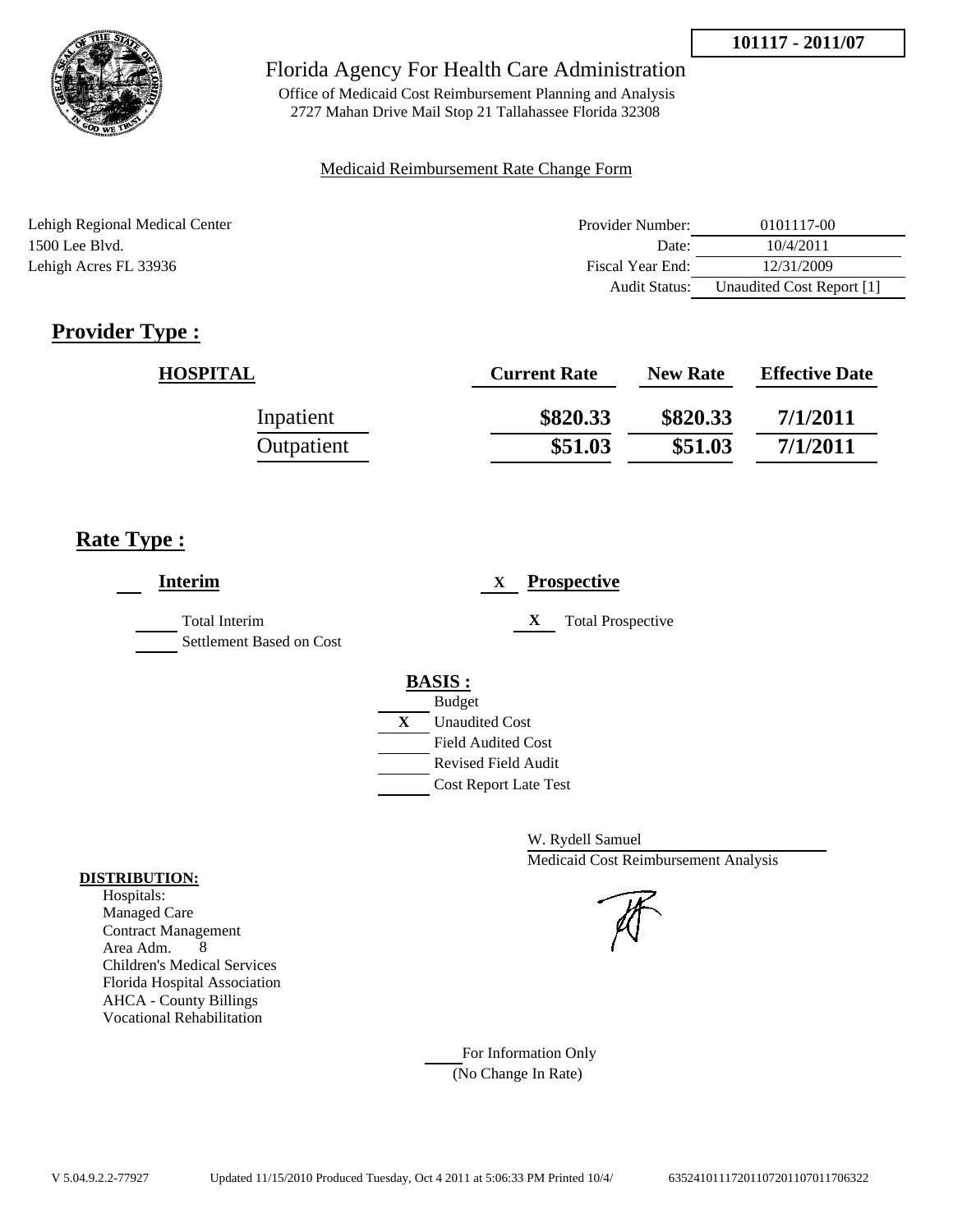**101117 - 2011/07**

Florida Agency For Health Care Administration

Office of Medicaid Cost Reimbursement Planning and Analysis
2727 Mahan Drive Mail Stop 21 Tallahassee Florida 32308

Medicaid Reimbursement Rate Change Form

Lehigh Regional Medical Center
1500 Lee Blvd.
Lehigh Acres FL 33936

| | |
|---|---|
| Provider Number: | 0101117-00 |
| Date: | 10/4/2011 |
| Fiscal Year End: | 12/31/2009 |
| Audit Status: | Unaudited Cost Report [1] |

## Provider Type :

| HOSPITAL | Current Rate | New Rate | Effective Date |
|---|---|---|---|
| Inpatient | \$820.33 | \$820.33 | 7/1/2011 |
| Outpatient | \$51.03 | \$51.03 | 7/1/2011 |

## Rate Type :

**Interim**

- Total Interim
- Settlement Based on Cost

X **Prospective**

- X Total Prospective

**BASIS :**

- Budget
- X Unaudited Cost
- Field Audited Cost
- Revised Field Audit
- Cost Report Late Test

W. Rydell Samuel
Medicaid Cost Reimbursement Analysis

**DISTRIBUTION:**

Hospitals:
Managed Care
Contract Management
Area Adm. 8
Children's Medical Services
Florida Hospital Association
AHCA - County Billings
Vocational Rehabilitation

For Information Only
(No Change In Rate)

V 5.04.9.2.2-77927 Updated 11/15/2010 Produced Tuesday, Oct 4 2011 at 5:06:33 PM Printed 10/4/ 6352410111720110720110701170632​2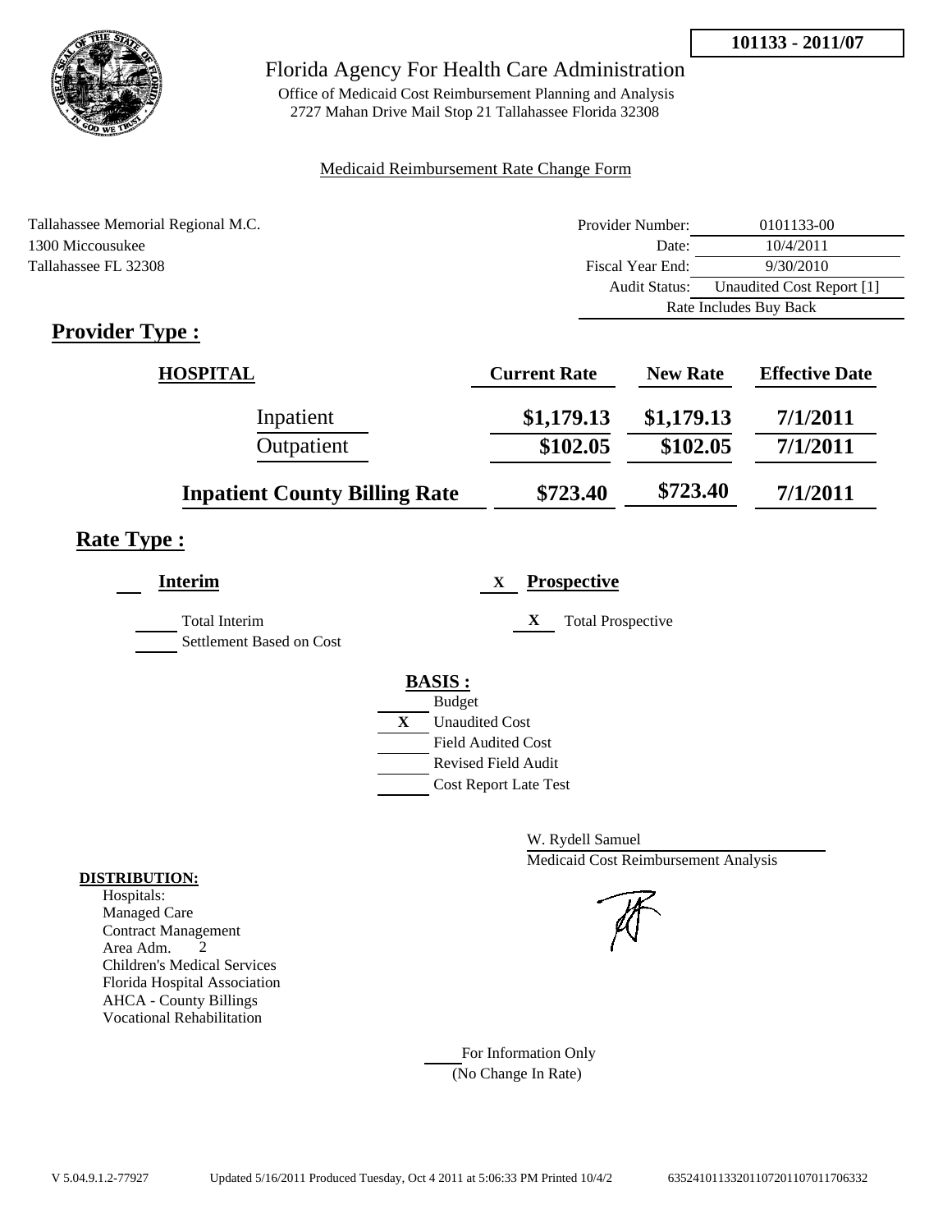**101133 - 2011/07**

# Florida Agency For Health Care Administration

Office of Medicaid Cost Reimbursement Planning and Analysis
2727 Mahan Drive Mail Stop 21 Tallahassee Florida 32308

Medicaid Reimbursement Rate Change Form

Tallahassee Memorial Regional M.C.
1300 Miccousukee
Tallahassee FL 32308

| | |
|---|---|
| Provider Number: | 0101133-00 |
| Date: | 10/4/2011 |
| Fiscal Year End: | 9/30/2010 |
| Audit Status: | Unaudited Cost Report [1] |
| | Rate Includes Buy Back |

## Provider Type :

| HOSPITAL | Current Rate | New Rate | Effective Date |
|---|---|---|---|
| Inpatient | $1,179.13 | $1,179.13 | 7/1/2011 |
| Outpatient | $102.05 | $102.05 | 7/1/2011 |
| **Inpatient County Billing Rate** | $723.40 | $723.40 | 7/1/2011 |

## Rate Type :

**Interim**

Total Interim
Settlement Based on Cost

X **Prospective**

X Total Prospective

**BASIS :**

- Budget
- X Unaudited Cost
- Field Audited Cost
- Revised Field Audit
- Cost Report Late Test

W. Rydell Samuel
Medicaid Cost Reimbursement Analysis

**DISTRIBUTION:**
Hospitals:
Managed Care
Contract Management
Area Adm. 2
Children's Medical Services
Florida Hospital Association
AHCA - County Billings
Vocational Rehabilitation

For Information Only
(No Change In Rate)

V 5.04.9.1.2-77927 Updated 5/16/2011 Produced Tuesday, Oct 4 2011 at 5:06:33 PM Printed 10/4/2 635241011332011072011070117063​32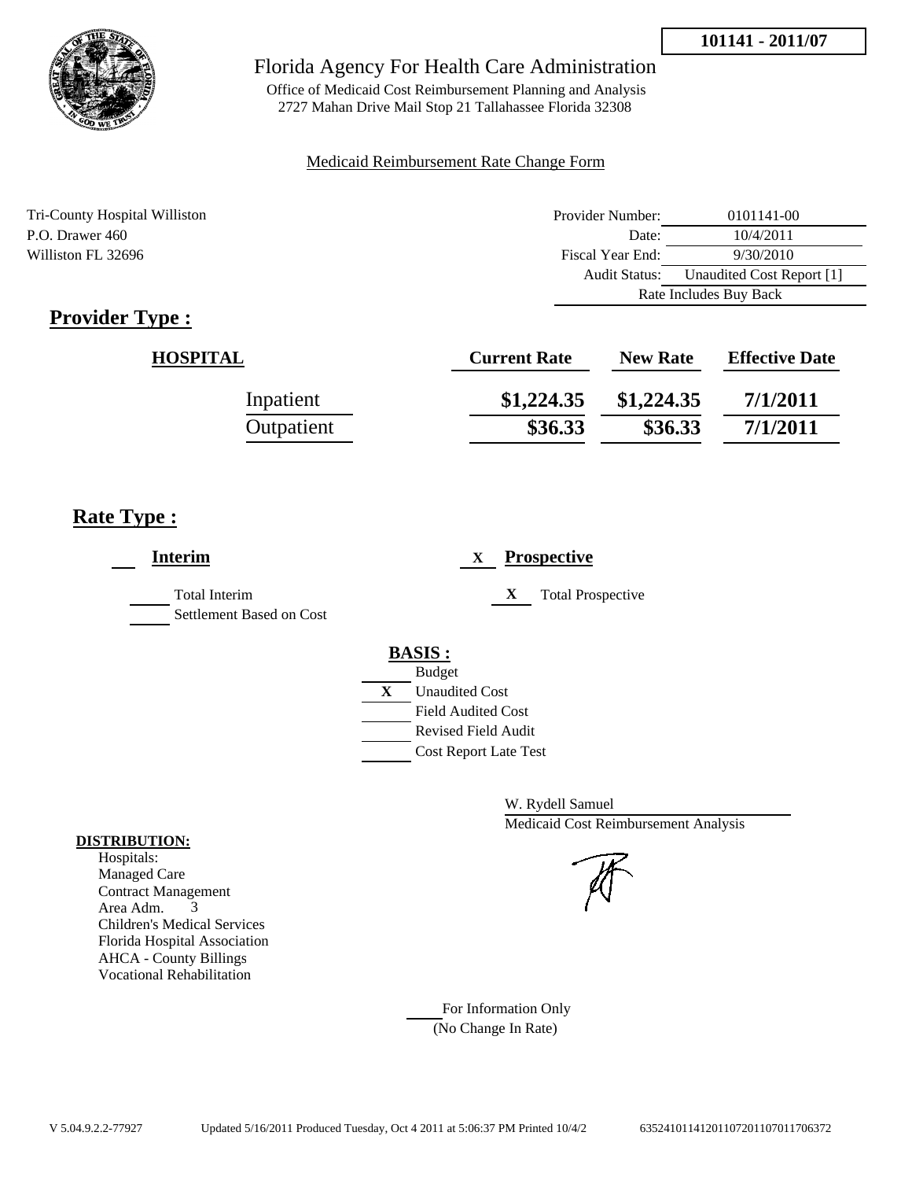101141 - 2011/07

# Florida Agency For Health Care Administration

Office of Medicaid Cost Reimbursement Planning and Analysis
2727 Mahan Drive Mail Stop 21 Tallahassee Florida 32308

Medicaid Reimbursement Rate Change Form

Tri-County Hospital Williston
P.O. Drawer 460
Williston FL 32696

| | |
|---|---|
| Provider Number: | 0101141-00 |
| Date: | 10/4/2011 |
| Fiscal Year End: | 9/30/2010 |
| Audit Status: | Unaudited Cost Report [1] |
| | Rate Includes Buy Back |

## Provider Type :

| HOSPITAL | Current Rate | New Rate | Effective Date |
|---|---|---|---|
| Inpatient | $1,224.35 | $1,224.35 | 7/1/2011 |
| Outpatient | $36.33 | $36.33 | 7/1/2011 |

## Rate Type :

___ **Interim**

___ Total Interim
___ Settlement Based on Cost

X **Prospective**

X Total Prospective

**BASIS :**

___ Budget
X Unaudited Cost
___ Field Audited Cost
___ Revised Field Audit
___ Cost Report Late Test

W. Rydell Samuel
Medicaid Cost Reimbursement Analysis

**DISTRIBUTION:**

Hospitals:
Managed Care
Contract Management
Area Adm. 3
Children's Medical Services
Florida Hospital Association
AHCA - County Billings
Vocational Rehabilitation

___ For Information Only
(No Change In Rate)

V 5.04.9.2.2-77927 Updated 5/16/2011 Produced Tuesday, Oct 4 2011 at 5:06:37 PM Printed 10/4/2 6352410114120110720110701170637​2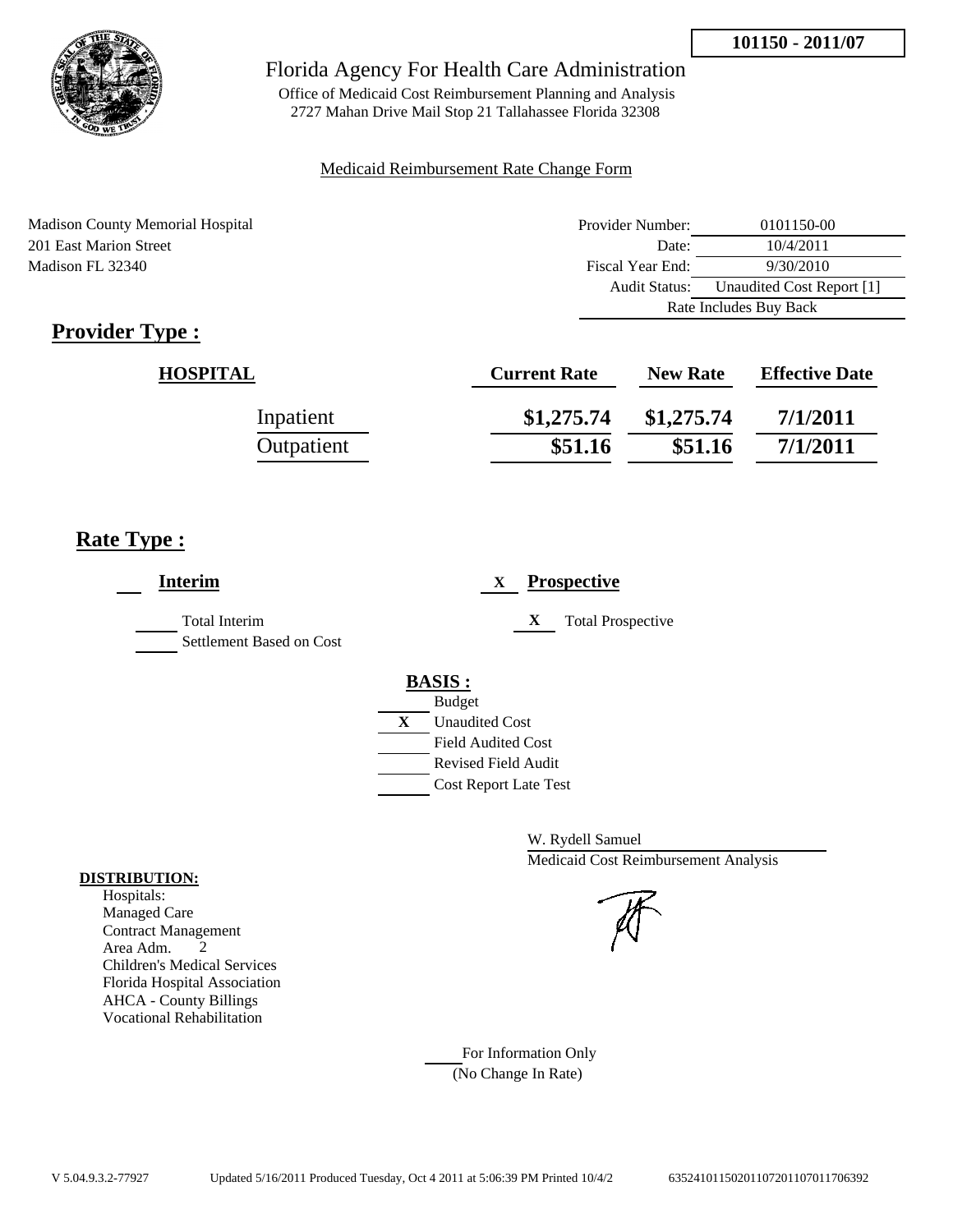**101150 - 2011/07**

# Florida Agency For Health Care Administration

Office of Medicaid Cost Reimbursement Planning and Analysis
2727 Mahan Drive Mail Stop 21 Tallahassee Florida 32308

Medicaid Reimbursement Rate Change Form

Madison County Memorial Hospital
201 East Marion Street
Madison FL 32340

| | |
|---|---|
| Provider Number: | 0101150-00 |
| Date: | 10/4/2011 |
| Fiscal Year End: | 9/30/2010 |
| Audit Status: | Unaudited Cost Report [1] |
| | Rate Includes Buy Back |

## Provider Type :

| HOSPITAL | Current Rate | New Rate | Effective Date |
|---|---|---|---|
| Inpatient | $1,275.74 | $1,275.74 | 7/1/2011 |
| Outpatient | $51.16 | $51.16 | 7/1/2011 |

## Rate Type :

___ **Interim**

___ Total Interim
___ Settlement Based on Cost

X **Prospective**

X Total Prospective

**BASIS :**

___ Budget
X Unaudited Cost
___ Field Audited Cost
___ Revised Field Audit
___ Cost Report Late Test

W. Rydell Samuel
Medicaid Cost Reimbursement Analysis

**DISTRIBUTION:**

Hospitals:
Managed Care
Contract Management
Area Adm. 2
Children's Medical Services
Florida Hospital Association
AHCA - County Billings
Vocational Rehabilitation

___ For Information Only
(No Change In Rate)

V 5.04.9.3.2-77927 Updated 5/16/2011 Produced Tuesday, Oct 4 2011 at 5:06:39 PM Printed 10/4/2 635241011502011072011070117063 92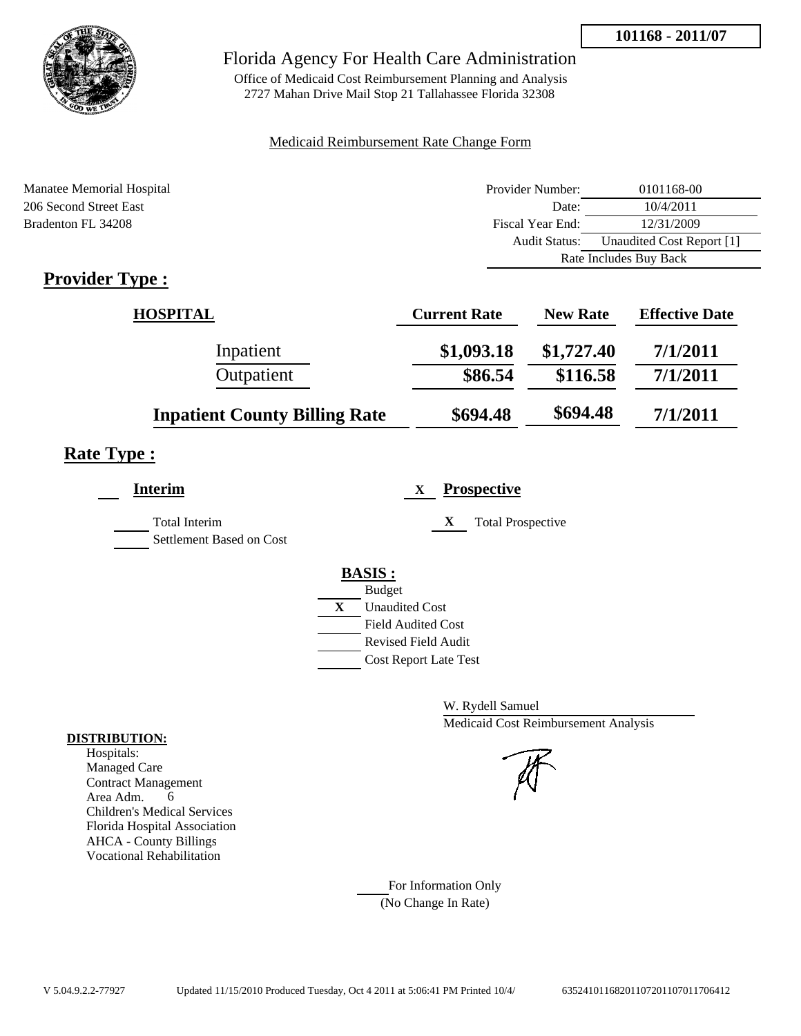**101168 - 2011/07**

# Florida Agency For Health Care Administration

Office of Medicaid Cost Reimbursement Planning and Analysis
2727 Mahan Drive Mail Stop 21 Tallahassee Florida 32308

Medicaid Reimbursement Rate Change Form

Manatee Memorial Hospital
206 Second Street East
Bradenton FL 34208

| | |
|---|---|
| Provider Number: | 0101168-00 |
| Date: | 10/4/2011 |
| Fiscal Year End: | 12/31/2009 |
| Audit Status: | Unaudited Cost Report [1] |
| | Rate Includes Buy Back |

## Provider Type :

| HOSPITAL | Current Rate | New Rate | Effective Date |
|---|---|---|---|
| Inpatient | $1,093.18 | $1,727.40 | 7/1/2011 |
| Outpatient | $86.54 | $116.58 | 7/1/2011 |
| **Inpatient County Billing Rate** | $694.48 | $694.48 | 7/1/2011 |

## Rate Type :

___ **Interim**

_____ Total Interim
_____ Settlement Based on Cost

X **Prospective**

X Total Prospective

**BASIS :**

_____ Budget
X Unaudited Cost
_____ Field Audited Cost
_____ Revised Field Audit
_____ Cost Report Late Test

W. Rydell Samuel
Medicaid Cost Reimbursement Analysis

**DISTRIBUTION:**
Hospitals:
Managed Care
Contract Management
Area Adm. 6
Children's Medical Services
Florida Hospital Association
AHCA - County Billings
Vocational Rehabilitation

_____ For Information Only
(No Change In Rate)

V 5.04.9.2.2-77927 Updated 11/15/2010 Produced Tuesday, Oct 4 2011 at 5:06:41 PM Printed 10/4/ 635241011682011072011070117706412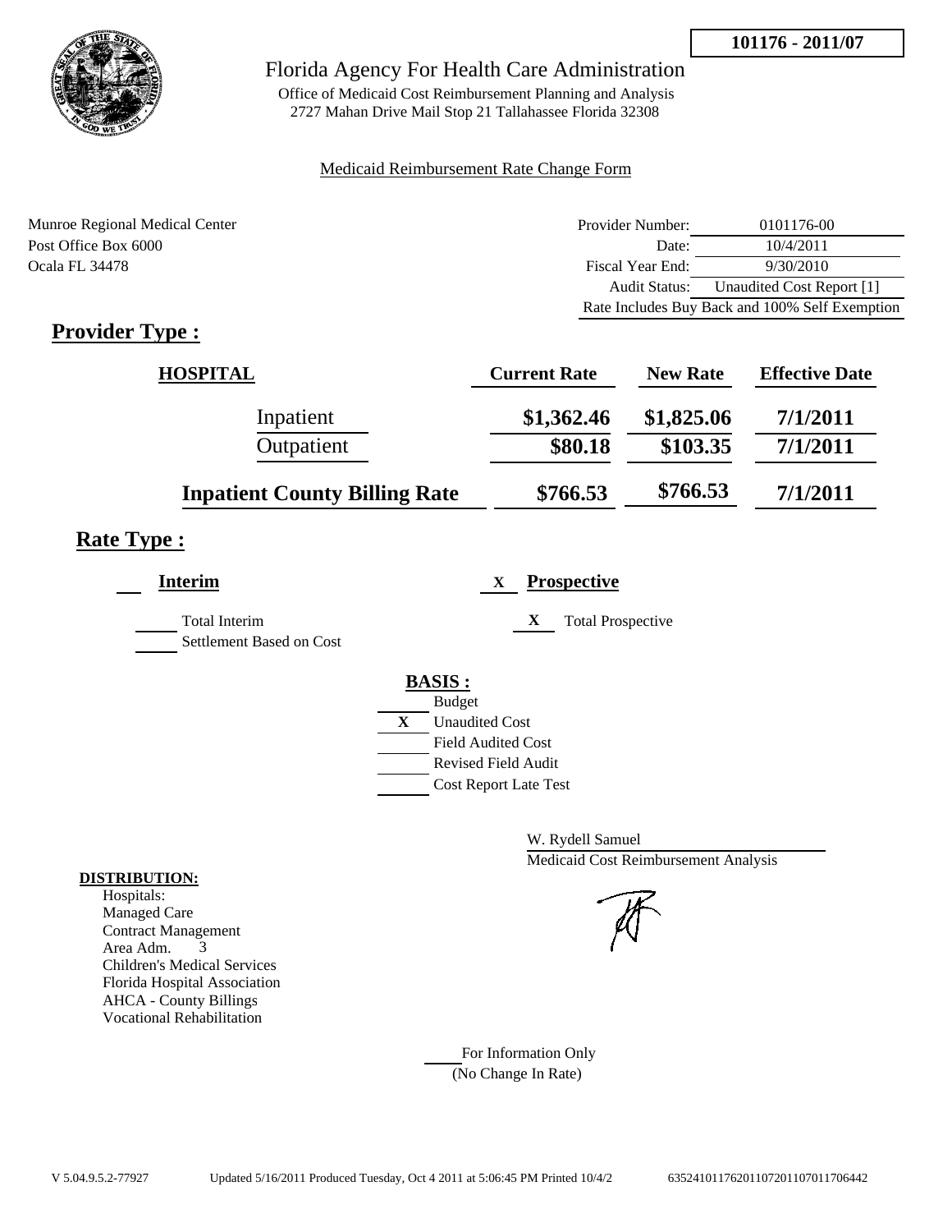**101176 - 2011/07**

# Florida Agency For Health Care Administration

Office of Medicaid Cost Reimbursement Planning and Analysis
2727 Mahan Drive Mail Stop 21 Tallahassee Florida 32308

Medicaid Reimbursement Rate Change Form

Munroe Regional Medical Center
Post Office Box 6000
Ocala FL 34478

| | |
|---|---|
| Provider Number: | 0101176-00 |
| Date: | 10/4/2011 |
| Fiscal Year End: | 9/30/2010 |
| Audit Status: | Unaudited Cost Report [1] |
| Rate Includes Buy Back and 100% Self Exemption | |

## Provider Type :

| HOSPITAL | Current Rate | New Rate | Effective Date |
|---|---|---|---|
| Inpatient | $1,362.46 | $1,825.06 | 7/1/2011 |
| Outpatient | $80.18 | $103.35 | 7/1/2011 |
| **Inpatient County Billing Rate** | $766.53 | $766.53 | 7/1/2011 |

## Rate Type :

**Interim**

Total Interim
Settlement Based on Cost

X **Prospective**

X Total Prospective

**BASIS :**

Budget
X Unaudited Cost
Field Audited Cost
Revised Field Audit
Cost Report Late Test

W. Rydell Samuel
Medicaid Cost Reimbursement Analysis

**DISTRIBUTION:**
Hospitals:
Managed Care
Contract Management
Area Adm. 3
Children's Medical Services
Florida Hospital Association
AHCA - County Billings
Vocational Rehabilitation

For Information Only
(No Change In Rate)

V 5.04.9.5.2-77927 Updated 5/16/2011 Produced Tuesday, Oct 4 2011 at 5:06:45 PM Printed 10/4/2 635241011762011072011070117 06442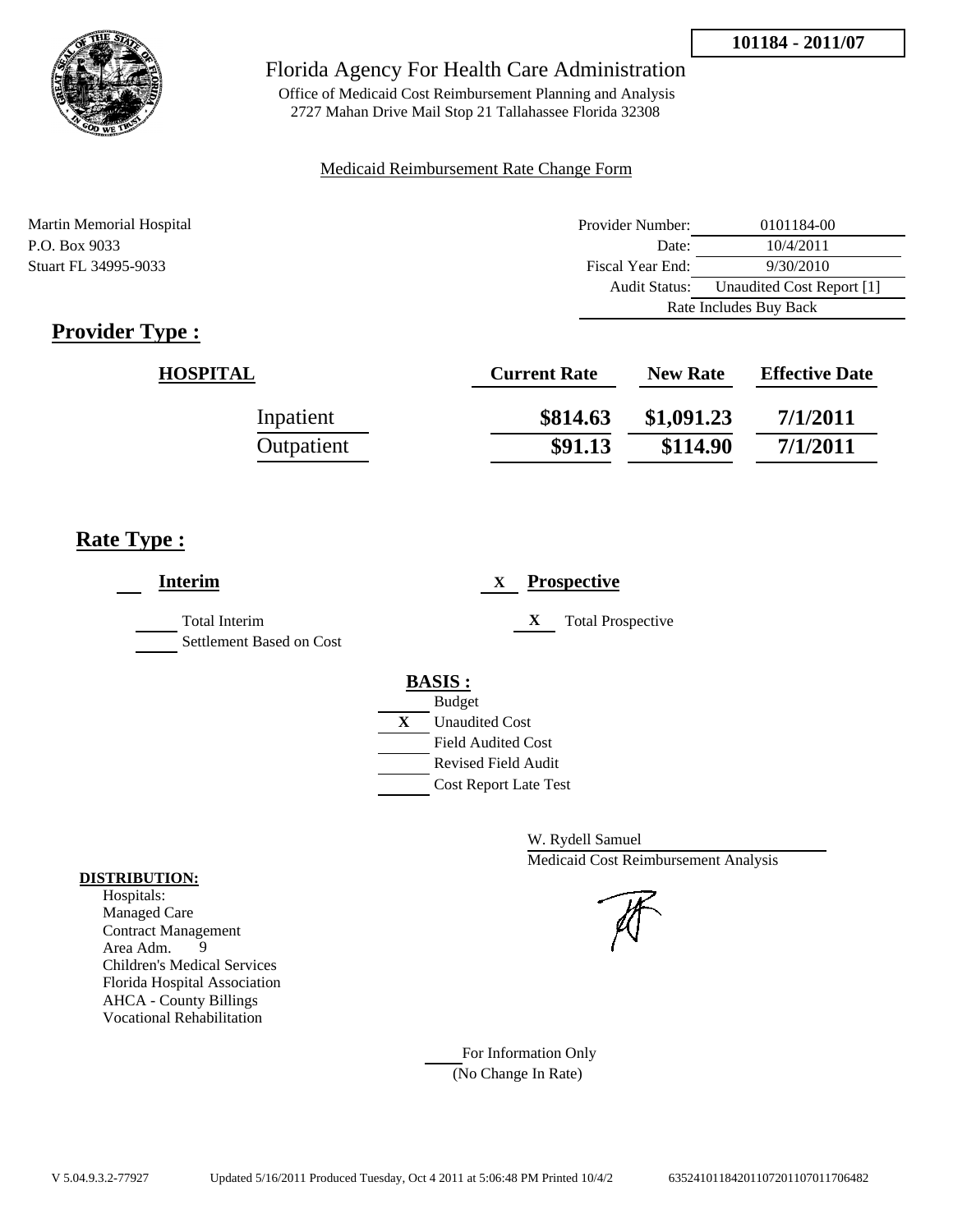**101184 - 2011/07**

# Florida Agency For Health Care Administration

Office of Medicaid Cost Reimbursement Planning and Analysis
2727 Mahan Drive Mail Stop 21 Tallahassee Florida 32308

Medicaid Reimbursement Rate Change Form

Martin Memorial Hospital
P.O. Box 9033
Stuart FL 34995-9033

| | |
|---|---|
| Provider Number: | 0101184-00 |
| Date: | 10/4/2011 |
| Fiscal Year End: | 9/30/2010 |
| Audit Status: | Unaudited Cost Report [1] |
| Rate Includes Buy Back | |

## Provider Type :

| HOSPITAL | Current Rate | New Rate | Effective Date |
|---|---|---|---|
| Inpatient | **$814.63** | **$1,091.23** | **7/1/2011** |
| Outpatient | **$91.13** | **$114.90** | **7/1/2011** |

## Rate Type :

**Interim**

- ___ Total Interim
- ___ Settlement Based on Cost

X **Prospective**

- X Total Prospective

**BASIS :**

- ___ Budget
- X Unaudited Cost
- ___ Field Audited Cost
- ___ Revised Field Audit
- ___ Cost Report Late Test

W. Rydell Samuel
Medicaid Cost Reimbursement Analysis

**DISTRIBUTION:**
Hospitals:
Managed Care
Contract Management
Area Adm. 9
Children's Medical Services
Florida Hospital Association
AHCA - County Billings
Vocational Rehabilitation

___ For Information Only
(No Change In Rate)

V 5.04.9.3.2-77927 Updated 5/16/2011 Produced Tuesday, Oct 4 2011 at 5:06:48 PM Printed 10/4/2 635241011842011072011070117064822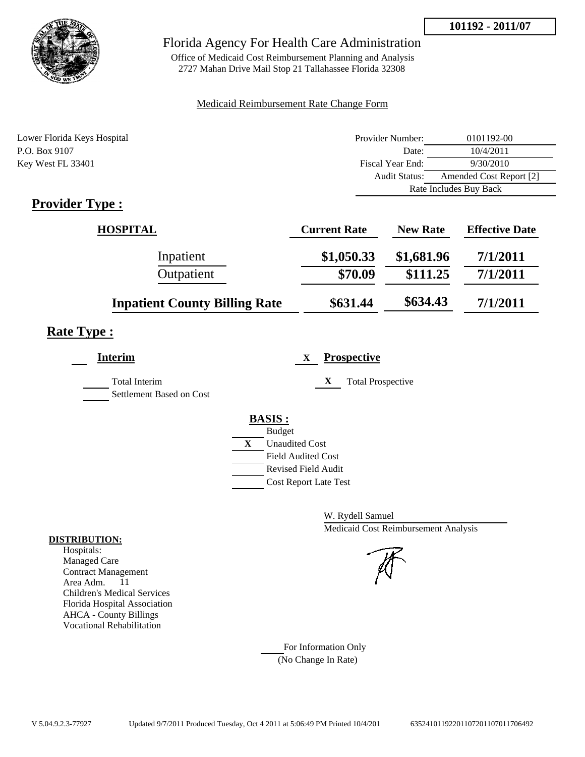**101192 - 2011/07**

# Florida Agency For Health Care Administration

Office of Medicaid Cost Reimbursement Planning and Analysis
2727 Mahan Drive Mail Stop 21 Tallahassee Florida 32308

Medicaid Reimbursement Rate Change Form

Lower Florida Keys Hospital
P.O. Box 9107
Key West FL 33401

| | |
|---|---|
| Provider Number: | 0101192-00 |
| Date: | 10/4/2011 |
| Fiscal Year End: | 9/30/2010 |
| Audit Status: | Amended Cost Report [2] |
| | Rate Includes Buy Back |

## Provider Type :

| HOSPITAL | Current Rate | New Rate | Effective Date |
|---|---|---|---|
| Inpatient | $1,050.33 | $1,681.96 | 7/1/2011 |
| Outpatient | $70.09 | $111.25 | 7/1/2011 |
| **Inpatient County Billing Rate** | **$631.44** | **$634.43** | **7/1/2011** |

## Rate Type :

**Interim**

- Total Interim
- Settlement Based on Cost

X **Prospective**

- X Total Prospective

**BASIS :**

- Budget
- X Unaudited Cost
- Field Audited Cost
- Revised Field Audit
- Cost Report Late Test

W. Rydell Samuel
Medicaid Cost Reimbursement Analysis

**DISTRIBUTION:**
Hospitals:
Managed Care
Contract Management
Area Adm. 11
Children's Medical Services
Florida Hospital Association
AHCA - County Billings
Vocational Rehabilitation

For Information Only
(No Change In Rate)

V 5.04.9.2.3-77927 Updated 9/7/2011 Produced Tuesday, Oct 4 2011 at 5:06:49 PM Printed 10/4/201 635241011922011072011070117706492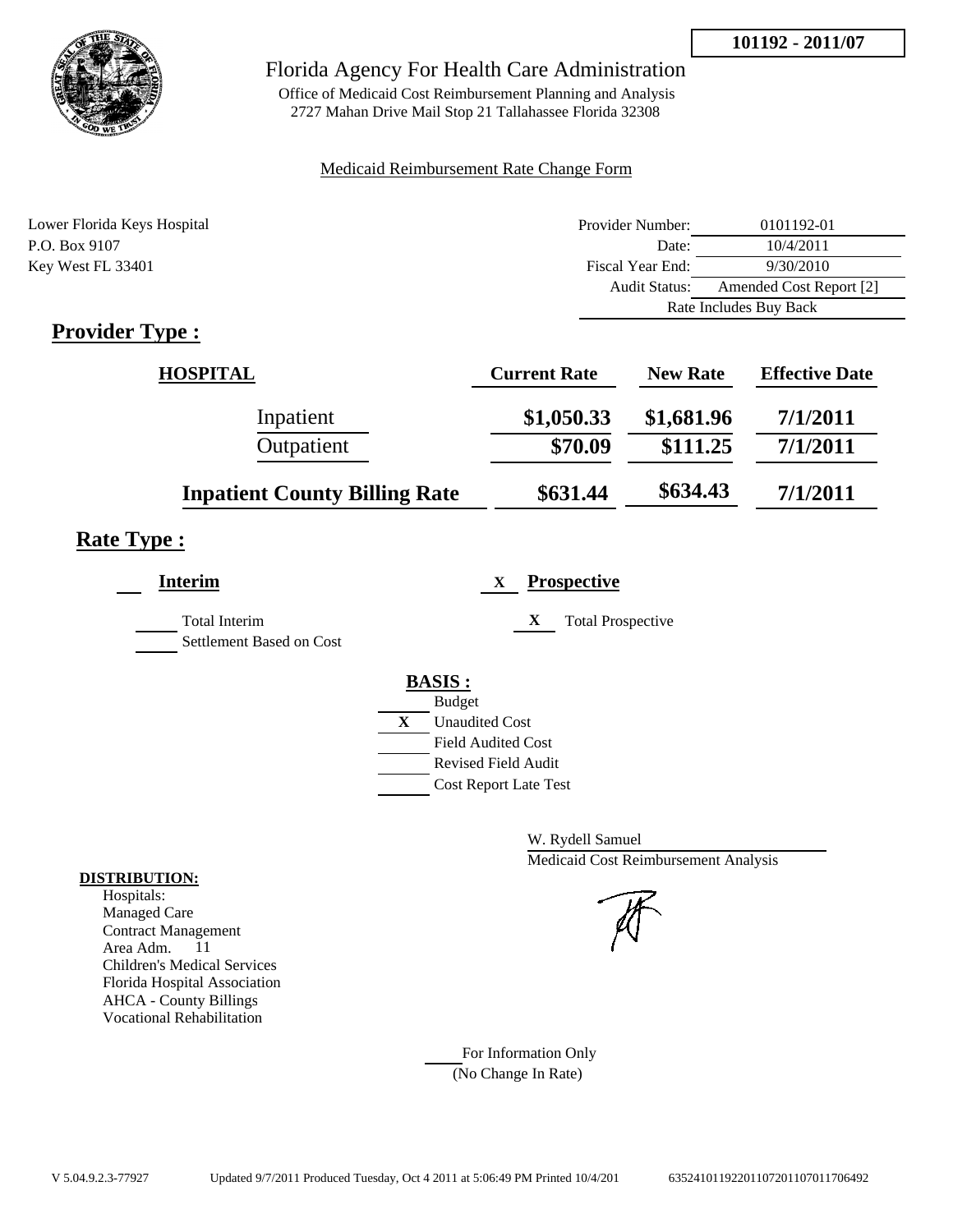**101192 - 2011/07**

# Florida Agency For Health Care Administration

Office of Medicaid Cost Reimbursement Planning and Analysis
2727 Mahan Drive Mail Stop 21 Tallahassee Florida 32308

Medicaid Reimbursement Rate Change Form

Lower Florida Keys Hospital
P.O. Box 9107
Key West FL 33401

| | |
|---|---|
| Provider Number: | 0101192-01 |
| Date: | 10/4/2011 |
| Fiscal Year End: | 9/30/2010 |
| Audit Status: | Amended Cost Report [2] |
| | Rate Includes Buy Back |

## Provider Type :

| HOSPITAL | Current Rate | New Rate | Effective Date |
|---|---|---|---|
| Inpatient | $1,050.33 | $1,681.96 | 7/1/2011 |
| Outpatient | $70.09 | $111.25 | 7/1/2011 |
| **Inpatient County Billing Rate** | $631.44 | $634.43 | 7/1/2011 |

## Rate Type :

**Interim**

- ___ Total Interim
- ___ Settlement Based on Cost

X **Prospective**

- X Total Prospective

**BASIS :**

- ___ Budget
- X Unaudited Cost
- ___ Field Audited Cost
- ___ Revised Field Audit
- ___ Cost Report Late Test

W. Rydell Samuel
Medicaid Cost Reimbursement Analysis

**DISTRIBUTION:**
Hospitals:
Managed Care
Contract Management
Area Adm. 11
Children's Medical Services
Florida Hospital Association
AHCA - County Billings
Vocational Rehabilitation

___ For Information Only
(No Change In Rate)

V 5.04.9.2.3-77927 Updated 9/7/2011 Produced Tuesday, Oct 4 2011 at 5:06:49 PM Printed 10/4/201 6352410119220110720110701170649​2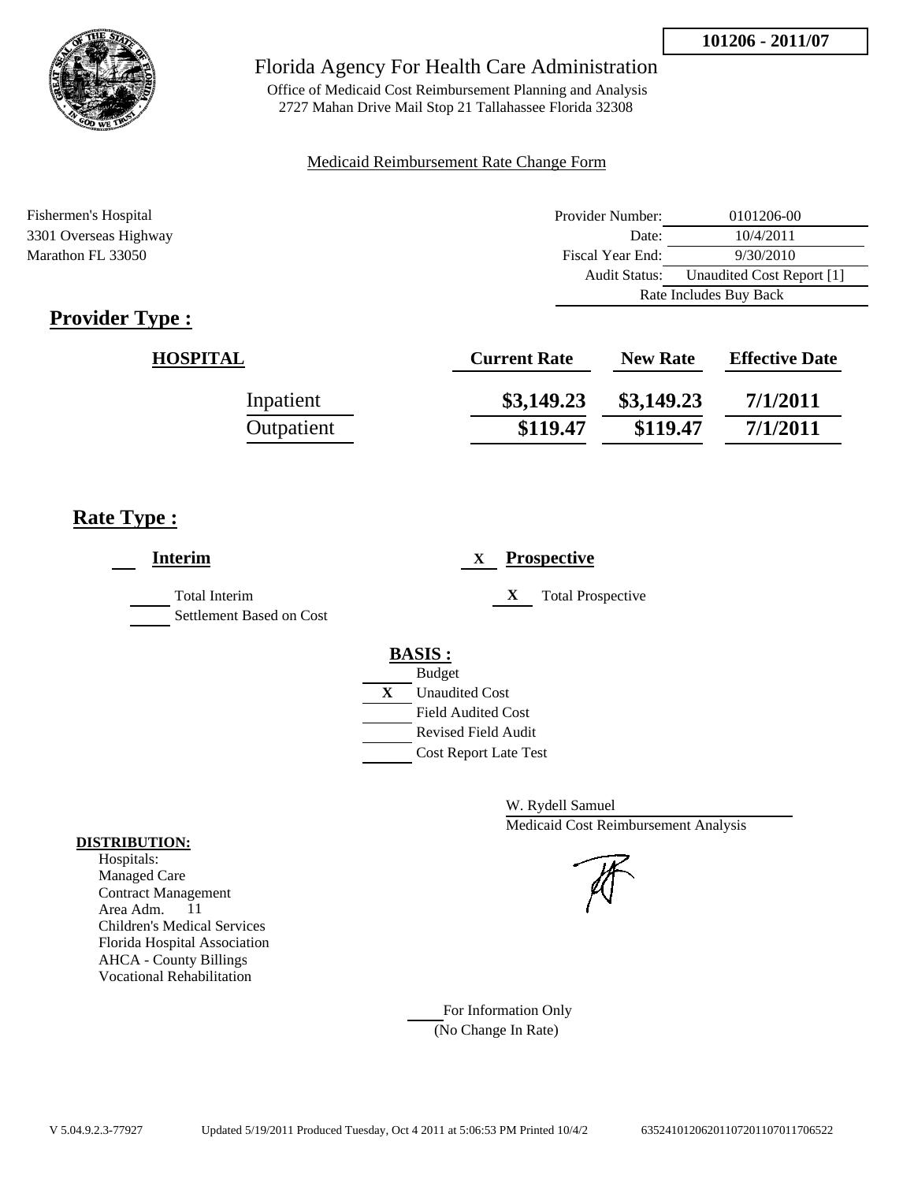**101206 - 2011/07**

# Florida Agency For Health Care Administration

Office of Medicaid Cost Reimbursement Planning and Analysis
2727 Mahan Drive Mail Stop 21 Tallahassee Florida 32308

Medicaid Reimbursement Rate Change Form

Fishermen's Hospital
3301 Overseas Highway
Marathon FL 33050

| | |
|---|---|
| Provider Number: | 0101206-00 |
| Date: | 10/4/2011 |
| Fiscal Year End: | 9/30/2010 |
| Audit Status: | Unaudited Cost Report [1] |
| Rate Includes Buy Back | |

## Provider Type :

| HOSPITAL | Current Rate | New Rate | Effective Date |
|---|---|---|---|
| Inpatient | $3,149.23 | $3,149.23 | 7/1/2011 |
| Outpatient | $119.47 | $119.47 | 7/1/2011 |

## Rate Type :

___ **Interim**

___ Total Interim
___ Settlement Based on Cost

X **Prospective**

X Total Prospective

**BASIS :**

___ Budget
X Unaudited Cost
___ Field Audited Cost
___ Revised Field Audit
___ Cost Report Late Test

W. Rydell Samuel
Medicaid Cost Reimbursement Analysis

**DISTRIBUTION:**

Hospitals:
Managed Care
Contract Management
Area Adm. 11
Children's Medical Services
Florida Hospital Association
AHCA - County Billings
Vocational Rehabilitation

___ For Information Only
(No Change In Rate)

V 5.04.9.2.3-77927 Updated 5/19/2011 Produced Tuesday, Oct 4 2011 at 5:06:53 PM Printed 10/4/2 635241012062011072011070117065​22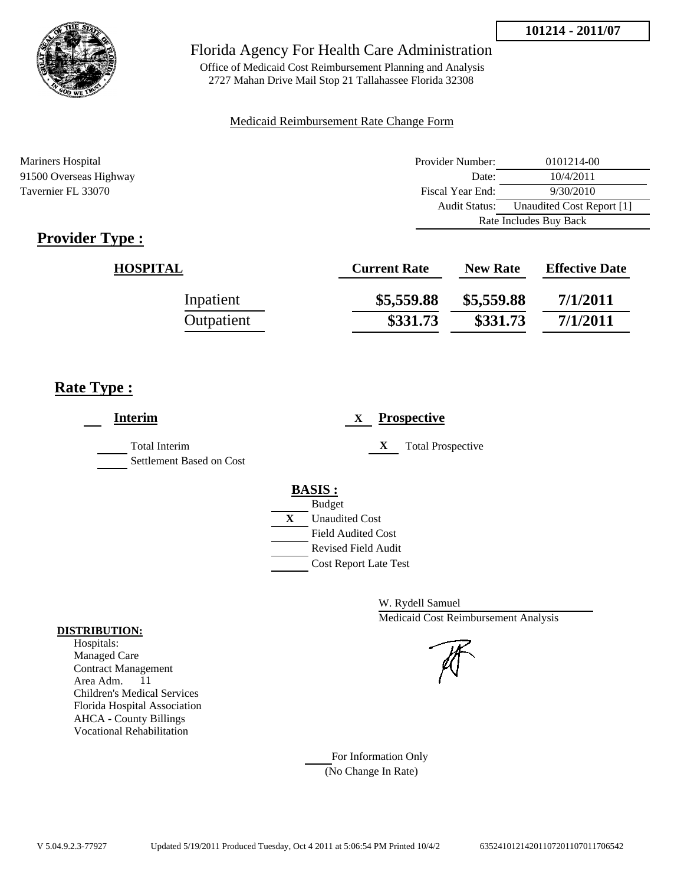**101214 - 2011/07**

# Florida Agency For Health Care Administration

Office of Medicaid Cost Reimbursement Planning and Analysis
2727 Mahan Drive Mail Stop 21 Tallahassee Florida 32308

Medicaid Reimbursement Rate Change Form

Mariners Hospital
91500 Overseas Highway
Tavernier FL 33070

| | |
|---|---|
| Provider Number: | 0101214-00 |
| Date: | 10/4/2011 |
| Fiscal Year End: | 9/30/2010 |
| Audit Status: | Unaudited Cost Report [1] |
| | Rate Includes Buy Back |

## Provider Type :

| HOSPITAL | Current Rate | New Rate | Effective Date |
|---|---|---|---|
| Inpatient | $5,559.88 | $5,559.88 | 7/1/2011 |
| Outpatient | $331.73 | $331.73 | 7/1/2011 |

## Rate Type :

___ **Interim**

___ Total Interim
___ Settlement Based on Cost

X **Prospective**

X Total Prospective

**BASIS :**

___ Budget
X Unaudited Cost
___ Field Audited Cost
___ Revised Field Audit
___ Cost Report Late Test

W. Rydell Samuel
Medicaid Cost Reimbursement Analysis

**DISTRIBUTION:**

Hospitals:
Managed Care
Contract Management
Area Adm. 11
Children's Medical Services
Florida Hospital Association
AHCA - County Billings
Vocational Rehabilitation

___ For Information Only
(No Change In Rate)

V 5.04.9.2.3-77927 Updated 5/19/2011 Produced Tuesday, Oct 4 2011 at 5:06:54 PM Printed 10/4/2 635241012142011072011070117706542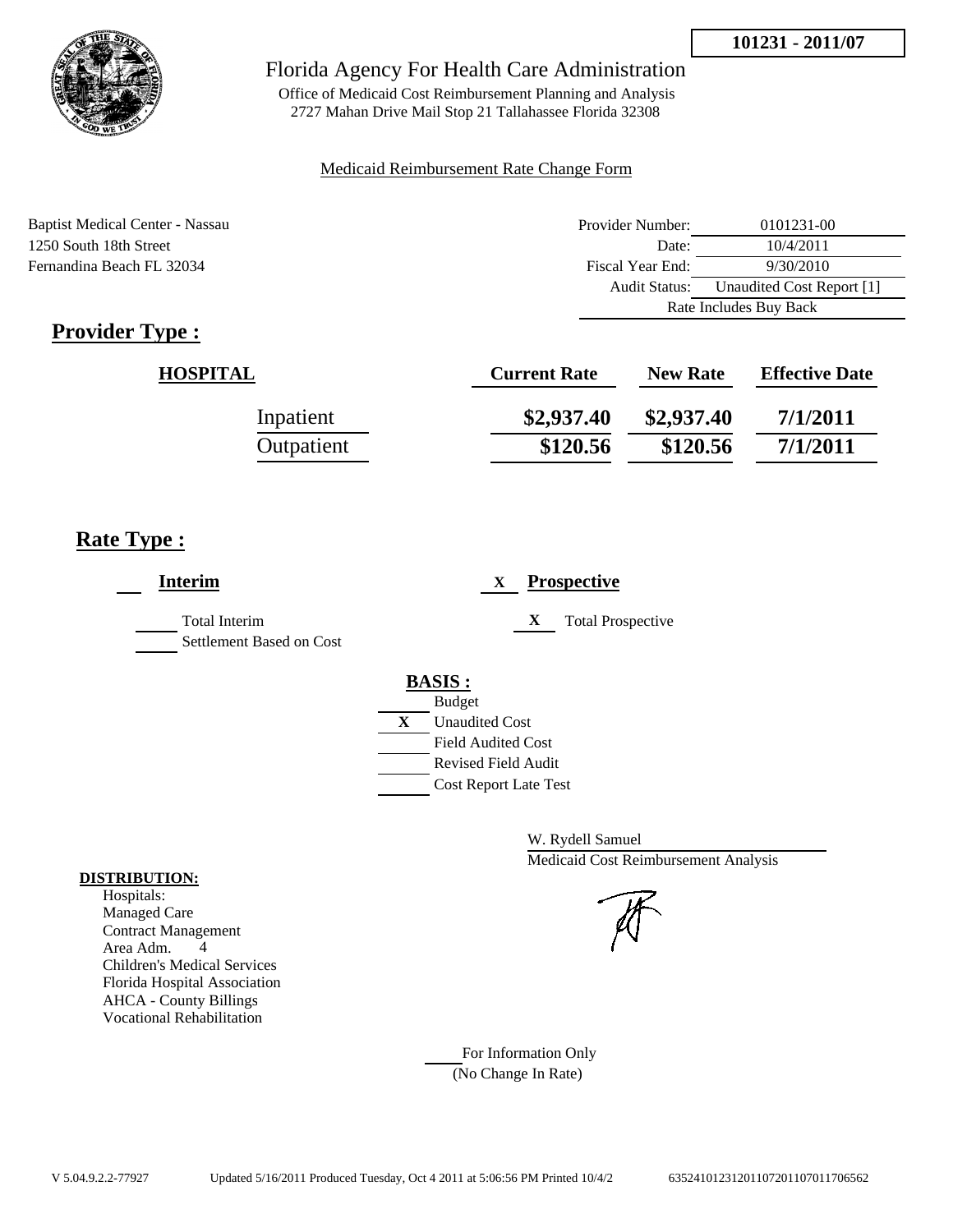101231 - 2011/07

Florida Agency For Health Care Administration

Office of Medicaid Cost Reimbursement Planning and Analysis
2727 Mahan Drive Mail Stop 21 Tallahassee Florida 32308

Medicaid Reimbursement Rate Change Form

Baptist Medical Center - Nassau
1250 South 18th Street
Fernandina Beach FL 32034

| | |
|---|---|
| Provider Number: | 0101231-00 |
| Date: | 10/4/2011 |
| Fiscal Year End: | 9/30/2010 |
| Audit Status: | Unaudited Cost Report [1] |
| Rate Includes Buy Back | |

## Provider Type :

| HOSPITAL | Current Rate | New Rate | Effective Date |
|---|---|---|---|
| Inpatient | $2,937.40 | $2,937.40 | 7/1/2011 |
| Outpatient | $120.56 | $120.56 | 7/1/2011 |

## Rate Type :

**Interim**

- Total Interim
- Settlement Based on Cost

X **Prospective**

- X Total Prospective

**BASIS :**

- Budget
- X Unaudited Cost
- Field Audited Cost
- Revised Field Audit
- Cost Report Late Test

W. Rydell Samuel
Medicaid Cost Reimbursement Analysis

**DISTRIBUTION:**

Hospitals:
Managed Care
Contract Management
Area Adm. 4
Children's Medical Services
Florida Hospital Association
AHCA - County Billings
Vocational Rehabilitation

For Information Only
(No Change In Rate)

V 5.04.9.2.2-77927 Updated 5/16/2011 Produced Tuesday, Oct 4 2011 at 5:06:56 PM Printed 10/4/2 63524101231201107201107011706562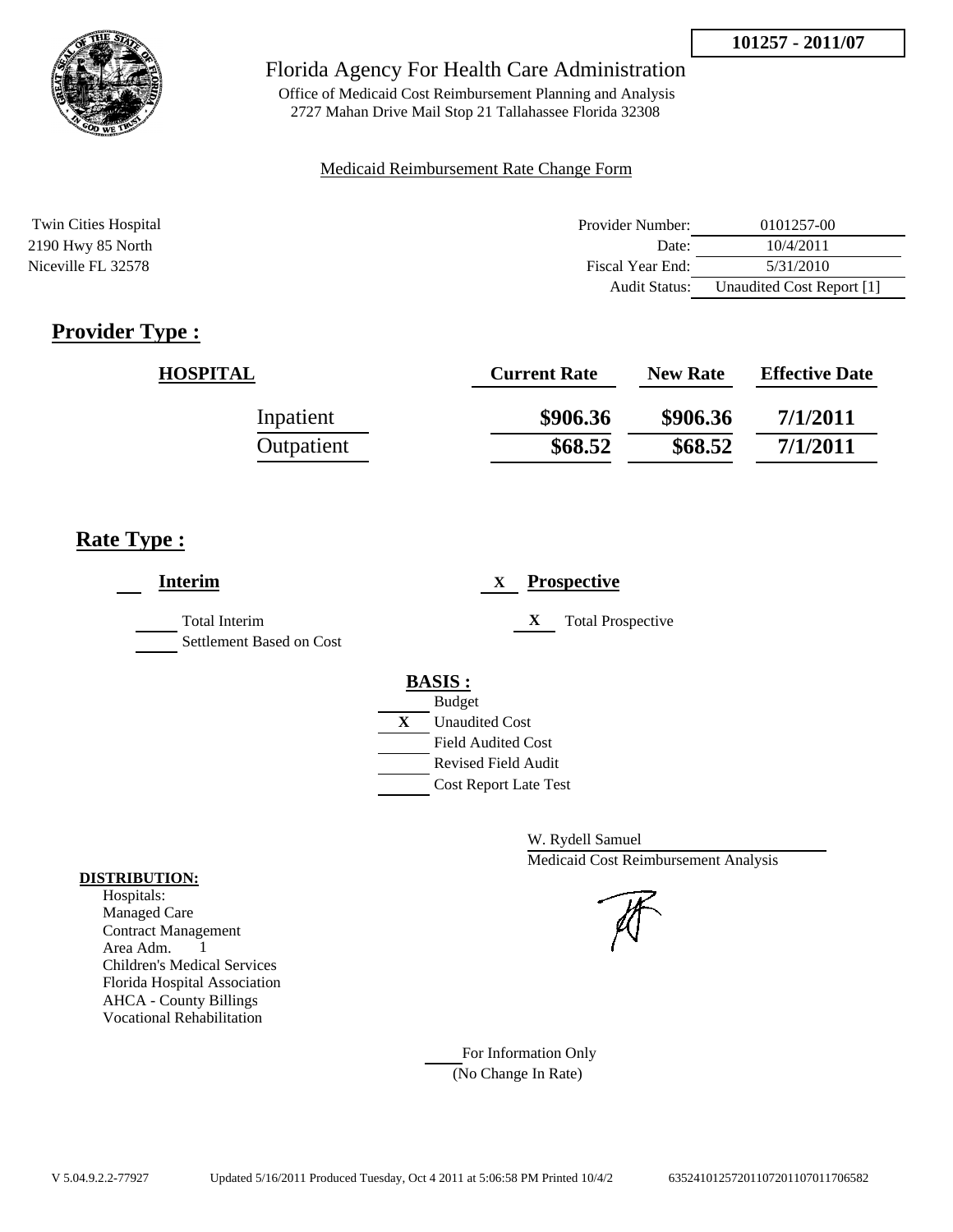**101257 - 2011/07**

# Florida Agency For Health Care Administration

Office of Medicaid Cost Reimbursement Planning and Analysis
2727 Mahan Drive Mail Stop 21 Tallahassee Florida 32308

Medicaid Reimbursement Rate Change Form

Twin Cities Hospital
2190 Hwy 85 North
Niceville FL 32578

| | |
|---|---|
| Provider Number: | 0101257-00 |
| Date: | 10/4/2011 |
| Fiscal Year End: | 5/31/2010 |
| Audit Status: | Unaudited Cost Report [1] |

## Provider Type :

| HOSPITAL | Current Rate | New Rate | Effective Date |
|---|---|---|---|
| Inpatient | $906.36 | $906.36 | 7/1/2011 |
| Outpatient | $68.52 | $68.52 | 7/1/2011 |

## Rate Type :

___ **Interim**

___ Total Interim
___ Settlement Based on Cost

X **Prospective**

X Total Prospective

**BASIS :**

___ Budget
X Unaudited Cost
___ Field Audited Cost
___ Revised Field Audit
___ Cost Report Late Test

W. Rydell Samuel
Medicaid Cost Reimbursement Analysis

**DISTRIBUTION:**

Hospitals:
Managed Care
Contract Management
Area Adm. 1
Children's Medical Services
Florida Hospital Association
AHCA - County Billings
Vocational Rehabilitation

___ For Information Only
(No Change In Rate)

V 5.04.9.2.2-77927 Updated 5/16/2011 Produced Tuesday, Oct 4 2011 at 5:06:58 PM Printed 10/4/2 63524101257201107201107011706582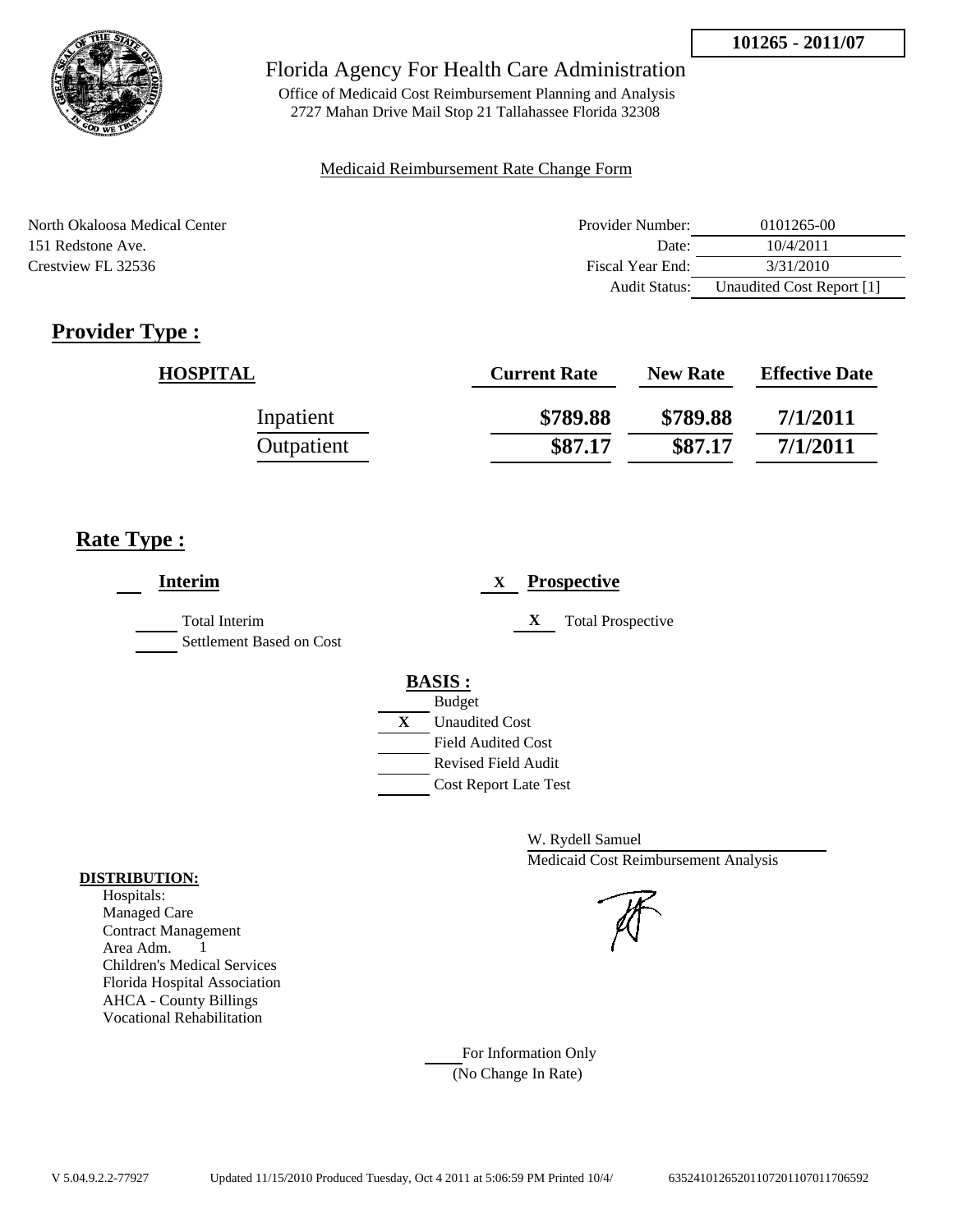101265 - 2011/07

# Florida Agency For Health Care Administration

Office of Medicaid Cost Reimbursement Planning and Analysis
2727 Mahan Drive Mail Stop 21 Tallahassee Florida 32308

Medicaid Reimbursement Rate Change Form

North Okaloosa Medical Center
151 Redstone Ave.
Crestview FL 32536

| | |
|---|---|
| Provider Number: | 0101265-00 |
| Date: | 10/4/2011 |
| Fiscal Year End: | 3/31/2010 |
| Audit Status: | Unaudited Cost Report [1] |

## Provider Type :

| HOSPITAL | Current Rate | New Rate | Effective Date |
|---|---|---|---|
| Inpatient | $789.88 | $789.88 | 7/1/2011 |
| Outpatient | $87.17 | $87.17 | 7/1/2011 |

## Rate Type :

___ **Interim**

___ Total Interim
___ Settlement Based on Cost

X **Prospective**

X Total Prospective

**BASIS :**

___ Budget
X Unaudited Cost
___ Field Audited Cost
___ Revised Field Audit
___ Cost Report Late Test

W. Rydell Samuel
Medicaid Cost Reimbursement Analysis

**DISTRIBUTION:**

Hospitals:
Managed Care
Contract Management
Area Adm. 1
Children's Medical Services
Florida Hospital Association
AHCA - County Billings
Vocational Rehabilitation

___ For Information Only
(No Change In Rate)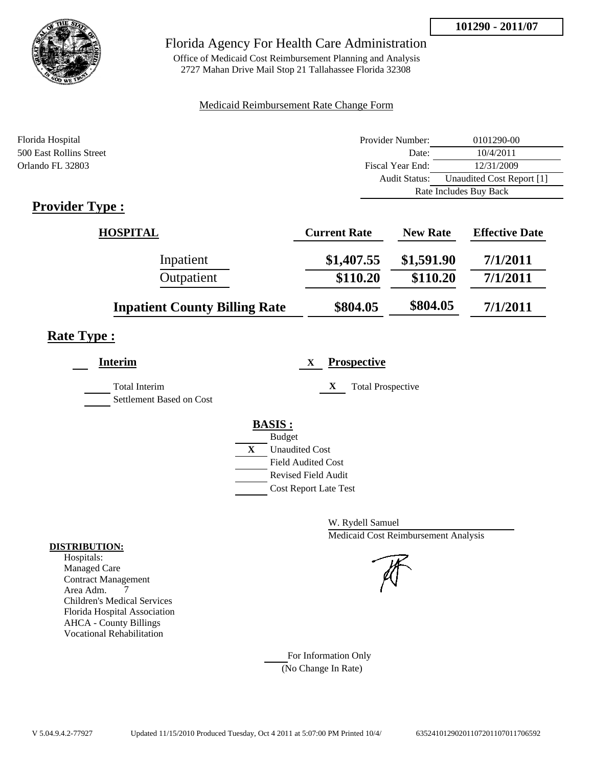**101290 - 2011/07**

# Florida Agency For Health Care Administration

Office of Medicaid Cost Reimbursement Planning and Analysis
2727 Mahan Drive Mail Stop 21 Tallahassee Florida 32308

Medicaid Reimbursement Rate Change Form

Florida Hospital
500 East Rollins Street
Orlando FL 32803

| | |
|---|---|
| Provider Number: | 0101290-00 |
| Date: | 10/4/2011 |
| Fiscal Year End: | 12/31/2009 |
| Audit Status: | Unaudited Cost Report [1] |
| | Rate Includes Buy Back |

## Provider Type :

| HOSPITAL | Current Rate | New Rate | Effective Date |
|---|---|---|---|
| Inpatient | $1,407.55 | $1,591.90 | 7/1/2011 |
| Outpatient | $110.20 | $110.20 | 7/1/2011 |
| **Inpatient County Billing Rate** | $804.05 | $804.05 | 7/1/2011 |

## Rate Type :

**Interim**

- Total Interim
- Settlement Based on Cost

X **Prospective**

- X Total Prospective

**BASIS :**

- Budget
- X Unaudited Cost
- Field Audited Cost
- Revised Field Audit
- Cost Report Late Test

W. Rydell Samuel
Medicaid Cost Reimbursement Analysis

**DISTRIBUTION:**
Hospitals:
Managed Care
Contract Management
Area Adm. 7
Children's Medical Services
Florida Hospital Association
AHCA - County Billings
Vocational Rehabilitation

For Information Only
(No Change In Rate)

V 5.04.9.4.2-77927 Updated 11/15/2010 Produced Tuesday, Oct 4 2011 at 5:07:00 PM Printed 10/4/ 63524101290201107201107011706592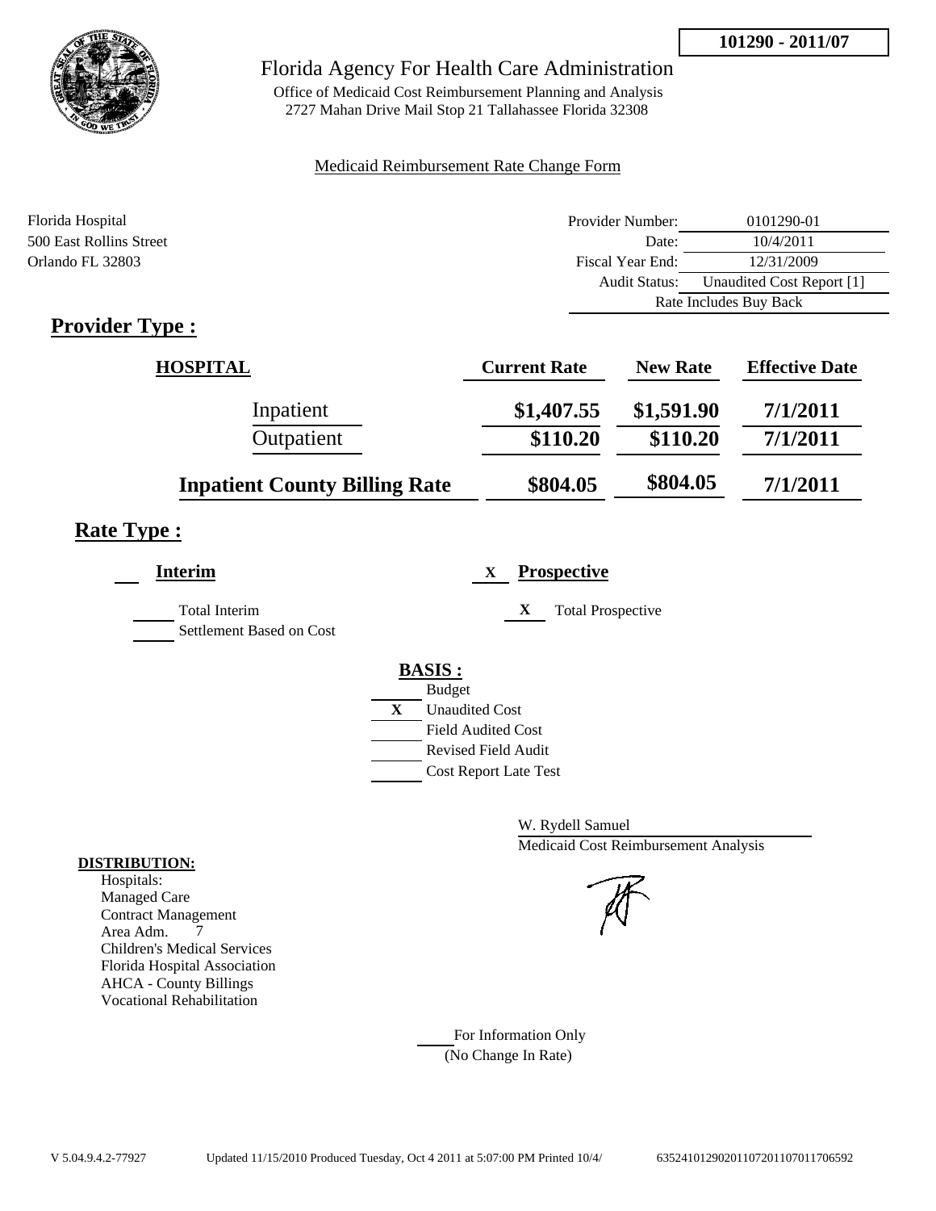**101290 - 2011/07**

Florida Agency For Health Care Administration

Office of Medicaid Cost Reimbursement Planning and Analysis
2727 Mahan Drive Mail Stop 21 Tallahassee Florida 32308

Medicaid Reimbursement Rate Change Form

Florida Hospital
500 East Rollins Street
Orlando FL 32803

| | |
|---|---|
| Provider Number: | 0101290-01 |
| Date: | 10/4/2011 |
| Fiscal Year End: | 12/31/2009 |
| Audit Status: | Unaudited Cost Report [1] |
| | Rate Includes Buy Back |

## Provider Type :

| HOSPITAL | Current Rate | New Rate | Effective Date |
|---|---|---|---|
| Inpatient | $1,407.55 | $1,591.90 | 7/1/2011 |
| Outpatient | $110.20 | $110.20 | 7/1/2011 |
| **Inpatient County Billing Rate** | $804.05 | $804.05 | 7/1/2011 |

## Rate Type :

**Interim**

___ Total Interim
___ Settlement Based on Cost

X **Prospective**

X Total Prospective

**BASIS :**

___ Budget
X Unaudited Cost
___ Field Audited Cost
___ Revised Field Audit
___ Cost Report Late Test

W. Rydell Samuel
Medicaid Cost Reimbursement Analysis

**DISTRIBUTION:**
Hospitals:
Managed Care
Contract Management
Area Adm. 7
Children's Medical Services
Florida Hospital Association
AHCA - County Billings
Vocational Rehabilitation

___ For Information Only
(No Change In Rate)

V 5.04.9.4.2-77927 Updated 11/15/2010 Produced Tuesday, Oct 4 2011 at 5:07:00 PM Printed 10/4/ 635241012902011072011070117706592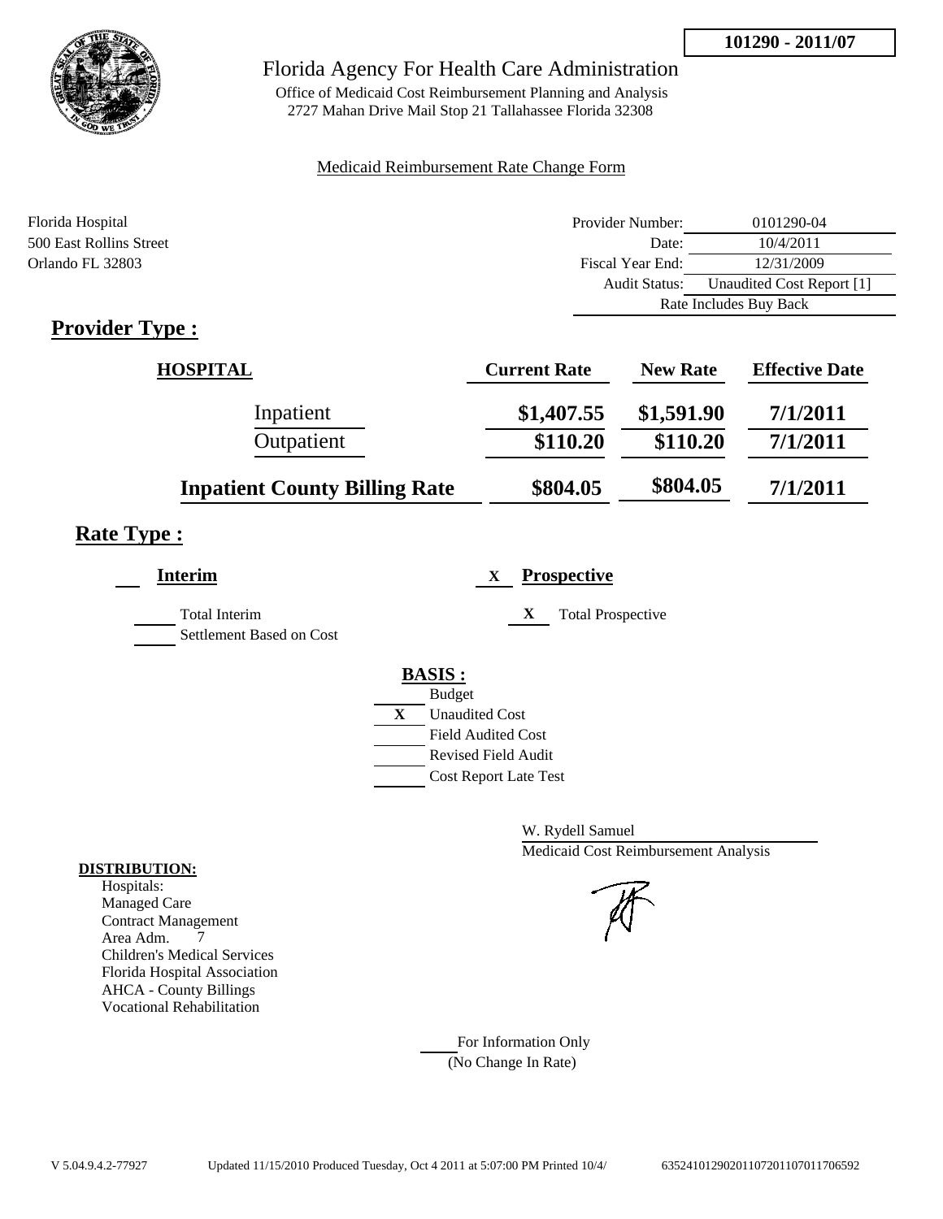**101290 - 2011/07**

# Florida Agency For Health Care Administration

Office of Medicaid Cost Reimbursement Planning and Analysis
2727 Mahan Drive Mail Stop 21 Tallahassee Florida 32308

Medicaid Reimbursement Rate Change Form

Florida Hospital
500 East Rollins Street
Orlando FL 32803

| | |
|---|---|
| Provider Number: | 0101290-04 |
| Date: | 10/4/2011 |
| Fiscal Year End: | 12/31/2009 |
| Audit Status: | Unaudited Cost Report [1] |
| | Rate Includes Buy Back |

## Provider Type :

| HOSPITAL | Current Rate | New Rate | Effective Date |
|---|---|---|---|
| Inpatient | $1,407.55 | $1,591.90 | 7/1/2011 |
| Outpatient | $110.20 | $110.20 | 7/1/2011 |
| **Inpatient County Billing Rate** | $804.05 | $804.05 | 7/1/2011 |

## Rate Type :

___ **Interim**

___ Total Interim
___ Settlement Based on Cost

X **Prospective**

X Total Prospective

**BASIS :**

___ Budget
X Unaudited Cost
___ Field Audited Cost
___ Revised Field Audit
___ Cost Report Late Test

W. Rydell Samuel
Medicaid Cost Reimbursement Analysis

**DISTRIBUTION:**

Hospitals:
Managed Care
Contract Management
Area Adm. 7
Children's Medical Services
Florida Hospital Association
AHCA - County Billings
Vocational Rehabilitation

___ For Information Only
(No Change In Rate)

V 5.04.9.4.2-77927 Updated 11/15/2010 Produced Tuesday, Oct 4 2011 at 5:07:00 PM Printed 10/4/ 635241012902011072011070117065 92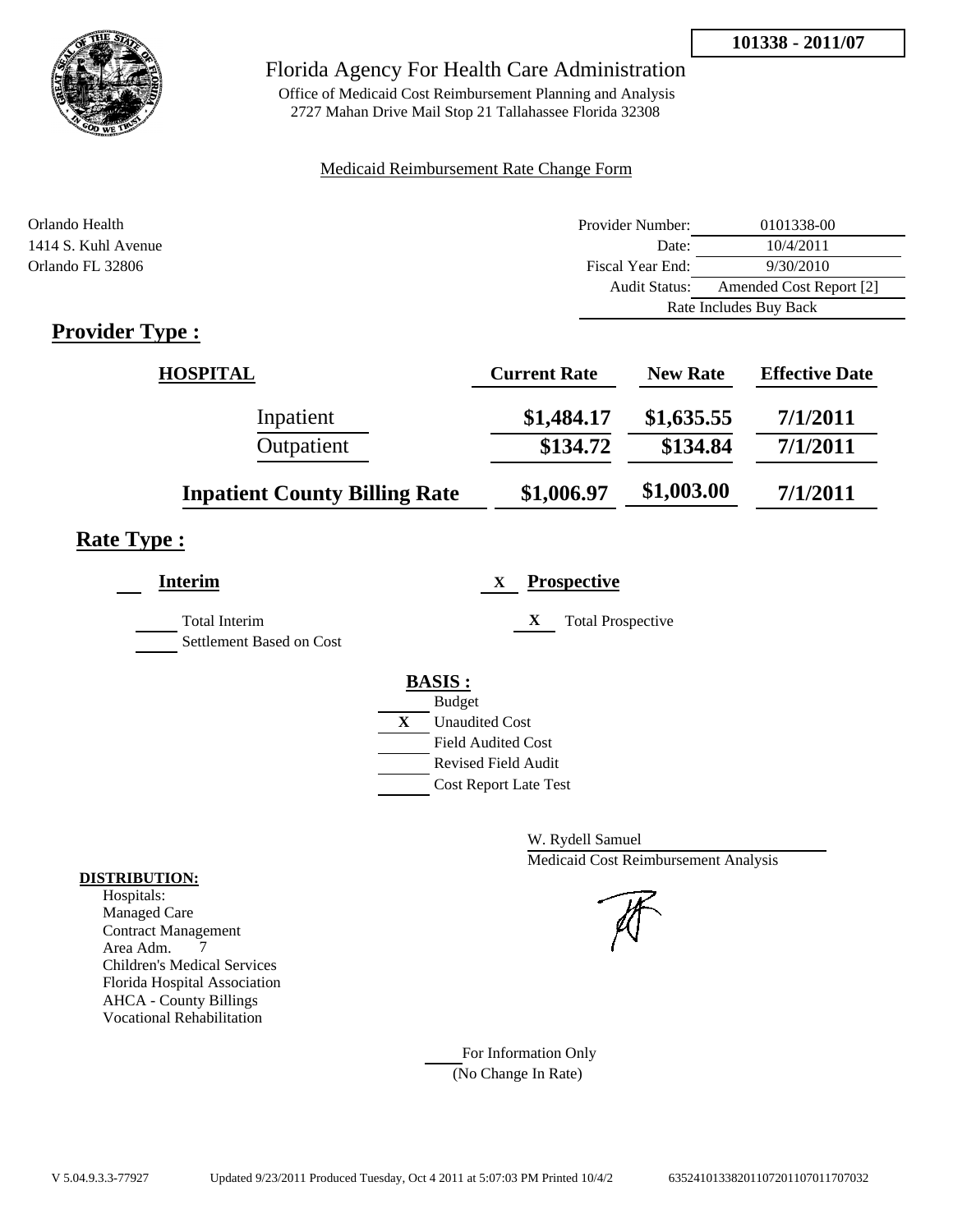101338 - 2011/07

# Florida Agency For Health Care Administration

Office of Medicaid Cost Reimbursement Planning and Analysis
2727 Mahan Drive Mail Stop 21 Tallahassee Florida 32308

Medicaid Reimbursement Rate Change Form

Orlando Health
1414 S. Kuhl Avenue
Orlando FL 32806

| | |
|---|---|
| Provider Number: | 0101338-00 |
| Date: | 10/4/2011 |
| Fiscal Year End: | 9/30/2010 |
| Audit Status: | Amended Cost Report [2] |
| | Rate Includes Buy Back |

## Provider Type :

| HOSPITAL | Current Rate | New Rate | Effective Date |
|---|---|---|---|
| Inpatient | $1,484.17 | $1,635.55 | 7/1/2011 |
| Outpatient | $134.72 | $134.84 | 7/1/2011 |
| **Inpatient County Billing Rate** | $1,006.97 | $1,003.00 | 7/1/2011 |

## Rate Type :

___ **Interim**

___ Total Interim
___ Settlement Based on Cost

X **Prospective**

X Total Prospective

**BASIS :**

___ Budget
X Unaudited Cost
___ Field Audited Cost
___ Revised Field Audit
___ Cost Report Late Test

W. Rydell Samuel
Medicaid Cost Reimbursement Analysis

**DISTRIBUTION:**

Hospitals:
Managed Care
Contract Management
Area Adm. 7
Children's Medical Services
Florida Hospital Association
AHCA - County Billings
Vocational Rehabilitation

___ For Information Only
(No Change In Rate)

V 5.04.9.3.3-77927 Updated 9/23/2011 Produced Tuesday, Oct 4 2011 at 5:07:03 PM Printed 10/4/2 635241013382011072011070117070 32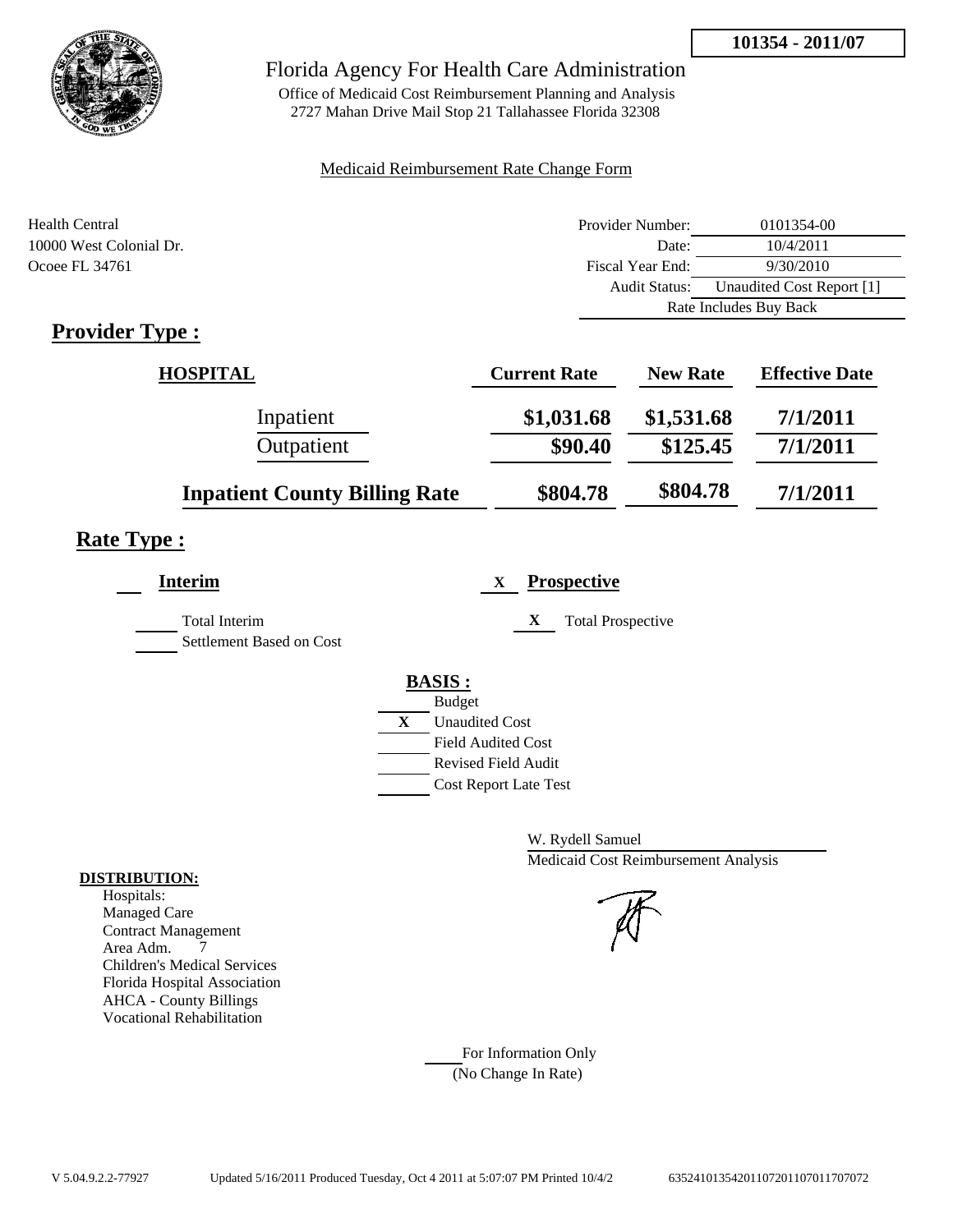**101354 - 2011/07**

# Florida Agency For Health Care Administration

Office of Medicaid Cost Reimbursement Planning and Analysis
2727 Mahan Drive Mail Stop 21 Tallahassee Florida 32308

Medicaid Reimbursement Rate Change Form

Health Central
10000 West Colonial Dr.
Ocoee FL 34761

| | |
|---|---|
| Provider Number: | 0101354-00 |
| Date: | 10/4/2011 |
| Fiscal Year End: | 9/30/2010 |
| Audit Status: | Unaudited Cost Report [1] |
| | Rate Includes Buy Back |

## Provider Type :

| HOSPITAL | Current Rate | New Rate | Effective Date |
|---|---|---|---|
| Inpatient | $1,031.68 | $1,531.68 | 7/1/2011 |
| Outpatient | $90.40 | $125.45 | 7/1/2011 |
| **Inpatient County Billing Rate** | $804.78 | $804.78 | 7/1/2011 |

## Rate Type :

___ **Interim**

___ Total Interim
___ Settlement Based on Cost

X **Prospective**

X Total Prospective

**BASIS :**

___ Budget
X Unaudited Cost
___ Field Audited Cost
___ Revised Field Audit
___ Cost Report Late Test

W. Rydell Samuel
Medicaid Cost Reimbursement Analysis

**DISTRIBUTION:**

Hospitals:
Managed Care
Contract Management
Area Adm. 7
Children's Medical Services
Florida Hospital Association
AHCA - County Billings
Vocational Rehabilitation

___ For Information Only
(No Change In Rate)

V 5.04.9.2.2-77927 Updated 5/16/2011 Produced Tuesday, Oct 4 2011 at 5:07:07 PM Printed 10/4/2 635241013542011072011070117070​72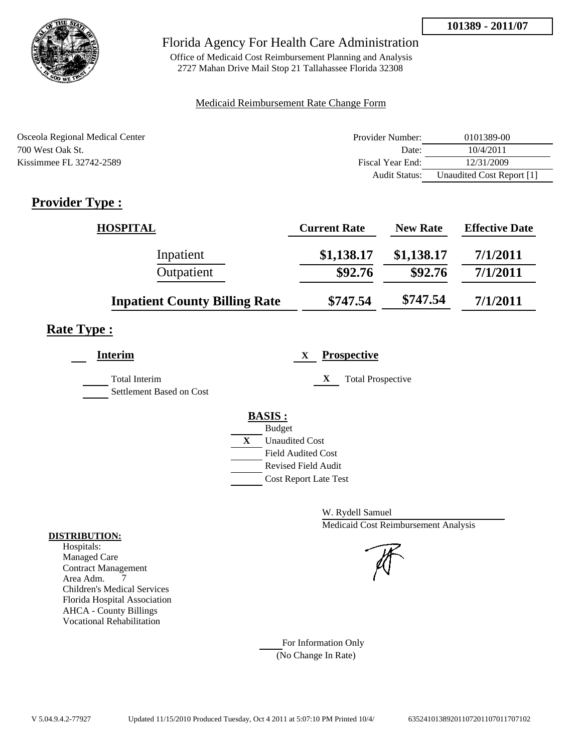101389 - 2011/07

# Florida Agency For Health Care Administration

Office of Medicaid Cost Reimbursement Planning and Analysis
2727 Mahan Drive Mail Stop 21 Tallahassee Florida 32308

Medicaid Reimbursement Rate Change Form

Osceola Regional Medical Center
700 West Oak St.
Kissimmee FL 32742-2589

| | |
|---|---|
| Provider Number: | 0101389-00 |
| Date: | 10/4/2011 |
| Fiscal Year End: | 12/31/2009 |
| Audit Status: | Unaudited Cost Report [1] |

## Provider Type :

| HOSPITAL | Current Rate | New Rate | Effective Date |
|---|---|---|---|
| Inpatient | $1,138.17 | $1,138.17 | 7/1/2011 |
| Outpatient | $92.76 | $92.76 | 7/1/2011 |
| **Inpatient County Billing Rate** | **$747.54** | **$747.54** | **7/1/2011** |

## Rate Type :

**Interim**

- Total Interim
- Settlement Based on Cost

X **Prospective**

- X Total Prospective

**BASIS :**

- Budget
- X Unaudited Cost
- Field Audited Cost
- Revised Field Audit
- Cost Report Late Test

W. Rydell Samuel
Medicaid Cost Reimbursement Analysis

**DISTRIBUTION:**
Hospitals:
Managed Care
Contract Management
Area Adm. 7
Children's Medical Services
Florida Hospital Association
AHCA - County Billings
Vocational Rehabilitation

For Information Only
(No Change In Rate)

V 5.04.9.4.2-77927 Updated 11/15/2010 Produced Tuesday, Oct 4 2011 at 5:07:10 PM Printed 10/4/ 63524101389201107201107011707102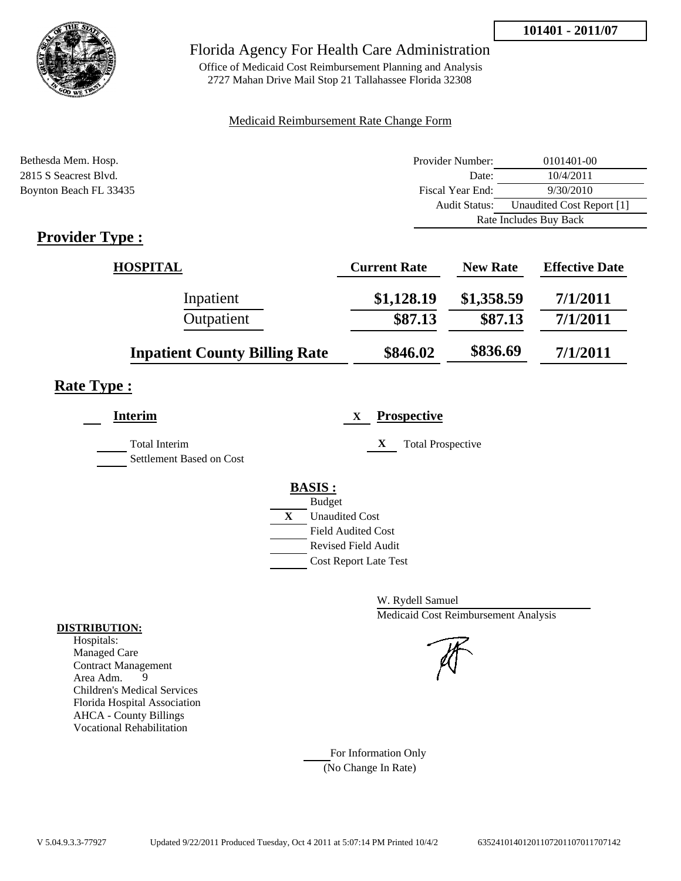**101401 - 2011/07**

# Florida Agency For Health Care Administration

Office of Medicaid Cost Reimbursement Planning and Analysis
2727 Mahan Drive Mail Stop 21 Tallahassee Florida 32308

Medicaid Reimbursement Rate Change Form

Bethesda Mem. Hosp.
2815 S Seacrest Blvd.
Boynton Beach FL 33435

| | |
|---|---|
| Provider Number: | 0101401-00 |
| Date: | 10/4/2011 |
| Fiscal Year End: | 9/30/2010 |
| Audit Status: | Unaudited Cost Report [1] |
| | Rate Includes Buy Back |

## Provider Type :

| HOSPITAL | Current Rate | New Rate | Effective Date |
|---|---|---|---|
| Inpatient | $1,128.19 | $1,358.59 | 7/1/2011 |
| Outpatient | $87.13 | $87.13 | 7/1/2011 |
| **Inpatient County Billing Rate** | $846.02 | $836.69 | 7/1/2011 |

## Rate Type :

**Interim**

- Total Interim
- Settlement Based on Cost

X **Prospective**

- X Total Prospective

**BASIS :**

- Budget
- X Unaudited Cost
- Field Audited Cost
- Revised Field Audit
- Cost Report Late Test

W. Rydell Samuel
Medicaid Cost Reimbursement Analysis

**DISTRIBUTION:**
Hospitals:
Managed Care
Contract Management
Area Adm. 9
Children's Medical Services
Florida Hospital Association
AHCA - County Billings
Vocational Rehabilitation

For Information Only
(No Change In Rate)

V 5.04.9.3.3-77927 Updated 9/22/2011 Produced Tuesday, Oct 4 2011 at 5:07:14 PM Printed 10/4/2 63524101401201107201107011707142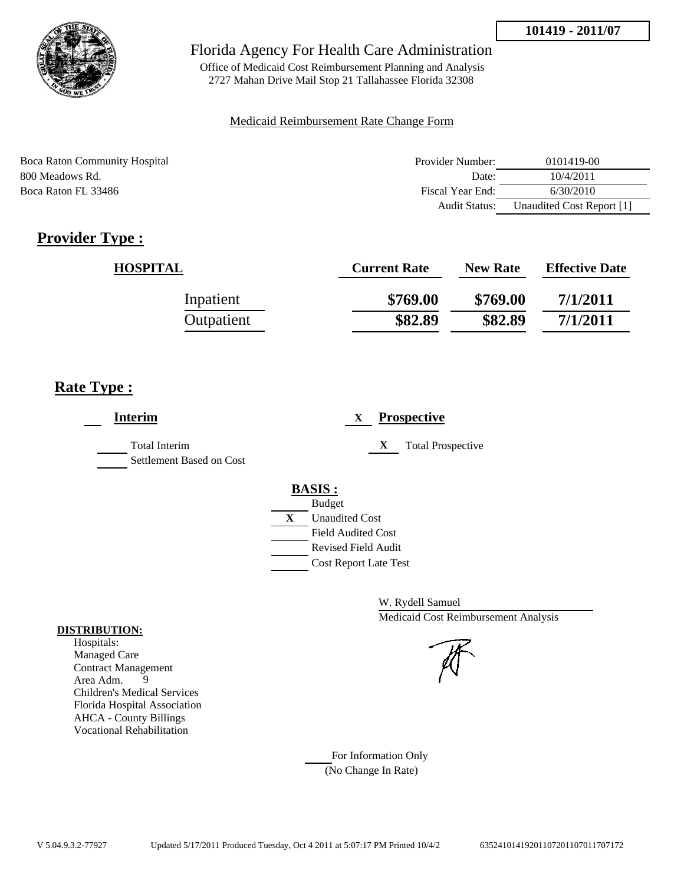**101419 - 2011/07**

# Florida Agency For Health Care Administration

Office of Medicaid Cost Reimbursement Planning and Analysis
2727 Mahan Drive Mail Stop 21 Tallahassee Florida 32308

Medicaid Reimbursement Rate Change Form

Boca Raton Community Hospital
800 Meadows Rd.
Boca Raton FL 33486

| | |
|---|---|
| Provider Number: | 0101419-00 |
| Date: | 10/4/2011 |
| Fiscal Year End: | 6/30/2010 |
| Audit Status: | Unaudited Cost Report [1] |

## Provider Type :

| HOSPITAL | Current Rate | New Rate | Effective Date |
|---|---|---|---|
| Inpatient | $769.00 | $769.00 | 7/1/2011 |
| Outpatient | $82.89 | $82.89 | 7/1/2011 |

## Rate Type :

___ **Interim**

___ Total Interim
___ Settlement Based on Cost

X **Prospective**

X Total Prospective

**BASIS :**

___ Budget
X Unaudited Cost
___ Field Audited Cost
___ Revised Field Audit
___ Cost Report Late Test

W. Rydell Samuel
Medicaid Cost Reimbursement Analysis

**DISTRIBUTION:**

Hospitals:
Managed Care
Contract Management
Area Adm. 9
Children's Medical Services
Florida Hospital Association
AHCA - County Billings
Vocational Rehabilitation

___ For Information Only
(No Change In Rate)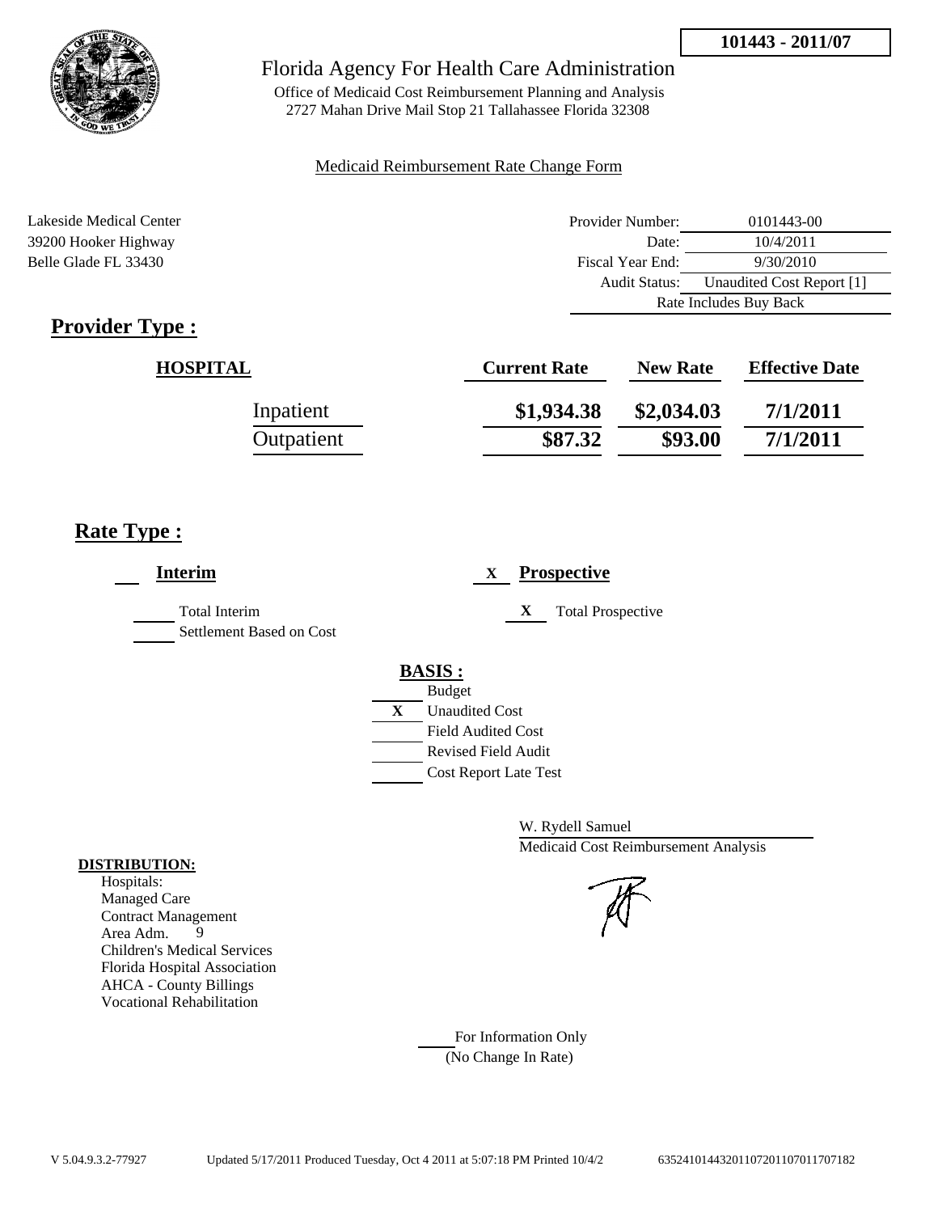**101443 - 2011/07**

# Florida Agency For Health Care Administration

Office of Medicaid Cost Reimbursement Planning and Analysis
2727 Mahan Drive Mail Stop 21 Tallahassee Florida 32308

Medicaid Reimbursement Rate Change Form

Lakeside Medical Center
39200 Hooker Highway
Belle Glade FL 33430

| | |
|---|---|
| Provider Number: | 0101443-00 |
| Date: | 10/4/2011 |
| Fiscal Year End: | 9/30/2010 |
| Audit Status: | Unaudited Cost Report [1] |
| | Rate Includes Buy Back |

## Provider Type :

| HOSPITAL | Current Rate | New Rate | Effective Date |
|---|---|---|---|
| Inpatient | $1,934.38 | $2,034.03 | 7/1/2011 |
| Outpatient | $87.32 | $93.00 | 7/1/2011 |

## Rate Type :

___ **Interim**

___ Total Interim
___ Settlement Based on Cost

X **Prospective**

X Total Prospective

**BASIS :**

___ Budget
X Unaudited Cost
___ Field Audited Cost
___ Revised Field Audit
___ Cost Report Late Test

W. Rydell Samuel
Medicaid Cost Reimbursement Analysis

**DISTRIBUTION:**

Hospitals:
Managed Care
Contract Management
Area Adm. 9
Children's Medical Services
Florida Hospital Association
AHCA - County Billings
Vocational Rehabilitation

___ For Information Only
(No Change In Rate)

V 5.04.9.3.2-77927 Updated 5/17/2011 Produced Tuesday, Oct 4 2011 at 5:07:18 PM Printed 10/4/2 635241014432011072011070117071​82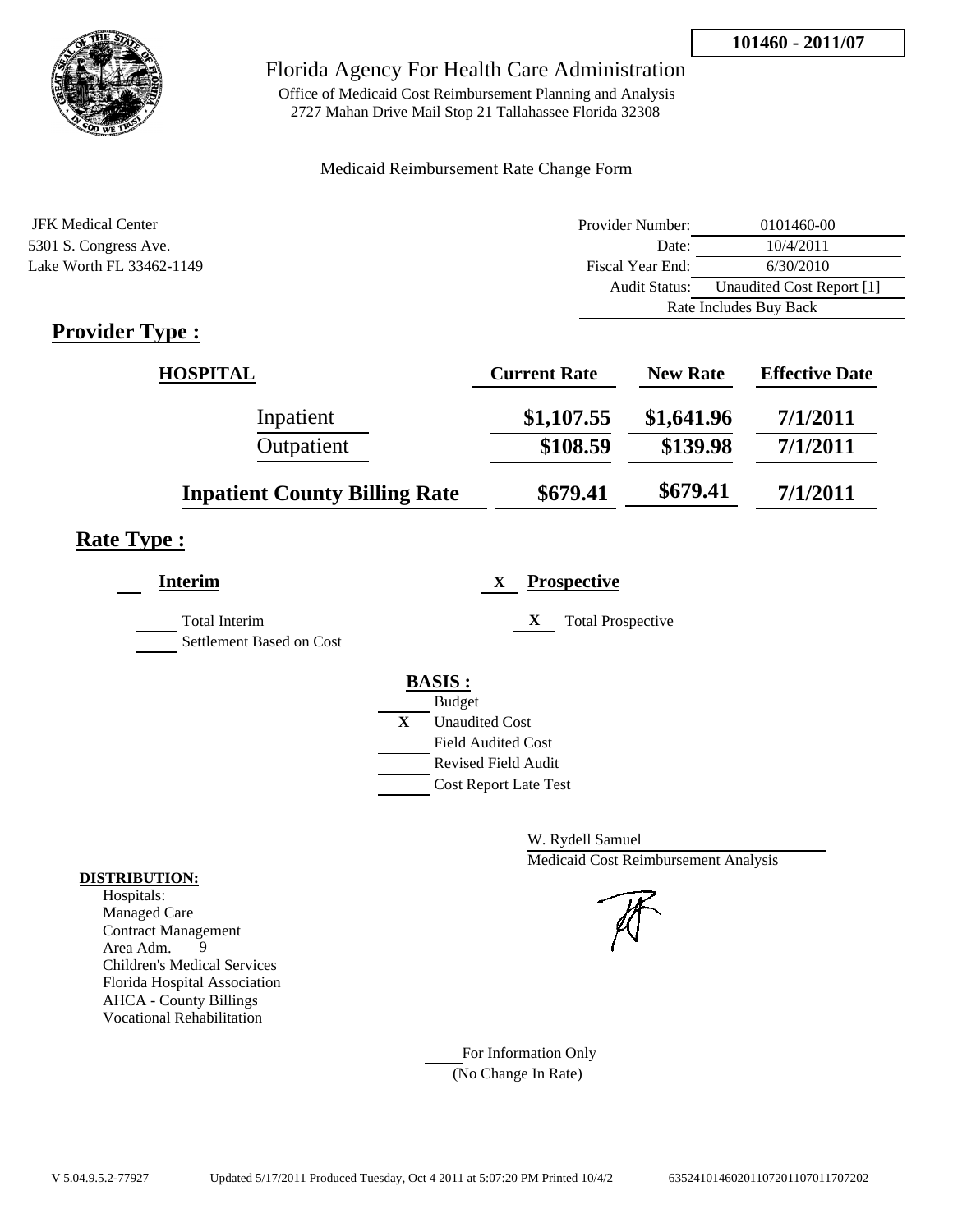**101460 - 2011/07**

# Florida Agency For Health Care Administration

Office of Medicaid Cost Reimbursement Planning and Analysis
2727 Mahan Drive Mail Stop 21 Tallahassee Florida 32308

Medicaid Reimbursement Rate Change Form

JFK Medical Center
5301 S. Congress Ave.
Lake Worth FL 33462-1149

| | |
|---|---|
| Provider Number: | 0101460-00 |
| Date: | 10/4/2011 |
| Fiscal Year End: | 6/30/2010 |
| Audit Status: | Unaudited Cost Report [1] |
| | Rate Includes Buy Back |

## Provider Type :

| HOSPITAL | Current Rate | New Rate | Effective Date |
|---|---|---|---|
| Inpatient | $1,107.55 | $1,641.96 | 7/1/2011 |
| Outpatient | $108.59 | $139.98 | 7/1/2011 |
| **Inpatient County Billing Rate** | $679.41 | $679.41 | 7/1/2011 |

## Rate Type :

**Interim**

- Total Interim
- Settlement Based on Cost

X **Prospective**

- X Total Prospective

**BASIS :**

- Budget
- X Unaudited Cost
- Field Audited Cost
- Revised Field Audit
- Cost Report Late Test

W. Rydell Samuel
Medicaid Cost Reimbursement Analysis

**DISTRIBUTION:**
Hospitals:
Managed Care
Contract Management
Area Adm. 9
Children's Medical Services
Florida Hospital Association
AHCA - County Billings
Vocational Rehabilitation

For Information Only
(No Change In Rate)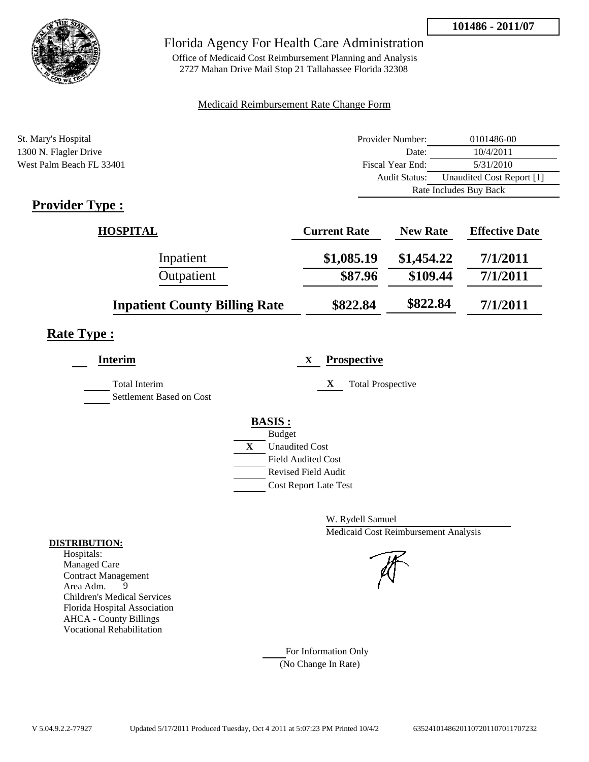**101486 - 2011/07**

Florida Agency For Health Care Administration

Office of Medicaid Cost Reimbursement Planning and Analysis
2727 Mahan Drive Mail Stop 21 Tallahassee Florida 32308

Medicaid Reimbursement Rate Change Form

St. Mary's Hospital
1300 N. Flagler Drive
West Palm Beach FL 33401

| | |
|---|---|
| Provider Number: | 0101486-00 |
| Date: | 10/4/2011 |
| Fiscal Year End: | 5/31/2010 |
| Audit Status: | Unaudited Cost Report [1] |
| | Rate Includes Buy Back |

## Provider Type :

| HOSPITAL | Current Rate | New Rate | Effective Date |
|---|---|---|---|
| Inpatient | $1,085.19 | $1,454.22 | 7/1/2011 |
| Outpatient | $87.96 | $109.44 | 7/1/2011 |
| **Inpatient County Billing Rate** | $822.84 | $822.84 | 7/1/2011 |

## Rate Type :

**Interim**

Total Interim
Settlement Based on Cost

X **Prospective**

X Total Prospective

**BASIS :**

Budget
X Unaudited Cost
Field Audited Cost
Revised Field Audit
Cost Report Late Test

W. Rydell Samuel
Medicaid Cost Reimbursement Analysis

**DISTRIBUTION:**
Hospitals:
Managed Care
Contract Management
Area Adm. 9
Children's Medical Services
Florida Hospital Association
AHCA - County Billings
Vocational Rehabilitation

For Information Only
(No Change In Rate)

V 5.04.9.2.2-77927 Updated 5/17/2011 Produced Tuesday, Oct 4 2011 at 5:07:23 PM Printed 10/4/2 635241014862011072011070117707232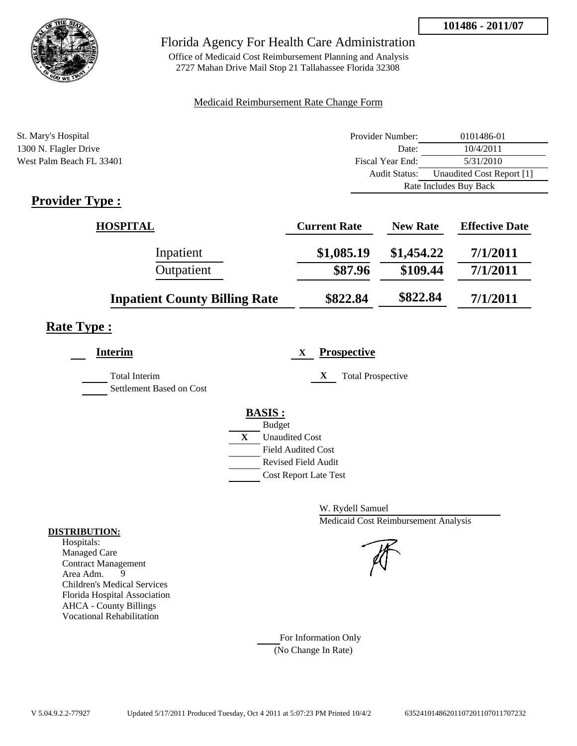**101486 - 2011/07**

# Florida Agency For Health Care Administration

Office of Medicaid Cost Reimbursement Planning and Analysis
2727 Mahan Drive Mail Stop 21 Tallahassee Florida 32308

Medicaid Reimbursement Rate Change Form

St. Mary's Hospital
1300 N. Flagler Drive
West Palm Beach FL 33401

| | |
|---|---|
| Provider Number: | 0101486-01 |
| Date: | 10/4/2011 |
| Fiscal Year End: | 5/31/2010 |
| Audit Status: | Unaudited Cost Report [1] |
| | Rate Includes Buy Back |

## Provider Type :

| HOSPITAL | Current Rate | New Rate | Effective Date |
|---|---|---|---|
| Inpatient | $1,085.19 | $1,454.22 | 7/1/2011 |
| Outpatient | $87.96 | $109.44 | 7/1/2011 |
| **Inpatient County Billing Rate** | $822.84 | $822.84 | 7/1/2011 |

## Rate Type :

**Interim**

- Total Interim
- Settlement Based on Cost

X **Prospective**

- X Total Prospective

**BASIS :**

- Budget
- X Unaudited Cost
- Field Audited Cost
- Revised Field Audit
- Cost Report Late Test

W. Rydell Samuel
Medicaid Cost Reimbursement Analysis

**DISTRIBUTION:**

Hospitals:
Managed Care
Contract Management
Area Adm. 9
Children's Medical Services
Florida Hospital Association
AHCA - County Billings
Vocational Rehabilitation

For Information Only
(No Change In Rate)

V 5.04.9.2.2-77927 Updated 5/17/2011 Produced Tuesday, Oct 4 2011 at 5:07:23 PM Printed 10/4/2 635241014862011072011070117O7232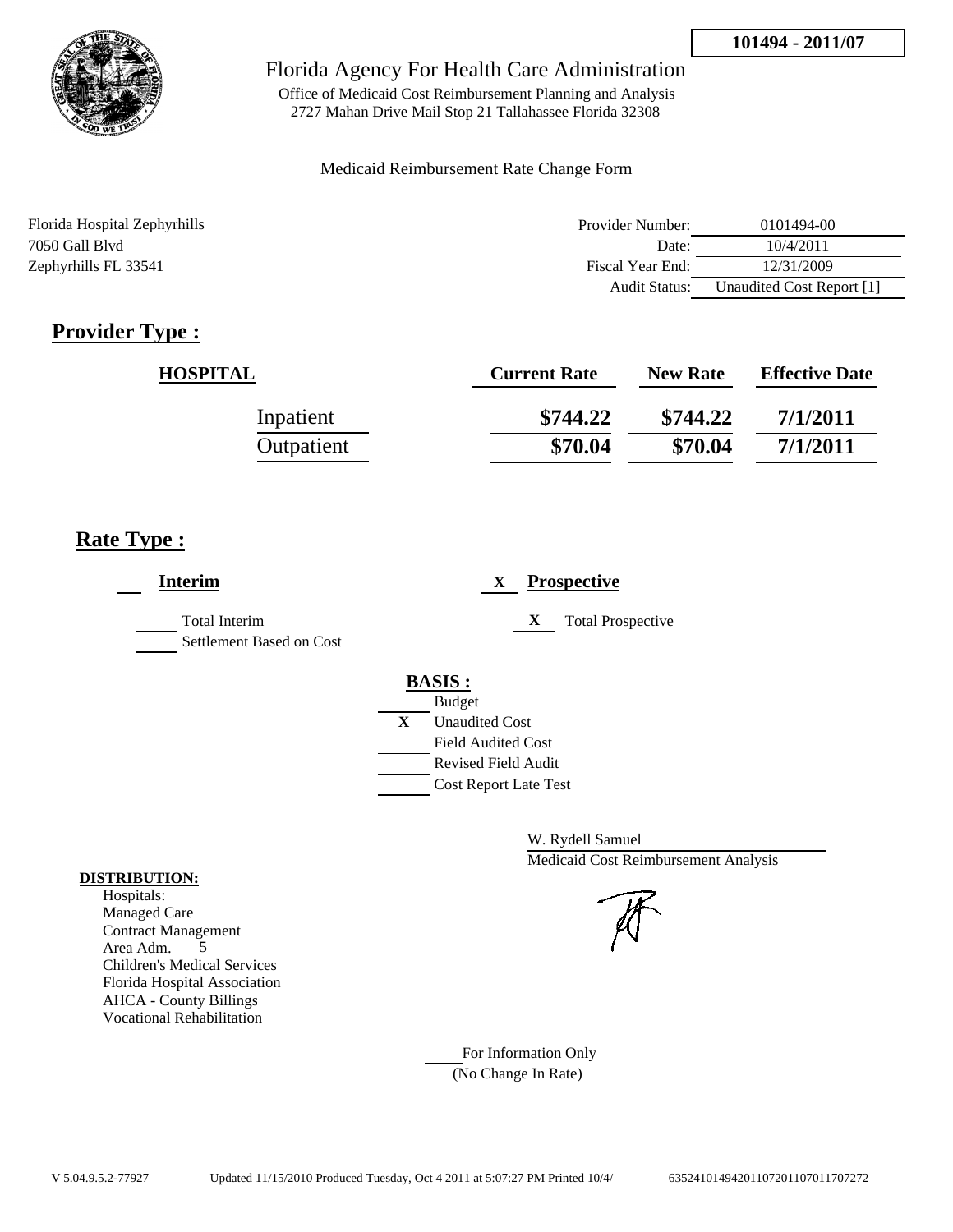**101494 - 2011/07**

# Florida Agency For Health Care Administration

Office of Medicaid Cost Reimbursement Planning and Analysis
2727 Mahan Drive Mail Stop 21 Tallahassee Florida 32308

Medicaid Reimbursement Rate Change Form

Florida Hospital Zephyrhills
7050 Gall Blvd
Zephyrhills FL 33541

| | |
|---|---|
| Provider Number: | 0101494-00 |
| Date: | 10/4/2011 |
| Fiscal Year End: | 12/31/2009 |
| Audit Status: | Unaudited Cost Report [1] |

## Provider Type :

| HOSPITAL | Current Rate | New Rate | Effective Date |
|---|---|---|---|
| Inpatient | $744.22 | $744.22 | 7/1/2011 |
| Outpatient | $70.04 | $70.04 | 7/1/2011 |

## Rate Type :

___ **Interim**

___ Total Interim
___ Settlement Based on Cost

X **Prospective**

X Total Prospective

**BASIS :**

___ Budget
X Unaudited Cost
___ Field Audited Cost
___ Revised Field Audit
___ Cost Report Late Test

W. Rydell Samuel
Medicaid Cost Reimbursement Analysis

**DISTRIBUTION:**
Hospitals:
Managed Care
Contract Management
Area Adm. 5
Children's Medical Services
Florida Hospital Association
AHCA - County Billings
Vocational Rehabilitation

___ For Information Only
(No Change In Rate)

V 5.04.9.5.2-77927 Updated 11/15/2010 Produced Tuesday, Oct 4 2011 at 5:07:27 PM Printed 10/4/ 635241014942011072011070117072​72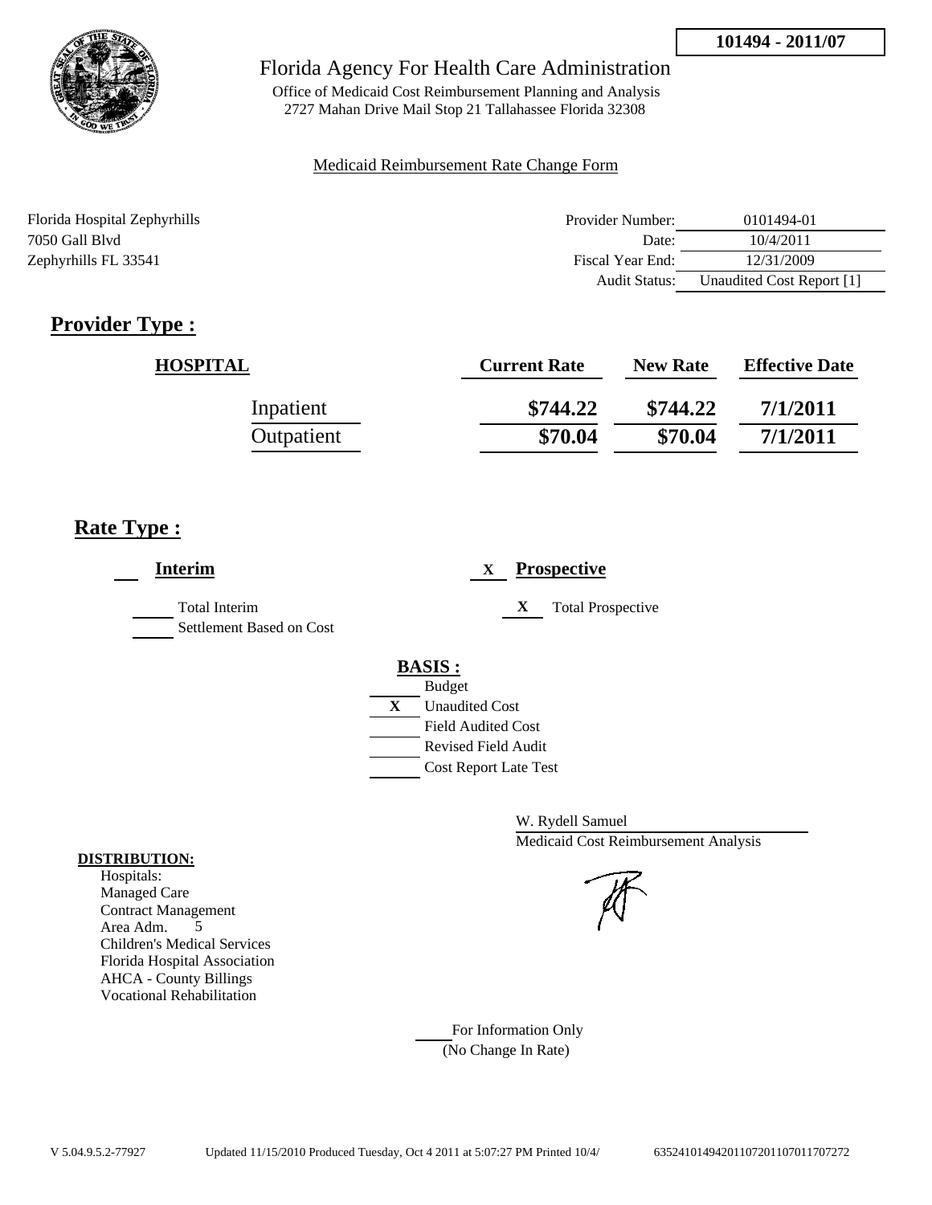**101494 - 2011/07**

Florida Agency For Health Care Administration

Office of Medicaid Cost Reimbursement Planning and Analysis
2727 Mahan Drive Mail Stop 21 Tallahassee Florida 32308

Medicaid Reimbursement Rate Change Form

Florida Hospital Zephyrhills
7050 Gall Blvd
Zephyrhills FL 33541

| | |
|---|---|
| Provider Number: | 0101494-01 |
| Date: | 10/4/2011 |
| Fiscal Year End: | 12/31/2009 |
| Audit Status: | Unaudited Cost Report [1] |

## Provider Type :

| HOSPITAL | Current Rate | New Rate | Effective Date |
|---|---|---|---|
| Inpatient | $744.22 | $744.22 | 7/1/2011 |
| Outpatient | $70.04 | $70.04 | 7/1/2011 |

## Rate Type :

___ **Interim**

___ Total Interim
___ Settlement Based on Cost

X **Prospective**

X Total Prospective

**BASIS :**

___ Budget
X Unaudited Cost
___ Field Audited Cost
___ Revised Field Audit
___ Cost Report Late Test

W. Rydell Samuel
Medicaid Cost Reimbursement Analysis

**DISTRIBUTION:**
Hospitals:
Managed Care
Contract Management
Area Adm. 5
Children's Medical Services
Florida Hospital Association
AHCA - County Billings
Vocational Rehabilitation

___ For Information Only
(No Change In Rate)

V 5.04.9.5.2-77927 Updated 11/15/2010 Produced Tuesday, Oct 4 2011 at 5:07:27 PM Printed 10/4/ 635241014942011072011070117072​72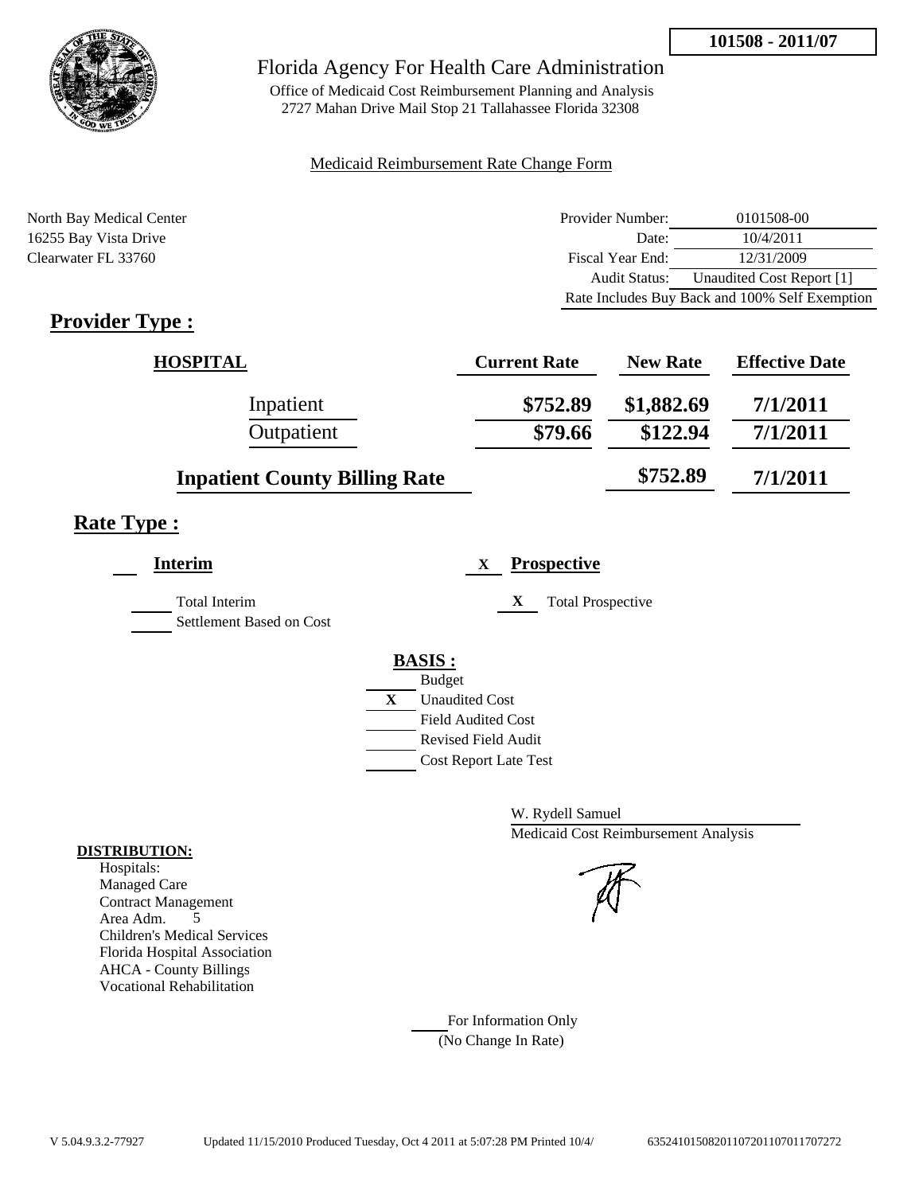101508 - 2011/07

# Florida Agency For Health Care Administration

Office of Medicaid Cost Reimbursement Planning and Analysis
2727 Mahan Drive Mail Stop 21 Tallahassee Florida 32308

Medicaid Reimbursement Rate Change Form

North Bay Medical Center
16255 Bay Vista Drive
Clearwater FL 33760

| | |
|---|---|
| Provider Number: | 0101508-00 |
| Date: | 10/4/2011 |
| Fiscal Year End: | 12/31/2009 |
| Audit Status: | Unaudited Cost Report [1] |
| Rate Includes Buy Back and 100% Self Exemption | |

## Provider Type :

| HOSPITAL | Current Rate | New Rate | Effective Date |
|---|---|---|---|
| Inpatient | $752.89 | $1,882.69 | 7/1/2011 |
| Outpatient | $79.66 | $122.94 | 7/1/2011 |
| Inpatient County Billing Rate | | $752.89 | 7/1/2011 |

## Rate Type :

**Interim**

___ Total Interim
___ Settlement Based on Cost

X **Prospective**

X Total Prospective

**BASIS :**

___ Budget
X Unaudited Cost
___ Field Audited Cost
___ Revised Field Audit
___ Cost Report Late Test

W. Rydell Samuel
Medicaid Cost Reimbursement Analysis

**DISTRIBUTION:**

Hospitals:
Managed Care
Contract Management
Area Adm. 5
Children's Medical Services
Florida Hospital Association
AHCA - County Billings
Vocational Rehabilitation

___ For Information Only
(No Change In Rate)

V 5.04.9.3.2-77927 Updated 11/15/2010 Produced Tuesday, Oct 4 2011 at 5:07:28 PM Printed 10/4/ 635241015082011072011070117072​72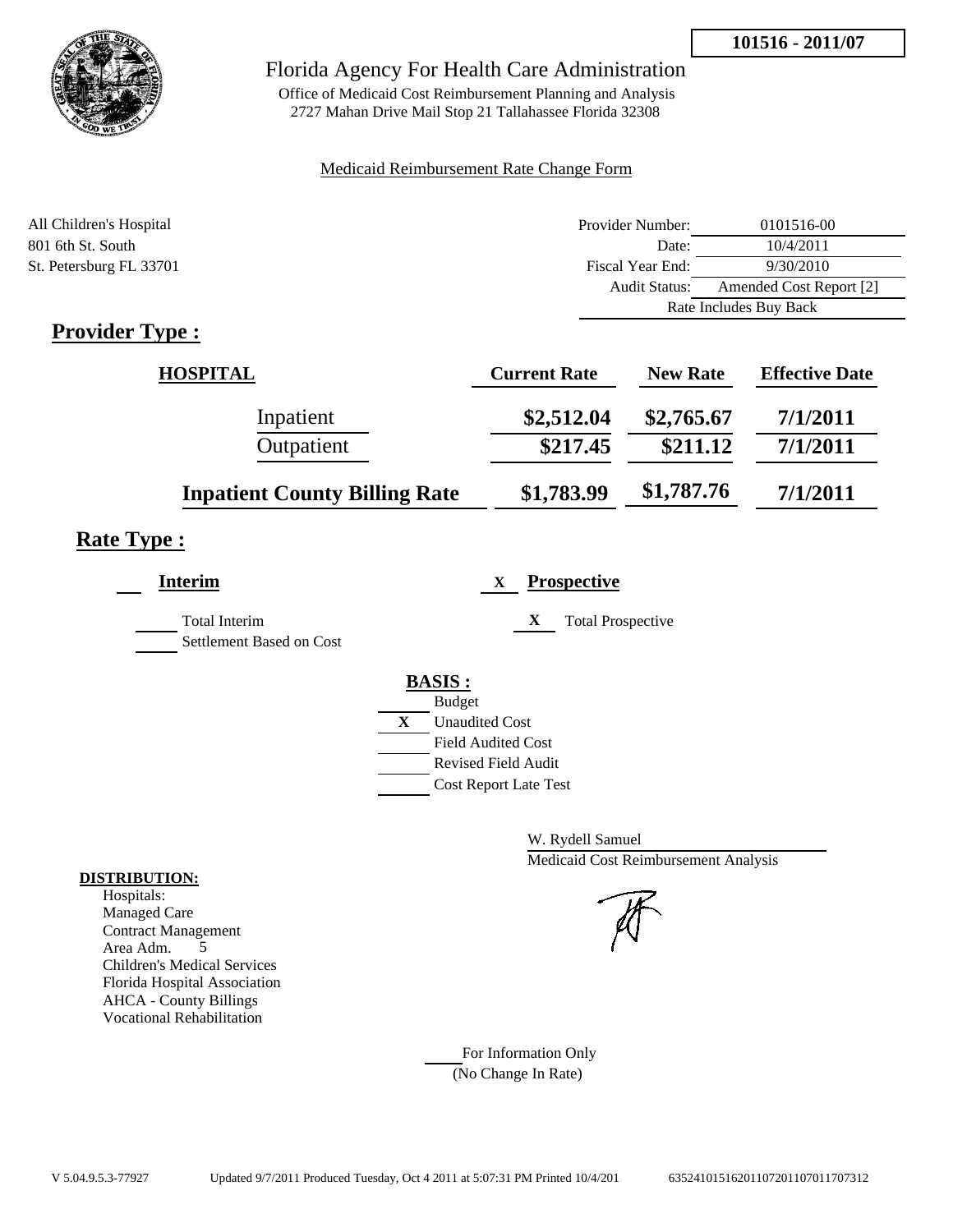**101516 - 2011/07**

# Florida Agency For Health Care Administration

Office of Medicaid Cost Reimbursement Planning and Analysis
2727 Mahan Drive Mail Stop 21 Tallahassee Florida 32308

Medicaid Reimbursement Rate Change Form

All Children's Hospital
801 6th St. South
St. Petersburg FL 33701

| | |
|---|---|
| Provider Number: | 0101516-00 |
| Date: | 10/4/2011 |
| Fiscal Year End: | 9/30/2010 |
| Audit Status: | Amended Cost Report [2] |
| | Rate Includes Buy Back |

## Provider Type :

| HOSPITAL | Current Rate | New Rate | Effective Date |
|---|---|---|---|
| Inpatient | $2,512.04 | $2,765.67 | 7/1/2011 |
| Outpatient | $217.45 | $211.12 | 7/1/2011 |
| **Inpatient County Billing Rate** | $1,783.99 | $1,787.76 | 7/1/2011 |

## Rate Type :

**Interim**

Total Interim
Settlement Based on Cost

X **Prospective**

X Total Prospective

**BASIS :**

Budget
X Unaudited Cost
Field Audited Cost
Revised Field Audit
Cost Report Late Test

W. Rydell Samuel
Medicaid Cost Reimbursement Analysis

**DISTRIBUTION:**
Hospitals:
Managed Care
Contract Management
Area Adm. 5
Children's Medical Services
Florida Hospital Association
AHCA - County Billings
Vocational Rehabilitation

For Information Only
(No Change In Rate)

V 5.04.9.5.3-77927 Updated 9/7/2011 Produced Tuesday, Oct 4 2011 at 5:07:31 PM Printed 10/4/201 6352410151620110720110701170731​2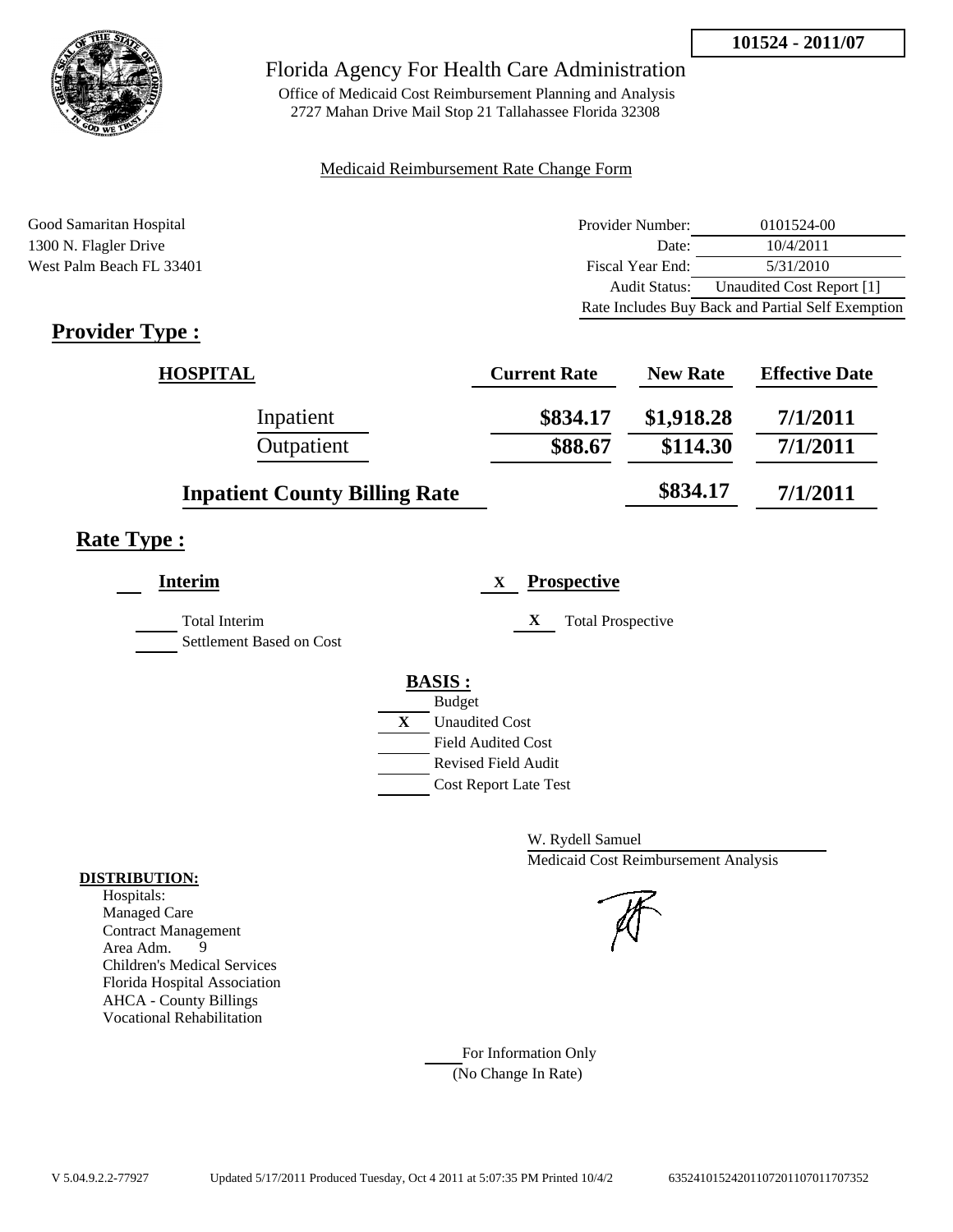**101524 - 2011/07**

# Florida Agency For Health Care Administration

Office of Medicaid Cost Reimbursement Planning and Analysis
2727 Mahan Drive Mail Stop 21 Tallahassee Florida 32308

Medicaid Reimbursement Rate Change Form

Good Samaritan Hospital
1300 N. Flagler Drive
West Palm Beach FL 33401

| | |
|---|---|
| Provider Number: | 0101524-00 |
| Date: | 10/4/2011 |
| Fiscal Year End: | 5/31/2010 |
| Audit Status: | Unaudited Cost Report [1] |
| Rate Includes Buy Back and Partial Self Exemption | |

## Provider Type :

| HOSPITAL | Current Rate | New Rate | Effective Date |
|---|---|---|---|
| Inpatient | \$834.17 | \$1,918.28 | 7/1/2011 |
| Outpatient | \$88.67 | \$114.30 | 7/1/2011 |
| **Inpatient County Billing Rate** | | \$834.17 | 7/1/2011 |

## Rate Type :

**Interim**

- [ ] Total Interim
- [ ] Settlement Based on Cost

X **Prospective**

- X Total Prospective

**BASIS :**

- [ ] Budget
- X Unaudited Cost
- [ ] Field Audited Cost
- [ ] Revised Field Audit
- [ ] Cost Report Late Test

W. Rydell Samuel
Medicaid Cost Reimbursement Analysis

**DISTRIBUTION:**

Hospitals:
Managed Care
Contract Management
Area Adm. 9
Children's Medical Services
Florida Hospital Association
AHCA - County Billings
Vocational Rehabilitation

For Information Only
(No Change In Rate)

V 5.04.9.2.2-77927 Updated 5/17/2011 Produced Tuesday, Oct 4 2011 at 5:07:35 PM Printed 10/4/2 63524101524201107201107011707352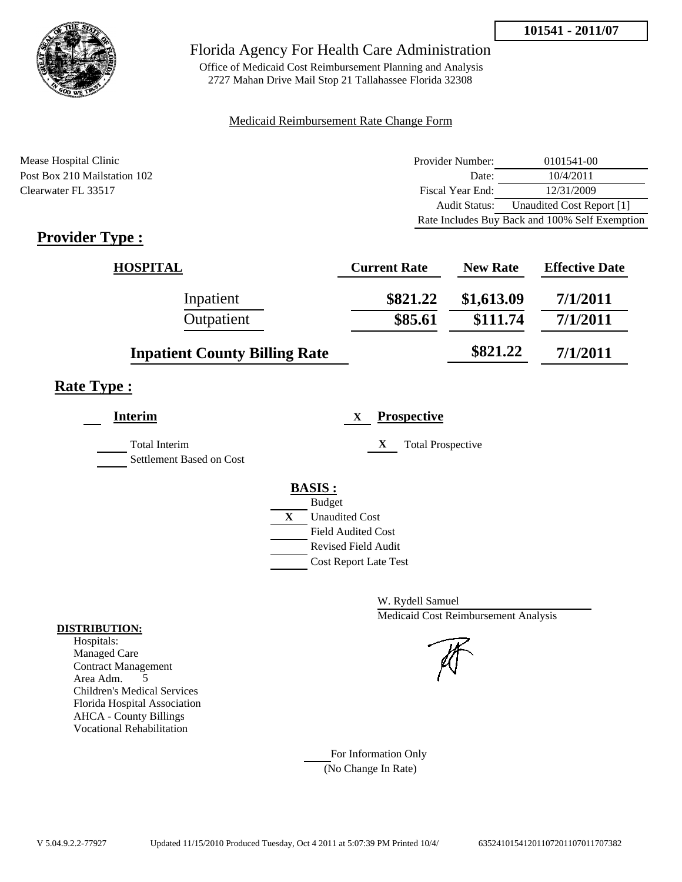**101541 - 2011/07**

# Florida Agency For Health Care Administration

Office of Medicaid Cost Reimbursement Planning and Analysis
2727 Mahan Drive Mail Stop 21 Tallahassee Florida 32308

Medicaid Reimbursement Rate Change Form

Mease Hospital Clinic
Post Box 210 Mailstation 102
Clearwater FL 33517

| | |
|---|---|
| Provider Number: | 0101541-00 |
| Date: | 10/4/2011 |
| Fiscal Year End: | 12/31/2009 |
| Audit Status: | Unaudited Cost Report [1] |
| Rate Includes Buy Back and 100% Self Exemption | |

## Provider Type :

| HOSPITAL | Current Rate | New Rate | Effective Date |
|---|---|---|---|
| Inpatient | $821.22 | $1,613.09 | 7/1/2011 |
| Outpatient | $85.61 | $111.74 | 7/1/2011 |
| Inpatient County Billing Rate | | $821.22 | 7/1/2011 |

## Rate Type :

**Interim**

- Total Interim
- Settlement Based on Cost

X **Prospective**

- X Total Prospective

**BASIS :**

- Budget
- X Unaudited Cost
- Field Audited Cost
- Revised Field Audit
- Cost Report Late Test

W. Rydell Samuel
Medicaid Cost Reimbursement Analysis

**DISTRIBUTION:**

Hospitals:
Managed Care
Contract Management
Area Adm. 5
Children's Medical Services
Florida Hospital Association
AHCA - County Billings
Vocational Rehabilitation

For Information Only
(No Change In Rate)

V 5.04.9.2.2-77927 Updated 11/15/2010 Produced Tuesday, Oct 4 2011 at 5:07:39 PM Printed 10/4/ 635241015412011072011070117073​82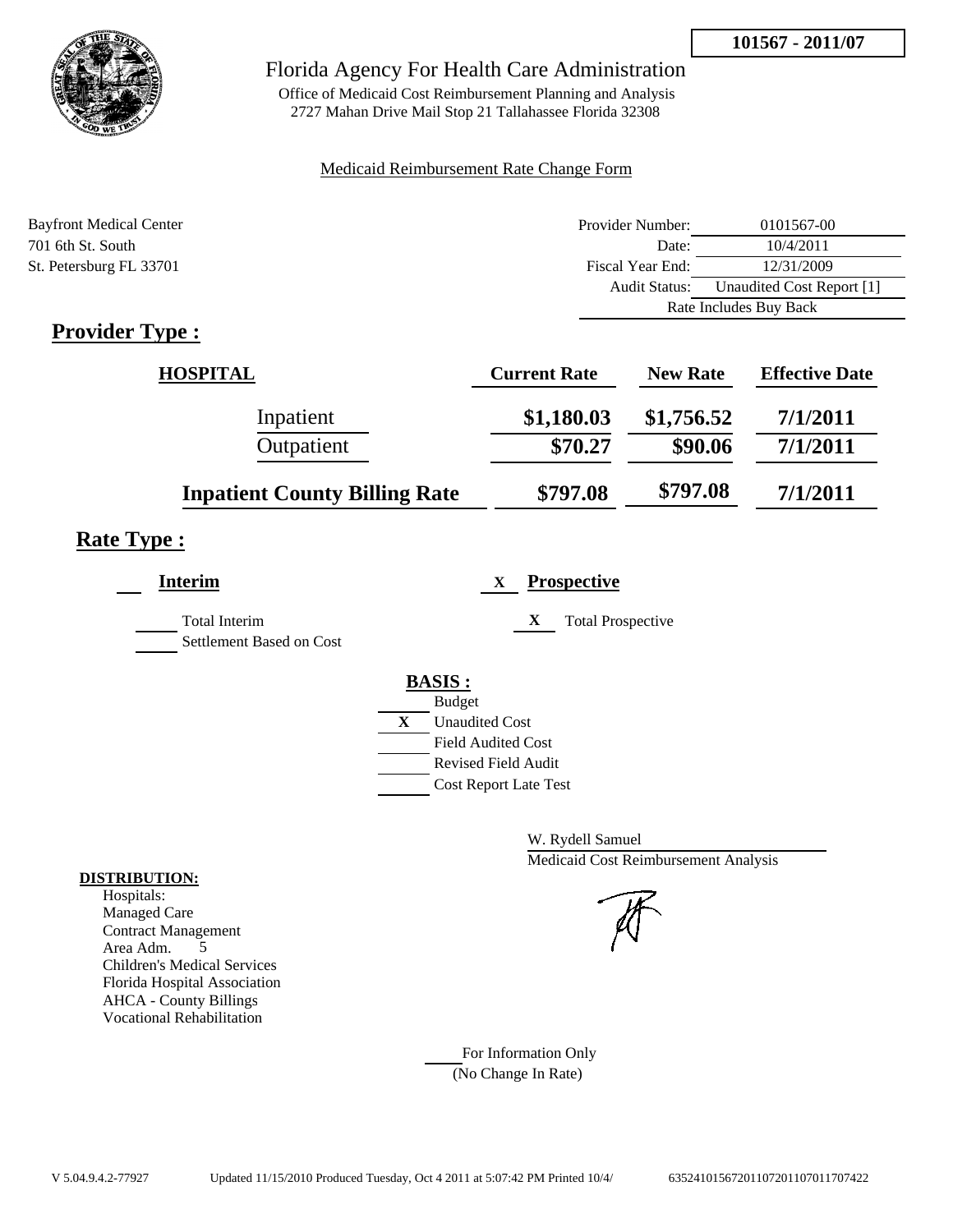101567 - 2011/07

# Florida Agency For Health Care Administration

Office of Medicaid Cost Reimbursement Planning and Analysis
2727 Mahan Drive Mail Stop 21 Tallahassee Florida 32308

Medicaid Reimbursement Rate Change Form

Bayfront Medical Center
701 6th St. South
St. Petersburg FL 33701

| | |
|---|---|
| Provider Number: | 0101567-00 |
| Date: | 10/4/2011 |
| Fiscal Year End: | 12/31/2009 |
| Audit Status: | Unaudited Cost Report [1] |
| | Rate Includes Buy Back |

## Provider Type :

| HOSPITAL | Current Rate | New Rate | Effective Date |
|---|---|---|---|
| Inpatient | $1,180.03 | $1,756.52 | 7/1/2011 |
| Outpatient | $70.27 | $90.06 | 7/1/2011 |
| **Inpatient County Billing Rate** | $797.08 | $797.08 | 7/1/2011 |

## Rate Type :

**Interim**

- ___ Total Interim
- ___ Settlement Based on Cost

X **Prospective**

- X Total Prospective

**BASIS :**

- ___ Budget
- X Unaudited Cost
- ___ Field Audited Cost
- ___ Revised Field Audit
- ___ Cost Report Late Test

W. Rydell Samuel
Medicaid Cost Reimbursement Analysis

**DISTRIBUTION:**

Hospitals:
Managed Care
Contract Management
Area Adm. 5
Children's Medical Services
Florida Hospital Association
AHCA - County Billings
Vocational Rehabilitation

___ For Information Only
(No Change In Rate)

V 5.04.9.4.2-77927 Updated 11/15/2010 Produced Tuesday, Oct 4 2011 at 5:07:42 PM Printed 10/4/ 635241015672011072011070117707422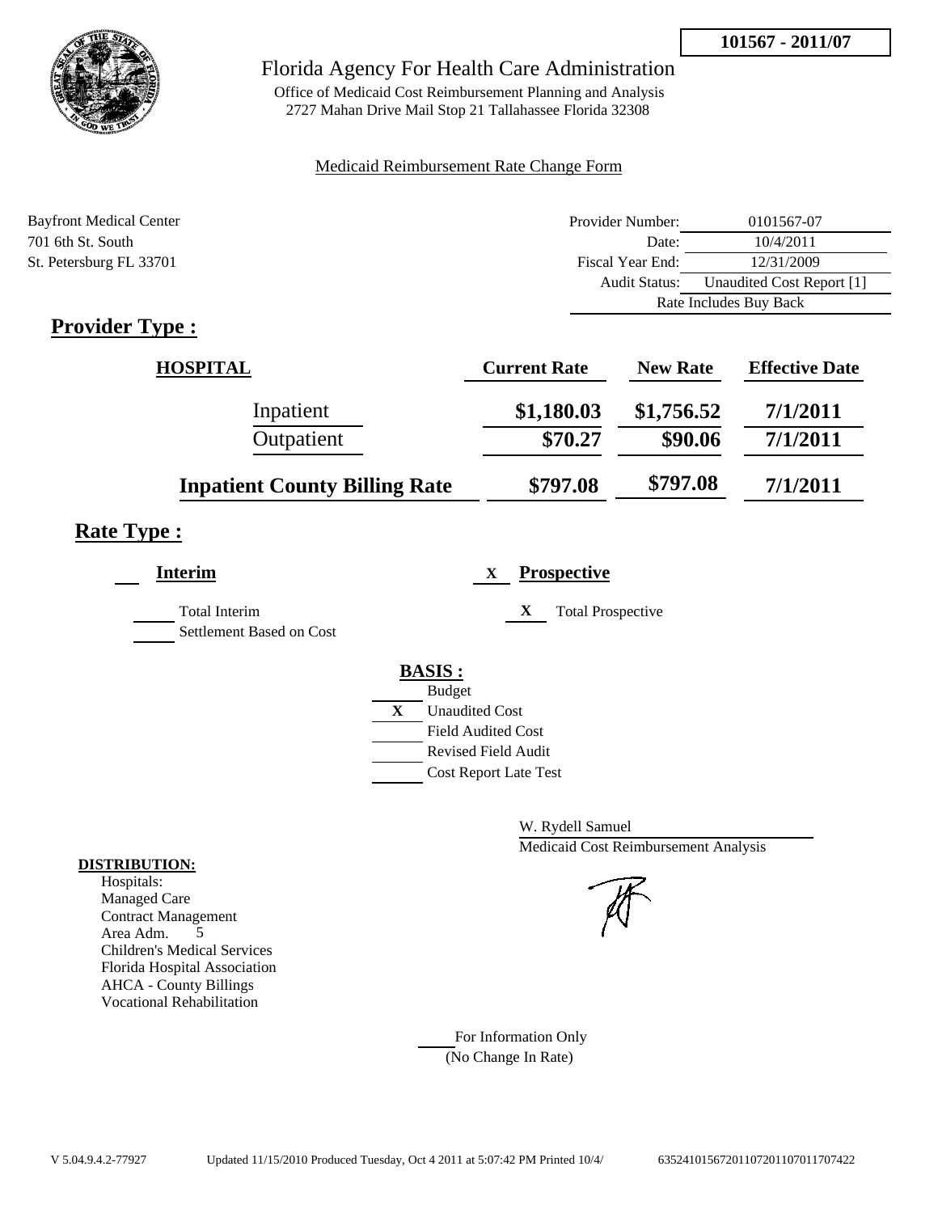**101567 - 2011/07**

# Florida Agency For Health Care Administration

Office of Medicaid Cost Reimbursement Planning and Analysis
2727 Mahan Drive Mail Stop 21 Tallahassee Florida 32308

Medicaid Reimbursement Rate Change Form

Bayfront Medical Center
701 6th St. South
St. Petersburg FL 33701

| | |
|---|---|
| Provider Number: | 0101567-07 |
| Date: | 10/4/2011 |
| Fiscal Year End: | 12/31/2009 |
| Audit Status: | Unaudited Cost Report [1] |
| | Rate Includes Buy Back |

## Provider Type :

| HOSPITAL | Current Rate | New Rate | Effective Date |
|---|---|---|---|
| Inpatient | $1,180.03 | $1,756.52 | 7/1/2011 |
| Outpatient | $70.27 | $90.06 | 7/1/2011 |
| **Inpatient County Billing Rate** | $797.08 | $797.08 | 7/1/2011 |

## Rate Type :

___ **Interim**

___ Total Interim
___ Settlement Based on Cost

X **Prospective**

X Total Prospective

**BASIS :**

___ Budget
X Unaudited Cost
___ Field Audited Cost
___ Revised Field Audit
___ Cost Report Late Test

W. Rydell Samuel
Medicaid Cost Reimbursement Analysis

**DISTRIBUTION:**

Hospitals:
Managed Care
Contract Management
Area Adm. 5
Children's Medical Services
Florida Hospital Association
AHCA - County Billings
Vocational Rehabilitation

___ For Information Only
(No Change In Rate)

V 5.04.9.4.2-77927 Updated 11/15/2010 Produced Tuesday, Oct 4 2011 at 5:07:42 PM Printed 10/4/ 635241015672011072011070117O7422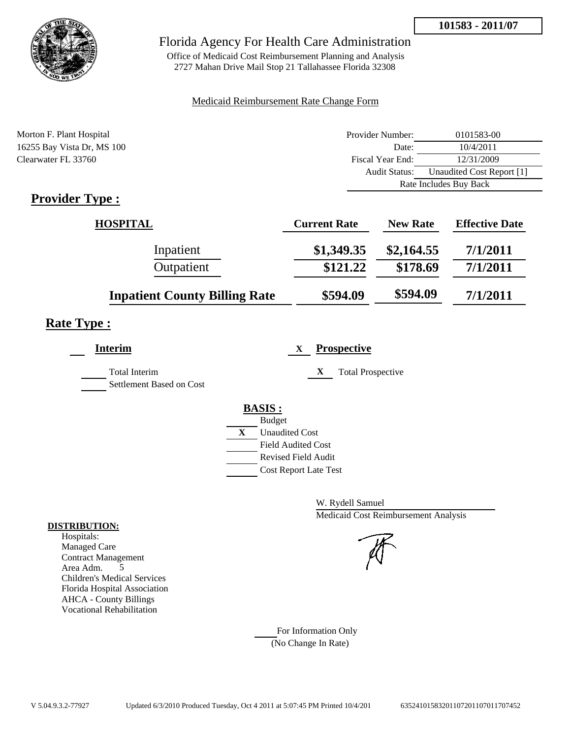**101583 - 2011/07**

# Florida Agency For Health Care Administration

Office of Medicaid Cost Reimbursement Planning and Analysis
2727 Mahan Drive Mail Stop 21 Tallahassee Florida 32308

Medicaid Reimbursement Rate Change Form

Morton F. Plant Hospital
16255 Bay Vista Dr, MS 100
Clearwater FL 33760

| | |
|---|---|
| Provider Number: | 0101583-00 |
| Date: | 10/4/2011 |
| Fiscal Year End: | 12/31/2009 |
| Audit Status: | Unaudited Cost Report [1] |
| | Rate Includes Buy Back |

## Provider Type :

| HOSPITAL | Current Rate | New Rate | Effective Date |
|---|---|---|---|
| Inpatient | $1,349.35 | $2,164.55 | 7/1/2011 |
| Outpatient | $121.22 | $178.69 | 7/1/2011 |
| **Inpatient County Billing Rate** | $594.09 | $594.09 | 7/1/2011 |

## Rate Type :

___ **Interim** X **Prospective**

___ Total Interim
___ Settlement Based on Cost

X Total Prospective

**BASIS :**

___ Budget
X Unaudited Cost
___ Field Audited Cost
___ Revised Field Audit
___ Cost Report Late Test

W. Rydell Samuel
Medicaid Cost Reimbursement Analysis

**DISTRIBUTION:**

Hospitals:
Managed Care
Contract Management
Area Adm. 5
Children's Medical Services
Florida Hospital Association
AHCA - County Billings
Vocational Rehabilitation

___ For Information Only
(No Change In Rate)

V 5.04.9.3.2-77927 Updated 6/3/2010 Produced Tuesday, Oct 4 2011 at 5:07:45 PM Printed 10/4/201 635241015832011072011070117707452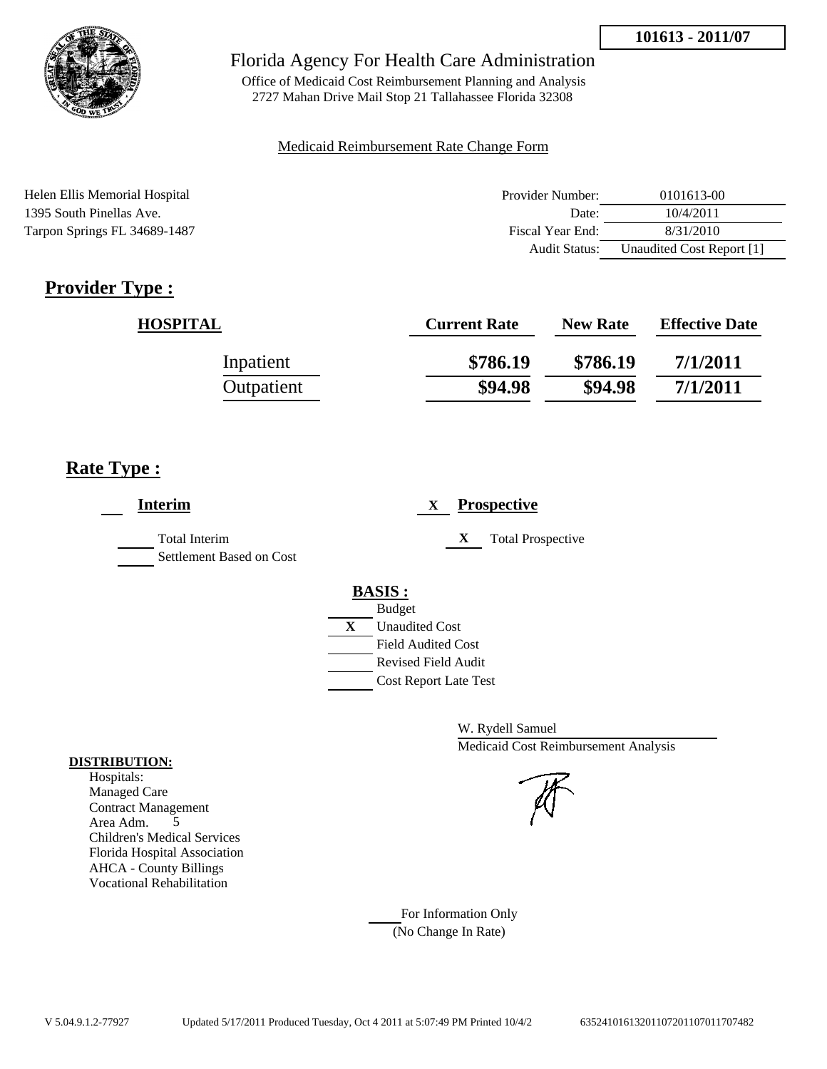101613 - 2011/07

Florida Agency For Health Care Administration

Office of Medicaid Cost Reimbursement Planning and Analysis
2727 Mahan Drive Mail Stop 21 Tallahassee Florida 32308

Medicaid Reimbursement Rate Change Form

Helen Ellis Memorial Hospital
1395 South Pinellas Ave.
Tarpon Springs FL 34689-1487

| | |
|---|---|
| Provider Number: | 0101613-00 |
| Date: | 10/4/2011 |
| Fiscal Year End: | 8/31/2010 |
| Audit Status: | Unaudited Cost Report [1] |

## Provider Type :

| HOSPITAL | Current Rate | New Rate | Effective Date |
|---|---|---|---|
| Inpatient | **$786.19** | **$786.19** | **7/1/2011** |
| Outpatient | **$94.98** | **$94.98** | **7/1/2011** |

## Rate Type :

**Interim**

Total Interim
Settlement Based on Cost

X **Prospective**

X Total Prospective

**BASIS :**

Budget
X Unaudited Cost
Field Audited Cost
Revised Field Audit
Cost Report Late Test

W. Rydell Samuel
Medicaid Cost Reimbursement Analysis

**DISTRIBUTION:**

Hospitals:
Managed Care
Contract Management
Area Adm. 5
Children's Medical Services
Florida Hospital Association
AHCA - County Billings
Vocational Rehabilitation

For Information Only
(No Change In Rate)

V 5.04.9.1.2-77927 Updated 5/17/2011 Produced Tuesday, Oct 4 2011 at 5:07:49 PM Printed 10/4/2 635241016132011072011070117707482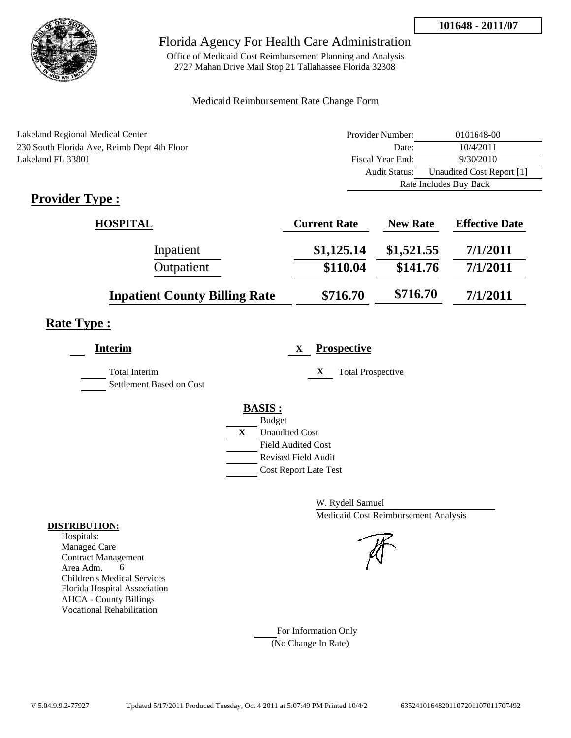**101648 - 2011/07**

Florida Agency For Health Care Administration

Office of Medicaid Cost Reimbursement Planning and Analysis
2727 Mahan Drive Mail Stop 21 Tallahassee Florida 32308

Medicaid Reimbursement Rate Change Form

Lakeland Regional Medical Center
230 South Florida Ave, Reimb Dept 4th Floor
Lakeland FL 33801

| | |
|---|---|
| Provider Number: | 0101648-00 |
| Date: | 10/4/2011 |
| Fiscal Year End: | 9/30/2010 |
| Audit Status: | Unaudited Cost Report [1] |
| | Rate Includes Buy Back |

## Provider Type :

| HOSPITAL | Current Rate | New Rate | Effective Date |
|---|---|---|---|
| Inpatient | $1,125.14 | $1,521.55 | 7/1/2011 |
| Outpatient | $110.04 | $141.76 | 7/1/2011 |
| **Inpatient County Billing Rate** | $716.70 | $716.70 | 7/1/2011 |

## Rate Type :

___ **Interim**

___ Total Interim
___ Settlement Based on Cost

X **Prospective**

X Total Prospective

**BASIS :**

___ Budget
X Unaudited Cost
___ Field Audited Cost
___ Revised Field Audit
___ Cost Report Late Test

W. Rydell Samuel
Medicaid Cost Reimbursement Analysis

**DISTRIBUTION:**
Hospitals:
Managed Care
Contract Management
Area Adm. 6
Children's Medical Services
Florida Hospital Association
AHCA - County Billings
Vocational Rehabilitation

___ For Information Only
(No Change In Rate)

V 5.04.9.9.2-77927 Updated 5/17/2011 Produced Tuesday, Oct 4 2011 at 5:07:49 PM Printed 10/4/2 63524101648201107201107011707492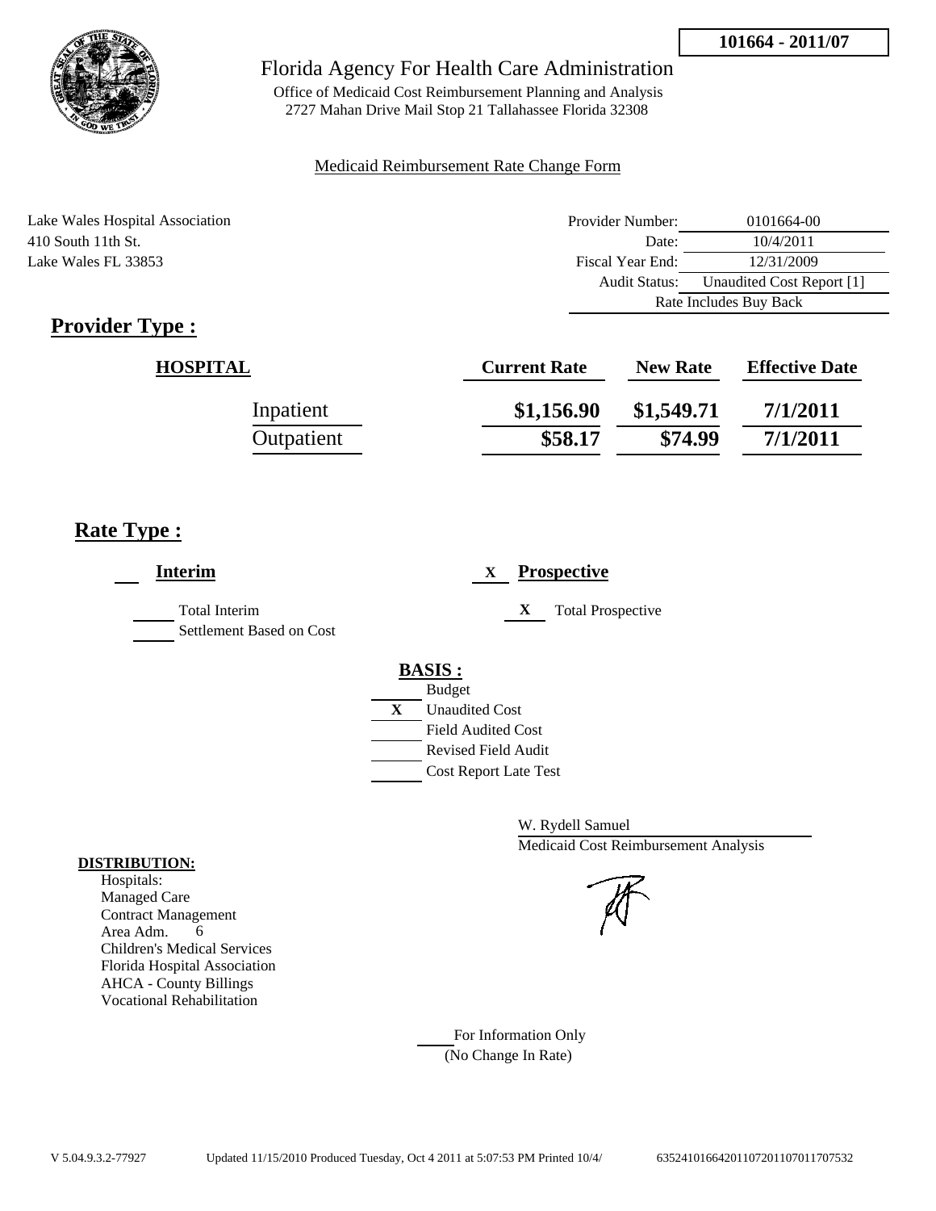**101664 - 2011/07**

# Florida Agency For Health Care Administration

Office of Medicaid Cost Reimbursement Planning and Analysis
2727 Mahan Drive Mail Stop 21 Tallahassee Florida 32308

Medicaid Reimbursement Rate Change Form

Lake Wales Hospital Association
410 South 11th St.
Lake Wales FL 33853

| | |
|---|---|
| Provider Number: | 0101664-00 |
| Date: | 10/4/2011 |
| Fiscal Year End: | 12/31/2009 |
| Audit Status: | Unaudited Cost Report [1] |
| | Rate Includes Buy Back |

## Provider Type :

| HOSPITAL | Current Rate | New Rate | Effective Date |
|---|---|---|---|
| Inpatient | $1,156.90 | $1,549.71 | 7/1/2011 |
| Outpatient | $58.17 | $74.99 | 7/1/2011 |

## Rate Type :

**Interim**

- Total Interim
- Settlement Based on Cost

X **Prospective**

- X Total Prospective

**BASIS :**

- Budget
- X Unaudited Cost
- Field Audited Cost
- Revised Field Audit
- Cost Report Late Test

W. Rydell Samuel
Medicaid Cost Reimbursement Analysis

**DISTRIBUTION:**
Hospitals:
Managed Care
Contract Management
Area Adm. 6
Children's Medical Services
Florida Hospital Association
AHCA - County Billings
Vocational Rehabilitation

For Information Only
(No Change In Rate)

V 5.04.9.3.2-77927 Updated 11/15/2010 Produced Tuesday, Oct 4 2011 at 5:07:53 PM Printed 10/4/ 635241016642011072011070117075 32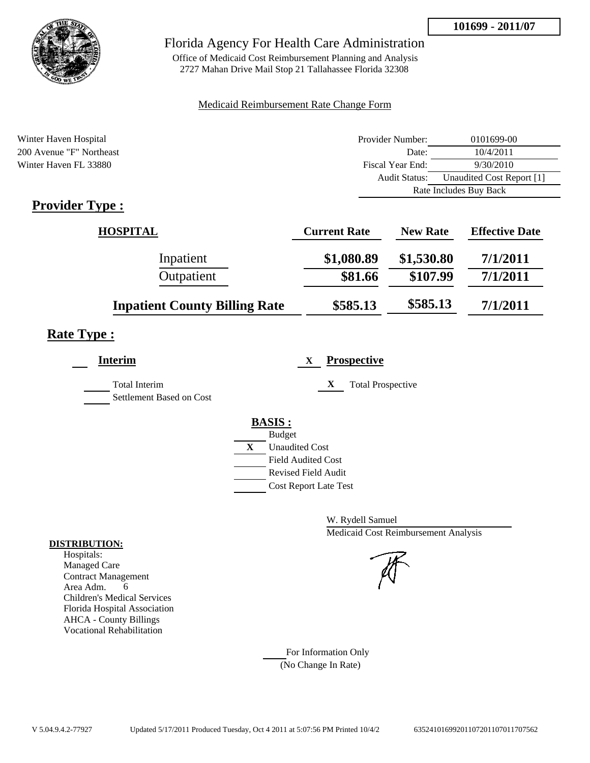**101699 - 2011/07**

# Florida Agency For Health Care Administration

Office of Medicaid Cost Reimbursement Planning and Analysis
2727 Mahan Drive Mail Stop 21 Tallahassee Florida 32308

Medicaid Reimbursement Rate Change Form

Winter Haven Hospital
200 Avenue "F" Northeast
Winter Haven FL 33880

| | |
|---|---|
| Provider Number: | 0101699-00 |
| Date: | 10/4/2011 |
| Fiscal Year End: | 9/30/2010 |
| Audit Status: | Unaudited Cost Report [1] |
| | Rate Includes Buy Back |

## Provider Type :

| HOSPITAL | Current Rate | New Rate | Effective Date |
|---|---|---|---|
| Inpatient | $1,080.89 | $1,530.80 | 7/1/2011 |
| Outpatient | $81.66 | $107.99 | 7/1/2011 |
| **Inpatient County Billing Rate** | $585.13 | $585.13 | 7/1/2011 |

## Rate Type :

**Interim**

___ Total Interim

___ Settlement Based on Cost

X **Prospective**

X Total Prospective

**BASIS :**

___ Budget

X Unaudited Cost

___ Field Audited Cost

___ Revised Field Audit

___ Cost Report Late Test

W. Rydell Samuel
Medicaid Cost Reimbursement Analysis

**DISTRIBUTION:**

Hospitals:
Managed Care
Contract Management
Area Adm. 6
Children's Medical Services
Florida Hospital Association
AHCA - County Billings
Vocational Rehabilitation

___ For Information Only
(No Change In Rate)

V 5.04.9.4.2-77927 Updated 5/17/2011 Produced Tuesday, Oct 4 2011 at 5:07:56 PM Printed 10/4/2 635241016992011072011070117075​62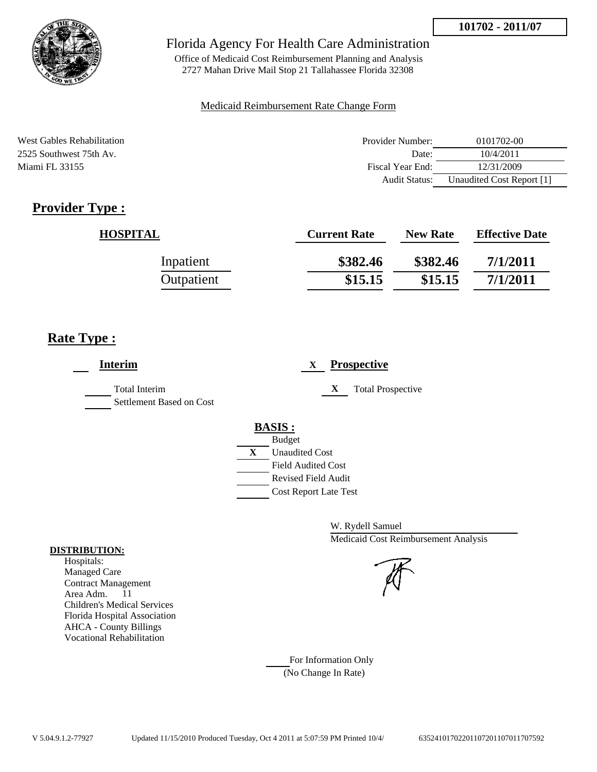**101702 - 2011/07**

Florida Agency For Health Care Administration

Office of Medicaid Cost Reimbursement Planning and Analysis
2727 Mahan Drive Mail Stop 21 Tallahassee Florida 32308

Medicaid Reimbursement Rate Change Form

West Gables Rehabilitation
2525 Southwest 75th Av.
Miami FL 33155

| | |
|---|---|
| Provider Number: | 0101702-00 |
| Date: | 10/4/2011 |
| Fiscal Year End: | 12/31/2009 |
| Audit Status: | Unaudited Cost Report [1] |

## Provider Type :

| HOSPITAL | Current Rate | New Rate | Effective Date |
|---|---|---|---|
| Inpatient | $382.46 | $382.46 | 7/1/2011 |
| Outpatient | $15.15 | $15.15 | 7/1/2011 |

## Rate Type :

___ **Interim**

- ___ Total Interim
- ___ Settlement Based on Cost

X **Prospective**

- X Total Prospective

**BASIS :**

- ___ Budget
- X Unaudited Cost
- ___ Field Audited Cost
- ___ Revised Field Audit
- ___ Cost Report Late Test

W. Rydell Samuel
Medicaid Cost Reimbursement Analysis

**DISTRIBUTION:**

Hospitals:
Managed Care
Contract Management
Area Adm. 11
Children's Medical Services
Florida Hospital Association
AHCA - County Billings
Vocational Rehabilitation

___ For Information Only
(No Change In Rate)

V 5.04.9.1.2-77927 Updated 11/15/2010 Produced Tuesday, Oct 4 2011 at 5:07:59 PM Printed 10/4/ 635241017022011072011070117707592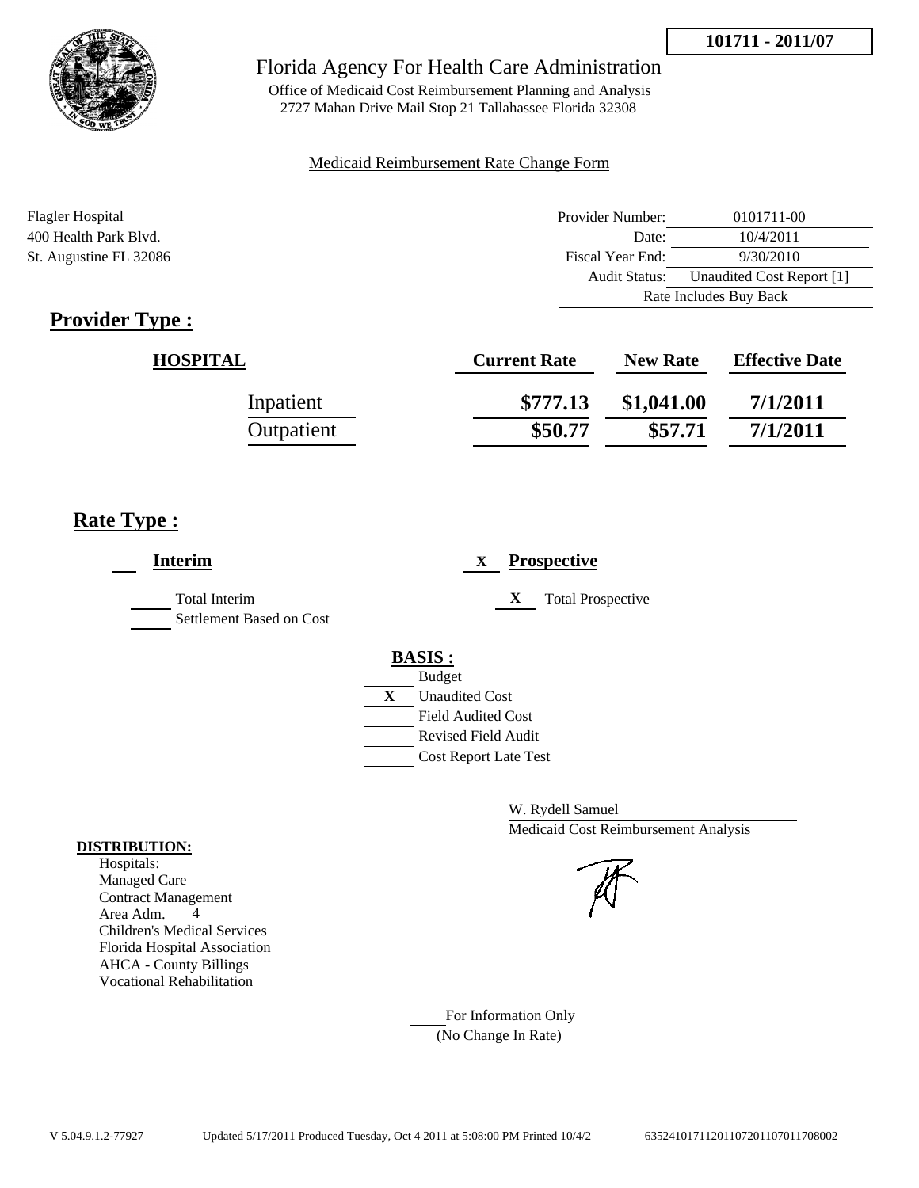101711 - 2011/07

# Florida Agency For Health Care Administration

Office of Medicaid Cost Reimbursement Planning and Analysis
2727 Mahan Drive Mail Stop 21 Tallahassee Florida 32308

Medicaid Reimbursement Rate Change Form

Flagler Hospital
400 Health Park Blvd.
St. Augustine FL 32086

| | |
|---|---|
| Provider Number: | 0101711-00 |
| Date: | 10/4/2011 |
| Fiscal Year End: | 9/30/2010 |
| Audit Status: | Unaudited Cost Report [1] |
| Rate Includes Buy Back | |

## Provider Type :

| HOSPITAL | Current Rate | New Rate | Effective Date |
|---|---|---|---|
| Inpatient | $777.13 | $1,041.00 | 7/1/2011 |
| Outpatient | $50.77 | $57.71 | 7/1/2011 |

## Rate Type :

___ **Interim**

- ___ Total Interim
- ___ Settlement Based on Cost

X **Prospective**

- X Total Prospective

**BASIS :**

- ___ Budget
- X Unaudited Cost
- ___ Field Audited Cost
- ___ Revised Field Audit
- ___ Cost Report Late Test

W. Rydell Samuel
Medicaid Cost Reimbursement Analysis

**DISTRIBUTION:**

Hospitals:
Managed Care
Contract Management
Area Adm. 4
Children's Medical Services
Florida Hospital Association
AHCA - County Billings
Vocational Rehabilitation

___ For Information Only
(No Change In Rate)

V 5.04.9.1.2-77927 Updated 5/17/2011 Produced Tuesday, Oct 4 2011 at 5:08:00 PM Printed 10/4/2 635241017112011072011070117​08002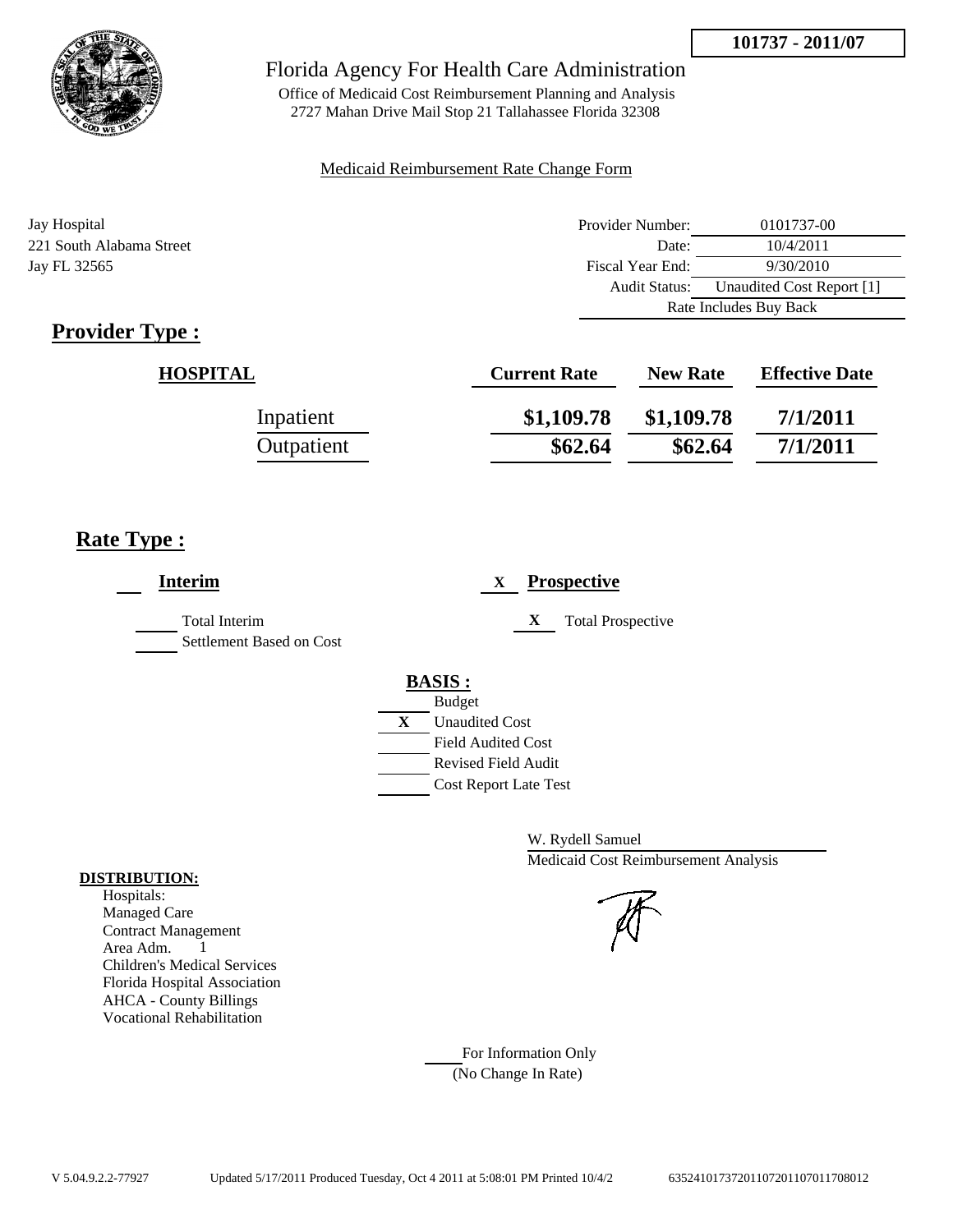**101737 - 2011/07**

# Florida Agency For Health Care Administration

Office of Medicaid Cost Reimbursement Planning and Analysis
2727 Mahan Drive Mail Stop 21 Tallahassee Florida 32308

Medicaid Reimbursement Rate Change Form

Jay Hospital
221 South Alabama Street
Jay FL 32565

| | |
|---|---|
| Provider Number: | 0101737-00 |
| Date: | 10/4/2011 |
| Fiscal Year End: | 9/30/2010 |
| Audit Status: | Unaudited Cost Report [1] |
| Rate Includes Buy Back | |

## Provider Type :

| HOSPITAL | Current Rate | New Rate | Effective Date |
|---|---|---|---|
| Inpatient | $1,109.78 | $1,109.78 | 7/1/2011 |
| Outpatient | $62.64 | $62.64 | 7/1/2011 |

## Rate Type :

___ **Interim**

___ Total Interim
___ Settlement Based on Cost

X **Prospective**

X Total Prospective

**BASIS :**

___ Budget
X Unaudited Cost
___ Field Audited Cost
___ Revised Field Audit
___ Cost Report Late Test

W. Rydell Samuel
Medicaid Cost Reimbursement Analysis

**DISTRIBUTION:**

Hospitals:
Managed Care
Contract Management
Area Adm. 1
Children's Medical Services
Florida Hospital Association
AHCA - County Billings
Vocational Rehabilitation

___ For Information Only
(No Change In Rate)

V 5.04.9.2.2-77927 Updated 5/17/2011 Produced Tuesday, Oct 4 2011 at 5:08:01 PM Printed 10/4/2 635241017372011072011070117080​12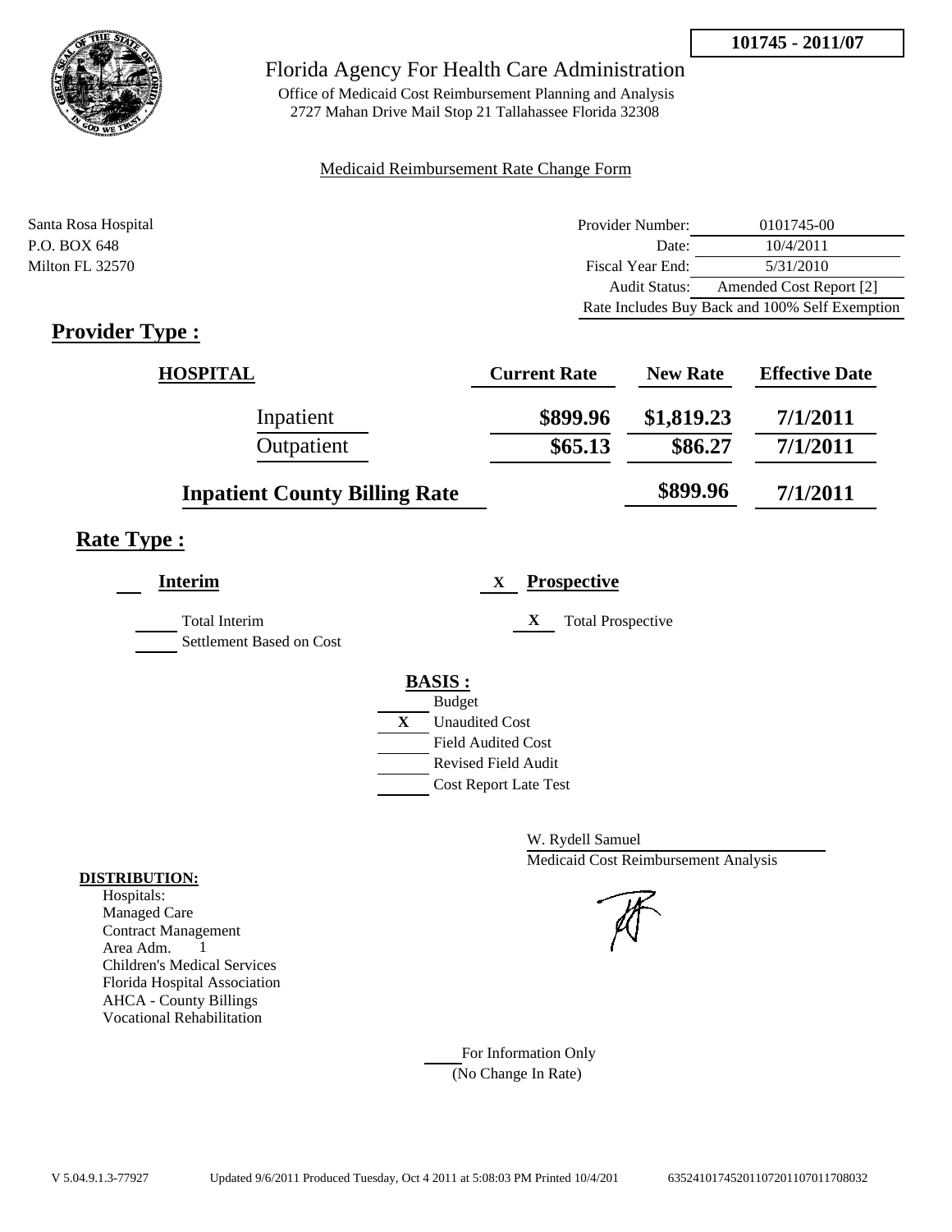101745 - 2011/07

# Florida Agency For Health Care Administration

Office of Medicaid Cost Reimbursement Planning and Analysis
2727 Mahan Drive Mail Stop 21 Tallahassee Florida 32308

Medicaid Reimbursement Rate Change Form

Santa Rosa Hospital
P.O. BOX 648
Milton FL 32570

| | |
|---|---|
| Provider Number: | 0101745-00 |
| Date: | 10/4/2011 |
| Fiscal Year End: | 5/31/2010 |
| Audit Status: | Amended Cost Report [2] |
| Rate Includes Buy Back and 100% Self Exemption | |

## Provider Type :

| HOSPITAL | Current Rate | New Rate | Effective Date |
|---|---|---|---|
| Inpatient | \$899.96 | \$1,819.23 | 7/1/2011 |
| Outpatient | \$65.13 | \$86.27 | 7/1/2011 |
| Inpatient County Billing Rate | | \$899.96 | 7/1/2011 |

## Rate Type :

**Interim**

- Total Interim
- Settlement Based on Cost

X **Prospective**

- X Total Prospective

**BASIS :**

- Budget
- X Unaudited Cost
- Field Audited Cost
- Revised Field Audit
- Cost Report Late Test

W. Rydell Samuel
Medicaid Cost Reimbursement Analysis

**DISTRIBUTION:**

Hospitals:
Managed Care
Contract Management
Area Adm. 1
Children's Medical Services
Florida Hospital Association
AHCA - County Billings
Vocational Rehabilitation

For Information Only
(No Change In Rate)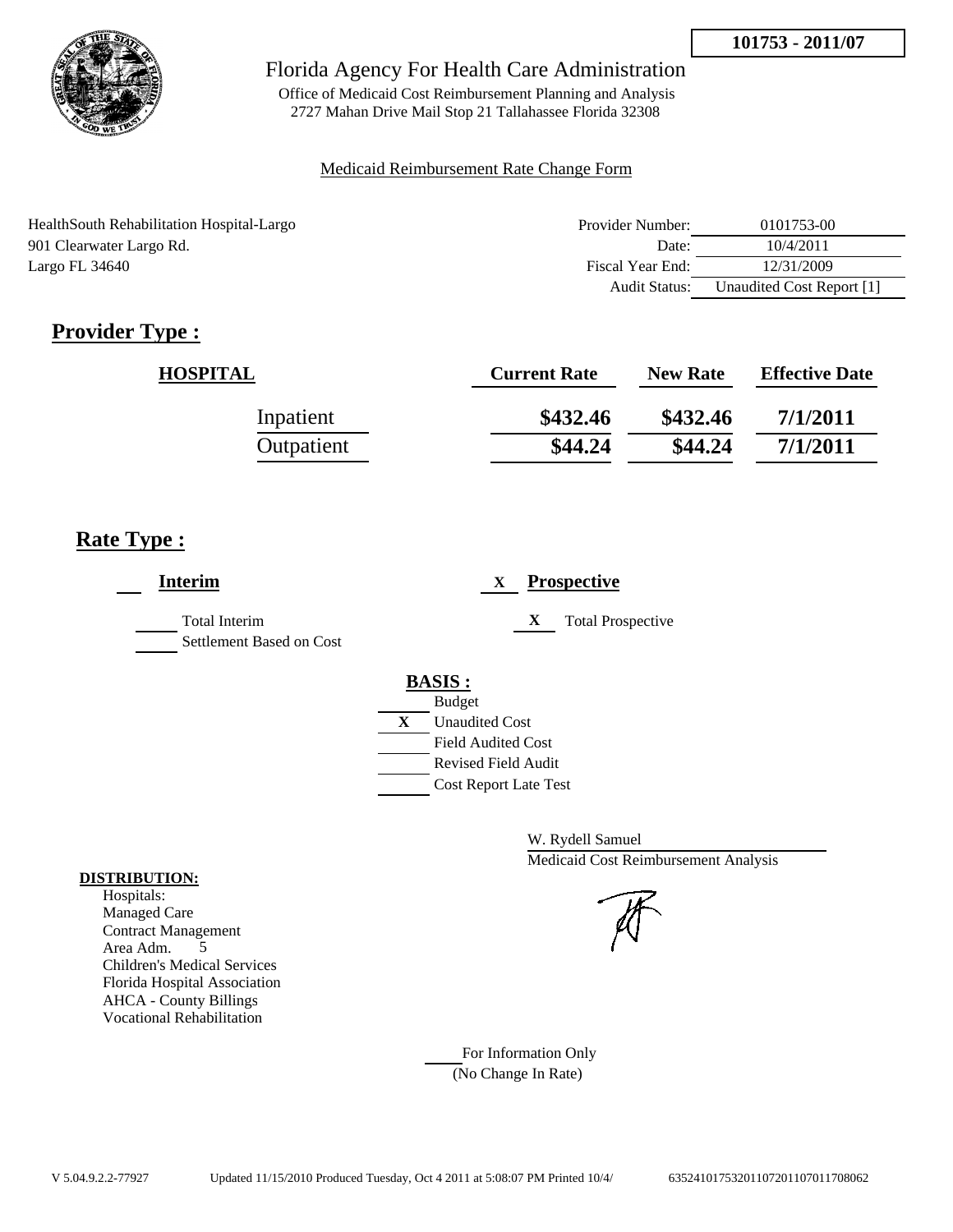101753 - 2011/07

Florida Agency For Health Care Administration

Office of Medicaid Cost Reimbursement Planning and Analysis
2727 Mahan Drive Mail Stop 21 Tallahassee Florida 32308

Medicaid Reimbursement Rate Change Form

HealthSouth Rehabilitation Hospital-Largo
901 Clearwater Largo Rd.
Largo FL 34640

| | |
|---|---|
| Provider Number: | 0101753-00 |
| Date: | 10/4/2011 |
| Fiscal Year End: | 12/31/2009 |
| Audit Status: | Unaudited Cost Report [1] |

## Provider Type :

| HOSPITAL | Current Rate | New Rate | Effective Date |
|---|---|---|---|
| Inpatient | $432.46 | $432.46 | 7/1/2011 |
| Outpatient | $44.24 | $44.24 | 7/1/2011 |

## Rate Type :

___ **Interim**

___ Total Interim
___ Settlement Based on Cost

X **Prospective**

X Total Prospective

**BASIS :**

___ Budget
X Unaudited Cost
___ Field Audited Cost
___ Revised Field Audit
___ Cost Report Late Test

W. Rydell Samuel
Medicaid Cost Reimbursement Analysis

**DISTRIBUTION:**
Hospitals:
Managed Care
Contract Management
Area Adm. 5
Children's Medical Services
Florida Hospital Association
AHCA - County Billings
Vocational Rehabilitation

___ For Information Only
(No Change In Rate)

V 5.04.9.2.2-77927 Updated 11/15/2010 Produced Tuesday, Oct 4 2011 at 5:08:07 PM Printed 10/4/ 635241017532011072011070117 08062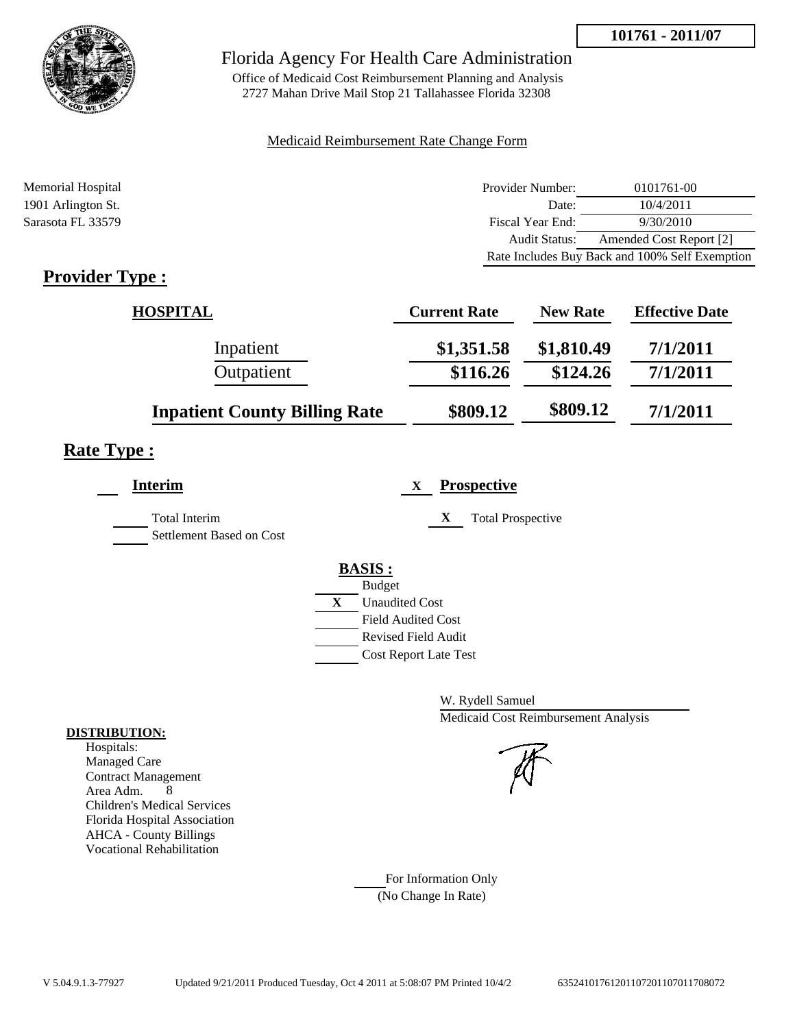**101761 - 2011/07**

# Florida Agency For Health Care Administration

Office of Medicaid Cost Reimbursement Planning and Analysis
2727 Mahan Drive Mail Stop 21 Tallahassee Florida 32308

Medicaid Reimbursement Rate Change Form

Memorial Hospital
1901 Arlington St.
Sarasota FL 33579

| | |
|---|---|
| Provider Number: | 0101761-00 |
| Date: | 10/4/2011 |
| Fiscal Year End: | 9/30/2010 |
| Audit Status: | Amended Cost Report [2] |
| Rate Includes Buy Back and 100% Self Exemption | |

## Provider Type :

| HOSPITAL | Current Rate | New Rate | Effective Date |
|---|---|---|---|
| Inpatient | $1,351.58 | $1,810.49 | 7/1/2011 |
| Outpatient | $116.26 | $124.26 | 7/1/2011 |
| **Inpatient County Billing Rate** | $809.12 | $809.12 | 7/1/2011 |

## Rate Type :

___ **Interim**

___ Total Interim
___ Settlement Based on Cost

X **Prospective**

X Total Prospective

**BASIS :**

___ Budget
X Unaudited Cost
___ Field Audited Cost
___ Revised Field Audit
___ Cost Report Late Test

W. Rydell Samuel
Medicaid Cost Reimbursement Analysis

**DISTRIBUTION:**
Hospitals:
Managed Care
Contract Management
Area Adm. 8
Children's Medical Services
Florida Hospital Association
AHCA - County Billings
Vocational Rehabilitation

___ For Information Only
(No Change In Rate)

V 5.04.9.1.3-77927 Updated 9/21/2011 Produced Tuesday, Oct 4 2011 at 5:08:07 PM Printed 10/4/2 635241017612011072011070117708072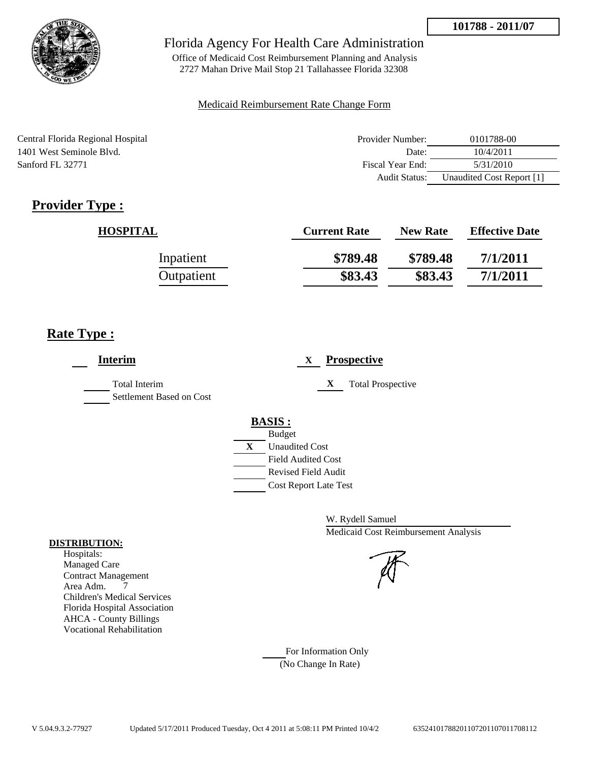**101788 - 2011/07**

# Florida Agency For Health Care Administration

Office of Medicaid Cost Reimbursement Planning and Analysis
2727 Mahan Drive Mail Stop 21 Tallahassee Florida 32308

Medicaid Reimbursement Rate Change Form

Central Florida Regional Hospital
1401 West Seminole Blvd.
Sanford FL 32771

| | |
|---|---|
| Provider Number: | 0101788-00 |
| Date: | 10/4/2011 |
| Fiscal Year End: | 5/31/2010 |
| Audit Status: | Unaudited Cost Report [1] |

## Provider Type :

| HOSPITAL | Current Rate | New Rate | Effective Date |
|---|---|---|---|
| Inpatient | \$789.48 | \$789.48 | 7/1/2011 |
| Outpatient | \$83.43 | \$83.43 | 7/1/2011 |

## Rate Type :

___ **Interim**

___ Total Interim
___ Settlement Based on Cost

X **Prospective**

X Total Prospective

**BASIS :**

___ Budget
X Unaudited Cost
___ Field Audited Cost
___ Revised Field Audit
___ Cost Report Late Test

W. Rydell Samuel
Medicaid Cost Reimbursement Analysis

**DISTRIBUTION:**

Hospitals:
Managed Care
Contract Management
Area Adm. 7
Children's Medical Services
Florida Hospital Association
AHCA - County Billings
Vocational Rehabilitation

___ For Information Only
(No Change In Rate)

V 5.04.9.3.2-77927 Updated 5/17/2011 Produced Tuesday, Oct 4 2011 at 5:08:11 PM Printed 10/4/2 635241017882011072011070117708112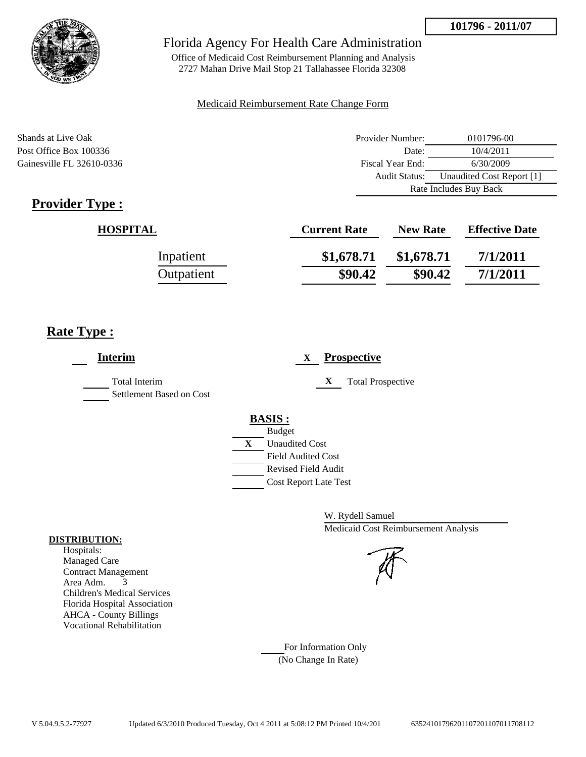**101796 - 2011/07**

# Florida Agency For Health Care Administration

Office of Medicaid Cost Reimbursement Planning and Analysis
2727 Mahan Drive Mail Stop 21 Tallahassee Florida 32308

Medicaid Reimbursement Rate Change Form

Shands at Live Oak
Post Office Box 100336
Gainesville FL 32610-0336

| | |
|---|---|
| Provider Number: | 0101796-00 |
| Date: | 10/4/2011 |
| Fiscal Year End: | 6/30/2009 |
| Audit Status: | Unaudited Cost Report [1] |
| | Rate Includes Buy Back |

## Provider Type :

| HOSPITAL | Current Rate | New Rate | Effective Date |
|---|---|---|---|
| Inpatient | $1,678.71 | $1,678.71 | 7/1/2011 |
| Outpatient | $90.42 | $90.42 | 7/1/2011 |

## Rate Type :

___ **Interim**

___ Total Interim
___ Settlement Based on Cost

X **Prospective**

X Total Prospective

**BASIS :**

___ Budget
X Unaudited Cost
___ Field Audited Cost
___ Revised Field Audit
___ Cost Report Late Test

W. Rydell Samuel
Medicaid Cost Reimbursement Analysis

**DISTRIBUTION:**
Hospitals:
Managed Care
Contract Management
Area Adm. 3
Children's Medical Services
Florida Hospital Association
AHCA - County Billings
Vocational Rehabilitation

___ For Information Only
(No Change In Rate)

V 5.04.9.5.2-77927 Updated 6/3/2010 Produced Tuesday, Oct 4 2011 at 5:08:12 PM Printed 10/4/201 635241017962011072011070117708112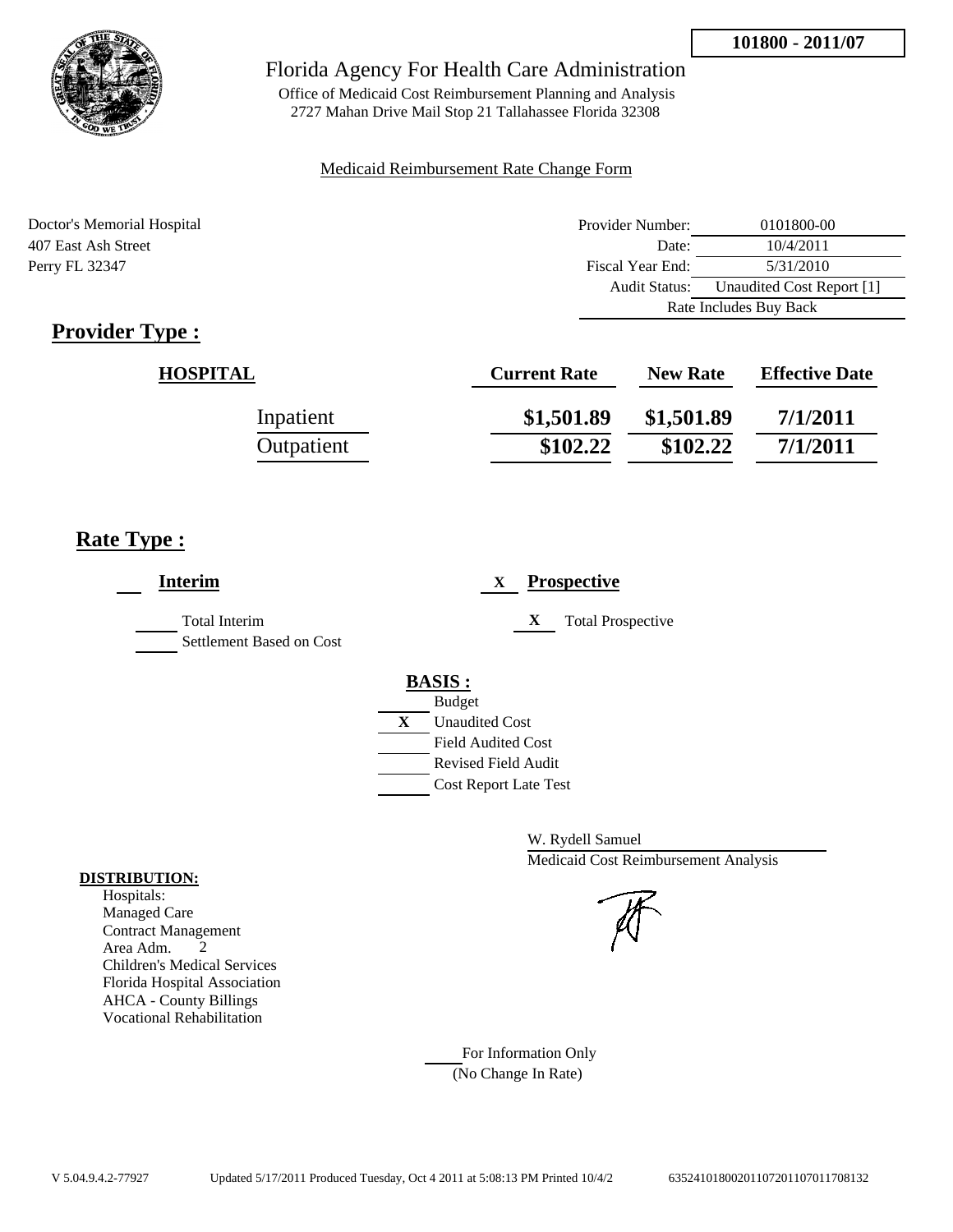**101800 - 2011/07**

# Florida Agency For Health Care Administration

Office of Medicaid Cost Reimbursement Planning and Analysis
2727 Mahan Drive Mail Stop 21 Tallahassee Florida 32308

Medicaid Reimbursement Rate Change Form

Doctor's Memorial Hospital
407 East Ash Street
Perry FL 32347

| | |
|---|---|
| Provider Number: | 0101800-00 |
| Date: | 10/4/2011 |
| Fiscal Year End: | 5/31/2010 |
| Audit Status: | Unaudited Cost Report [1] |
| Rate Includes Buy Back | |

## Provider Type :

| HOSPITAL | Current Rate | New Rate | Effective Date |
|---|---|---|---|
| Inpatient | $1,501.89 | $1,501.89 | 7/1/2011 |
| Outpatient | $102.22 | $102.22 | 7/1/2011 |

## Rate Type :

___ **Interim**

___ Total Interim
___ Settlement Based on Cost

X **Prospective**

X Total Prospective

**BASIS :**

___ Budget
X Unaudited Cost
___ Field Audited Cost
___ Revised Field Audit
___ Cost Report Late Test

W. Rydell Samuel
Medicaid Cost Reimbursement Analysis

**DISTRIBUTION:**

Hospitals:
Managed Care
Contract Management
Area Adm. 2
Children's Medical Services
Florida Hospital Association
AHCA - County Billings
Vocational Rehabilitation

___ For Information Only
(No Change In Rate)

V 5.04.9.4.2-77927 Updated 5/17/2011 Produced Tuesday, Oct 4 2011 at 5:08:13 PM Printed 10/4/2 635241018002011072011070117708132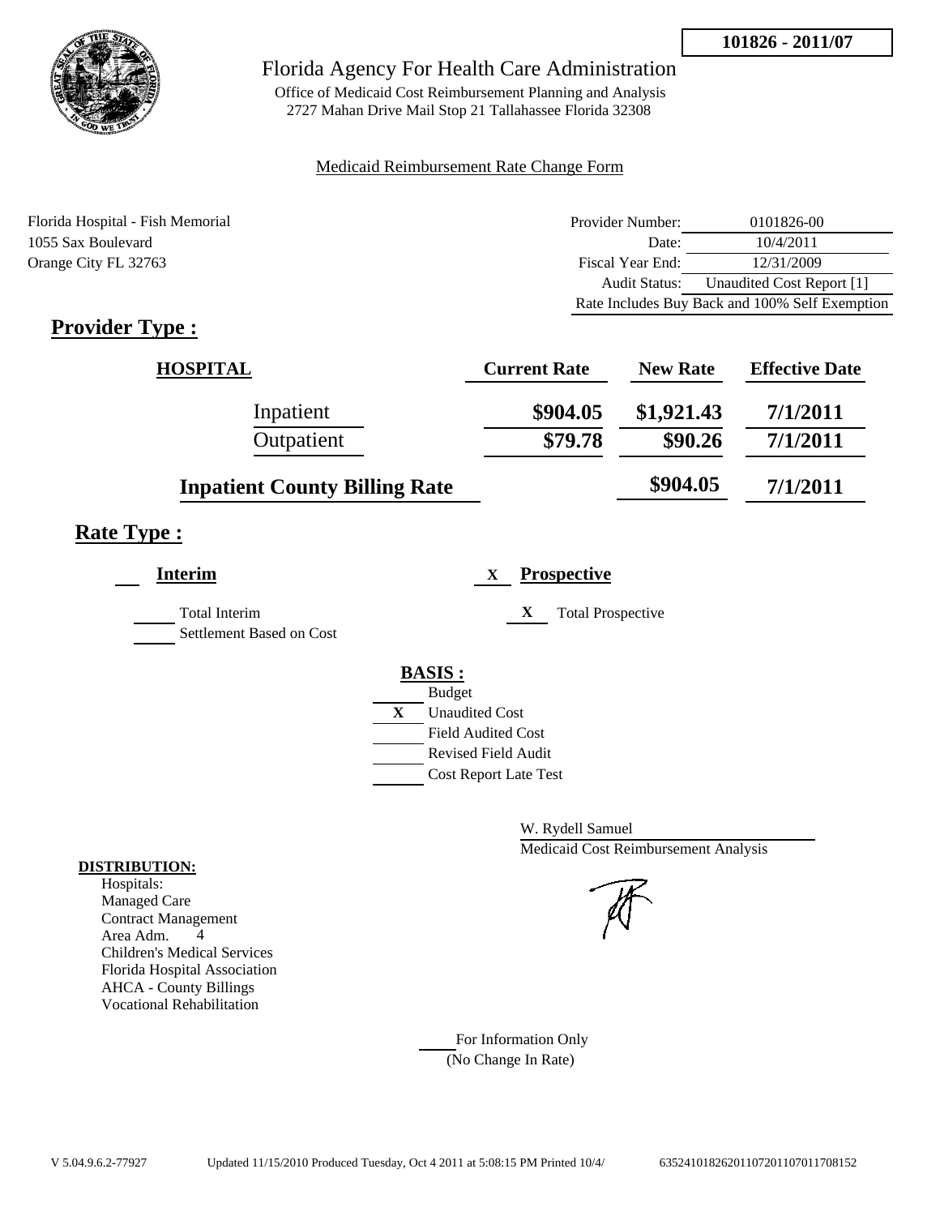**101826 - 2011/07**

# Florida Agency For Health Care Administration

Office of Medicaid Cost Reimbursement Planning and Analysis
2727 Mahan Drive Mail Stop 21 Tallahassee Florida 32308

Medicaid Reimbursement Rate Change Form

Florida Hospital - Fish Memorial
1055 Sax Boulevard
Orange City FL 32763

| | |
|---|---|
| Provider Number: | 0101826-00 |
| Date: | 10/4/2011 |
| Fiscal Year End: | 12/31/2009 |
| Audit Status: | Unaudited Cost Report [1] |
| Rate Includes Buy Back and 100% Self Exemption | |

## Provider Type :

| HOSPITAL | Current Rate | New Rate | Effective Date |
|---|---|---|---|
| Inpatient | $904.05 | $1,921.43 | 7/1/2011 |
| Outpatient | $79.78 | $90.26 | 7/1/2011 |
| Inpatient County Billing Rate | | $904.05 | 7/1/2011 |

## Rate Type :

**Interim**

Total Interim
Settlement Based on Cost

X **Prospective**

X Total Prospective

**BASIS :**

- Budget
- X Unaudited Cost
- Field Audited Cost
- Revised Field Audit
- Cost Report Late Test

W. Rydell Samuel
Medicaid Cost Reimbursement Analysis

**DISTRIBUTION:**

Hospitals:
Managed Care
Contract Management
Area Adm. 4
Children's Medical Services
Florida Hospital Association
AHCA - County Billings
Vocational Rehabilitation

For Information Only
(No Change In Rate)

V 5.04.9.6.2-77927 Updated 11/15/2010 Produced Tuesday, Oct 4 2011 at 5:08:15 PM Printed 10/4/ 635241018262011072011070117708152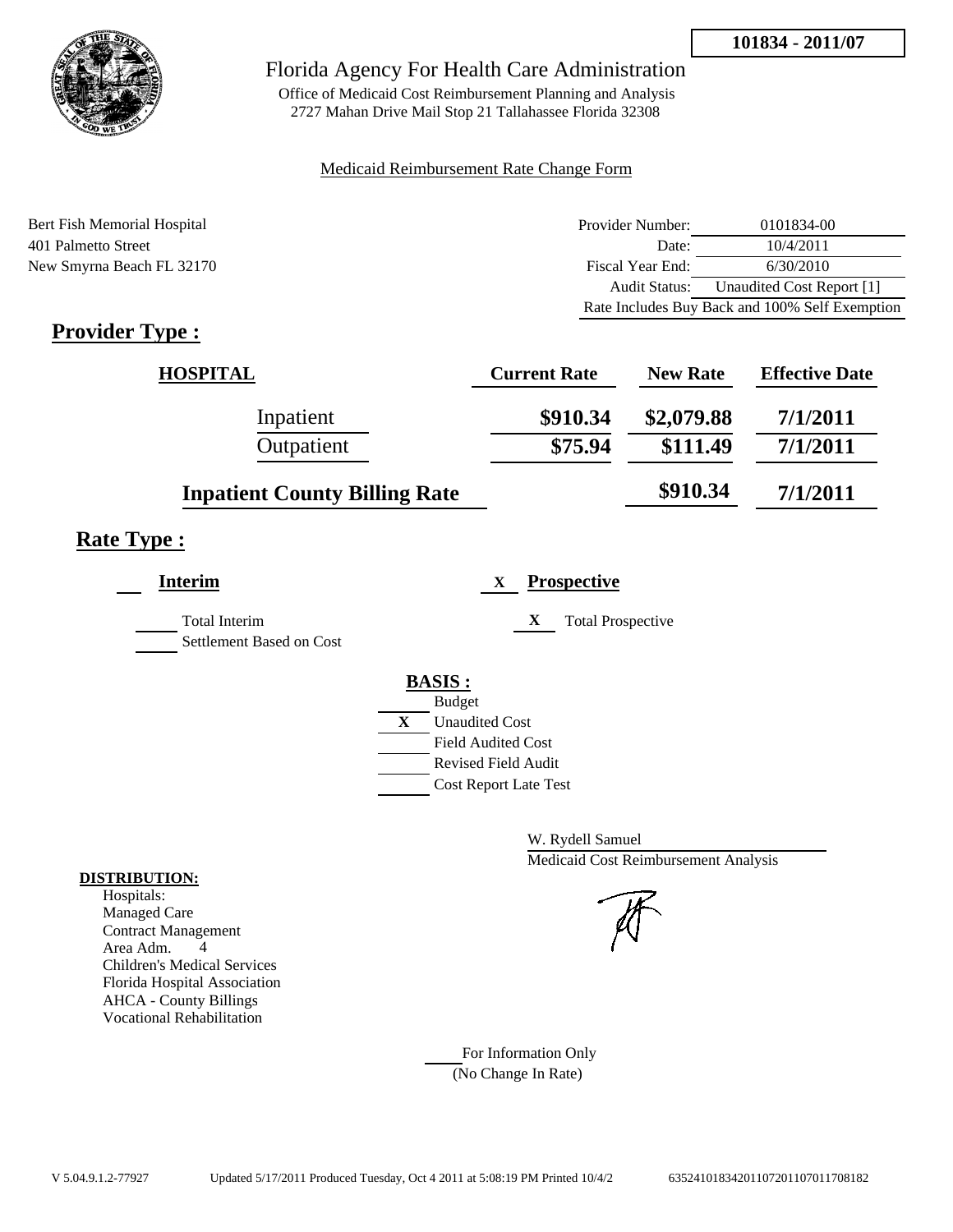**101834 - 2011/07**

# Florida Agency For Health Care Administration

Office of Medicaid Cost Reimbursement Planning and Analysis
2727 Mahan Drive Mail Stop 21 Tallahassee Florida 32308

Medicaid Reimbursement Rate Change Form

Bert Fish Memorial Hospital
401 Palmetto Street
New Smyrna Beach FL 32170

| | |
|---|---|
| Provider Number: | 0101834-00 |
| Date: | 10/4/2011 |
| Fiscal Year End: | 6/30/2010 |
| Audit Status: | Unaudited Cost Report [1] |
| Rate Includes Buy Back and 100% Self Exemption | |

## Provider Type :

| HOSPITAL | Current Rate | New Rate | Effective Date |
|---|---|---|---|
| Inpatient | $910.34 | $2,079.88 | 7/1/2011 |
| Outpatient | $75.94 | $111.49 | 7/1/2011 |
| **Inpatient County Billing Rate** | | $910.34 | 7/1/2011 |

## Rate Type :

**Interim**

Total Interim
Settlement Based on Cost

X **Prospective**

X Total Prospective

**BASIS :**

- Budget
- X Unaudited Cost
- Field Audited Cost
- Revised Field Audit
- Cost Report Late Test

W. Rydell Samuel
Medicaid Cost Reimbursement Analysis

**DISTRIBUTION:**

Hospitals:
Managed Care
Contract Management
Area Adm. 4
Children's Medical Services
Florida Hospital Association
AHCA - County Billings
Vocational Rehabilitation

For Information Only
(No Change In Rate)

V 5.04.9.1.2-77927 Updated 5/17/2011 Produced Tuesday, Oct 4 2011 at 5:08:19 PM Printed 10/4/2 63524101834201107201107011708182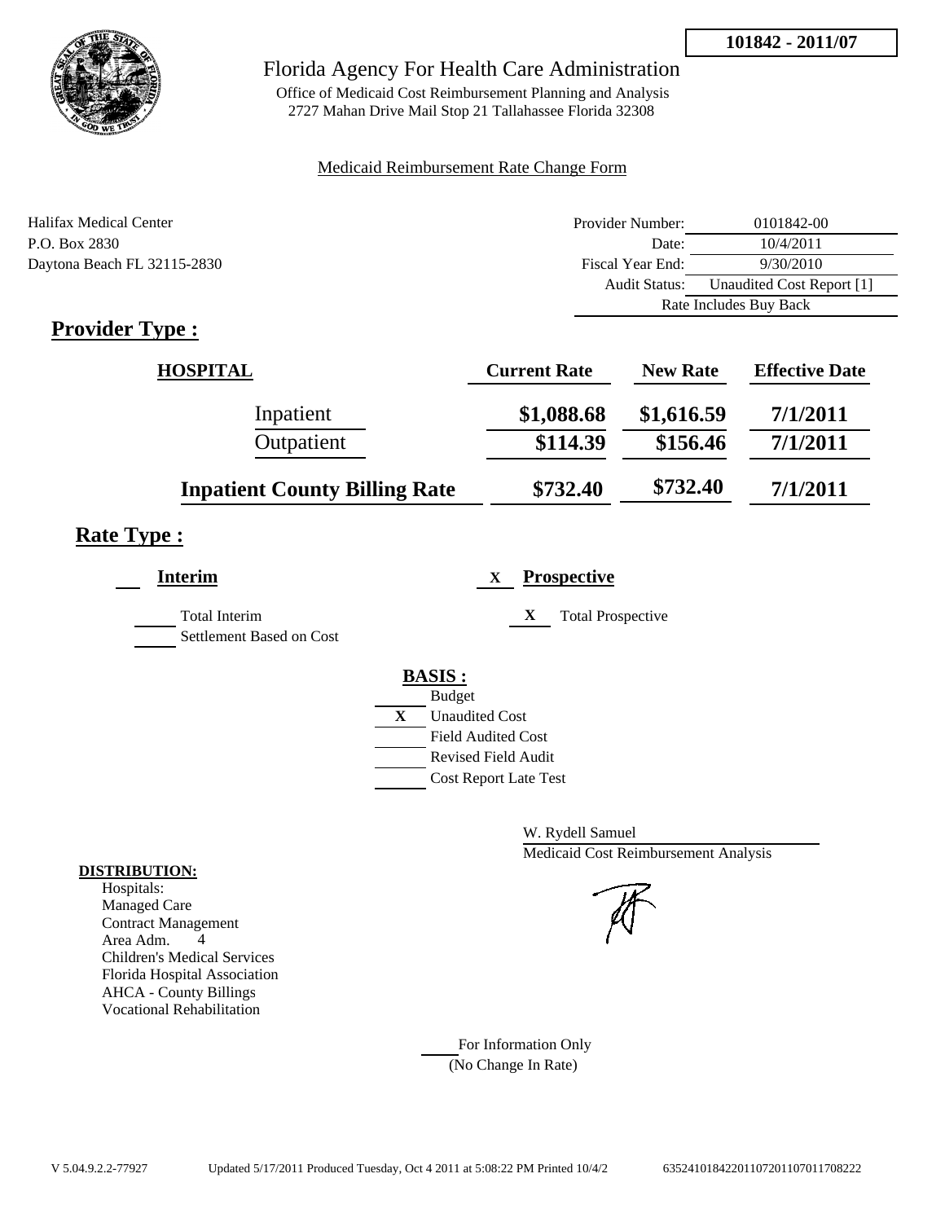**101842 - 2011/07**

# Florida Agency For Health Care Administration

Office of Medicaid Cost Reimbursement Planning and Analysis
2727 Mahan Drive Mail Stop 21 Tallahassee Florida 32308

Medicaid Reimbursement Rate Change Form

Halifax Medical Center
P.O. Box 2830
Daytona Beach FL 32115-2830

| | |
|---|---|
| Provider Number: | 0101842-00 |
| Date: | 10/4/2011 |
| Fiscal Year End: | 9/30/2010 |
| Audit Status: | Unaudited Cost Report [1] |
| | Rate Includes Buy Back |

## Provider Type :

| HOSPITAL | Current Rate | New Rate | Effective Date |
|---|---|---|---|
| Inpatient | $1,088.68 | $1,616.59 | 7/1/2011 |
| Outpatient | $114.39 | $156.46 | 7/1/2011 |
| **Inpatient County Billing Rate** | $732.40 | $732.40 | 7/1/2011 |

## Rate Type :

___ **Interim**

- ___ Total Interim
- ___ Settlement Based on Cost

X **Prospective**

- X Total Prospective

**BASIS :**

- ___ Budget
- X Unaudited Cost
- ___ Field Audited Cost
- ___ Revised Field Audit
- ___ Cost Report Late Test

W. Rydell Samuel
Medicaid Cost Reimbursement Analysis

**DISTRIBUTION:**
Hospitals:
Managed Care
Contract Management
Area Adm. 4
Children's Medical Services
Florida Hospital Association
AHCA - County Billings
Vocational Rehabilitation

___ For Information Only
(No Change In Rate)

V 5.04.9.2.2-77927 Updated 5/17/2011 Produced Tuesday, Oct 4 2011 at 5:08:22 PM Printed 10/4/2 635241018422011072011070117082222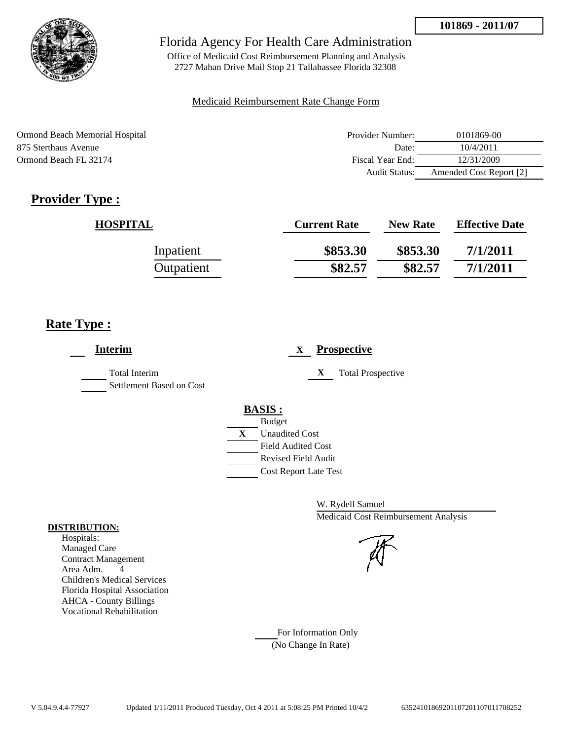101869 - 2011/07

Florida Agency For Health Care Administration

Office of Medicaid Cost Reimbursement Planning and Analysis
2727 Mahan Drive Mail Stop 21 Tallahassee Florida 32308

Medicaid Reimbursement Rate Change Form

Ormond Beach Memorial Hospital
875 Sterthaus Avenue
Ormond Beach FL 32174

| | |
|---|---|
| Provider Number: | 0101869-00 |
| Date: | 10/4/2011 |
| Fiscal Year End: | 12/31/2009 |
| Audit Status: | Amended Cost Report [2] |

## Provider Type :

| HOSPITAL | Current Rate | New Rate | Effective Date |
|---|---|---|---|
| Inpatient | $853.30 | $853.30 | 7/1/2011 |
| Outpatient | $82.57 | $82.57 | 7/1/2011 |

## Rate Type :

**Interim**

- Total Interim
- Settlement Based on Cost

X **Prospective**

- X Total Prospective

**BASIS :**

- Budget
- X Unaudited Cost
- Field Audited Cost
- Revised Field Audit
- Cost Report Late Test

W. Rydell Samuel
Medicaid Cost Reimbursement Analysis

**DISTRIBUTION:**

Hospitals:
Managed Care
Contract Management
Area Adm. 4
Children's Medical Services
Florida Hospital Association
AHCA - County Billings
Vocational Rehabilitation

For Information Only
(No Change In Rate)

V 5.04.9.4.4-77927 Updated 1/11/2011 Produced Tuesday, Oct 4 2011 at 5:08:25 PM Printed 10/4/2 635241018692011072011070117708252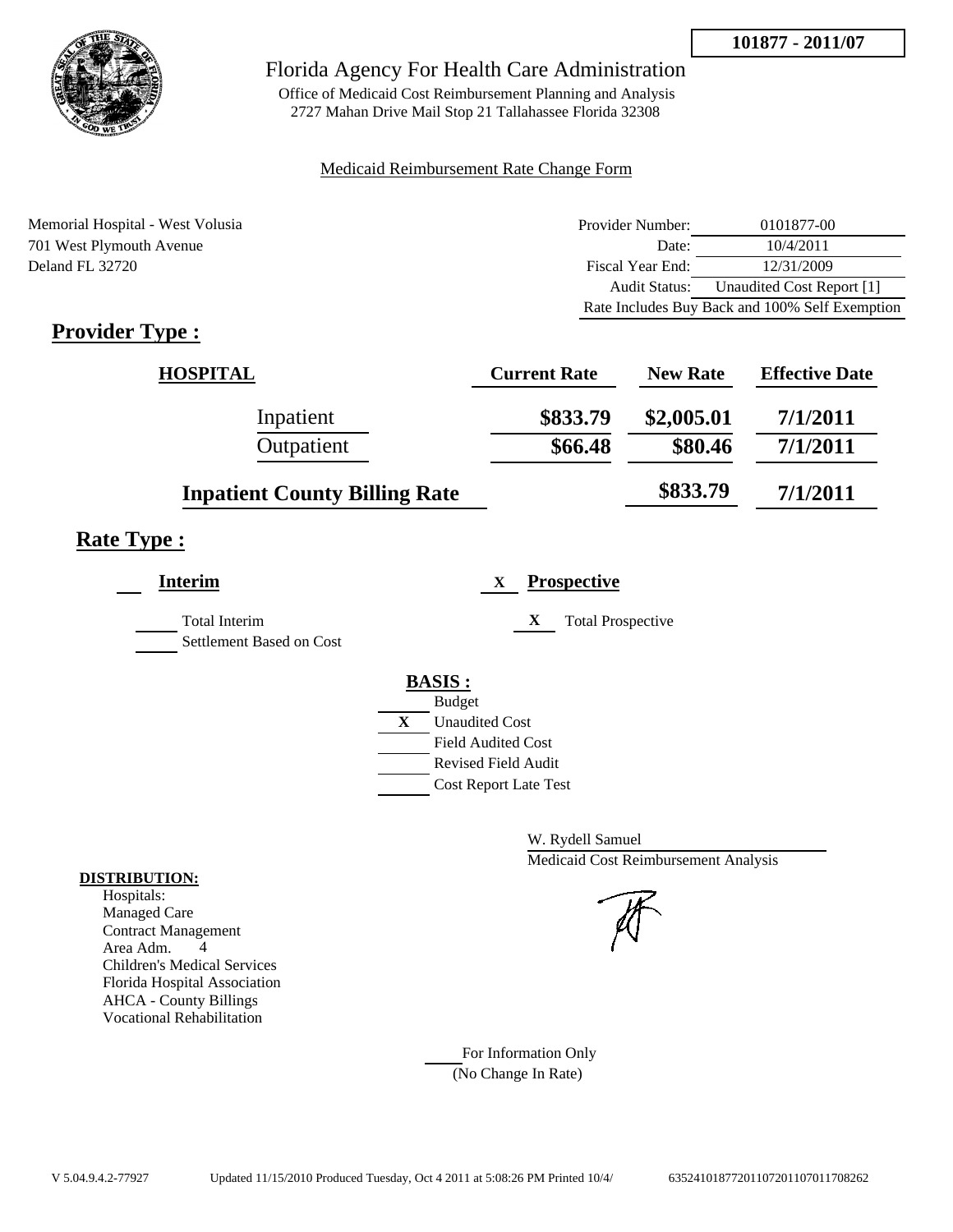101877 - 2011/07

# Florida Agency For Health Care Administration

Office of Medicaid Cost Reimbursement Planning and Analysis
2727 Mahan Drive Mail Stop 21 Tallahassee Florida 32308

Medicaid Reimbursement Rate Change Form

Memorial Hospital - West Volusia
701 West Plymouth Avenue
Deland FL 32720

| | |
|---|---|
| Provider Number: | 0101877-00 |
| Date: | 10/4/2011 |
| Fiscal Year End: | 12/31/2009 |
| Audit Status: | Unaudited Cost Report [1] |
| | Rate Includes Buy Back and 100% Self Exemption |

## Provider Type :

| HOSPITAL | Current Rate | New Rate | Effective Date |
|---|---|---|---|
| Inpatient | $833.79 | $2,005.01 | 7/1/2011 |
| Outpatient | $66.48 | $80.46 | 7/1/2011 |
| Inpatient County Billing Rate | | $833.79 | 7/1/2011 |

## Rate Type :

___ **Interim**

___ Total Interim

___ Settlement Based on Cost

X **Prospective**

X Total Prospective

**BASIS :**

___ Budget

X Unaudited Cost

___ Field Audited Cost

___ Revised Field Audit

___ Cost Report Late Test

W. Rydell Samuel
Medicaid Cost Reimbursement Analysis

**DISTRIBUTION:**
Hospitals:
Managed Care
Contract Management
Area Adm. 4
Children's Medical Services
Florida Hospital Association
AHCA - County Billings
Vocational Rehabilitation

___ For Information Only
(No Change In Rate)

V 5.04.9.4.2-77927 Updated 11/15/2010 Produced Tuesday, Oct 4 2011 at 5:08:26 PM Printed 10/4/ 635241018772011072011070117708262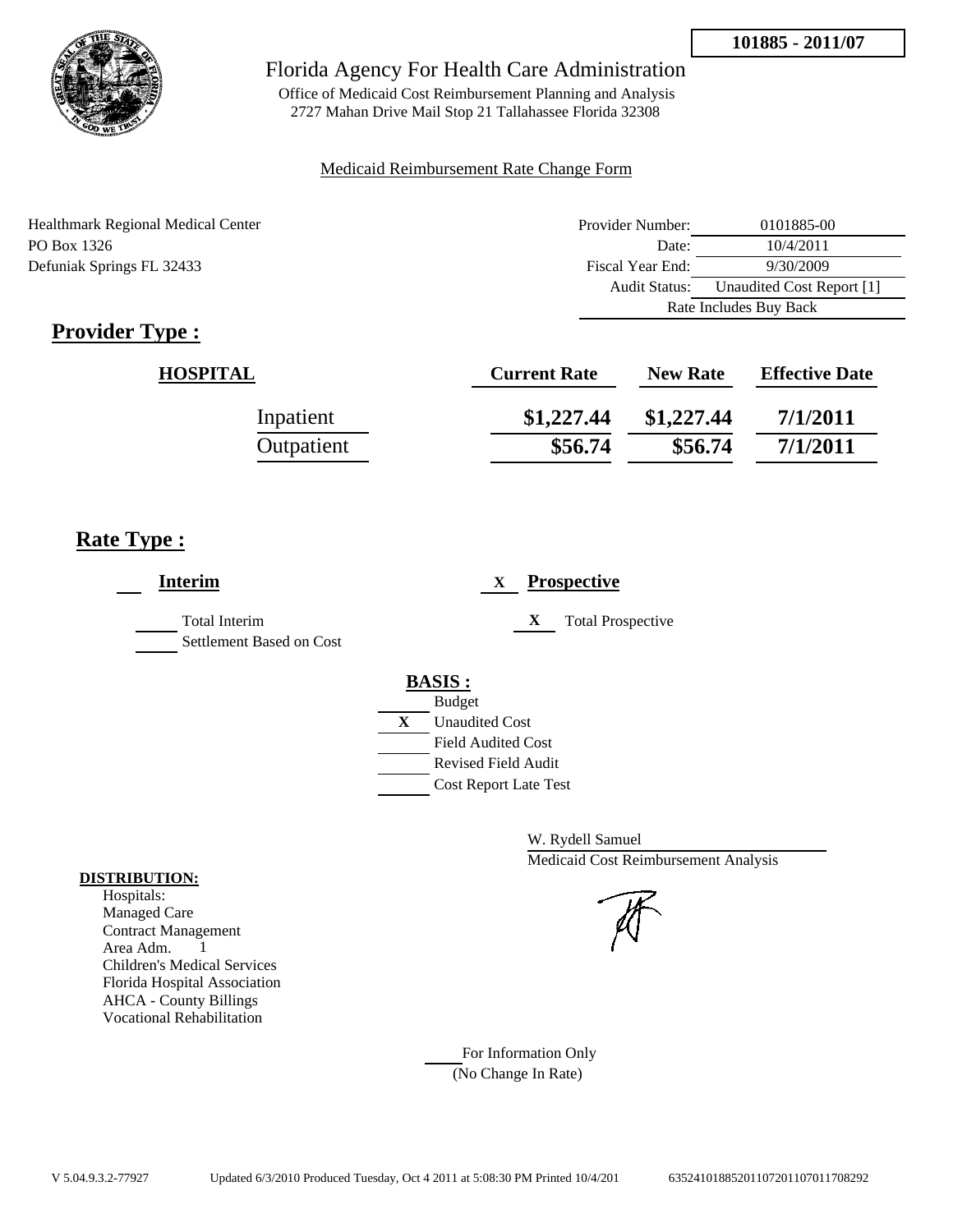**101885 - 2011/07**

# Florida Agency For Health Care Administration

Office of Medicaid Cost Reimbursement Planning and Analysis
2727 Mahan Drive Mail Stop 21 Tallahassee Florida 32308

Medicaid Reimbursement Rate Change Form

Healthmark Regional Medical Center
PO Box 1326
Defuniak Springs FL 32433

| | |
|---|---|
| Provider Number: | 0101885-00 |
| Date: | 10/4/2011 |
| Fiscal Year End: | 9/30/2009 |
| Audit Status: | Unaudited Cost Report [1] |
| Rate Includes Buy Back | |

## Provider Type :

| HOSPITAL | Current Rate | New Rate | Effective Date |
|---|---|---|---|
| Inpatient | $1,227.44 | $1,227.44 | 7/1/2011 |
| Outpatient | $56.74 | $56.74 | 7/1/2011 |

## Rate Type :

**Interim**

- Total Interim
- Settlement Based on Cost

X **Prospective**

- X Total Prospective

**BASIS :**

- Budget
- X Unaudited Cost
- Field Audited Cost
- Revised Field Audit
- Cost Report Late Test

W. Rydell Samuel
Medicaid Cost Reimbursement Analysis

**DISTRIBUTION:**
Hospitals:
Managed Care
Contract Management
Area Adm. 1
Children's Medical Services
Florida Hospital Association
AHCA - County Billings
Vocational Rehabilitation

For Information Only
(No Change In Rate)

V 5.04.9.3.2-77927 Updated 6/3/2010 Produced Tuesday, Oct 4 2011 at 5:08:30 PM Printed 10/4/201 635241018852011072011070117708292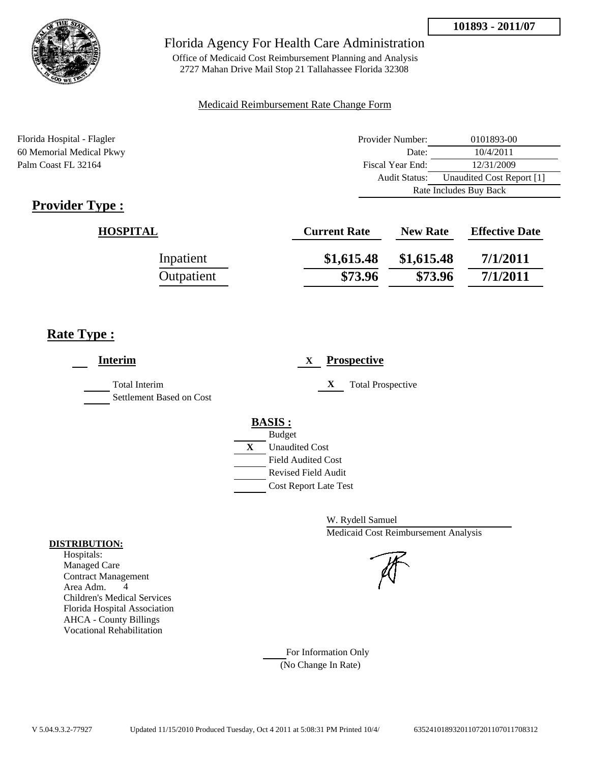**101893 - 2011/07**

# Florida Agency For Health Care Administration

Office of Medicaid Cost Reimbursement Planning and Analysis
2727 Mahan Drive Mail Stop 21 Tallahassee Florida 32308

Medicaid Reimbursement Rate Change Form

Florida Hospital - Flagler
60 Memorial Medical Pkwy
Palm Coast FL 32164

| | |
|---|---|
| Provider Number: | 0101893-00 |
| Date: | 10/4/2011 |
| Fiscal Year End: | 12/31/2009 |
| Audit Status: | Unaudited Cost Report [1] |
| | Rate Includes Buy Back |

## Provider Type :

| HOSPITAL | Current Rate | New Rate | Effective Date |
|---|---|---|---|
| Inpatient | $1,615.48 | $1,615.48 | 7/1/2011 |
| Outpatient | $73.96 | $73.96 | 7/1/2011 |

## Rate Type :

___ **Interim**

___ Total Interim
___ Settlement Based on Cost

X **Prospective**

X Total Prospective

**BASIS :**

___ Budget
X Unaudited Cost
___ Field Audited Cost
___ Revised Field Audit
___ Cost Report Late Test

W. Rydell Samuel
Medicaid Cost Reimbursement Analysis

**DISTRIBUTION:**

Hospitals:
Managed Care
Contract Management
Area Adm. 4
Children's Medical Services
Florida Hospital Association
AHCA - County Billings
Vocational Rehabilitation

___ For Information Only
(No Change In Rate)

V 5.04.9.3.2-77927 Updated 11/15/2010 Produced Tuesday, Oct 4 2011 at 5:08:31 PM Printed 10/4/ 635241018932011072011070117708312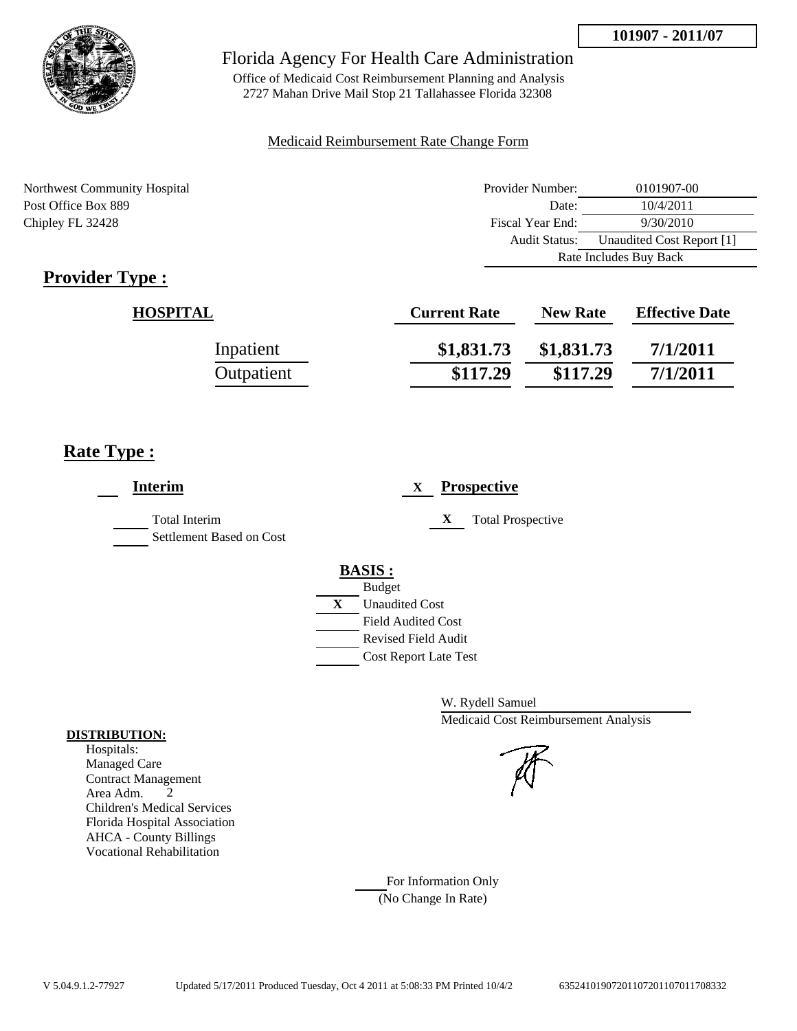**101907 - 2011/07**

# Florida Agency For Health Care Administration

Office of Medicaid Cost Reimbursement Planning and Analysis
2727 Mahan Drive Mail Stop 21 Tallahassee Florida 32308

Medicaid Reimbursement Rate Change Form

Northwest Community Hospital
Post Office Box 889
Chipley FL 32428

| | |
|---|---|
| Provider Number: | 0101907-00 |
| Date: | 10/4/2011 |
| Fiscal Year End: | 9/30/2010 |
| Audit Status: | Unaudited Cost Report [1] |
| | Rate Includes Buy Back |

## Provider Type :

| HOSPITAL | Current Rate | New Rate | Effective Date |
|---|---|---|---|
| Inpatient | $1,831.73 | $1,831.73 | 7/1/2011 |
| Outpatient | $117.29 | $117.29 | 7/1/2011 |

## Rate Type :

___ **Interim**

___ Total Interim
___ Settlement Based on Cost

X **Prospective**

X Total Prospective

**BASIS :**

___ Budget
X Unaudited Cost
___ Field Audited Cost
___ Revised Field Audit
___ Cost Report Late Test

W. Rydell Samuel
Medicaid Cost Reimbursement Analysis

**DISTRIBUTION:**
Hospitals:
Managed Care
Contract Management
Area Adm. 2
Children's Medical Services
Florida Hospital Association
AHCA - County Billings
Vocational Rehabilitation

___ For Information Only
(No Change In Rate)

V 5.04.9.1.2-77927 Updated 5/17/2011 Produced Tuesday, Oct 4 2011 at 5:08:33 PM Printed 10/4/2 635241019072011072011070117​08332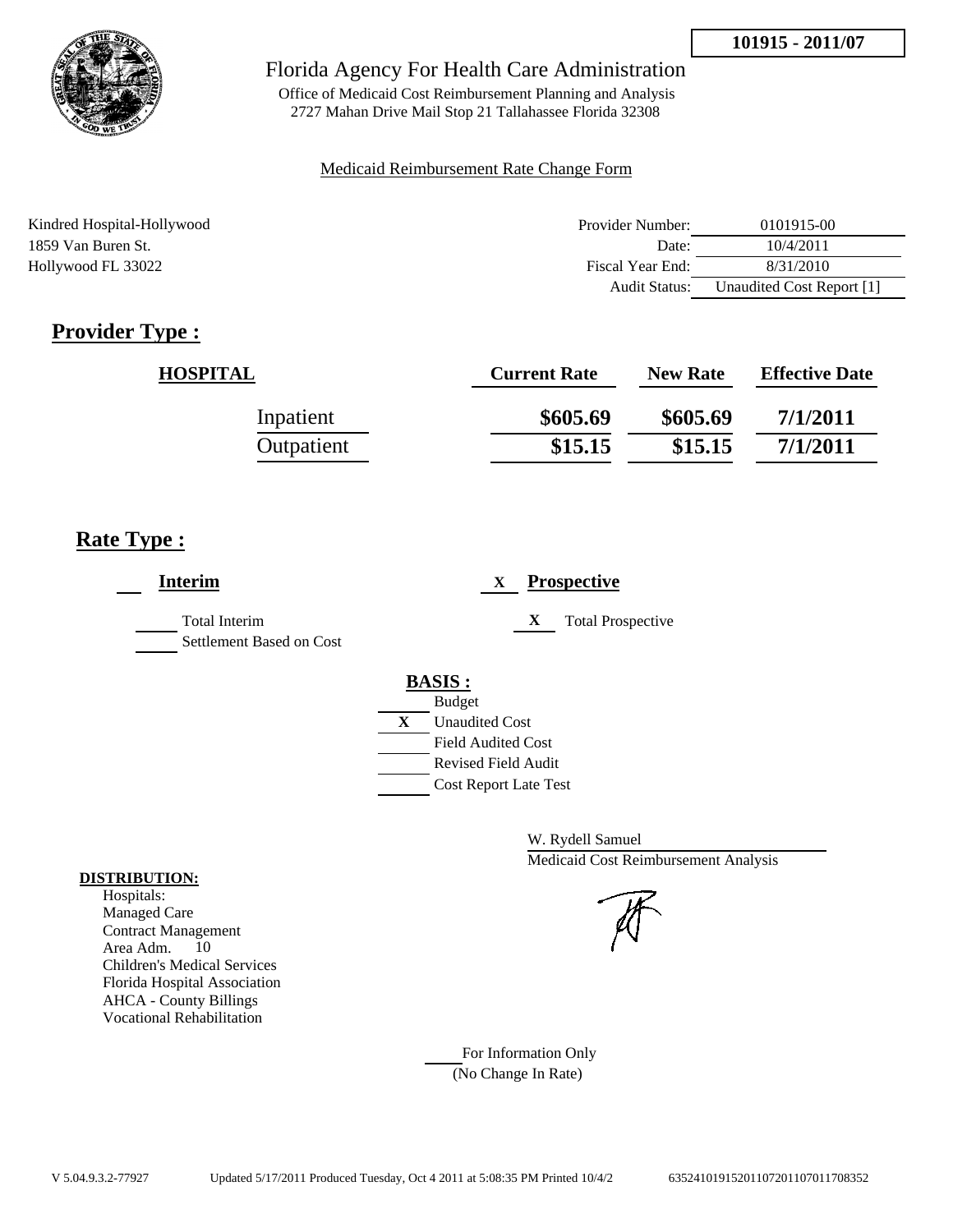101915 - 2011/07

# Florida Agency For Health Care Administration

Office of Medicaid Cost Reimbursement Planning and Analysis
2727 Mahan Drive Mail Stop 21 Tallahassee Florida 32308

Medicaid Reimbursement Rate Change Form

Kindred Hospital-Hollywood
1859 Van Buren St.
Hollywood FL 33022

| | |
|---|---|
| Provider Number: | 0101915-00 |
| Date: | 10/4/2011 |
| Fiscal Year End: | 8/31/2010 |
| Audit Status: | Unaudited Cost Report [1] |

## Provider Type :

| HOSPITAL | Current Rate | New Rate | Effective Date |
|---|---|---|---|
| Inpatient | $605.69 | $605.69 | 7/1/2011 |
| Outpatient | $15.15 | $15.15 | 7/1/2011 |

## Rate Type :

___ **Interim**

___ Total Interim
___ Settlement Based on Cost

X **Prospective**

X Total Prospective

**BASIS :**

___ Budget
X Unaudited Cost
___ Field Audited Cost
___ Revised Field Audit
___ Cost Report Late Test

W. Rydell Samuel
Medicaid Cost Reimbursement Analysis

**DISTRIBUTION:**

Hospitals:
Managed Care
Contract Management
Area Adm. 10
Children's Medical Services
Florida Hospital Association
AHCA - County Billings
Vocational Rehabilitation

___ For Information Only
(No Change In Rate)

V 5.04.9.3.2-77927 Updated 5/17/2011 Produced Tuesday, Oct 4 2011 at 5:08:35 PM Printed 10/4/2 6352410191520110720110701170835​2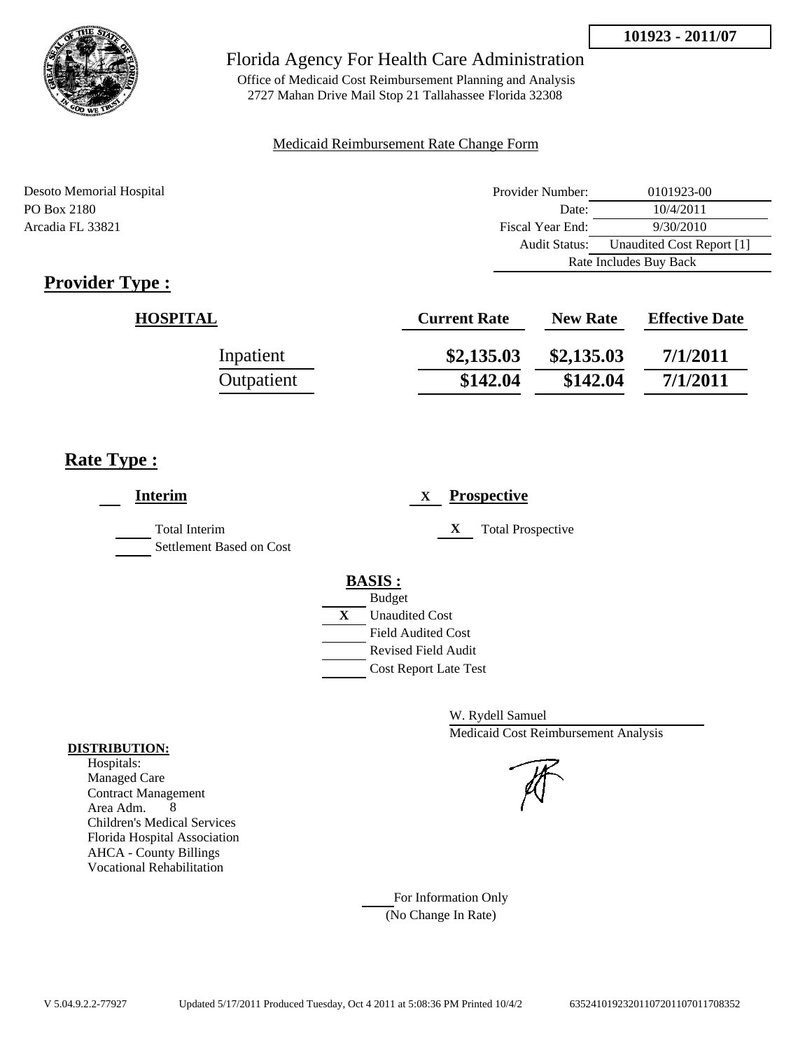101923 - 2011/07

Florida Agency For Health Care Administration

Office of Medicaid Cost Reimbursement Planning and Analysis
2727 Mahan Drive Mail Stop 21 Tallahassee Florida 32308

Medicaid Reimbursement Rate Change Form

Desoto Memorial Hospital
PO Box 2180
Arcadia FL 33821

| | |
|---|---|
| Provider Number: | 0101923-00 |
| Date: | 10/4/2011 |
| Fiscal Year End: | 9/30/2010 |
| Audit Status: | Unaudited Cost Report [1] |
| Rate Includes Buy Back | |

## Provider Type :

| HOSPITAL | Current Rate | New Rate | Effective Date |
|---|---|---|---|
| Inpatient | $2,135.03 | $2,135.03 | 7/1/2011 |
| Outpatient | $142.04 | $142.04 | 7/1/2011 |

## Rate Type :

___ **Interim**

___ Total Interim
___ Settlement Based on Cost

X **Prospective**

X Total Prospective

**BASIS :**

___ Budget
X Unaudited Cost
___ Field Audited Cost
___ Revised Field Audit
___ Cost Report Late Test

W. Rydell Samuel
Medicaid Cost Reimbursement Analysis

**DISTRIBUTION:**

Hospitals:
Managed Care
Contract Management
Area Adm. 8
Children's Medical Services
Florida Hospital Association
AHCA - County Billings
Vocational Rehabilitation

___ For Information Only
(No Change In Rate)

V 5.04.9.2.2-77927 Updated 5/17/2011 Produced Tuesday, Oct 4 2011 at 5:08:36 PM Printed 10/4/2 6352410192320110720110701170835​2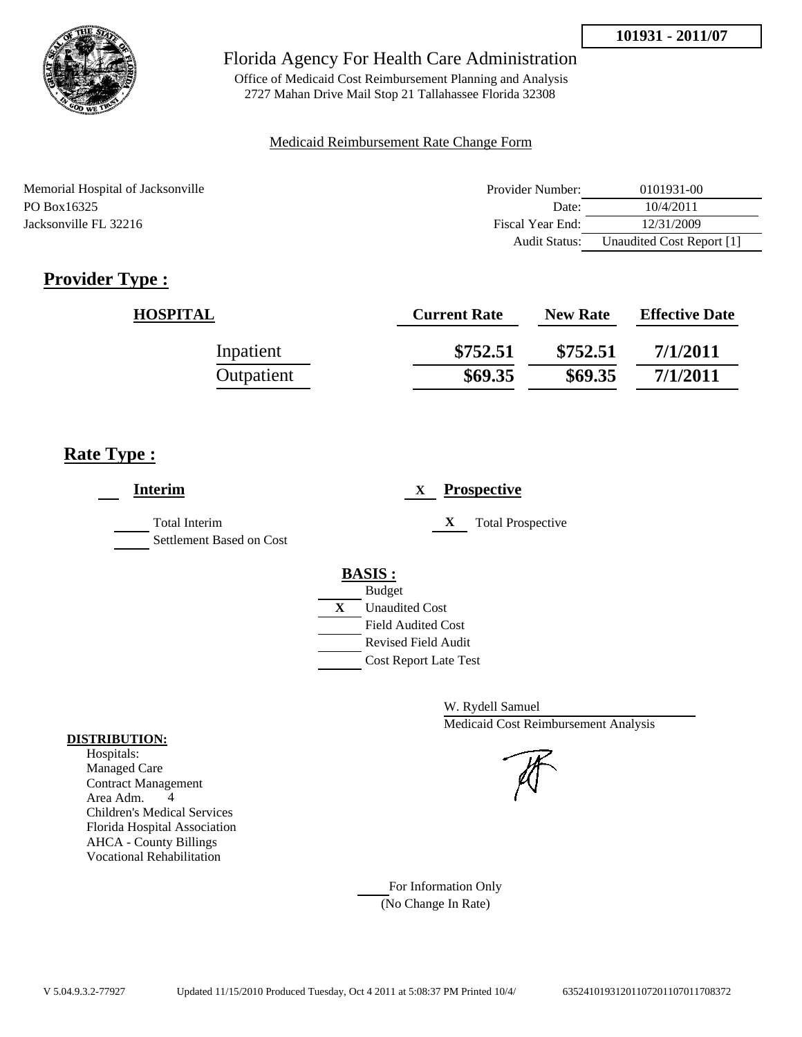**101931 - 2011/07**

# Florida Agency For Health Care Administration

Office of Medicaid Cost Reimbursement Planning and Analysis
2727 Mahan Drive Mail Stop 21 Tallahassee Florida 32308

Medicaid Reimbursement Rate Change Form

Memorial Hospital of Jacksonville
PO Box16325
Jacksonville FL 32216

| | |
|---|---|
| Provider Number: | 0101931-00 |
| Date: | 10/4/2011 |
| Fiscal Year End: | 12/31/2009 |
| Audit Status: | Unaudited Cost Report [1] |

## Provider Type :

| HOSPITAL | Current Rate | New Rate | Effective Date |
|---|---|---|---|
| Inpatient | $752.51 | $752.51 | 7/1/2011 |
| Outpatient | $69.35 | $69.35 | 7/1/2011 |

## Rate Type :

___ **Interim**

- ___ Total Interim
- ___ Settlement Based on Cost

X **Prospective**

- X Total Prospective

**BASIS :**

- ___ Budget
- X Unaudited Cost
- ___ Field Audited Cost
- ___ Revised Field Audit
- ___ Cost Report Late Test

W. Rydell Samuel
Medicaid Cost Reimbursement Analysis

**DISTRIBUTION:**

Hospitals:
Managed Care
Contract Management
Area Adm. 4
Children's Medical Services
Florida Hospital Association
AHCA - County Billings
Vocational Rehabilitation

___ For Information Only
(No Change In Rate)

V 5.04.9.3.2-77927 Updated 11/15/2010 Produced Tuesday, Oct 4 2011 at 5:08:37 PM Printed 10/4/ 635241019312011072011070117083 72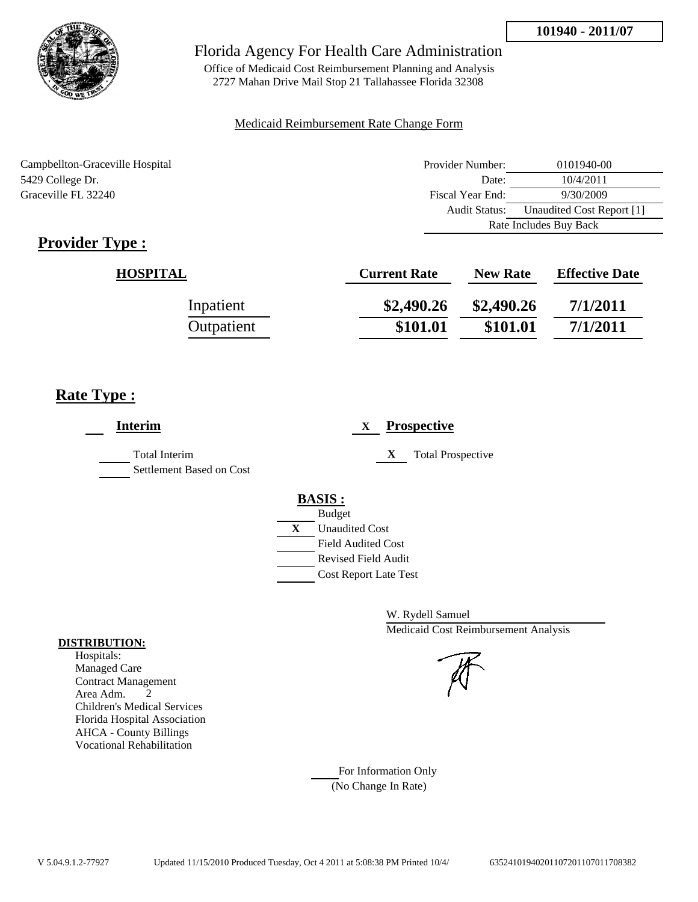101940 - 2011/07

# Florida Agency For Health Care Administration

Office of Medicaid Cost Reimbursement Planning and Analysis
2727 Mahan Drive Mail Stop 21 Tallahassee Florida 32308

Medicaid Reimbursement Rate Change Form

Campbellton-Graceville Hospital
5429 College Dr.
Graceville FL 32240

| | |
|---|---|
| Provider Number: | 0101940-00 |
| Date: | 10/4/2011 |
| Fiscal Year End: | 9/30/2009 |
| Audit Status: | Unaudited Cost Report [1] |
| Rate Includes Buy Back | |

## Provider Type :

| HOSPITAL | Current Rate | New Rate | Effective Date |
|---|---|---|---|
| Inpatient | \$2,490.26 | \$2,490.26 | 7/1/2011 |
| Outpatient | \$101.01 | \$101.01 | 7/1/2011 |

## Rate Type :

___ **Interim**

- ___ Total Interim
- ___ Settlement Based on Cost

X **Prospective**

- X Total Prospective

**BASIS :**

- ___ Budget
- X Unaudited Cost
- ___ Field Audited Cost
- ___ Revised Field Audit
- ___ Cost Report Late Test

W. Rydell Samuel
Medicaid Cost Reimbursement Analysis

**DISTRIBUTION:**

Hospitals:
Managed Care
Contract Management
Area Adm. 2
Children's Medical Services
Florida Hospital Association
AHCA - County Billings
Vocational Rehabilitation

___ For Information Only
(No Change In Rate)

V 5.04.9.1.2-77927 Updated 11/15/2010 Produced Tuesday, Oct 4 2011 at 5:08:38 PM Printed 10/4/ 635241019402011072011070117O8382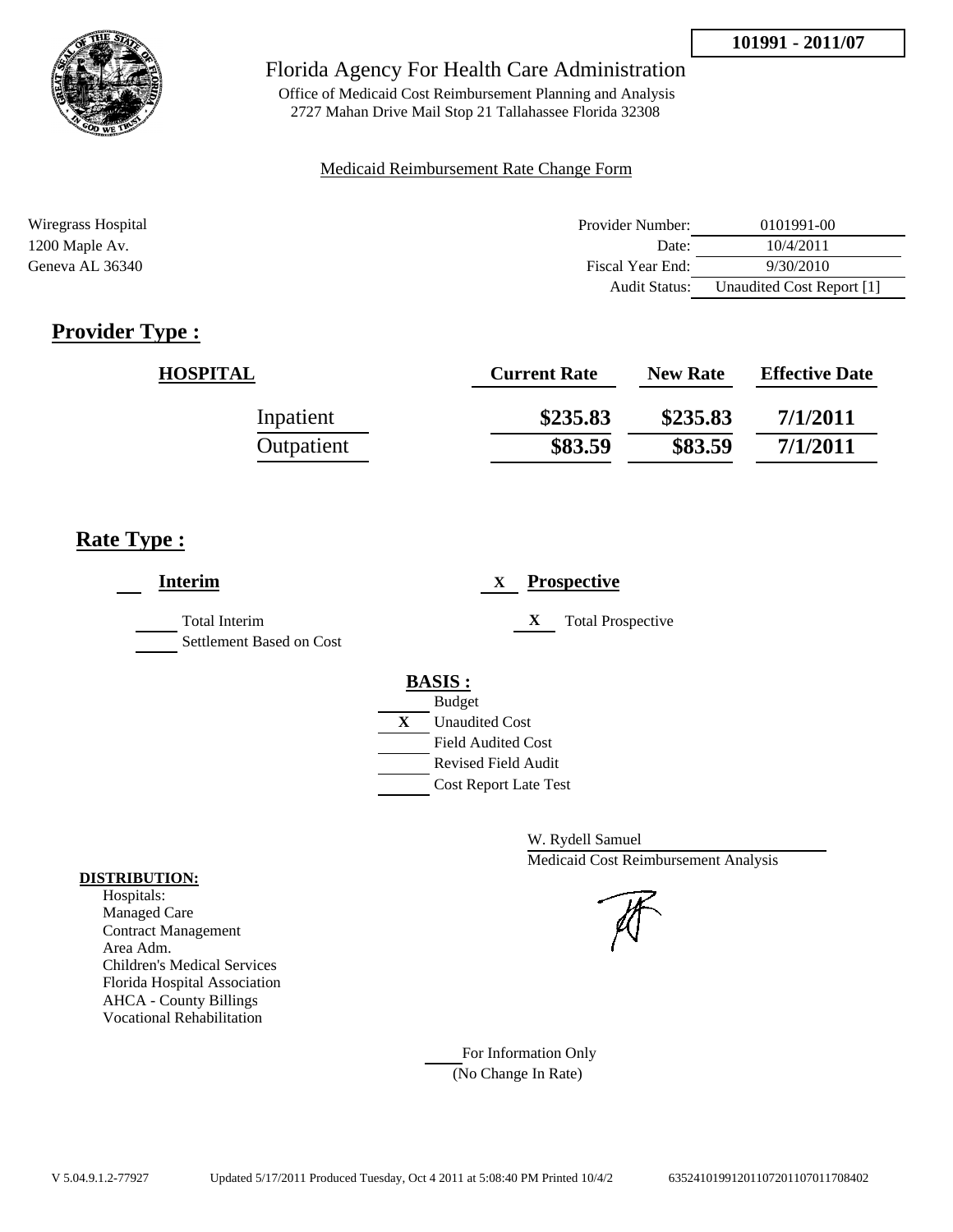**101991 - 2011/07**

# Florida Agency For Health Care Administration

Office of Medicaid Cost Reimbursement Planning and Analysis
2727 Mahan Drive Mail Stop 21 Tallahassee Florida 32308

Medicaid Reimbursement Rate Change Form

Wiregrass Hospital
1200 Maple Av.
Geneva AL 36340

| | |
|---|---|
| Provider Number: | 0101991-00 |
| Date: | 10/4/2011 |
| Fiscal Year End: | 9/30/2010 |
| Audit Status: | Unaudited Cost Report [1] |

## Provider Type :

| HOSPITAL | Current Rate | New Rate | Effective Date |
|---|---|---|---|
| Inpatient | $235.83 | $235.83 | 7/1/2011 |
| Outpatient | $83.59 | $83.59 | 7/1/2011 |

## Rate Type :

___ **Interim**

_____ Total Interim
_____ Settlement Based on Cost

X **Prospective**

X Total Prospective

**BASIS :**

_____ Budget
X Unaudited Cost
_____ Field Audited Cost
_____ Revised Field Audit
_____ Cost Report Late Test

W. Rydell Samuel
Medicaid Cost Reimbursement Analysis

**DISTRIBUTION:**
Hospitals:
Managed Care
Contract Management
Area Adm.
Children's Medical Services
Florida Hospital Association
AHCA - County Billings
Vocational Rehabilitation

_____ For Information Only
(No Change In Rate)

V 5.04.9.1.2-77927 Updated 5/17/2011 Produced Tuesday, Oct 4 2011 at 5:08:40 PM Printed 10/4/2 63524101991201107201107011708402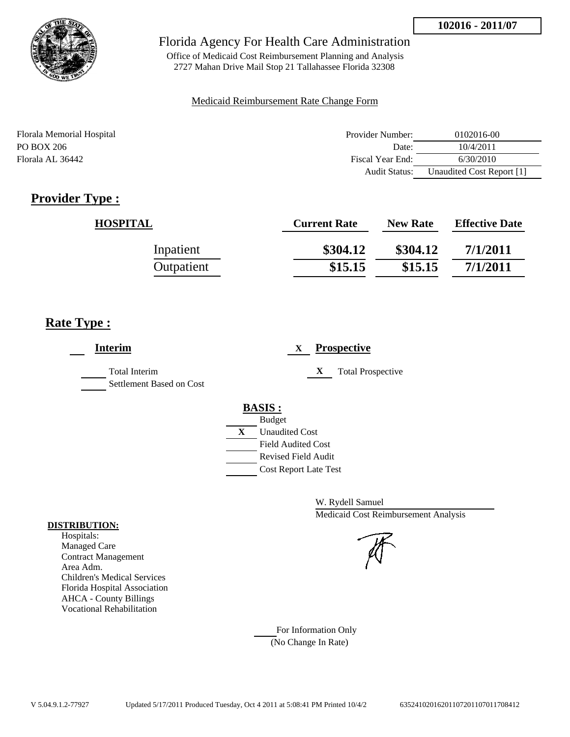**102016 - 2011/07**

# Florida Agency For Health Care Administration

Office of Medicaid Cost Reimbursement Planning and Analysis
2727 Mahan Drive Mail Stop 21 Tallahassee Florida 32308

Medicaid Reimbursement Rate Change Form

Florala Memorial Hospital
PO BOX 206
Florala AL 36442

| | |
|---|---|
| Provider Number: | 0102016-00 |
| Date: | 10/4/2011 |
| Fiscal Year End: | 6/30/2010 |
| Audit Status: | Unaudited Cost Report [1] |

## Provider Type :

| HOSPITAL | Current Rate | New Rate | Effective Date |
|---|---|---|---|
| Inpatient | \$304.12 | \$304.12 | 7/1/2011 |
| Outpatient | \$15.15 | \$15.15 | 7/1/2011 |

## Rate Type :

___ **Interim**

___ Total Interim
___ Settlement Based on Cost

X **Prospective**

X Total Prospective

**BASIS :**

___ Budget
X Unaudited Cost
___ Field Audited Cost
___ Revised Field Audit
___ Cost Report Late Test

W. Rydell Samuel
Medicaid Cost Reimbursement Analysis

**DISTRIBUTION:**

Hospitals:
Managed Care
Contract Management
Area Adm.
Children's Medical Services
Florida Hospital Association
AHCA - County Billings
Vocational Rehabilitation

___ For Information Only
(No Change In Rate)

V 5.04.9.1.2-77927 Updated 5/17/2011 Produced Tuesday, Oct 4 2011 at 5:08:41 PM Printed 10/4/2 635241020162011072011070117708412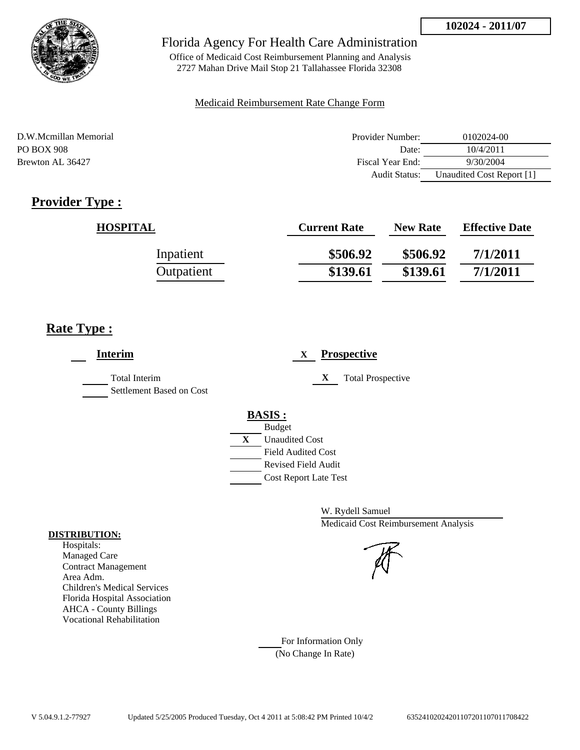**102024 - 2011/07**

# Florida Agency For Health Care Administration

Office of Medicaid Cost Reimbursement Planning and Analysis
2727 Mahan Drive Mail Stop 21 Tallahassee Florida 32308

Medicaid Reimbursement Rate Change Form

D.W.Mcmillan Memorial
PO BOX 908
Brewton AL 36427

| | |
|---|---|
| Provider Number: | 0102024-00 |
| Date: | 10/4/2011 |
| Fiscal Year End: | 9/30/2004 |
| Audit Status: | Unaudited Cost Report [1] |

## Provider Type :

| HOSPITAL | Current Rate | New Rate | Effective Date |
|---|---|---|---|
| Inpatient | \$506.92 | \$506.92 | 7/1/2011 |
| Outpatient | \$139.61 | \$139.61 | 7/1/2011 |

## Rate Type :

___ **Interim**

___ Total Interim
___ Settlement Based on Cost

X **Prospective**

X Total Prospective

**BASIS :**

___ Budget
X Unaudited Cost
___ Field Audited Cost
___ Revised Field Audit
___ Cost Report Late Test

W. Rydell Samuel
Medicaid Cost Reimbursement Analysis

**DISTRIBUTION:**
Hospitals:
Managed Care
Contract Management
Area Adm.
Children's Medical Services
Florida Hospital Association
AHCA - County Billings
Vocational Rehabilitation

___ For Information Only
(No Change In Rate)

V 5.04.9.1.2-77927 Updated 5/25/2005 Produced Tuesday, Oct 4 2011 at 5:08:42 PM Printed 10/4/2 635241020242011072011070117708422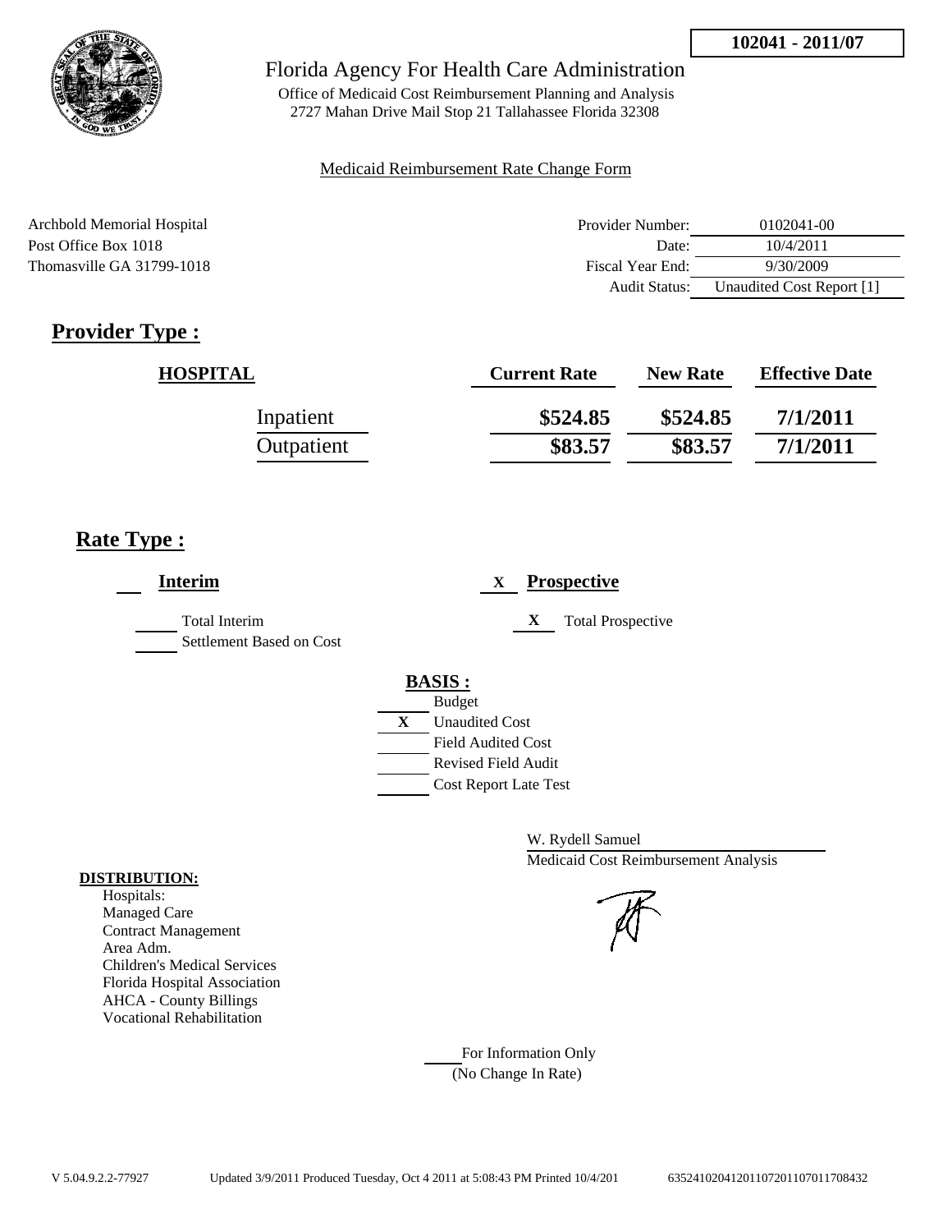**102041 - 2011/07**

# Florida Agency For Health Care Administration

Office of Medicaid Cost Reimbursement Planning and Analysis
2727 Mahan Drive Mail Stop 21 Tallahassee Florida 32308

Medicaid Reimbursement Rate Change Form

Archbold Memorial Hospital
Post Office Box 1018
Thomasville GA 31799-1018

| | |
|---|---|
| Provider Number: | 0102041-00 |
| Date: | 10/4/2011 |
| Fiscal Year End: | 9/30/2009 |
| Audit Status: | Unaudited Cost Report [1] |

## Provider Type :

| HOSPITAL | Current Rate | New Rate | Effective Date |
|---|---|---|---|
| Inpatient | $524.85 | $524.85 | 7/1/2011 |
| Outpatient | $83.57 | $83.57 | 7/1/2011 |

## Rate Type :

___ **Interim**

- ___ Total Interim
- ___ Settlement Based on Cost

X **Prospective**

- X Total Prospective

**BASIS :**

- ___ Budget
- X Unaudited Cost
- ___ Field Audited Cost
- ___ Revised Field Audit
- ___ Cost Report Late Test

W. Rydell Samuel
Medicaid Cost Reimbursement Analysis

**DISTRIBUTION:**

Hospitals:
Managed Care
Contract Management
Area Adm.
Children's Medical Services
Florida Hospital Association
AHCA - County Billings
Vocational Rehabilitation

___ For Information Only
(No Change In Rate)

V 5.04.9.2.2-77927 Updated 3/9/2011 Produced Tuesday, Oct 4 2011 at 5:08:43 PM Printed 10/4/201 63524102041201107201107011708432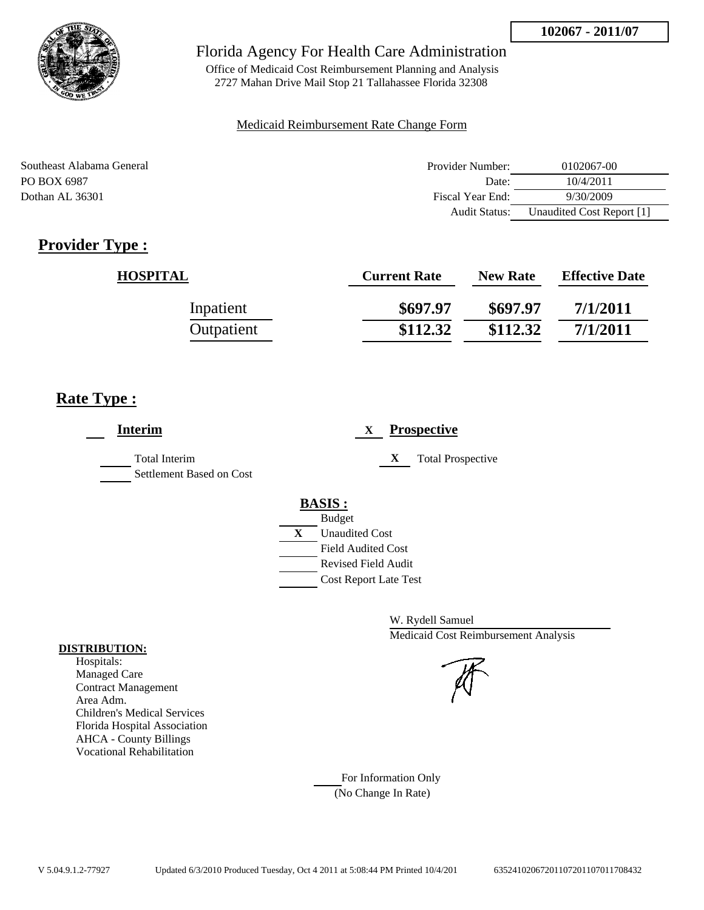**102067 - 2011/07**

# Florida Agency For Health Care Administration

Office of Medicaid Cost Reimbursement Planning and Analysis
2727 Mahan Drive Mail Stop 21 Tallahassee Florida 32308

Medicaid Reimbursement Rate Change Form

Southeast Alabama General
PO BOX 6987
Dothan AL 36301

| | |
|---|---|
| Provider Number: | 0102067-00 |
| Date: | 10/4/2011 |
| Fiscal Year End: | 9/30/2009 |
| Audit Status: | Unaudited Cost Report [1] |

## Provider Type :

| HOSPITAL | Current Rate | New Rate | Effective Date |
|---|---|---|---|
| Inpatient | $697.97 | $697.97 | 7/1/2011 |
| Outpatient | $112.32 | $112.32 | 7/1/2011 |

## Rate Type :

___ **Interim**

_____ Total Interim
_____ Settlement Based on Cost

X **Prospective**

X Total Prospective

**BASIS :**

- ___ Budget
- X Unaudited Cost
- ___ Field Audited Cost
- ___ Revised Field Audit
- ___ Cost Report Late Test

W. Rydell Samuel
Medicaid Cost Reimbursement Analysis

**DISTRIBUTION:**
Hospitals:
Managed Care
Contract Management
Area Adm.
Children's Medical Services
Florida Hospital Association
AHCA - County Billings
Vocational Rehabilitation

___ For Information Only
(No Change In Rate)

V 5.04.9.1.2-77927 Updated 6/3/2010 Produced Tuesday, Oct 4 2011 at 5:08:44 PM Printed 10/4/201 635241020672011072011070117084​32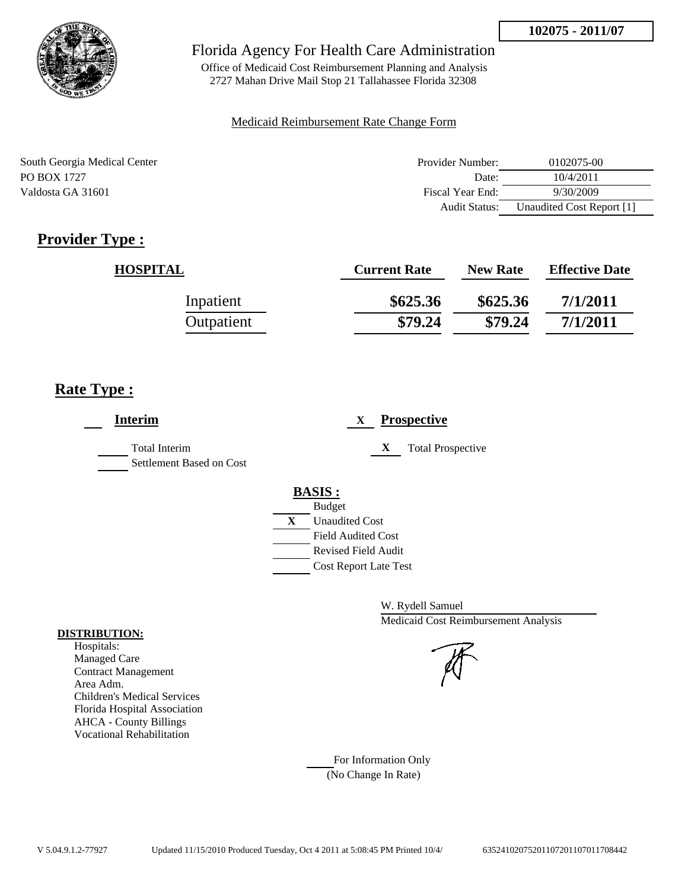102075 - 2011/07

# Florida Agency For Health Care Administration

Office of Medicaid Cost Reimbursement Planning and Analysis
2727 Mahan Drive Mail Stop 21 Tallahassee Florida 32308

Medicaid Reimbursement Rate Change Form

South Georgia Medical Center
PO BOX 1727
Valdosta GA 31601

| | |
|---|---|
| Provider Number: | 0102075-00 |
| Date: | 10/4/2011 |
| Fiscal Year End: | 9/30/2009 |
| Audit Status: | Unaudited Cost Report [1] |

## Provider Type :

| HOSPITAL | Current Rate | New Rate | Effective Date |
|---|---|---|---|
| Inpatient | \$625.36 | \$625.36 | 7/1/2011 |
| Outpatient | \$79.24 | \$79.24 | 7/1/2011 |

## Rate Type :

**Interim**

- Total Interim
- Settlement Based on Cost

X **Prospective**

- X Total Prospective

**BASIS :**

- Budget
- X Unaudited Cost
- Field Audited Cost
- Revised Field Audit
- Cost Report Late Test

W. Rydell Samuel
Medicaid Cost Reimbursement Analysis

**DISTRIBUTION:**

Hospitals:
Managed Care
Contract Management
Area Adm.
Children's Medical Services
Florida Hospital Association
AHCA - County Billings
Vocational Rehabilitation

For Information Only
(No Change In Rate)

V 5.04.9.1.2-77927 Updated 11/15/2010 Produced Tuesday, Oct 4 2011 at 5:08:45 PM Printed 10/4/ 635241020752011072011070117708442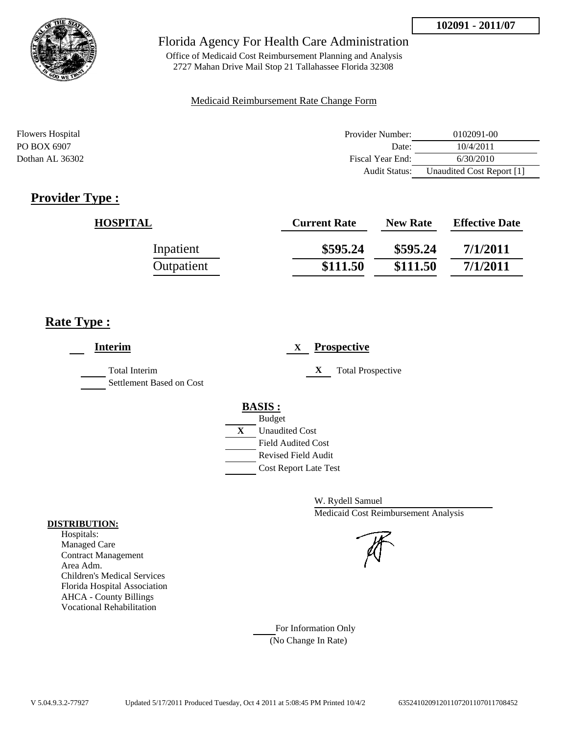102091 - 2011/07

Florida Agency For Health Care Administration

Office of Medicaid Cost Reimbursement Planning and Analysis
2727 Mahan Drive Mail Stop 21 Tallahassee Florida 32308

Medicaid Reimbursement Rate Change Form

Flowers Hospital
PO BOX 6907
Dothan AL 36302

| | |
|---|---|
| Provider Number: | 0102091-00 |
| Date: | 10/4/2011 |
| Fiscal Year End: | 6/30/2010 |
| Audit Status: | Unaudited Cost Report [1] |

## Provider Type :

| HOSPITAL | Current Rate | New Rate | Effective Date |
|---|---|---|---|
| Inpatient | \$595.24 | \$595.24 | 7/1/2011 |
| Outpatient | \$111.50 | \$111.50 | 7/1/2011 |

## Rate Type :

___ **Interim**

___ Total Interim
___ Settlement Based on Cost

X **Prospective**

X Total Prospective

**BASIS :**

___ Budget
X Unaudited Cost
___ Field Audited Cost
___ Revised Field Audit
___ Cost Report Late Test

W. Rydell Samuel
Medicaid Cost Reimbursement Analysis

**DISTRIBUTION:**

Hospitals:
Managed Care
Contract Management
Area Adm.
Children's Medical Services
Florida Hospital Association
AHCA - County Billings
Vocational Rehabilitation

___ For Information Only
(No Change In Rate)

V 5.04.9.3.2-77927 Updated 5/17/2011 Produced Tuesday, Oct 4 2011 at 5:08:45 PM Printed 10/4/2 635241020912011072011070117084​52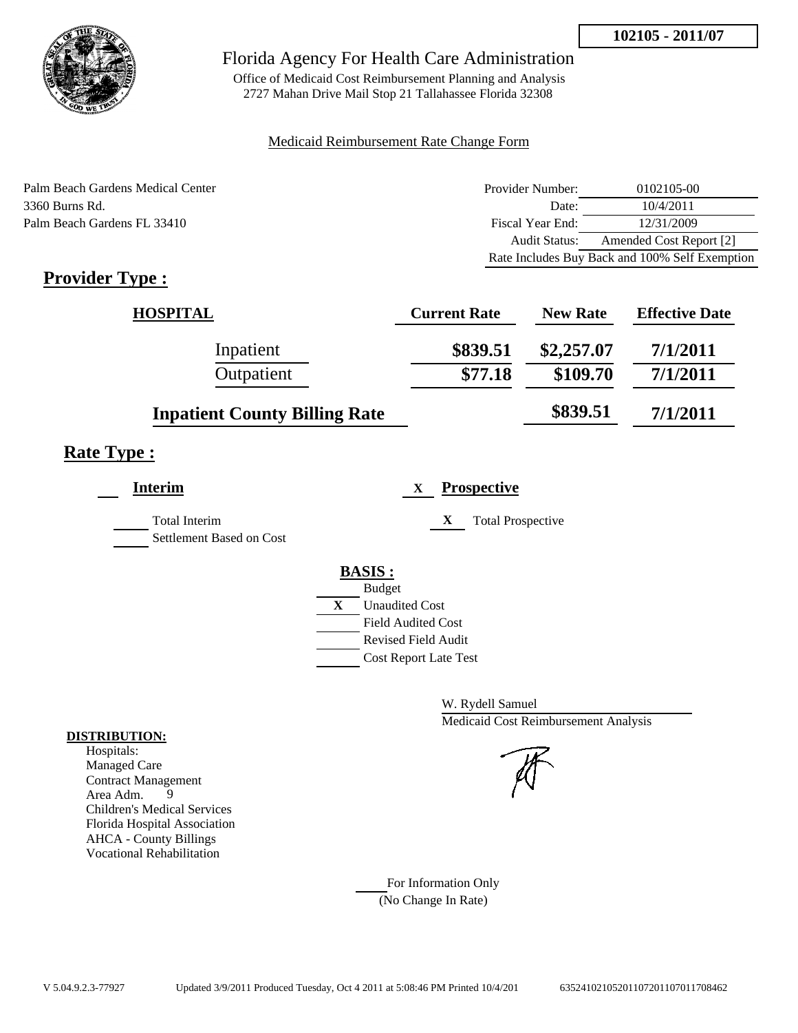**102105 - 2011/07**

# Florida Agency For Health Care Administration

Office of Medicaid Cost Reimbursement Planning and Analysis
2727 Mahan Drive Mail Stop 21 Tallahassee Florida 32308

Medicaid Reimbursement Rate Change Form

Palm Beach Gardens Medical Center
3360 Burns Rd.
Palm Beach Gardens FL 33410

| | |
|---|---|
| Provider Number: | 0102105-00 |
| Date: | 10/4/2011 |
| Fiscal Year End: | 12/31/2009 |
| Audit Status: | Amended Cost Report [2] |
| Rate Includes Buy Back and 100% Self Exemption | |

## Provider Type :

| HOSPITAL | Current Rate | New Rate | Effective Date |
|---|---|---|---|
| Inpatient | $839.51 | $2,257.07 | 7/1/2011 |
| Outpatient | $77.18 | $109.70 | 7/1/2011 |
| Inpatient County Billing Rate | | $839.51 | 7/1/2011 |

## Rate Type :

___ **Interim**

___ Total Interim
___ Settlement Based on Cost

X **Prospective**

X Total Prospective

**BASIS :**

___ Budget
X Unaudited Cost
___ Field Audited Cost
___ Revised Field Audit
___ Cost Report Late Test

W. Rydell Samuel
Medicaid Cost Reimbursement Analysis

**DISTRIBUTION:**
Hospitals:
Managed Care
Contract Management
Area Adm. 9
Children's Medical Services
Florida Hospital Association
AHCA - County Billings
Vocational Rehabilitation

___ For Information Only
(No Change In Rate)

V 5.04.9.2.3-77927 Updated 3/9/2011 Produced Tuesday, Oct 4 2011 at 5:08:46 PM Printed 10/4/201 63524102105201107201107011708462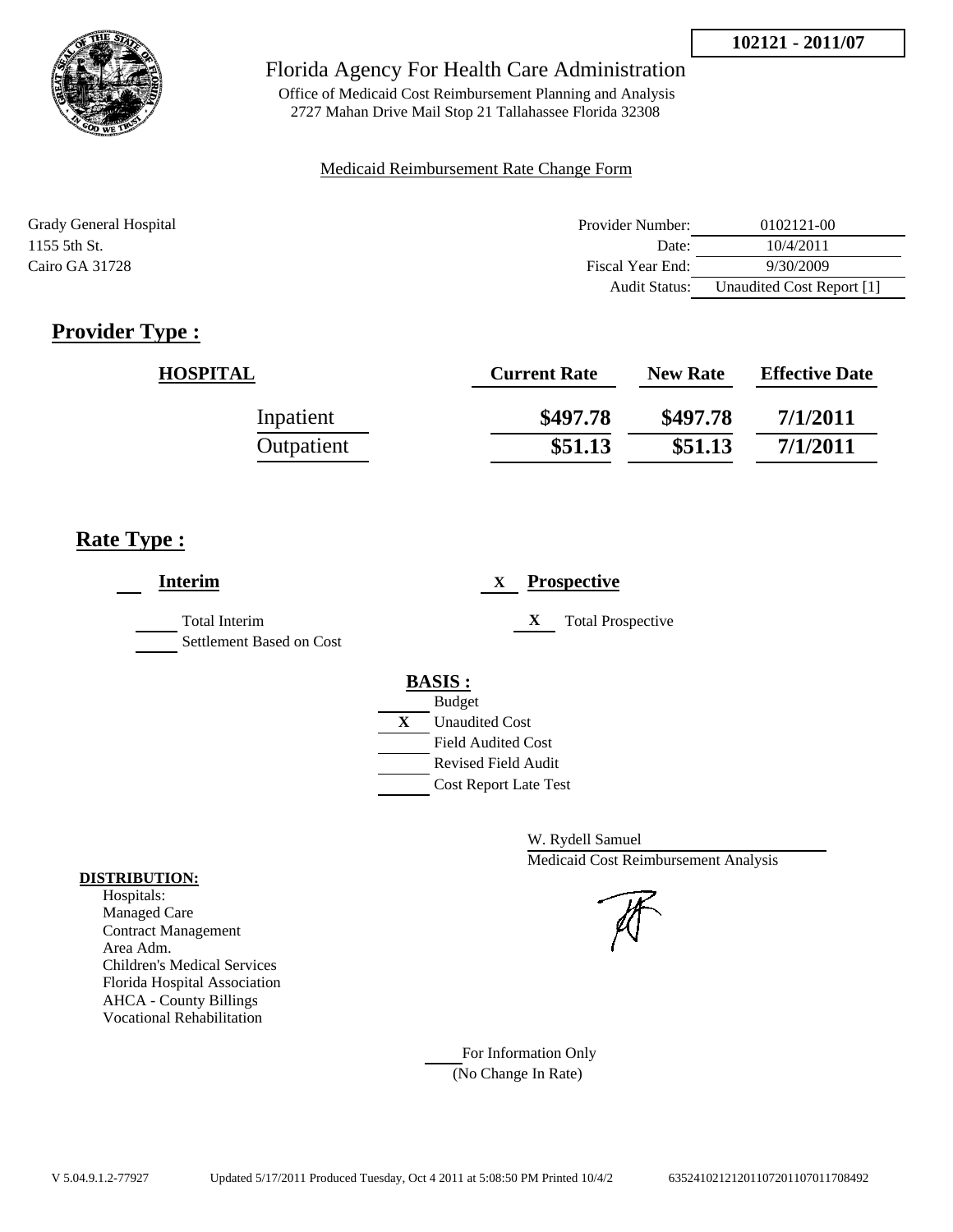**102121 - 2011/07**

Florida Agency For Health Care Administration

Office of Medicaid Cost Reimbursement Planning and Analysis
2727 Mahan Drive Mail Stop 21 Tallahassee Florida 32308

Medicaid Reimbursement Rate Change Form

Grady General Hospital
1155 5th St.
Cairo GA 31728

| | |
|---|---|
| Provider Number: | 0102121-00 |
| Date: | 10/4/2011 |
| Fiscal Year End: | 9/30/2009 |
| Audit Status: | Unaudited Cost Report [1] |

## Provider Type :

| HOSPITAL | Current Rate | New Rate | Effective Date |
|---|---|---|---|
| Inpatient | $497.78 | $497.78 | 7/1/2011 |
| Outpatient | $51.13 | $51.13 | 7/1/2011 |

## Rate Type :

**Interim**

- Total Interim
- Settlement Based on Cost

X **Prospective**

- X Total Prospective

**BASIS :**

- Budget
- X Unaudited Cost
- Field Audited Cost
- Revised Field Audit
- Cost Report Late Test

W. Rydell Samuel
Medicaid Cost Reimbursement Analysis

**DISTRIBUTION:**
Hospitals:
Managed Care
Contract Management
Area Adm.
Children's Medical Services
Florida Hospital Association
AHCA - County Billings
Vocational Rehabilitation

For Information Only
(No Change In Rate)

V 5.04.9.1.2-77927 Updated 5/17/2011 Produced Tuesday, Oct 4 2011 at 5:08:50 PM Printed 10/4/2 635241021212011072011107011708492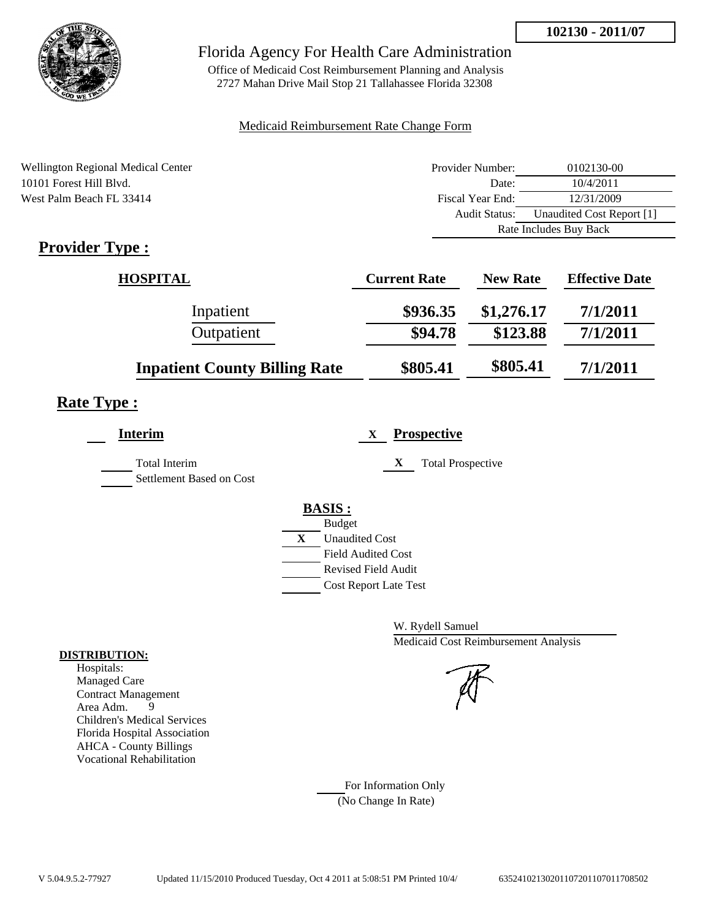**102130 - 2011/07**

# Florida Agency For Health Care Administration

Office of Medicaid Cost Reimbursement Planning and Analysis
2727 Mahan Drive Mail Stop 21 Tallahassee Florida 32308

Medicaid Reimbursement Rate Change Form

Wellington Regional Medical Center
10101 Forest Hill Blvd.
West Palm Beach FL 33414

| | |
|---|---|
| Provider Number: | 0102130-00 |
| Date: | 10/4/2011 |
| Fiscal Year End: | 12/31/2009 |
| Audit Status: | Unaudited Cost Report [1] |
| | Rate Includes Buy Back |

## Provider Type :

| HOSPITAL | Current Rate | New Rate | Effective Date |
|---|---|---|---|
| Inpatient | $936.35 | $1,276.17 | 7/1/2011 |
| Outpatient | $94.78 | $123.88 | 7/1/2011 |
| **Inpatient County Billing Rate** | $805.41 | $805.41 | 7/1/2011 |

## Rate Type :

**Interim**

___ Total Interim
___ Settlement Based on Cost

X **Prospective**

X Total Prospective

**BASIS :**

___ Budget
X Unaudited Cost
___ Field Audited Cost
___ Revised Field Audit
___ Cost Report Late Test

W. Rydell Samuel
Medicaid Cost Reimbursement Analysis

**DISTRIBUTION:**
Hospitals:
Managed Care
Contract Management
Area Adm. 9
Children's Medical Services
Florida Hospital Association
AHCA - County Billings
Vocational Rehabilitation

___ For Information Only
(No Change In Rate)

V 5.04.9.5.2-77927 Updated 11/15/2010 Produced Tuesday, Oct 4 2011 at 5:08:51 PM Printed 10/4/ 635241021302011072011070117708502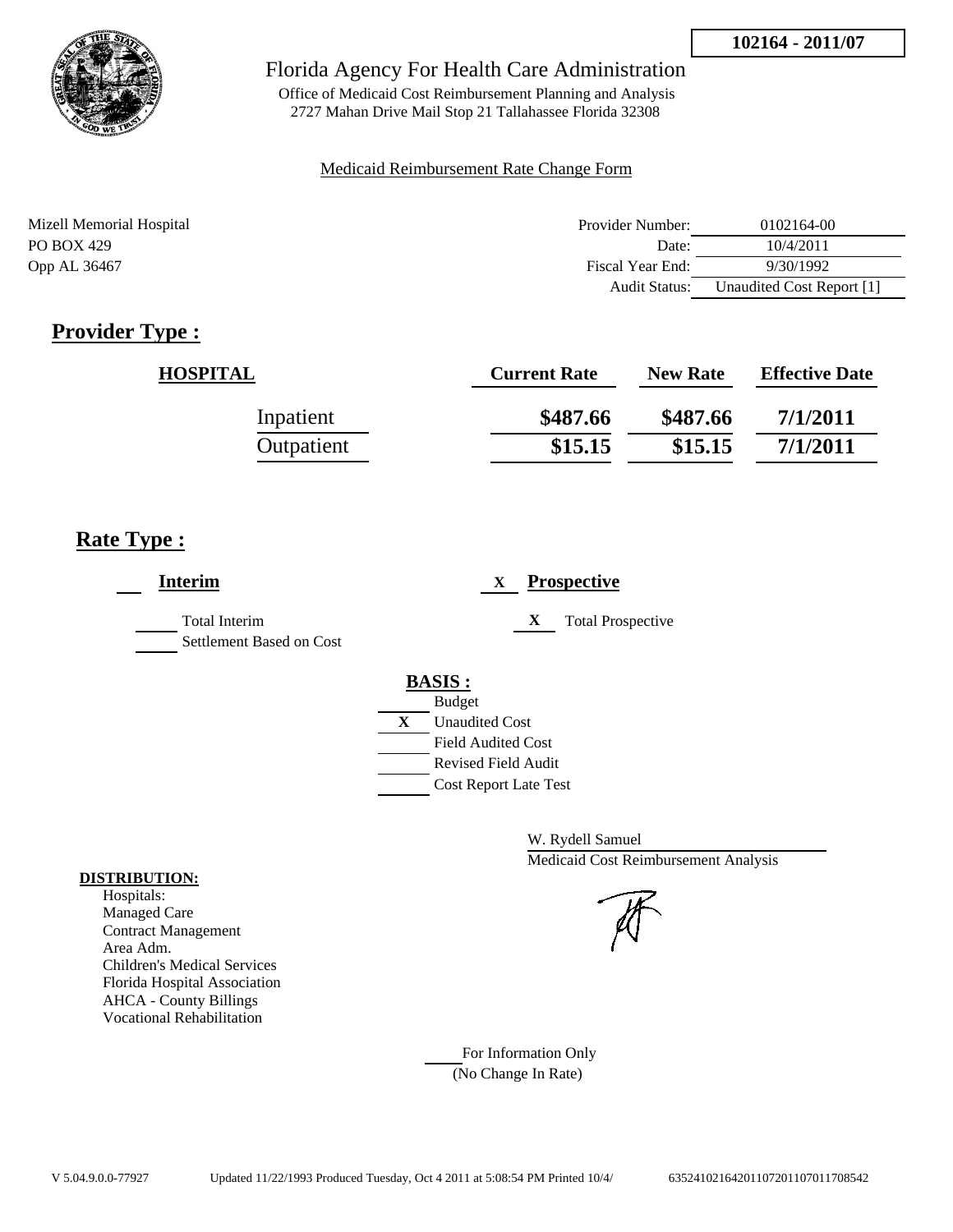**102164 - 2011/07**

Florida Agency For Health Care Administration

Office of Medicaid Cost Reimbursement Planning and Analysis
2727 Mahan Drive Mail Stop 21 Tallahassee Florida 32308

Medicaid Reimbursement Rate Change Form

Mizell Memorial Hospital
PO BOX 429
Opp AL 36467

| | |
|---|---|
| Provider Number: | 0102164-00 |
| Date: | 10/4/2011 |
| Fiscal Year End: | 9/30/1992 |
| Audit Status: | Unaudited Cost Report [1] |

## Provider Type :

| HOSPITAL | Current Rate | New Rate | Effective Date |
|---|---|---|---|
| Inpatient | \$487.66 | \$487.66 | 7/1/2011 |
| Outpatient | \$15.15 | \$15.15 | 7/1/2011 |

## Rate Type :

___ **Interim**

___ Total Interim

___ Settlement Based on Cost

X **Prospective**

X Total Prospective

**BASIS :**

___ Budget
X Unaudited Cost
___ Field Audited Cost
___ Revised Field Audit
___ Cost Report Late Test

W. Rydell Samuel
Medicaid Cost Reimbursement Analysis

**DISTRIBUTION:**
Hospitals:
Managed Care
Contract Management
Area Adm.
Children's Medical Services
Florida Hospital Association
AHCA - County Billings
Vocational Rehabilitation

___ For Information Only
(No Change In Rate)

V 5.04.9.0.0-77927 Updated 11/22/1993 Produced Tuesday, Oct 4 2011 at 5:08:54 PM Printed 10/4/ 635241021642011072011070117085542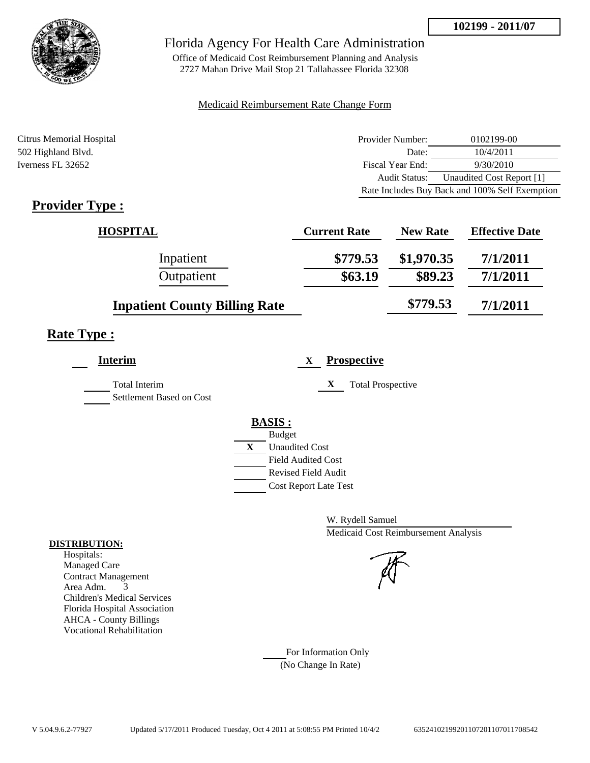**102199 - 2011/07**

Florida Agency For Health Care Administration

Office of Medicaid Cost Reimbursement Planning and Analysis
2727 Mahan Drive Mail Stop 21 Tallahassee Florida 32308

Medicaid Reimbursement Rate Change Form

Citrus Memorial Hospital
502 Highland Blvd.
Iverness FL 32652

| | |
|---|---|
| Provider Number: | 0102199-00 |
| Date: | 10/4/2011 |
| Fiscal Year End: | 9/30/2010 |
| Audit Status: | Unaudited Cost Report [1] |
| Rate Includes Buy Back and 100% Self Exemption | |

## Provider Type :

| HOSPITAL | Current Rate | New Rate | Effective Date |
|---|---|---|---|
| Inpatient | $779.53 | $1,970.35 | 7/1/2011 |
| Outpatient | $63.19 | $89.23 | 7/1/2011 |
| **Inpatient County Billing Rate** | | $779.53 | 7/1/2011 |

## Rate Type :

**Interim**

Total Interim

Settlement Based on Cost

X **Prospective**

X Total Prospective

**BASIS :**

Budget

X Unaudited Cost

Field Audited Cost

Revised Field Audit

Cost Report Late Test

W. Rydell Samuel
Medicaid Cost Reimbursement Analysis

**DISTRIBUTION:**

Hospitals:
Managed Care
Contract Management
Area Adm. 3
Children's Medical Services
Florida Hospital Association
AHCA - County Billings
Vocational Rehabilitation

For Information Only
(No Change In Rate)

V 5.04.9.6.2-77927 Updated 5/17/2011 Produced Tuesday, Oct 4 2011 at 5:08:55 PM Printed 10/4/2 635241021992011072011070117085​42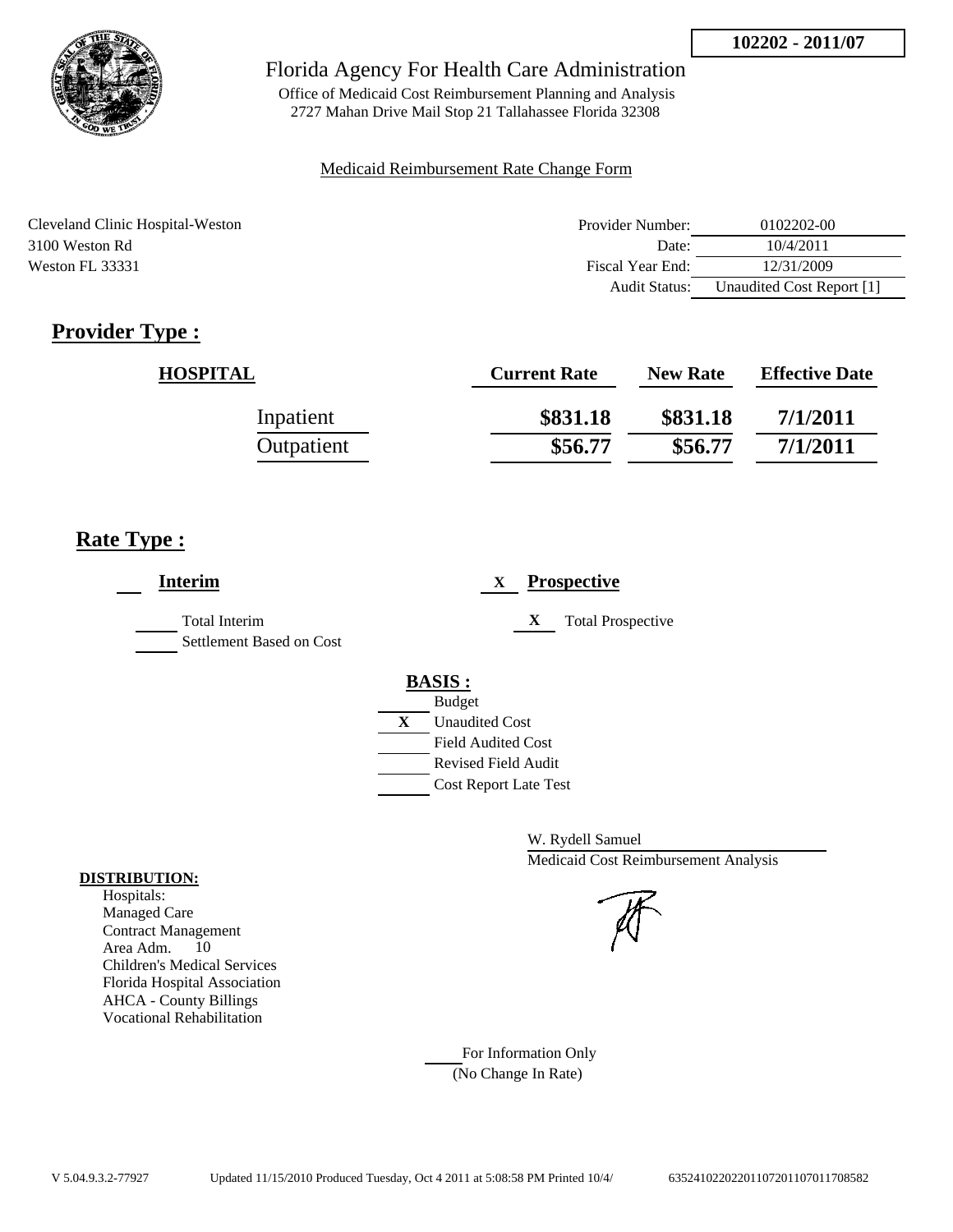**102202 - 2011/07**

Florida Agency For Health Care Administration

Office of Medicaid Cost Reimbursement Planning and Analysis
2727 Mahan Drive Mail Stop 21 Tallahassee Florida 32308

Medicaid Reimbursement Rate Change Form

Cleveland Clinic Hospital-Weston
3100 Weston Rd
Weston FL 33331

| | |
|---|---|
| Provider Number: | 0102202-00 |
| Date: | 10/4/2011 |
| Fiscal Year End: | 12/31/2009 |
| Audit Status: | Unaudited Cost Report [1] |

## Provider Type :

| HOSPITAL | Current Rate | New Rate | Effective Date |
|---|---|---|---|
| Inpatient | $831.18 | $831.18 | 7/1/2011 |
| Outpatient | $56.77 | $56.77 | 7/1/2011 |

## Rate Type :

___ **Interim**

___ Total Interim
___ Settlement Based on Cost

X **Prospective**

X Total Prospective

**BASIS :**

___ Budget
X Unaudited Cost
___ Field Audited Cost
___ Revised Field Audit
___ Cost Report Late Test

W. Rydell Samuel
Medicaid Cost Reimbursement Analysis

**DISTRIBUTION:**
Hospitals:
Managed Care
Contract Management
Area Adm. 10
Children's Medical Services
Florida Hospital Association
AHCA - County Billings
Vocational Rehabilitation

___ For Information Only
(No Change In Rate)

V 5.04.9.3.2-77927 Updated 11/15/2010 Produced Tuesday, Oct 4 2011 at 5:08:58 PM Printed 10/4/ 63524102202201107201107011708582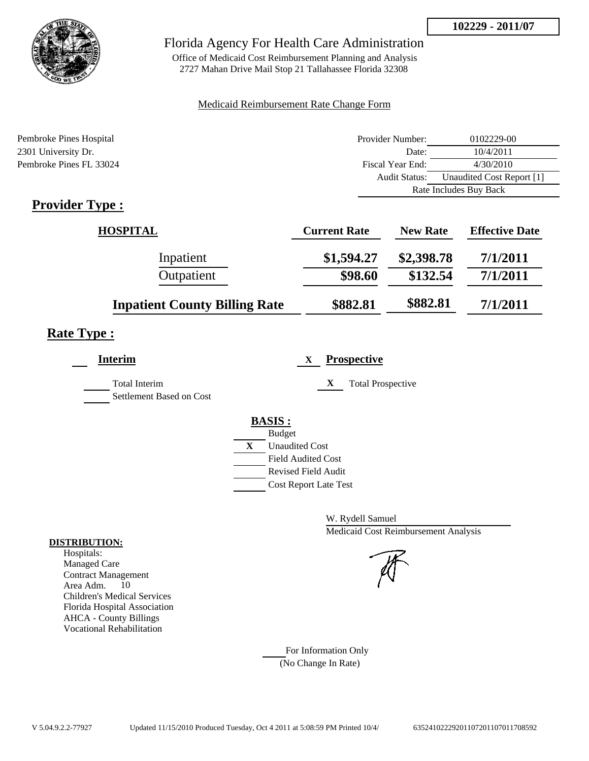**102229 - 2011/07**

# Florida Agency For Health Care Administration

Office of Medicaid Cost Reimbursement Planning and Analysis
2727 Mahan Drive Mail Stop 21 Tallahassee Florida 32308

Medicaid Reimbursement Rate Change Form

Pembroke Pines Hospital
2301 University Dr.
Pembroke Pines FL 33024

| | |
|---|---|
| Provider Number: | 0102229-00 |
| Date: | 10/4/2011 |
| Fiscal Year End: | 4/30/2010 |
| Audit Status: | Unaudited Cost Report [1] |
| | Rate Includes Buy Back |

## Provider Type :

| HOSPITAL | Current Rate | New Rate | Effective Date |
|---|---|---|---|
| Inpatient | $1,594.27 | $2,398.78 | 7/1/2011 |
| Outpatient | $98.60 | $132.54 | 7/1/2011 |
| **Inpatient County Billing Rate** | $882.81 | $882.81 | 7/1/2011 |

## Rate Type :

**Interim**

___ Total Interim

___ Settlement Based on Cost

X **Prospective**

X Total Prospective

**BASIS :**

___ Budget

X Unaudited Cost

___ Field Audited Cost

___ Revised Field Audit

___ Cost Report Late Test

W. Rydell Samuel
Medicaid Cost Reimbursement Analysis

**DISTRIBUTION:**

Hospitals:
Managed Care
Contract Management
Area Adm. 10
Children's Medical Services
Florida Hospital Association
AHCA - County Billings
Vocational Rehabilitation

___ For Information Only
(No Change In Rate)

V 5.04.9.2.2-77927 Updated 11/15/2010 Produced Tuesday, Oct 4 2011 at 5:08:59 PM Printed 10/4/ 635241022292011072011070117085 92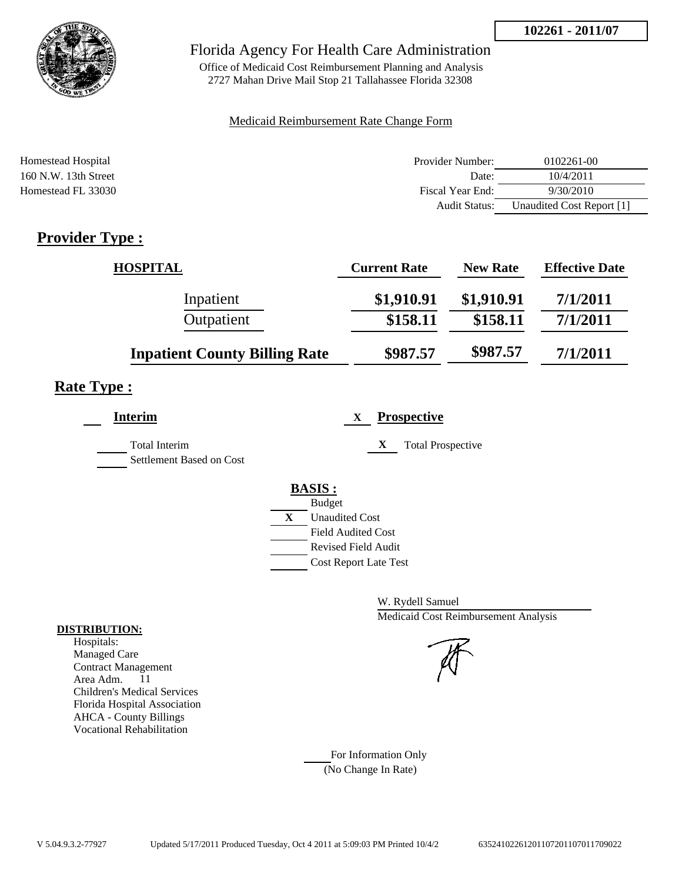**102261 - 2011/07**

# Florida Agency For Health Care Administration

Office of Medicaid Cost Reimbursement Planning and Analysis
2727 Mahan Drive Mail Stop 21 Tallahassee Florida 32308

Medicaid Reimbursement Rate Change Form

Homestead Hospital
160 N.W. 13th Street
Homestead FL 33030

| | |
|---|---|
| Provider Number: | 0102261-00 |
| Date: | 10/4/2011 |
| Fiscal Year End: | 9/30/2010 |
| Audit Status: | Unaudited Cost Report [1] |

## Provider Type :

| HOSPITAL | Current Rate | New Rate | Effective Date |
|---|---|---|---|
| Inpatient | $1,910.91 | $1,910.91 | 7/1/2011 |
| Outpatient | $158.11 | $158.11 | 7/1/2011 |
| Inpatient County Billing Rate | $987.57 | $987.57 | 7/1/2011 |

## Rate Type :

___ **Interim**

___ Total Interim
___ Settlement Based on Cost

X **Prospective**

X Total Prospective

**BASIS :**

___ Budget
X Unaudited Cost
___ Field Audited Cost
___ Revised Field Audit
___ Cost Report Late Test

W. Rydell Samuel
Medicaid Cost Reimbursement Analysis

**DISTRIBUTION:**
Hospitals:
Managed Care
Contract Management
Area Adm. 11
Children's Medical Services
Florida Hospital Association
AHCA - County Billings
Vocational Rehabilitation

___ For Information Only
(No Change In Rate)

V 5.04.9.3.2-77927 Updated 5/17/2011 Produced Tuesday, Oct 4 2011 at 5:09:03 PM Printed 10/4/2 635241022612011072011070117090022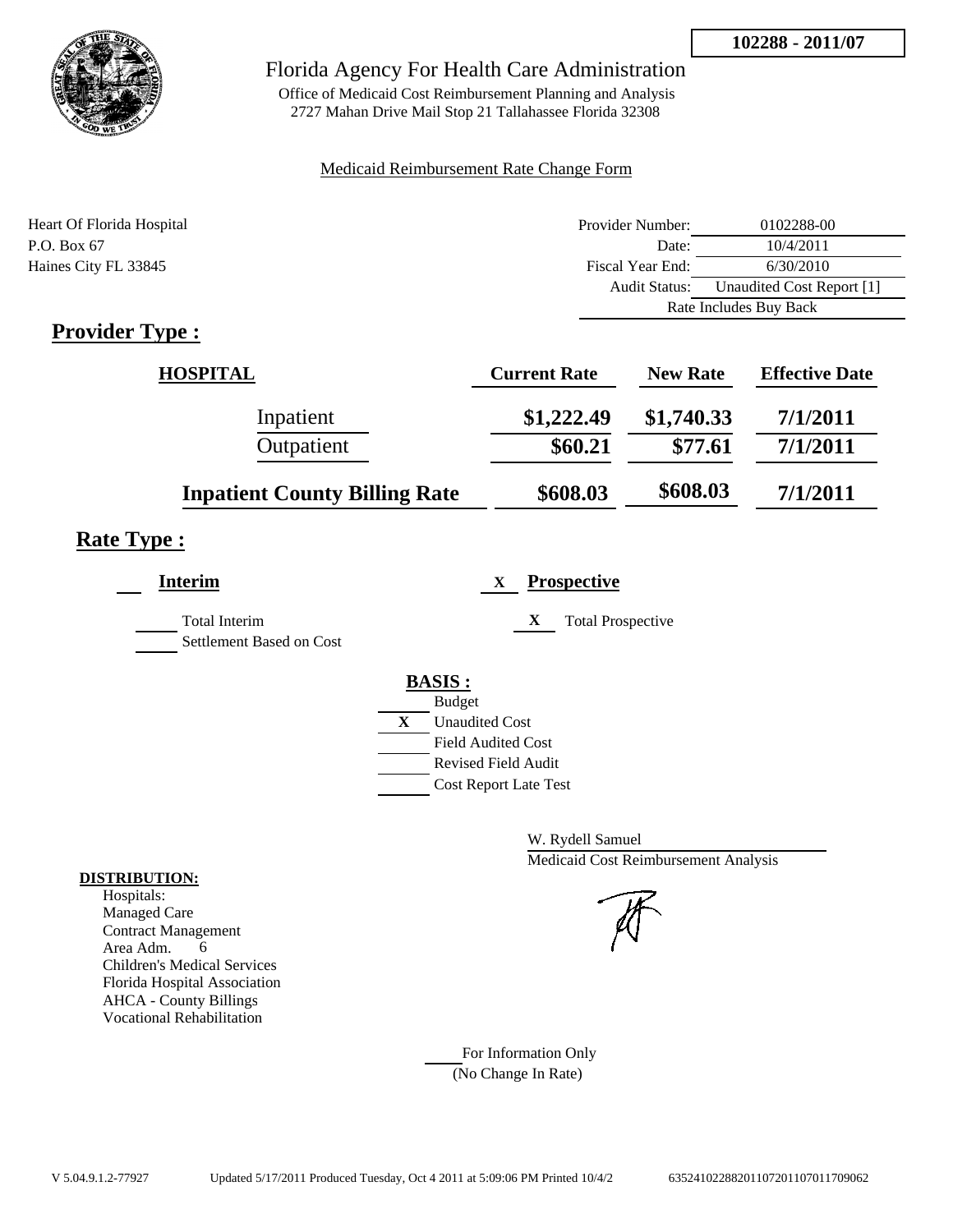**102288 - 2011/07**

# Florida Agency For Health Care Administration

Office of Medicaid Cost Reimbursement Planning and Analysis
2727 Mahan Drive Mail Stop 21 Tallahassee Florida 32308

Medicaid Reimbursement Rate Change Form

Heart Of Florida Hospital
P.O. Box 67
Haines City FL 33845

| | |
|---|---|
| Provider Number: | 0102288-00 |
| Date: | 10/4/2011 |
| Fiscal Year End: | 6/30/2010 |
| Audit Status: | Unaudited Cost Report [1] |
| | Rate Includes Buy Back |

## Provider Type :

| HOSPITAL | Current Rate | New Rate | Effective Date |
|---|---|---|---|
| Inpatient | $1,222.49 | $1,740.33 | 7/1/2011 |
| Outpatient | $60.21 | $77.61 | 7/1/2011 |
| **Inpatient County Billing Rate** | $608.03 | $608.03 | 7/1/2011 |

## Rate Type :

**Interim**

Total Interim
Settlement Based on Cost

X **Prospective**

X Total Prospective

**BASIS :**

Budget
X Unaudited Cost
Field Audited Cost
Revised Field Audit
Cost Report Late Test

W. Rydell Samuel
Medicaid Cost Reimbursement Analysis

**DISTRIBUTION:**
Hospitals:
Managed Care
Contract Management
Area Adm. 6
Children's Medical Services
Florida Hospital Association
AHCA - County Billings
Vocational Rehabilitation

For Information Only
(No Change In Rate)

V 5.04.9.1.2-77927 Updated 5/17/2011 Produced Tuesday, Oct 4 2011 at 5:09:06 PM Printed 10/4/2 63524102288201107201107011709062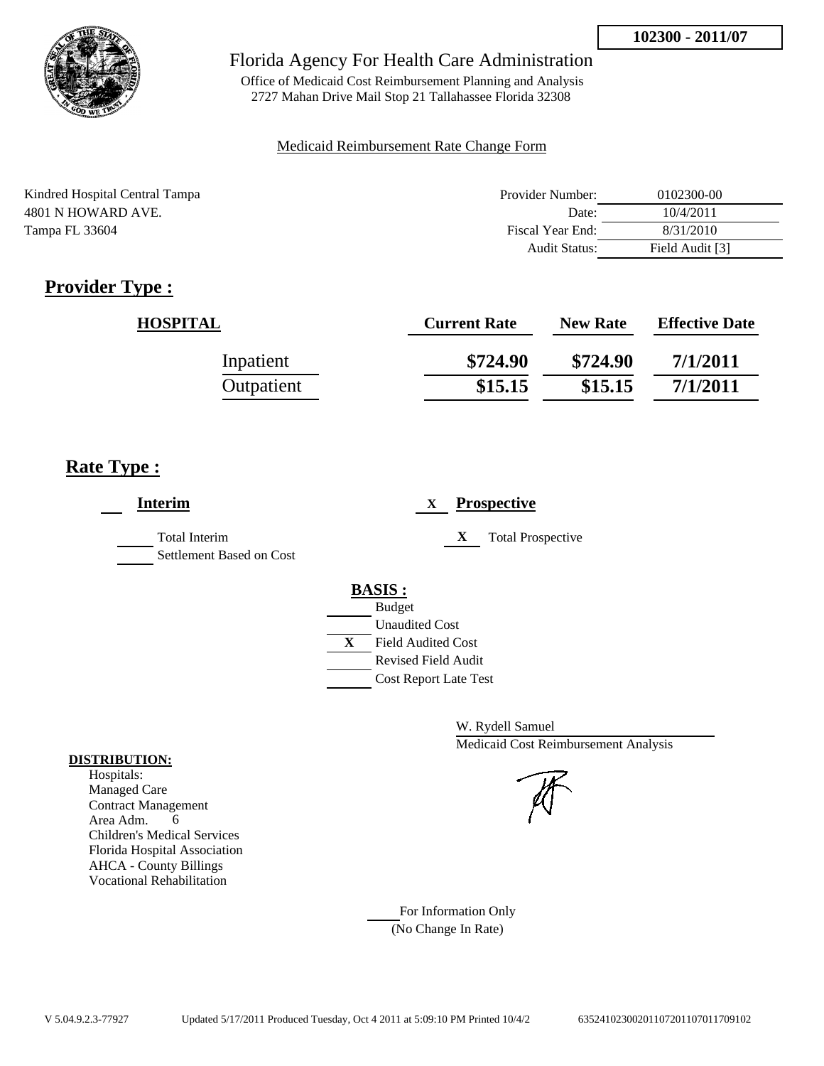102300 - 2011/07

# Florida Agency For Health Care Administration

Office of Medicaid Cost Reimbursement Planning and Analysis
2727 Mahan Drive Mail Stop 21 Tallahassee Florida 32308

Medicaid Reimbursement Rate Change Form

Kindred Hospital Central Tampa
4801 N HOWARD AVE.
Tampa FL 33604

| | |
|---|---|
| Provider Number: | 0102300-00 |
| Date: | 10/4/2011 |
| Fiscal Year End: | 8/31/2010 |
| Audit Status: | Field Audit [3] |

## Provider Type :

| HOSPITAL | Current Rate | New Rate | Effective Date |
|---|---|---|---|
| Inpatient | $724.90 | $724.90 | 7/1/2011 |
| Outpatient | $15.15 | $15.15 | 7/1/2011 |

## Rate Type :

**Interim**

- ___ Total Interim
- ___ Settlement Based on Cost

X **Prospective**

- X Total Prospective

**BASIS :**

- ___ Budget
- ___ Unaudited Cost
- X Field Audited Cost
- ___ Revised Field Audit
- ___ Cost Report Late Test

W. Rydell Samuel
Medicaid Cost Reimbursement Analysis

**DISTRIBUTION:**

Hospitals:
Managed Care
Contract Management
Area Adm. 6
Children's Medical Services
Florida Hospital Association
AHCA - County Billings
Vocational Rehabilitation

___ For Information Only
(No Change In Rate)

V 5.04.9.2.3-77927 Updated 5/17/2011 Produced Tuesday, Oct 4 2011 at 5:09:10 PM Printed 10/4/2 63524102300201107201107011709102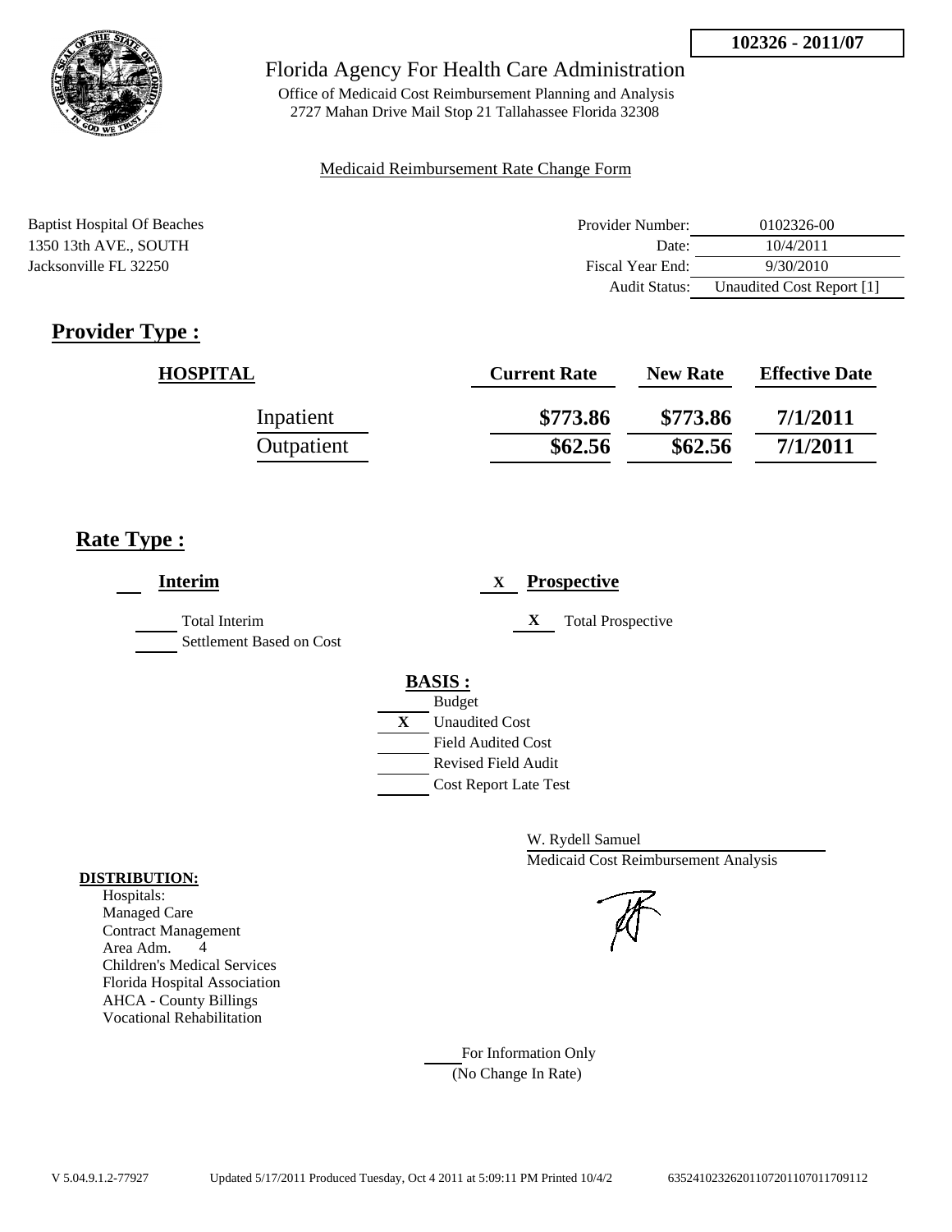**102326 - 2011/07**

# Florida Agency For Health Care Administration

Office of Medicaid Cost Reimbursement Planning and Analysis
2727 Mahan Drive Mail Stop 21 Tallahassee Florida 32308

Medicaid Reimbursement Rate Change Form

Baptist Hospital Of Beaches
1350 13th AVE., SOUTH
Jacksonville FL 32250

| | |
|---|---|
| Provider Number: | 0102326-00 |
| Date: | 10/4/2011 |
| Fiscal Year End: | 9/30/2010 |
| Audit Status: | Unaudited Cost Report [1] |

## Provider Type :

| HOSPITAL | Current Rate | New Rate | Effective Date |
|---|---|---|---|
| Inpatient | \$773.86 | \$773.86 | 7/1/2011 |
| Outpatient | \$62.56 | \$62.56 | 7/1/2011 |

## Rate Type :

___ **Interim**

___ Total Interim
___ Settlement Based on Cost

X **Prospective**

X Total Prospective

**BASIS :**

___ Budget
X Unaudited Cost
___ Field Audited Cost
___ Revised Field Audit
___ Cost Report Late Test

W. Rydell Samuel
Medicaid Cost Reimbursement Analysis

**DISTRIBUTION:**
Hospitals:
Managed Care
Contract Management
Area Adm. 4
Children's Medical Services
Florida Hospital Association
AHCA - County Billings
Vocational Rehabilitation

___ For Information Only
(No Change In Rate)

V 5.04.9.1.2-77927 Updated 5/17/2011 Produced Tuesday, Oct 4 2011 at 5:09:11 PM Printed 10/4/2 63524102326201107201107011709112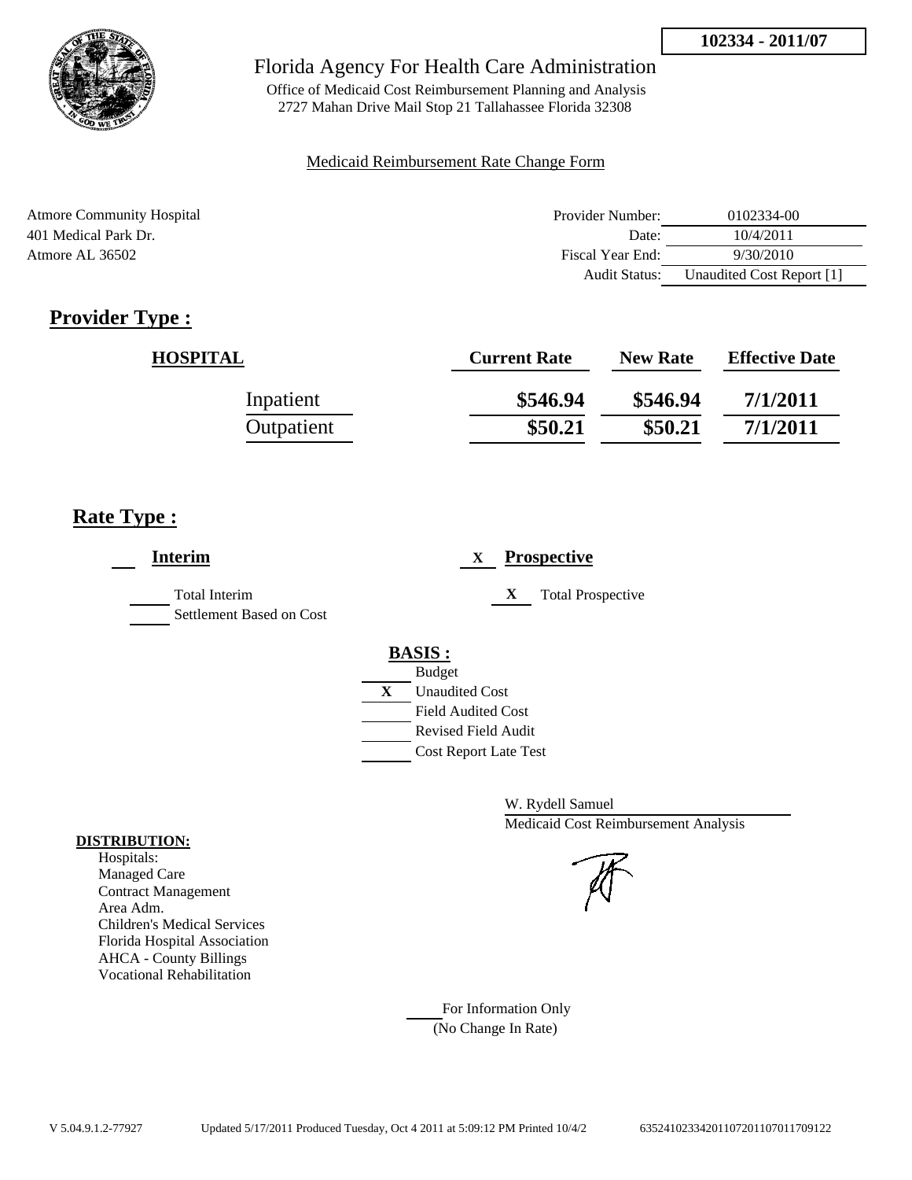102334 - 2011/07

# Florida Agency For Health Care Administration

Office of Medicaid Cost Reimbursement Planning and Analysis
2727 Mahan Drive Mail Stop 21 Tallahassee Florida 32308

Medicaid Reimbursement Rate Change Form

Atmore Community Hospital
401 Medical Park Dr.
Atmore AL 36502

| | |
|---|---|
| Provider Number: | 0102334-00 |
| Date: | 10/4/2011 |
| Fiscal Year End: | 9/30/2010 |
| Audit Status: | Unaudited Cost Report [1] |

## Provider Type :

| HOSPITAL | Current Rate | New Rate | Effective Date |
|---|---|---|---|
| Inpatient | \$546.94 | \$546.94 | 7/1/2011 |
| Outpatient | \$50.21 | \$50.21 | 7/1/2011 |

## Rate Type :

___ **Interim**

___ Total Interim
___ Settlement Based on Cost

X **Prospective**

X Total Prospective

**BASIS :**

___ Budget
X Unaudited Cost
___ Field Audited Cost
___ Revised Field Audit
___ Cost Report Late Test

W. Rydell Samuel
Medicaid Cost Reimbursement Analysis

**DISTRIBUTION:**
Hospitals:
Managed Care
Contract Management
Area Adm.
Children's Medical Services
Florida Hospital Association
AHCA - County Billings
Vocational Rehabilitation

___ For Information Only
(No Change In Rate)

V 5.04.9.1.2-77927 Updated 5/17/2011 Produced Tuesday, Oct 4 2011 at 5:09:12 PM Printed 10/4/2 635241023342011072011070117091​22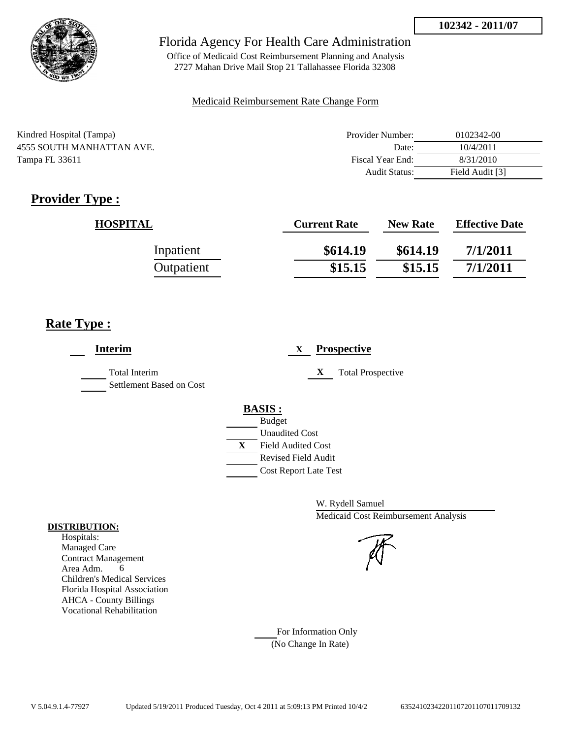**102342 - 2011/07**

# Florida Agency For Health Care Administration

Office of Medicaid Cost Reimbursement Planning and Analysis
2727 Mahan Drive Mail Stop 21 Tallahassee Florida 32308

Medicaid Reimbursement Rate Change Form

Kindred Hospital (Tampa)
4555 SOUTH MANHATTAN AVE.
Tampa FL 33611

| | |
|---|---|
| Provider Number: | 0102342-00 |
| Date: | 10/4/2011 |
| Fiscal Year End: | 8/31/2010 |
| Audit Status: | Field Audit [3] |

## Provider Type :

| HOSPITAL | Current Rate | New Rate | Effective Date |
|---|---|---|---|
| Inpatient | \$614.19 | \$614.19 | 7/1/2011 |
| Outpatient | \$15.15 | \$15.15 | 7/1/2011 |

## Rate Type :

___ **Interim**

___ Total Interim
___ Settlement Based on Cost

X **Prospective**

X Total Prospective

**BASIS :**

___ Budget
___ Unaudited Cost
X Field Audited Cost
___ Revised Field Audit
___ Cost Report Late Test

W. Rydell Samuel
Medicaid Cost Reimbursement Analysis

**DISTRIBUTION:**

Hospitals:
Managed Care
Contract Management
Area Adm. 6
Children's Medical Services
Florida Hospital Association
AHCA - County Billings
Vocational Rehabilitation

___ For Information Only
(No Change In Rate)

V 5.04.9.1.4-77927 Updated 5/19/2011 Produced Tuesday, Oct 4 2011 at 5:09:13 PM Printed 10/4/2 635241023422011072011070117091​32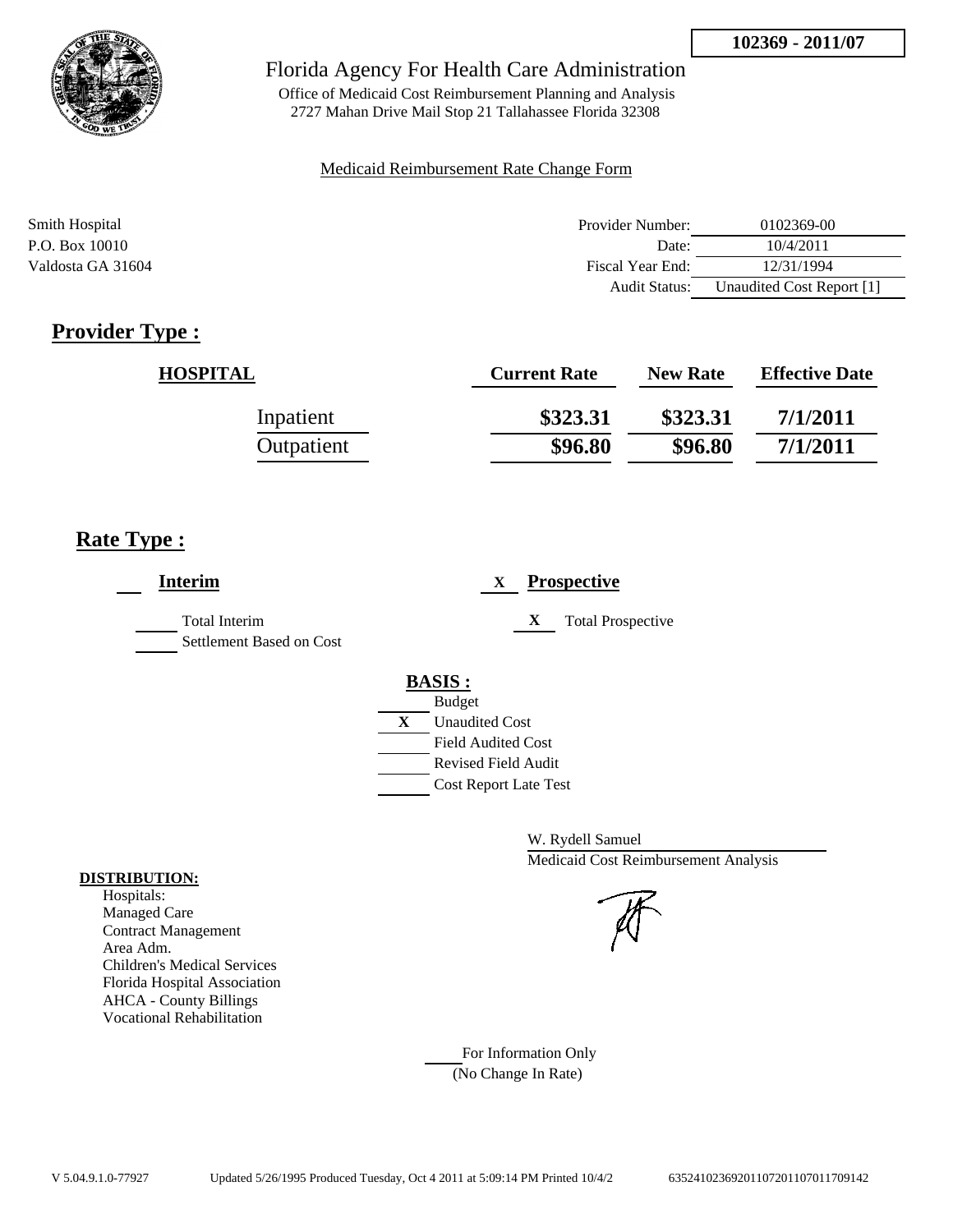**102369 - 2011/07**

# Florida Agency For Health Care Administration

Office of Medicaid Cost Reimbursement Planning and Analysis
2727 Mahan Drive Mail Stop 21 Tallahassee Florida 32308

Medicaid Reimbursement Rate Change Form

Smith Hospital
P.O. Box 10010
Valdosta GA 31604

| | |
|---|---|
| Provider Number: | 0102369-00 |
| Date: | 10/4/2011 |
| Fiscal Year End: | 12/31/1994 |
| Audit Status: | Unaudited Cost Report [1] |

## Provider Type :

| HOSPITAL | Current Rate | New Rate | Effective Date |
|---|---|---|---|
| Inpatient | $323.31 | $323.31 | 7/1/2011 |
| Outpatient | $96.80 | $96.80 | 7/1/2011 |

## Rate Type :

___ **Interim**

___ Total Interim
___ Settlement Based on Cost

X **Prospective**

X Total Prospective

**BASIS :**

___ Budget
X Unaudited Cost
___ Field Audited Cost
___ Revised Field Audit
___ Cost Report Late Test

W. Rydell Samuel
Medicaid Cost Reimbursement Analysis

**DISTRIBUTION:**

Hospitals:
Managed Care
Contract Management
Area Adm.
Children's Medical Services
Florida Hospital Association
AHCA - County Billings
Vocational Rehabilitation

___ For Information Only
(No Change In Rate)

V 5.04.9.1.0-77927 Updated 5/26/1995 Produced Tuesday, Oct 4 2011 at 5:09:14 PM Printed 10/4/2 635241023692011072011070117O9142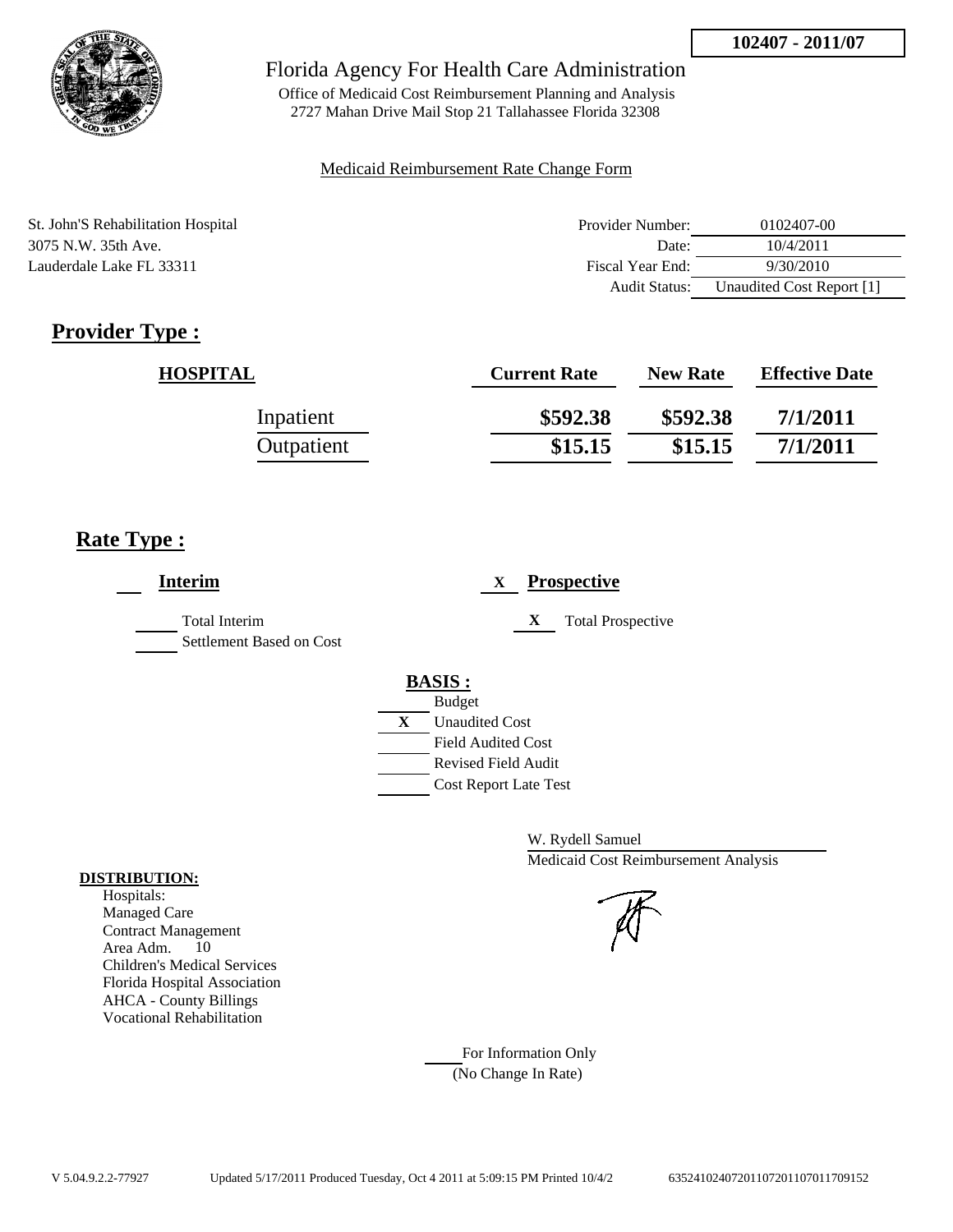**102407 - 2011/07**

# Florida Agency For Health Care Administration

Office of Medicaid Cost Reimbursement Planning and Analysis
2727 Mahan Drive Mail Stop 21 Tallahassee Florida 32308

Medicaid Reimbursement Rate Change Form

St. John'S Rehabilitation Hospital
3075 N.W. 35th Ave.
Lauderdale Lake FL 33311

| | |
|---|---|
| Provider Number: | 0102407-00 |
| Date: | 10/4/2011 |
| Fiscal Year End: | 9/30/2010 |
| Audit Status: | Unaudited Cost Report [1] |

## Provider Type :

| HOSPITAL | Current Rate | New Rate | Effective Date |
|---|---|---|---|
| Inpatient | \$592.38 | \$592.38 | 7/1/2011 |
| Outpatient | \$15.15 | \$15.15 | 7/1/2011 |

## Rate Type :

___ **Interim**

___ Total Interim
___ Settlement Based on Cost

X **Prospective**

X Total Prospective

**BASIS :**

___ Budget
X Unaudited Cost
___ Field Audited Cost
___ Revised Field Audit
___ Cost Report Late Test

W. Rydell Samuel
Medicaid Cost Reimbursement Analysis

**DISTRIBUTION:**
Hospitals:
Managed Care
Contract Management
Area Adm. 10
Children's Medical Services
Florida Hospital Association
AHCA - County Billings
Vocational Rehabilitation

___ For Information Only
(No Change In Rate)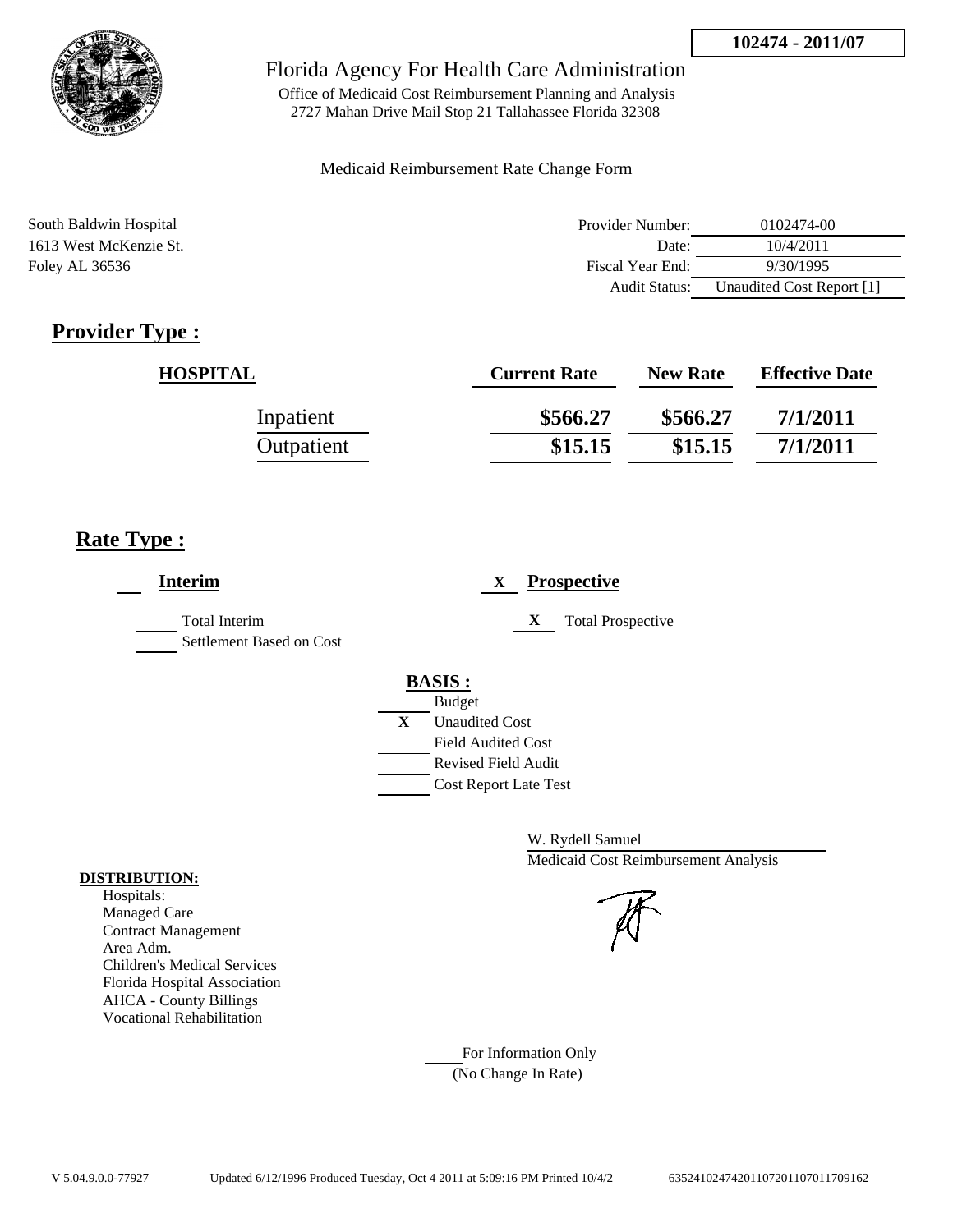**102474 - 2011/07**

Florida Agency For Health Care Administration

Office of Medicaid Cost Reimbursement Planning and Analysis
2727 Mahan Drive Mail Stop 21 Tallahassee Florida 32308

Medicaid Reimbursement Rate Change Form

South Baldwin Hospital
1613 West McKenzie St.
Foley AL 36536

| | |
|---|---|
| Provider Number: | 0102474-00 |
| Date: | 10/4/2011 |
| Fiscal Year End: | 9/30/1995 |
| Audit Status: | Unaudited Cost Report [1] |

## Provider Type :

| HOSPITAL | Current Rate | New Rate | Effective Date |
|---|---|---|---|
| Inpatient | **\$566.27** | **\$566.27** | **7/1/2011** |
| Outpatient | **\$15.15** | **\$15.15** | **7/1/2011** |

## Rate Type :

___ **Interim**

___ Total Interim
___ Settlement Based on Cost

X **Prospective**

X Total Prospective

**BASIS :**

___ Budget
X Unaudited Cost
___ Field Audited Cost
___ Revised Field Audit
___ Cost Report Late Test

W. Rydell Samuel
Medicaid Cost Reimbursement Analysis

**DISTRIBUTION:**
Hospitals:
Managed Care
Contract Management
Area Adm.
Children's Medical Services
Florida Hospital Association
AHCA - County Billings
Vocational Rehabilitation

___ For Information Only
(No Change In Rate)

V 5.04.9.0.0-77927 Updated 6/12/1996 Produced Tuesday, Oct 4 2011 at 5:09:16 PM Printed 10/4/2 635241024742011072011070117091​62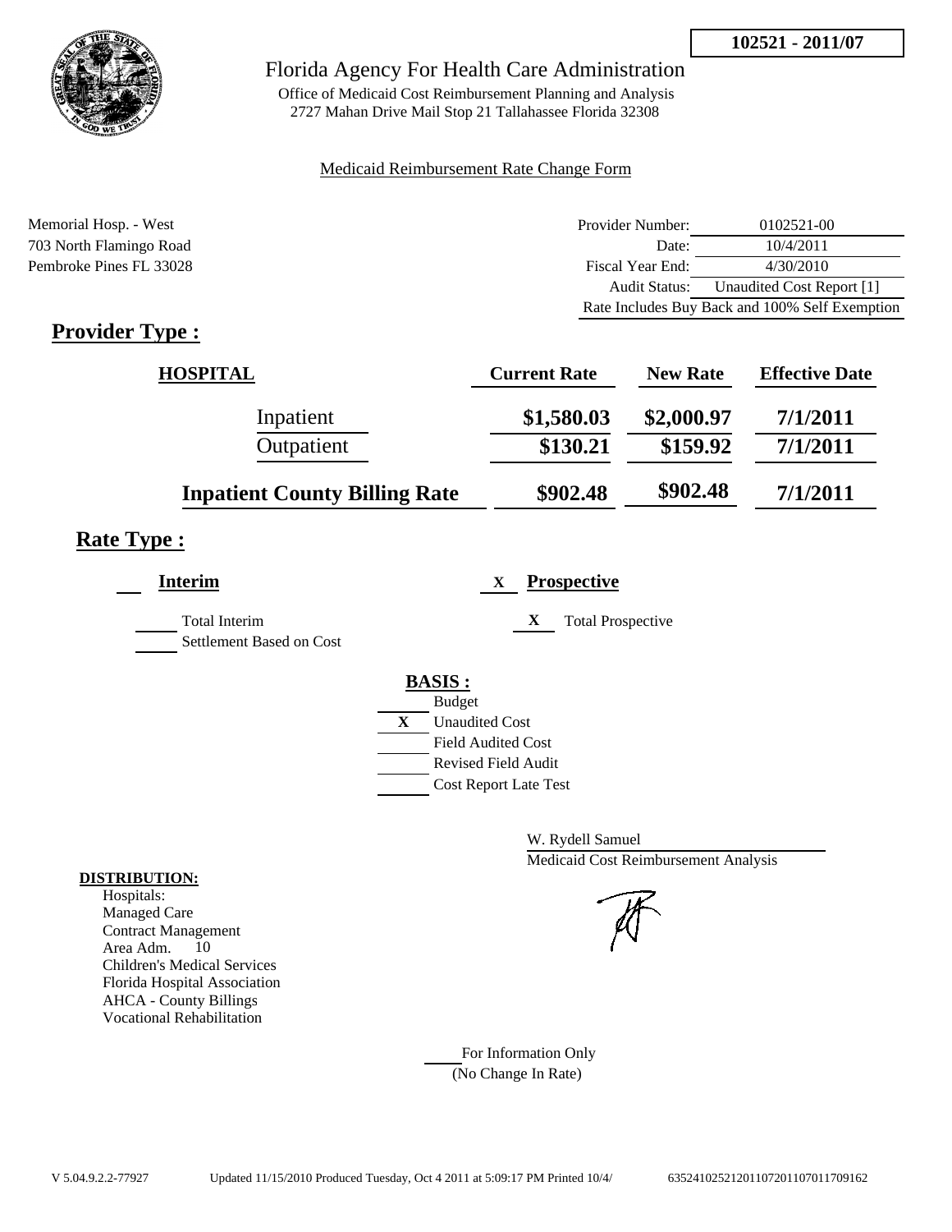**102521 - 2011/07**

Florida Agency For Health Care Administration

Office of Medicaid Cost Reimbursement Planning and Analysis
2727 Mahan Drive Mail Stop 21 Tallahassee Florida 32308

Medicaid Reimbursement Rate Change Form

Memorial Hosp. - West
703 North Flamingo Road
Pembroke Pines FL 33028

| | |
|---|---|
| Provider Number: | 0102521-00 |
| Date: | 10/4/2011 |
| Fiscal Year End: | 4/30/2010 |
| Audit Status: | Unaudited Cost Report [1] |

Rate Includes Buy Back and 100% Self Exemption

## Provider Type :

| HOSPITAL | Current Rate | New Rate | Effective Date |
|---|---|---|---|
| Inpatient | $1,580.03 | $2,000.97 | 7/1/2011 |
| Outpatient | $130.21 | $159.92 | 7/1/2011 |
| **Inpatient County Billing Rate** | $902.48 | $902.48 | 7/1/2011 |

## Rate Type :

**Interim**

Total Interim
Settlement Based on Cost

X **Prospective**

X Total Prospective

**BASIS :**

- Budget
- X Unaudited Cost
- Field Audited Cost
- Revised Field Audit
- Cost Report Late Test

W. Rydell Samuel
Medicaid Cost Reimbursement Analysis

**DISTRIBUTION:**
Hospitals:
Managed Care
Contract Management
Area Adm. 10
Children's Medical Services
Florida Hospital Association
AHCA - County Billings
Vocational Rehabilitation

For Information Only
(No Change In Rate)

V 5.04.9.2.2-77927 Updated 11/15/2010 Produced Tuesday, Oct 4 2011 at 5:09:17 PM Printed 10/4/ 635241025212011072011070117091​62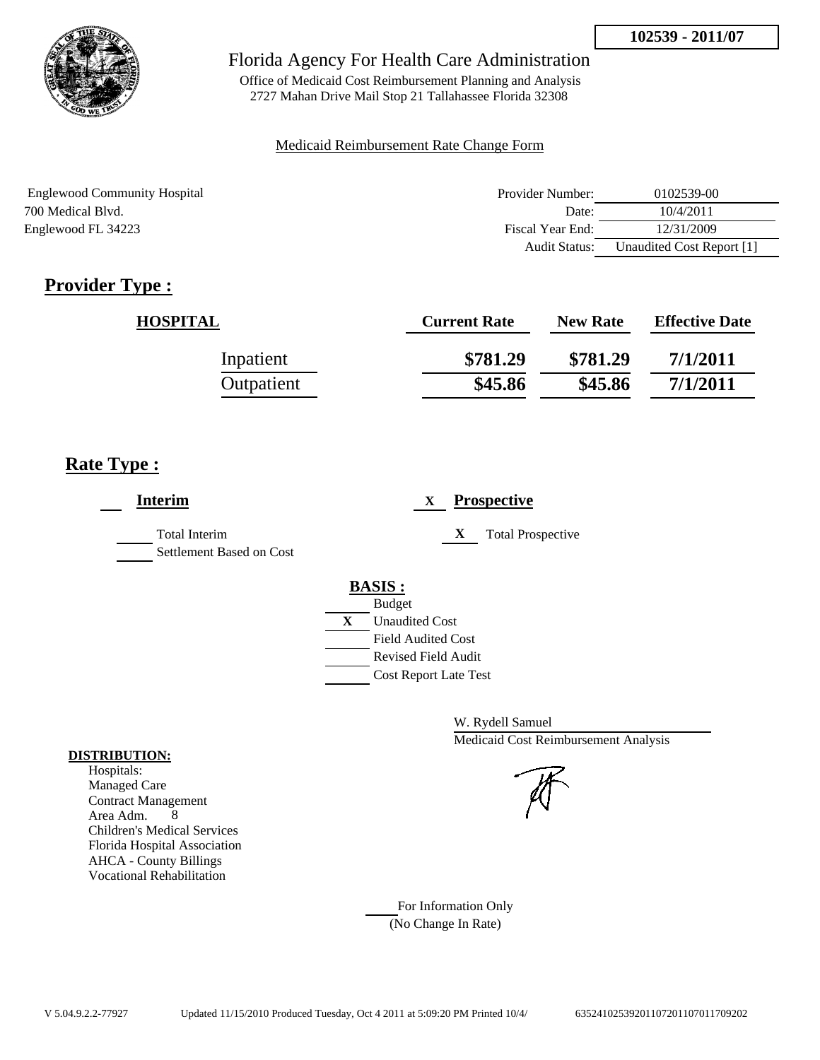**102539 - 2011/07**

Florida Agency For Health Care Administration

Office of Medicaid Cost Reimbursement Planning and Analysis
2727 Mahan Drive Mail Stop 21 Tallahassee Florida 32308

Medicaid Reimbursement Rate Change Form

Englewood Community Hospital
700 Medical Blvd.
Englewood FL 34223

| | |
|---|---|
| Provider Number: | 0102539-00 |
| Date: | 10/4/2011 |
| Fiscal Year End: | 12/31/2009 |
| Audit Status: | Unaudited Cost Report [1] |

## Provider Type :

| HOSPITAL | Current Rate | New Rate | Effective Date |
|---|---|---|---|
| Inpatient | $781.29 | $781.29 | 7/1/2011 |
| Outpatient | $45.86 | $45.86 | 7/1/2011 |

## Rate Type :

___ **Interim**

- ___ Total Interim
- ___ Settlement Based on Cost

X **Prospective**

- X Total Prospective

**BASIS :**

- ___ Budget
- X Unaudited Cost
- ___ Field Audited Cost
- ___ Revised Field Audit
- ___ Cost Report Late Test

W. Rydell Samuel
Medicaid Cost Reimbursement Analysis

**DISTRIBUTION:**

Hospitals:
Managed Care
Contract Management
Area Adm. 8
Children's Medical Services
Florida Hospital Association
AHCA - County Billings
Vocational Rehabilitation

___ For Information Only
(No Change In Rate)

V 5.04.9.2.2-77927 Updated 11/15/2010 Produced Tuesday, Oct 4 2011 at 5:09:20 PM Printed 10/4/ 63524102539201107201107011709202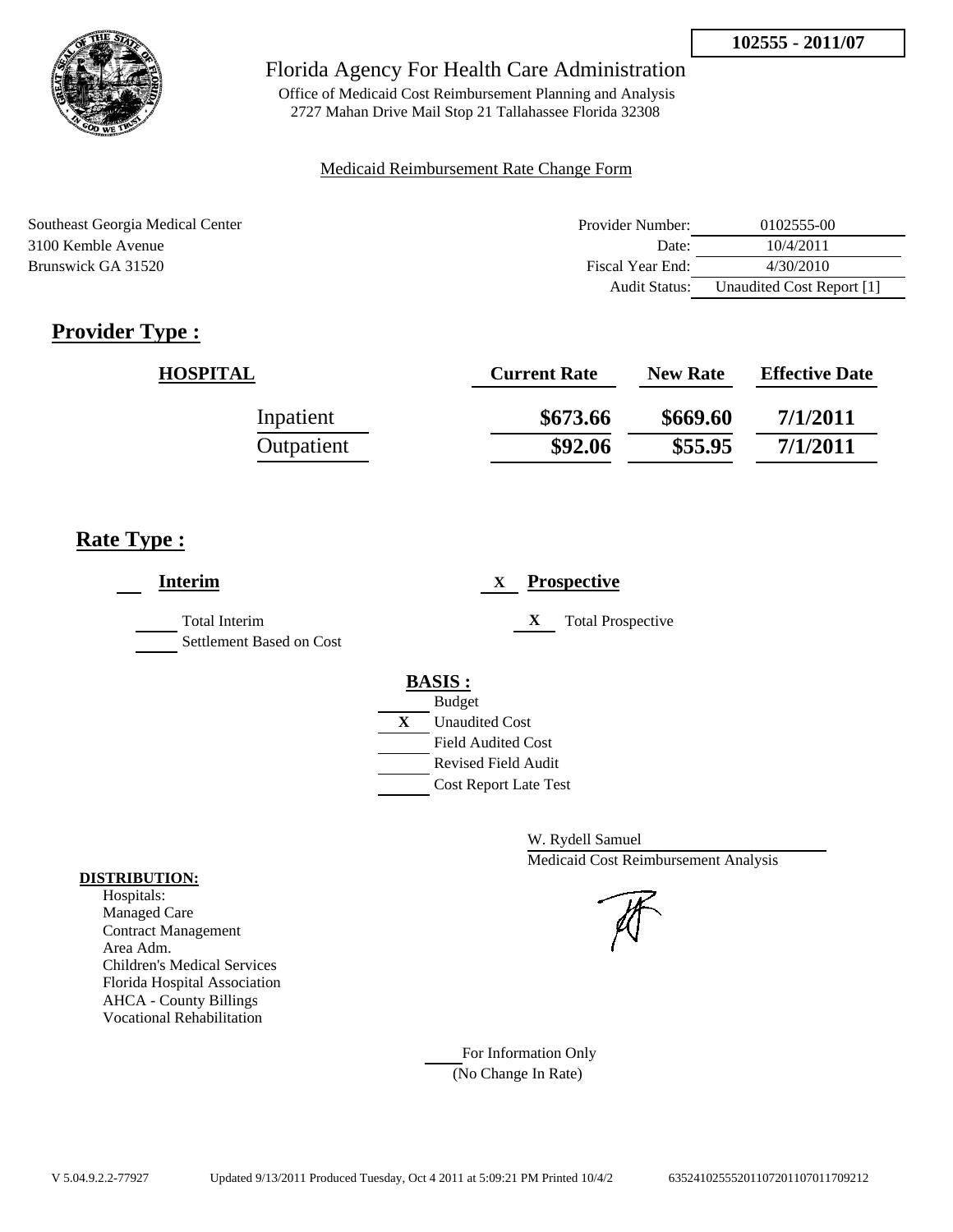**102555 - 2011/07**

# Florida Agency For Health Care Administration

Office of Medicaid Cost Reimbursement Planning and Analysis
2727 Mahan Drive Mail Stop 21 Tallahassee Florida 32308

Medicaid Reimbursement Rate Change Form

Southeast Georgia Medical Center
3100 Kemble Avenue
Brunswick GA 31520

| | |
|---|---|
| Provider Number: | 0102555-00 |
| Date: | 10/4/2011 |
| Fiscal Year End: | 4/30/2010 |
| Audit Status: | Unaudited Cost Report [1] |

## Provider Type :

| HOSPITAL | Current Rate | New Rate | Effective Date |
|---|---|---|---|
| Inpatient | $673.66 | $669.60 | 7/1/2011 |
| Outpatient | $92.06 | $55.95 | 7/1/2011 |

## Rate Type :

___ **Interim**

___ Total Interim
___ Settlement Based on Cost

X **Prospective**

X Total Prospective

**BASIS :**

___ Budget
X Unaudited Cost
___ Field Audited Cost
___ Revised Field Audit
___ Cost Report Late Test

W. Rydell Samuel
Medicaid Cost Reimbursement Analysis

**DISTRIBUTION:**

Hospitals:
Managed Care
Contract Management
Area Adm.
Children's Medical Services
Florida Hospital Association
AHCA - County Billings
Vocational Rehabilitation

___ For Information Only
(No Change In Rate)

V 5.04.9.2.2-77927 Updated 9/13/2011 Produced Tuesday, Oct 4 2011 at 5:09:21 PM Printed 10/4/2 63524102555201107201107011709212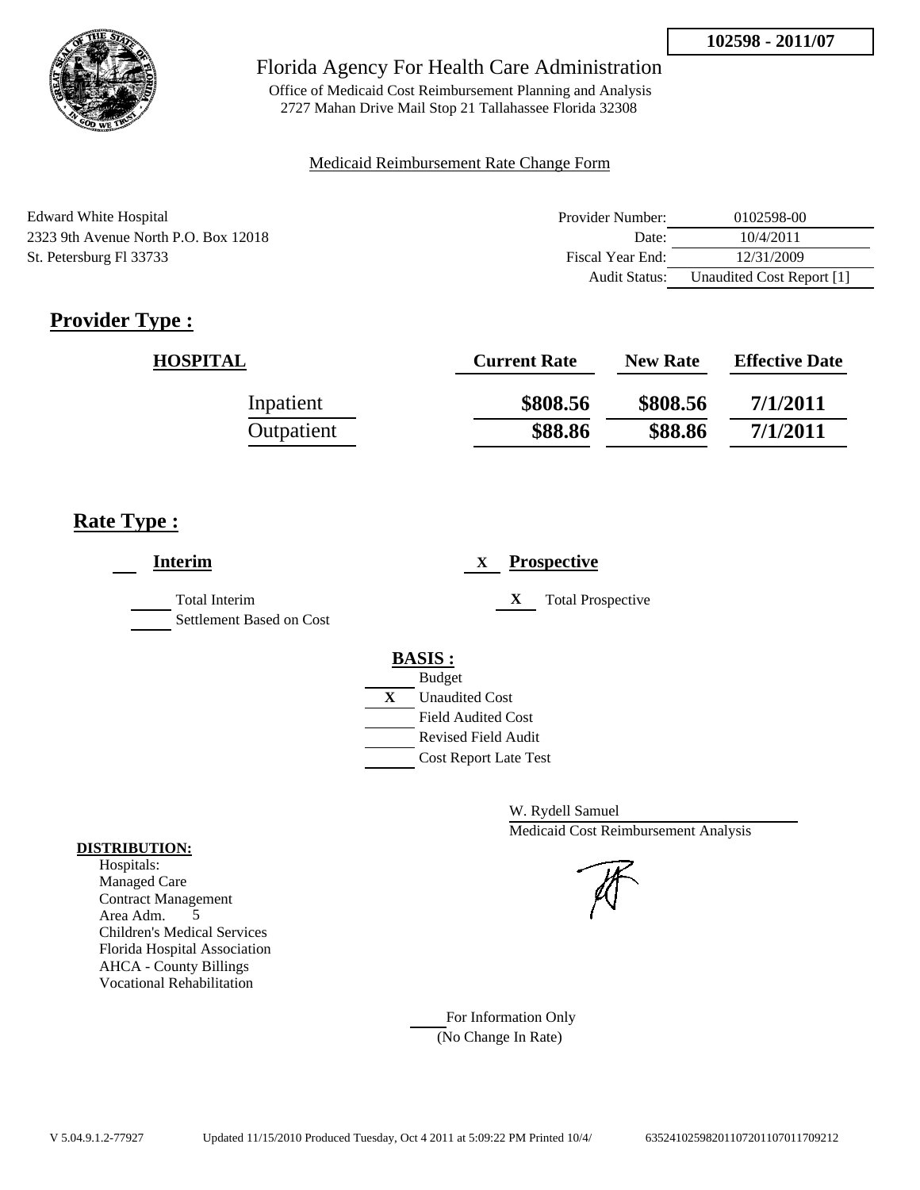**102598 - 2011/07**

Florida Agency For Health Care Administration

Office of Medicaid Cost Reimbursement Planning and Analysis
2727 Mahan Drive Mail Stop 21 Tallahassee Florida 32308

Medicaid Reimbursement Rate Change Form

Edward White Hospital
2323 9th Avenue North P.O. Box 12018
St. Petersburg Fl 33733

| | |
|---|---|
| Provider Number: | 0102598-00 |
| Date: | 10/4/2011 |
| Fiscal Year End: | 12/31/2009 |
| Audit Status: | Unaudited Cost Report [1] |

## Provider Type :

| HOSPITAL | Current Rate | New Rate | Effective Date |
|---|---|---|---|
| Inpatient | **\$808.56** | **\$808.56** | **7/1/2011** |
| Outpatient | **\$88.86** | **\$88.86** | **7/1/2011** |

## Rate Type :

**Interim**

Total Interim
Settlement Based on Cost

X **Prospective**

X Total Prospective

**BASIS :**

Budget
X Unaudited Cost
Field Audited Cost
Revised Field Audit
Cost Report Late Test

W. Rydell Samuel
Medicaid Cost Reimbursement Analysis

**DISTRIBUTION:**

Hospitals:
Managed Care
Contract Management
Area Adm. 5
Children's Medical Services
Florida Hospital Association
AHCA - County Billings
Vocational Rehabilitation

For Information Only
(No Change In Rate)

V 5.04.9.1.2-77927 Updated 11/15/2010 Produced Tuesday, Oct 4 2011 at 5:09:22 PM Printed 10/4/ 635241025982011072011070117O9212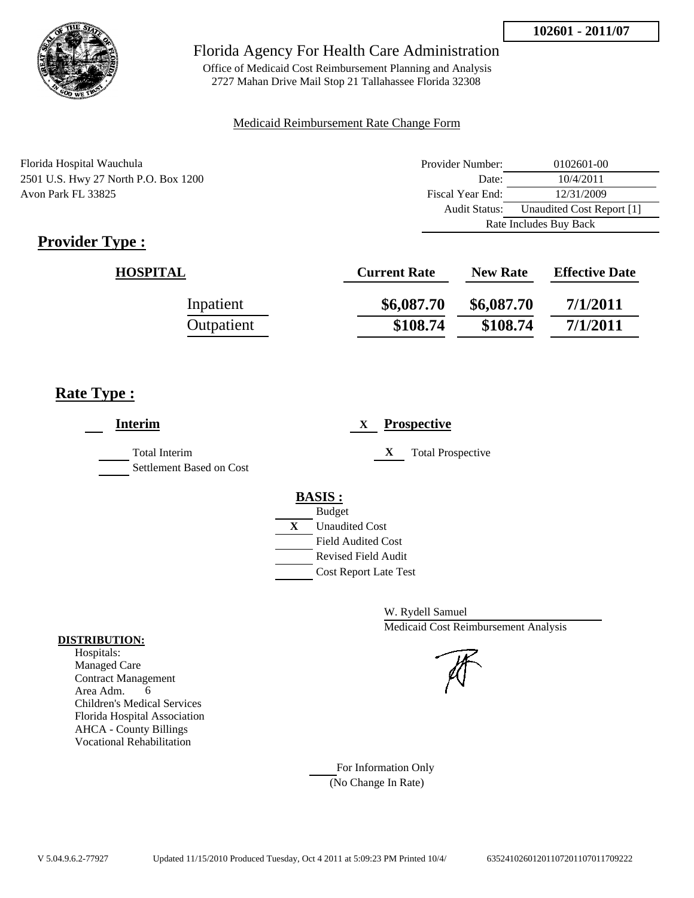102601 - 2011/07

Florida Agency For Health Care Administration

Office of Medicaid Cost Reimbursement Planning and Analysis
2727 Mahan Drive Mail Stop 21 Tallahassee Florida 32308

Medicaid Reimbursement Rate Change Form

Florida Hospital Wauchula
2501 U.S. Hwy 27 North P.O. Box 1200
Avon Park FL 33825

| | |
|---|---|
| Provider Number: | 0102601-00 |
| Date: | 10/4/2011 |
| Fiscal Year End: | 12/31/2009 |
| Audit Status: | Unaudited Cost Report [1] |
| | Rate Includes Buy Back |

## Provider Type :

| HOSPITAL | Current Rate | New Rate | Effective Date |
|---|---|---|---|
| Inpatient | \$6,087.70 | \$6,087.70 | 7/1/2011 |
| Outpatient | \$108.74 | \$108.74 | 7/1/2011 |

## Rate Type :

**Interim**

- ___ Total Interim
- ___ Settlement Based on Cost

X **Prospective**

- X Total Prospective

**BASIS :**

- ___ Budget
- X Unaudited Cost
- ___ Field Audited Cost
- ___ Revised Field Audit
- ___ Cost Report Late Test

W. Rydell Samuel
Medicaid Cost Reimbursement Analysis

**DISTRIBUTION:**

Hospitals:
Managed Care
Contract Management
Area Adm. 6
Children's Medical Services
Florida Hospital Association
AHCA - County Billings
Vocational Rehabilitation

___ For Information Only
(No Change In Rate)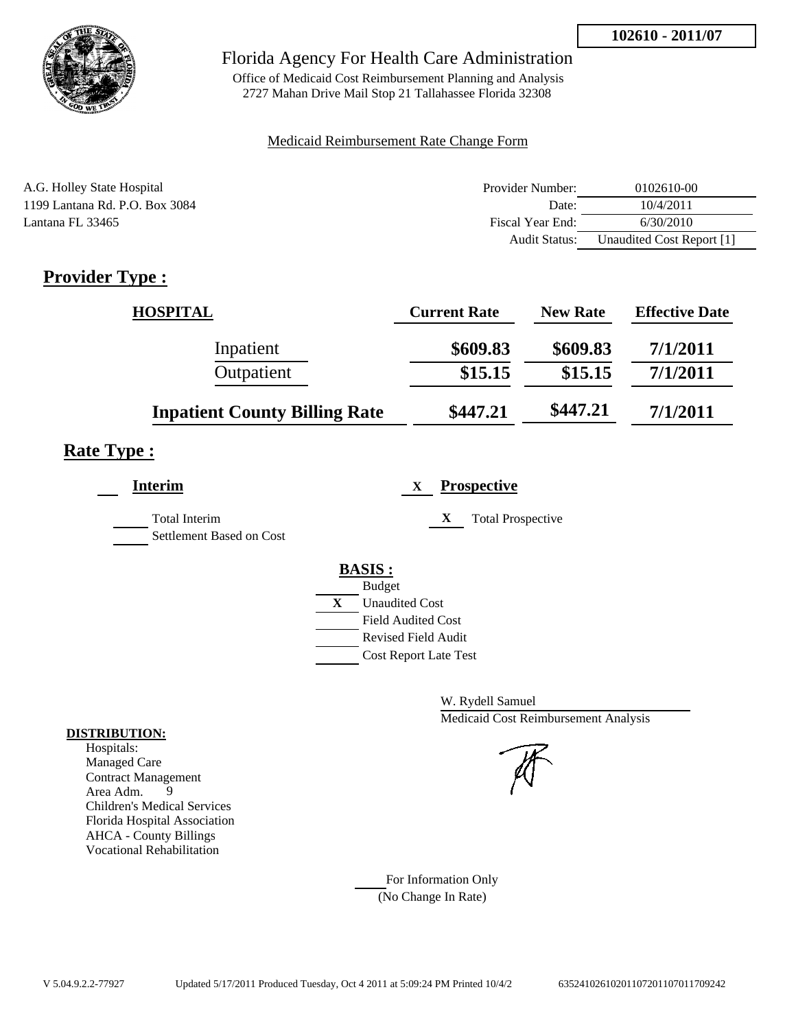**102610 - 2011/07**

# Florida Agency For Health Care Administration

Office of Medicaid Cost Reimbursement Planning and Analysis
2727 Mahan Drive Mail Stop 21 Tallahassee Florida 32308

Medicaid Reimbursement Rate Change Form

A.G. Holley State Hospital
1199 Lantana Rd. P.O. Box 3084
Lantana FL 33465

| | |
|---|---|
| Provider Number: | 0102610-00 |
| Date: | 10/4/2011 |
| Fiscal Year End: | 6/30/2010 |
| Audit Status: | Unaudited Cost Report [1] |

## Provider Type :

| HOSPITAL | Current Rate | New Rate | Effective Date |
|---|---|---|---|
| Inpatient | $609.83 | $609.83 | 7/1/2011 |
| Outpatient | $15.15 | $15.15 | 7/1/2011 |
| **Inpatient County Billing Rate** | $447.21 | $447.21 | 7/1/2011 |

## Rate Type :

___ **Interim**

___ Total Interim
___ Settlement Based on Cost

X **Prospective**

X Total Prospective

**BASIS :**

___ Budget
X Unaudited Cost
___ Field Audited Cost
___ Revised Field Audit
___ Cost Report Late Test

W. Rydell Samuel
Medicaid Cost Reimbursement Analysis

**DISTRIBUTION:**
Hospitals:
Managed Care
Contract Management
Area Adm. 9
Children's Medical Services
Florida Hospital Association
AHCA - County Billings
Vocational Rehabilitation

___ For Information Only
(No Change In Rate)

V 5.04.9.2.2-77927 Updated 5/17/2011 Produced Tuesday, Oct 4 2011 at 5:09:24 PM Printed 10/4/2 635241026102011072011070117092​42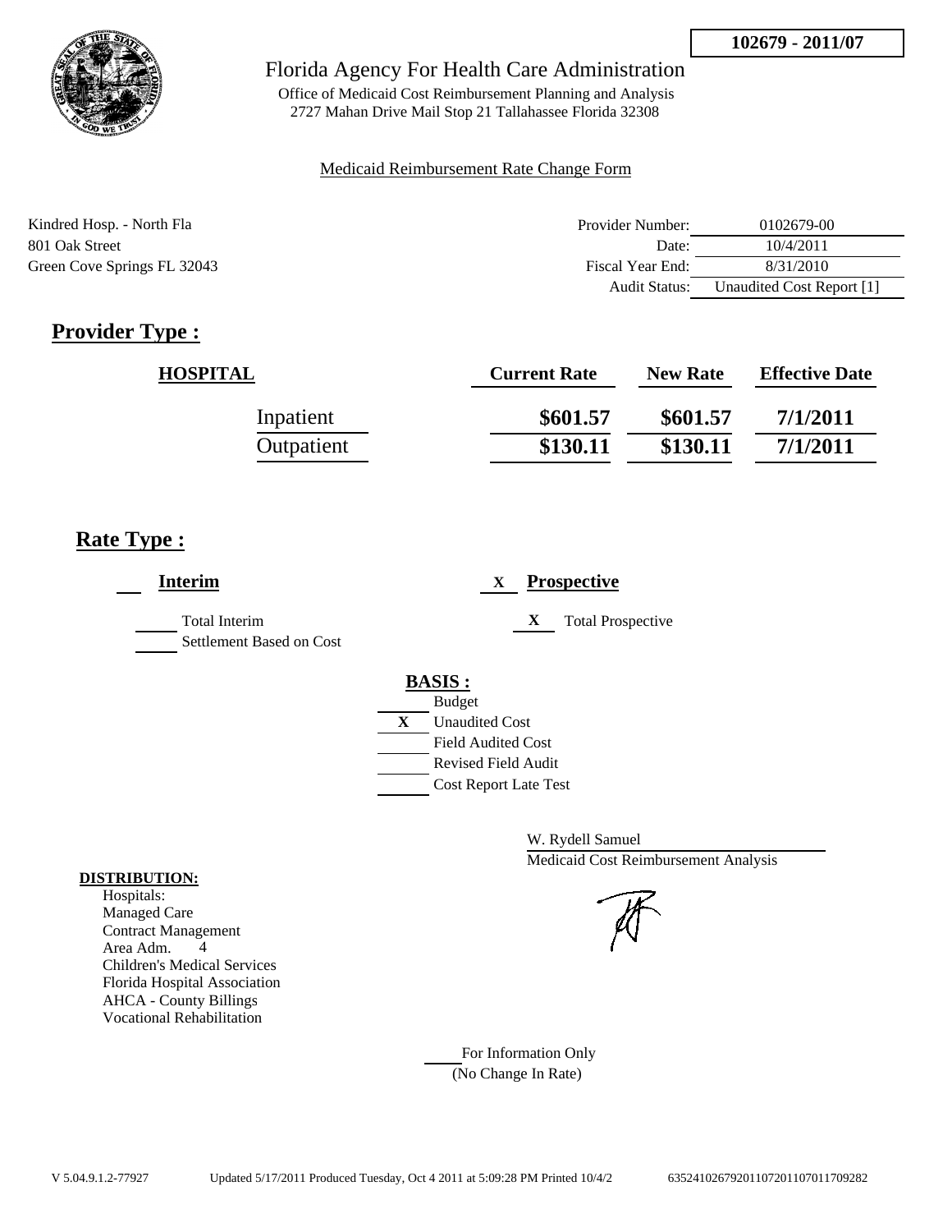102679 - 2011/07

# Florida Agency For Health Care Administration

Office of Medicaid Cost Reimbursement Planning and Analysis
2727 Mahan Drive Mail Stop 21 Tallahassee Florida 32308

Medicaid Reimbursement Rate Change Form

Kindred Hosp. - North Fla
801 Oak Street
Green Cove Springs FL 32043

| | |
|---|---|
| Provider Number: | 0102679-00 |
| Date: | 10/4/2011 |
| Fiscal Year End: | 8/31/2010 |
| Audit Status: | Unaudited Cost Report [1] |

## Provider Type :

| HOSPITAL | Current Rate | New Rate | Effective Date |
|---|---|---|---|
| Inpatient | \$601.57 | \$601.57 | 7/1/2011 |
| Outpatient | \$130.11 | \$130.11 | 7/1/2011 |

## Rate Type :

___ **Interim**

_____ Total Interim
_____ Settlement Based on Cost

X **Prospective**

X Total Prospective

**BASIS :**

___ Budget
X Unaudited Cost
___ Field Audited Cost
___ Revised Field Audit
___ Cost Report Late Test

W. Rydell Samuel
Medicaid Cost Reimbursement Analysis

**DISTRIBUTION:**

Hospitals:
Managed Care
Contract Management
Area Adm. 4
Children's Medical Services
Florida Hospital Association
AHCA - County Billings
Vocational Rehabilitation

___ For Information Only
(No Change In Rate)

V 5.04.9.1.2-77927 Updated 5/17/2011 Produced Tuesday, Oct 4 2011 at 5:09:28 PM Printed 10/4/2 635241026792011072011070117092​82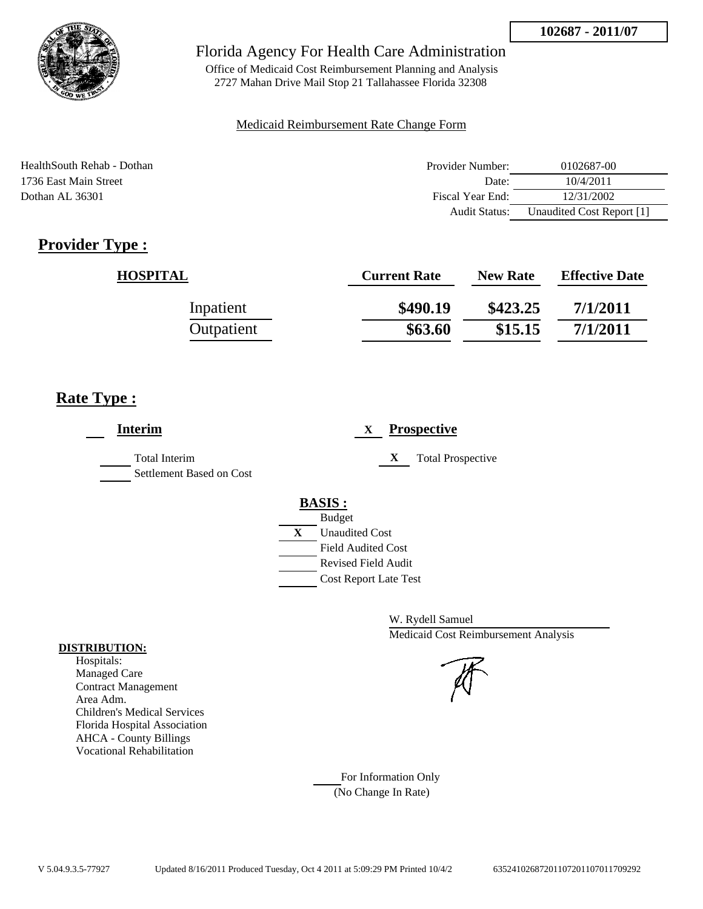**102687 - 2011/07**

Florida Agency For Health Care Administration

Office of Medicaid Cost Reimbursement Planning and Analysis
2727 Mahan Drive Mail Stop 21 Tallahassee Florida 32308

Medicaid Reimbursement Rate Change Form

HealthSouth Rehab - Dothan
1736 East Main Street
Dothan AL 36301

| | |
|---|---|
| Provider Number: | 0102687-00 |
| Date: | 10/4/2011 |
| Fiscal Year End: | 12/31/2002 |
| Audit Status: | Unaudited Cost Report [1] |

## Provider Type :

| HOSPITAL | Current Rate | New Rate | Effective Date |
|---|---|---|---|
| Inpatient | **\$490.19** | **\$423.25** | **7/1/2011** |
| Outpatient | **\$63.60** | **\$15.15** | **7/1/2011** |

## Rate Type :

___ **Interim**

___ Total Interim
___ Settlement Based on Cost

X **Prospective**

X Total Prospective

**BASIS :**
___ Budget
X Unaudited Cost
___ Field Audited Cost
___ Revised Field Audit
___ Cost Report Late Test

W. Rydell Samuel
Medicaid Cost Reimbursement Analysis

**DISTRIBUTION:**
Hospitals:
Managed Care
Contract Management
Area Adm.
Children's Medical Services
Florida Hospital Association
AHCA - County Billings
Vocational Rehabilitation

___ For Information Only
(No Change In Rate)

V 5.04.9.3.5-77927 Updated 8/16/2011 Produced Tuesday, Oct 4 2011 at 5:09:29 PM Printed 10/4/2 635241026872011072011070117092292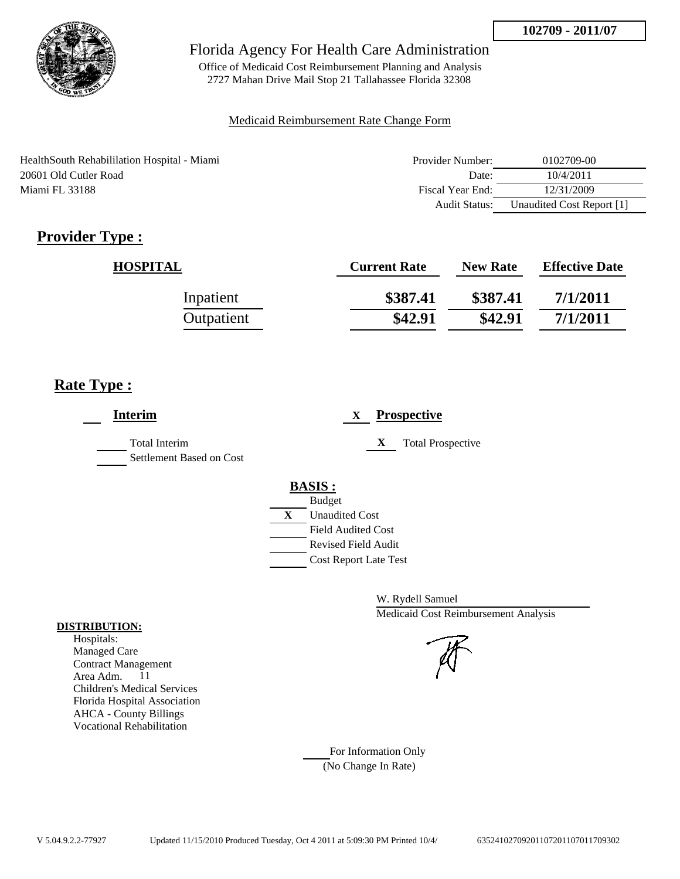102709 - 2011/07

# Florida Agency For Health Care Administration

Office of Medicaid Cost Reimbursement Planning and Analysis
2727 Mahan Drive Mail Stop 21 Tallahassee Florida 32308

Medicaid Reimbursement Rate Change Form

HealthSouth Rehabililation Hospital - Miami
20601 Old Cutler Road
Miami FL 33188

| | |
|---|---|
| Provider Number: | 0102709-00 |
| Date: | 10/4/2011 |
| Fiscal Year End: | 12/31/2009 |
| Audit Status: | Unaudited Cost Report [1] |

## Provider Type :

| HOSPITAL | Current Rate | New Rate | Effective Date |
|---|---|---|---|
| Inpatient | $387.41 | $387.41 | 7/1/2011 |
| Outpatient | $42.91 | $42.91 | 7/1/2011 |

## Rate Type :

**Interim**

- Total Interim
- Settlement Based on Cost

X **Prospective**

- X Total Prospective

**BASIS :**

- Budget
- X Unaudited Cost
- Field Audited Cost
- Revised Field Audit
- Cost Report Late Test

W. Rydell Samuel
Medicaid Cost Reimbursement Analysis

**DISTRIBUTION:**

Hospitals:
Managed Care
Contract Management
Area Adm. 11
Children's Medical Services
Florida Hospital Association
AHCA - County Billings
Vocational Rehabilitation

For Information Only
(No Change In Rate)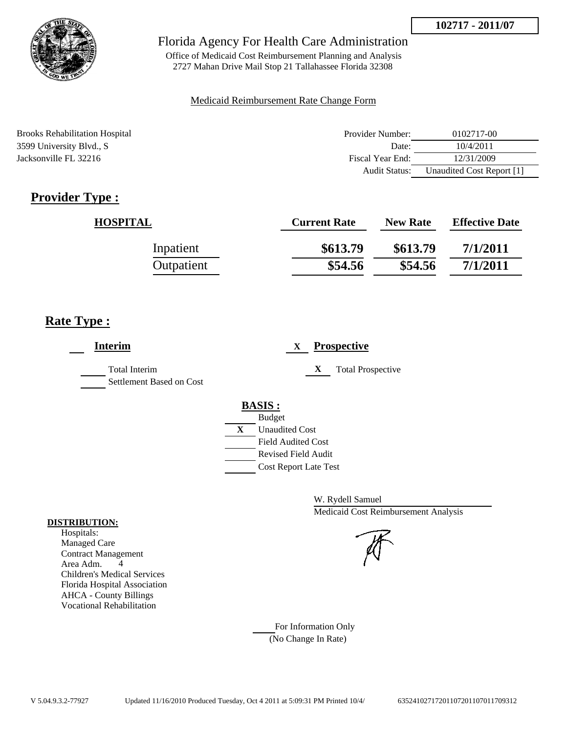102717 - 2011/07

# Florida Agency For Health Care Administration

Office of Medicaid Cost Reimbursement Planning and Analysis
2727 Mahan Drive Mail Stop 21 Tallahassee Florida 32308

Medicaid Reimbursement Rate Change Form

Brooks Rehabilitation Hospital
3599 University Blvd., S
Jacksonville FL 32216

| | |
|---|---|
| Provider Number: | 0102717-00 |
| Date: | 10/4/2011 |
| Fiscal Year End: | 12/31/2009 |
| Audit Status: | Unaudited Cost Report [1] |

## Provider Type :

| HOSPITAL | Current Rate | New Rate | Effective Date |
|---|---|---|---|
| Inpatient | \$613.79 | \$613.79 | 7/1/2011 |
| Outpatient | \$54.56 | \$54.56 | 7/1/2011 |

## Rate Type :

___ **Interim**

___ Total Interim
___ Settlement Based on Cost

X **Prospective**

X Total Prospective

**BASIS :**

___ Budget
X Unaudited Cost
___ Field Audited Cost
___ Revised Field Audit
___ Cost Report Late Test

W. Rydell Samuel
Medicaid Cost Reimbursement Analysis

**DISTRIBUTION:**
Hospitals:
Managed Care
Contract Management
Area Adm. 4
Children's Medical Services
Florida Hospital Association
AHCA - County Billings
Vocational Rehabilitation

___ For Information Only
(No Change In Rate)

V 5.04.9.3.2-77927 Updated 11/16/2010 Produced Tuesday, Oct 4 2011 at 5:09:31 PM Printed 10/4/ 635241027172011072011070117709312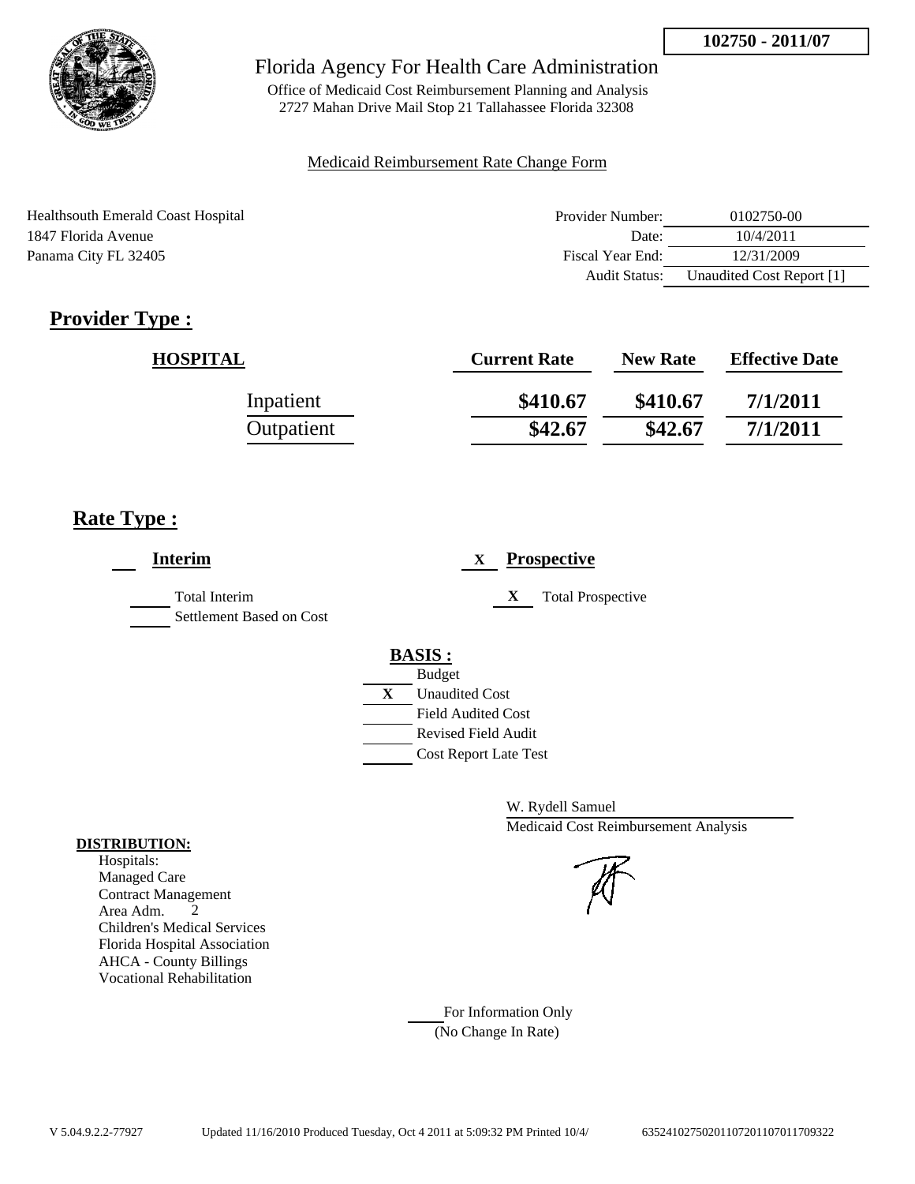**102750 - 2011/07**

Florida Agency For Health Care Administration

Office of Medicaid Cost Reimbursement Planning and Analysis
2727 Mahan Drive Mail Stop 21 Tallahassee Florida 32308

Medicaid Reimbursement Rate Change Form

Healthsouth Emerald Coast Hospital
1847 Florida Avenue
Panama City FL 32405

| | |
|---|---|
| Provider Number: | 0102750-00 |
| Date: | 10/4/2011 |
| Fiscal Year End: | 12/31/2009 |
| Audit Status: | Unaudited Cost Report [1] |

## Provider Type :

| HOSPITAL | Current Rate | New Rate | Effective Date |
|---|---|---|---|
| Inpatient | \$410.67 | \$410.67 | 7/1/2011 |
| Outpatient | \$42.67 | \$42.67 | 7/1/2011 |

## Rate Type :

**Interim**

- [ ] Total Interim
- [ ] Settlement Based on Cost

**X Prospective**

- [X] Total Prospective

**BASIS :**

- [ ] Budget
- [X] Unaudited Cost
- [ ] Field Audited Cost
- [ ] Revised Field Audit
- [ ] Cost Report Late Test

W. Rydell Samuel
Medicaid Cost Reimbursement Analysis

**DISTRIBUTION:**

Hospitals:
Managed Care
Contract Management
Area Adm. 2
Children's Medical Services
Florida Hospital Association
AHCA - County Billings
Vocational Rehabilitation

For Information Only
(No Change In Rate)

V 5.04.9.2.2-77927 Updated 11/16/2010 Produced Tuesday, Oct 4 2011 at 5:09:32 PM Printed 10/4/ 63524102750201107201107011709322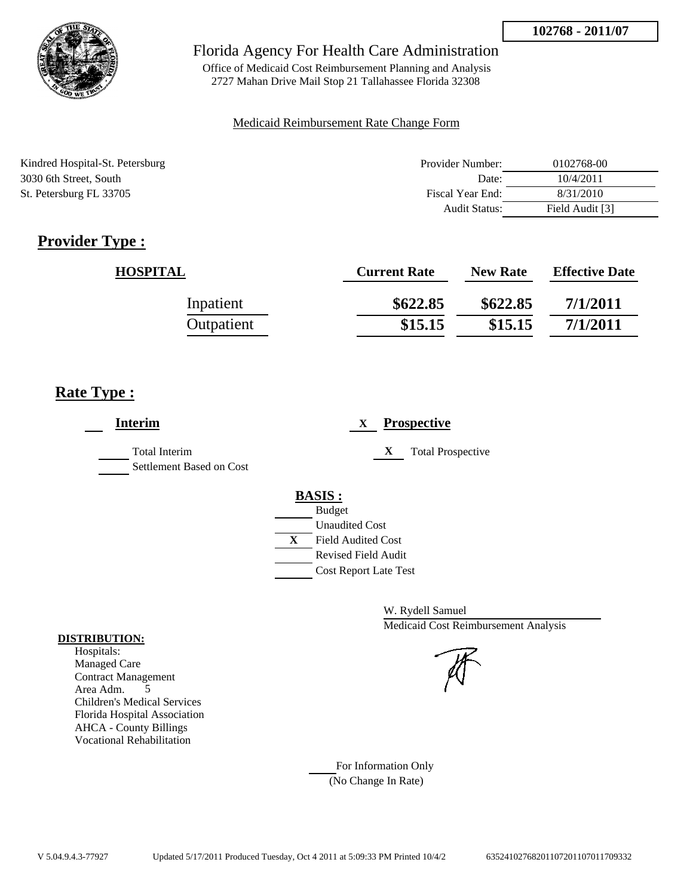**102768 - 2011/07**

# Florida Agency For Health Care Administration

Office of Medicaid Cost Reimbursement Planning and Analysis
2727 Mahan Drive Mail Stop 21 Tallahassee Florida 32308

Medicaid Reimbursement Rate Change Form

Kindred Hospital-St. Petersburg
3030 6th Street, South
St. Petersburg FL 33705

| | |
|---|---|
| Provider Number: | 0102768-00 |
| Date: | 10/4/2011 |
| Fiscal Year End: | 8/31/2010 |
| Audit Status: | Field Audit [3] |

## Provider Type :

| HOSPITAL | Current Rate | New Rate | Effective Date |
|---|---|---|---|
| Inpatient | \$622.85 | \$622.85 | 7/1/2011 |
| Outpatient | \$15.15 | \$15.15 | 7/1/2011 |

## Rate Type :

___ **Interim**

___ Total Interim
___ Settlement Based on Cost

X **Prospective**

X Total Prospective

**BASIS :**

___ Budget
___ Unaudited Cost
X Field Audited Cost
___ Revised Field Audit
___ Cost Report Late Test

W. Rydell Samuel
Medicaid Cost Reimbursement Analysis

**DISTRIBUTION:**

Hospitals:
Managed Care
Contract Management
Area Adm. 5
Children's Medical Services
Florida Hospital Association
AHCA - County Billings
Vocational Rehabilitation

___ For Information Only
(No Change In Rate)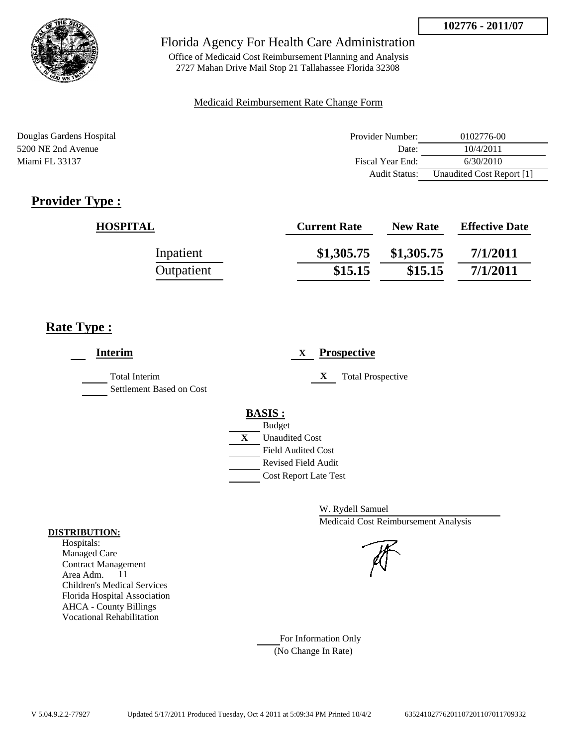102776 - 2011/07

Florida Agency For Health Care Administration

Office of Medicaid Cost Reimbursement Planning and Analysis
2727 Mahan Drive Mail Stop 21 Tallahassee Florida 32308

Medicaid Reimbursement Rate Change Form

Douglas Gardens Hospital
5200 NE 2nd Avenue
Miami FL 33137

| | |
|---|---|
| Provider Number: | 0102776-00 |
| Date: | 10/4/2011 |
| Fiscal Year End: | 6/30/2010 |
| Audit Status: | Unaudited Cost Report [1] |

## Provider Type :

| HOSPITAL | Current Rate | New Rate | Effective Date |
|---|---|---|---|
| Inpatient | $1,305.75 | $1,305.75 | 7/1/2011 |
| Outpatient | $15.15 | $15.15 | 7/1/2011 |

## Rate Type :

**Interim**

- Total Interim
- Settlement Based on Cost

X **Prospective**

- X Total Prospective

**BASIS :**

- Budget
- X Unaudited Cost
- Field Audited Cost
- Revised Field Audit
- Cost Report Late Test

W. Rydell Samuel
Medicaid Cost Reimbursement Analysis

**DISTRIBUTION:**

Hospitals:
Managed Care
Contract Management
Area Adm. 11
Children's Medical Services
Florida Hospital Association
AHCA - County Billings
Vocational Rehabilitation

For Information Only
(No Change In Rate)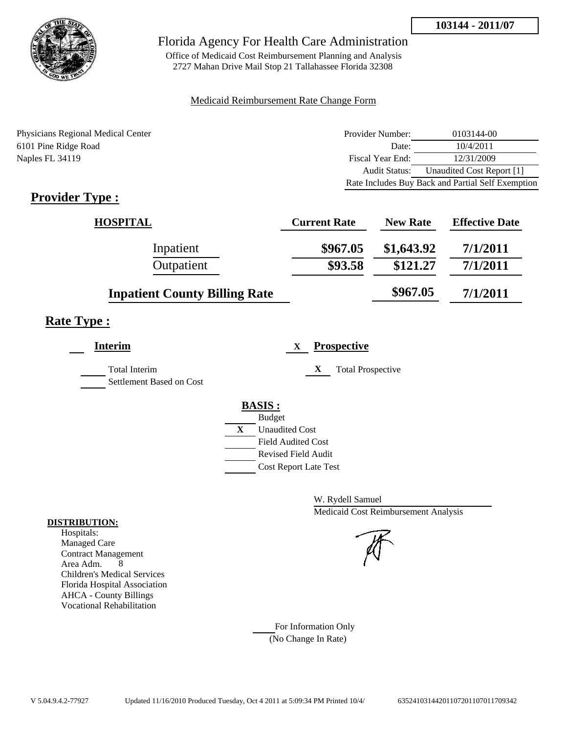**103144 - 2011/07**

# Florida Agency For Health Care Administration

Office of Medicaid Cost Reimbursement Planning and Analysis
2727 Mahan Drive Mail Stop 21 Tallahassee Florida 32308

Medicaid Reimbursement Rate Change Form

Physicians Regional Medical Center
6101 Pine Ridge Road
Naples FL 34119

| | |
|---|---|
| Provider Number: | 0103144-00 |
| Date: | 10/4/2011 |
| Fiscal Year End: | 12/31/2009 |
| Audit Status: | Unaudited Cost Report [1] |
| Rate Includes Buy Back and Partial Self Exemption | |

## Provider Type :

| HOSPITAL | Current Rate | New Rate | Effective Date |
|---|---|---|---|
| Inpatient | $967.05 | $1,643.92 | 7/1/2011 |
| Outpatient | $93.58 | $121.27 | 7/1/2011 |
| Inpatient County Billing Rate | | $967.05 | 7/1/2011 |

## Rate Type :

**Interim**

___ Total Interim
___ Settlement Based on Cost

X **Prospective**

X Total Prospective

**BASIS :**

___ Budget
X Unaudited Cost
___ Field Audited Cost
___ Revised Field Audit
___ Cost Report Late Test

W. Rydell Samuel
Medicaid Cost Reimbursement Analysis

**DISTRIBUTION:**

Hospitals:
Managed Care
Contract Management
Area Adm. 8
Children's Medical Services
Florida Hospital Association
AHCA - County Billings
Vocational Rehabilitation

___ For Information Only
(No Change In Rate)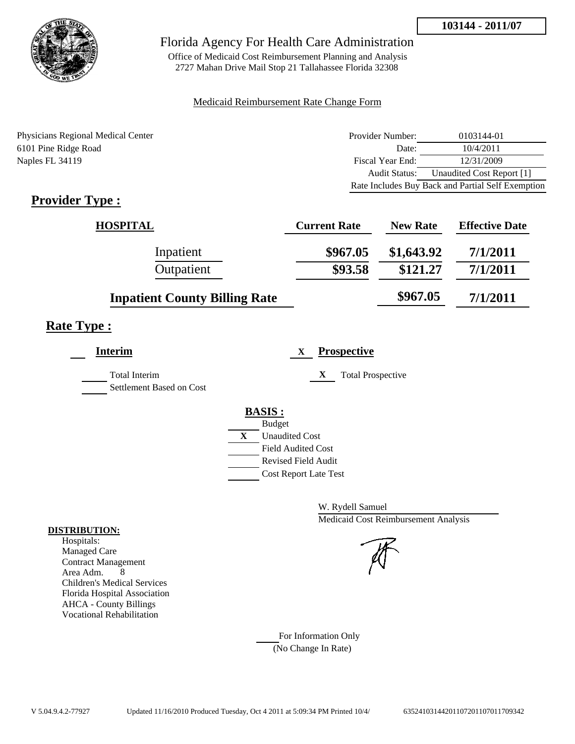**103144 - 2011/07**

# Florida Agency For Health Care Administration

Office of Medicaid Cost Reimbursement Planning and Analysis
2727 Mahan Drive Mail Stop 21 Tallahassee Florida 32308

Medicaid Reimbursement Rate Change Form

Physicians Regional Medical Center
6101 Pine Ridge Road
Naples FL 34119

| | |
|---|---|
| Provider Number: | 0103144-01 |
| Date: | 10/4/2011 |
| Fiscal Year End: | 12/31/2009 |
| Audit Status: | Unaudited Cost Report [1] |
| Rate Includes Buy Back and Partial Self Exemption | |

## Provider Type :

| HOSPITAL | Current Rate | New Rate | Effective Date |
|---|---|---|---|
| Inpatient | \$967.05 | \$1,643.92 | 7/1/2011 |
| Outpatient | \$93.58 | \$121.27 | 7/1/2011 |
| **Inpatient County Billing Rate** | | \$967.05 | 7/1/2011 |

## Rate Type :

___ **Interim**

___ Total Interim

___ Settlement Based on Cost

X **Prospective**

X Total Prospective

**BASIS :**

___ Budget

X Unaudited Cost

___ Field Audited Cost

___ Revised Field Audit

___ Cost Report Late Test

W. Rydell Samuel
Medicaid Cost Reimbursement Analysis

**DISTRIBUTION:**
Hospitals:
Managed Care
Contract Management
Area Adm. 8
Children's Medical Services
Florida Hospital Association
AHCA - County Billings
Vocational Rehabilitation

___ For Information Only
(No Change In Rate)

V 5.04.9.4.2-77927 Updated 11/16/2010 Produced Tuesday, Oct 4 2011 at 5:09:34 PM Printed 10/4/ 635241031442011072011070117 09342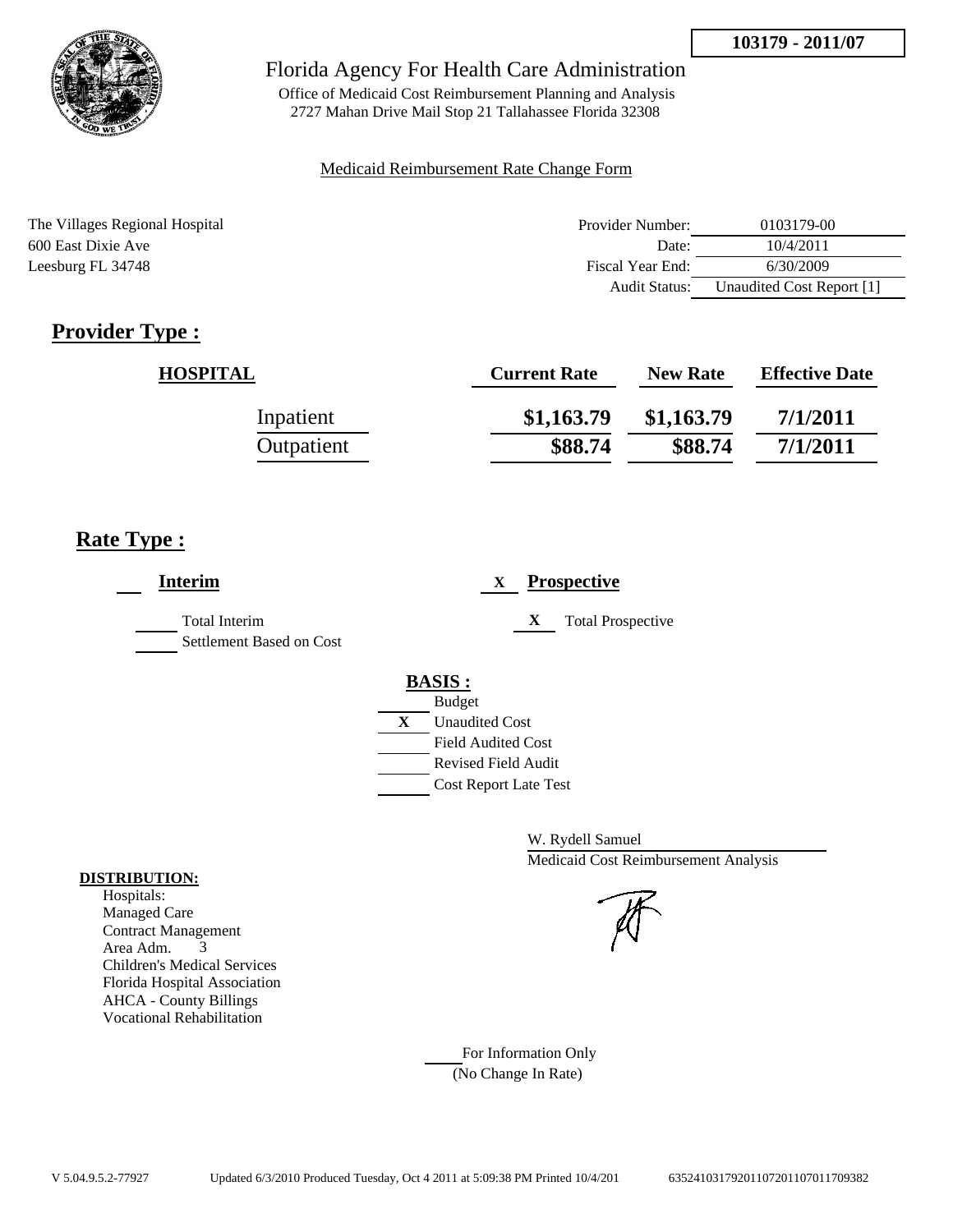**103179 - 2011/07**

# Florida Agency For Health Care Administration

Office of Medicaid Cost Reimbursement Planning and Analysis
2727 Mahan Drive Mail Stop 21 Tallahassee Florida 32308

Medicaid Reimbursement Rate Change Form

The Villages Regional Hospital
600 East Dixie Ave
Leesburg FL 34748

| | |
|---|---|
| Provider Number: | 0103179-00 |
| Date: | 10/4/2011 |
| Fiscal Year End: | 6/30/2009 |
| Audit Status: | Unaudited Cost Report [1] |

## Provider Type :

| HOSPITAL | Current Rate | New Rate | Effective Date |
|---|---|---|---|
| Inpatient | $1,163.79 | $1,163.79 | 7/1/2011 |
| Outpatient | $88.74 | $88.74 | 7/1/2011 |

## Rate Type :

**Interim**

- [ ] Total Interim
- [ ] Settlement Based on Cost

X **Prospective**

- X Total Prospective

**BASIS :**

- [ ] Budget
- X Unaudited Cost
- [ ] Field Audited Cost
- [ ] Revised Field Audit
- [ ] Cost Report Late Test

W. Rydell Samuel
Medicaid Cost Reimbursement Analysis

**DISTRIBUTION:**
Hospitals:
Managed Care
Contract Management
Area Adm. 3
Children's Medical Services
Florida Hospital Association
AHCA - County Billings
Vocational Rehabilitation

For Information Only
(No Change In Rate)

V 5.04.9.5.2-77927 Updated 6/3/2010 Produced Tuesday, Oct 4 2011 at 5:09:38 PM Printed 10/4/201 63524103179201107201107011709382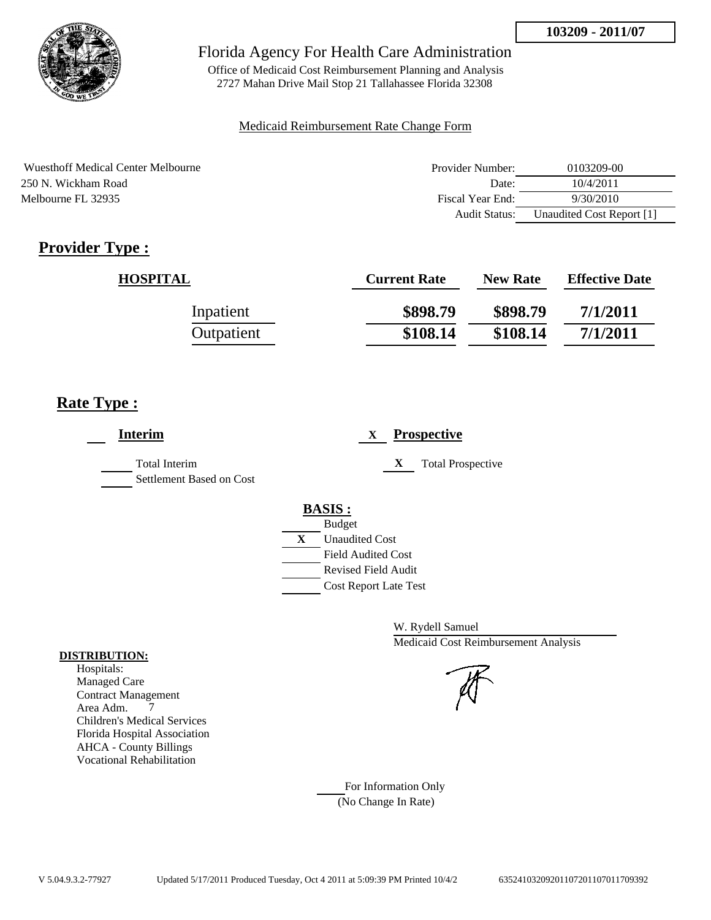103209 - 2011/07

# Florida Agency For Health Care Administration

Office of Medicaid Cost Reimbursement Planning and Analysis
2727 Mahan Drive Mail Stop 21 Tallahassee Florida 32308

Medicaid Reimbursement Rate Change Form

Wuesthoff Medical Center Melbourne
250 N. Wickham Road
Melbourne FL 32935

| | |
|---|---|
| Provider Number: | 0103209-00 |
| Date: | 10/4/2011 |
| Fiscal Year End: | 9/30/2010 |
| Audit Status: | Unaudited Cost Report [1] |

## Provider Type :

| HOSPITAL | Current Rate | New Rate | Effective Date |
|---|---|---|---|
| Inpatient | **$898.79** | **$898.79** | **7/1/2011** |
| Outpatient | **$108.14** | **$108.14** | **7/1/2011** |

## Rate Type :

**Interim**

- Total Interim
- Settlement Based on Cost

X **Prospective**

- X Total Prospective

**BASIS :**

- Budget
- X Unaudited Cost
- Field Audited Cost
- Revised Field Audit
- Cost Report Late Test

W. Rydell Samuel
Medicaid Cost Reimbursement Analysis

**DISTRIBUTION:**

Hospitals:
Managed Care
Contract Management
Area Adm. 7
Children's Medical Services
Florida Hospital Association
AHCA - County Billings
Vocational Rehabilitation

For Information Only
(No Change In Rate)

V 5.04.9.3.2-77927 Updated 5/17/2011 Produced Tuesday, Oct 4 2011 at 5:09:39 PM Printed 10/4/2 6352410320920110720110701170939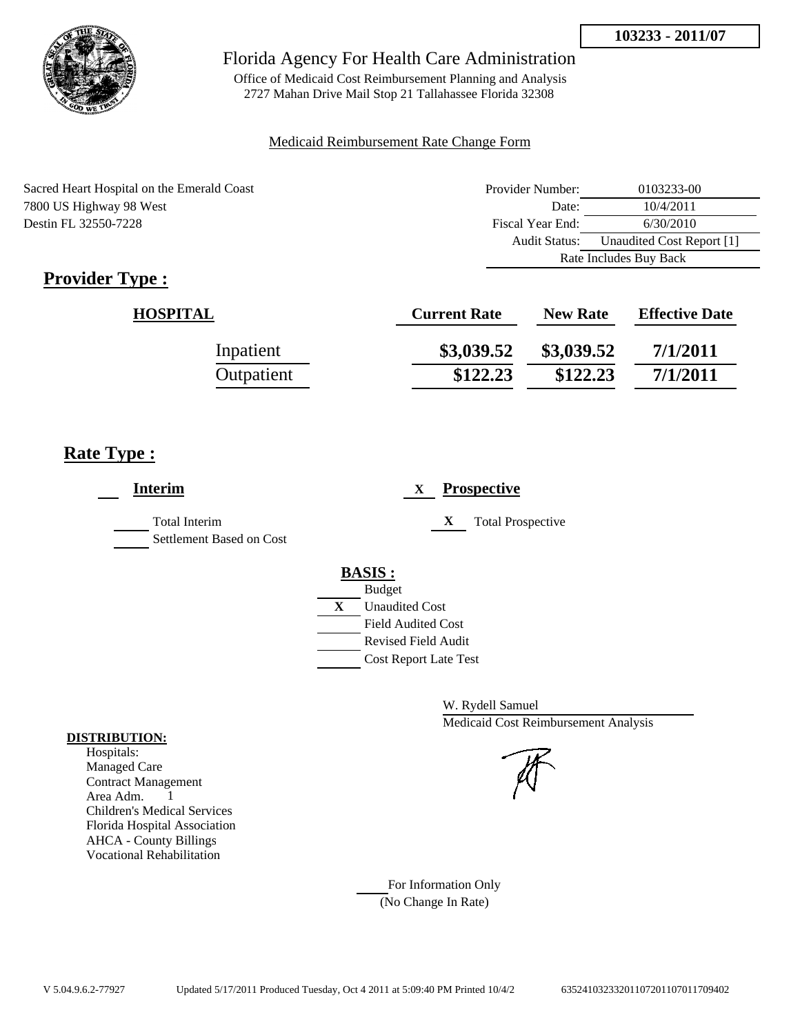103233 - 2011/07

# Florida Agency For Health Care Administration

Office of Medicaid Cost Reimbursement Planning and Analysis
2727 Mahan Drive Mail Stop 21 Tallahassee Florida 32308

Medicaid Reimbursement Rate Change Form

Sacred Heart Hospital on the Emerald Coast
7800 US Highway 98 West
Destin FL 32550-7228

| | |
|---|---|
| Provider Number: | 0103233-00 |
| Date: | 10/4/2011 |
| Fiscal Year End: | 6/30/2010 |
| Audit Status: | Unaudited Cost Report [1] |
| Rate Includes Buy Back | |

## Provider Type :

| HOSPITAL | Current Rate | New Rate | Effective Date |
|---|---|---|---|
| Inpatient | \$3,039.52 | \$3,039.52 | 7/1/2011 |
| Outpatient | \$122.23 | \$122.23 | 7/1/2011 |

## Rate Type :

**Interim**

- [ ] Total Interim
- [ ] Settlement Based on Cost

**X Prospective**

- [X] Total Prospective

**BASIS :**

- [ ] Budget
- [X] Unaudited Cost
- [ ] Field Audited Cost
- [ ] Revised Field Audit
- [ ] Cost Report Late Test

W. Rydell Samuel
Medicaid Cost Reimbursement Analysis

**DISTRIBUTION:**
Hospitals:
Managed Care
Contract Management
Area Adm. 1
Children's Medical Services
Florida Hospital Association
AHCA - County Billings
Vocational Rehabilitation

For Information Only
(No Change In Rate)

V 5.04.9.6.2-77927 Updated 5/17/2011 Produced Tuesday, Oct 4 2011 at 5:09:40 PM Printed 10/4/2 635241032332011072011070117094O2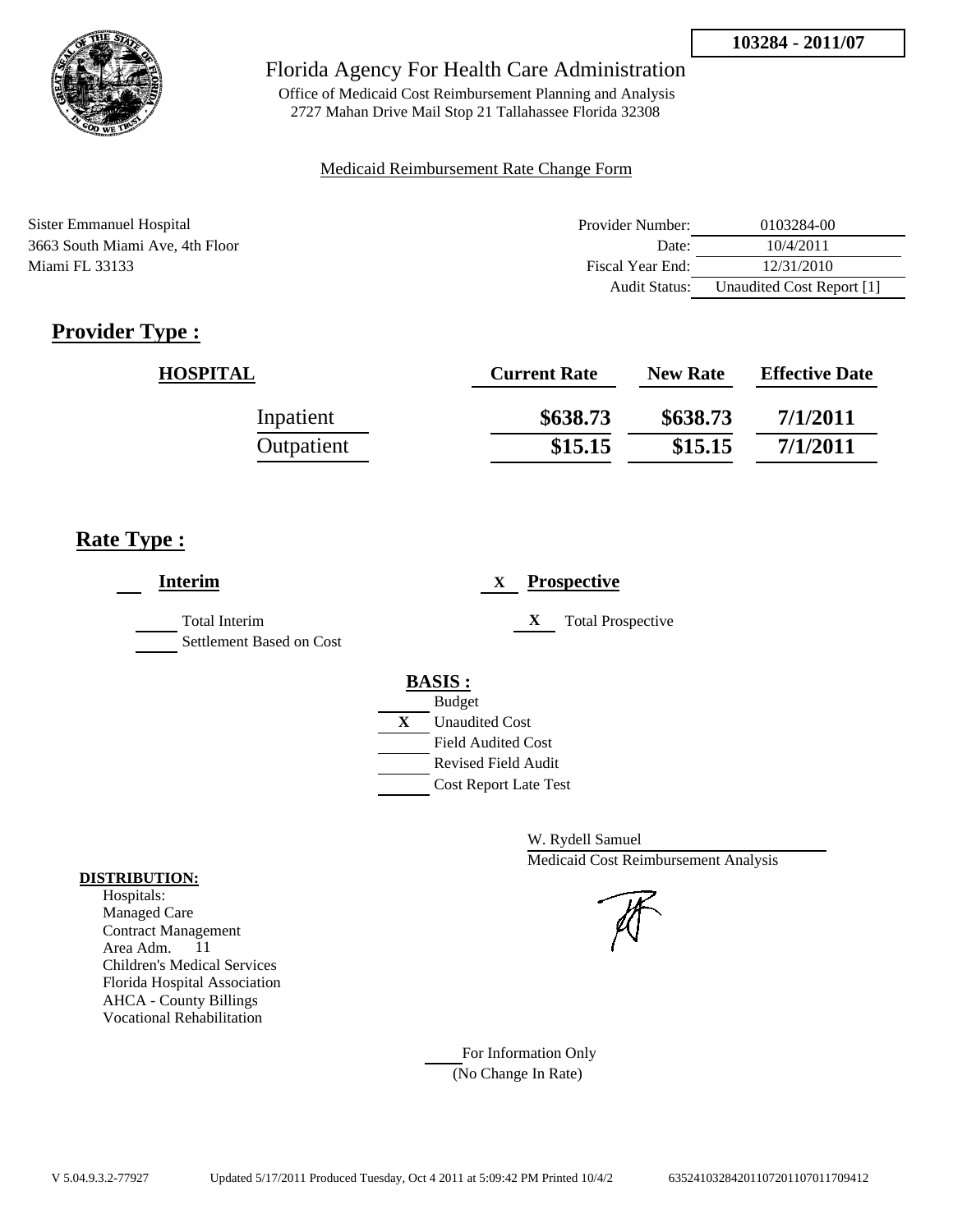**103284 - 2011/07**

# Florida Agency For Health Care Administration

Office of Medicaid Cost Reimbursement Planning and Analysis
2727 Mahan Drive Mail Stop 21 Tallahassee Florida 32308

Medicaid Reimbursement Rate Change Form

Sister Emmanuel Hospital
3663 South Miami Ave, 4th Floor
Miami FL 33133

| | |
|---|---|
| Provider Number: | 0103284-00 |
| Date: | 10/4/2011 |
| Fiscal Year End: | 12/31/2010 |
| Audit Status: | Unaudited Cost Report [1] |

## Provider Type :

| HOSPITAL | Current Rate | New Rate | Effective Date |
|---|---|---|---|
| Inpatient | $638.73 | $638.73 | 7/1/2011 |
| Outpatient | $15.15 | $15.15 | 7/1/2011 |

## Rate Type :

___ **Interim**

- ___ Total Interim
- ___ Settlement Based on Cost

X **Prospective**

- X Total Prospective

**BASIS :**

- ___ Budget
- X Unaudited Cost
- ___ Field Audited Cost
- ___ Revised Field Audit
- ___ Cost Report Late Test

W. Rydell Samuel
Medicaid Cost Reimbursement Analysis

**DISTRIBUTION:**
Hospitals:
Managed Care
Contract Management
Area Adm. 11
Children's Medical Services
Florida Hospital Association
AHCA - County Billings
Vocational Rehabilitation

___ For Information Only
(No Change In Rate)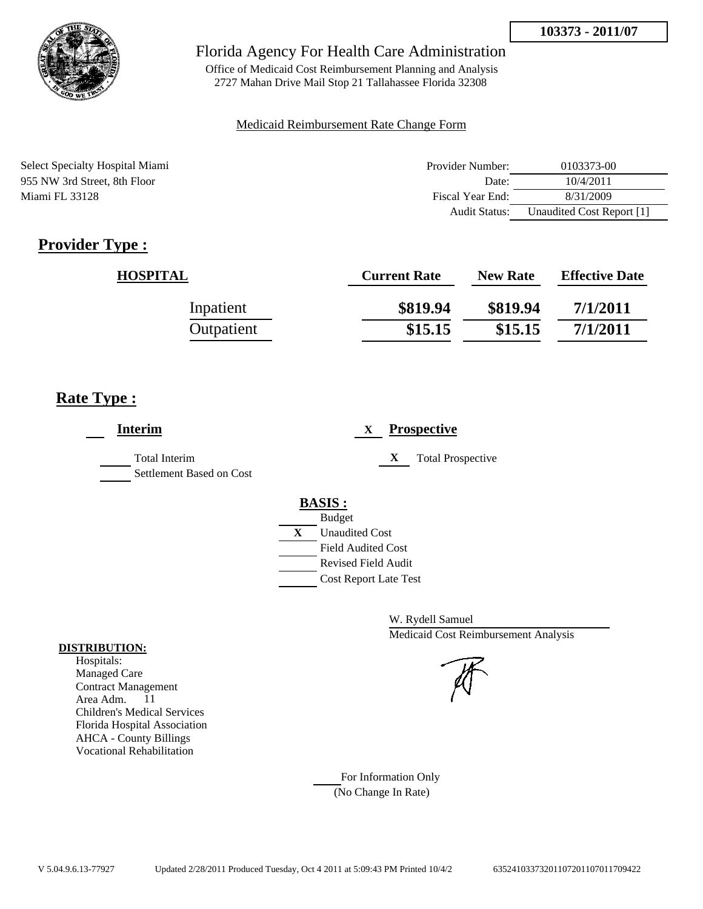**103373 - 2011/07**

# Florida Agency For Health Care Administration

Office of Medicaid Cost Reimbursement Planning and Analysis
2727 Mahan Drive Mail Stop 21 Tallahassee Florida 32308

Medicaid Reimbursement Rate Change Form

Select Specialty Hospital Miami
955 NW 3rd Street, 8th Floor
Miami FL 33128

| | |
|---|---|
| Provider Number: | 0103373-00 |
| Date: | 10/4/2011 |
| Fiscal Year End: | 8/31/2009 |
| Audit Status: | Unaudited Cost Report [1] |

## Provider Type :

| HOSPITAL | Current Rate | New Rate | Effective Date |
|---|---|---|---|
| Inpatient | $819.94 | $819.94 | 7/1/2011 |
| Outpatient | $15.15 | $15.15 | 7/1/2011 |

## Rate Type :

**Interim**

- Total Interim
- Settlement Based on Cost

X **Prospective**

- X Total Prospective

**BASIS :**

- Budget
- X Unaudited Cost
- Field Audited Cost
- Revised Field Audit
- Cost Report Late Test

W. Rydell Samuel
Medicaid Cost Reimbursement Analysis

**DISTRIBUTION:**

Hospitals:
Managed Care
Contract Management
Area Adm. 11
Children's Medical Services
Florida Hospital Association
AHCA - County Billings
Vocational Rehabilitation

For Information Only
(No Change In Rate)

V 5.04.9.6.13-77927 Updated 2/28/2011 Produced Tuesday, Oct 4 2011 at 5:09:43 PM Printed 10/4/2 635241033732011072011070117709422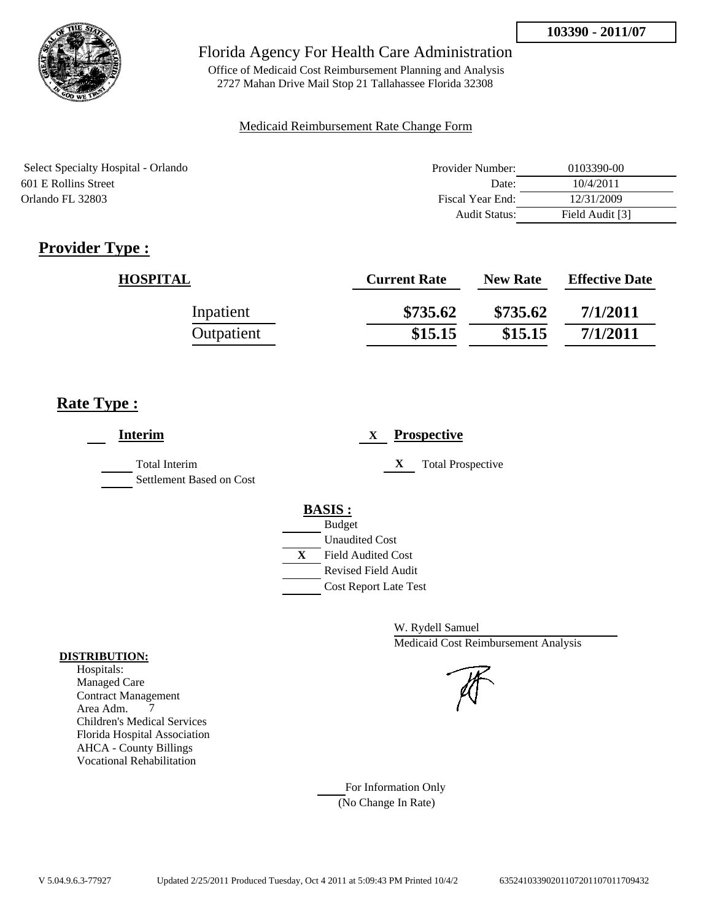103390 - 2011/07

Florida Agency For Health Care Administration

Office of Medicaid Cost Reimbursement Planning and Analysis
2727 Mahan Drive Mail Stop 21 Tallahassee Florida 32308

Medicaid Reimbursement Rate Change Form

Select Specialty Hospital - Orlando
601 E Rollins Street
Orlando FL 32803

| | |
|---|---|
| Provider Number: | 0103390-00 |
| Date: | 10/4/2011 |
| Fiscal Year End: | 12/31/2009 |
| Audit Status: | Field Audit [3] |

## Provider Type :

| HOSPITAL | Current Rate | New Rate | Effective Date |
|---|---|---|---|
| Inpatient | \$735.62 | \$735.62 | 7/1/2011 |
| Outpatient | \$15.15 | \$15.15 | 7/1/2011 |

## Rate Type :

___ **Interim**

___ Total Interim
___ Settlement Based on Cost

X **Prospective**

X Total Prospective

**BASIS :**

___ Budget
___ Unaudited Cost
X Field Audited Cost
___ Revised Field Audit
___ Cost Report Late Test

W. Rydell Samuel
Medicaid Cost Reimbursement Analysis

**DISTRIBUTION:**

Hospitals:
Managed Care
Contract Management
Area Adm. 7
Children's Medical Services
Florida Hospital Association
AHCA - County Billings
Vocational Rehabilitation

___ For Information Only
(No Change In Rate)

V 5.04.9.6.3-77927 Updated 2/25/2011 Produced Tuesday, Oct 4 2011 at 5:09:43 PM Printed 10/4/2 635241033902011072011070117 09432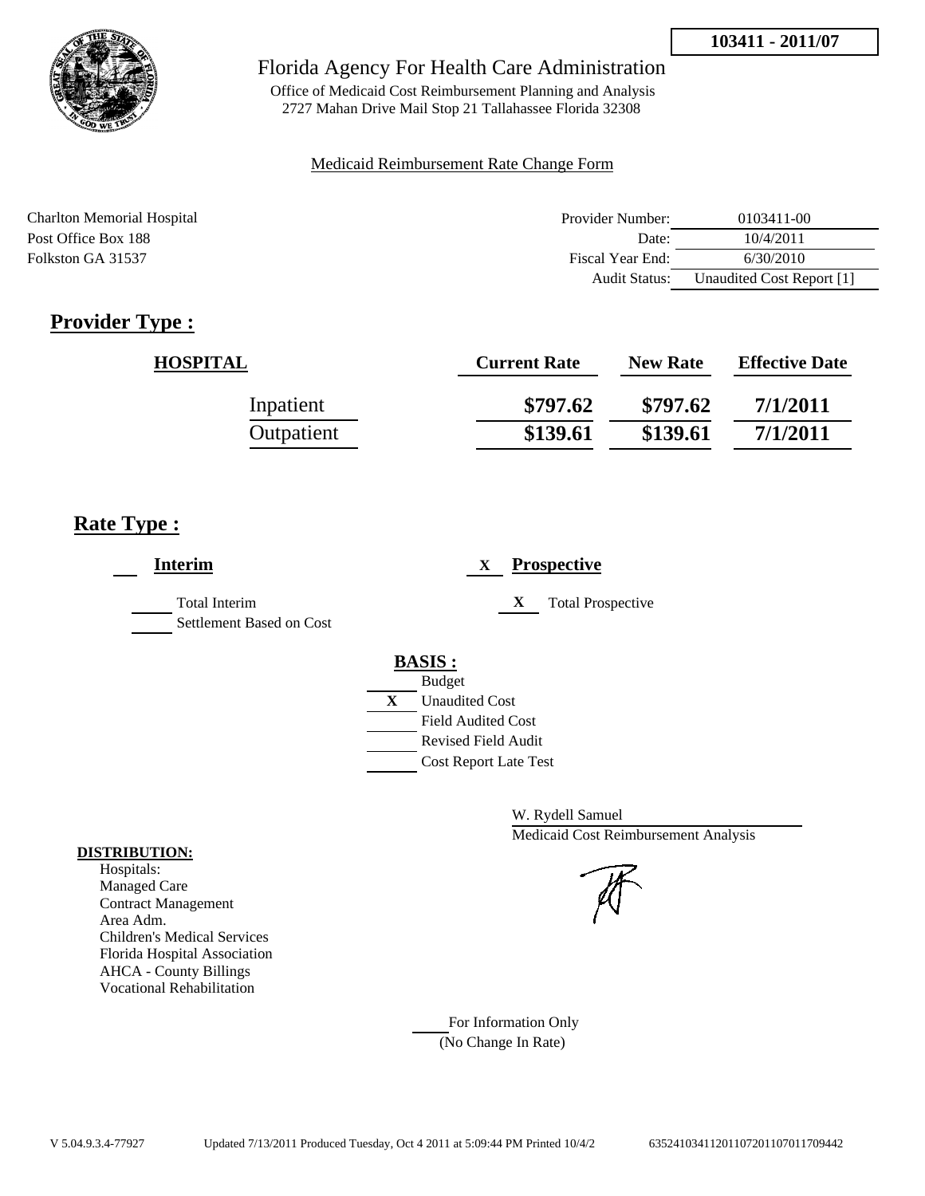**103411 - 2011/07**

Florida Agency For Health Care Administration

Office of Medicaid Cost Reimbursement Planning and Analysis
2727 Mahan Drive Mail Stop 21 Tallahassee Florida 32308

Medicaid Reimbursement Rate Change Form

Charlton Memorial Hospital
Post Office Box 188
Folkston GA 31537

| | |
|---|---|
| Provider Number: | 0103411-00 |
| Date: | 10/4/2011 |
| Fiscal Year End: | 6/30/2010 |
| Audit Status: | Unaudited Cost Report [1] |

## Provider Type :

| HOSPITAL | Current Rate | New Rate | Effective Date |
|---|---|---|---|
| Inpatient | $797.62 | $797.62 | 7/1/2011 |
| Outpatient | $139.61 | $139.61 | 7/1/2011 |

## Rate Type :

___ **Interim**

___ Total Interim
___ Settlement Based on Cost

X **Prospective**

X Total Prospective

**BASIS :**

___ Budget
X Unaudited Cost
___ Field Audited Cost
___ Revised Field Audit
___ Cost Report Late Test

W. Rydell Samuel
Medicaid Cost Reimbursement Analysis

**DISTRIBUTION:**
Hospitals:
Managed Care
Contract Management
Area Adm.
Children's Medical Services
Florida Hospital Association
AHCA - County Billings
Vocational Rehabilitation

___ For Information Only
(No Change In Rate)

V 5.04.9.3.4-77927 Updated 7/13/2011 Produced Tuesday, Oct 4 2011 at 5:09:44 PM Printed 10/4/2 635241034112011072011070117709442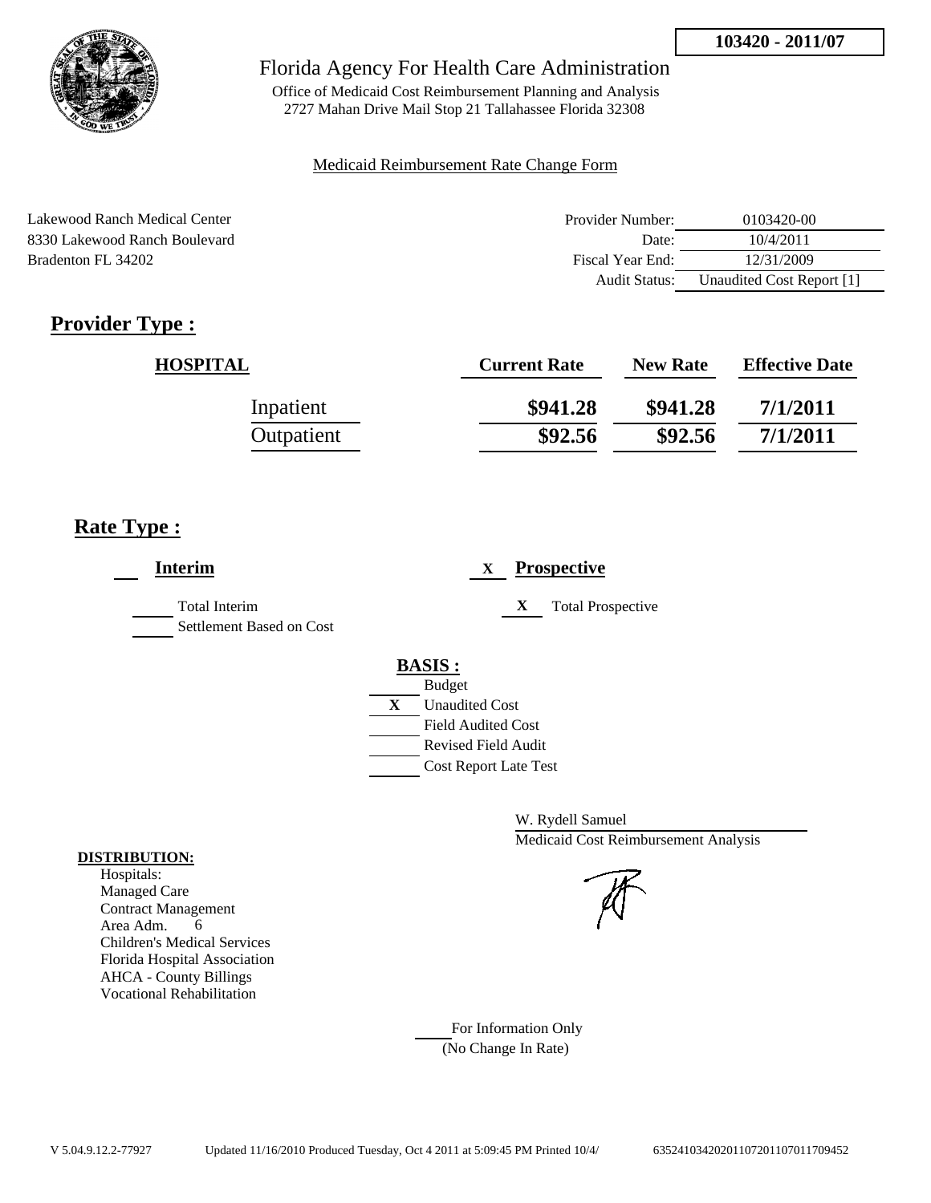103420 - 2011/07

Florida Agency For Health Care Administration

Office of Medicaid Cost Reimbursement Planning and Analysis
2727 Mahan Drive Mail Stop 21 Tallahassee Florida 32308

Medicaid Reimbursement Rate Change Form

Lakewood Ranch Medical Center
8330 Lakewood Ranch Boulevard
Bradenton FL 34202

| | |
|---|---|
| Provider Number: | 0103420-00 |
| Date: | 10/4/2011 |
| Fiscal Year End: | 12/31/2009 |
| Audit Status: | Unaudited Cost Report [1] |

## Provider Type :

| HOSPITAL | Current Rate | New Rate | Effective Date |
|---|---|---|---|
| Inpatient | $941.28 | $941.28 | 7/1/2011 |
| Outpatient | $92.56 | $92.56 | 7/1/2011 |

## Rate Type :

**Interim**

Total Interim
Settlement Based on Cost

X **Prospective**

X Total Prospective

**BASIS :**

Budget
X Unaudited Cost
Field Audited Cost
Revised Field Audit
Cost Report Late Test

W. Rydell Samuel
Medicaid Cost Reimbursement Analysis

**DISTRIBUTION:**

Hospitals:
Managed Care
Contract Management
Area Adm. 6
Children's Medical Services
Florida Hospital Association
AHCA - County Billings
Vocational Rehabilitation

For Information Only
(No Change In Rate)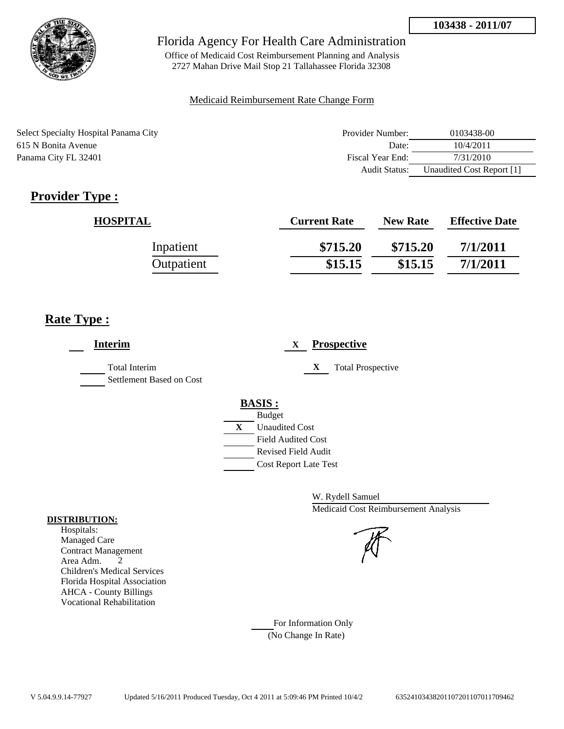**103438 - 2011/07**

# Florida Agency For Health Care Administration

Office of Medicaid Cost Reimbursement Planning and Analysis
2727 Mahan Drive Mail Stop 21 Tallahassee Florida 32308

Medicaid Reimbursement Rate Change Form

Select Specialty Hospital Panama City
615 N Bonita Avenue
Panama City FL 32401

| | |
|---|---|
| Provider Number: | 0103438-00 |
| Date: | 10/4/2011 |
| Fiscal Year End: | 7/31/2010 |
| Audit Status: | Unaudited Cost Report [1] |

## Provider Type :

| HOSPITAL | Current Rate | New Rate | Effective Date |
|---|---|---|---|
| Inpatient | $715.20 | $715.20 | 7/1/2011 |
| Outpatient | $15.15 | $15.15 | 7/1/2011 |

## Rate Type :

___ **Interim**

___ Total Interim
___ Settlement Based on Cost

X **Prospective**

X Total Prospective

**BASIS :**

___ Budget
X Unaudited Cost
___ Field Audited Cost
___ Revised Field Audit
___ Cost Report Late Test

W. Rydell Samuel
Medicaid Cost Reimbursement Analysis

**DISTRIBUTION:**
Hospitals:
Managed Care
Contract Management
Area Adm. 2
Children's Medical Services
Florida Hospital Association
AHCA - County Billings
Vocational Rehabilitation

___ For Information Only
(No Change In Rate)

V 5.04.9.9.14-77927 Updated 5/16/2011 Produced Tuesday, Oct 4 2011 at 5:09:46 PM Printed 10/4/2 635241034382011072011070117094​62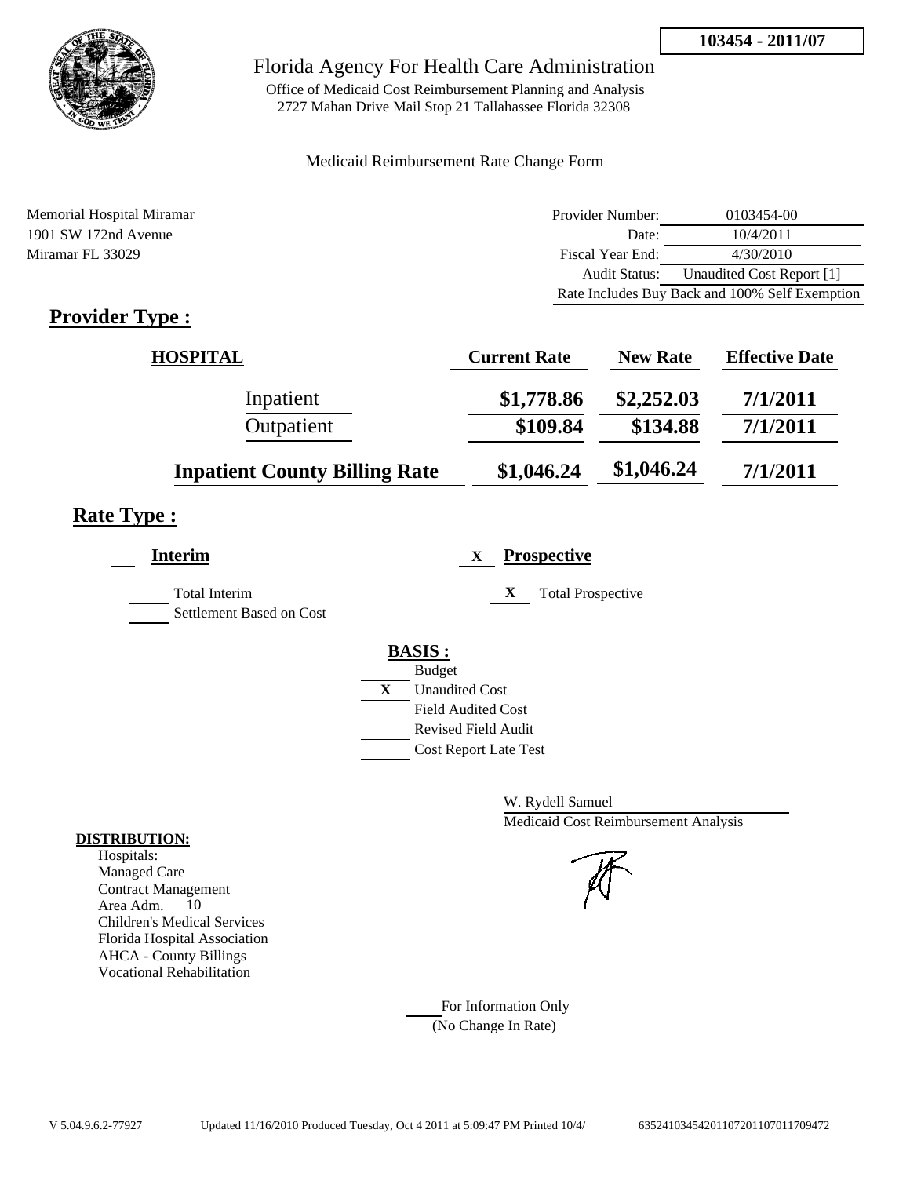**103454 - 2011/07**

# Florida Agency For Health Care Administration

Office of Medicaid Cost Reimbursement Planning and Analysis
2727 Mahan Drive Mail Stop 21 Tallahassee Florida 32308

Medicaid Reimbursement Rate Change Form

Memorial Hospital Miramar
1901 SW 172nd Avenue
Miramar FL 33029

| | |
|---|---|
| Provider Number: | 0103454-00 |
| Date: | 10/4/2011 |
| Fiscal Year End: | 4/30/2010 |
| Audit Status: | Unaudited Cost Report [1] |
| Rate Includes Buy Back and 100% Self Exemption | |

## Provider Type :

| HOSPITAL | Current Rate | New Rate | Effective Date |
|---|---|---|---|
| Inpatient | $1,778.86 | $2,252.03 | 7/1/2011 |
| Outpatient | $109.84 | $134.88 | 7/1/2011 |
| **Inpatient County Billing Rate** | $1,046.24 | $1,046.24 | 7/1/2011 |

## Rate Type :

**Interim**

- [ ] Total Interim
- [ ] Settlement Based on Cost

X **Prospective**

- X Total Prospective

**BASIS :**

- [ ] Budget
- X Unaudited Cost
- [ ] Field Audited Cost
- [ ] Revised Field Audit
- [ ] Cost Report Late Test

W. Rydell Samuel
Medicaid Cost Reimbursement Analysis

**DISTRIBUTION:**

Hospitals:
Managed Care
Contract Management
Area Adm. 10
Children's Medical Services
Florida Hospital Association
AHCA - County Billings
Vocational Rehabilitation

For Information Only
(No Change In Rate)

V 5.04.9.6.2-77927 Updated 11/16/2010 Produced Tuesday, Oct 4 2011 at 5:09:47 PM Printed 10/4/ 635241034542011072011070117709472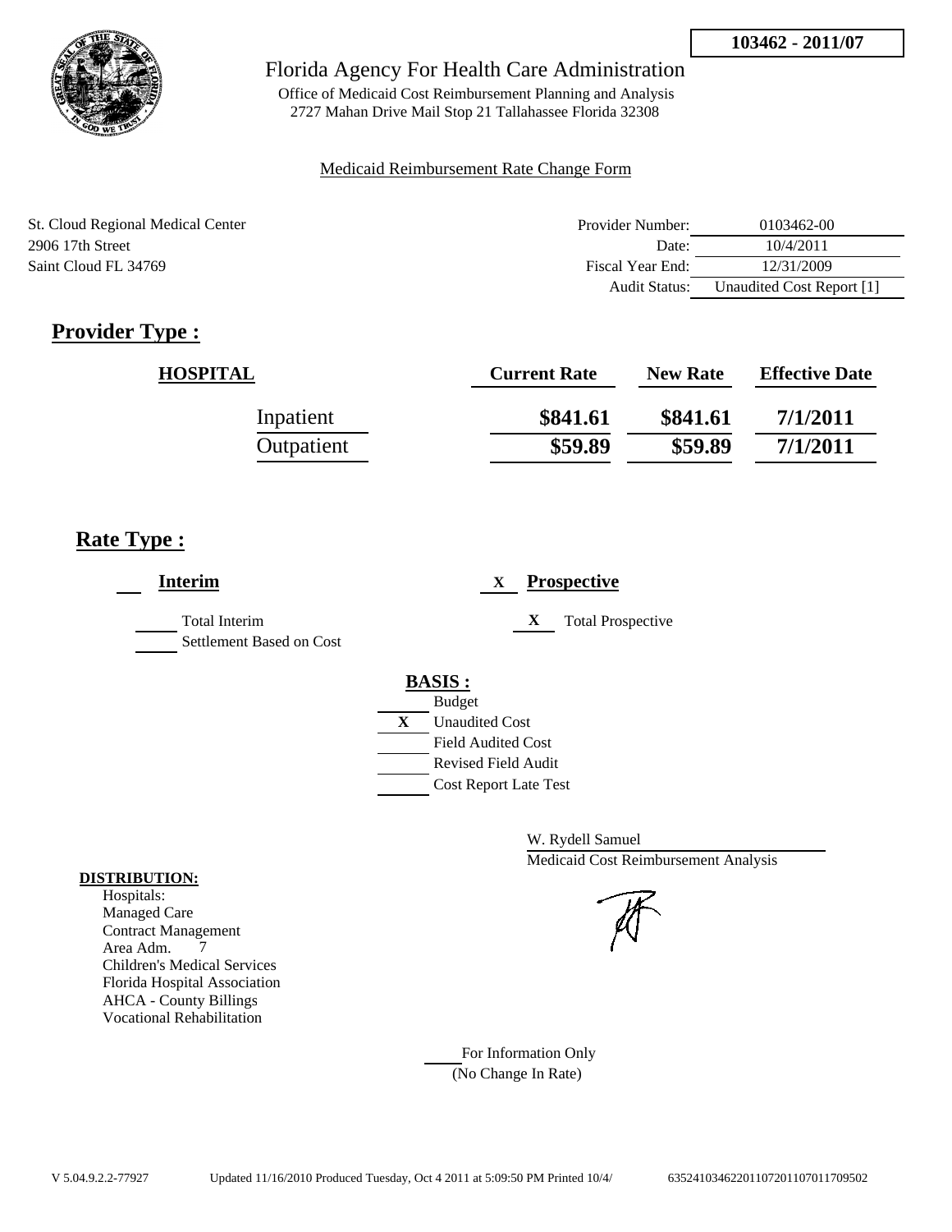103462 - 2011/07

# Florida Agency For Health Care Administration

Office of Medicaid Cost Reimbursement Planning and Analysis
2727 Mahan Drive Mail Stop 21 Tallahassee Florida 32308

Medicaid Reimbursement Rate Change Form

St. Cloud Regional Medical Center
2906 17th Street
Saint Cloud FL 34769

| | |
|---|---|
| Provider Number: | 0103462-00 |
| Date: | 10/4/2011 |
| Fiscal Year End: | 12/31/2009 |
| Audit Status: | Unaudited Cost Report [1] |

## Provider Type :

| HOSPITAL | Current Rate | New Rate | Effective Date |
|---|---|---|---|
| Inpatient | $841.61 | $841.61 | 7/1/2011 |
| Outpatient | $59.89 | $59.89 | 7/1/2011 |

## Rate Type :

___ **Interim**

___ Total Interim

___ Settlement Based on Cost

X **Prospective**

X Total Prospective

**BASIS :**

___ Budget

X Unaudited Cost

___ Field Audited Cost

___ Revised Field Audit

___ Cost Report Late Test

W. Rydell Samuel
Medicaid Cost Reimbursement Analysis

**DISTRIBUTION:**

Hospitals:
Managed Care
Contract Management
Area Adm. 7
Children's Medical Services
Florida Hospital Association
AHCA - County Billings
Vocational Rehabilitation

___ For Information Only
(No Change In Rate)

V 5.04.9.2.2-77927 Updated 11/16/2010 Produced Tuesday, Oct 4 2011 at 5:09:50 PM Printed 10/4/ 635241034622011072011070117095​02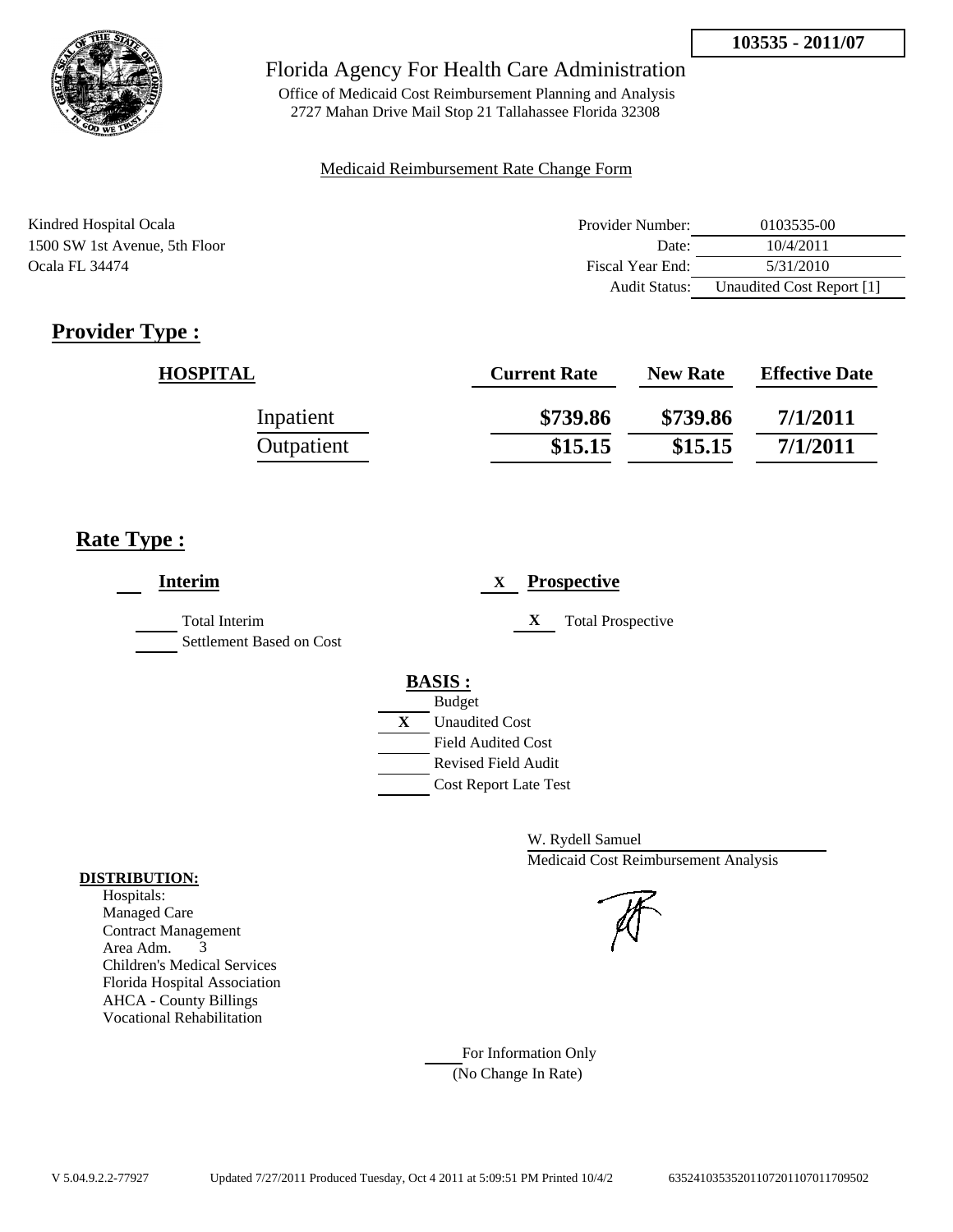103535 - 2011/07

Florida Agency For Health Care Administration

Office of Medicaid Cost Reimbursement Planning and Analysis
2727 Mahan Drive Mail Stop 21 Tallahassee Florida 32308

Medicaid Reimbursement Rate Change Form

Kindred Hospital Ocala
1500 SW 1st Avenue, 5th Floor
Ocala FL 34474

| | |
|---|---|
| Provider Number: | 0103535-00 |
| Date: | 10/4/2011 |
| Fiscal Year End: | 5/31/2010 |
| Audit Status: | Unaudited Cost Report [1] |

## Provider Type :

| HOSPITAL | Current Rate | New Rate | Effective Date |
|---|---|---|---|
| Inpatient | $739.86 | $739.86 | 7/1/2011 |
| Outpatient | $15.15 | $15.15 | 7/1/2011 |

## Rate Type :

___ **Interim**

_____ Total Interim
_____ Settlement Based on Cost

X **Prospective**

X Total Prospective

**BASIS :**

_____ Budget
X Unaudited Cost
_____ Field Audited Cost
_____ Revised Field Audit
_____ Cost Report Late Test

W. Rydell Samuel
Medicaid Cost Reimbursement Analysis

**DISTRIBUTION:**

Hospitals:
Managed Care
Contract Management
Area Adm. 3
Children's Medical Services
Florida Hospital Association
AHCA - County Billings
Vocational Rehabilitation

_____ For Information Only
(No Change In Rate)

V 5.04.9.2.2-77927 Updated 7/27/2011 Produced Tuesday, Oct 4 2011 at 5:09:51 PM Printed 10/4/2 635241035352011072011070117009502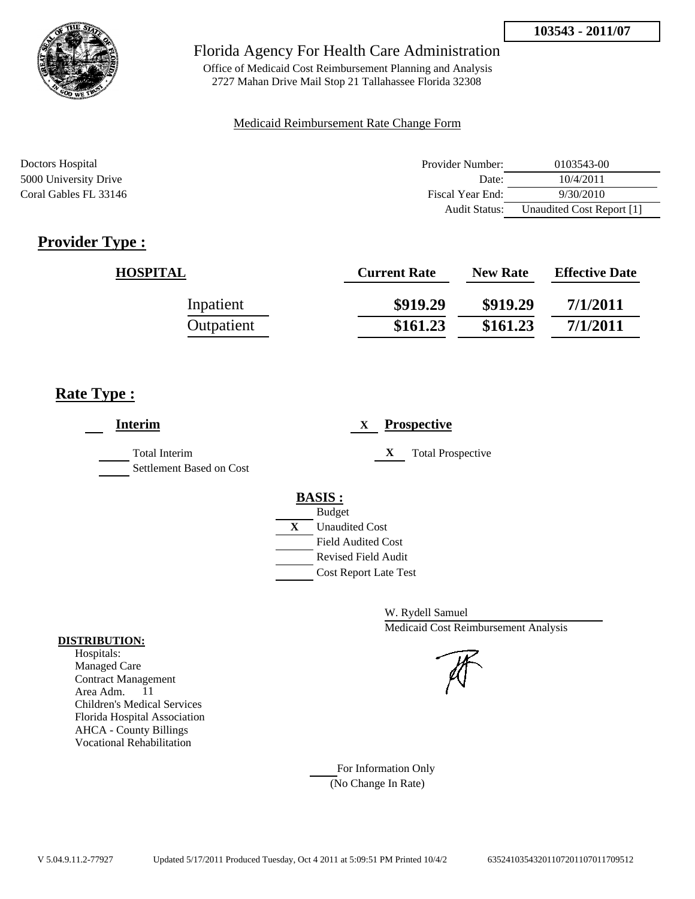103543 - 2011/07

# Florida Agency For Health Care Administration

Office of Medicaid Cost Reimbursement Planning and Analysis
2727 Mahan Drive Mail Stop 21 Tallahassee Florida 32308

Medicaid Reimbursement Rate Change Form

Doctors Hospital
5000 University Drive
Coral Gables FL 33146

| | |
|---|---|
| Provider Number: | 0103543-00 |
| Date: | 10/4/2011 |
| Fiscal Year End: | 9/30/2010 |
| Audit Status: | Unaudited Cost Report [1] |

## Provider Type :

| HOSPITAL | Current Rate | New Rate | Effective Date |
|---|---|---|---|
| Inpatient | \$919.29 | \$919.29 | 7/1/2011 |
| Outpatient | \$161.23 | \$161.23 | 7/1/2011 |

## Rate Type :

___ **Interim**

___ Total Interim
___ Settlement Based on Cost

X **Prospective**

X Total Prospective

**BASIS :**

___ Budget
X Unaudited Cost
___ Field Audited Cost
___ Revised Field Audit
___ Cost Report Late Test

W. Rydell Samuel
Medicaid Cost Reimbursement Analysis

**DISTRIBUTION:**
Hospitals:
Managed Care
Contract Management
Area Adm. 11
Children's Medical Services
Florida Hospital Association
AHCA - County Billings
Vocational Rehabilitation

___ For Information Only
(No Change In Rate)

V 5.04.9.11.2-77927 Updated 5/17/2011 Produced Tuesday, Oct 4 2011 at 5:09:51 PM Printed 10/4/2 635241035432011072011070117095​12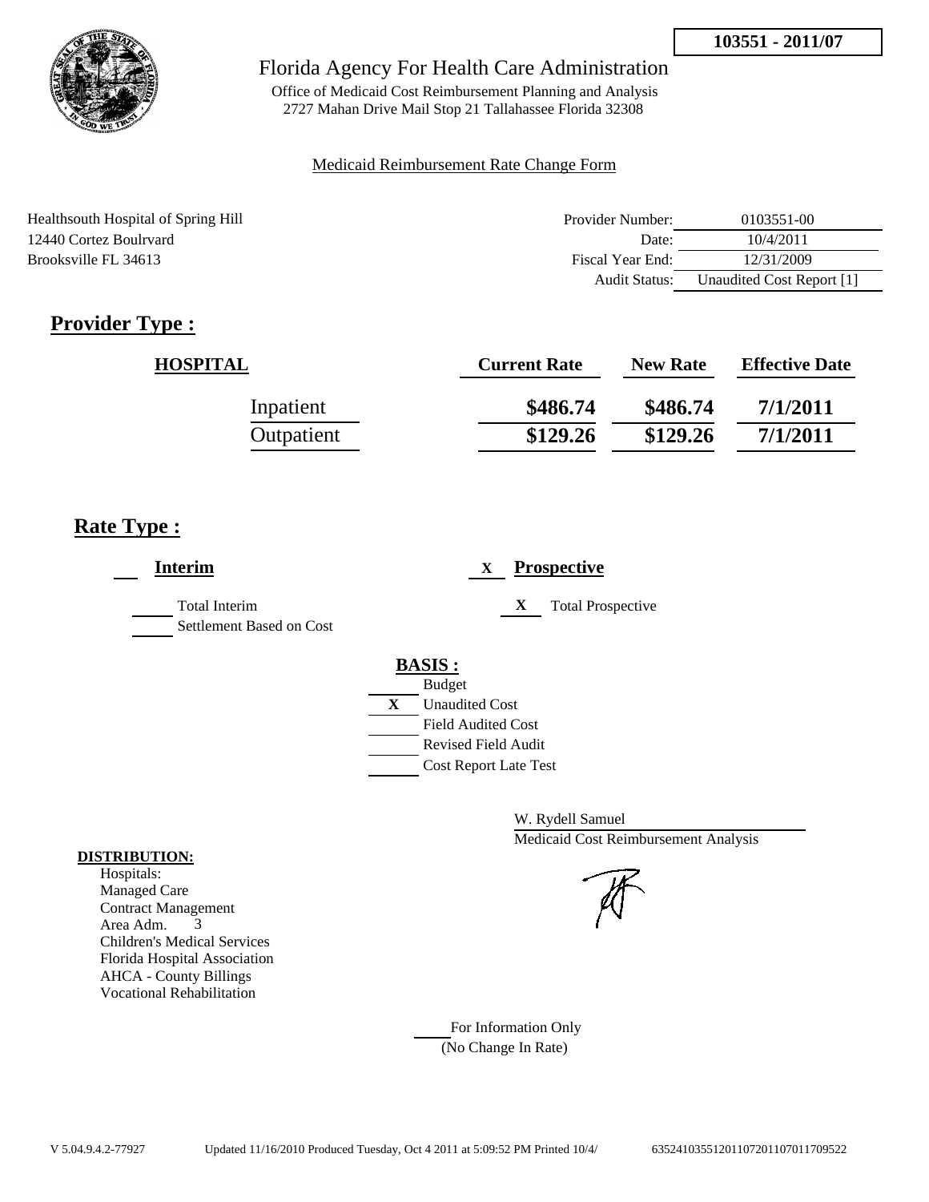103551 - 2011/07

Florida Agency For Health Care Administration

Office of Medicaid Cost Reimbursement Planning and Analysis
2727 Mahan Drive Mail Stop 21 Tallahassee Florida 32308

Medicaid Reimbursement Rate Change Form

Healthsouth Hospital of Spring Hill
12440 Cortez Boulrvard
Brooksville FL 34613

| | |
|---|---|
| Provider Number: | 0103551-00 |
| Date: | 10/4/2011 |
| Fiscal Year End: | 12/31/2009 |
| Audit Status: | Unaudited Cost Report [1] |

## Provider Type :

| HOSPITAL | Current Rate | New Rate | Effective Date |
|---|---|---|---|
| Inpatient | $486.74 | $486.74 | 7/1/2011 |
| Outpatient | $129.26 | $129.26 | 7/1/2011 |

## Rate Type :

___ **Interim**

___ Total Interim
___ Settlement Based on Cost

X **Prospective**

X Total Prospective

**BASIS :**

___ Budget
X Unaudited Cost
___ Field Audited Cost
___ Revised Field Audit
___ Cost Report Late Test

W. Rydell Samuel
Medicaid Cost Reimbursement Analysis

**DISTRIBUTION:**
Hospitals:
Managed Care
Contract Management
Area Adm. 3
Children's Medical Services
Florida Hospital Association
AHCA - County Billings
Vocational Rehabilitation

___ For Information Only
(No Change In Rate)

V 5.04.9.4.2-77927 Updated 11/16/2010 Produced Tuesday, Oct 4 2011 at 5:09:52 PM Printed 10/4/ 635241035512011072011070117095​22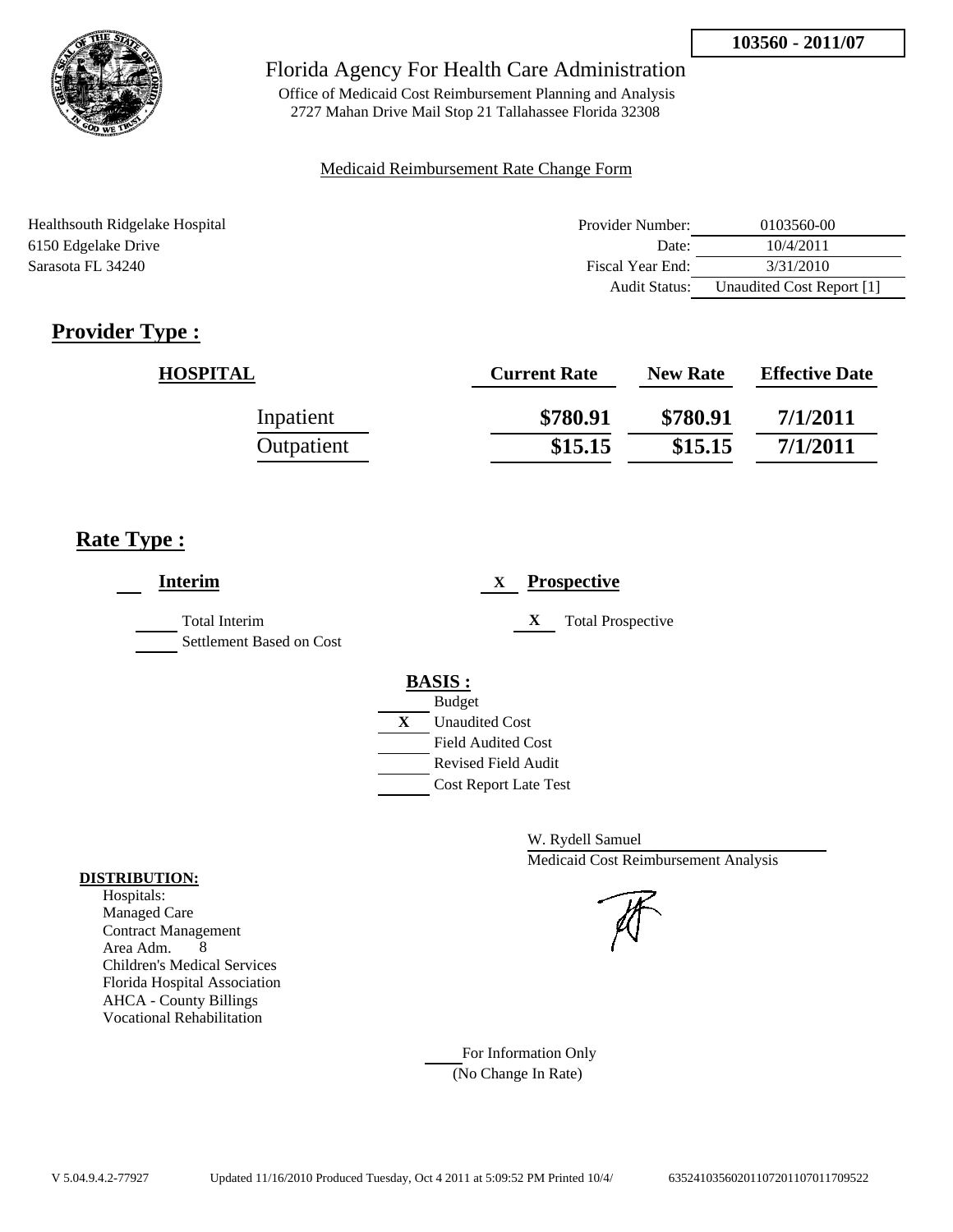**103560 - 2011/07**

# Florida Agency For Health Care Administration

Office of Medicaid Cost Reimbursement Planning and Analysis
2727 Mahan Drive Mail Stop 21 Tallahassee Florida 32308

Medicaid Reimbursement Rate Change Form

Healthsouth Ridgelake Hospital
6150 Edgelake Drive
Sarasota FL 34240

| | |
|---|---|
| Provider Number: | 0103560-00 |
| Date: | 10/4/2011 |
| Fiscal Year End: | 3/31/2010 |
| Audit Status: | Unaudited Cost Report [1] |

## Provider Type :

| HOSPITAL | Current Rate | New Rate | Effective Date |
|---|---|---|---|
| Inpatient | \$780.91 | \$780.91 | 7/1/2011 |
| Outpatient | \$15.15 | \$15.15 | 7/1/2011 |

## Rate Type :

**Interim**

Total Interim
Settlement Based on Cost

X **Prospective**

X Total Prospective

**BASIS :**

- Budget
- X Unaudited Cost
- Field Audited Cost
- Revised Field Audit
- Cost Report Late Test

W. Rydell Samuel
Medicaid Cost Reimbursement Analysis

**DISTRIBUTION:**

Hospitals:
Managed Care
Contract Management
Area Adm. 8
Children's Medical Services
Florida Hospital Association
AHCA - County Billings
Vocational Rehabilitation

For Information Only
(No Change In Rate)

V 5.04.9.4.2-77927 Updated 11/16/2010 Produced Tuesday, Oct 4 2011 at 5:09:52 PM Printed 10/4/ 63524103560201107201107011709522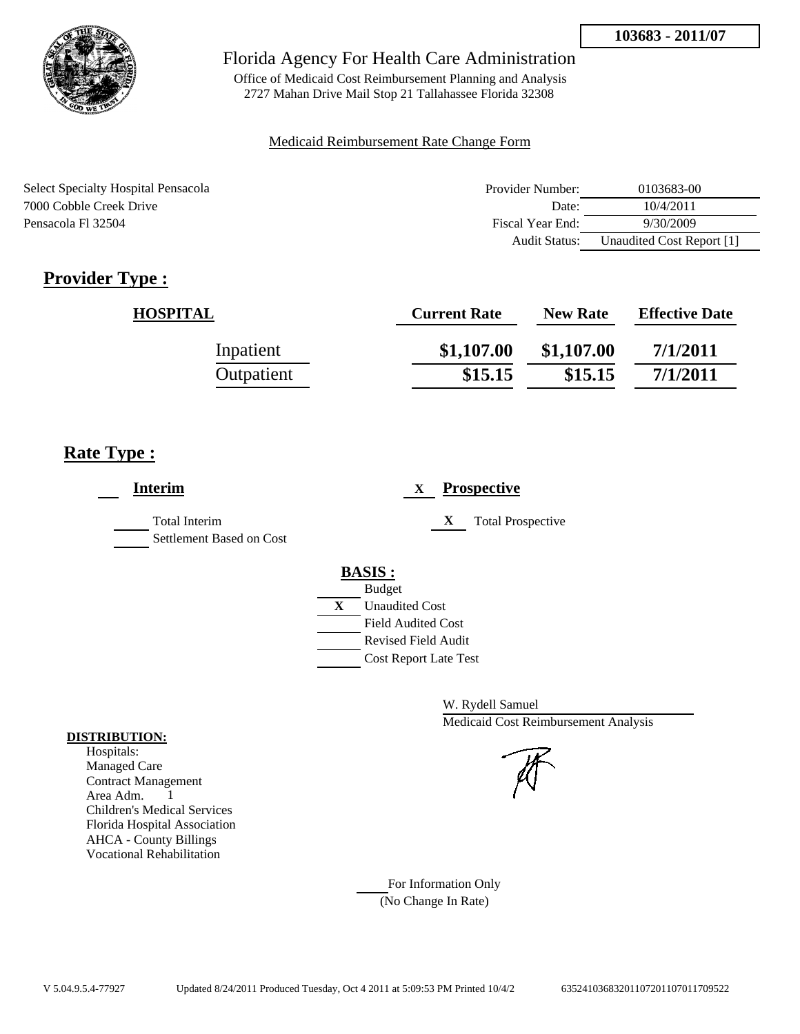103683 - 2011/07

# Florida Agency For Health Care Administration

Office of Medicaid Cost Reimbursement Planning and Analysis
2727 Mahan Drive Mail Stop 21 Tallahassee Florida 32308

Medicaid Reimbursement Rate Change Form

Select Specialty Hospital Pensacola
7000 Cobble Creek Drive
Pensacola Fl 32504

| | |
|---|---|
| Provider Number: | 0103683-00 |
| Date: | 10/4/2011 |
| Fiscal Year End: | 9/30/2009 |
| Audit Status: | Unaudited Cost Report [1] |

## Provider Type :

| HOSPITAL | Current Rate | New Rate | Effective Date |
|---|---|---|---|
| Inpatient | $1,107.00 | $1,107.00 | 7/1/2011 |
| Outpatient | $15.15 | $15.15 | 7/1/2011 |

## Rate Type :

**Interim**

Total Interim

Settlement Based on Cost

X **Prospective**

X Total Prospective

**BASIS :**

Budget

X Unaudited Cost

Field Audited Cost

Revised Field Audit

Cost Report Late Test

W. Rydell Samuel
Medicaid Cost Reimbursement Analysis

**DISTRIBUTION:**

Hospitals:
Managed Care
Contract Management
Area Adm. 1
Children's Medical Services
Florida Hospital Association
AHCA - County Billings
Vocational Rehabilitation

For Information Only
(No Change In Rate)

V 5.04.9.5.4-77927 Updated 8/24/2011 Produced Tuesday, Oct 4 2011 at 5:09:53 PM Printed 10/4/2 63524103683201107201107011709522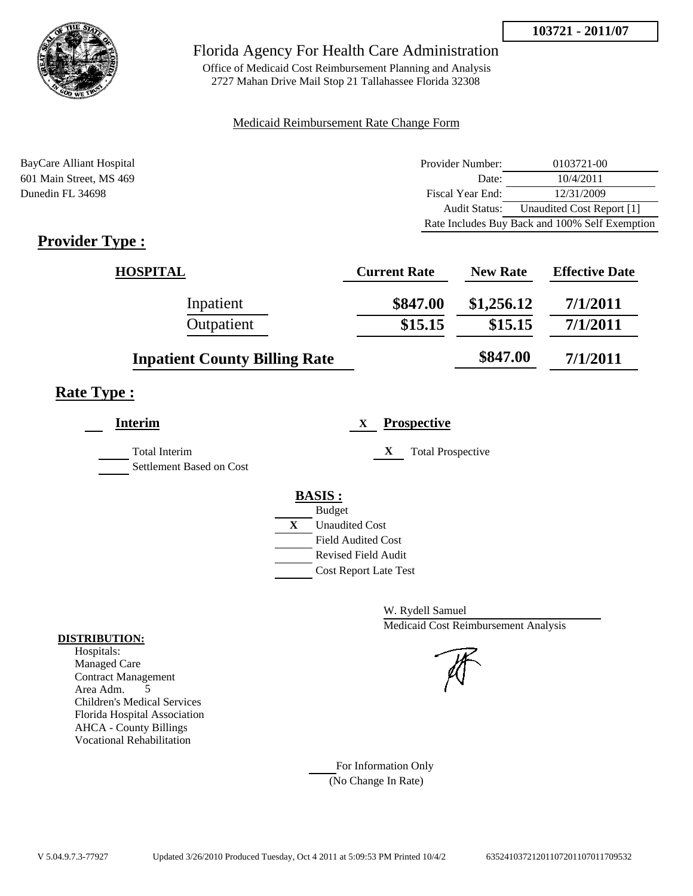**103721 - 2011/07**

# Florida Agency For Health Care Administration

Office of Medicaid Cost Reimbursement Planning and Analysis
2727 Mahan Drive Mail Stop 21 Tallahassee Florida 32308

Medicaid Reimbursement Rate Change Form

BayCare Alliant Hospital
601 Main Street, MS 469
Dunedin FL 34698

| | |
|---|---|
| Provider Number: | 0103721-00 |
| Date: | 10/4/2011 |
| Fiscal Year End: | 12/31/2009 |
| Audit Status: | Unaudited Cost Report [1] |
| | Rate Includes Buy Back and 100% Self Exemption |

## Provider Type :

| HOSPITAL | Current Rate | New Rate | Effective Date |
|---|---|---|---|
| Inpatient | $847.00 | $1,256.12 | 7/1/2011 |
| Outpatient | $15.15 | $15.15 | 7/1/2011 |
| Inpatient County Billing Rate | | $847.00 | 7/1/2011 |

## Rate Type :

___ **Interim**

___ Total Interim
___ Settlement Based on Cost

X **Prospective**

X Total Prospective

**BASIS :**

___ Budget
X Unaudited Cost
___ Field Audited Cost
___ Revised Field Audit
___ Cost Report Late Test

W. Rydell Samuel
Medicaid Cost Reimbursement Analysis

**DISTRIBUTION:**

Hospitals:
Managed Care
Contract Management
Area Adm. 5
Children's Medical Services
Florida Hospital Association
AHCA - County Billings
Vocational Rehabilitation

___ For Information Only
(No Change In Rate)

V 5.04.9.7.3-77927 Updated 3/26/2010 Produced Tuesday, Oct 4 2011 at 5:09:53 PM Printed 10/4/2 63524103721201107201107011709532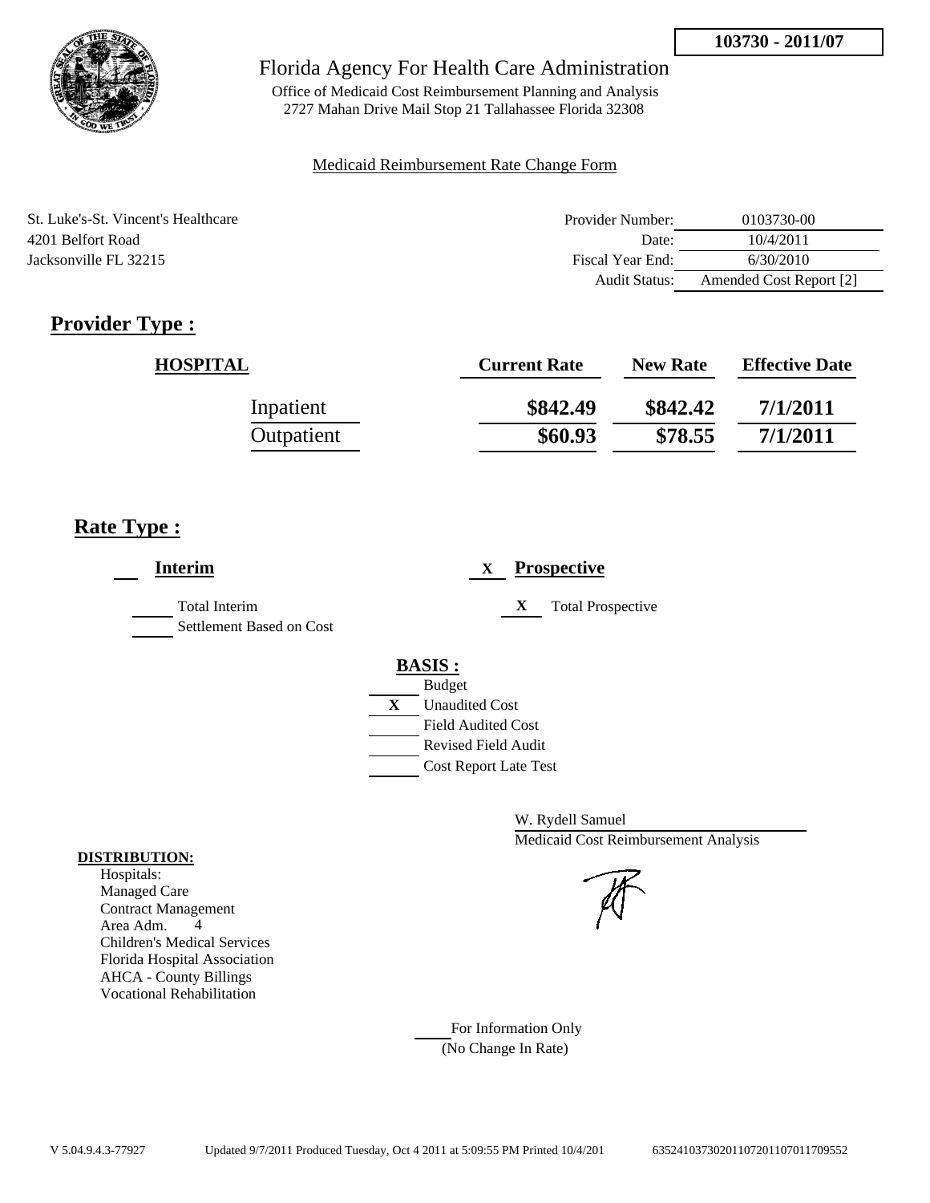**103730 - 2011/07**

# Florida Agency For Health Care Administration

Office of Medicaid Cost Reimbursement Planning and Analysis
2727 Mahan Drive Mail Stop 21 Tallahassee Florida 32308

Medicaid Reimbursement Rate Change Form

St. Luke's-St. Vincent's Healthcare
4201 Belfort Road
Jacksonville FL 32215

| | |
|---|---|
| Provider Number: | 0103730-00 |
| Date: | 10/4/2011 |
| Fiscal Year End: | 6/30/2010 |
| Audit Status: | Amended Cost Report [2] |

## Provider Type :

| HOSPITAL | Current Rate | New Rate | Effective Date |
|---|---|---|---|
| Inpatient | \$842.49 | \$842.42 | 7/1/2011 |
| Outpatient | \$60.93 | \$78.55 | 7/1/2011 |

## Rate Type :

___ **Interim**

___ Total Interim
___ Settlement Based on Cost

X **Prospective**

X Total Prospective

**BASIS :**
___ Budget
X Unaudited Cost
___ Field Audited Cost
___ Revised Field Audit
___ Cost Report Late Test

W. Rydell Samuel
Medicaid Cost Reimbursement Analysis

**DISTRIBUTION:**
Hospitals:
Managed Care
Contract Management
Area Adm. 4
Children's Medical Services
Florida Hospital Association
AHCA - County Billings
Vocational Rehabilitation

___ For Information Only
(No Change In Rate)

V 5.04.9.4.3-77927 Updated 9/7/2011 Produced Tuesday, Oct 4 2011 at 5:09:55 PM Printed 10/4/201 635241037302011072011070117095552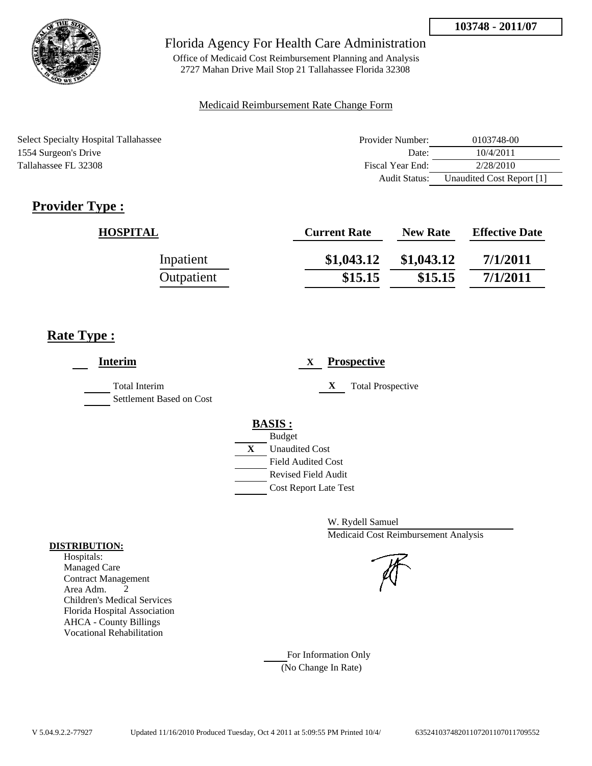103748 - 2011/07

# Florida Agency For Health Care Administration

Office of Medicaid Cost Reimbursement Planning and Analysis
2727 Mahan Drive Mail Stop 21 Tallahassee Florida 32308

Medicaid Reimbursement Rate Change Form

Select Specialty Hospital Tallahassee
1554 Surgeon's Drive
Tallahassee FL 32308

| | |
|---|---|
| Provider Number: | 0103748-00 |
| Date: | 10/4/2011 |
| Fiscal Year End: | 2/28/2010 |
| Audit Status: | Unaudited Cost Report [1] |

## Provider Type :

| HOSPITAL | Current Rate | New Rate | Effective Date |
|---|---|---|---|
| Inpatient | $1,043.12 | $1,043.12 | 7/1/2011 |
| Outpatient | $15.15 | $15.15 | 7/1/2011 |

## Rate Type :

**Interim**

- Total Interim
- Settlement Based on Cost

X **Prospective**

- X Total Prospective

**BASIS :**

- Budget
- X Unaudited Cost
- Field Audited Cost
- Revised Field Audit
- Cost Report Late Test

W. Rydell Samuel
Medicaid Cost Reimbursement Analysis

**DISTRIBUTION:**
Hospitals:
Managed Care
Contract Management
Area Adm. 2
Children's Medical Services
Florida Hospital Association
AHCA - County Billings
Vocational Rehabilitation

For Information Only
(No Change In Rate)

V 5.04.9.2.2-77927 Updated 11/16/2010 Produced Tuesday, Oct 4 2011 at 5:09:55 PM Printed 10/4/ 635241037482011072011070117095​52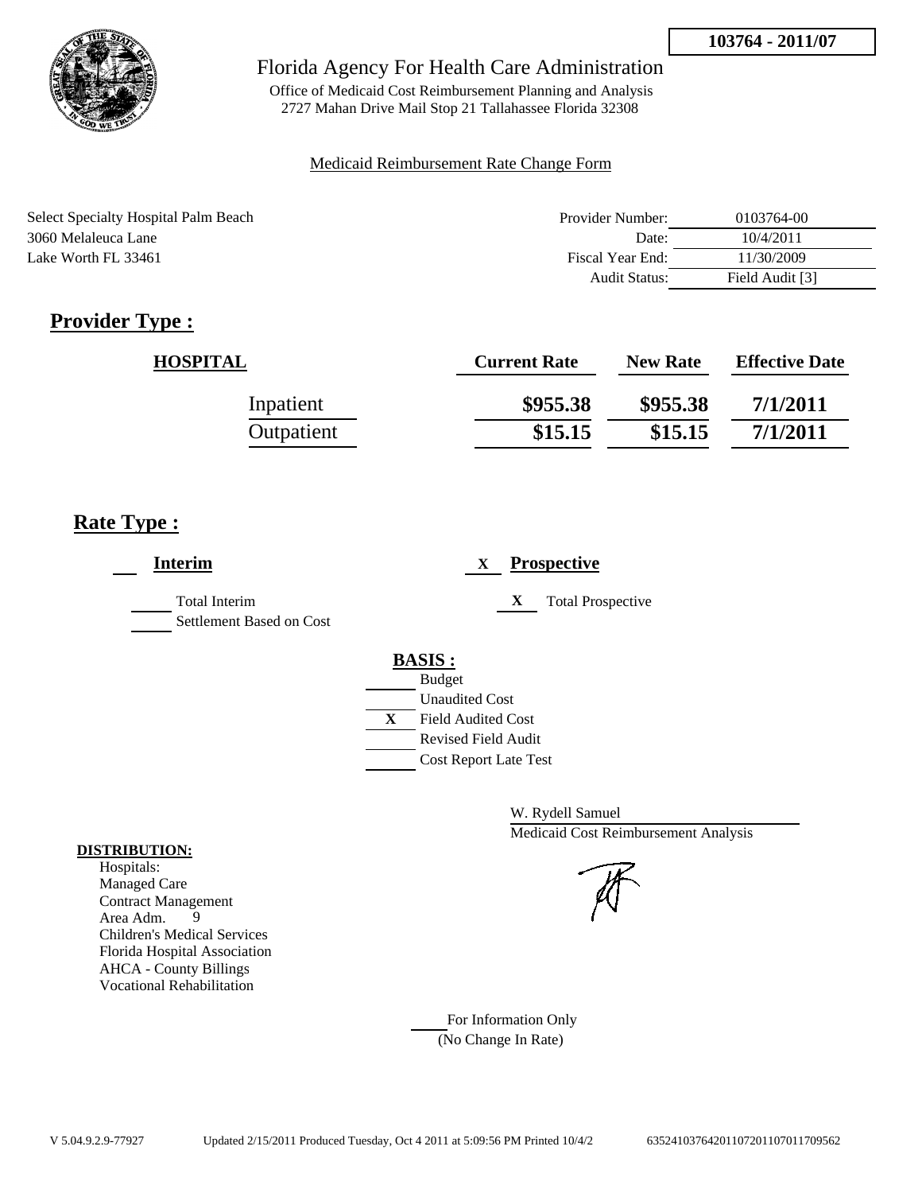**103764 - 2011/07**

Florida Agency For Health Care Administration

Office of Medicaid Cost Reimbursement Planning and Analysis
2727 Mahan Drive Mail Stop 21 Tallahassee Florida 32308

Medicaid Reimbursement Rate Change Form

Select Specialty Hospital Palm Beach
3060 Melaleuca Lane
Lake Worth FL 33461

| | |
|---|---|
| Provider Number: | 0103764-00 |
| Date: | 10/4/2011 |
| Fiscal Year End: | 11/30/2009 |
| Audit Status: | Field Audit [3] |

## Provider Type :

| HOSPITAL | Current Rate | New Rate | Effective Date |
|---|---|---|---|
| Inpatient | **\$955.38** | **\$955.38** | **7/1/2011** |
| Outpatient | **\$15.15** | **\$15.15** | **7/1/2011** |

## Rate Type :

**Interim**

- Total Interim
- Settlement Based on Cost

X **Prospective**

- X Total Prospective

**BASIS :**

- Budget
- Unaudited Cost
- X Field Audited Cost
- Revised Field Audit
- Cost Report Late Test

W. Rydell Samuel
Medicaid Cost Reimbursement Analysis

**DISTRIBUTION:**
Hospitals:
Managed Care
Contract Management
Area Adm. 9
Children's Medical Services
Florida Hospital Association
AHCA - County Billings
Vocational Rehabilitation

For Information Only
(No Change In Rate)

V 5.04.9.2.9-77927 Updated 2/15/2011 Produced Tuesday, Oct 4 2011 at 5:09:56 PM Printed 10/4/2 635241037642011072011070117O9562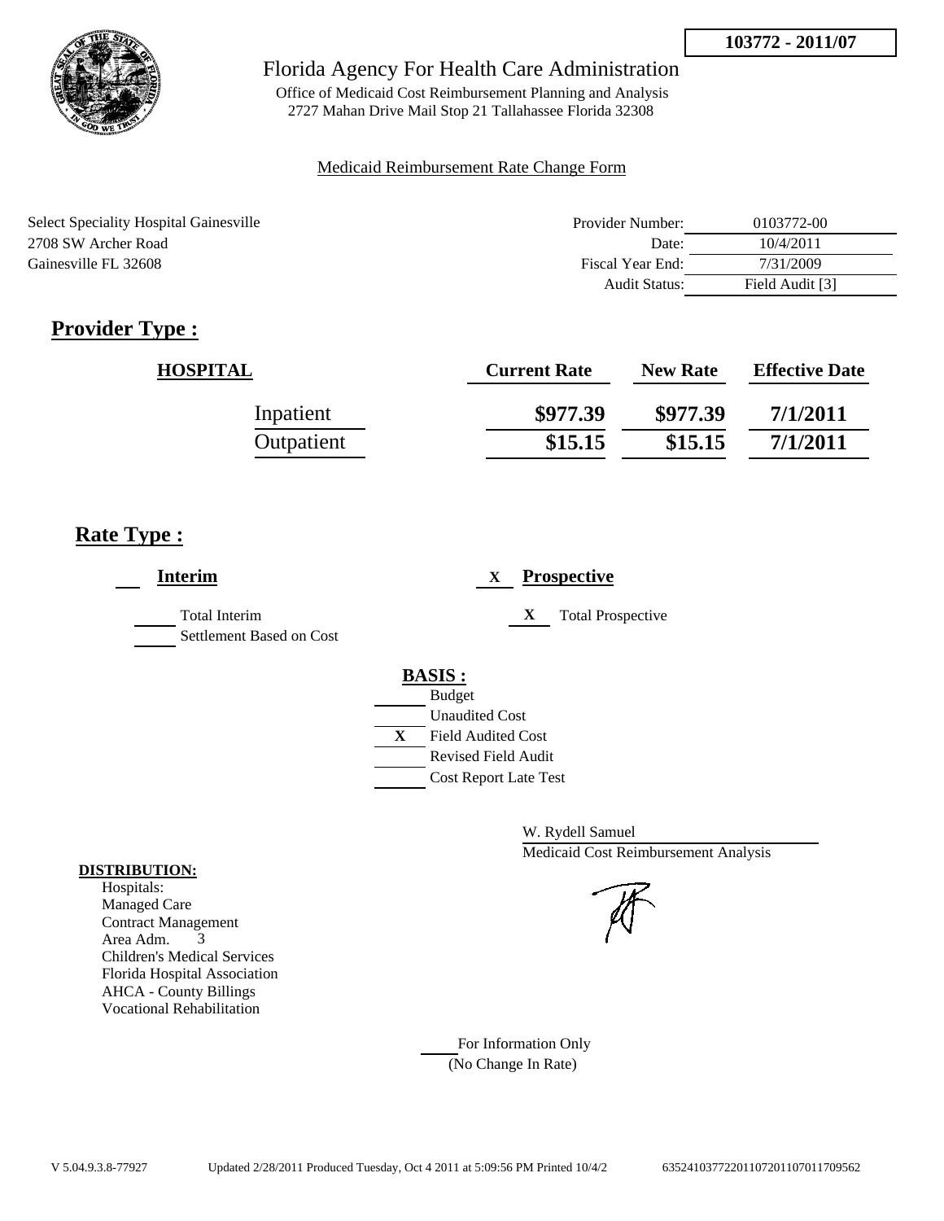**103772 - 2011/07**

# Florida Agency For Health Care Administration

Office of Medicaid Cost Reimbursement Planning and Analysis
2727 Mahan Drive Mail Stop 21 Tallahassee Florida 32308

Medicaid Reimbursement Rate Change Form

Select Speciality Hospital Gainesville
2708 SW Archer Road
Gainesville FL 32608

| | |
|---|---|
| Provider Number: | 0103772-00 |
| Date: | 10/4/2011 |
| Fiscal Year End: | 7/31/2009 |
| Audit Status: | Field Audit [3] |

## Provider Type :

| HOSPITAL | Current Rate | New Rate | Effective Date |
|---|---|---|---|
| Inpatient | **$977.39** | **$977.39** | **7/1/2011** |
| Outpatient | **$15.15** | **$15.15** | **7/1/2011** |

## Rate Type :

___ **Interim**

___ Total Interim
___ Settlement Based on Cost

X **Prospective**

X Total Prospective

**BASIS :**

___ Budget
___ Unaudited Cost
X Field Audited Cost
___ Revised Field Audit
___ Cost Report Late Test

W. Rydell Samuel
Medicaid Cost Reimbursement Analysis

**DISTRIBUTION:**

Hospitals:
Managed Care
Contract Management
Area Adm. 3
Children's Medical Services
Florida Hospital Association
AHCA - County Billings
Vocational Rehabilitation

___ For Information Only
(No Change In Rate)

V 5.04.9.3.8-77927 Updated 2/28/2011 Produced Tuesday, Oct 4 2011 at 5:09:56 PM Printed 10/4/2 635241037722011072011070117095​62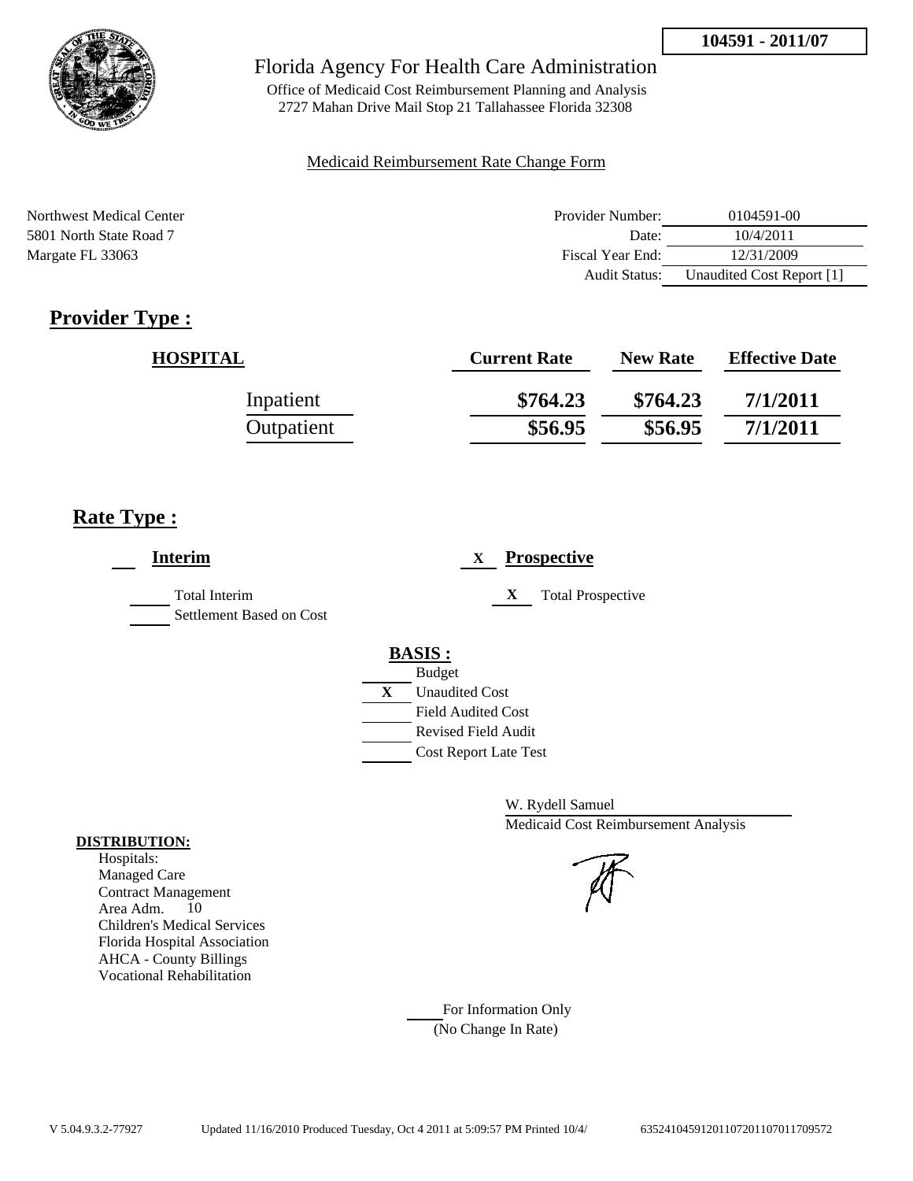**104591 - 2011/07**

Florida Agency For Health Care Administration

Office of Medicaid Cost Reimbursement Planning and Analysis
2727 Mahan Drive Mail Stop 21 Tallahassee Florida 32308

Medicaid Reimbursement Rate Change Form

Northwest Medical Center
5801 North State Road 7
Margate FL 33063

| | |
|---|---|
| Provider Number: | 0104591-00 |
| Date: | 10/4/2011 |
| Fiscal Year End: | 12/31/2009 |
| Audit Status: | Unaudited Cost Report [1] |

## Provider Type :

| HOSPITAL | Current Rate | New Rate | Effective Date |
|---|---|---|---|
| Inpatient | \$764.23 | \$764.23 | 7/1/2011 |
| Outpatient | \$56.95 | \$56.95 | 7/1/2011 |

## Rate Type :

___ **Interim**

___ Total Interim
___ Settlement Based on Cost

X **Prospective**

X Total Prospective

**BASIS :**

___ Budget
X Unaudited Cost
___ Field Audited Cost
___ Revised Field Audit
___ Cost Report Late Test

W. Rydell Samuel
Medicaid Cost Reimbursement Analysis

**DISTRIBUTION:**

Hospitals:
Managed Care
Contract Management
Area Adm. 10
Children's Medical Services
Florida Hospital Association
AHCA - County Billings
Vocational Rehabilitation

___ For Information Only
(No Change In Rate)

V 5.04.9.3.2-77927 Updated 11/16/2010 Produced Tuesday, Oct 4 2011 at 5:09:57 PM Printed 10/4/ 635241045912011072011070117095 72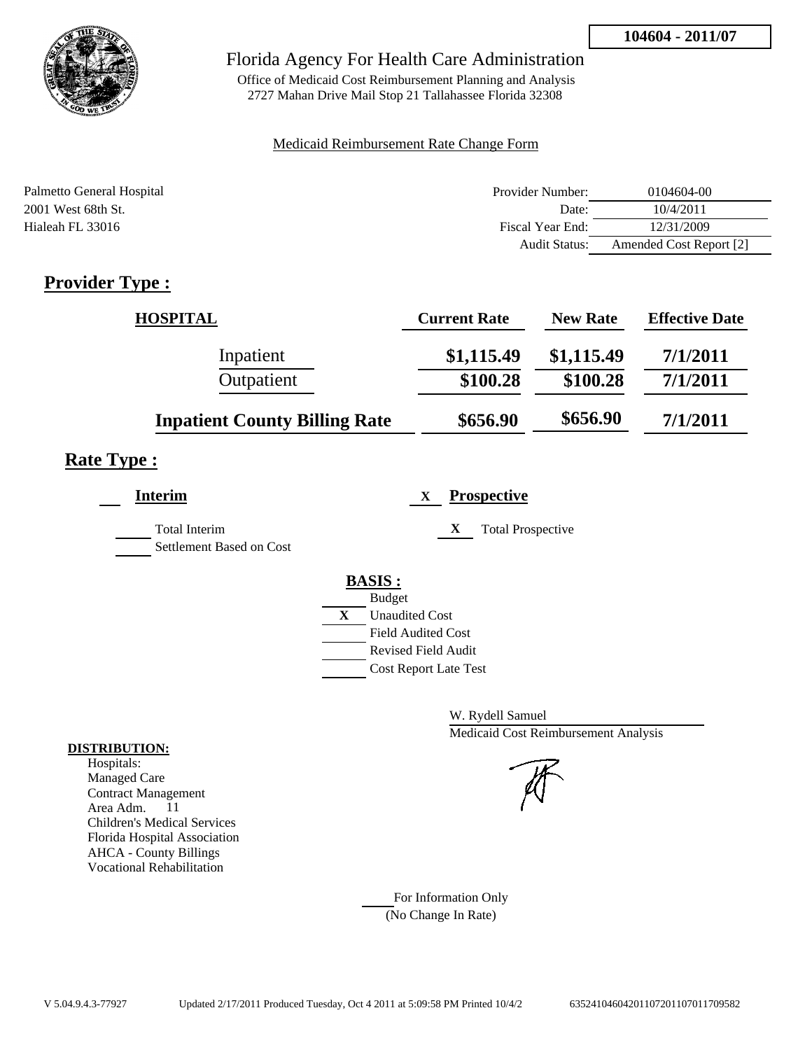**104604 - 2011/07**

# Florida Agency For Health Care Administration

Office of Medicaid Cost Reimbursement Planning and Analysis
2727 Mahan Drive Mail Stop 21 Tallahassee Florida 32308

Medicaid Reimbursement Rate Change Form

Palmetto General Hospital
2001 West 68th St.
Hialeah FL 33016

| | |
|---|---|
| Provider Number: | 0104604-00 |
| Date: | 10/4/2011 |
| Fiscal Year End: | 12/31/2009 |
| Audit Status: | Amended Cost Report [2] |

## Provider Type :

| HOSPITAL | Current Rate | New Rate | Effective Date |
|---|---|---|---|
| Inpatient | $1,115.49 | $1,115.49 | 7/1/2011 |
| Outpatient | $100.28 | $100.28 | 7/1/2011 |
| **Inpatient County Billing Rate** | $656.90 | $656.90 | 7/1/2011 |

## Rate Type :

**Interim**

- Total Interim
- Settlement Based on Cost

X **Prospective**

- X Total Prospective

**BASIS :**

- Budget
- X Unaudited Cost
- Field Audited Cost
- Revised Field Audit
- Cost Report Late Test

W. Rydell Samuel
Medicaid Cost Reimbursement Analysis

**DISTRIBUTION:**

Hospitals:
Managed Care
Contract Management
Area Adm. 11
Children's Medical Services
Florida Hospital Association
AHCA - County Billings
Vocational Rehabilitation

For Information Only
(No Change In Rate)

V 5.04.9.4.3-77927 Updated 2/17/2011 Produced Tuesday, Oct 4 2011 at 5:09:58 PM Printed 10/4/2 63524104604201107201107011709582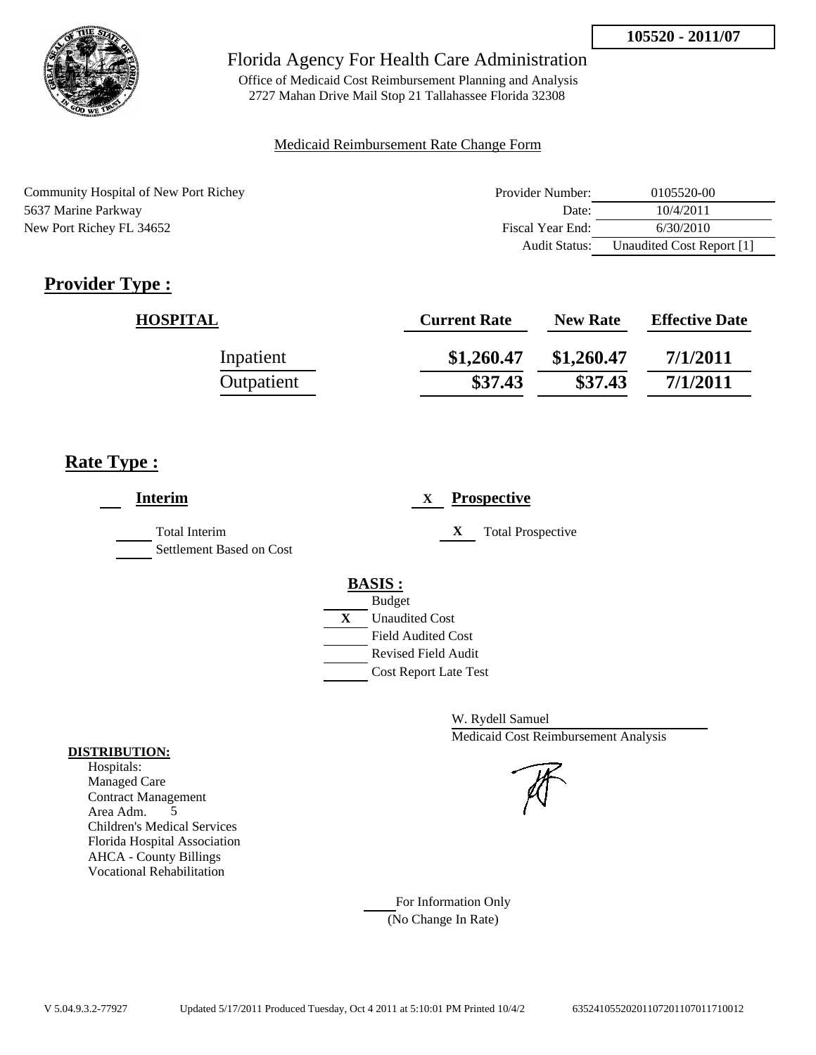105520 - 2011/07

Florida Agency For Health Care Administration

Office of Medicaid Cost Reimbursement Planning and Analysis
2727 Mahan Drive Mail Stop 21 Tallahassee Florida 32308

Medicaid Reimbursement Rate Change Form

Community Hospital of New Port Richey
5637 Marine Parkway
New Port Richey FL 34652

| | |
|---|---|
| Provider Number: | 0105520-00 |
| Date: | 10/4/2011 |
| Fiscal Year End: | 6/30/2010 |
| Audit Status: | Unaudited Cost Report [1] |

## Provider Type :

| HOSPITAL | Current Rate | New Rate | Effective Date |
|---|---|---|---|
| Inpatient | $1,260.47 | $1,260.47 | 7/1/2011 |
| Outpatient | $37.43 | $37.43 | 7/1/2011 |

## Rate Type :

**Interim**

- Total Interim
- Settlement Based on Cost

X **Prospective**

- X Total Prospective

**BASIS :**

- Budget
- X Unaudited Cost
- Field Audited Cost
- Revised Field Audit
- Cost Report Late Test

W. Rydell Samuel
Medicaid Cost Reimbursement Analysis

**DISTRIBUTION:**

Hospitals:
Managed Care
Contract Management
Area Adm. 5
Children's Medical Services
Florida Hospital Association
AHCA - County Billings
Vocational Rehabilitation

For Information Only
(No Change In Rate)

V 5.04.9.3.2-77927 Updated 5/17/2011 Produced Tuesday, Oct 4 2011 at 5:10:01 PM Printed 10/4/2 635241055202011072011070117100012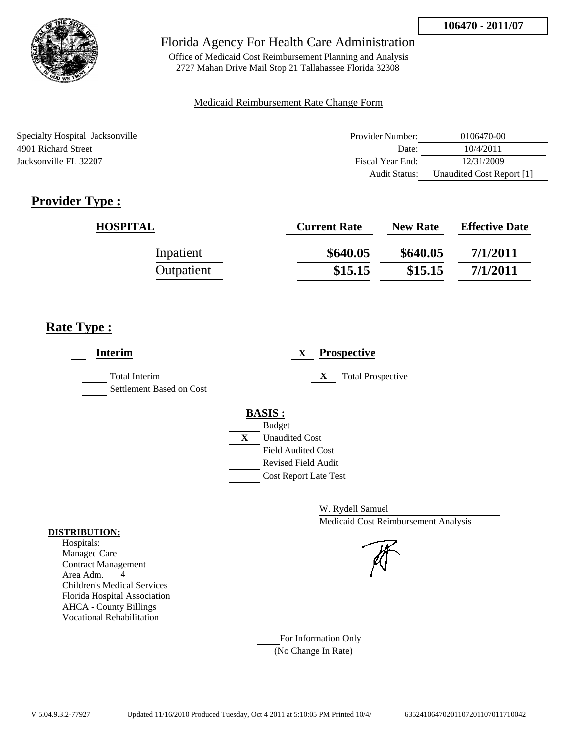106470 - 2011/07

Florida Agency For Health Care Administration

Office of Medicaid Cost Reimbursement Planning and Analysis
2727 Mahan Drive Mail Stop 21 Tallahassee Florida 32308

Medicaid Reimbursement Rate Change Form

Specialty Hospital Jacksonville
4901 Richard Street
Jacksonville FL 32207

| | |
|---|---|
| Provider Number: | 0106470-00 |
| Date: | 10/4/2011 |
| Fiscal Year End: | 12/31/2009 |
| Audit Status: | Unaudited Cost Report [1] |

## Provider Type :

| HOSPITAL | Current Rate | New Rate | Effective Date |
|---|---|---|---|
| Inpatient | $640.05 | $640.05 | 7/1/2011 |
| Outpatient | $15.15 | $15.15 | 7/1/2011 |

## Rate Type :

___ **Interim**

___ Total Interim
___ Settlement Based on Cost

X **Prospective**

X Total Prospective

**BASIS :**

___ Budget
X Unaudited Cost
___ Field Audited Cost
___ Revised Field Audit
___ Cost Report Late Test

W. Rydell Samuel
Medicaid Cost Reimbursement Analysis

**DISTRIBUTION:**
Hospitals:
Managed Care
Contract Management
Area Adm. 4
Children's Medical Services
Florida Hospital Association
AHCA - County Billings
Vocational Rehabilitation

___ For Information Only
(No Change In Rate)

V 5.04.9.3.2-77927 Updated 11/16/2010 Produced Tuesday, Oct 4 2011 at 5:10:05 PM Printed 10/4/ 635241064702011072011070117100042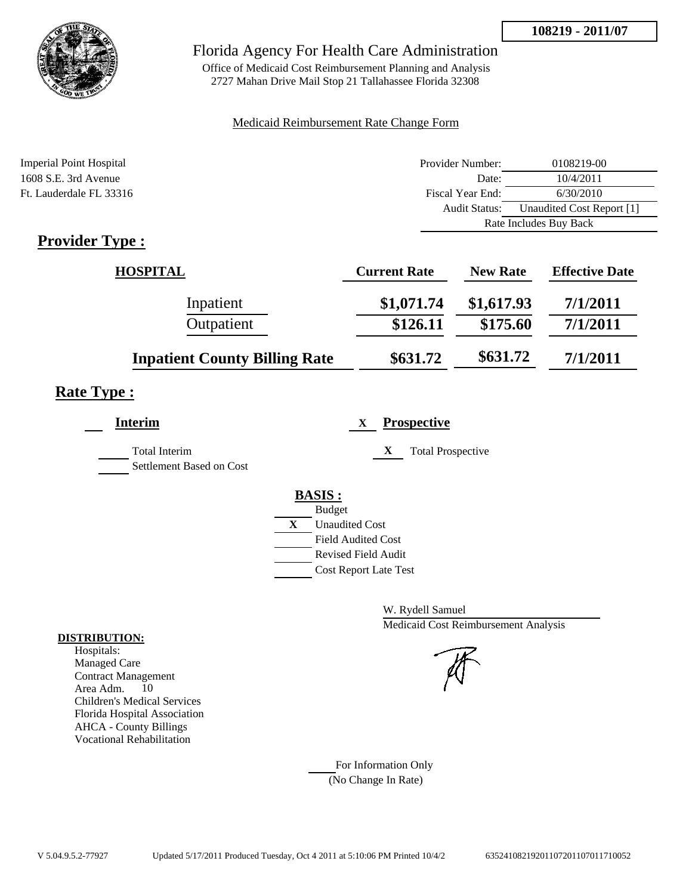**108219 - 2011/07**

# Florida Agency For Health Care Administration

Office of Medicaid Cost Reimbursement Planning and Analysis
2727 Mahan Drive Mail Stop 21 Tallahassee Florida 32308

Medicaid Reimbursement Rate Change Form

Imperial Point Hospital
1608 S.E. 3rd Avenue
Ft. Lauderdale FL 33316

| | |
|---|---|
| Provider Number: | 0108219-00 |
| Date: | 10/4/2011 |
| Fiscal Year End: | 6/30/2010 |
| Audit Status: | Unaudited Cost Report [1] |
| Rate Includes Buy Back | |

## Provider Type :

| HOSPITAL | Current Rate | New Rate | Effective Date |
|---|---|---|---|
| Inpatient | $1,071.74 | $1,617.93 | 7/1/2011 |
| Outpatient | $126.11 | $175.60 | 7/1/2011 |
| **Inpatient County Billing Rate** | $631.72 | $631.72 | 7/1/2011 |

## Rate Type :

___ **Interim**

___ Total Interim
___ Settlement Based on Cost

X **Prospective**

X Total Prospective

**BASIS :**
___ Budget
X Unaudited Cost
___ Field Audited Cost
___ Revised Field Audit
___ Cost Report Late Test

W. Rydell Samuel
Medicaid Cost Reimbursement Analysis

**DISTRIBUTION:**
Hospitals:
Managed Care
Contract Management
Area Adm. 10
Children's Medical Services
Florida Hospital Association
AHCA - County Billings
Vocational Rehabilitation

___ For Information Only
(No Change In Rate)

V 5.04.9.5.2-77927 Updated 5/17/2011 Produced Tuesday, Oct 4 2011 at 5:10:06 PM Printed 10/4/2 63524108219201107201107011710052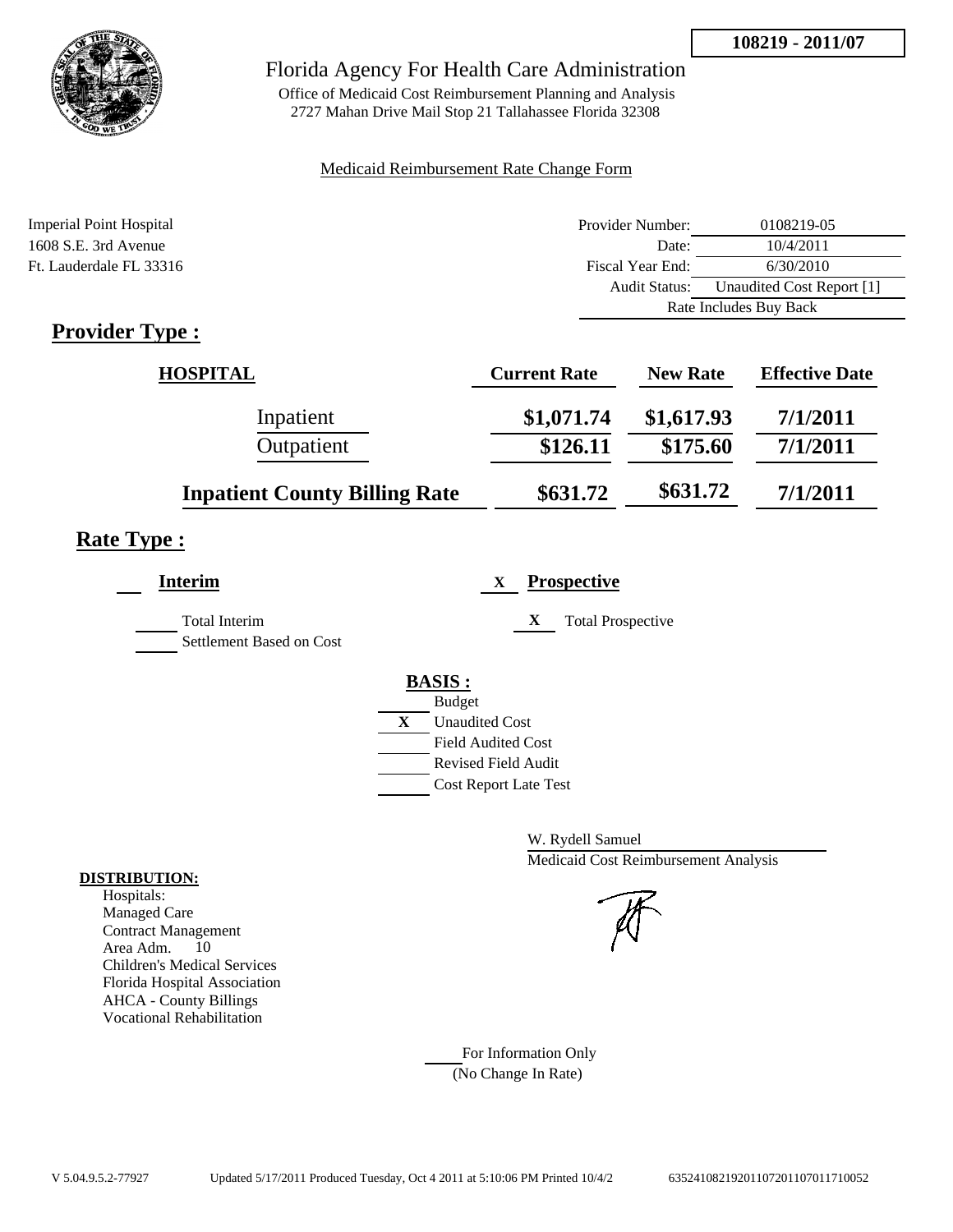**108219 - 2011/07**

# Florida Agency For Health Care Administration

Office of Medicaid Cost Reimbursement Planning and Analysis
2727 Mahan Drive Mail Stop 21 Tallahassee Florida 32308

Medicaid Reimbursement Rate Change Form

Imperial Point Hospital
1608 S.E. 3rd Avenue
Ft. Lauderdale FL 33316

| | |
|---|---|
| Provider Number: | 0108219-05 |
| Date: | 10/4/2011 |
| Fiscal Year End: | 6/30/2010 |
| Audit Status: | Unaudited Cost Report [1] |
| Rate Includes Buy Back | |

## Provider Type :

| HOSPITAL | Current Rate | New Rate | Effective Date |
|---|---|---|---|
| Inpatient | $1,071.74 | $1,617.93 | 7/1/2011 |
| Outpatient | $126.11 | $175.60 | 7/1/2011 |
| **Inpatient County Billing Rate** | $631.72 | $631.72 | 7/1/2011 |

## Rate Type :

**Interim**

- Total Interim
- Settlement Based on Cost

X **Prospective**

- X Total Prospective

**BASIS :**

- Budget
- X Unaudited Cost
- Field Audited Cost
- Revised Field Audit
- Cost Report Late Test

W. Rydell Samuel
Medicaid Cost Reimbursement Analysis

**DISTRIBUTION:**
Hospitals:
Managed Care
Contract Management
Area Adm. 10
Children's Medical Services
Florida Hospital Association
AHCA - County Billings
Vocational Rehabilitation

For Information Only
(No Change In Rate)

V 5.04.9.5.2-77927 Updated 5/17/2011 Produced Tuesday, Oct 4 2011 at 5:10:06 PM Printed 10/4/2 6352410821920110720110701171​0052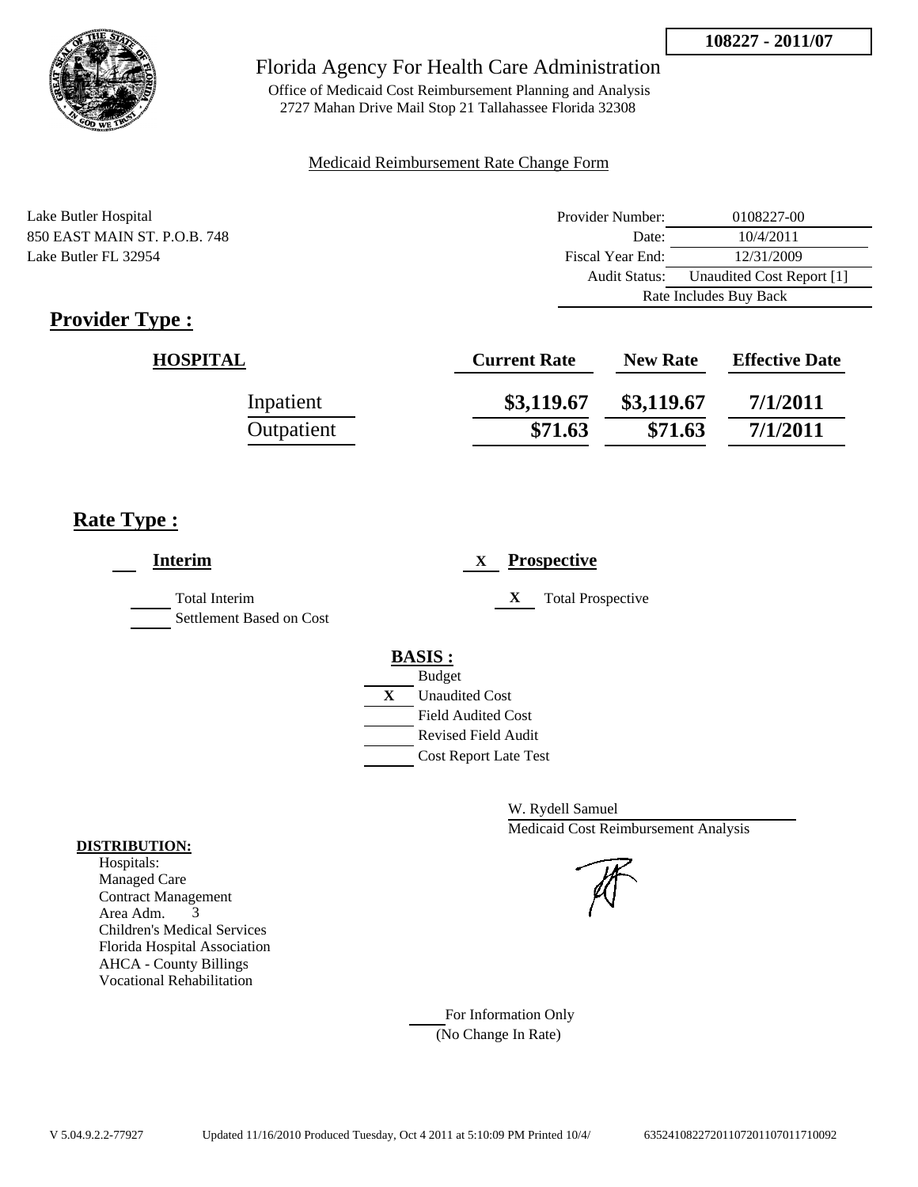**108227 - 2011/07**

Florida Agency For Health Care Administration

Office of Medicaid Cost Reimbursement Planning and Analysis
2727 Mahan Drive Mail Stop 21 Tallahassee Florida 32308

Medicaid Reimbursement Rate Change Form

Lake Butler Hospital
850 EAST MAIN ST. P.O.B. 748
Lake Butler FL 32954

| | |
|---|---|
| Provider Number: | 0108227-00 |
| Date: | 10/4/2011 |
| Fiscal Year End: | 12/31/2009 |
| Audit Status: | Unaudited Cost Report [1] |
| | Rate Includes Buy Back |

## Provider Type :

| HOSPITAL | Current Rate | New Rate | Effective Date |
|---|---|---|---|
| Inpatient | $3,119.67 | $3,119.67 | 7/1/2011 |
| Outpatient | $71.63 | $71.63 | 7/1/2011 |

## Rate Type :

___ **Interim**

___ Total Interim

___ Settlement Based on Cost

X **Prospective**

X Total Prospective

**BASIS :**

___ Budget

X Unaudited Cost

___ Field Audited Cost

___ Revised Field Audit

___ Cost Report Late Test

W. Rydell Samuel
Medicaid Cost Reimbursement Analysis

**DISTRIBUTION:**
Hospitals:
Managed Care
Contract Management
Area Adm. 3
Children's Medical Services
Florida Hospital Association
AHCA - County Billings
Vocational Rehabilitation

___ For Information Only
(No Change In Rate)

V 5.04.9.2.2-77927 Updated 11/16/2010 Produced Tuesday, Oct 4 2011 at 5:10:09 PM Printed 10/4/ 635241082272011072011070117100092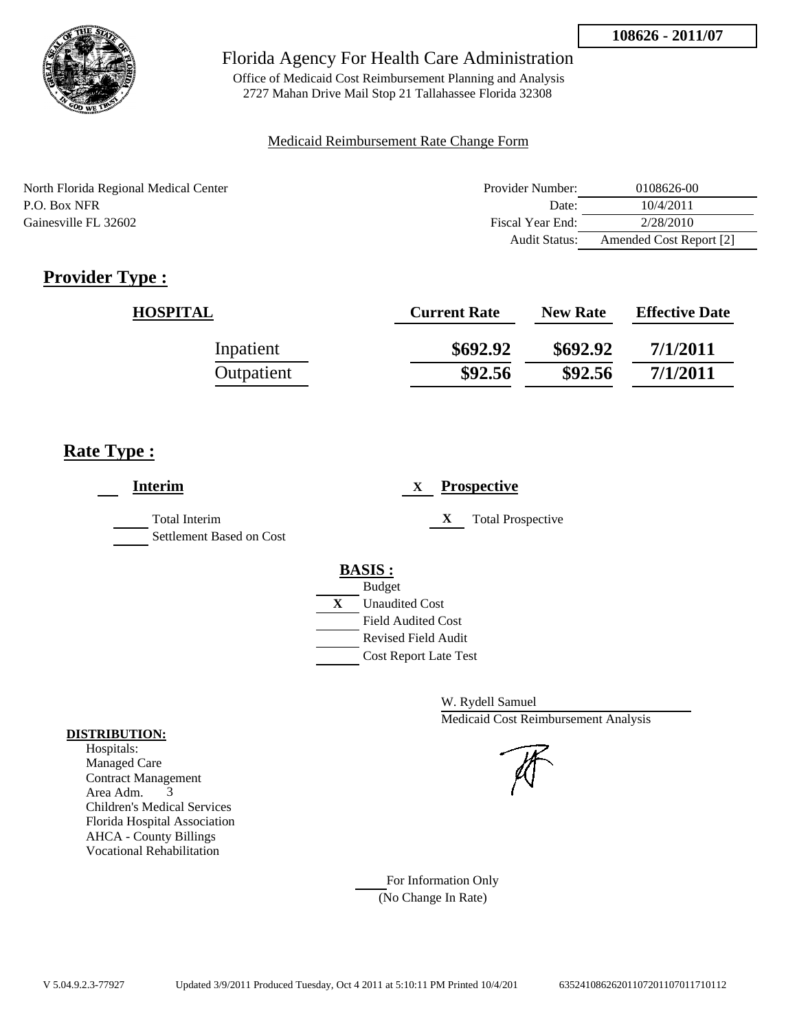108626 - 2011/07

Florida Agency For Health Care Administration

Office of Medicaid Cost Reimbursement Planning and Analysis
2727 Mahan Drive Mail Stop 21 Tallahassee Florida 32308

Medicaid Reimbursement Rate Change Form

North Florida Regional Medical Center
P.O. Box NFR
Gainesville FL 32602

| | |
|---|---|
| Provider Number: | 0108626-00 |
| Date: | 10/4/2011 |
| Fiscal Year End: | 2/28/2010 |
| Audit Status: | Amended Cost Report [2] |

## Provider Type :

| HOSPITAL | Current Rate | New Rate | Effective Date |
|---|---|---|---|
| Inpatient | $692.92 | $692.92 | 7/1/2011 |
| Outpatient | $92.56 | $92.56 | 7/1/2011 |

## Rate Type :

___ **Interim**

- ___ Total Interim
- ___ Settlement Based on Cost

X **Prospective**

- X Total Prospective

**BASIS :**

- ___ Budget
- X Unaudited Cost
- ___ Field Audited Cost
- ___ Revised Field Audit
- ___ Cost Report Late Test

W. Rydell Samuel
Medicaid Cost Reimbursement Analysis

**DISTRIBUTION:**

Hospitals:
Managed Care
Contract Management
Area Adm. 3
Children's Medical Services
Florida Hospital Association
AHCA - County Billings
Vocational Rehabilitation

___ For Information Only
(No Change In Rate)

V 5.04.9.2.3-77927 Updated 3/9/2011 Produced Tuesday, Oct 4 2011 at 5:10:11 PM Printed 10/4/201 635241086262011072011070117710112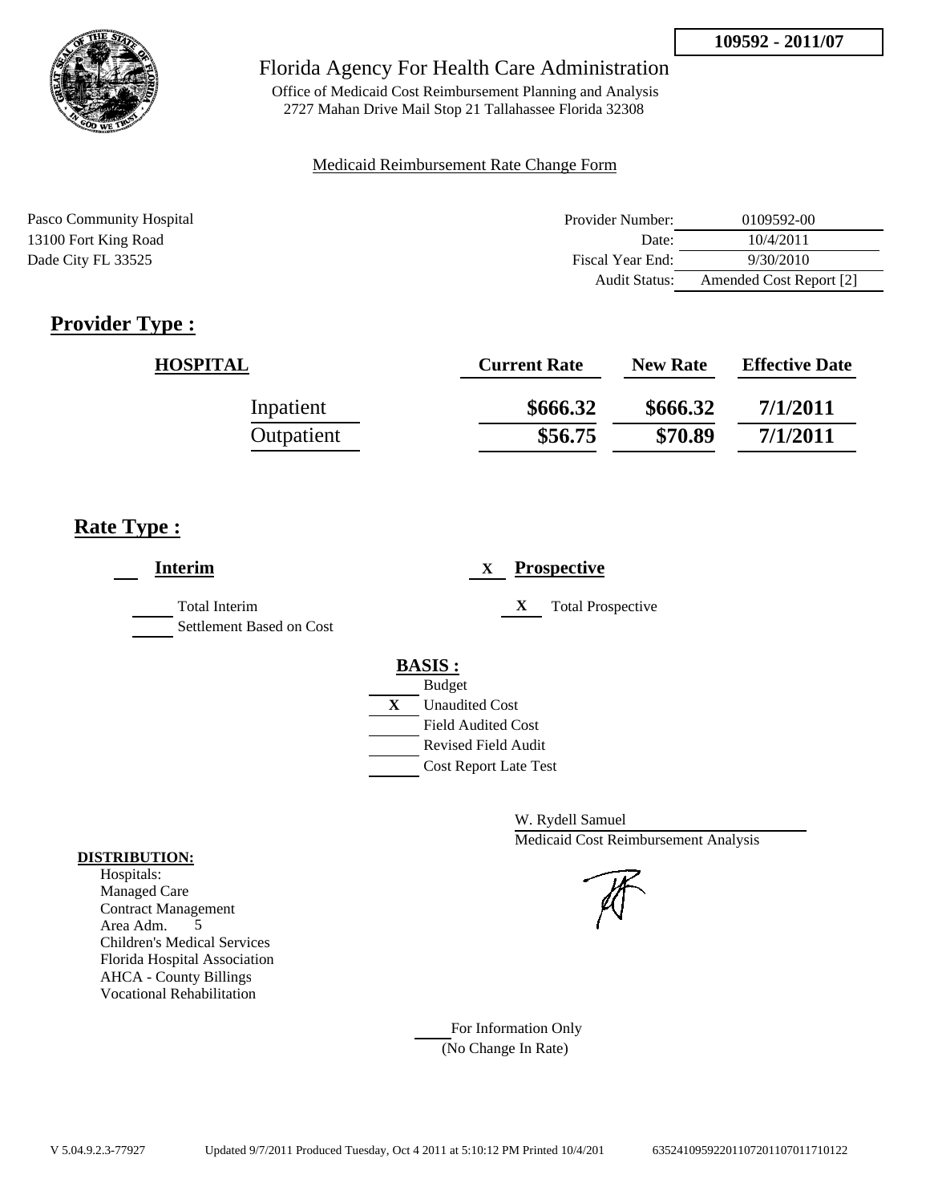**109592 - 2011/07**

Florida Agency For Health Care Administration

Office of Medicaid Cost Reimbursement Planning and Analysis
2727 Mahan Drive Mail Stop 21 Tallahassee Florida 32308

Medicaid Reimbursement Rate Change Form

Pasco Community Hospital
13100 Fort King Road
Dade City FL 33525

| | |
|---|---|
| Provider Number: | 0109592-00 |
| Date: | 10/4/2011 |
| Fiscal Year End: | 9/30/2010 |
| Audit Status: | Amended Cost Report [2] |

## Provider Type :

| HOSPITAL | Current Rate | New Rate | Effective Date |
|---|---|---|---|
| Inpatient | $666.32 | $666.32 | 7/1/2011 |
| Outpatient | $56.75 | $70.89 | 7/1/2011 |

## Rate Type :

___ **Interim** 

___ Total Interim
___ Settlement Based on Cost

X **Prospective**

X Total Prospective

**BASIS :**

___ Budget
X Unaudited Cost
___ Field Audited Cost
___ Revised Field Audit
___ Cost Report Late Test

W. Rydell Samuel
Medicaid Cost Reimbursement Analysis

**DISTRIBUTION:**
Hospitals:
Managed Care
Contract Management
Area Adm. 5
Children's Medical Services
Florida Hospital Association
AHCA - County Billings
Vocational Rehabilitation

___ For Information Only
(No Change In Rate)

V 5.04.9.2.3-77927 Updated 9/7/2011 Produced Tuesday, Oct 4 2011 at 5:10:12 PM Printed 10/4/201 6352410959220110720110701171012​2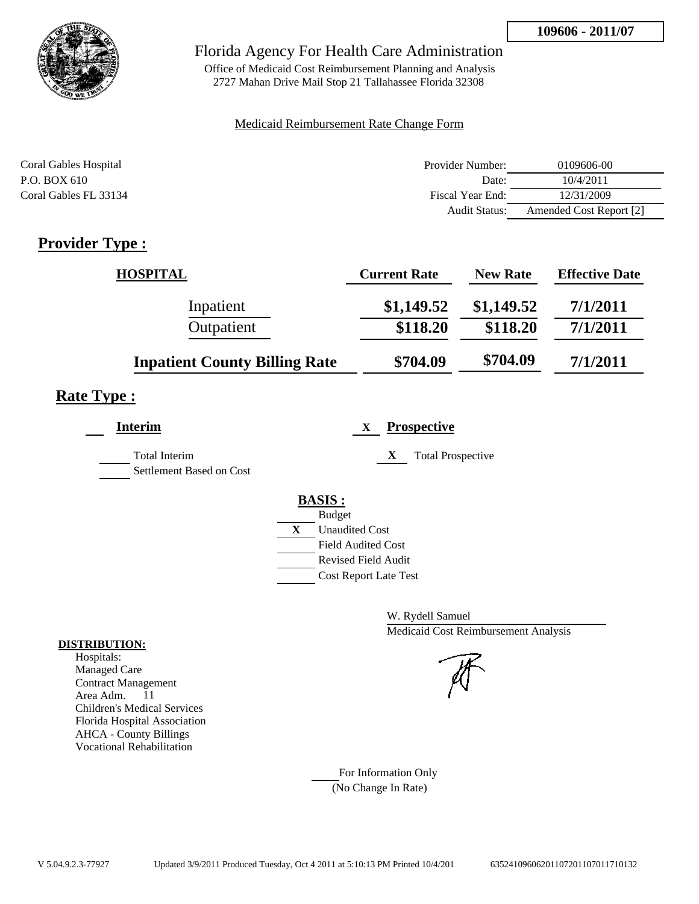**109606 - 2011/07**

# Florida Agency For Health Care Administration

Office of Medicaid Cost Reimbursement Planning and Analysis
2727 Mahan Drive Mail Stop 21 Tallahassee Florida 32308

Medicaid Reimbursement Rate Change Form

Coral Gables Hospital
P.O. BOX 610
Coral Gables FL 33134

| | |
|---|---|
| Provider Number: | 0109606-00 |
| Date: | 10/4/2011 |
| Fiscal Year End: | 12/31/2009 |
| Audit Status: | Amended Cost Report [2] |

## Provider Type :

| HOSPITAL | Current Rate | New Rate | Effective Date |
|---|---|---|---|
| Inpatient | $1,149.52 | $1,149.52 | 7/1/2011 |
| Outpatient | $118.20 | $118.20 | 7/1/2011 |
| **Inpatient County Billing Rate** | $704.09 | $704.09 | 7/1/2011 |

## Rate Type :

**Interim**

- ___ Total Interim
- ___ Settlement Based on Cost

X **Prospective**

- X Total Prospective

**BASIS :**

- ___ Budget
- X Unaudited Cost
- ___ Field Audited Cost
- ___ Revised Field Audit
- ___ Cost Report Late Test

W. Rydell Samuel
Medicaid Cost Reimbursement Analysis

**DISTRIBUTION:**

Hospitals:
Managed Care
Contract Management
Area Adm. 11
Children's Medical Services
Florida Hospital Association
AHCA - County Billings
Vocational Rehabilitation

___ For Information Only
(No Change In Rate)

V 5.04.9.2.3-77927 Updated 3/9/2011 Produced Tuesday, Oct 4 2011 at 5:10:13 PM Printed 10/4/201 635241096062011072011070117710132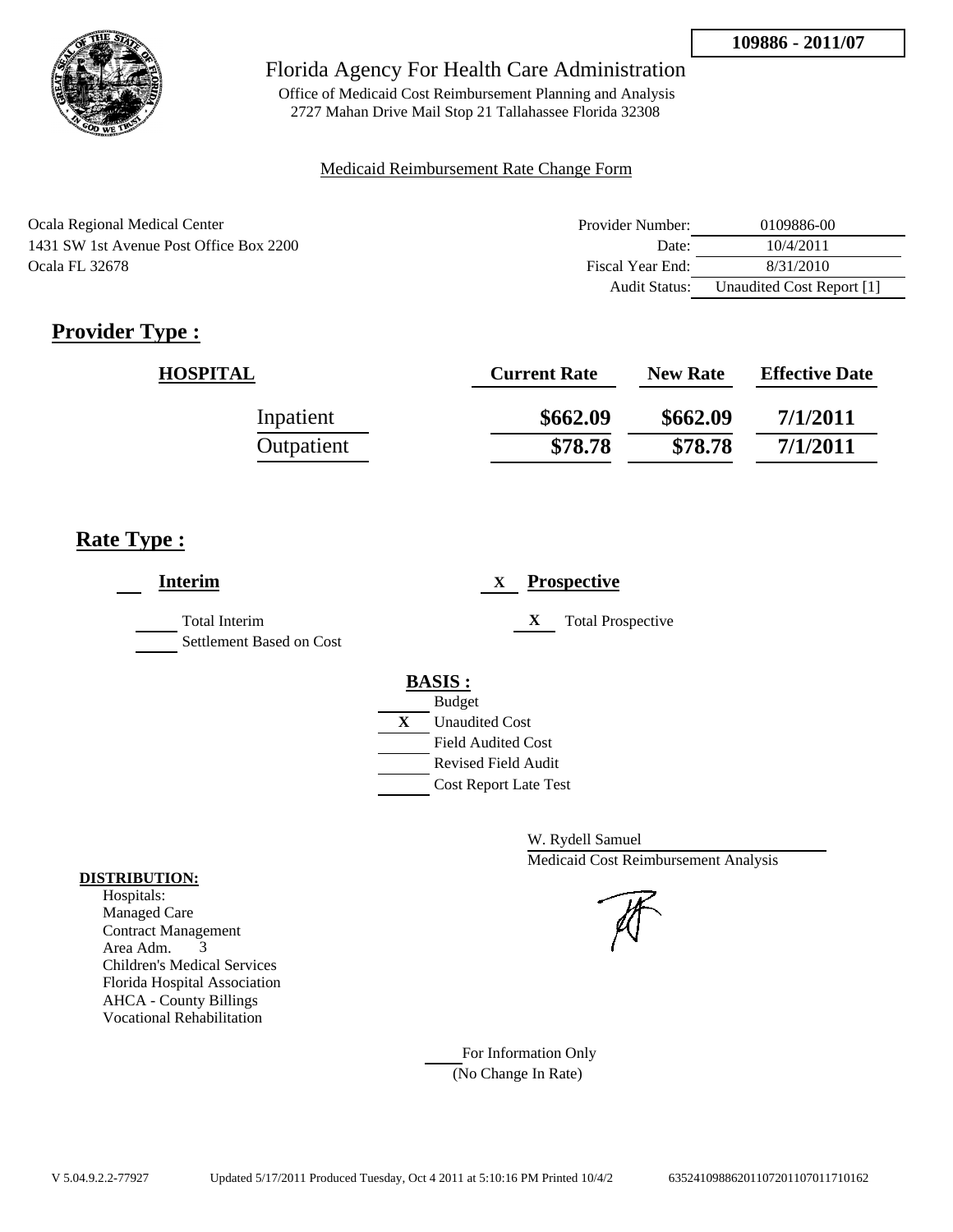**109886 - 2011/07**

Florida Agency For Health Care Administration

Office of Medicaid Cost Reimbursement Planning and Analysis
2727 Mahan Drive Mail Stop 21 Tallahassee Florida 32308

Medicaid Reimbursement Rate Change Form

Ocala Regional Medical Center
1431 SW 1st Avenue Post Office Box 2200
Ocala FL 32678

| | |
|---|---|
| Provider Number: | 0109886-00 |
| Date: | 10/4/2011 |
| Fiscal Year End: | 8/31/2010 |
| Audit Status: | Unaudited Cost Report [1] |

## Provider Type :

| HOSPITAL | Current Rate | New Rate | Effective Date |
|---|---|---|---|
| Inpatient | **\$662.09** | **\$662.09** | **7/1/2011** |
| Outpatient | **\$78.78** | **\$78.78** | **7/1/2011** |

## Rate Type :

**Interim**

- Total Interim
- Settlement Based on Cost

X **Prospective**

- X Total Prospective

**BASIS :**

- Budget
- X Unaudited Cost
- Field Audited Cost
- Revised Field Audit
- Cost Report Late Test

W. Rydell Samuel
Medicaid Cost Reimbursement Analysis

**DISTRIBUTION:**

Hospitals:
Managed Care
Contract Management
Area Adm. 3
Children's Medical Services
Florida Hospital Association
AHCA - County Billings
Vocational Rehabilitation

For Information Only
(No Change In Rate)

V 5.04.9.2.2-77927 Updated 5/17/2011 Produced Tuesday, Oct 4 2011 at 5:10:16 PM Printed 10/4/2 63524109886201107201107011710162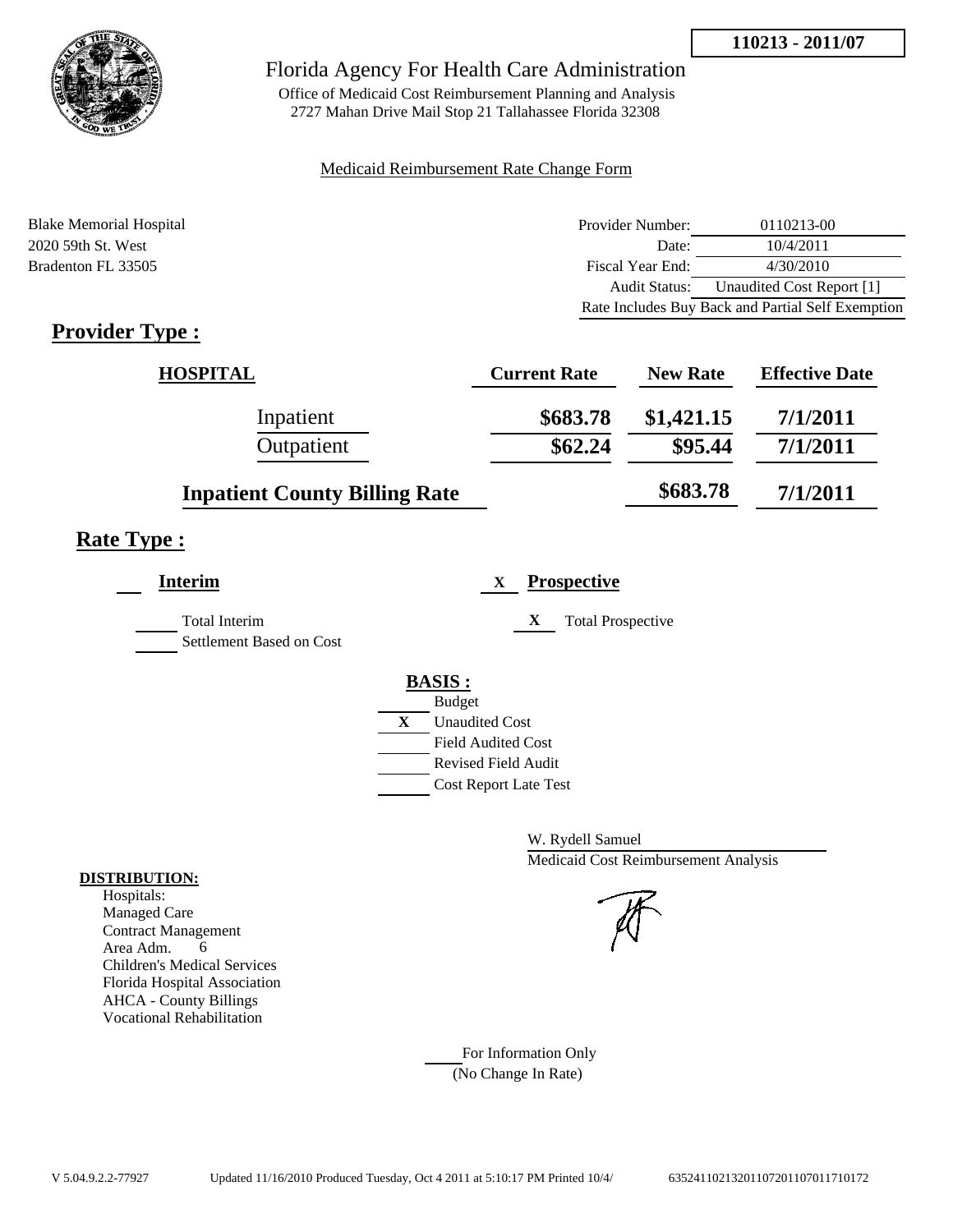**110213 - 2011/07**

# Florida Agency For Health Care Administration

Office of Medicaid Cost Reimbursement Planning and Analysis
2727 Mahan Drive Mail Stop 21 Tallahassee Florida 32308

Medicaid Reimbursement Rate Change Form

Blake Memorial Hospital
2020 59th St. West
Bradenton FL 33505

| | |
|---|---|
| Provider Number: | 0110213-00 |
| Date: | 10/4/2011 |
| Fiscal Year End: | 4/30/2010 |
| Audit Status: | Unaudited Cost Report [1] |
| Rate Includes Buy Back and Partial Self Exemption | |

## Provider Type :

| HOSPITAL | Current Rate | New Rate | Effective Date |
|---|---|---|---|
| Inpatient | $683.78 | $1,421.15 | 7/1/2011 |
| Outpatient | $62.24 | $95.44 | 7/1/2011 |
| Inpatient County Billing Rate | | $683.78 | 7/1/2011 |

## Rate Type :

**Interim**

- Total Interim
- Settlement Based on Cost

X **Prospective**

- X Total Prospective

**BASIS :**

- Budget
- X Unaudited Cost
- Field Audited Cost
- Revised Field Audit
- Cost Report Late Test

W. Rydell Samuel
Medicaid Cost Reimbursement Analysis

**DISTRIBUTION:**
Hospitals:
Managed Care
Contract Management
Area Adm. 6
Children's Medical Services
Florida Hospital Association
AHCA - County Billings
Vocational Rehabilitation

For Information Only
(No Change In Rate)

V 5.04.9.2.2-77927 Updated 11/16/2010 Produced Tuesday, Oct 4 2011 at 5:10:17 PM Printed 10/4/ 635241102132011072011070117710172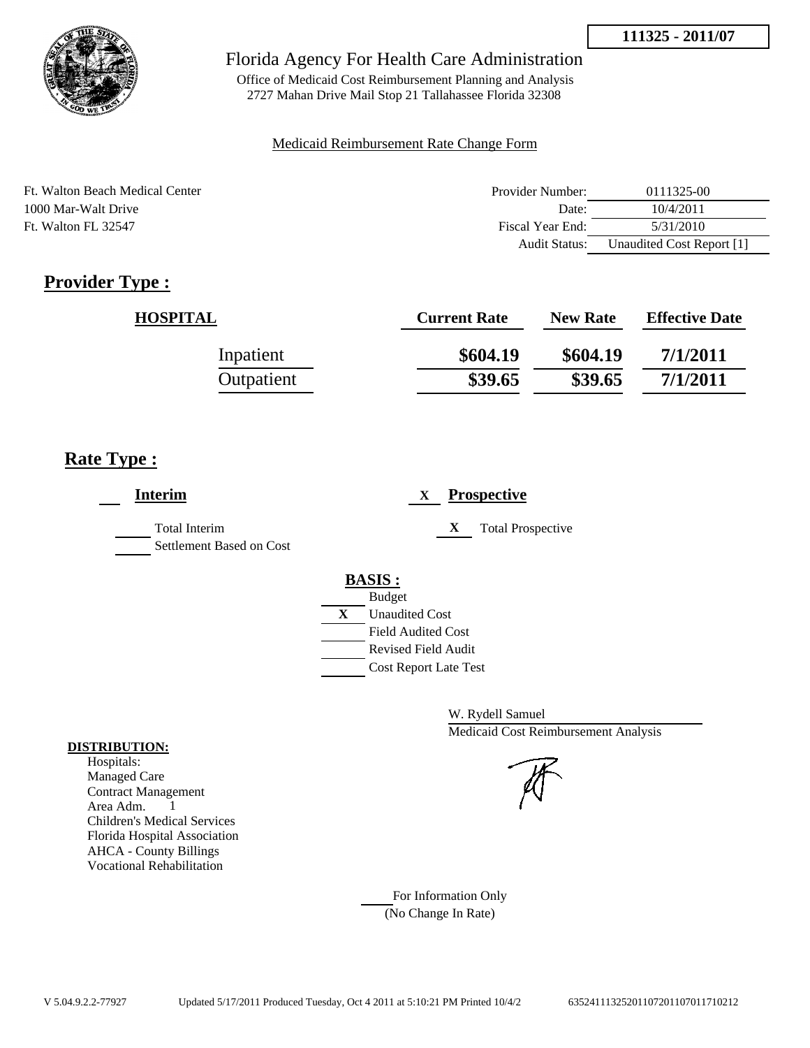**111325 - 2011/07**

Florida Agency For Health Care Administration

Office of Medicaid Cost Reimbursement Planning and Analysis
2727 Mahan Drive Mail Stop 21 Tallahassee Florida 32308

Medicaid Reimbursement Rate Change Form

Ft. Walton Beach Medical Center
1000 Mar-Walt Drive
Ft. Walton FL 32547

| | |
|---|---|
| Provider Number: | 0111325-00 |
| Date: | 10/4/2011 |
| Fiscal Year End: | 5/31/2010 |
| Audit Status: | Unaudited Cost Report [1] |

## Provider Type :

| HOSPITAL | Current Rate | New Rate | Effective Date |
|---|---|---|---|
| Inpatient | **$604.19** | **$604.19** | **7/1/2011** |
| Outpatient | **$39.65** | **$39.65** | **7/1/2011** |

## Rate Type :

**Interim**

- Total Interim
- Settlement Based on Cost

X **Prospective**

- X Total Prospective

**BASIS :**

- Budget
- X Unaudited Cost
- Field Audited Cost
- Revised Field Audit
- Cost Report Late Test

W. Rydell Samuel
Medicaid Cost Reimbursement Analysis

**DISTRIBUTION:**
Hospitals:
Managed Care
Contract Management
Area Adm. 1
Children's Medical Services
Florida Hospital Association
AHCA - County Billings
Vocational Rehabilitation

For Information Only
(No Change In Rate)

V 5.04.9.2.2-77927 Updated 5/17/2011 Produced Tuesday, Oct 4 2011 at 5:10:21 PM Printed 10/4/2 63524111325201107201107011710212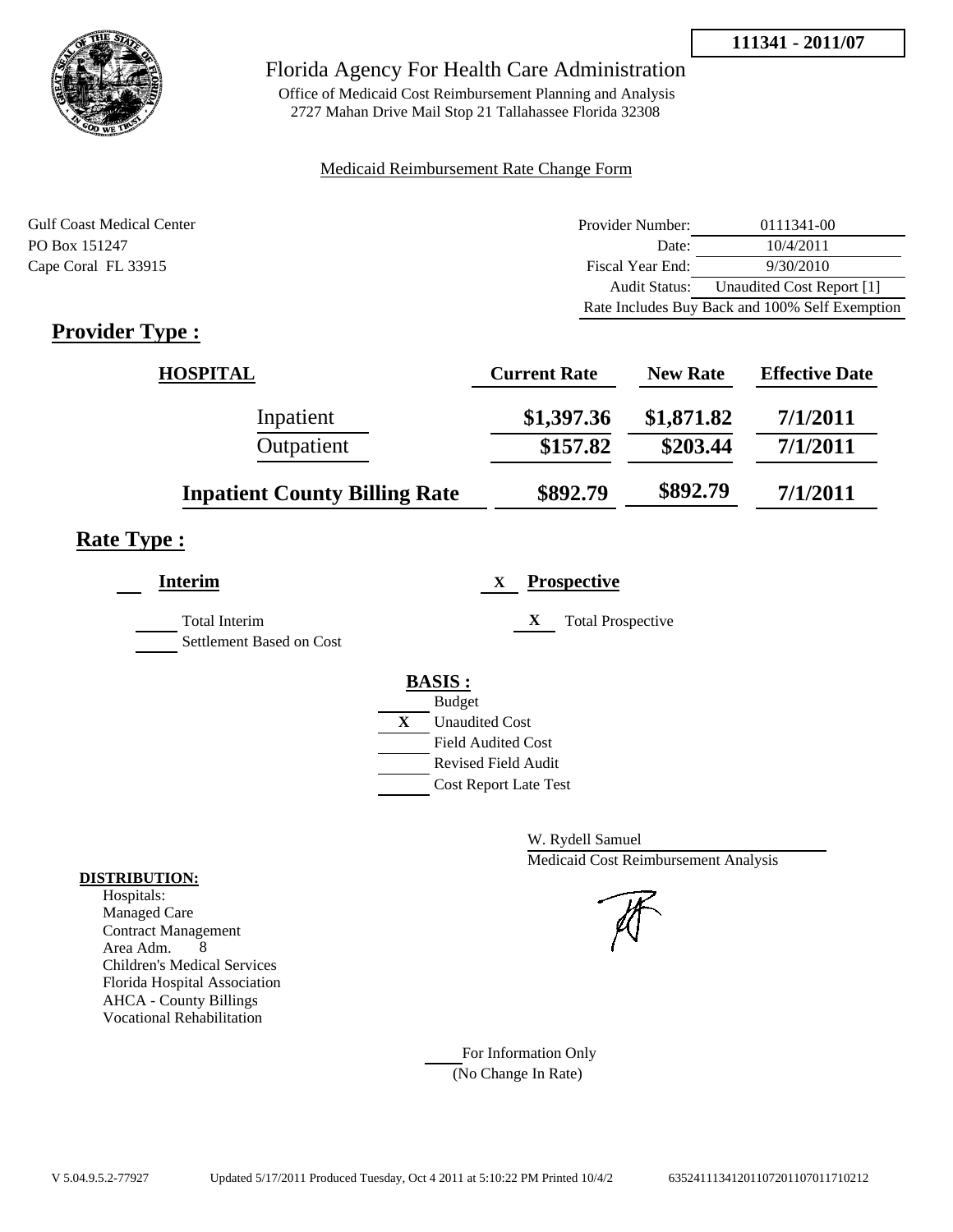**111341 - 2011/07**

# Florida Agency For Health Care Administration

Office of Medicaid Cost Reimbursement Planning and Analysis
2727 Mahan Drive Mail Stop 21 Tallahassee Florida 32308

Medicaid Reimbursement Rate Change Form

Gulf Coast Medical Center
PO Box 151247
Cape Coral FL 33915

| | |
|---|---|
| Provider Number: | 0111341-00 |
| Date: | 10/4/2011 |
| Fiscal Year End: | 9/30/2010 |
| Audit Status: | Unaudited Cost Report [1] |
| Rate Includes Buy Back and 100% Self Exemption | |

## Provider Type :

| HOSPITAL | Current Rate | New Rate | Effective Date |
|---|---|---|---|
| Inpatient | $1,397.36 | $1,871.82 | 7/1/2011 |
| Outpatient | $157.82 | $203.44 | 7/1/2011 |
| **Inpatient County Billing Rate** | $892.79 | $892.79 | 7/1/2011 |

## Rate Type :

**Interim**

- ___ Total Interim
- ___ Settlement Based on Cost

X **Prospective**

- X Total Prospective

**BASIS :**

- ___ Budget
- X Unaudited Cost
- ___ Field Audited Cost
- ___ Revised Field Audit
- ___ Cost Report Late Test

W. Rydell Samuel
Medicaid Cost Reimbursement Analysis

**DISTRIBUTION:**

Hospitals:
Managed Care
Contract Management
Area Adm. 8
Children's Medical Services
Florida Hospital Association
AHCA - County Billings
Vocational Rehabilitation

___ For Information Only
(No Change In Rate)

V 5.04.9.5.2-77927 Updated 5/17/2011 Produced Tuesday, Oct 4 2011 at 5:10:22 PM Printed 10/4/2 635241113412011072011070117710212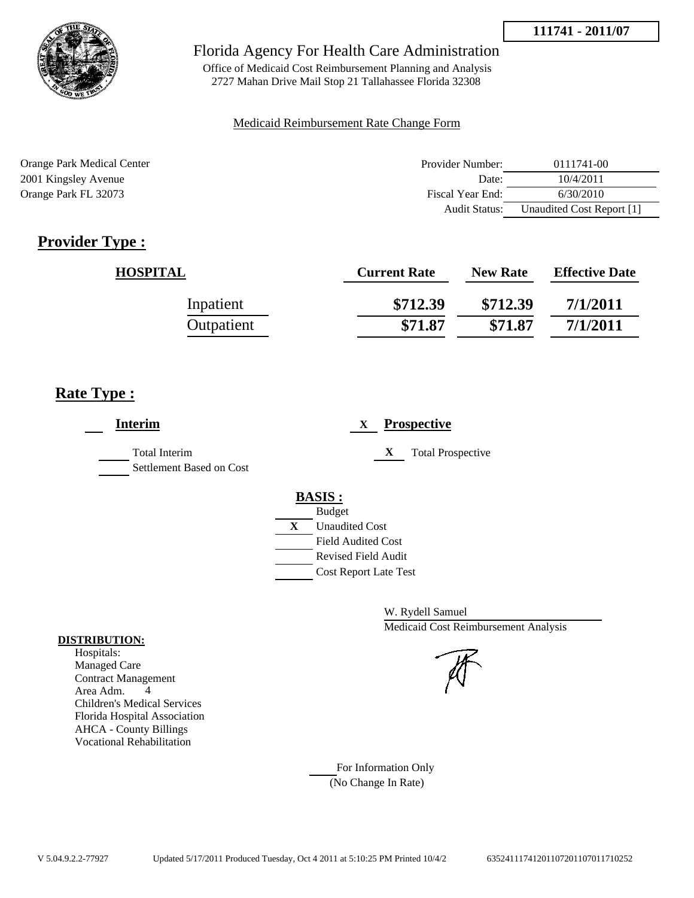**111741 - 2011/07**

# Florida Agency For Health Care Administration

Office of Medicaid Cost Reimbursement Planning and Analysis
2727 Mahan Drive Mail Stop 21 Tallahassee Florida 32308

Medicaid Reimbursement Rate Change Form

Orange Park Medical Center
2001 Kingsley Avenue
Orange Park FL 32073

| | |
|---|---|
| Provider Number: | 0111741-00 |
| Date: | 10/4/2011 |
| Fiscal Year End: | 6/30/2010 |
| Audit Status: | Unaudited Cost Report [1] |

## Provider Type :

| HOSPITAL | Current Rate | New Rate | Effective Date |
|---|---|---|---|
| Inpatient | $712.39 | $712.39 | 7/1/2011 |
| Outpatient | $71.87 | $71.87 | 7/1/2011 |

## Rate Type :

___ **Interim**

_____ Total Interim
_____ Settlement Based on Cost

X **Prospective**

X Total Prospective

**BASIS :**

_____ Budget
X Unaudited Cost
_____ Field Audited Cost
_____ Revised Field Audit
_____ Cost Report Late Test

W. Rydell Samuel
Medicaid Cost Reimbursement Analysis

**DISTRIBUTION:**
Hospitals:
Managed Care
Contract Management
Area Adm. 4
Children's Medical Services
Florida Hospital Association
AHCA - County Billings
Vocational Rehabilitation

_____ For Information Only
(No Change In Rate)

V 5.04.9.2.2-77927 Updated 5/17/2011 Produced Tuesday, Oct 4 2011 at 5:10:25 PM Printed 10/4/2 635241117412011072011070117710252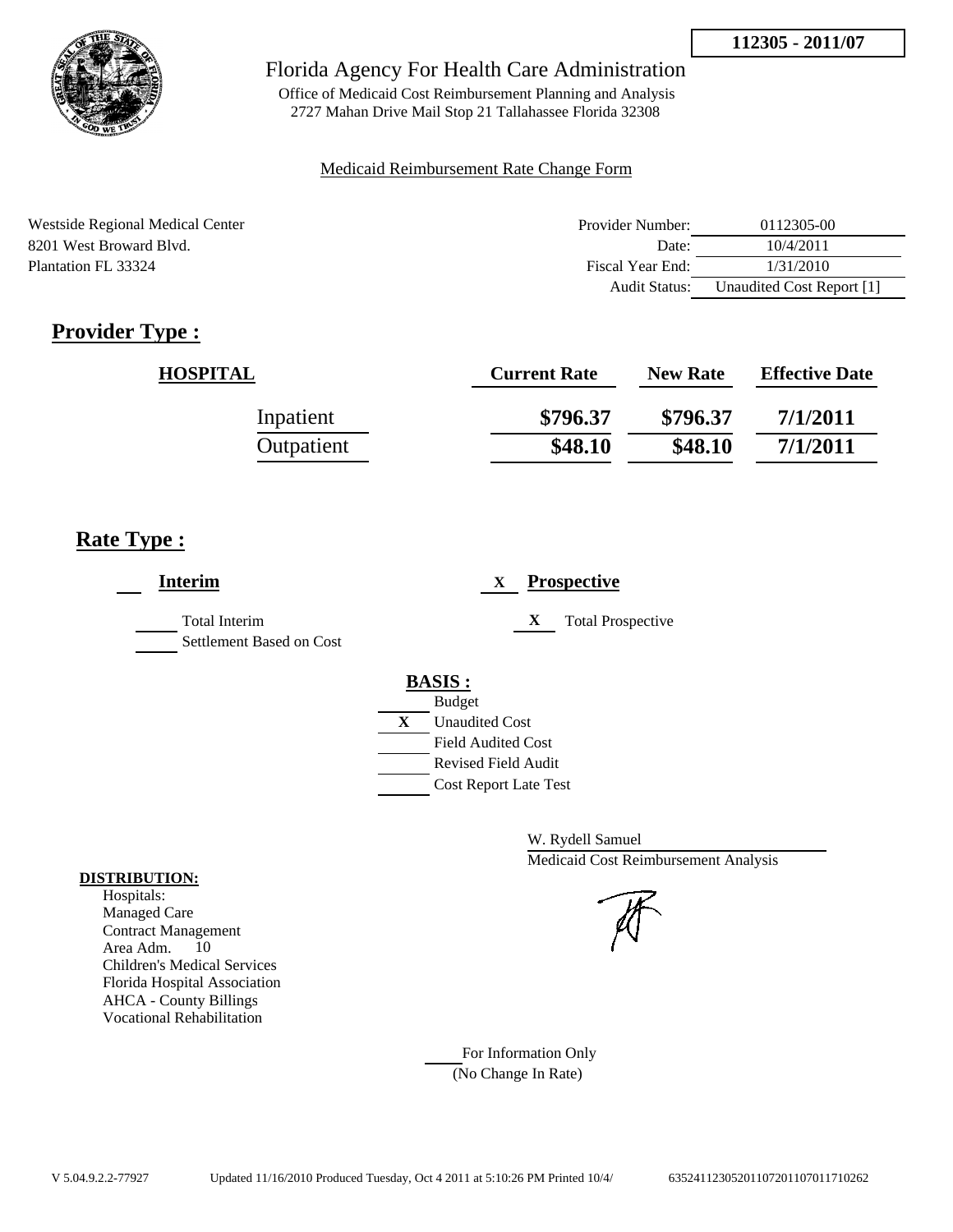112305 - 2011/07

Florida Agency For Health Care Administration

Office of Medicaid Cost Reimbursement Planning and Analysis
2727 Mahan Drive Mail Stop 21 Tallahassee Florida 32308

Medicaid Reimbursement Rate Change Form

Westside Regional Medical Center
8201 West Broward Blvd.
Plantation FL 33324

| | |
|---|---|
| Provider Number: | 0112305-00 |
| Date: | 10/4/2011 |
| Fiscal Year End: | 1/31/2010 |
| Audit Status: | Unaudited Cost Report [1] |

## Provider Type :

| HOSPITAL | Current Rate | New Rate | Effective Date |
|---|---|---|---|
| Inpatient | $796.37 | $796.37 | 7/1/2011 |
| Outpatient | $48.10 | $48.10 | 7/1/2011 |

## Rate Type :

___ **Interim**

_____ Total Interim
_____ Settlement Based on Cost

X **Prospective**

X Total Prospective

**BASIS :**

_____ Budget
X Unaudited Cost
_____ Field Audited Cost
_____ Revised Field Audit
_____ Cost Report Late Test

W. Rydell Samuel
Medicaid Cost Reimbursement Analysis

**DISTRIBUTION:**

Hospitals:
Managed Care
Contract Management
Area Adm. 10
Children's Medical Services
Florida Hospital Association
AHCA - County Billings
Vocational Rehabilitation

_____ For Information Only
(No Change In Rate)

V 5.04.9.2.2-77927 Updated 11/16/2010 Produced Tuesday, Oct 4 2011 at 5:10:26 PM Printed 10/4/ 635241123052011072011070117710262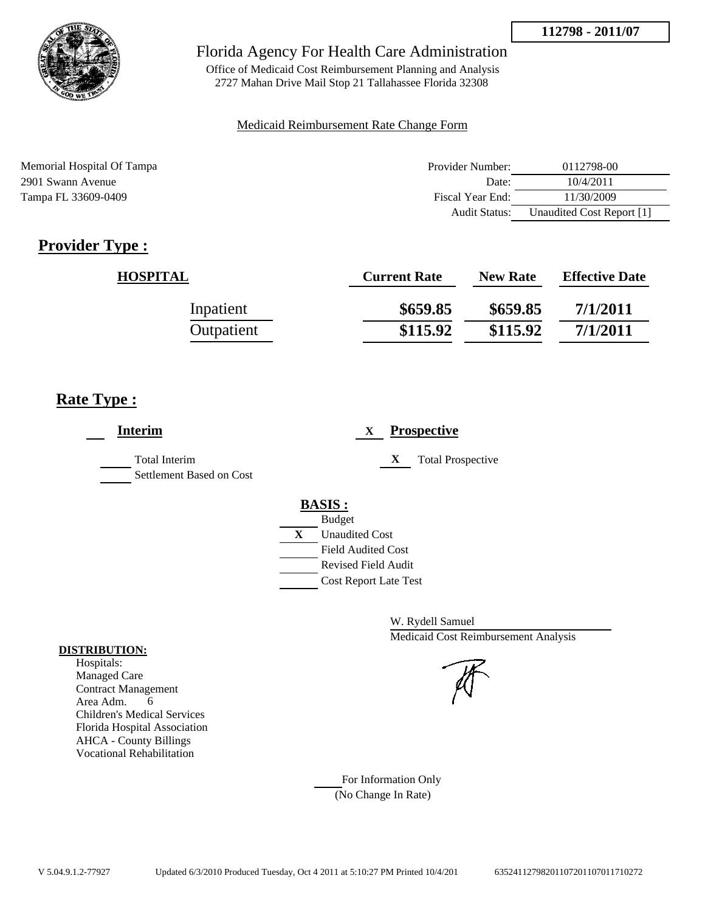**112798 - 2011/07**

# Florida Agency For Health Care Administration

Office of Medicaid Cost Reimbursement Planning and Analysis
2727 Mahan Drive Mail Stop 21 Tallahassee Florida 32308

Medicaid Reimbursement Rate Change Form

Memorial Hospital Of Tampa
2901 Swann Avenue
Tampa FL 33609-0409

| | |
|---|---|
| Provider Number: | 0112798-00 |
| Date: | 10/4/2011 |
| Fiscal Year End: | 11/30/2009 |
| Audit Status: | Unaudited Cost Report [1] |

## Provider Type :

| HOSPITAL | Current Rate | New Rate | Effective Date |
|---|---|---|---|
| Inpatient | $659.85 | $659.85 | 7/1/2011 |
| Outpatient | $115.92 | $115.92 | 7/1/2011 |

## Rate Type :

**Interim**

Total Interim
Settlement Based on Cost

X **Prospective**

X Total Prospective

**BASIS :**

Budget
X Unaudited Cost
Field Audited Cost
Revised Field Audit
Cost Report Late Test

W. Rydell Samuel
Medicaid Cost Reimbursement Analysis

**DISTRIBUTION:**

Hospitals:
Managed Care
Contract Management
Area Adm. 6
Children's Medical Services
Florida Hospital Association
AHCA - County Billings
Vocational Rehabilitation

For Information Only
(No Change In Rate)

V 5.04.9.1.2-77927 Updated 6/3/2010 Produced Tuesday, Oct 4 2011 at 5:10:27 PM Printed 10/4/201 635241127982011072011070117710272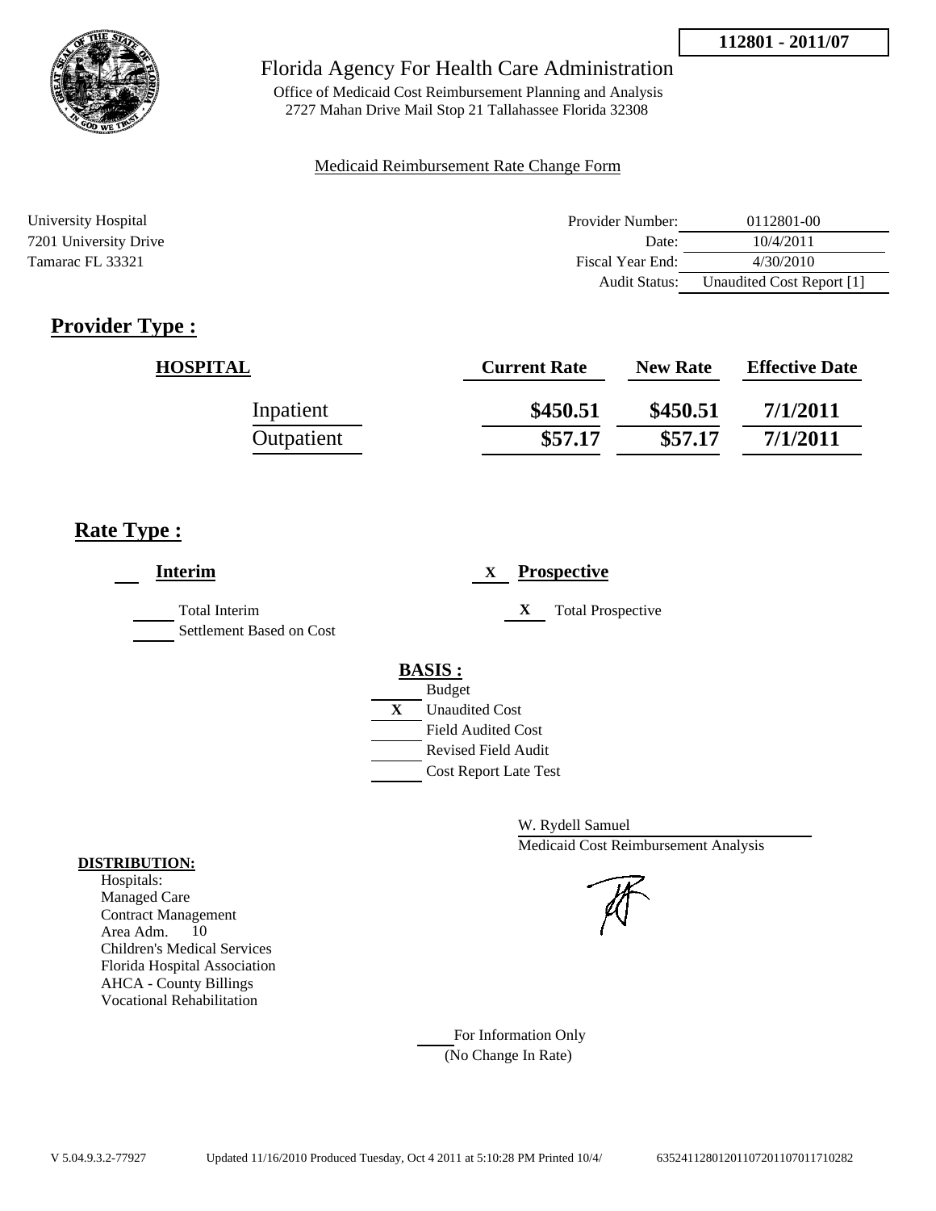**112801 - 2011/07**

# Florida Agency For Health Care Administration

Office of Medicaid Cost Reimbursement Planning and Analysis
2727 Mahan Drive Mail Stop 21 Tallahassee Florida 32308

Medicaid Reimbursement Rate Change Form

University Hospital
7201 University Drive
Tamarac FL 33321

| | |
|---|---|
| Provider Number: | 0112801-00 |
| Date: | 10/4/2011 |
| Fiscal Year End: | 4/30/2010 |
| Audit Status: | Unaudited Cost Report [1] |

## Provider Type :

| HOSPITAL | Current Rate | New Rate | Effective Date |
|---|---|---|---|
| Inpatient | \$450.51 | \$450.51 | 7/1/2011 |
| Outpatient | \$57.17 | \$57.17 | 7/1/2011 |

## Rate Type :

___ **Interim**

_____ Total Interim
_____ Settlement Based on Cost

X **Prospective**

X Total Prospective

**BASIS :**

_____ Budget
X Unaudited Cost
_____ Field Audited Cost
_____ Revised Field Audit
_____ Cost Report Late Test

W. Rydell Samuel
Medicaid Cost Reimbursement Analysis

**DISTRIBUTION:**

Hospitals:
Managed Care
Contract Management
Area Adm. 10
Children's Medical Services
Florida Hospital Association
AHCA - County Billings
Vocational Rehabilitation

_____ For Information Only
(No Change In Rate)

V 5.04.9.3.2-77927 Updated 11/16/2010 Produced Tuesday, Oct 4 2011 at 5:10:28 PM Printed 10/4/ 6352411280120110720110701171028​2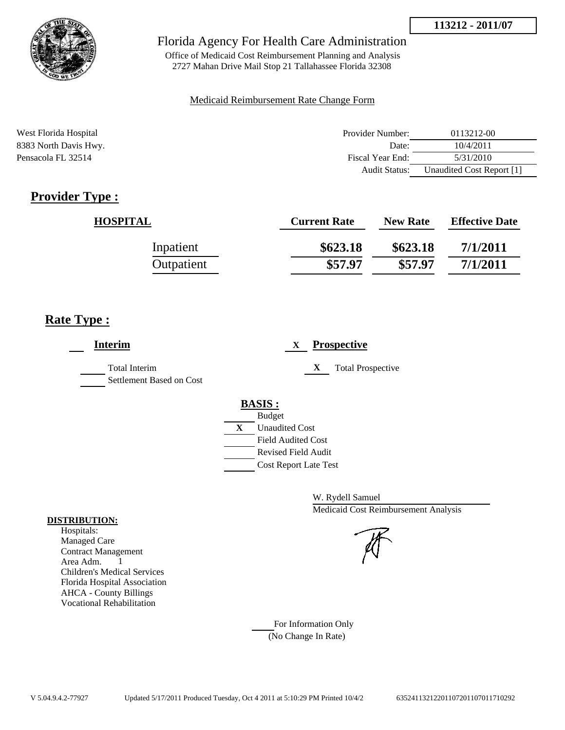**113212 - 2011/07**

Florida Agency For Health Care Administration

Office of Medicaid Cost Reimbursement Planning and Analysis
2727 Mahan Drive Mail Stop 21 Tallahassee Florida 32308

Medicaid Reimbursement Rate Change Form

West Florida Hospital
8383 North Davis Hwy.
Pensacola FL 32514

| | |
|---|---|
| Provider Number: | 0113212-00 |
| Date: | 10/4/2011 |
| Fiscal Year End: | 5/31/2010 |
| Audit Status: | Unaudited Cost Report [1] |

## Provider Type :

| HOSPITAL | Current Rate | New Rate | Effective Date |
|---|---|---|---|
| Inpatient | **\$623.18** | **\$623.18** | **7/1/2011** |
| Outpatient | **\$57.97** | **\$57.97** | **7/1/2011** |

## Rate Type :

**Interim**

- Total Interim
- Settlement Based on Cost

X **Prospective**

- X Total Prospective

**BASIS :**

- Budget
- X Unaudited Cost
- Field Audited Cost
- Revised Field Audit
- Cost Report Late Test

W. Rydell Samuel
Medicaid Cost Reimbursement Analysis

**DISTRIBUTION:**
Hospitals:
Managed Care
Contract Management
Area Adm. 1
Children's Medical Services
Florida Hospital Association
AHCA - County Billings
Vocational Rehabilitation

For Information Only
(No Change In Rate)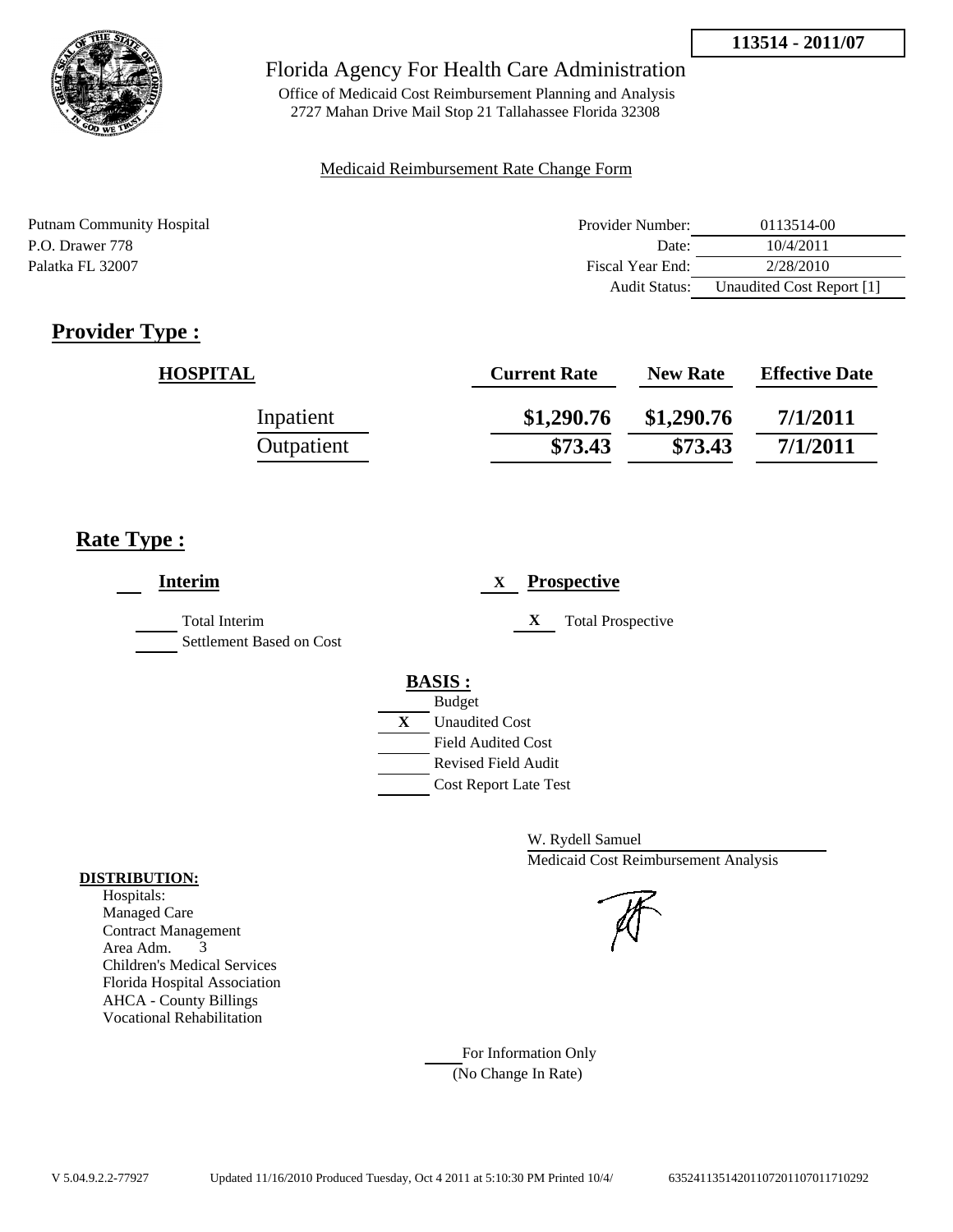113514 - 2011/07

Florida Agency For Health Care Administration

Office of Medicaid Cost Reimbursement Planning and Analysis
2727 Mahan Drive Mail Stop 21 Tallahassee Florida 32308

Medicaid Reimbursement Rate Change Form

Putnam Community Hospital
P.O. Drawer 778
Palatka FL 32007

| | |
|---|---|
| Provider Number: | 0113514-00 |
| Date: | 10/4/2011 |
| Fiscal Year End: | 2/28/2010 |
| Audit Status: | Unaudited Cost Report [1] |

## Provider Type :

| HOSPITAL | Current Rate | New Rate | Effective Date |
|---|---|---|---|
| Inpatient | $1,290.76 | $1,290.76 | 7/1/2011 |
| Outpatient | $73.43 | $73.43 | 7/1/2011 |

## Rate Type :

___ **Interim**

___ Total Interim
___ Settlement Based on Cost

X **Prospective**

X Total Prospective

**BASIS :**

___ Budget
X Unaudited Cost
___ Field Audited Cost
___ Revised Field Audit
___ Cost Report Late Test

W. Rydell Samuel
Medicaid Cost Reimbursement Analysis

**DISTRIBUTION:**

Hospitals:
Managed Care
Contract Management
Area Adm. 3
Children's Medical Services
Florida Hospital Association
AHCA - County Billings
Vocational Rehabilitation

___ For Information Only
(No Change In Rate)

V 5.04.9.2.2-77927 Updated 11/16/2010 Produced Tuesday, Oct 4 2011 at 5:10:30 PM Printed 10/4/ 635241135142011072011070117102921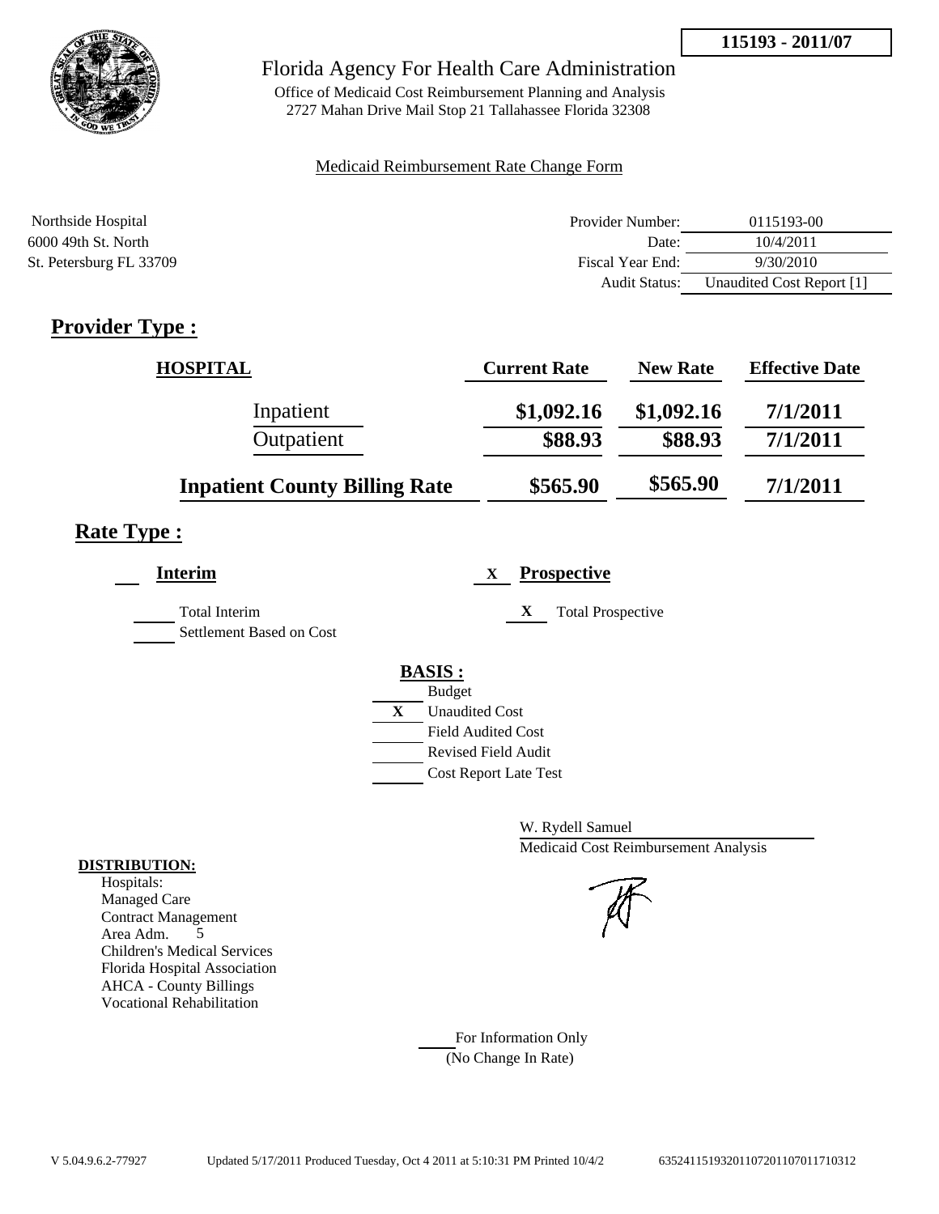**115193 - 2011/07**

Florida Agency For Health Care Administration

Office of Medicaid Cost Reimbursement Planning and Analysis
2727 Mahan Drive Mail Stop 21 Tallahassee Florida 32308

Medicaid Reimbursement Rate Change Form

Northside Hospital
6000 49th St. North
St. Petersburg FL 33709

| | |
|---|---|
| Provider Number: | 0115193-00 |
| Date: | 10/4/2011 |
| Fiscal Year End: | 9/30/2010 |
| Audit Status: | Unaudited Cost Report [1] |

## Provider Type :

| HOSPITAL | Current Rate | New Rate | Effective Date |
|---|---|---|---|
| Inpatient | $1,092.16 | $1,092.16 | 7/1/2011 |
| Outpatient | $88.93 | $88.93 | 7/1/2011 |
| **Inpatient County Billing Rate** | $565.90 | $565.90 | 7/1/2011 |

## Rate Type :

___ **Interim**

___ Total Interim
___ Settlement Based on Cost

X **Prospective**

X Total Prospective

**BASIS :**

___ Budget
X Unaudited Cost
___ Field Audited Cost
___ Revised Field Audit
___ Cost Report Late Test

W. Rydell Samuel
Medicaid Cost Reimbursement Analysis

**DISTRIBUTION:**
Hospitals:
Managed Care
Contract Management
Area Adm. 5
Children's Medical Services
Florida Hospital Association
AHCA - County Billings
Vocational Rehabilitation

___ For Information Only
(No Change In Rate)

V 5.04.9.6.2-77927 Updated 5/17/2011 Produced Tuesday, Oct 4 2011 at 5:10:31 PM Printed 10/4/2 635241151932011072011070117710312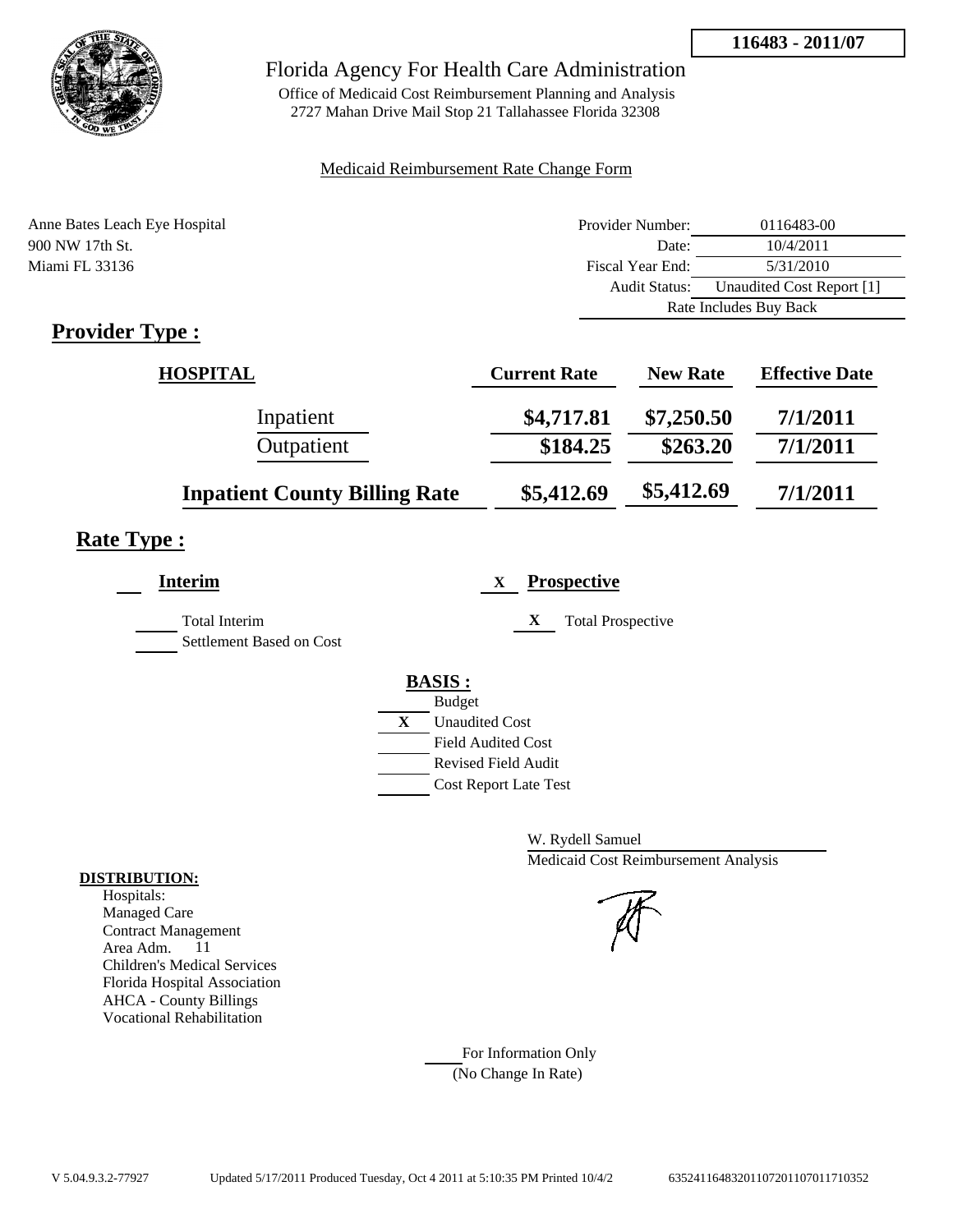116483 - 2011/07

# Florida Agency For Health Care Administration

Office of Medicaid Cost Reimbursement Planning and Analysis
2727 Mahan Drive Mail Stop 21 Tallahassee Florida 32308

Medicaid Reimbursement Rate Change Form

Anne Bates Leach Eye Hospital
900 NW 17th St.
Miami FL 33136

| | |
|---|---|
| Provider Number: | 0116483-00 |
| Date: | 10/4/2011 |
| Fiscal Year End: | 5/31/2010 |
| Audit Status: | Unaudited Cost Report [1] |
| Rate Includes Buy Back | |

## Provider Type :

| HOSPITAL | Current Rate | New Rate | Effective Date |
|---|---|---|---|
| Inpatient | $4,717.81 | $7,250.50 | 7/1/2011 |
| Outpatient | $184.25 | $263.20 | 7/1/2011 |
| Inpatient County Billing Rate | $5,412.69 | $5,412.69 | 7/1/2011 |

## Rate Type :

**Interim**

- [ ] Total Interim
- [ ] Settlement Based on Cost

X **Prospective**

- X Total Prospective

**BASIS :**

- [ ] Budget
- X Unaudited Cost
- [ ] Field Audited Cost
- [ ] Revised Field Audit
- [ ] Cost Report Late Test

W. Rydell Samuel
Medicaid Cost Reimbursement Analysis

**DISTRIBUTION:**
Hospitals:
Managed Care
Contract Management
Area Adm. 11
Children's Medical Services
Florida Hospital Association
AHCA - County Billings
Vocational Rehabilitation

For Information Only
(No Change In Rate)

V 5.04.9.3.2-77927 Updated 5/17/2011 Produced Tuesday, Oct 4 2011 at 5:10:35 PM Printed 10/4/2 635241164832011072011070117710352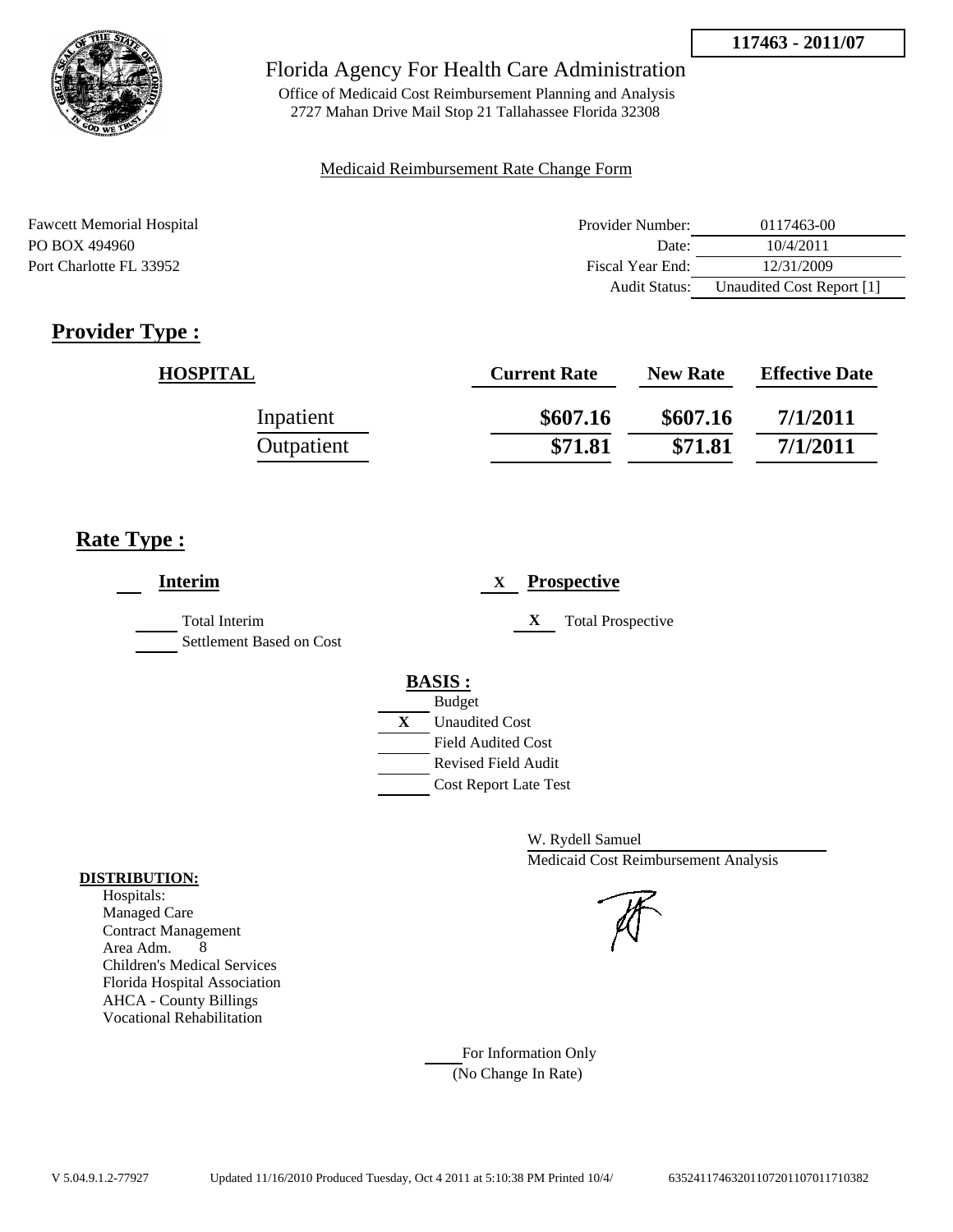117463 - 2011/07

Florida Agency For Health Care Administration

Office of Medicaid Cost Reimbursement Planning and Analysis
2727 Mahan Drive Mail Stop 21 Tallahassee Florida 32308

Medicaid Reimbursement Rate Change Form

Fawcett Memorial Hospital
PO BOX 494960
Port Charlotte FL 33952

| | |
|---|---|
| Provider Number: | 0117463-00 |
| Date: | 10/4/2011 |
| Fiscal Year End: | 12/31/2009 |
| Audit Status: | Unaudited Cost Report [1] |

## Provider Type :

| HOSPITAL | Current Rate | New Rate | Effective Date |
|---|---|---|---|
| Inpatient | \$607.16 | \$607.16 | 7/1/2011 |
| Outpatient | \$71.81 | \$71.81 | 7/1/2011 |

## Rate Type :

___ **Interim**

___ Total Interim
___ Settlement Based on Cost

X **Prospective**

X Total Prospective

**BASIS :**

___ Budget
X Unaudited Cost
___ Field Audited Cost
___ Revised Field Audit
___ Cost Report Late Test

W. Rydell Samuel
Medicaid Cost Reimbursement Analysis

**DISTRIBUTION:**

Hospitals:
Managed Care
Contract Management
Area Adm. 8
Children's Medical Services
Florida Hospital Association
AHCA - County Billings
Vocational Rehabilitation

___ For Information Only
(No Change In Rate)

V 5.04.9.1.2-77927 Updated 11/16/2010 Produced Tuesday, Oct 4 2011 at 5:10:38 PM Printed 10/4/ 6352411746320110720110701171038​2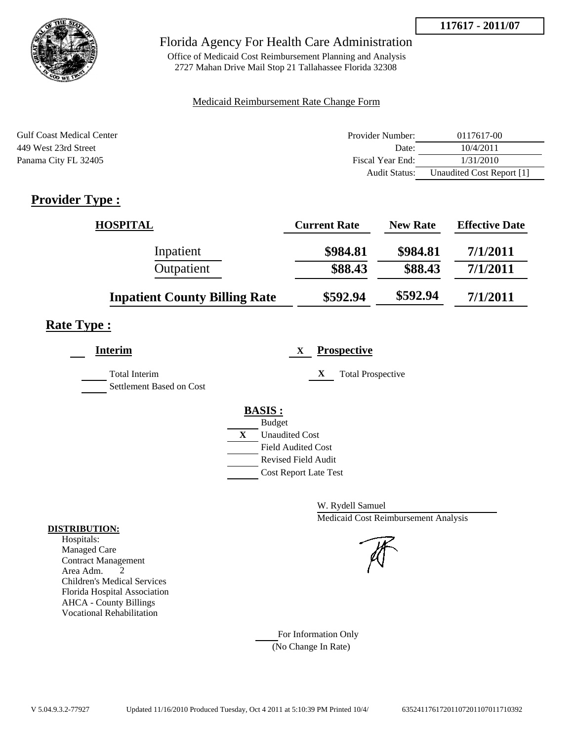**117617 - 2011/07**

# Florida Agency For Health Care Administration

Office of Medicaid Cost Reimbursement Planning and Analysis
2727 Mahan Drive Mail Stop 21 Tallahassee Florida 32308

Medicaid Reimbursement Rate Change Form

Gulf Coast Medical Center
449 West 23rd Street
Panama City FL 32405

| | |
|---|---|
| Provider Number: | 0117617-00 |
| Date: | 10/4/2011 |
| Fiscal Year End: | 1/31/2010 |
| Audit Status: | Unaudited Cost Report [1] |

## Provider Type :

| HOSPITAL | Current Rate | New Rate | Effective Date |
|---|---|---|---|
| Inpatient | $984.81 | $984.81 | 7/1/2011 |
| Outpatient | $88.43 | $88.43 | 7/1/2011 |
| **Inpatient County Billing Rate** | $592.94 | $592.94 | 7/1/2011 |

## Rate Type :

___ **Interim**

___ Total Interim
___ Settlement Based on Cost

X **Prospective**

X Total Prospective

**BASIS :**

___ Budget
X Unaudited Cost
___ Field Audited Cost
___ Revised Field Audit
___ Cost Report Late Test

W. Rydell Samuel
Medicaid Cost Reimbursement Analysis

**DISTRIBUTION:**

Hospitals:
Managed Care
Contract Management
Area Adm. 2
Children's Medical Services
Florida Hospital Association
AHCA - County Billings
Vocational Rehabilitation

___ For Information Only
(No Change In Rate)

V 5.04.9.3.2-77927 Updated 11/16/2010 Produced Tuesday, Oct 4 2011 at 5:10:39 PM Printed 10/4/ 6352411761720110720110701171039​2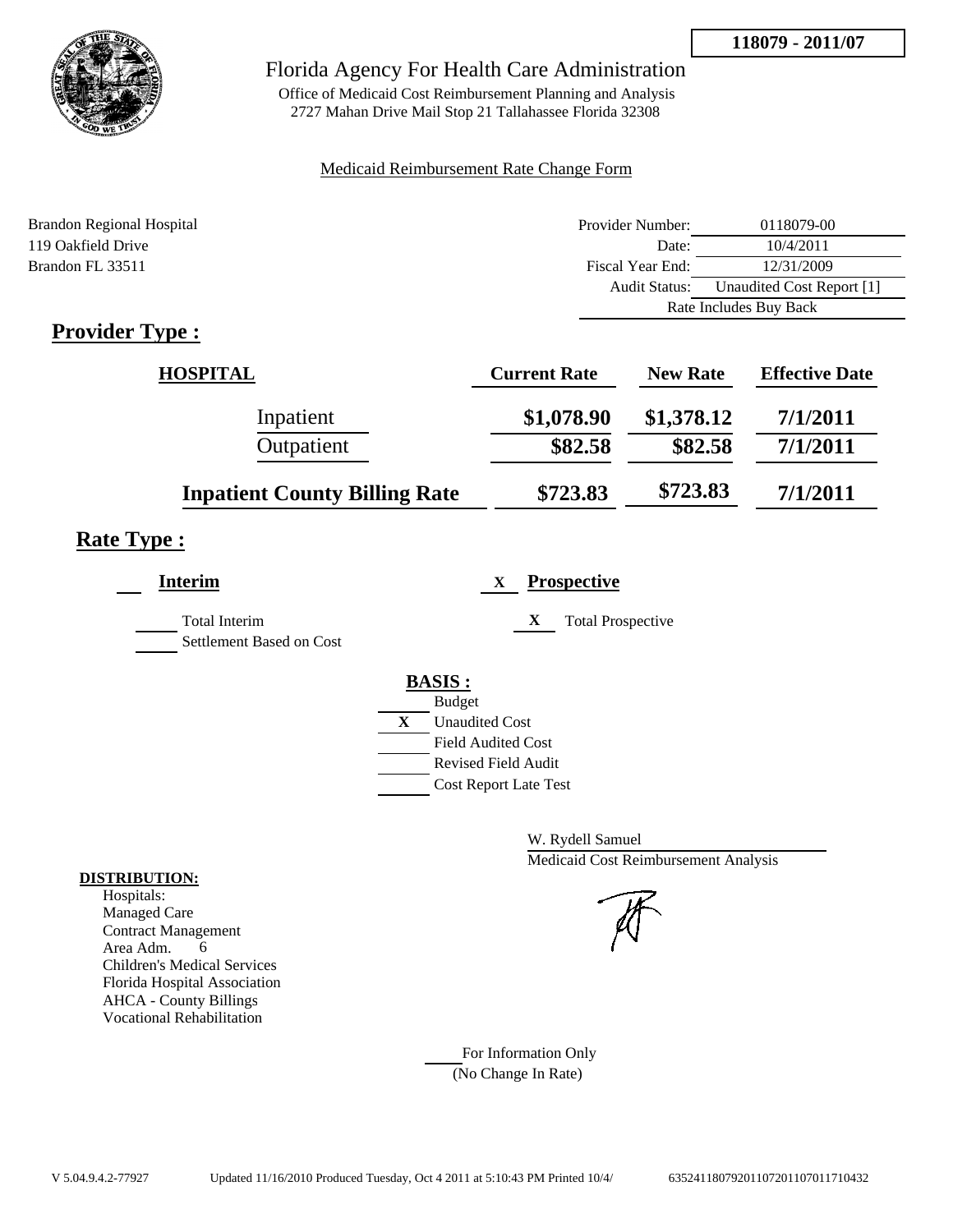**118079 - 2011/07**

# Florida Agency For Health Care Administration

Office of Medicaid Cost Reimbursement Planning and Analysis
2727 Mahan Drive Mail Stop 21 Tallahassee Florida 32308

Medicaid Reimbursement Rate Change Form

Brandon Regional Hospital
119 Oakfield Drive
Brandon FL 33511

| | |
|---|---|
| Provider Number: | 0118079-00 |
| Date: | 10/4/2011 |
| Fiscal Year End: | 12/31/2009 |
| Audit Status: | Unaudited Cost Report [1] |
| | Rate Includes Buy Back |

## Provider Type :

| HOSPITAL | Current Rate | New Rate | Effective Date |
|---|---|---|---|
| Inpatient | $1,078.90 | $1,378.12 | 7/1/2011 |
| Outpatient | $82.58 | $82.58 | 7/1/2011 |
| Inpatient County Billing Rate | $723.83 | $723.83 | 7/1/2011 |

## Rate Type :

___ **Interim**

___ Total Interim
___ Settlement Based on Cost

X **Prospective**

X Total Prospective

**BASIS :**

___ Budget
X Unaudited Cost
___ Field Audited Cost
___ Revised Field Audit
___ Cost Report Late Test

W. Rydell Samuel
Medicaid Cost Reimbursement Analysis

**DISTRIBUTION:**

Hospitals:
Managed Care
Contract Management
Area Adm. 6
Children's Medical Services
Florida Hospital Association
AHCA - County Billings
Vocational Rehabilitation

___ For Information Only
(No Change In Rate)

V 5.04.9.4.2-77927 Updated 11/16/2010 Produced Tuesday, Oct 4 2011 at 5:10:43 PM Printed 10/4/ 635241180792011072011070117104​32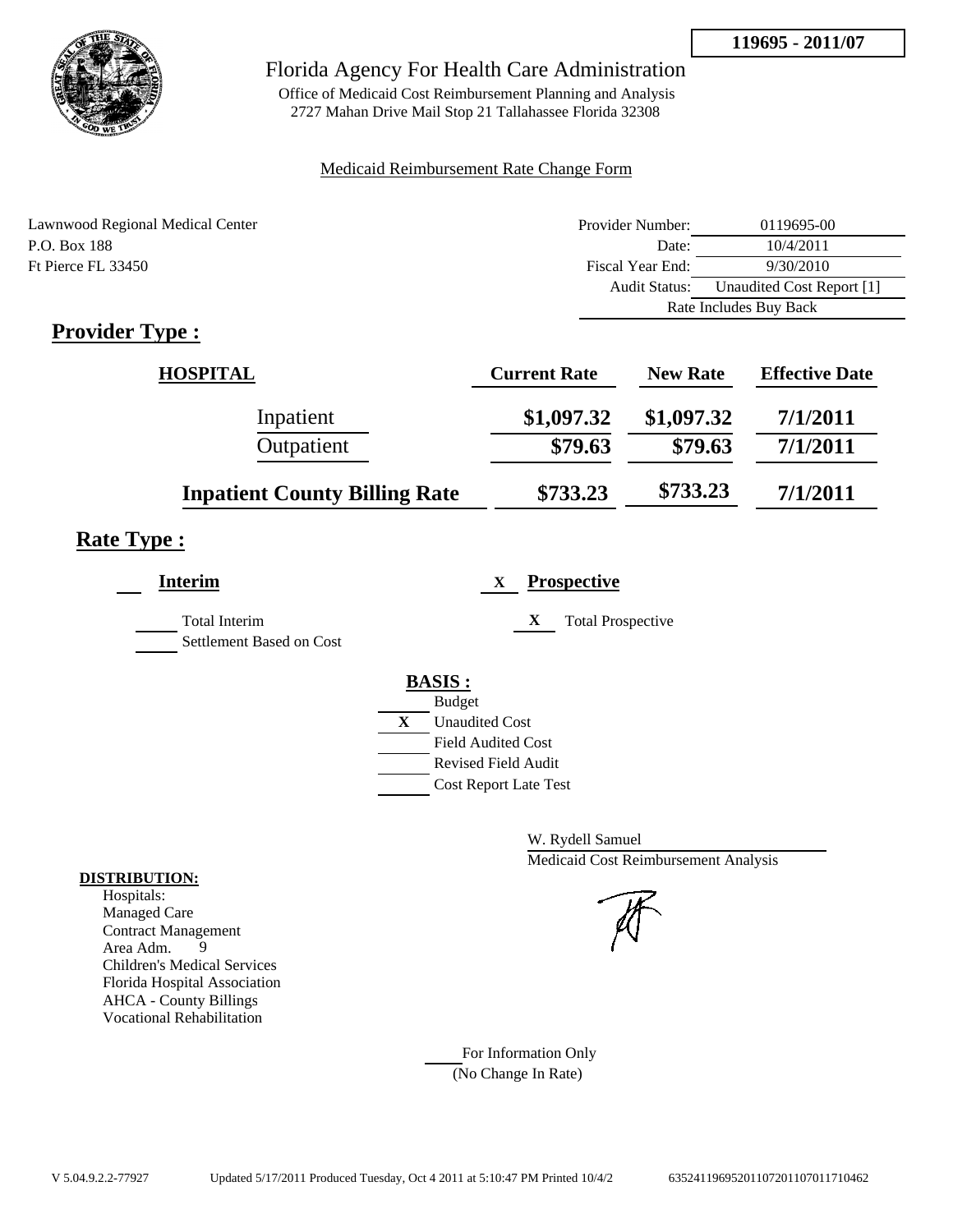**119695 - 2011/07**

# Florida Agency For Health Care Administration

Office of Medicaid Cost Reimbursement Planning and Analysis
2727 Mahan Drive Mail Stop 21 Tallahassee Florida 32308

Medicaid Reimbursement Rate Change Form

Lawnwood Regional Medical Center
P.O. Box 188
Ft Pierce FL 33450

| | |
|---|---|
| Provider Number: | 0119695-00 |
| Date: | 10/4/2011 |
| Fiscal Year End: | 9/30/2010 |
| Audit Status: | Unaudited Cost Report [1] |
| | Rate Includes Buy Back |

## Provider Type :

| HOSPITAL | Current Rate | New Rate | Effective Date |
|---|---|---|---|
| Inpatient | $1,097.32 | $1,097.32 | 7/1/2011 |
| Outpatient | $79.63 | $79.63 | 7/1/2011 |
| **Inpatient County Billing Rate** | $733.23 | $733.23 | 7/1/2011 |

## Rate Type :

**Interim**

Total Interim
Settlement Based on Cost

X **Prospective**

X Total Prospective

**BASIS :**

- Budget
- X Unaudited Cost
- Field Audited Cost
- Revised Field Audit
- Cost Report Late Test

W. Rydell Samuel
Medicaid Cost Reimbursement Analysis

**DISTRIBUTION:**
Hospitals:
Managed Care
Contract Management
Area Adm. 9
Children's Medical Services
Florida Hospital Association
AHCA - County Billings
Vocational Rehabilitation

For Information Only
(No Change In Rate)

V 5.04.9.2.2-77927 Updated 5/17/2011 Produced Tuesday, Oct 4 2011 at 5:10:47 PM Printed 10/4/2 6352411969520110720110701171046​2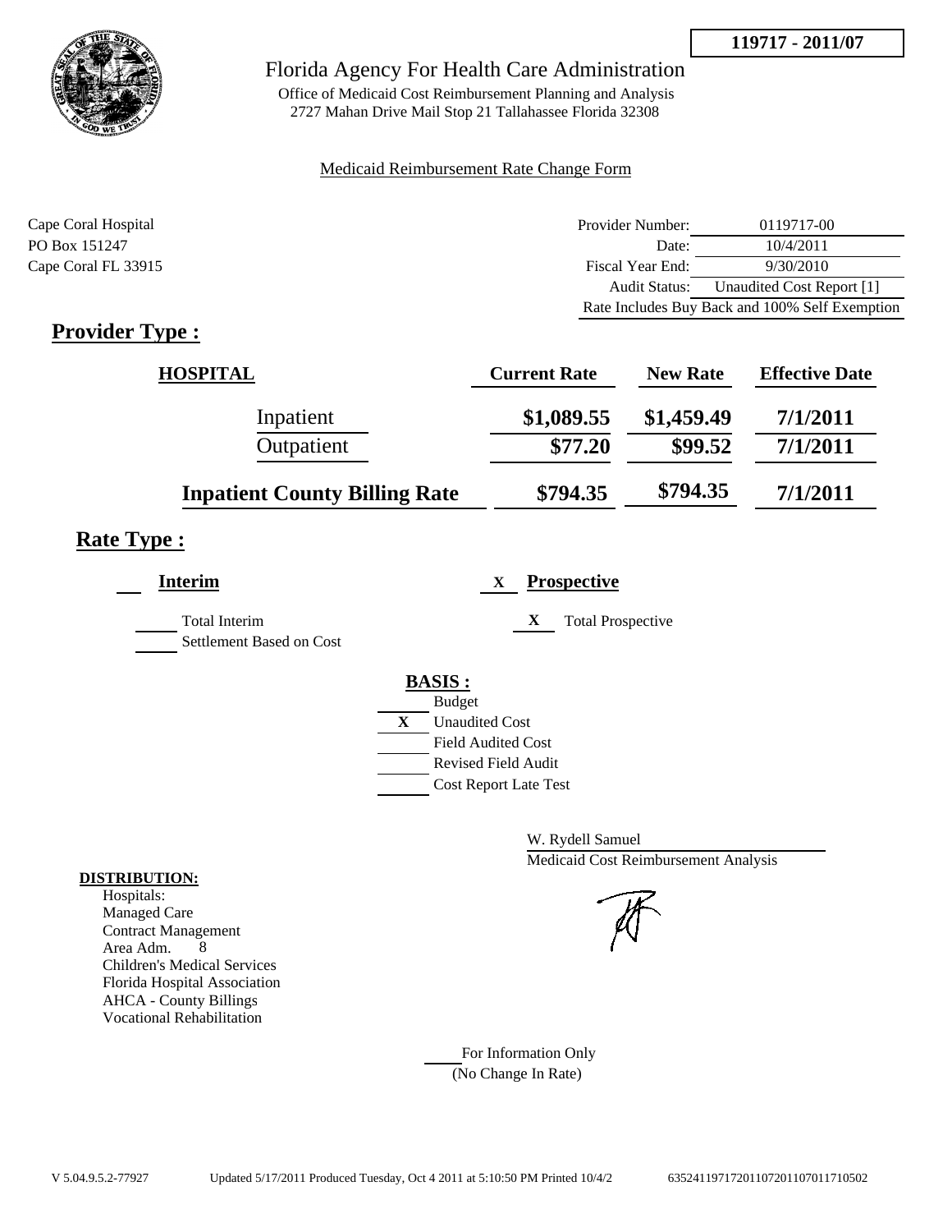**119717 - 2011/07**

# Florida Agency For Health Care Administration

Office of Medicaid Cost Reimbursement Planning and Analysis
2727 Mahan Drive Mail Stop 21 Tallahassee Florida 32308

Medicaid Reimbursement Rate Change Form

Cape Coral Hospital
PO Box 151247
Cape Coral FL 33915

| | |
|---|---|
| Provider Number: | 0119717-00 |
| Date: | 10/4/2011 |
| Fiscal Year End: | 9/30/2010 |
| Audit Status: | Unaudited Cost Report [1] |
| Rate Includes Buy Back and 100% Self Exemption | |

## Provider Type :

| HOSPITAL | Current Rate | New Rate | Effective Date |
|---|---|---|---|
| Inpatient | $1,089.55 | $1,459.49 | 7/1/2011 |
| Outpatient | $77.20 | $99.52 | 7/1/2011 |
| **Inpatient County Billing Rate** | $794.35 | $794.35 | 7/1/2011 |

## Rate Type :

**Interim**

- Total Interim
- Settlement Based on Cost

X **Prospective**

- X Total Prospective

**BASIS :**

- Budget
- X Unaudited Cost
- Field Audited Cost
- Revised Field Audit
- Cost Report Late Test

W. Rydell Samuel
Medicaid Cost Reimbursement Analysis

**DISTRIBUTION:**

Hospitals:
Managed Care
Contract Management
Area Adm. 8
Children's Medical Services
Florida Hospital Association
AHCA - County Billings
Vocational Rehabilitation

For Information Only
(No Change In Rate)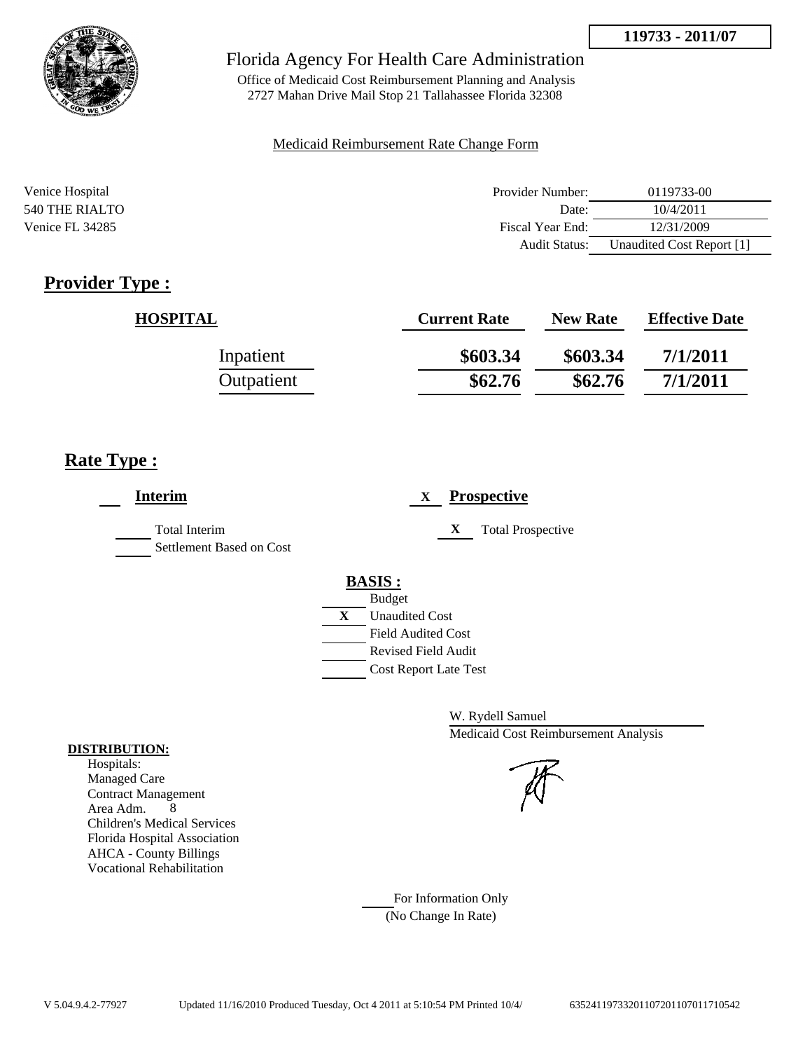119733 - 2011/07

# Florida Agency For Health Care Administration

Office of Medicaid Cost Reimbursement Planning and Analysis
2727 Mahan Drive Mail Stop 21 Tallahassee Florida 32308

Medicaid Reimbursement Rate Change Form

Venice Hospital
540 THE RIALTO
Venice FL 34285

| | |
|---|---|
| Provider Number: | 0119733-00 |
| Date: | 10/4/2011 |
| Fiscal Year End: | 12/31/2009 |
| Audit Status: | Unaudited Cost Report [1] |

## Provider Type :

| HOSPITAL | Current Rate | New Rate | Effective Date |
|---|---|---|---|
| Inpatient | \$603.34 | \$603.34 | 7/1/2011 |
| Outpatient | \$62.76 | \$62.76 | 7/1/2011 |

## Rate Type :

___ **Interim**

___ Total Interim
___ Settlement Based on Cost

X **Prospective**

X Total Prospective

**BASIS :**

___ Budget
X Unaudited Cost
___ Field Audited Cost
___ Revised Field Audit
___ Cost Report Late Test

W. Rydell Samuel
Medicaid Cost Reimbursement Analysis

**DISTRIBUTION:**

Hospitals:
Managed Care
Contract Management
Area Adm. 8
Children's Medical Services
Florida Hospital Association
AHCA - County Billings
Vocational Rehabilitation

___ For Information Only
(No Change In Rate)

V 5.04.9.4.2-77927 Updated 11/16/2010 Produced Tuesday, Oct 4 2011 at 5:10:54 PM Printed 10/4/ 635241197332011072011070117105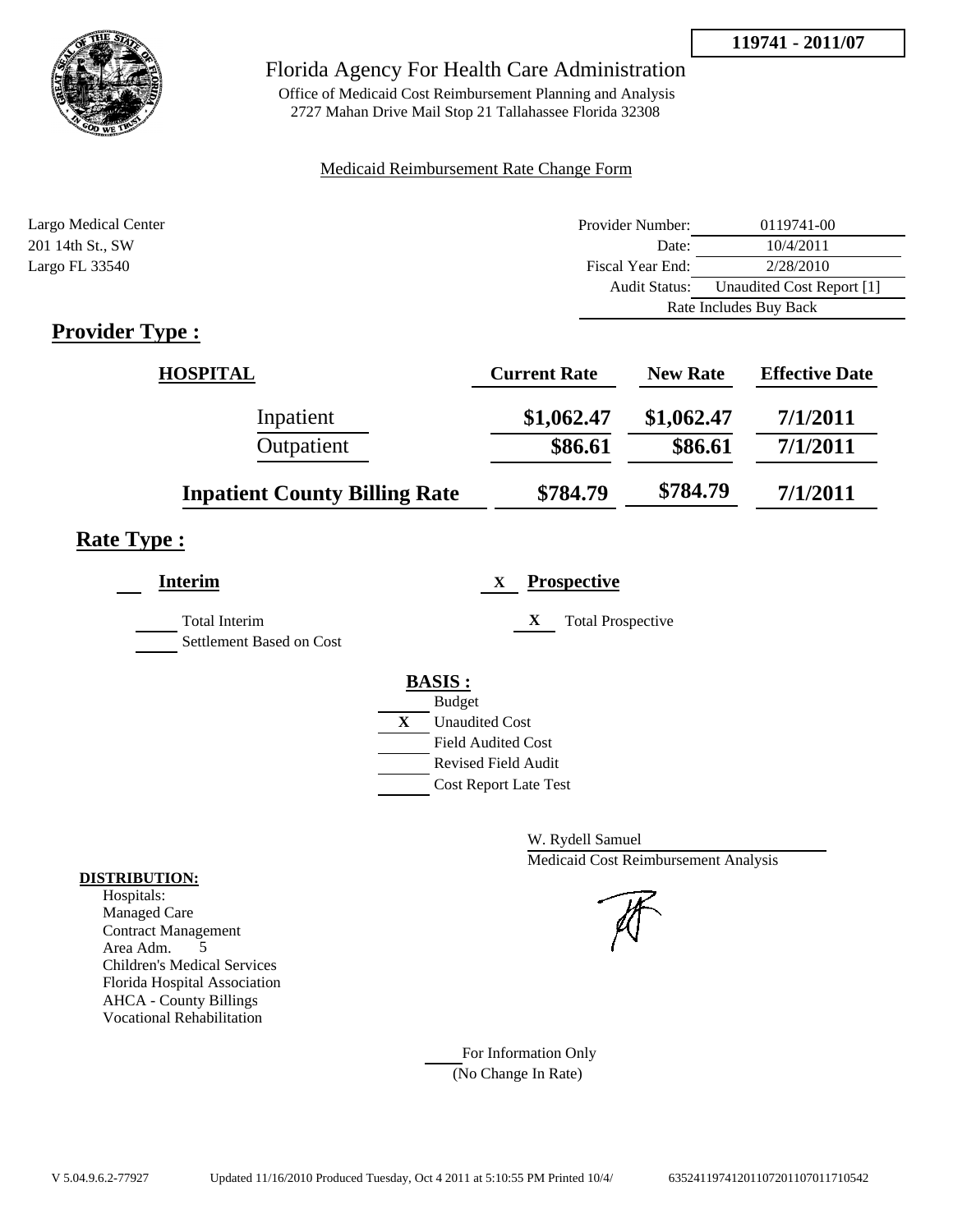**119741 - 2011/07**

# Florida Agency For Health Care Administration

Office of Medicaid Cost Reimbursement Planning and Analysis
2727 Mahan Drive Mail Stop 21 Tallahassee Florida 32308

Medicaid Reimbursement Rate Change Form

Largo Medical Center
201 14th St., SW
Largo FL 33540

| | |
|---|---|
| Provider Number: | 0119741-00 |
| Date: | 10/4/2011 |
| Fiscal Year End: | 2/28/2010 |
| Audit Status: | Unaudited Cost Report [1] |
| | Rate Includes Buy Back |

## Provider Type :

| HOSPITAL | Current Rate | New Rate | Effective Date |
|---|---|---|---|
| Inpatient | $1,062.47 | $1,062.47 | 7/1/2011 |
| Outpatient | $86.61 | $86.61 | 7/1/2011 |
| **Inpatient County Billing Rate** | $784.79 | $784.79 | 7/1/2011 |

## Rate Type :

**Interim**

- Total Interim
- Settlement Based on Cost

X **Prospective**

- X Total Prospective

**BASIS :**

- Budget
- X Unaudited Cost
- Field Audited Cost
- Revised Field Audit
- Cost Report Late Test

W. Rydell Samuel
Medicaid Cost Reimbursement Analysis

**DISTRIBUTION:**

Hospitals:
Managed Care
Contract Management
Area Adm. 5
Children's Medical Services
Florida Hospital Association
AHCA - County Billings
Vocational Rehabilitation

For Information Only
(No Change In Rate)

V 5.04.9.6.2-77927 Updated 11/16/2010 Produced Tuesday, Oct 4 2011 at 5:10:55 PM Printed 10/4/ 635241197412011072011070117110542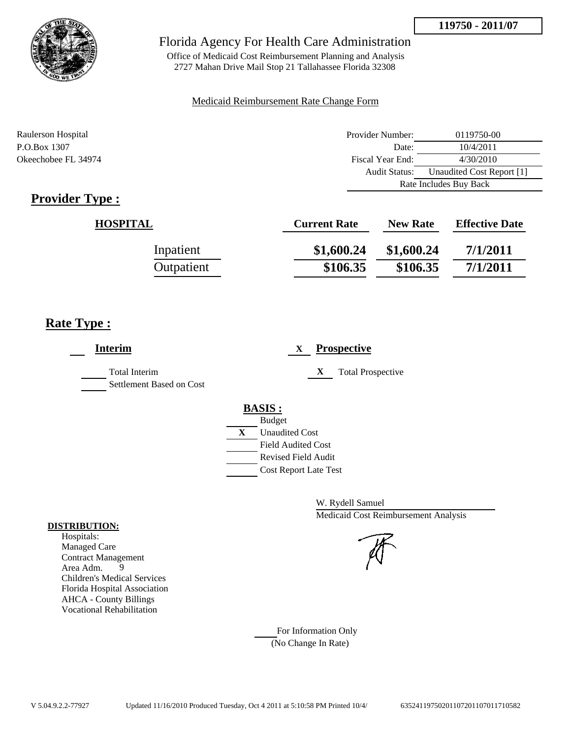**119750 - 2011/07**

# Florida Agency For Health Care Administration

Office of Medicaid Cost Reimbursement Planning and Analysis
2727 Mahan Drive Mail Stop 21 Tallahassee Florida 32308

Medicaid Reimbursement Rate Change Form

Raulerson Hospital
P.O.Box 1307
Okeechobee FL 34974

| | |
|---|---|
| Provider Number: | 0119750-00 |
| Date: | 10/4/2011 |
| Fiscal Year End: | 4/30/2010 |
| Audit Status: | Unaudited Cost Report [1] |
| Rate Includes Buy Back | |

## Provider Type :

| HOSPITAL | Current Rate | New Rate | Effective Date |
|---|---|---|---|
| Inpatient | $1,600.24 | $1,600.24 | 7/1/2011 |
| Outpatient | $106.35 | $106.35 | 7/1/2011 |

## Rate Type :

___ **Interim**

___ Total Interim
___ Settlement Based on Cost

X **Prospective**

X Total Prospective

**BASIS :**

___ Budget
X Unaudited Cost
___ Field Audited Cost
___ Revised Field Audit
___ Cost Report Late Test

W. Rydell Samuel
Medicaid Cost Reimbursement Analysis

**DISTRIBUTION:**
Hospitals:
Managed Care
Contract Management
Area Adm. 9
Children's Medical Services
Florida Hospital Association
AHCA - County Billings
Vocational Rehabilitation

___ For Information Only
(No Change In Rate)

V 5.04.9.2.2-77927 Updated 11/16/2010 Produced Tuesday, Oct 4 2011 at 5:10:58 PM Printed 10/4/ 6352411975020110720110701171058​2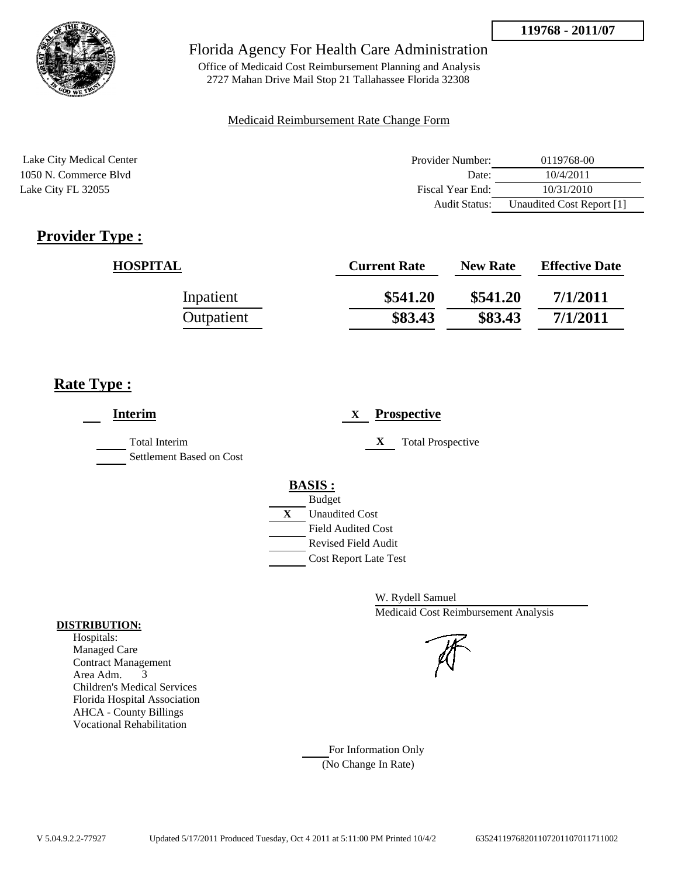**119768 - 2011/07**

# Florida Agency For Health Care Administration

Office of Medicaid Cost Reimbursement Planning and Analysis
2727 Mahan Drive Mail Stop 21 Tallahassee Florida 32308

Medicaid Reimbursement Rate Change Form

Lake City Medical Center
1050 N. Commerce Blvd
Lake City FL 32055

| | |
|---|---|
| Provider Number: | 0119768-00 |
| Date: | 10/4/2011 |
| Fiscal Year End: | 10/31/2010 |
| Audit Status: | Unaudited Cost Report [1] |

## Provider Type :

| HOSPITAL | Current Rate | New Rate | Effective Date |
|---|---|---|---|
| Inpatient | $541.20 | $541.20 | 7/1/2011 |
| Outpatient | $83.43 | $83.43 | 7/1/2011 |

## Rate Type :

___ **Interim**

___ Total Interim
___ Settlement Based on Cost

X **Prospective**

X Total Prospective

**BASIS :**

___ Budget
X Unaudited Cost
___ Field Audited Cost
___ Revised Field Audit
___ Cost Report Late Test

W. Rydell Samuel
Medicaid Cost Reimbursement Analysis

**DISTRIBUTION:**

Hospitals:
Managed Care
Contract Management
Area Adm. 3
Children's Medical Services
Florida Hospital Association
AHCA - County Billings
Vocational Rehabilitation

___ For Information Only
(No Change In Rate)

V 5.04.9.2.2-77927 Updated 5/17/2011 Produced Tuesday, Oct 4 2011 at 5:11:00 PM Printed 10/4/2 635241197682011072011070117110002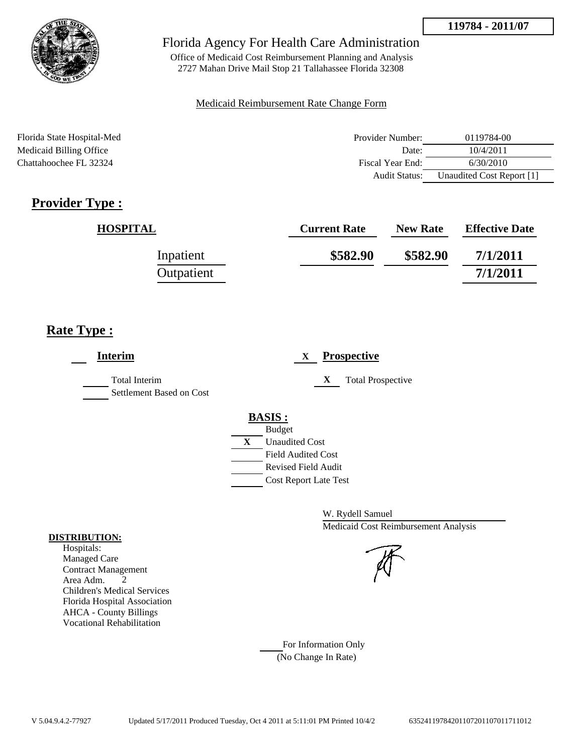**119784 - 2011/07**

# Florida Agency For Health Care Administration

Office of Medicaid Cost Reimbursement Planning and Analysis
2727 Mahan Drive Mail Stop 21 Tallahassee Florida 32308

Medicaid Reimbursement Rate Change Form

Florida State Hospital-Med
Medicaid Billing Office
Chattahoochee FL 32324

| | |
|---|---|
| Provider Number: | 0119784-00 |
| Date: | 10/4/2011 |
| Fiscal Year End: | 6/30/2010 |
| Audit Status: | Unaudited Cost Report [1] |

## Provider Type :

| HOSPITAL | Current Rate | New Rate | Effective Date |
|---|---|---|---|
| Inpatient | $582.90 | $582.90 | 7/1/2011 |
| Outpatient | | | 7/1/2011 |

## Rate Type :

___ **Interim**

___ Total Interim
___ Settlement Based on Cost

X **Prospective**

X Total Prospective

**BASIS :**

___ Budget
X Unaudited Cost
___ Field Audited Cost
___ Revised Field Audit
___ Cost Report Late Test

W. Rydell Samuel
Medicaid Cost Reimbursement Analysis

**DISTRIBUTION:**
Hospitals:
Managed Care
Contract Management
Area Adm. 2
Children's Medical Services
Florida Hospital Association
AHCA - County Billings
Vocational Rehabilitation

___ For Information Only
(No Change In Rate)

V 5.04.9.4.2-77927 Updated 5/17/2011 Produced Tuesday, Oct 4 2011 at 5:11:01 PM Printed 10/4/2 635241197842011072011070117110​12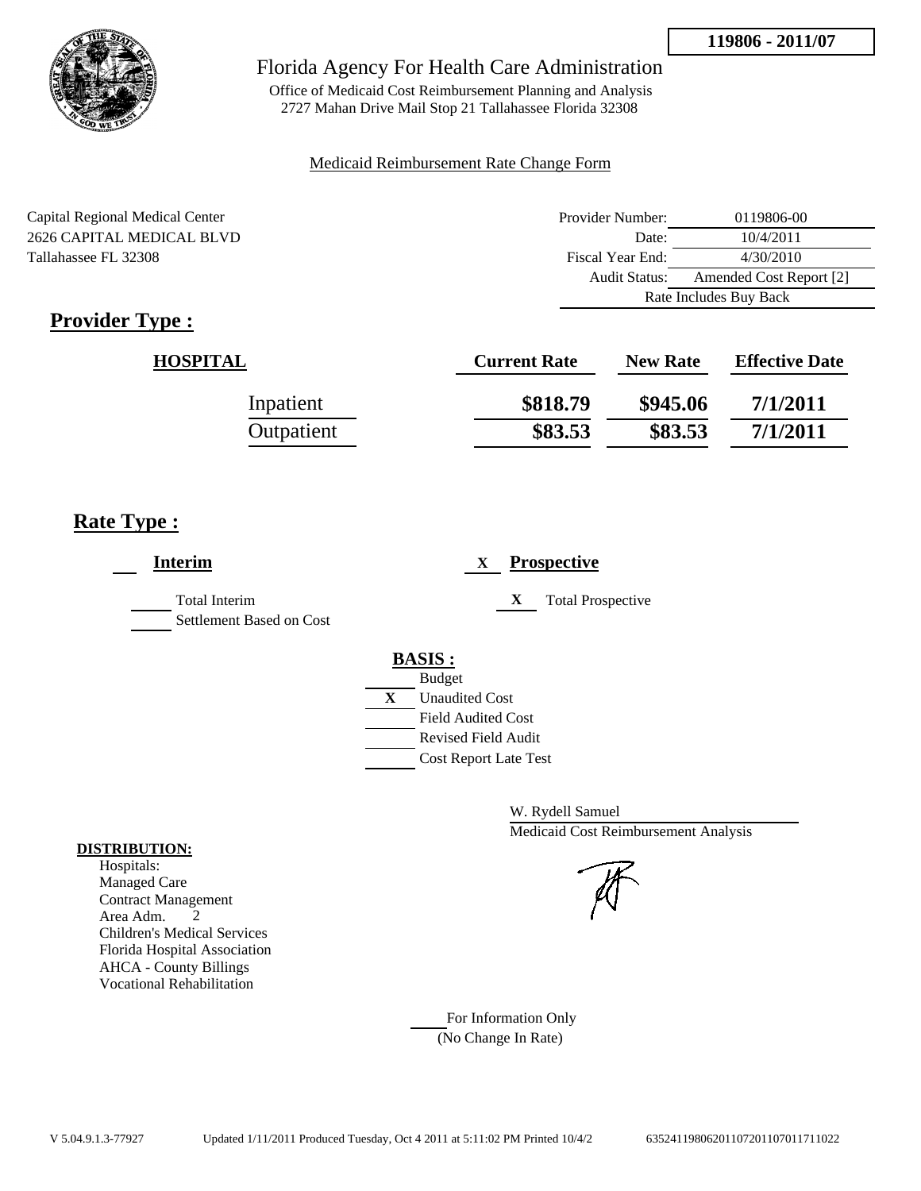**119806 - 2011/07**

# Florida Agency For Health Care Administration

Office of Medicaid Cost Reimbursement Planning and Analysis
2727 Mahan Drive Mail Stop 21 Tallahassee Florida 32308

Medicaid Reimbursement Rate Change Form

Capital Regional Medical Center
2626 CAPITAL MEDICAL BLVD
Tallahassee FL 32308

| | |
|---|---|
| Provider Number: | 0119806-00 |
| Date: | 10/4/2011 |
| Fiscal Year End: | 4/30/2010 |
| Audit Status: | Amended Cost Report [2] |
| | Rate Includes Buy Back |

## Provider Type :

| HOSPITAL | Current Rate | New Rate | Effective Date |
|---|---|---|---|
| Inpatient | $818.79 | $945.06 | 7/1/2011 |
| Outpatient | $83.53 | $83.53 | 7/1/2011 |

## Rate Type :

___ **Interim**

___ Total Interim
___ Settlement Based on Cost

X **Prospective**

X Total Prospective

**BASIS :**

___ Budget
X Unaudited Cost
___ Field Audited Cost
___ Revised Field Audit
___ Cost Report Late Test

W. Rydell Samuel
Medicaid Cost Reimbursement Analysis

**DISTRIBUTION:**
Hospitals:
Managed Care
Contract Management
Area Adm. 2
Children's Medical Services
Florida Hospital Association
AHCA - County Billings
Vocational Rehabilitation

___ For Information Only
(No Change In Rate)

V 5.04.9.1.3-77927 Updated 1/11/2011 Produced Tuesday, Oct 4 2011 at 5:11:02 PM Printed 10/4/2 63524119806201107201107011711022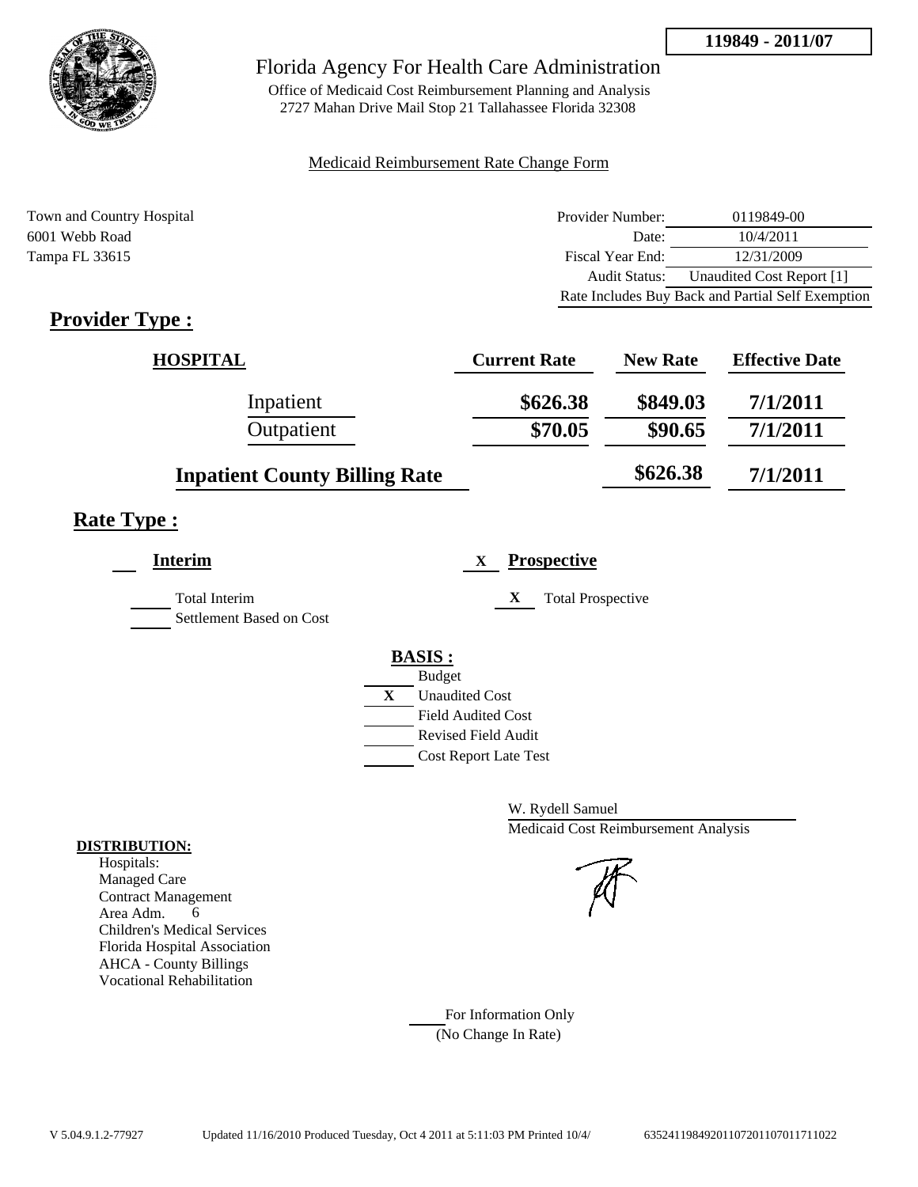**119849 - 2011/07**

# Florida Agency For Health Care Administration

Office of Medicaid Cost Reimbursement Planning and Analysis
2727 Mahan Drive Mail Stop 21 Tallahassee Florida 32308

Medicaid Reimbursement Rate Change Form

Town and Country Hospital
6001 Webb Road
Tampa FL 33615

| | |
|---|---|
| Provider Number: | 0119849-00 |
| Date: | 10/4/2011 |
| Fiscal Year End: | 12/31/2009 |
| Audit Status: | Unaudited Cost Report [1] |
| Rate Includes Buy Back and Partial Self Exemption | |

## Provider Type :

| HOSPITAL | Current Rate | New Rate | Effective Date |
|---|---|---|---|
| Inpatient | $626.38 | $849.03 | 7/1/2011 |
| Outpatient | $70.05 | $90.65 | 7/1/2011 |
| Inpatient County Billing Rate | | $626.38 | 7/1/2011 |

## Rate Type :

___ **Interim**

___ Total Interim

___ Settlement Based on Cost

X **Prospective**

X Total Prospective

**BASIS :**

___ Budget

X Unaudited Cost

___ Field Audited Cost

___ Revised Field Audit

___ Cost Report Late Test

W. Rydell Samuel
Medicaid Cost Reimbursement Analysis

**DISTRIBUTION:**

Hospitals:
Managed Care
Contract Management
Area Adm. 6
Children's Medical Services
Florida Hospital Association
AHCA - County Billings
Vocational Rehabilitation

___ For Information Only
(No Change In Rate)

V 5.04.9.1.2-77927 Updated 11/16/2010 Produced Tuesday, Oct 4 2011 at 5:11:03 PM Printed 10/4/ 63524119849201107201107011711022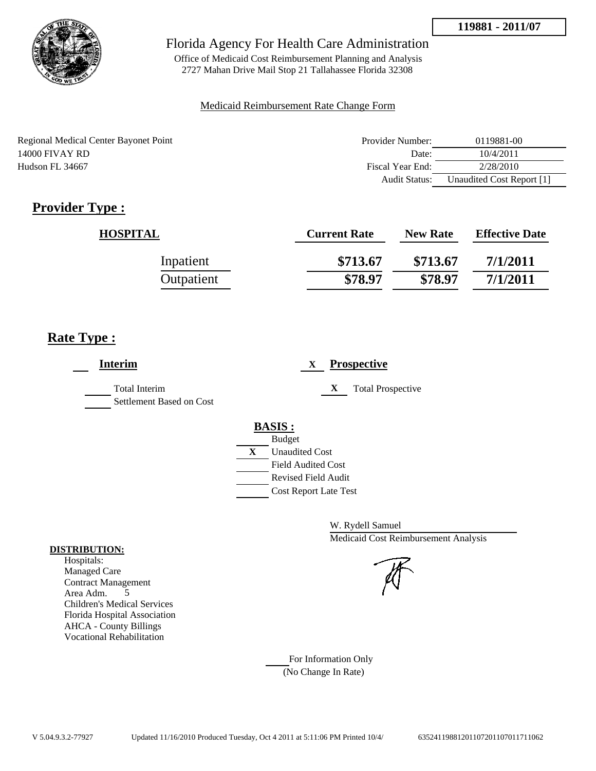**119881 - 2011/07**

# Florida Agency For Health Care Administration

Office of Medicaid Cost Reimbursement Planning and Analysis
2727 Mahan Drive Mail Stop 21 Tallahassee Florida 32308

Medicaid Reimbursement Rate Change Form

Regional Medical Center Bayonet Point
14000 FIVAY RD
Hudson FL 34667

| | |
|---|---|
| Provider Number: | 0119881-00 |
| Date: | 10/4/2011 |
| Fiscal Year End: | 2/28/2010 |
| Audit Status: | Unaudited Cost Report [1] |

## Provider Type :

| HOSPITAL | Current Rate | New Rate | Effective Date |
|---|---|---|---|
| Inpatient | \$713.67 | \$713.67 | 7/1/2011 |
| Outpatient | \$78.97 | \$78.97 | 7/1/2011 |

## Rate Type :

**Interim**

- Total Interim
- Settlement Based on Cost

X **Prospective**

- X Total Prospective

**BASIS :**

- Budget
- X Unaudited Cost
- Field Audited Cost
- Revised Field Audit
- Cost Report Late Test

W. Rydell Samuel
Medicaid Cost Reimbursement Analysis

**DISTRIBUTION:**
Hospitals:
Managed Care
Contract Management
Area Adm. 5
Children's Medical Services
Florida Hospital Association
AHCA - County Billings
Vocational Rehabilitation

For Information Only
(No Change In Rate)

V 5.04.9.3.2-77927 Updated 11/16/2010 Produced Tuesday, Oct 4 2011 at 5:11:06 PM Printed 10/4/ 635241198812011072011070117110620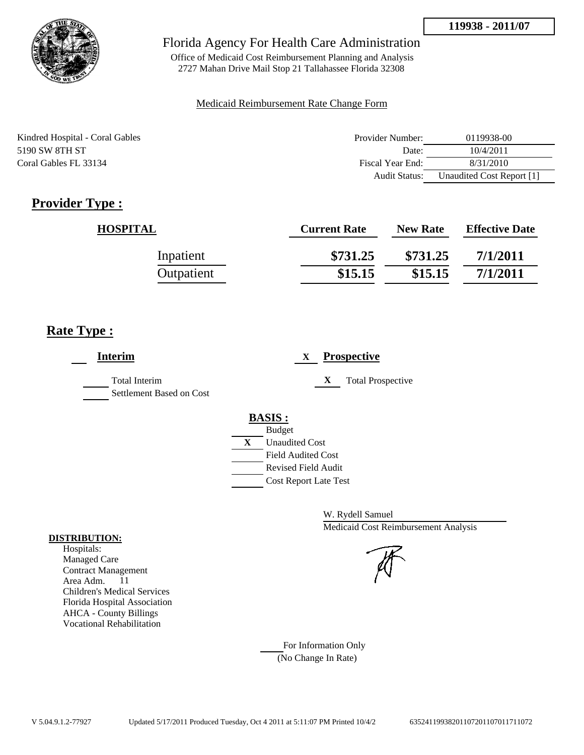119938 - 2011/07

# Florida Agency For Health Care Administration

Office of Medicaid Cost Reimbursement Planning and Analysis
2727 Mahan Drive Mail Stop 21 Tallahassee Florida 32308

Medicaid Reimbursement Rate Change Form

Kindred Hospital - Coral Gables
5190 SW 8TH ST
Coral Gables FL 33134

| | |
|---|---|
| Provider Number: | 0119938-00 |
| Date: | 10/4/2011 |
| Fiscal Year End: | 8/31/2010 |
| Audit Status: | Unaudited Cost Report [1] |

## Provider Type :

| HOSPITAL | Current Rate | New Rate | Effective Date |
|---|---|---|---|
| Inpatient | $731.25 | $731.25 | 7/1/2011 |
| Outpatient | $15.15 | $15.15 | 7/1/2011 |

## Rate Type :

**Interim**

- Total Interim
- Settlement Based on Cost

X **Prospective**

- X Total Prospective

**BASIS :**

- Budget
- X Unaudited Cost
- Field Audited Cost
- Revised Field Audit
- Cost Report Late Test

W. Rydell Samuel
Medicaid Cost Reimbursement Analysis

**DISTRIBUTION:**
Hospitals:
Managed Care
Contract Management
Area Adm. 11
Children's Medical Services
Florida Hospital Association
AHCA - County Billings
Vocational Rehabilitation

For Information Only
(No Change In Rate)

V 5.04.9.1.2-77927 Updated 5/17/2011 Produced Tuesday, Oct 4 2011 at 5:11:07 PM Printed 10/4/2 63524119938201107201107011711072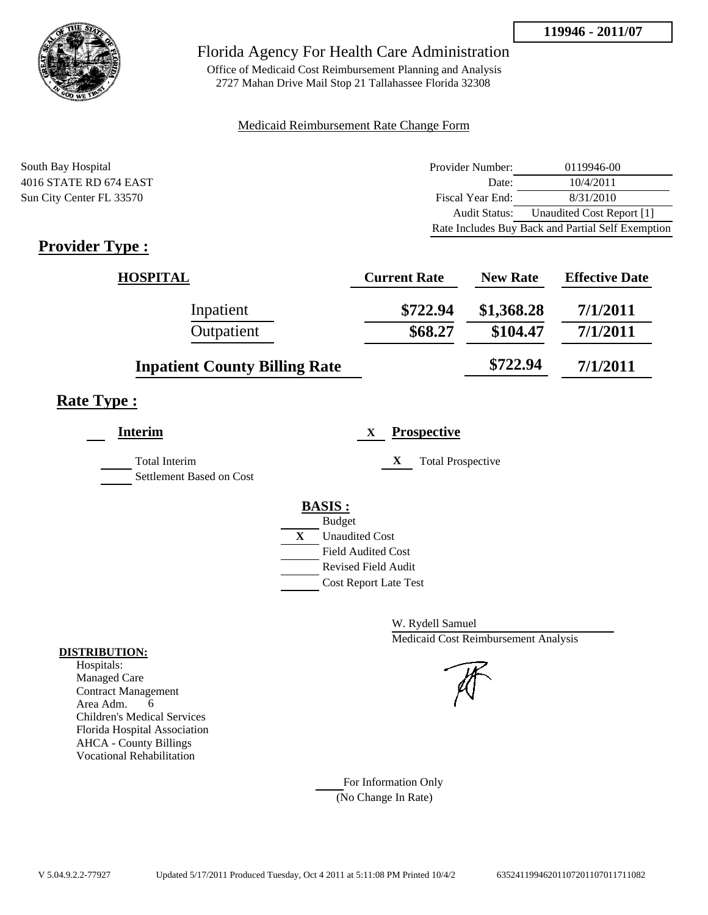**119946 - 2011/07**

# Florida Agency For Health Care Administration

Office of Medicaid Cost Reimbursement Planning and Analysis
2727 Mahan Drive Mail Stop 21 Tallahassee Florida 32308

Medicaid Reimbursement Rate Change Form

South Bay Hospital
4016 STATE RD 674 EAST
Sun City Center FL 33570

| | |
|---|---|
| Provider Number: | 0119946-00 |
| Date: | 10/4/2011 |
| Fiscal Year End: | 8/31/2010 |
| Audit Status: | Unaudited Cost Report [1] |

Rate Includes Buy Back and Partial Self Exemption

## Provider Type :

| HOSPITAL | Current Rate | New Rate | Effective Date |
|---|---|---|---|
| Inpatient | $722.94 | $1,368.28 | 7/1/2011 |
| Outpatient | $68.27 | $104.47 | 7/1/2011 |
| Inpatient County Billing Rate | | $722.94 | 7/1/2011 |

## Rate Type :

**Interim**

Total Interim
Settlement Based on Cost

X **Prospective**

X Total Prospective

**BASIS :**

Budget
X Unaudited Cost
Field Audited Cost
Revised Field Audit
Cost Report Late Test

W. Rydell Samuel
Medicaid Cost Reimbursement Analysis

**DISTRIBUTION:**

Hospitals:
Managed Care
Contract Management
Area Adm. 6
Children's Medical Services
Florida Hospital Association
AHCA - County Billings
Vocational Rehabilitation

For Information Only
(No Change In Rate)

V 5.04.9.2.2-77927 Updated 5/17/2011 Produced Tuesday, Oct 4 2011 at 5:11:08 PM Printed 10/4/2 6352411994620110720110701171108​2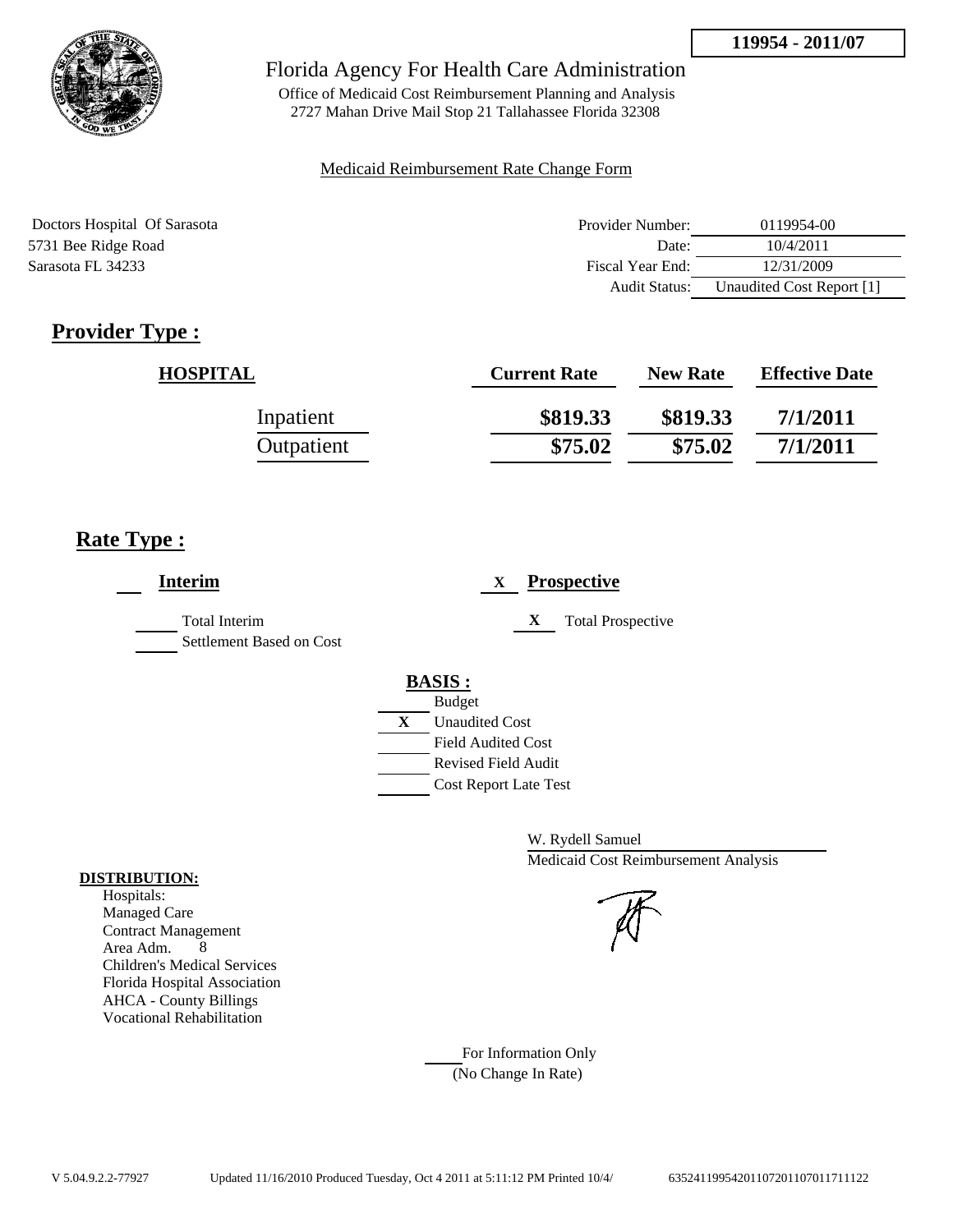**119954 - 2011/07**

Florida Agency For Health Care Administration

Office of Medicaid Cost Reimbursement Planning and Analysis
2727 Mahan Drive Mail Stop 21 Tallahassee Florida 32308

Medicaid Reimbursement Rate Change Form

Doctors Hospital Of Sarasota
5731 Bee Ridge Road
Sarasota FL 34233

| | |
|---|---|
| Provider Number: | 0119954-00 |
| Date: | 10/4/2011 |
| Fiscal Year End: | 12/31/2009 |
| Audit Status: | Unaudited Cost Report [1] |

## Provider Type :

| HOSPITAL | Current Rate | New Rate | Effective Date |
|---|---|---|---|
| Inpatient | **$819.33** | **$819.33** | **7/1/2011** |
| Outpatient | **$75.02** | **$75.02** | **7/1/2011** |

## Rate Type :

**Interim**

- Total Interim
- Settlement Based on Cost

X **Prospective**

- X Total Prospective

**BASIS :**

- Budget
- X Unaudited Cost
- Field Audited Cost
- Revised Field Audit
- Cost Report Late Test

W. Rydell Samuel
Medicaid Cost Reimbursement Analysis

**DISTRIBUTION:**
Hospitals:
Managed Care
Contract Management
Area Adm. 8
Children's Medical Services
Florida Hospital Association
AHCA - County Billings
Vocational Rehabilitation

For Information Only
(No Change In Rate)

V 5.04.9.2.2-77927 Updated 11/16/2010 Produced Tuesday, Oct 4 2011 at 5:11:12 PM Printed 10/4/ 635241199542011072011070117111122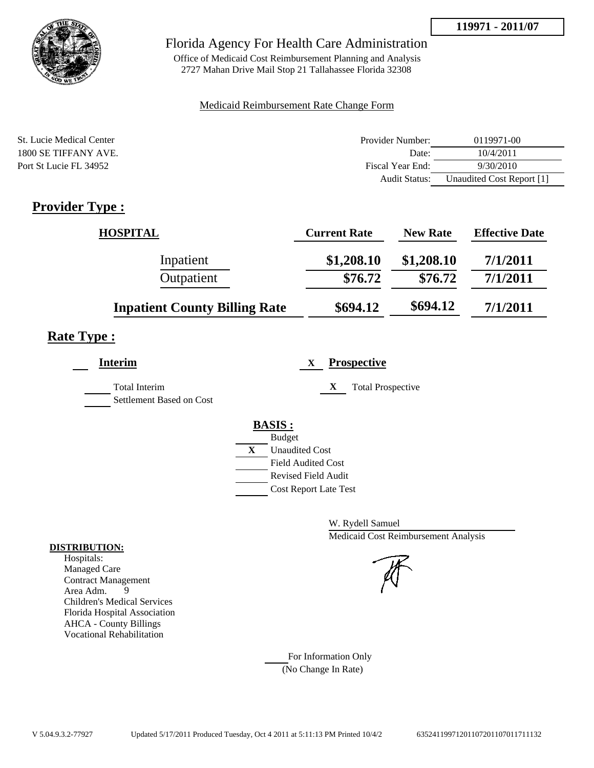**119971 - 2011/07**

Florida Agency For Health Care Administration

Office of Medicaid Cost Reimbursement Planning and Analysis
2727 Mahan Drive Mail Stop 21 Tallahassee Florida 32308

Medicaid Reimbursement Rate Change Form

St. Lucie Medical Center
1800 SE TIFFANY AVE.
Port St Lucie FL 34952

| | |
|---|---|
| Provider Number: | 0119971-00 |
| Date: | 10/4/2011 |
| Fiscal Year End: | 9/30/2010 |
| Audit Status: | Unaudited Cost Report [1] |

## Provider Type :

| HOSPITAL | Current Rate | New Rate | Effective Date |
|---|---|---|---|
| Inpatient | $1,208.10 | $1,208.10 | 7/1/2011 |
| Outpatient | $76.72 | $76.72 | 7/1/2011 |
| **Inpatient County Billing Rate** | $694.12 | $694.12 | 7/1/2011 |

## Rate Type :

___ **Interim**

___ Total Interim

___ Settlement Based on Cost

X **Prospective**

X Total Prospective

**BASIS :**

___ Budget

X Unaudited Cost

___ Field Audited Cost

___ Revised Field Audit

___ Cost Report Late Test

W. Rydell Samuel

Medicaid Cost Reimbursement Analysis

**DISTRIBUTION:**

Hospitals:
Managed Care
Contract Management
Area Adm. 9
Children's Medical Services
Florida Hospital Association
AHCA - County Billings
Vocational Rehabilitation

___ For Information Only
(No Change In Rate)

V 5.04.9.3.2-77927 Updated 5/17/2011 Produced Tuesday, Oct 4 2011 at 5:11:13 PM Printed 10/4/2 6352411997120110720110701171132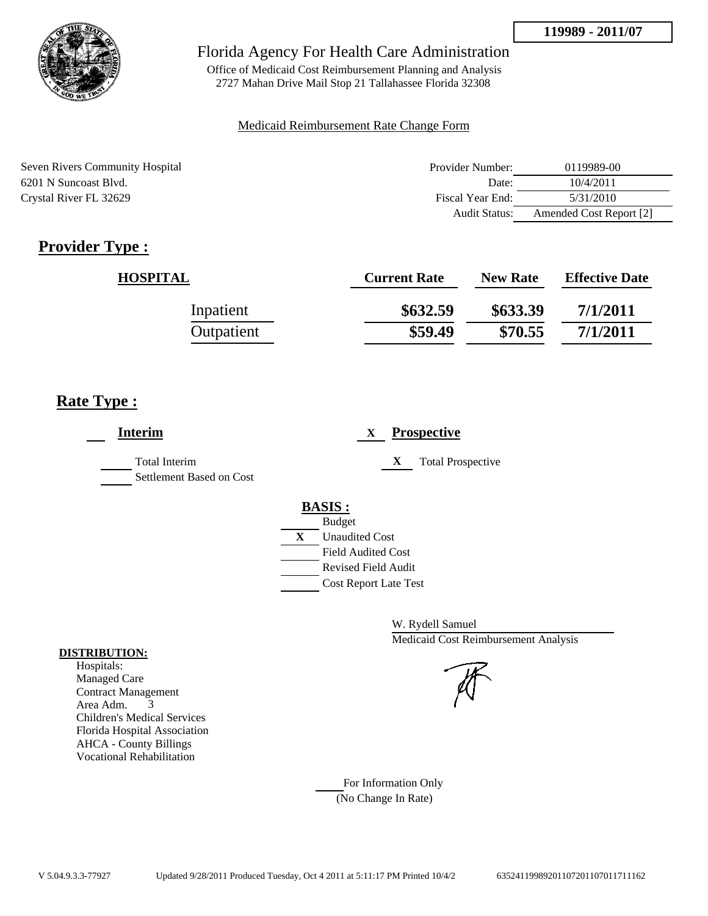**119989 - 2011/07**

Florida Agency For Health Care Administration

Office of Medicaid Cost Reimbursement Planning and Analysis
2727 Mahan Drive Mail Stop 21 Tallahassee Florida 32308

Medicaid Reimbursement Rate Change Form

Seven Rivers Community Hospital
6201 N Suncoast Blvd.
Crystal River FL 32629

| | |
|---|---|
| Provider Number: | 0119989-00 |
| Date: | 10/4/2011 |
| Fiscal Year End: | 5/31/2010 |
| Audit Status: | Amended Cost Report [2] |

## Provider Type :

| HOSPITAL | Current Rate | New Rate | Effective Date |
|---|---|---|---|
| Inpatient | $632.59 | $633.39 | 7/1/2011 |
| Outpatient | $59.49 | $70.55 | 7/1/2011 |

## Rate Type :

___ **Interim**

___ Total Interim
___ Settlement Based on Cost

X **Prospective**

X Total Prospective

**BASIS :**

___ Budget
X Unaudited Cost
___ Field Audited Cost
___ Revised Field Audit
___ Cost Report Late Test

W. Rydell Samuel
Medicaid Cost Reimbursement Analysis

**DISTRIBUTION:**
Hospitals:
Managed Care
Contract Management
Area Adm. 3
Children's Medical Services
Florida Hospital Association
AHCA - County Billings
Vocational Rehabilitation

___ For Information Only
(No Change In Rate)

V 5.04.9.3.3-77927 Updated 9/28/2011 Produced Tuesday, Oct 4 2011 at 5:11:17 PM Printed 10/4/2 635241199892011072011070117111162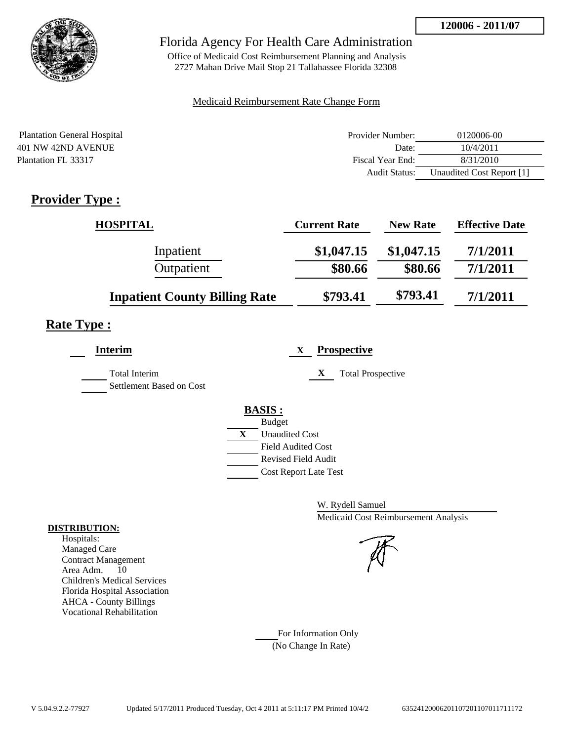**120006 - 2011/07**

# Florida Agency For Health Care Administration

Office of Medicaid Cost Reimbursement Planning and Analysis
2727 Mahan Drive Mail Stop 21 Tallahassee Florida 32308

Medicaid Reimbursement Rate Change Form

Plantation General Hospital
401 NW 42ND AVENUE
Plantation FL 33317

| | |
|---|---|
| Provider Number: | 0120006-00 |
| Date: | 10/4/2011 |
| Fiscal Year End: | 8/31/2010 |
| Audit Status: | Unaudited Cost Report [1] |

## Provider Type :

| HOSPITAL | Current Rate | New Rate | Effective Date |
|---|---|---|---|
| Inpatient | $1,047.15 | $1,047.15 | 7/1/2011 |
| Outpatient | $80.66 | $80.66 | 7/1/2011 |
| **Inpatient County Billing Rate** | $793.41 | $793.41 | 7/1/2011 |

## Rate Type :

___ **Interim**

___ Total Interim
___ Settlement Based on Cost

X **Prospective**

X Total Prospective

**BASIS :**

___ Budget
X Unaudited Cost
___ Field Audited Cost
___ Revised Field Audit
___ Cost Report Late Test

W. Rydell Samuel
Medicaid Cost Reimbursement Analysis

**DISTRIBUTION:**
Hospitals:
Managed Care
Contract Management
Area Adm. 10
Children's Medical Services
Florida Hospital Association
AHCA - County Billings
Vocational Rehabilitation

___ For Information Only
(No Change In Rate)

V 5.04.9.2.2-77927 Updated 5/17/2011 Produced Tuesday, Oct 4 2011 at 5:11:17 PM Printed 10/4/2 635241200062011072011070117111 72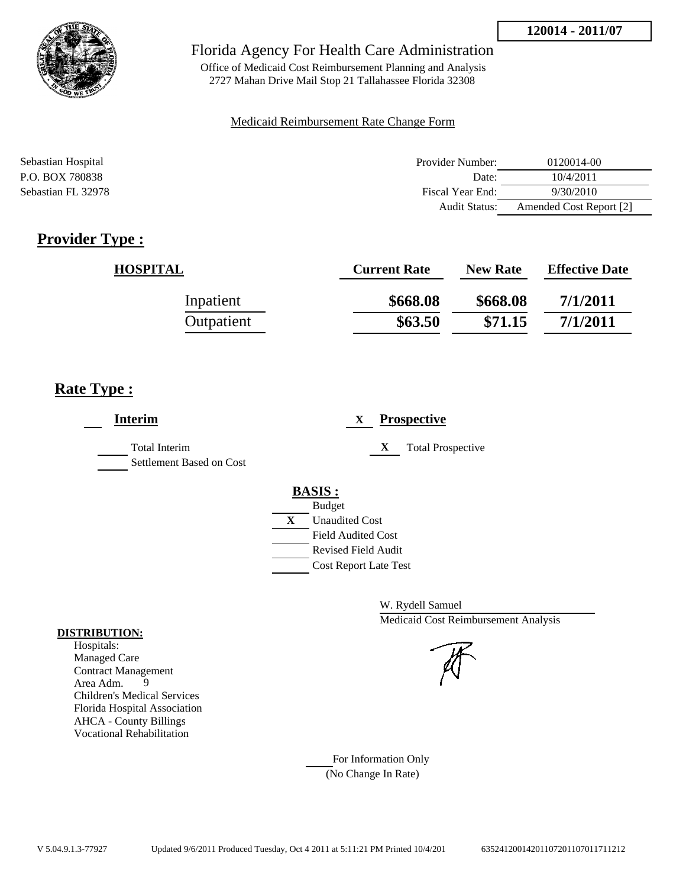**120014 - 2011/07**

# Florida Agency For Health Care Administration

Office of Medicaid Cost Reimbursement Planning and Analysis
2727 Mahan Drive Mail Stop 21 Tallahassee Florida 32308

Medicaid Reimbursement Rate Change Form

Sebastian Hospital
P.O. BOX 780838
Sebastian FL 32978

| | |
|---|---|
| Provider Number: | 0120014-00 |
| Date: | 10/4/2011 |
| Fiscal Year End: | 9/30/2010 |
| Audit Status: | Amended Cost Report [2] |

## Provider Type :

| HOSPITAL | Current Rate | New Rate | Effective Date |
|---|---|---|---|
| Inpatient | $668.08 | $668.08 | 7/1/2011 |
| Outpatient | $63.50 | $71.15 | 7/1/2011 |

## Rate Type :

___ **Interim**

_____ Total Interim
_____ Settlement Based on Cost

X **Prospective**

X Total Prospective

**BASIS :**

_____ Budget
X Unaudited Cost
_____ Field Audited Cost
_____ Revised Field Audit
_____ Cost Report Late Test

W. Rydell Samuel
Medicaid Cost Reimbursement Analysis

**DISTRIBUTION:**
Hospitals:
Managed Care
Contract Management
Area Adm. 9
Children's Medical Services
Florida Hospital Association
AHCA - County Billings
Vocational Rehabilitation

_____ For Information Only
(No Change In Rate)

V 5.04.9.1.3-77927 Updated 9/6/2011 Produced Tuesday, Oct 4 2011 at 5:11:21 PM Printed 10/4/201 635241200142011072011070117111212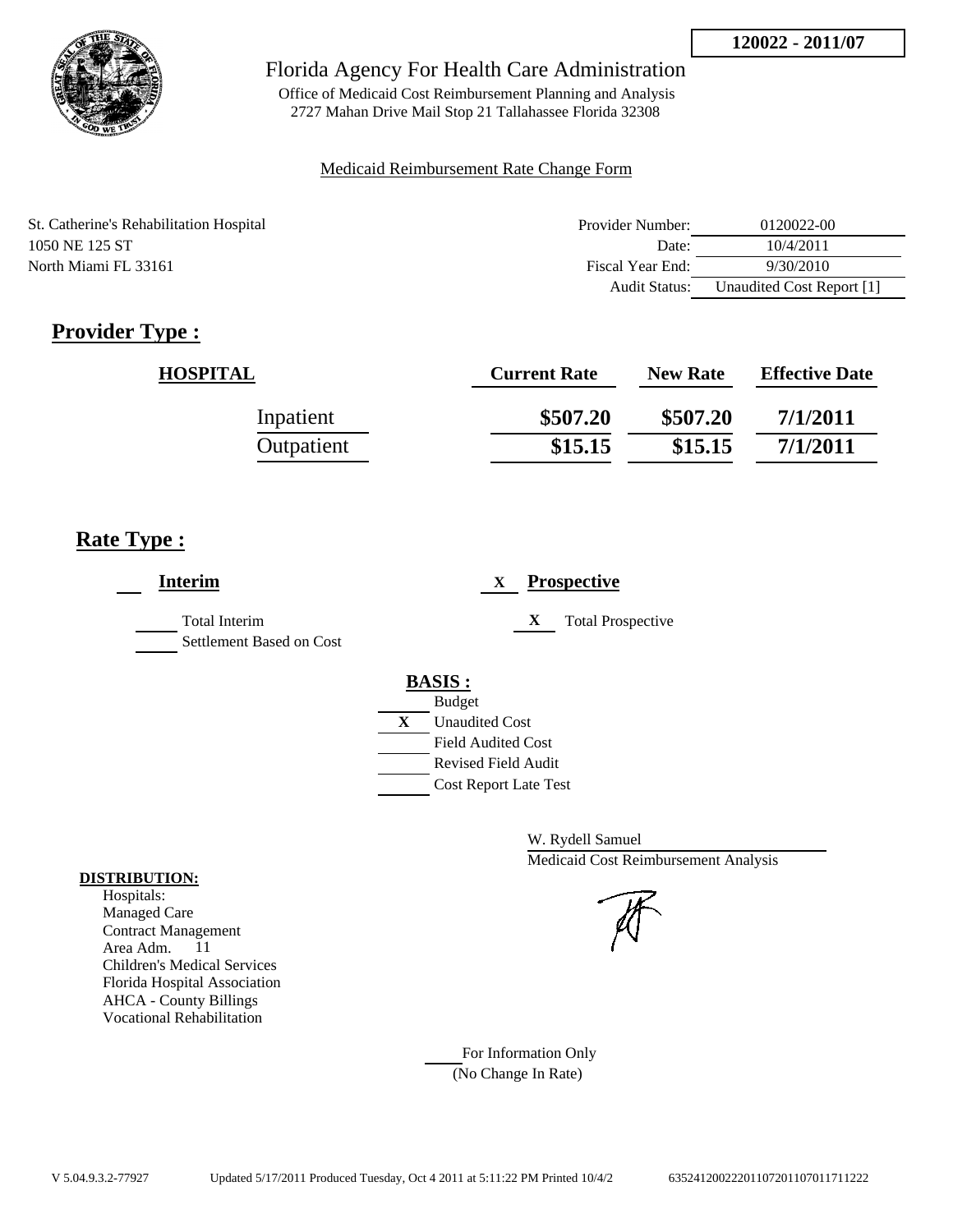**120022 - 2011/07**

# Florida Agency For Health Care Administration

Office of Medicaid Cost Reimbursement Planning and Analysis
2727 Mahan Drive Mail Stop 21 Tallahassee Florida 32308

Medicaid Reimbursement Rate Change Form

St. Catherine's Rehabilitation Hospital
1050 NE 125 ST
North Miami FL 33161

| | |
|---|---|
| Provider Number: | 0120022-00 |
| Date: | 10/4/2011 |
| Fiscal Year End: | 9/30/2010 |
| Audit Status: | Unaudited Cost Report [1] |

## Provider Type :

| HOSPITAL | Current Rate | New Rate | Effective Date |
|---|---|---|---|
| Inpatient | \$507.20 | \$507.20 | 7/1/2011 |
| Outpatient | \$15.15 | \$15.15 | 7/1/2011 |

## Rate Type :

___ **Interim**

___ Total Interim
___ Settlement Based on Cost

X **Prospective**

X Total Prospective

**BASIS :**

___ Budget
X Unaudited Cost
___ Field Audited Cost
___ Revised Field Audit
___ Cost Report Late Test

W. Rydell Samuel
Medicaid Cost Reimbursement Analysis

**DISTRIBUTION:**
Hospitals:
Managed Care
Contract Management
Area Adm. 11
Children's Medical Services
Florida Hospital Association
AHCA - County Billings
Vocational Rehabilitation

___ For Information Only
(No Change In Rate)

V 5.04.9.3.2-77927 Updated 5/17/2011 Produced Tuesday, Oct 4 2011 at 5:11:22 PM Printed 10/4/2 635241200222011072011070117112 22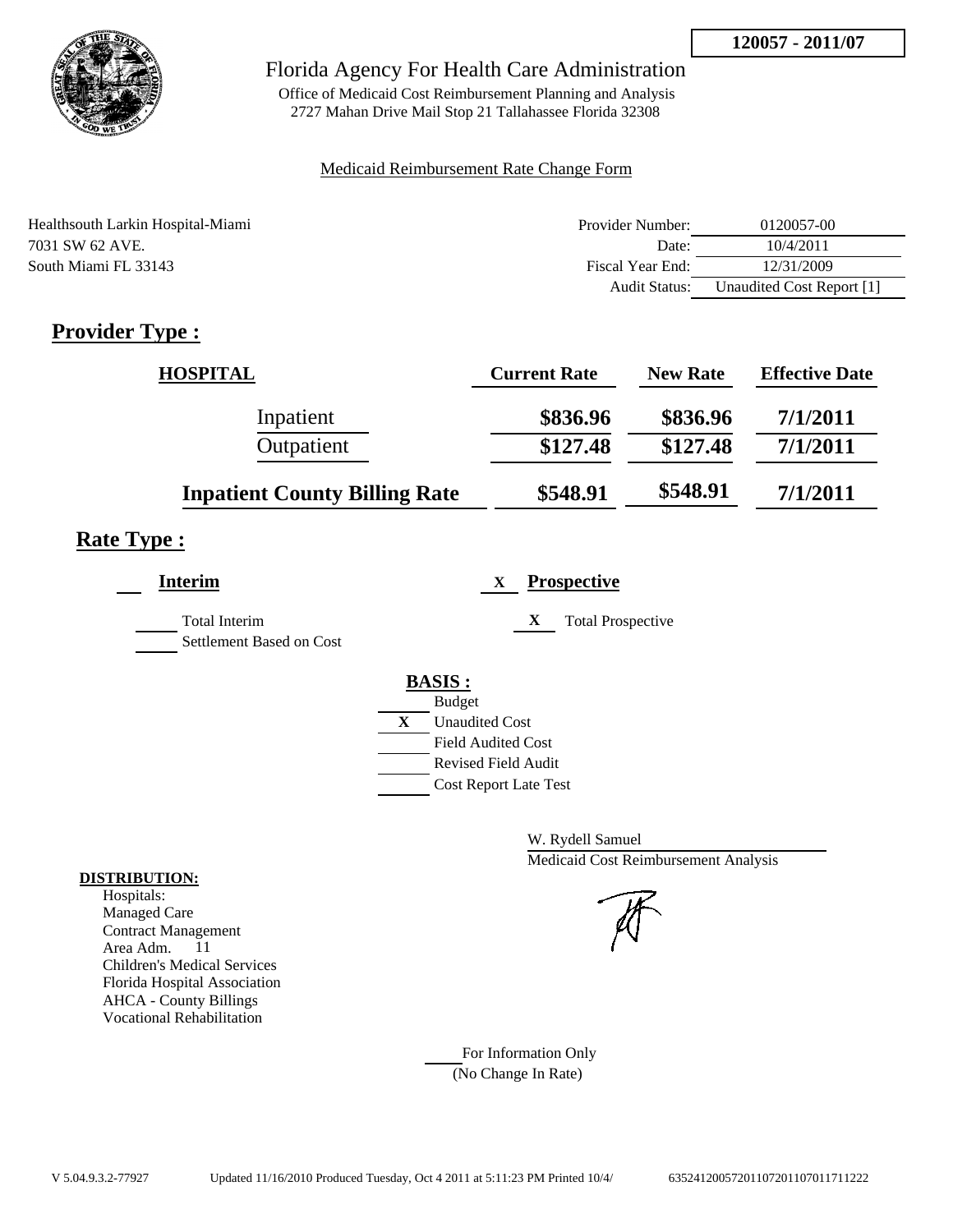**120057 - 2011/07**

# Florida Agency For Health Care Administration

Office of Medicaid Cost Reimbursement Planning and Analysis
2727 Mahan Drive Mail Stop 21 Tallahassee Florida 32308

Medicaid Reimbursement Rate Change Form

Healthsouth Larkin Hospital-Miami
7031 SW 62 AVE.
South Miami FL 33143

| | |
|---|---|
| Provider Number: | 0120057-00 |
| Date: | 10/4/2011 |
| Fiscal Year End: | 12/31/2009 |
| Audit Status: | Unaudited Cost Report [1] |

## Provider Type :

| HOSPITAL | Current Rate | New Rate | Effective Date |
|---|---|---|---|
| Inpatient | \$836.96 | \$836.96 | 7/1/2011 |
| Outpatient | \$127.48 | \$127.48 | 7/1/2011 |
| **Inpatient County Billing Rate** | \$548.91 | \$548.91 | 7/1/2011 |

## Rate Type :

___ **Interim**

___ Total Interim
___ Settlement Based on Cost

X **Prospective**

X Total Prospective

**BASIS :**

___ Budget
X Unaudited Cost
___ Field Audited Cost
___ Revised Field Audit
___ Cost Report Late Test

W. Rydell Samuel
Medicaid Cost Reimbursement Analysis

**DISTRIBUTION:**
Hospitals:
Managed Care
Contract Management
Area Adm. 11
Children's Medical Services
Florida Hospital Association
AHCA - County Billings
Vocational Rehabilitation

___ For Information Only
(No Change In Rate)

V 5.04.9.3.2-77927 Updated 11/16/2010 Produced Tuesday, Oct 4 2011 at 5:11:23 PM Printed 10/4/ 63524120057201107201107011711222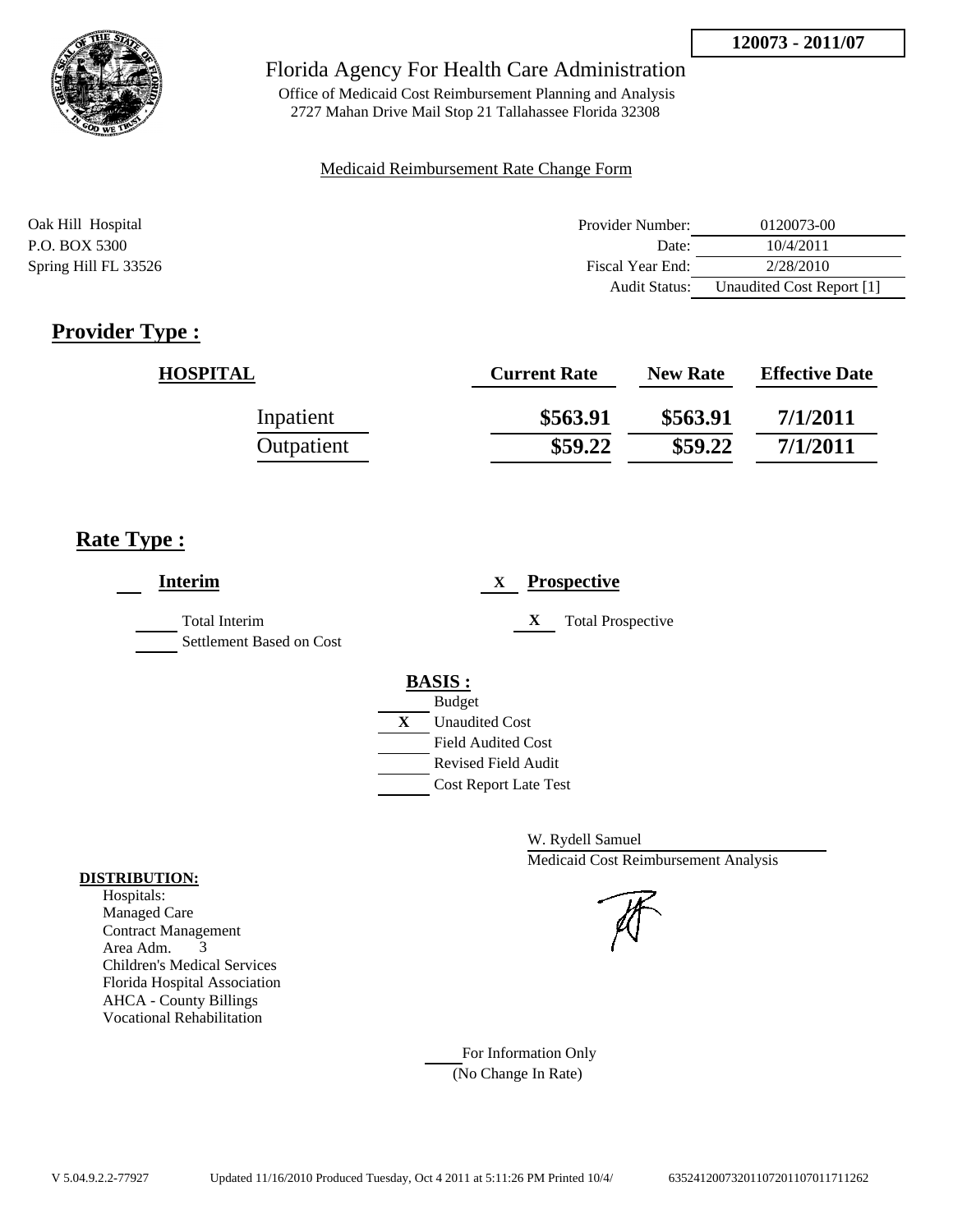**120073 - 2011/07**

Florida Agency For Health Care Administration

Office of Medicaid Cost Reimbursement Planning and Analysis
2727 Mahan Drive Mail Stop 21 Tallahassee Florida 32308

Medicaid Reimbursement Rate Change Form

Oak Hill Hospital
P.O. BOX 5300
Spring Hill FL 33526

| | |
|---|---|
| Provider Number: | 0120073-00 |
| Date: | 10/4/2011 |
| Fiscal Year End: | 2/28/2010 |
| Audit Status: | Unaudited Cost Report [1] |

## Provider Type :

| HOSPITAL | Current Rate | New Rate | Effective Date |
|---|---|---|---|
| Inpatient | \$563.91 | \$563.91 | 7/1/2011 |
| Outpatient | \$59.22 | \$59.22 | 7/1/2011 |

## Rate Type :

___ **Interim**

___ Total Interim
___ Settlement Based on Cost

X **Prospective**

X Total Prospective

**BASIS :**

___ Budget
X Unaudited Cost
___ Field Audited Cost
___ Revised Field Audit
___ Cost Report Late Test

W. Rydell Samuel
Medicaid Cost Reimbursement Analysis

**DISTRIBUTION:**
Hospitals:
Managed Care
Contract Management
Area Adm. 3
Children's Medical Services
Florida Hospital Association
AHCA - County Billings
Vocational Rehabilitation

___ For Information Only
(No Change In Rate)

V 5.04.9.2.2-77927 Updated 11/16/2010 Produced Tuesday, Oct 4 2011 at 5:11:26 PM Printed 10/4/ 6352412007320110720110701171126​2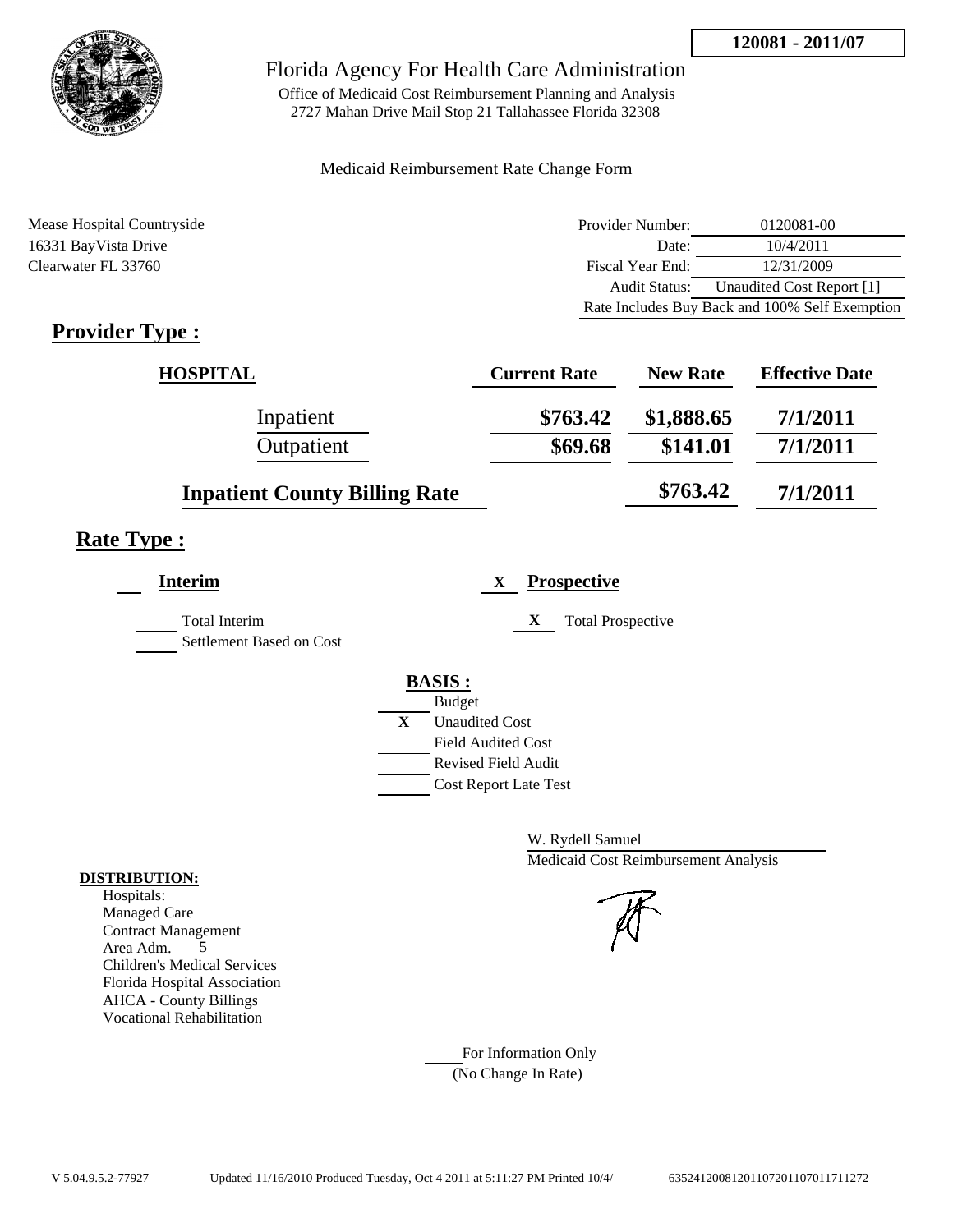**120081 - 2011/07**

# Florida Agency For Health Care Administration

Office of Medicaid Cost Reimbursement Planning and Analysis
2727 Mahan Drive Mail Stop 21 Tallahassee Florida 32308

Medicaid Reimbursement Rate Change Form

Mease Hospital Countryside
16331 BayVista Drive
Clearwater FL 33760

| | |
|---|---|
| Provider Number: | 0120081-00 |
| Date: | 10/4/2011 |
| Fiscal Year End: | 12/31/2009 |
| Audit Status: | Unaudited Cost Report [1] |
| Rate Includes Buy Back and 100% Self Exemption | |

## Provider Type :

| HOSPITAL | Current Rate | New Rate | Effective Date |
|---|---|---|---|
| Inpatient | $763.42 | $1,888.65 | 7/1/2011 |
| Outpatient | $69.68 | $141.01 | 7/1/2011 |
| Inpatient County Billing Rate | | $763.42 | 7/1/2011 |

## Rate Type :

**Interim**

- ___ Total Interim
- ___ Settlement Based on Cost

X **Prospective**

- X Total Prospective

**BASIS :**

- ___ Budget
- X Unaudited Cost
- ___ Field Audited Cost
- ___ Revised Field Audit
- ___ Cost Report Late Test

W. Rydell Samuel
Medicaid Cost Reimbursement Analysis

**DISTRIBUTION:**
Hospitals:
Managed Care
Contract Management
Area Adm. 5
Children's Medical Services
Florida Hospital Association
AHCA - County Billings
Vocational Rehabilitation

___ For Information Only
(No Change In Rate)

V 5.04.9.5.2-77927 Updated 11/16/2010 Produced Tuesday, Oct 4 2011 at 5:11:27 PM Printed 10/4/ 635241200812011072011070117111272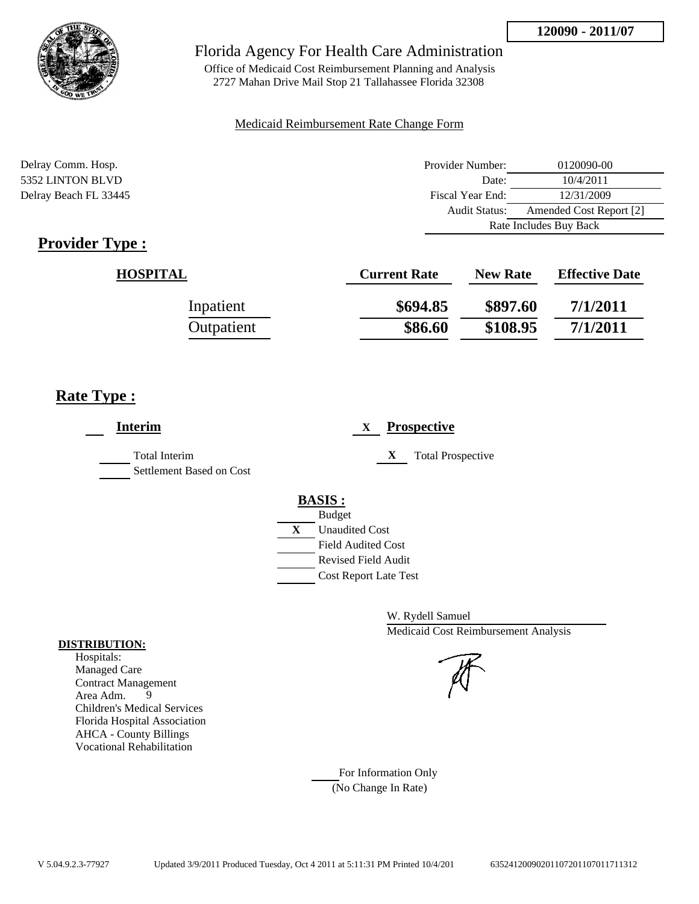120090 - 2011/07

Florida Agency For Health Care Administration

Office of Medicaid Cost Reimbursement Planning and Analysis
2727 Mahan Drive Mail Stop 21 Tallahassee Florida 32308

Medicaid Reimbursement Rate Change Form

Delray Comm. Hosp.
5352 LINTON BLVD
Delray Beach FL 33445

| | |
|---|---|
| Provider Number: | 0120090-00 |
| Date: | 10/4/2011 |
| Fiscal Year End: | 12/31/2009 |
| Audit Status: | Amended Cost Report [2] |
| | Rate Includes Buy Back |

## Provider Type :

| HOSPITAL | Current Rate | New Rate | Effective Date |
|---|---|---|---|
| Inpatient | $694.85 | $897.60 | 7/1/2011 |
| Outpatient | $86.60 | $108.95 | 7/1/2011 |

## Rate Type :

**Interim**

- Total Interim
- Settlement Based on Cost

X **Prospective**

- X Total Prospective

**BASIS :**

- Budget
- X Unaudited Cost
- Field Audited Cost
- Revised Field Audit
- Cost Report Late Test

W. Rydell Samuel
Medicaid Cost Reimbursement Analysis

**DISTRIBUTION:**

Hospitals:
Managed Care
Contract Management
Area Adm. 9
Children's Medical Services
Florida Hospital Association
AHCA - County Billings
Vocational Rehabilitation

For Information Only
(No Change In Rate)

V 5.04.9.2.3-77927 Updated 3/9/2011 Produced Tuesday, Oct 4 2011 at 5:11:31 PM Printed 10/4/201 635241200902011072011070117111312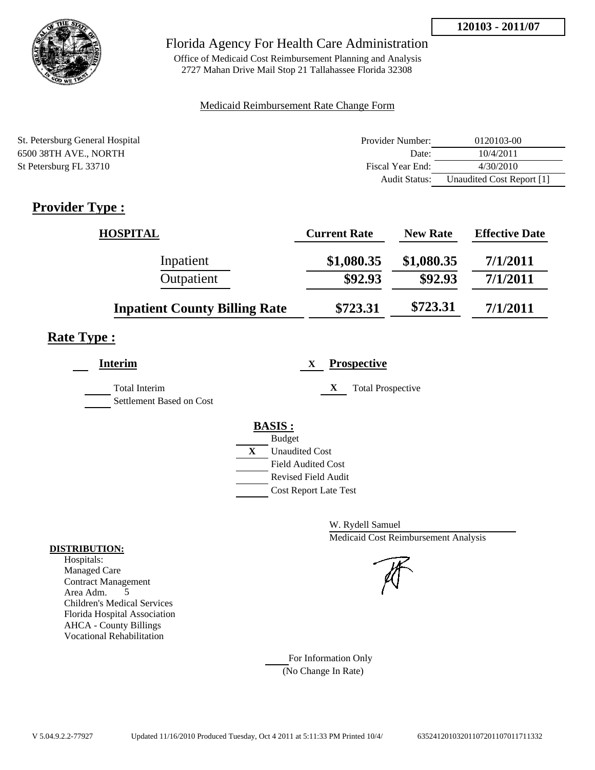**120103 - 2011/07**

# Florida Agency For Health Care Administration

Office of Medicaid Cost Reimbursement Planning and Analysis
2727 Mahan Drive Mail Stop 21 Tallahassee Florida 32308

Medicaid Reimbursement Rate Change Form

St. Petersburg General Hospital
6500 38TH AVE., NORTH
St Petersburg FL 33710

| | |
|---|---|
| Provider Number: | 0120103-00 |
| Date: | 10/4/2011 |
| Fiscal Year End: | 4/30/2010 |
| Audit Status: | Unaudited Cost Report [1] |

## Provider Type :

| HOSPITAL | Current Rate | New Rate | Effective Date |
|---|---|---|---|
| Inpatient | \$1,080.35 | \$1,080.35 | 7/1/2011 |
| Outpatient | \$92.93 | \$92.93 | 7/1/2011 |
| **Inpatient County Billing Rate** | \$723.31 | \$723.31 | 7/1/2011 |

## Rate Type :

**Interim**

- Total Interim
- Settlement Based on Cost

X **Prospective**

- X Total Prospective

**BASIS :**

- Budget
- X Unaudited Cost
- Field Audited Cost
- Revised Field Audit
- Cost Report Late Test

W. Rydell Samuel
Medicaid Cost Reimbursement Analysis

**DISTRIBUTION:**

Hospitals:
Managed Care
Contract Management
Area Adm. 5
Children's Medical Services
Florida Hospital Association
AHCA - County Billings
Vocational Rehabilitation

For Information Only
(No Change In Rate)

V 5.04.9.2.2-77927 Updated 11/16/2010 Produced Tuesday, Oct 4 2011 at 5:11:33 PM Printed 10/4/ 635241201032011072011070117113 32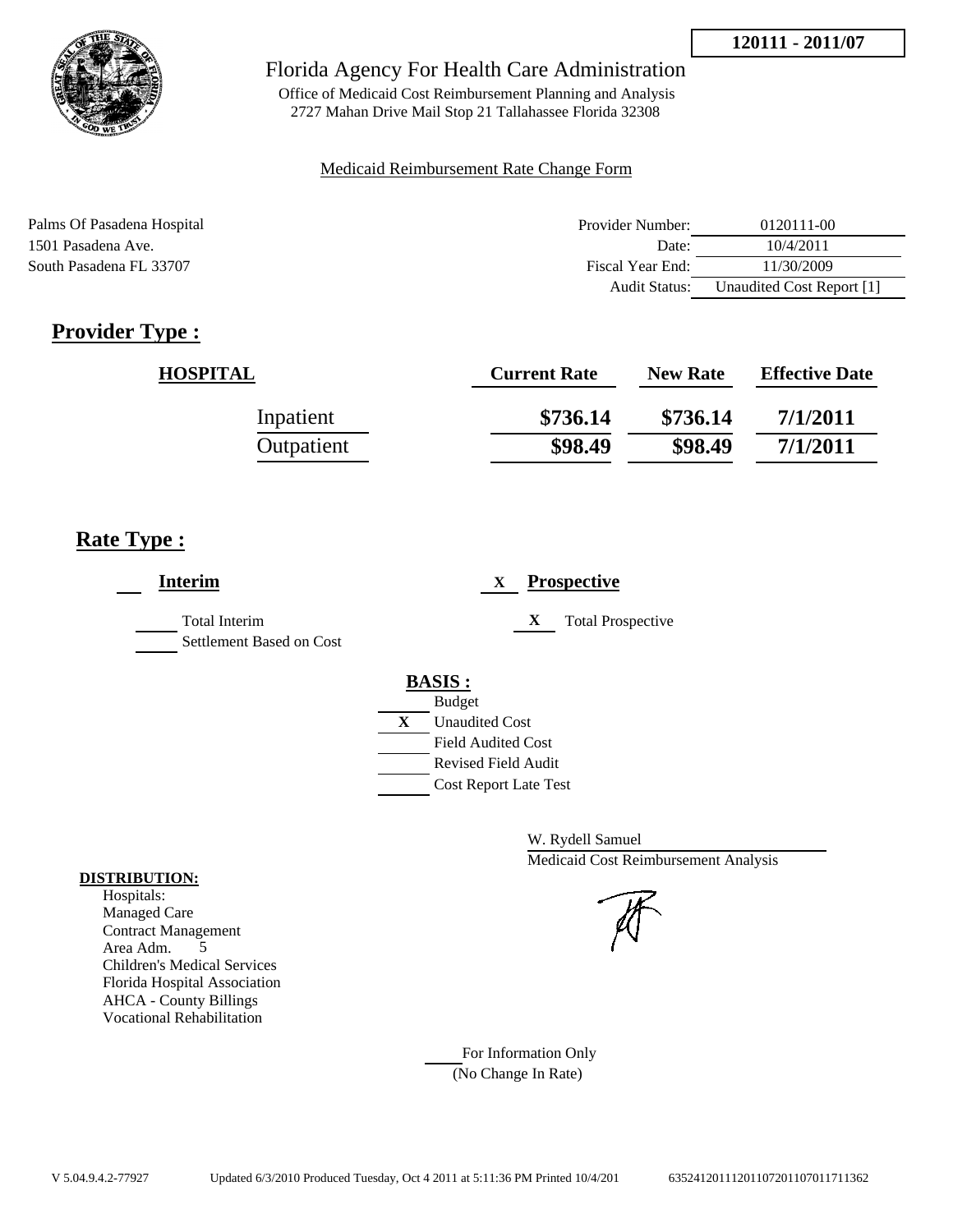120111 - 2011/07

# Florida Agency For Health Care Administration

Office of Medicaid Cost Reimbursement Planning and Analysis
2727 Mahan Drive Mail Stop 21 Tallahassee Florida 32308

Medicaid Reimbursement Rate Change Form

Palms Of Pasadena Hospital
1501 Pasadena Ave.
South Pasadena FL 33707

| | |
|---|---|
| Provider Number: | 0120111-00 |
| Date: | 10/4/2011 |
| Fiscal Year End: | 11/30/2009 |
| Audit Status: | Unaudited Cost Report [1] |

## Provider Type :

| HOSPITAL | Current Rate | New Rate | Effective Date |
|---|---|---|---|
| Inpatient | $736.14 | $736.14 | 7/1/2011 |
| Outpatient | $98.49 | $98.49 | 7/1/2011 |

## Rate Type :

___ **Interim**

___ Total Interim
___ Settlement Based on Cost

X **Prospective**

X Total Prospective

**BASIS :**

___ Budget
X Unaudited Cost
___ Field Audited Cost
___ Revised Field Audit
___ Cost Report Late Test

W. Rydell Samuel
Medicaid Cost Reimbursement Analysis

**DISTRIBUTION:**

Hospitals:
Managed Care
Contract Management
Area Adm. 5
Children's Medical Services
Florida Hospital Association
AHCA - County Billings
Vocational Rehabilitation

___ For Information Only
(No Change In Rate)

V 5.04.9.4.2-77927 Updated 6/3/2010 Produced Tuesday, Oct 4 2011 at 5:11:36 PM Printed 10/4/201 63524120111201107201107011711362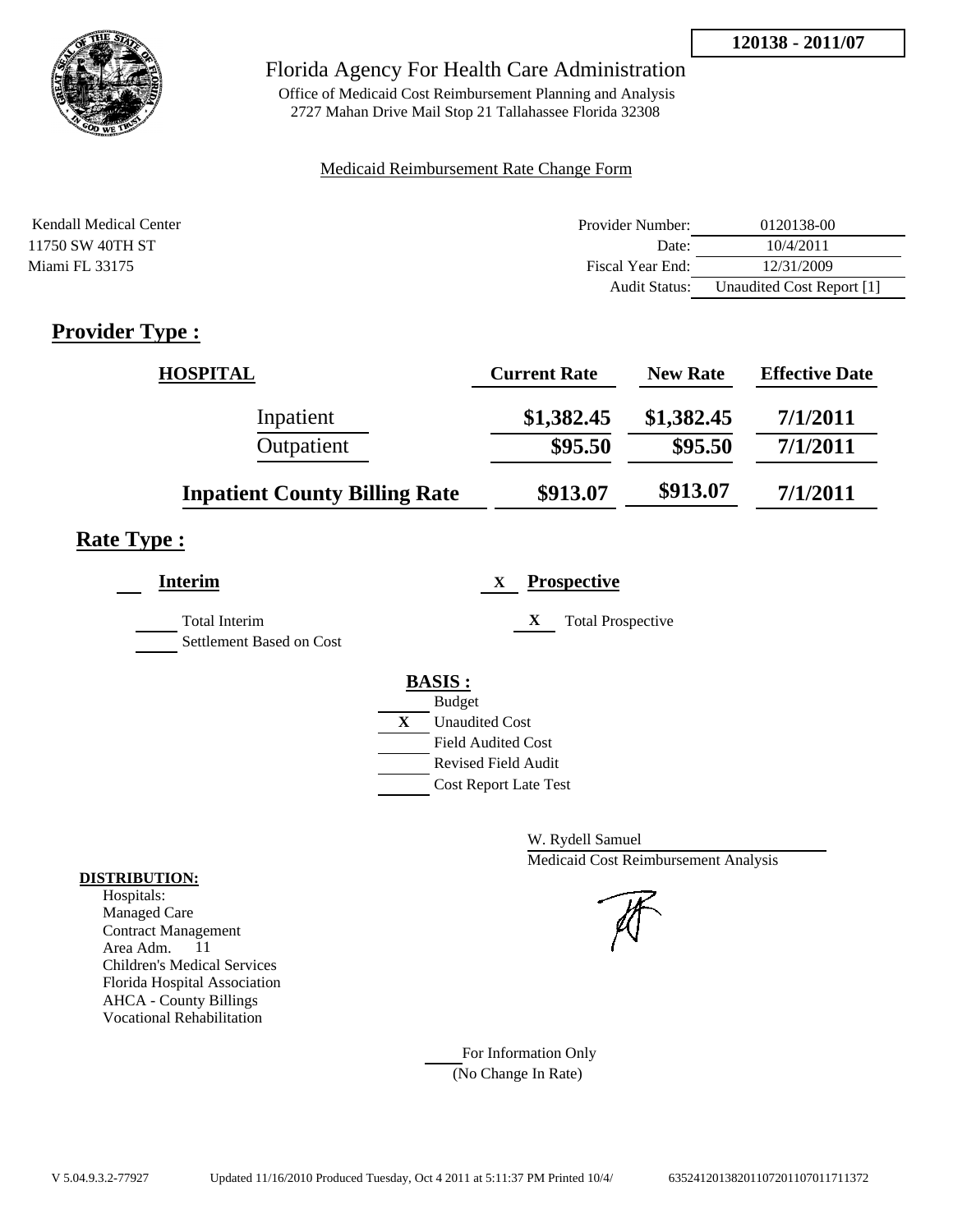**120138 - 2011/07**

# Florida Agency For Health Care Administration

Office of Medicaid Cost Reimbursement Planning and Analysis
2727 Mahan Drive Mail Stop 21 Tallahassee Florida 32308

Medicaid Reimbursement Rate Change Form

Kendall Medical Center
11750 SW 40TH ST
Miami FL 33175

| | |
|---|---|
| Provider Number: | 0120138-00 |
| Date: | 10/4/2011 |
| Fiscal Year End: | 12/31/2009 |
| Audit Status: | Unaudited Cost Report [1] |

## Provider Type :

| HOSPITAL | Current Rate | New Rate | Effective Date |
|---|---|---|---|
| Inpatient | $1,382.45 | $1,382.45 | 7/1/2011 |
| Outpatient | $95.50 | $95.50 | 7/1/2011 |
| **Inpatient County Billing Rate** | $913.07 | $913.07 | 7/1/2011 |

## Rate Type :

___ **Interim**

___ Total Interim
___ Settlement Based on Cost

X **Prospective**

X Total Prospective

**BASIS :**

___ Budget
X Unaudited Cost
___ Field Audited Cost
___ Revised Field Audit
___ Cost Report Late Test

W. Rydell Samuel
Medicaid Cost Reimbursement Analysis

**DISTRIBUTION:**
Hospitals:
Managed Care
Contract Management
Area Adm. 11
Children's Medical Services
Florida Hospital Association
AHCA - County Billings
Vocational Rehabilitation

___ For Information Only
(No Change In Rate)

V 5.04.9.3.2-77927 Updated 11/16/2010 Produced Tuesday, Oct 4 2011 at 5:11:37 PM Printed 10/4/ 635241201382011072011070117113​72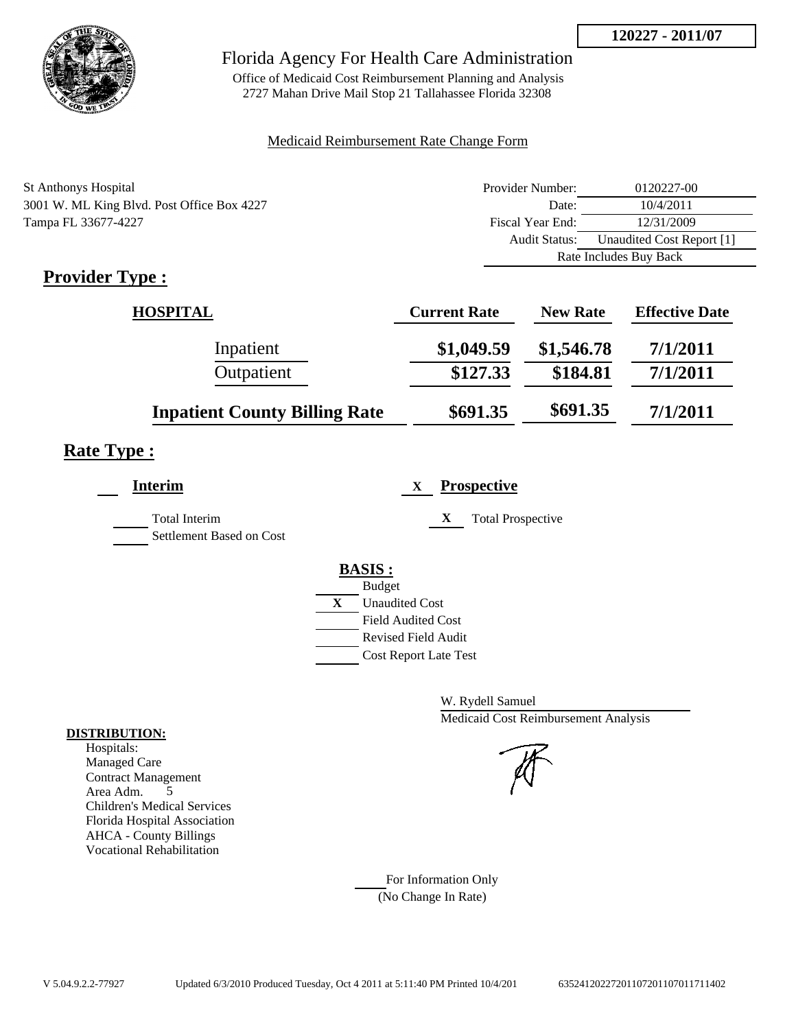120227 - 2011/07

# Florida Agency For Health Care Administration

Office of Medicaid Cost Reimbursement Planning and Analysis
2727 Mahan Drive Mail Stop 21 Tallahassee Florida 32308

Medicaid Reimbursement Rate Change Form

St Anthonys Hospital
3001 W. ML King Blvd. Post Office Box 4227
Tampa FL 33677-4227

| | |
|---|---|
| Provider Number: | 0120227-00 |
| Date: | 10/4/2011 |
| Fiscal Year End: | 12/31/2009 |
| Audit Status: | Unaudited Cost Report [1] |
| | Rate Includes Buy Back |

## Provider Type :

| HOSPITAL | Current Rate | New Rate | Effective Date |
|---|---|---|---|
| Inpatient | $1,049.59 | $1,546.78 | 7/1/2011 |
| Outpatient | $127.33 | $184.81 | 7/1/2011 |
| **Inpatient County Billing Rate** | $691.35 | $691.35 | 7/1/2011 |

## Rate Type :

**Interim**

- [ ] Total Interim
- [ ] Settlement Based on Cost

X **Prospective**

- [X] Total Prospective

**BASIS :**

- [ ] Budget
- [X] Unaudited Cost
- [ ] Field Audited Cost
- [ ] Revised Field Audit
- [ ] Cost Report Late Test

W. Rydell Samuel
Medicaid Cost Reimbursement Analysis

**DISTRIBUTION:**
Hospitals:
Managed Care
Contract Management
Area Adm. 5
Children's Medical Services
Florida Hospital Association
AHCA - County Billings
Vocational Rehabilitation

For Information Only
(No Change In Rate)

V 5.04.9.2.2-77927 Updated 6/3/2010 Produced Tuesday, Oct 4 2011 at 5:11:40 PM Printed 10/4/201 635241202272011072011070117111402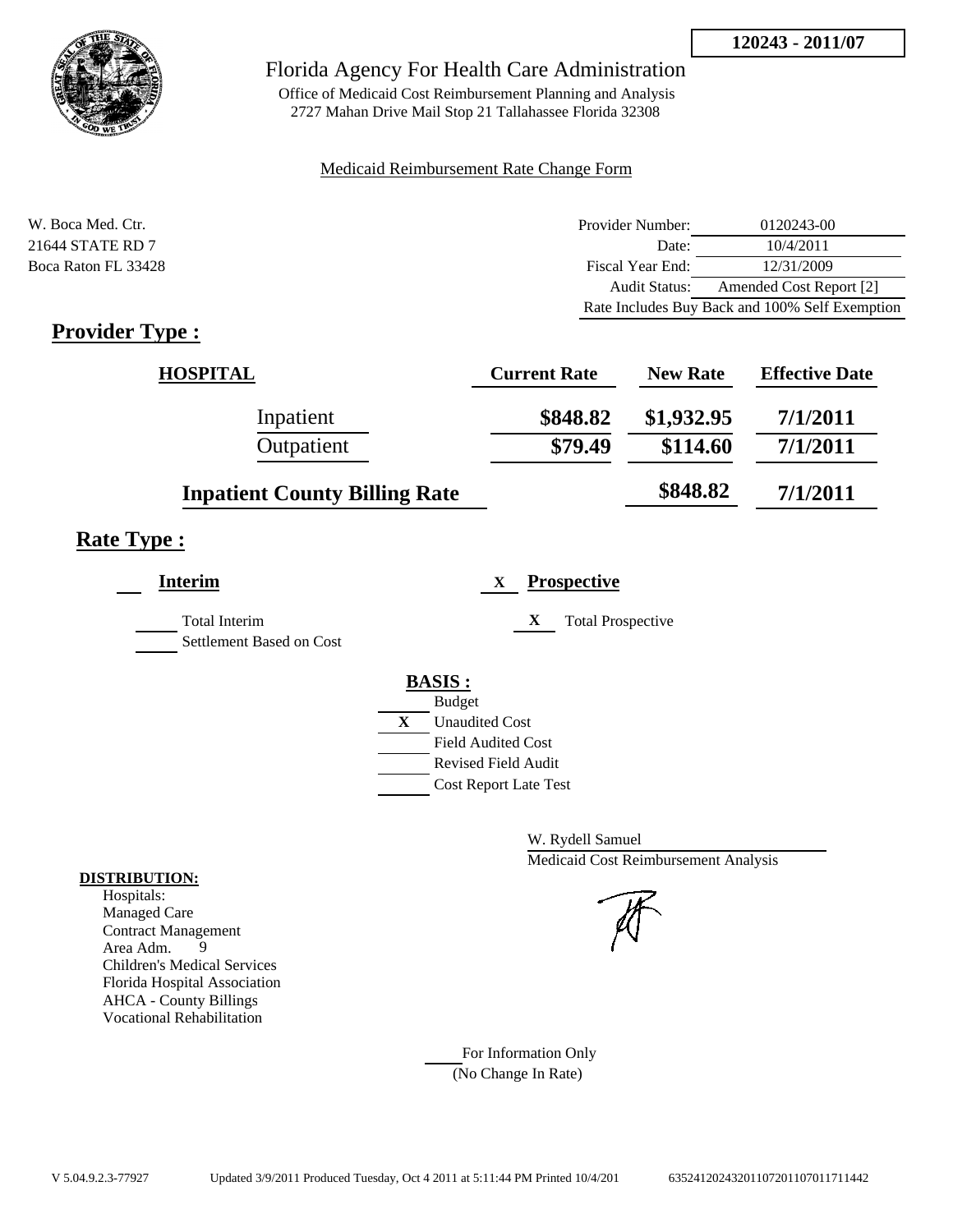**120243 - 2011/07**

# Florida Agency For Health Care Administration

Office of Medicaid Cost Reimbursement Planning and Analysis
2727 Mahan Drive Mail Stop 21 Tallahassee Florida 32308

Medicaid Reimbursement Rate Change Form

W. Boca Med. Ctr.
21644 STATE RD 7
Boca Raton FL 33428

| | |
|---|---|
| Provider Number: | 0120243-00 |
| Date: | 10/4/2011 |
| Fiscal Year End: | 12/31/2009 |
| Audit Status: | Amended Cost Report [2] |
| Rate Includes Buy Back and 100% Self Exemption | |

## Provider Type :

| HOSPITAL | Current Rate | New Rate | Effective Date |
|---|---|---|---|
| Inpatient | $848.82 | $1,932.95 | 7/1/2011 |
| Outpatient | $79.49 | $114.60 | 7/1/2011 |
| Inpatient County Billing Rate | | $848.82 | 7/1/2011 |

## Rate Type :

**Interim**

- [ ] Total Interim
- [ ] Settlement Based on Cost

X **Prospective**

- [X] Total Prospective

**BASIS :**

- [ ] Budget
- [X] Unaudited Cost
- [ ] Field Audited Cost
- [ ] Revised Field Audit
- [ ] Cost Report Late Test

W. Rydell Samuel
Medicaid Cost Reimbursement Analysis

**DISTRIBUTION:**
Hospitals:
Managed Care
Contract Management
Area Adm. 9
Children's Medical Services
Florida Hospital Association
AHCA - County Billings
Vocational Rehabilitation

For Information Only
(No Change In Rate)

V 5.04.9.2.3-77927 Updated 3/9/2011 Produced Tuesday, Oct 4 2011 at 5:11:44 PM Printed 10/4/201 635241202432011072011070117114​42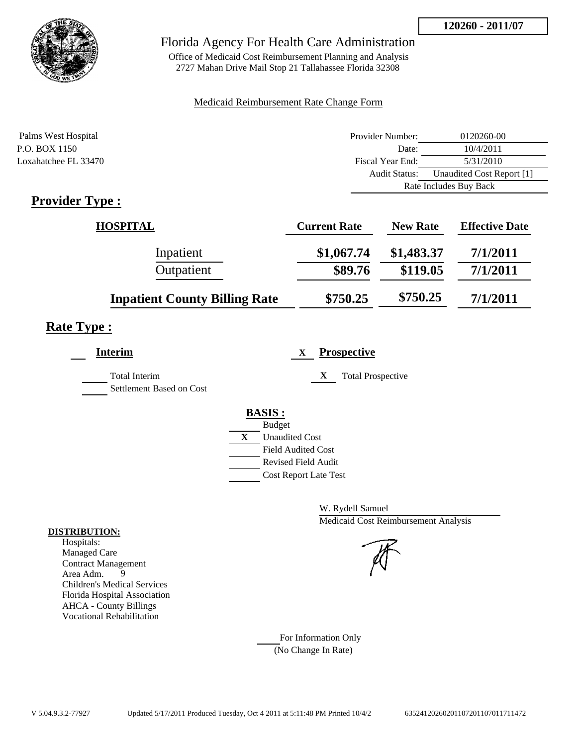**120260 - 2011/07**

# Florida Agency For Health Care Administration

Office of Medicaid Cost Reimbursement Planning and Analysis
2727 Mahan Drive Mail Stop 21 Tallahassee Florida 32308

Medicaid Reimbursement Rate Change Form

Palms West Hospital
P.O. BOX 1150
Loxahatchee FL 33470

| | |
|---|---|
| Provider Number: | 0120260-00 |
| Date: | 10/4/2011 |
| Fiscal Year End: | 5/31/2010 |
| Audit Status: | Unaudited Cost Report [1] |
| | Rate Includes Buy Back |

## Provider Type :

| HOSPITAL | Current Rate | New Rate | Effective Date |
|---|---|---|---|
| Inpatient | $1,067.74 | $1,483.37 | 7/1/2011 |
| Outpatient | $89.76 | $119.05 | 7/1/2011 |
| **Inpatient County Billing Rate** | $750.25 | $750.25 | 7/1/2011 |

## Rate Type :

**Interim**

- [ ] Total Interim
- [ ] Settlement Based on Cost

X **Prospective**

- X Total Prospective

**BASIS :**

- [ ] Budget
- X Unaudited Cost
- [ ] Field Audited Cost
- [ ] Revised Field Audit
- [ ] Cost Report Late Test

W. Rydell Samuel
Medicaid Cost Reimbursement Analysis

**DISTRIBUTION:**

Hospitals:
Managed Care
Contract Management
Area Adm. 9
Children's Medical Services
Florida Hospital Association
AHCA - County Billings
Vocational Rehabilitation

For Information Only
(No Change In Rate)

V 5.04.9.3.2-77927 Updated 5/17/2011 Produced Tuesday, Oct 4 2011 at 5:11:48 PM Printed 10/4/2 63524120260201107201107011711472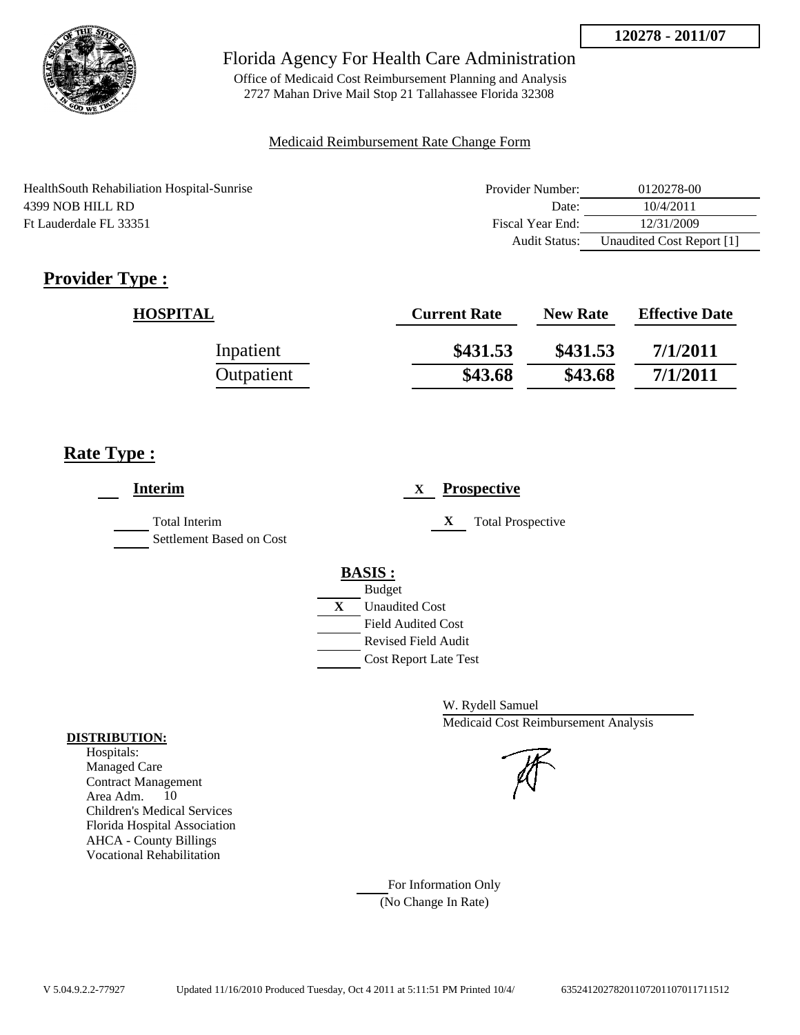**120278 - 2011/07**

Florida Agency For Health Care Administration

Office of Medicaid Cost Reimbursement Planning and Analysis
2727 Mahan Drive Mail Stop 21 Tallahassee Florida 32308

Medicaid Reimbursement Rate Change Form

HealthSouth Rehabiliation Hospital-Sunrise
4399 NOB HILL RD
Ft Lauderdale FL 33351

| | |
|---|---|
| Provider Number: | 0120278-00 |
| Date: | 10/4/2011 |
| Fiscal Year End: | 12/31/2009 |
| Audit Status: | Unaudited Cost Report [1] |

## Provider Type :

| HOSPITAL | Current Rate | New Rate | Effective Date |
|---|---|---|---|
| Inpatient | **$431.53** | **$431.53** | **7/1/2011** |
| Outpatient | **$43.68** | **$43.68** | **7/1/2011** |

## Rate Type :

___ **Interim**

___ Total Interim
___ Settlement Based on Cost

X **Prospective**

X Total Prospective

**BASIS :**

___ Budget
X Unaudited Cost
___ Field Audited Cost
___ Revised Field Audit
___ Cost Report Late Test

W. Rydell Samuel
Medicaid Cost Reimbursement Analysis

**DISTRIBUTION:**
Hospitals:
Managed Care
Contract Management
Area Adm. 10
Children's Medical Services
Florida Hospital Association
AHCA - County Billings
Vocational Rehabilitation

___ For Information Only
(No Change In Rate)

V 5.04.9.2.2-77927 Updated 11/16/2010 Produced Tuesday, Oct 4 2011 at 5:11:51 PM Printed 10/4/ 63524120278201107201107011711512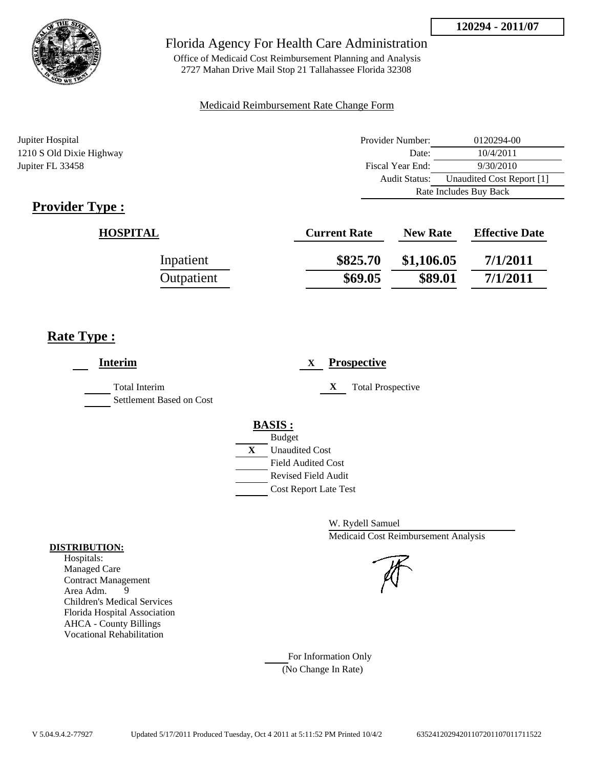120294 - 2011/07

# Florida Agency For Health Care Administration

Office of Medicaid Cost Reimbursement Planning and Analysis
2727 Mahan Drive Mail Stop 21 Tallahassee Florida 32308

Medicaid Reimbursement Rate Change Form

Jupiter Hospital
1210 S Old Dixie Highway
Jupiter FL 33458

| | |
|---|---|
| Provider Number: | 0120294-00 |
| Date: | 10/4/2011 |
| Fiscal Year End: | 9/30/2010 |
| Audit Status: | Unaudited Cost Report [1] |
| Rate Includes Buy Back | |

## Provider Type :

| HOSPITAL | Current Rate | New Rate | Effective Date |
|---|---|---|---|
| Inpatient | **$825.70** | **$1,106.05** | **7/1/2011** |
| Outpatient | **$69.05** | **$89.01** | **7/1/2011** |

## Rate Type :

**Interim**

- [ ] Total Interim
- [ ] Settlement Based on Cost

X **Prospective**

- X Total Prospective

**BASIS :**

- [ ] Budget
- X Unaudited Cost
- [ ] Field Audited Cost
- [ ] Revised Field Audit
- [ ] Cost Report Late Test

W. Rydell Samuel
Medicaid Cost Reimbursement Analysis

**DISTRIBUTION:**

Hospitals:
Managed Care
Contract Management
Area Adm. 9
Children's Medical Services
Florida Hospital Association
AHCA - County Billings
Vocational Rehabilitation

For Information Only
(No Change In Rate)

V 5.04.9.4.2-77927 Updated 5/17/2011 Produced Tuesday, Oct 4 2011 at 5:11:52 PM Printed 10/4/2 635241202942011072011070117115522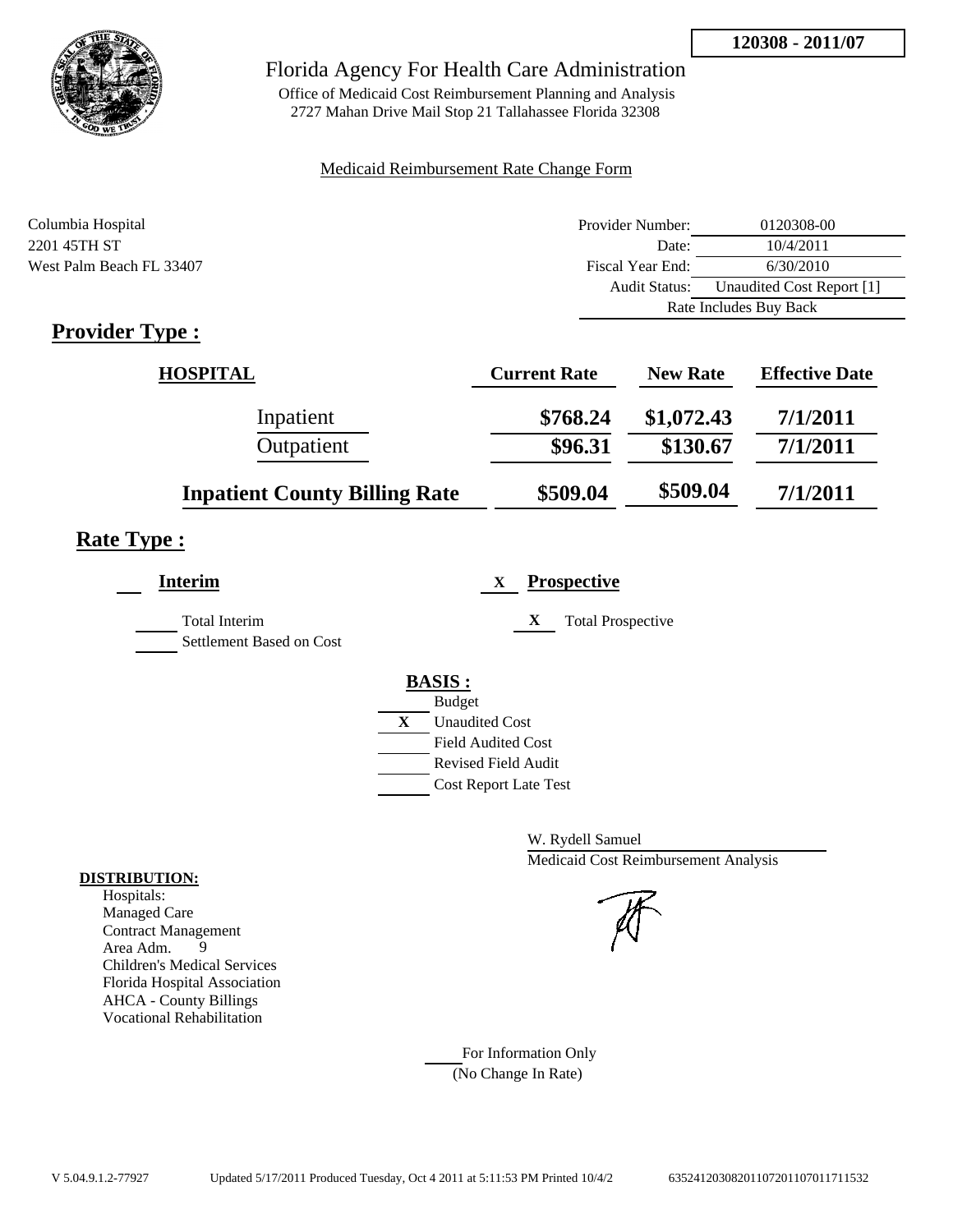**120308 - 2011/07**

# Florida Agency For Health Care Administration

Office of Medicaid Cost Reimbursement Planning and Analysis
2727 Mahan Drive Mail Stop 21 Tallahassee Florida 32308

Medicaid Reimbursement Rate Change Form

Columbia Hospital
2201 45TH ST
West Palm Beach FL 33407

| | |
|---|---|
| Provider Number: | 0120308-00 |
| Date: | 10/4/2011 |
| Fiscal Year End: | 6/30/2010 |
| Audit Status: | Unaudited Cost Report [1] |
| Rate Includes Buy Back | |

## Provider Type :

| HOSPITAL | Current Rate | New Rate | Effective Date |
|---|---|---|---|
| Inpatient | $768.24 | $1,072.43 | 7/1/2011 |
| Outpatient | $96.31 | $130.67 | 7/1/2011 |
| **Inpatient County Billing Rate** | $509.04 | $509.04 | 7/1/2011 |

## Rate Type :

___ **Interim**

___ Total Interim
___ Settlement Based on Cost

X **Prospective**

X Total Prospective

**BASIS :**

___ Budget
X Unaudited Cost
___ Field Audited Cost
___ Revised Field Audit
___ Cost Report Late Test

W. Rydell Samuel
Medicaid Cost Reimbursement Analysis

**DISTRIBUTION:**

Hospitals:
Managed Care
Contract Management
Area Adm. 9
Children's Medical Services
Florida Hospital Association
AHCA - County Billings
Vocational Rehabilitation

___ For Information Only
(No Change In Rate)

V 5.04.9.1.2-77927 Updated 5/17/2011 Produced Tuesday, Oct 4 2011 at 5:11:53 PM Printed 10/4/2 635241203082011072011070117111532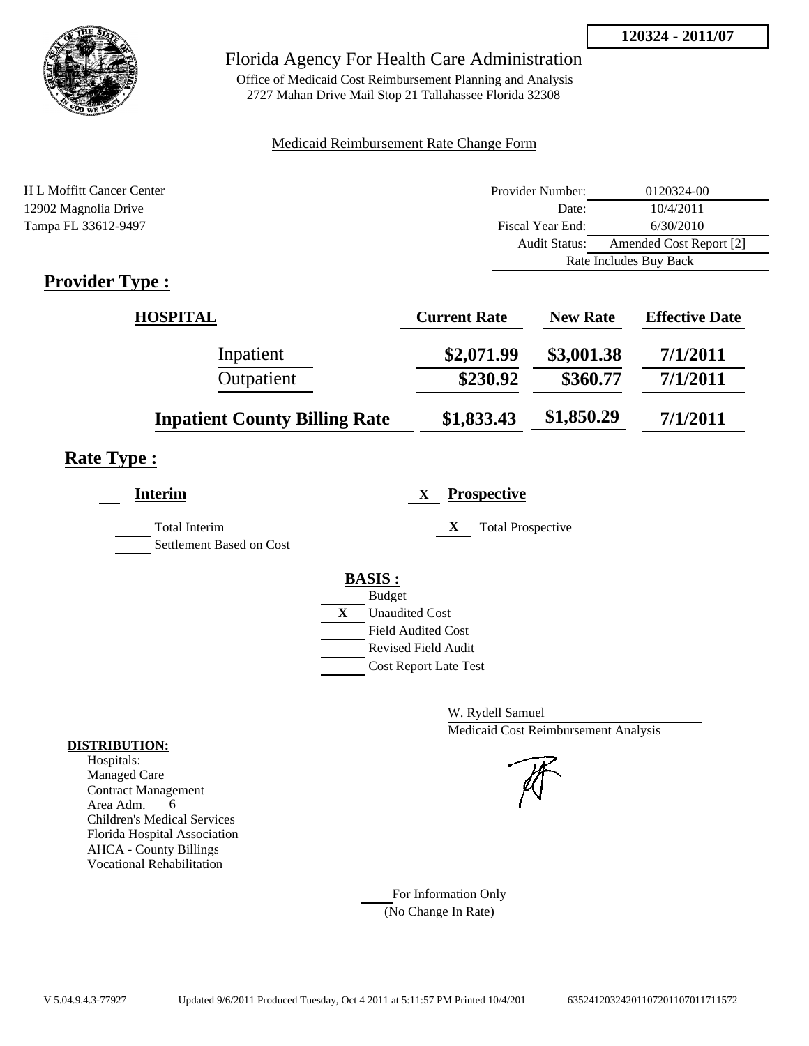**120324 - 2011/07**

# Florida Agency For Health Care Administration

Office of Medicaid Cost Reimbursement Planning and Analysis
2727 Mahan Drive Mail Stop 21 Tallahassee Florida 32308

Medicaid Reimbursement Rate Change Form

H L Moffitt Cancer Center
12902 Magnolia Drive
Tampa FL 33612-9497

| | |
|---|---|
| Provider Number: | 0120324-00 |
| Date: | 10/4/2011 |
| Fiscal Year End: | 6/30/2010 |
| Audit Status: | Amended Cost Report [2] |
| | Rate Includes Buy Back |

## Provider Type :

| HOSPITAL | Current Rate | New Rate | Effective Date |
|---|---|---|---|
| Inpatient | $2,071.99 | $3,001.38 | 7/1/2011 |
| Outpatient | $230.92 | $360.77 | 7/1/2011 |
| **Inpatient County Billing Rate** | $1,833.43 | $1,850.29 | 7/1/2011 |

## Rate Type :

**Interim**

- Total Interim
- Settlement Based on Cost

X **Prospective**

- X Total Prospective

**BASIS :**

- Budget
- X Unaudited Cost
- Field Audited Cost
- Revised Field Audit
- Cost Report Late Test

W. Rydell Samuel
Medicaid Cost Reimbursement Analysis

**DISTRIBUTION:**
Hospitals:
Managed Care
Contract Management
Area Adm. 6
Children's Medical Services
Florida Hospital Association
AHCA - County Billings
Vocational Rehabilitation

For Information Only
(No Change In Rate)

V 5.04.9.4.3-77927 Updated 9/6/2011 Produced Tuesday, Oct 4 2011 at 5:11:57 PM Printed 10/4/201 6352412032420110720110701171157​2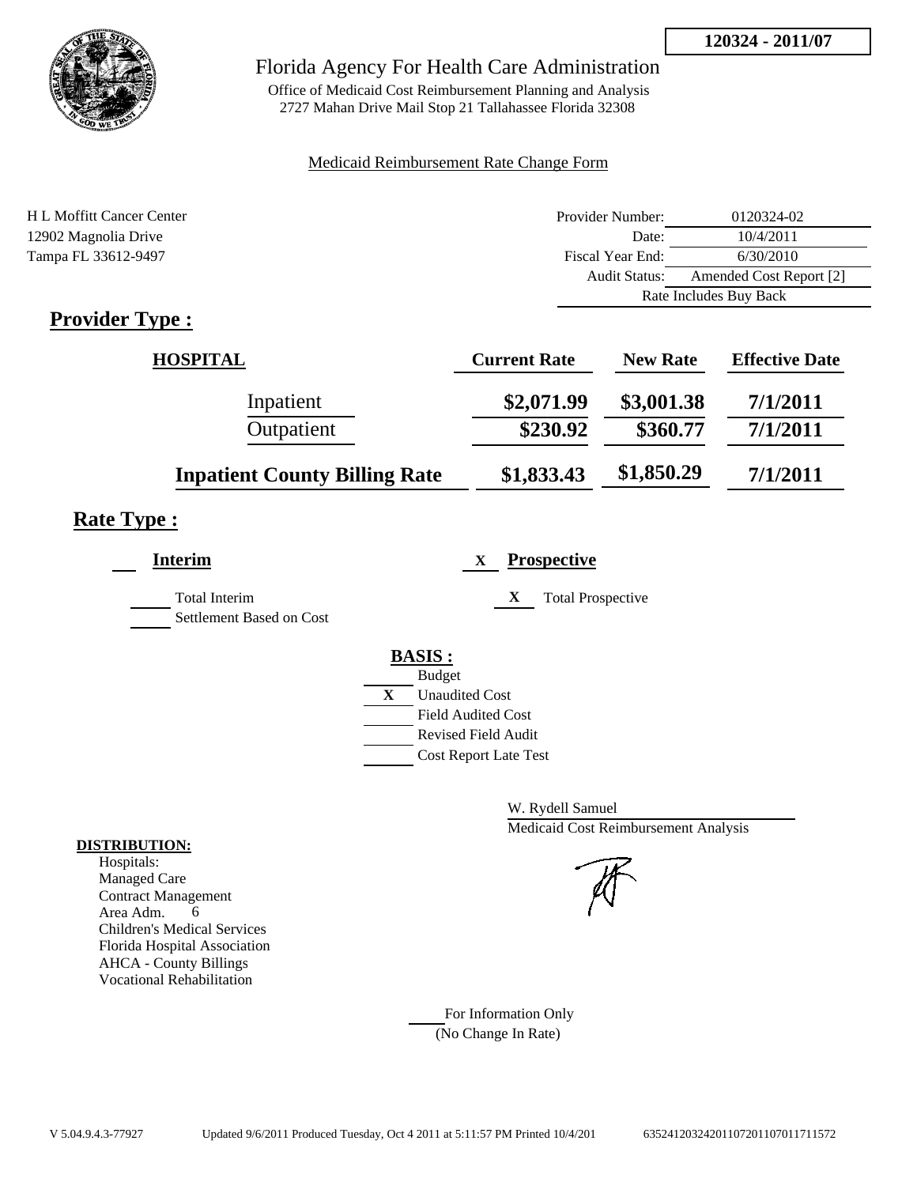**120324 - 2011/07**

# Florida Agency For Health Care Administration

Office of Medicaid Cost Reimbursement Planning and Analysis
2727 Mahan Drive Mail Stop 21 Tallahassee Florida 32308

Medicaid Reimbursement Rate Change Form

H L Moffitt Cancer Center
12902 Magnolia Drive
Tampa FL 33612-9497

| | |
|---|---|
| Provider Number: | 0120324-02 |
| Date: | 10/4/2011 |
| Fiscal Year End: | 6/30/2010 |
| Audit Status: | Amended Cost Report [2] |
| | Rate Includes Buy Back |

## Provider Type :

| HOSPITAL | Current Rate | New Rate | Effective Date |
|---|---|---|---|
| Inpatient | $2,071.99 | $3,001.38 | 7/1/2011 |
| Outpatient | $230.92 | $360.77 | 7/1/2011 |
| **Inpatient County Billing Rate** | $1,833.43 | $1,850.29 | 7/1/2011 |

## Rate Type :

**Interim**

- [ ] Total Interim
- [ ] Settlement Based on Cost

X **Prospective**

- [X] Total Prospective

**BASIS :**

- [ ] Budget
- [X] Unaudited Cost
- [ ] Field Audited Cost
- [ ] Revised Field Audit
- [ ] Cost Report Late Test

W. Rydell Samuel
Medicaid Cost Reimbursement Analysis

**DISTRIBUTION:**
Hospitals:
Managed Care
Contract Management
Area Adm. 6
Children's Medical Services
Florida Hospital Association
AHCA - County Billings
Vocational Rehabilitation

For Information Only
(No Change In Rate)

V 5.04.9.4.3-77927 Updated 9/6/2011 Produced Tuesday, Oct 4 2011 at 5:11:57 PM Printed 10/4/201 635241203242011072011070117115 72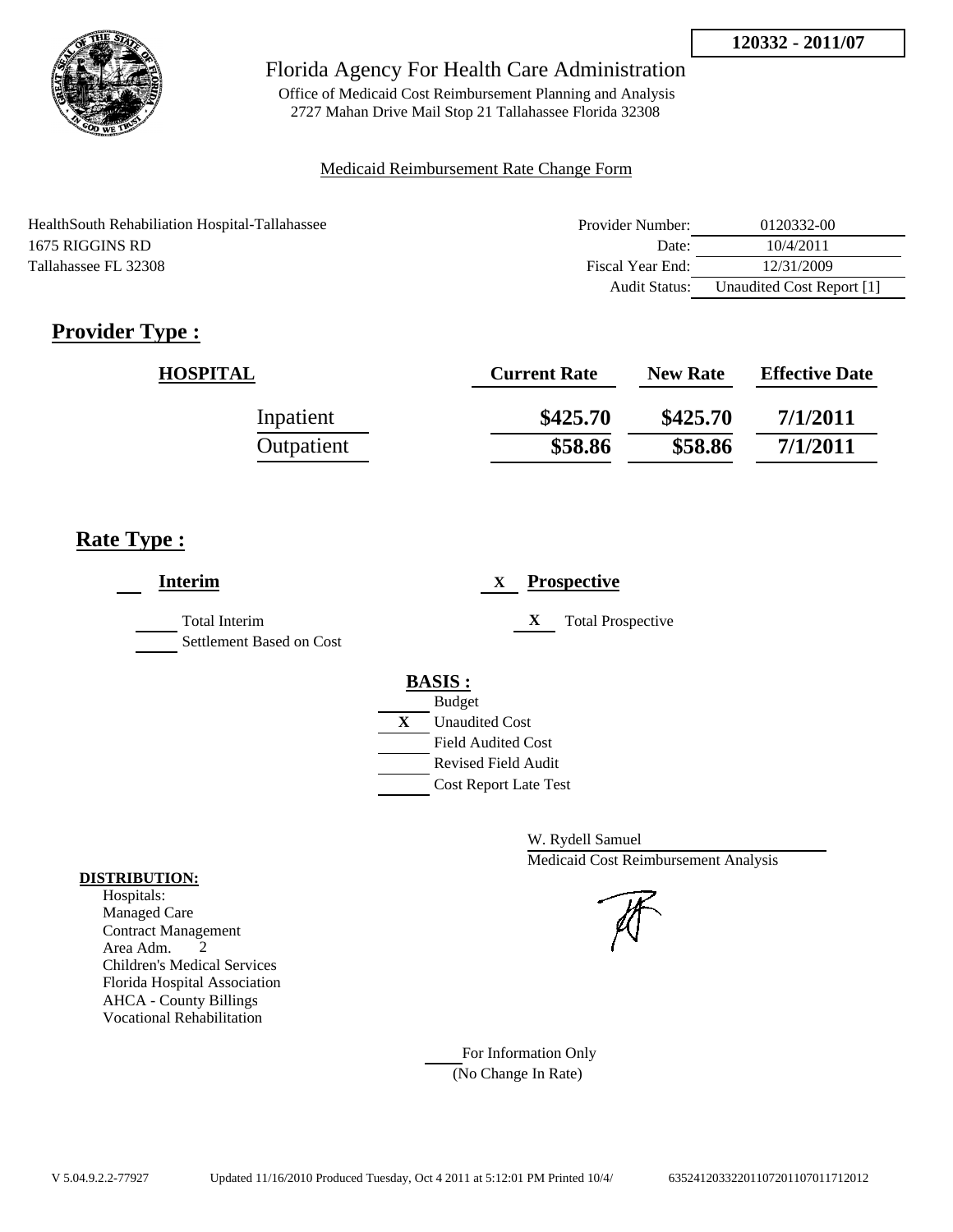**120332 - 2011/07**

# Florida Agency For Health Care Administration

Office of Medicaid Cost Reimbursement Planning and Analysis
2727 Mahan Drive Mail Stop 21 Tallahassee Florida 32308

Medicaid Reimbursement Rate Change Form

HealthSouth Rehabiliation Hospital-Tallahassee
1675 RIGGINS RD
Tallahassee FL 32308

| | |
|---|---|
| Provider Number: | 0120332-00 |
| Date: | 10/4/2011 |
| Fiscal Year End: | 12/31/2009 |
| Audit Status: | Unaudited Cost Report [1] |

## Provider Type :

| HOSPITAL | Current Rate | New Rate | Effective Date |
|---|---|---|---|
| Inpatient | $425.70 | $425.70 | 7/1/2011 |
| Outpatient | $58.86 | $58.86 | 7/1/2011 |

## Rate Type :

**Interim**

- Total Interim
- Settlement Based on Cost

X **Prospective**

- X Total Prospective

**BASIS :**

- Budget
- X Unaudited Cost
- Field Audited Cost
- Revised Field Audit
- Cost Report Late Test

W. Rydell Samuel
Medicaid Cost Reimbursement Analysis

**DISTRIBUTION:**

Hospitals:
Managed Care
Contract Management
Area Adm. 2
Children's Medical Services
Florida Hospital Association
AHCA - County Billings
Vocational Rehabilitation

For Information Only
(No Change In Rate)

V 5.04.9.2.2-77927 Updated 11/16/2010 Produced Tuesday, Oct 4 2011 at 5:12:01 PM Printed 10/4/ 635241203322011072011070117120​12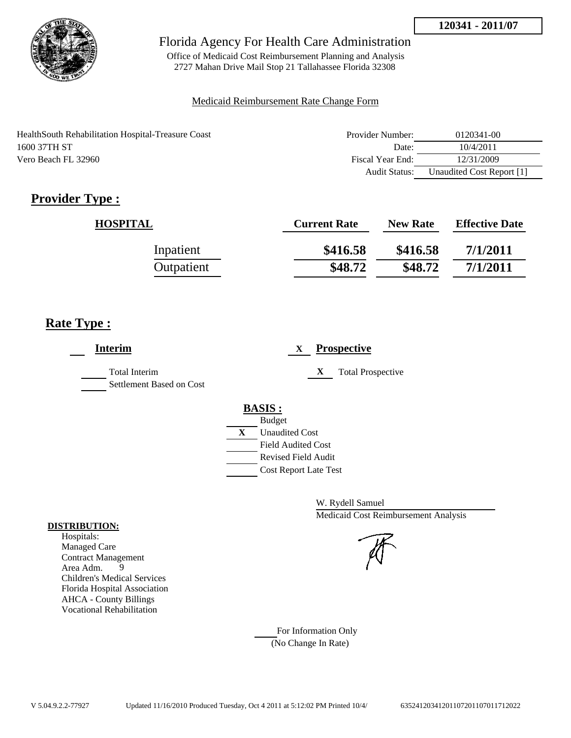**120341 - 2011/07**

Florida Agency For Health Care Administration

Office of Medicaid Cost Reimbursement Planning and Analysis
2727 Mahan Drive Mail Stop 21 Tallahassee Florida 32308

Medicaid Reimbursement Rate Change Form

HealthSouth Rehabilitation Hospital-Treasure Coast
1600 37TH ST
Vero Beach FL 32960

| | |
|---|---|
| Provider Number: | 0120341-00 |
| Date: | 10/4/2011 |
| Fiscal Year End: | 12/31/2009 |
| Audit Status: | Unaudited Cost Report [1] |

## Provider Type :

| HOSPITAL | Current Rate | New Rate | Effective Date |
|---|---|---|---|
| Inpatient | **$416.58** | **$416.58** | **7/1/2011** |
| Outpatient | **$48.72** | **$48.72** | **7/1/2011** |

## Rate Type :

**Interim**

Total Interim

Settlement Based on Cost

X **Prospective**

X Total Prospective

**BASIS :**

Budget

X Unaudited Cost

Field Audited Cost

Revised Field Audit

Cost Report Late Test

W. Rydell Samuel
Medicaid Cost Reimbursement Analysis

**DISTRIBUTION:**

Hospitals:
Managed Care
Contract Management
Area Adm. 9
Children's Medical Services
Florida Hospital Association
AHCA - County Billings
Vocational Rehabilitation

For Information Only
(No Change In Rate)

V 5.04.9.2.2-77927 Updated 11/16/2010 Produced Tuesday, Oct 4 2011 at 5:12:02 PM Printed 10/4/ 635241203412011072011070117120​22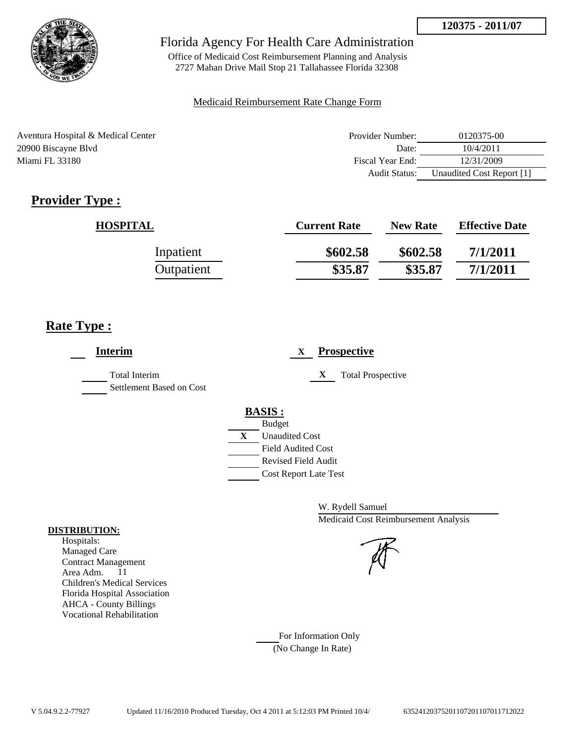120375 - 2011/07

Florida Agency For Health Care Administration

Office of Medicaid Cost Reimbursement Planning and Analysis
2727 Mahan Drive Mail Stop 21 Tallahassee Florida 32308

Medicaid Reimbursement Rate Change Form

Aventura Hospital & Medical Center
20900 Biscayne Blvd
Miami FL 33180

| | |
|---|---|
| Provider Number: | 0120375-00 |
| Date: | 10/4/2011 |
| Fiscal Year End: | 12/31/2009 |
| Audit Status: | Unaudited Cost Report [1] |

## Provider Type :

| HOSPITAL | Current Rate | New Rate | Effective Date |
|---|---|---|---|
| Inpatient | $602.58 | $602.58 | 7/1/2011 |
| Outpatient | $35.87 | $35.87 | 7/1/2011 |

## Rate Type :

___ **Interim**

Total Interim
Settlement Based on Cost

X **Prospective**

X Total Prospective

**BASIS :**

- Budget
- X Unaudited Cost
- Field Audited Cost
- Revised Field Audit
- Cost Report Late Test

W. Rydell Samuel
Medicaid Cost Reimbursement Analysis

**DISTRIBUTION:**

Hospitals:
Managed Care
Contract Management
Area Adm. 11
Children's Medical Services
Florida Hospital Association
AHCA - County Billings
Vocational Rehabilitation

For Information Only
(No Change In Rate)

V 5.04.9.2.2-77927 Updated 11/16/2010 Produced Tuesday, Oct 4 2011 at 5:12:03 PM Printed 10/4/ 635241203752011072011070117120 22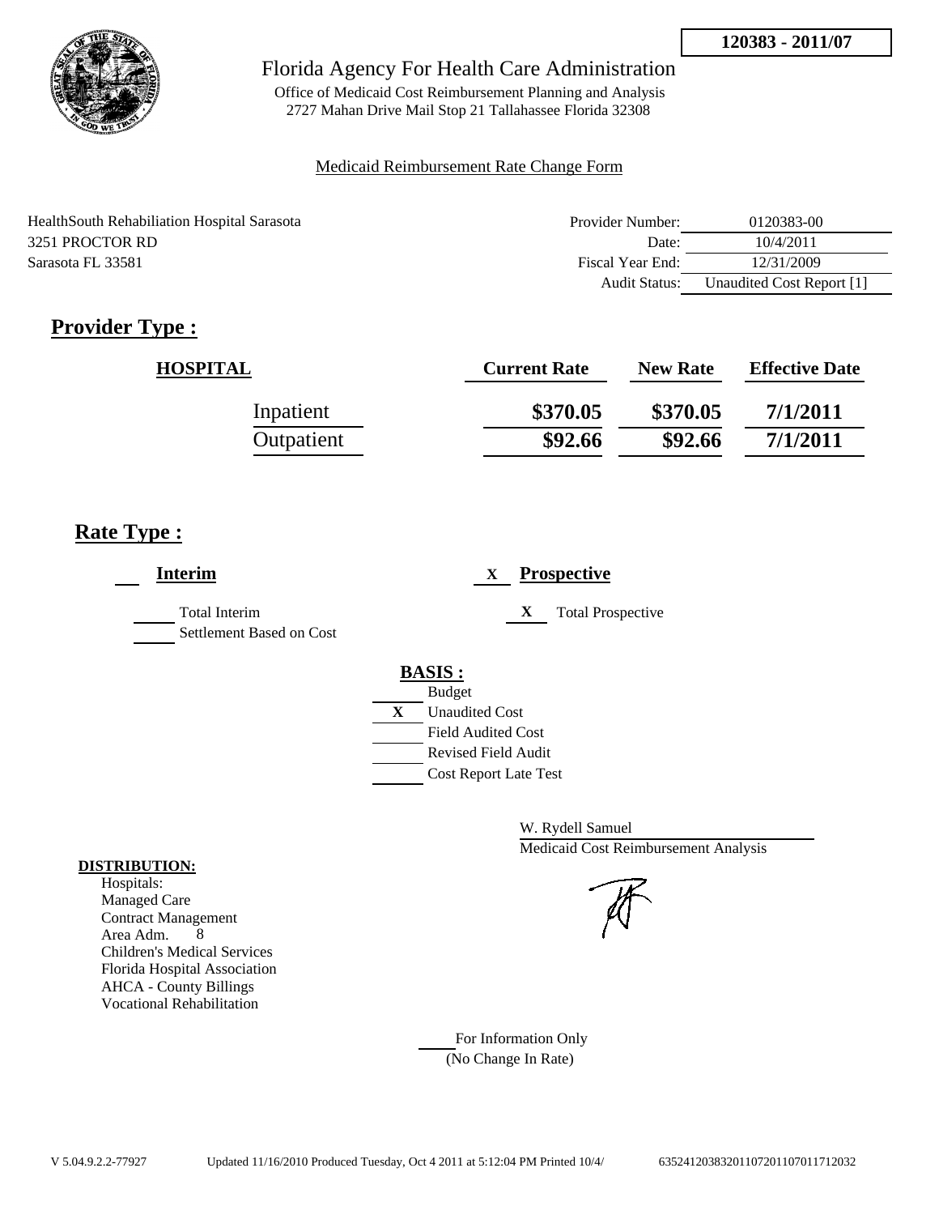**120383 - 2011/07**

# Florida Agency For Health Care Administration

Office of Medicaid Cost Reimbursement Planning and Analysis
2727 Mahan Drive Mail Stop 21 Tallahassee Florida 32308

Medicaid Reimbursement Rate Change Form

HealthSouth Rehabiliation Hospital Sarasota
3251 PROCTOR RD
Sarasota FL 33581

| | |
|---|---|
| Provider Number: | 0120383-00 |
| Date: | 10/4/2011 |
| Fiscal Year End: | 12/31/2009 |
| Audit Status: | Unaudited Cost Report [1] |

## Provider Type :

| HOSPITAL | Current Rate | New Rate | Effective Date |
|---|---|---|---|
| Inpatient | \$370.05 | \$370.05 | 7/1/2011 |
| Outpatient | \$92.66 | \$92.66 | 7/1/2011 |

## Rate Type :

___ **Interim**

___ Total Interim
___ Settlement Based on Cost

X **Prospective**

X Total Prospective

**BASIS :**

___ Budget
X Unaudited Cost
___ Field Audited Cost
___ Revised Field Audit
___ Cost Report Late Test

W. Rydell Samuel
Medicaid Cost Reimbursement Analysis

**DISTRIBUTION:**

Hospitals:
Managed Care
Contract Management
Area Adm. 8
Children's Medical Services
Florida Hospital Association
AHCA - County Billings
Vocational Rehabilitation

___ For Information Only
(No Change In Rate)

V 5.04.9.2.2-77927 Updated 11/16/2010 Produced Tuesday, Oct 4 2011 at 5:12:04 PM Printed 10/4/ 635241203832011072011070117120032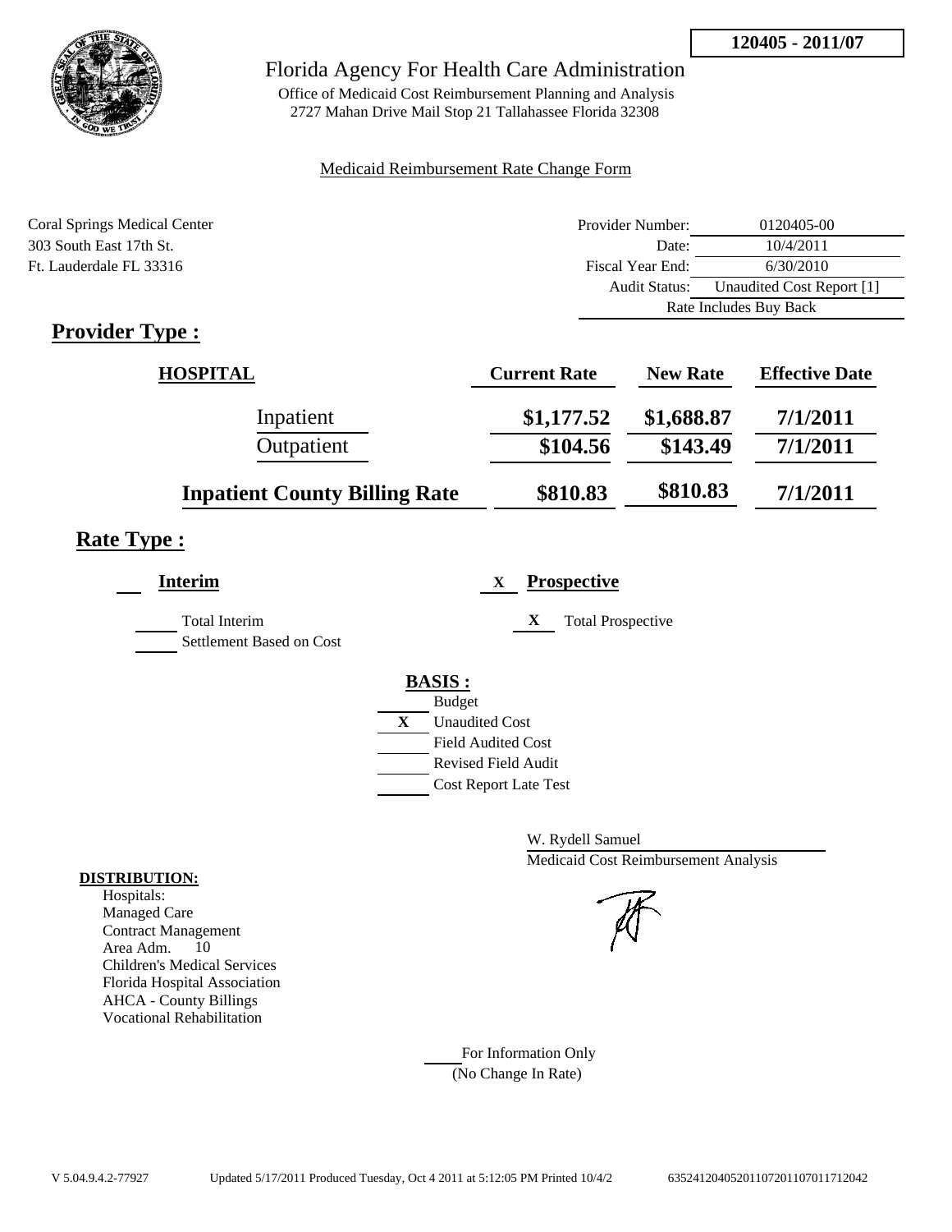**120405 - 2011/07**

# Florida Agency For Health Care Administration

Office of Medicaid Cost Reimbursement Planning and Analysis
2727 Mahan Drive Mail Stop 21 Tallahassee Florida 32308

Medicaid Reimbursement Rate Change Form

Coral Springs Medical Center
303 South East 17th St.
Ft. Lauderdale FL 33316

| | |
|---|---|
| Provider Number: | 0120405-00 |
| Date: | 10/4/2011 |
| Fiscal Year End: | 6/30/2010 |
| Audit Status: | Unaudited Cost Report [1] |
| Rate Includes Buy Back | |

## Provider Type :

| HOSPITAL | Current Rate | New Rate | Effective Date |
|---|---|---|---|
| Inpatient | $1,177.52 | $1,688.87 | 7/1/2011 |
| Outpatient | $104.56 | $143.49 | 7/1/2011 |
| **Inpatient County Billing Rate** | $810.83 | $810.83 | 7/1/2011 |

## Rate Type :

**Interim**

- Total Interim
- Settlement Based on Cost

X **Prospective**

- X Total Prospective

**BASIS :**

- Budget
- X Unaudited Cost
- Field Audited Cost
- Revised Field Audit
- Cost Report Late Test

W. Rydell Samuel
Medicaid Cost Reimbursement Analysis

**DISTRIBUTION:**
Hospitals:
Managed Care
Contract Management
Area Adm. 10
Children's Medical Services
Florida Hospital Association
AHCA - County Billings
Vocational Rehabilitation

For Information Only
(No Change In Rate)

V 5.04.9.4.2-77927 Updated 5/17/2011 Produced Tuesday, Oct 4 2011 at 5:12:05 PM Printed 10/4/2 6352412040520110720110701171204​2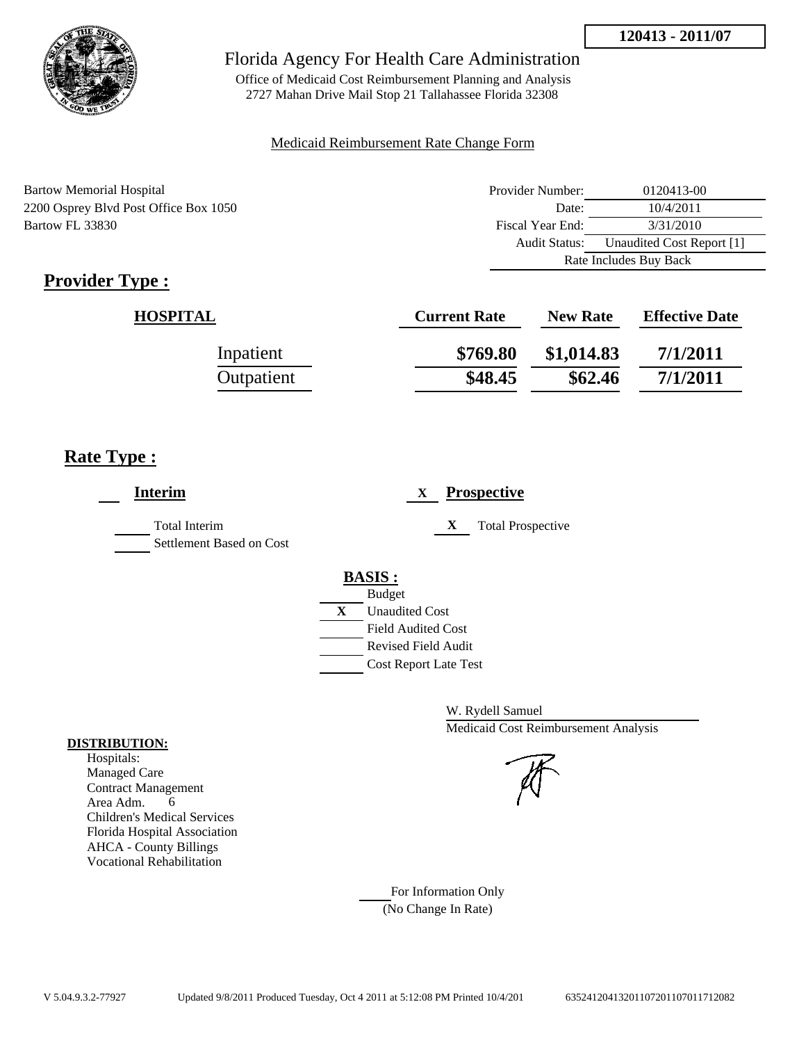**120413 - 2011/07**

# Florida Agency For Health Care Administration

Office of Medicaid Cost Reimbursement Planning and Analysis
2727 Mahan Drive Mail Stop 21 Tallahassee Florida 32308

Medicaid Reimbursement Rate Change Form

Bartow Memorial Hospital
2200 Osprey Blvd Post Office Box 1050
Bartow FL 33830

| | |
|---|---|
| Provider Number: | 0120413-00 |
| Date: | 10/4/2011 |
| Fiscal Year End: | 3/31/2010 |
| Audit Status: | Unaudited Cost Report [1] |
| | Rate Includes Buy Back |

## Provider Type :

| HOSPITAL | Current Rate | New Rate | Effective Date |
|---|---|---|---|
| Inpatient | $769.80 | $1,014.83 | 7/1/2011 |
| Outpatient | $48.45 | $62.46 | 7/1/2011 |

## Rate Type :

___ **Interim**

_____ Total Interim
_____ Settlement Based on Cost

X **Prospective**

X Total Prospective

**BASIS :**

_____ Budget
X Unaudited Cost
_____ Field Audited Cost
_____ Revised Field Audit
_____ Cost Report Late Test

W. Rydell Samuel
Medicaid Cost Reimbursement Analysis

**DISTRIBUTION:**
Hospitals:
Managed Care
Contract Management
Area Adm. 6
Children's Medical Services
Florida Hospital Association
AHCA - County Billings
Vocational Rehabilitation

_____ For Information Only
(No Change In Rate)

V 5.04.9.3.2-77927 Updated 9/8/2011 Produced Tuesday, Oct 4 2011 at 5:12:08 PM Printed 10/4/201 635241204132011072011070117120​82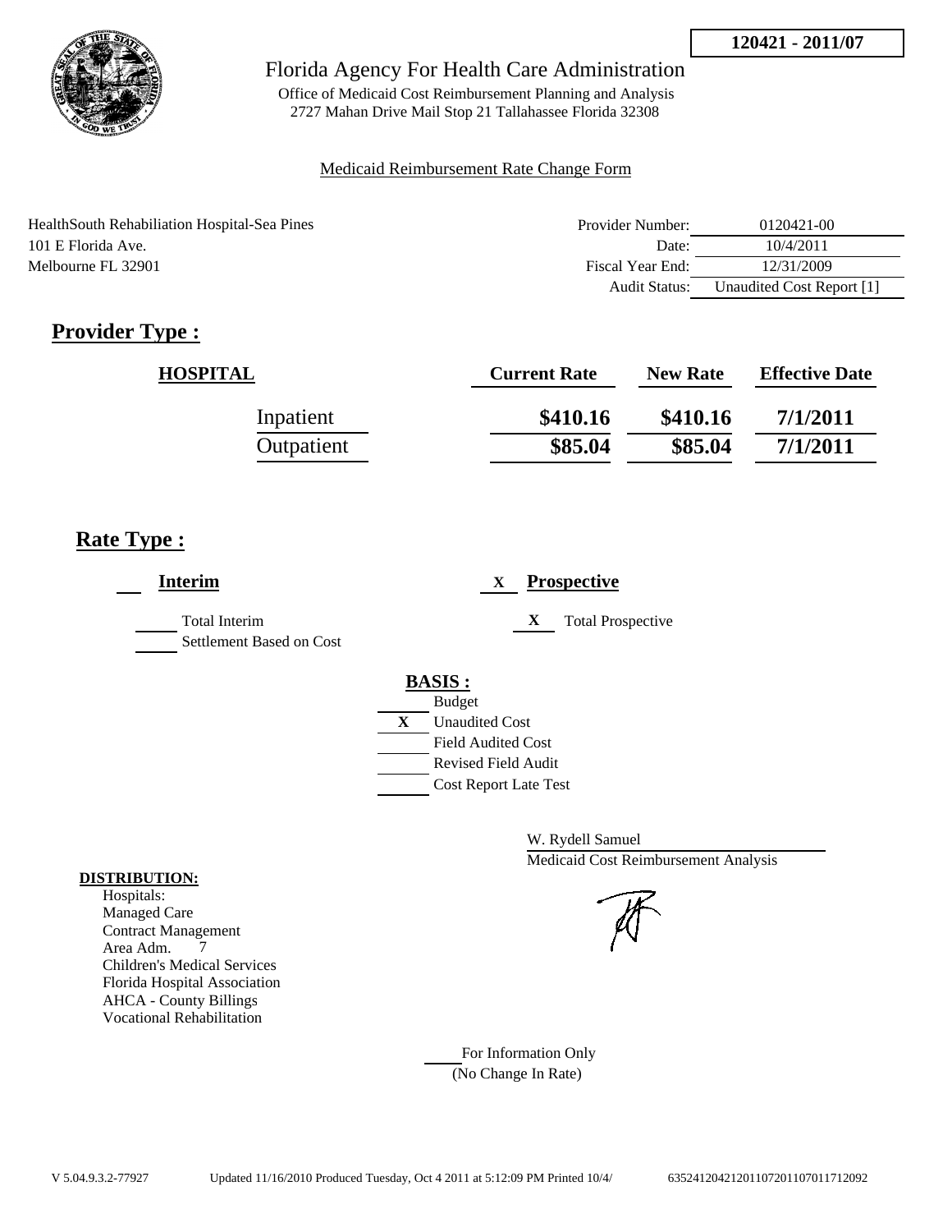120421 - 2011/07

Florida Agency For Health Care Administration

Office of Medicaid Cost Reimbursement Planning and Analysis
2727 Mahan Drive Mail Stop 21 Tallahassee Florida 32308

Medicaid Reimbursement Rate Change Form

HealthSouth Rehabiliation Hospital-Sea Pines
101 E Florida Ave.
Melbourne FL 32901

| | |
|---|---|
| Provider Number: | 0120421-00 |
| Date: | 10/4/2011 |
| Fiscal Year End: | 12/31/2009 |
| Audit Status: | Unaudited Cost Report [1] |

## Provider Type :

| HOSPITAL | Current Rate | New Rate | Effective Date |
|---|---|---|---|
| Inpatient | \$410.16 | \$410.16 | 7/1/2011 |
| Outpatient | \$85.04 | \$85.04 | 7/1/2011 |

## Rate Type :

___ **Interim**

___ Total Interim
___ Settlement Based on Cost

X **Prospective**

X Total Prospective

**BASIS :**

___ Budget
X Unaudited Cost
___ Field Audited Cost
___ Revised Field Audit
___ Cost Report Late Test

W. Rydell Samuel
Medicaid Cost Reimbursement Analysis

**DISTRIBUTION:**

Hospitals:
Managed Care
Contract Management
Area Adm. 7
Children's Medical Services
Florida Hospital Association
AHCA - County Billings
Vocational Rehabilitation

___ For Information Only
(No Change In Rate)

V 5.04.9.3.2-77927 Updated 11/16/2010 Produced Tuesday, Oct 4 2011 at 5:12:09 PM Printed 10/4/ 63524120421201107201107011712092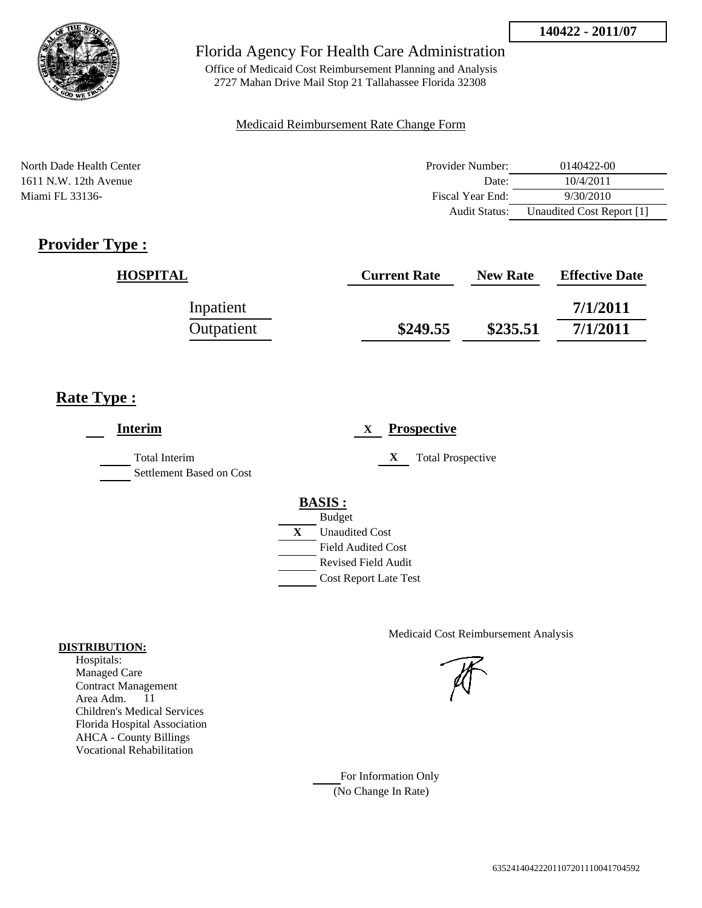**140422 - 2011/07**

# Florida Agency For Health Care Administration

Office of Medicaid Cost Reimbursement Planning and Analysis
2727 Mahan Drive Mail Stop 21 Tallahassee Florida 32308

Medicaid Reimbursement Rate Change Form

North Dade Health Center
1611 N.W. 12th Avenue
Miami FL 33136-

| | |
|---|---|
| Provider Number: | 0140422-00 |
| Date: | 10/4/2011 |
| Fiscal Year End: | 9/30/2010 |
| Audit Status: | Unaudited Cost Report [1] |

## Provider Type :

| HOSPITAL | Current Rate | New Rate | Effective Date |
|---|---|---|---|
| Inpatient | | | 7/1/2011 |
| Outpatient | $249.55 | $235.51 | 7/1/2011 |

## Rate Type :

**Interim**

- Total Interim
- Settlement Based on Cost

X **Prospective**

- X Total Prospective

**BASIS :**

- Budget
- X Unaudited Cost
- Field Audited Cost
- Revised Field Audit
- Cost Report Late Test

Medicaid Cost Reimbursement Analysis

**DISTRIBUTION:**

Hospitals:
Managed Care
Contract Management
Area Adm. 11
Children's Medical Services
Florida Hospital Association
AHCA - County Billings
Vocational Rehabilitation

For Information Only
(No Change In Rate)

635241404222011072011100417045 92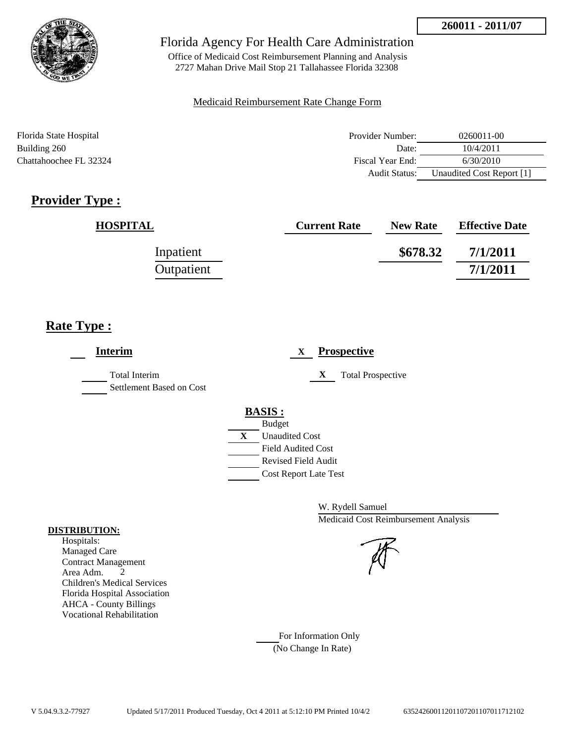**260011 - 2011/07**

Florida Agency For Health Care Administration

Office of Medicaid Cost Reimbursement Planning and Analysis
2727 Mahan Drive Mail Stop 21 Tallahassee Florida 32308

Medicaid Reimbursement Rate Change Form

Florida State Hospital
Building 260
Chattahoochee FL 32324

| | |
|---|---|
| Provider Number: | 0260011-00 |
| Date: | 10/4/2011 |
| Fiscal Year End: | 6/30/2010 |
| Audit Status: | Unaudited Cost Report [1] |

## Provider Type :

| HOSPITAL | Current Rate | New Rate | Effective Date |
|---|---|---|---|
| Inpatient | | $678.32 | 7/1/2011 |
| Outpatient | | | 7/1/2011 |

## Rate Type :

___ **Interim**

___ Total Interim
___ Settlement Based on Cost

X **Prospective**

X Total Prospective

**BASIS :**

___ Budget
X Unaudited Cost
___ Field Audited Cost
___ Revised Field Audit
___ Cost Report Late Test

W. Rydell Samuel
Medicaid Cost Reimbursement Analysis

**DISTRIBUTION:**
Hospitals:
Managed Care
Contract Management
Area Adm. 2
Children's Medical Services
Florida Hospital Association
AHCA - County Billings
Vocational Rehabilitation

___ For Information Only
(No Change In Rate)

V 5.04.9.3.2-77927 Updated 5/17/2011 Produced Tuesday, Oct 4 2011 at 5:12:10 PM Printed 10/4/2 63524260011201107201107011712102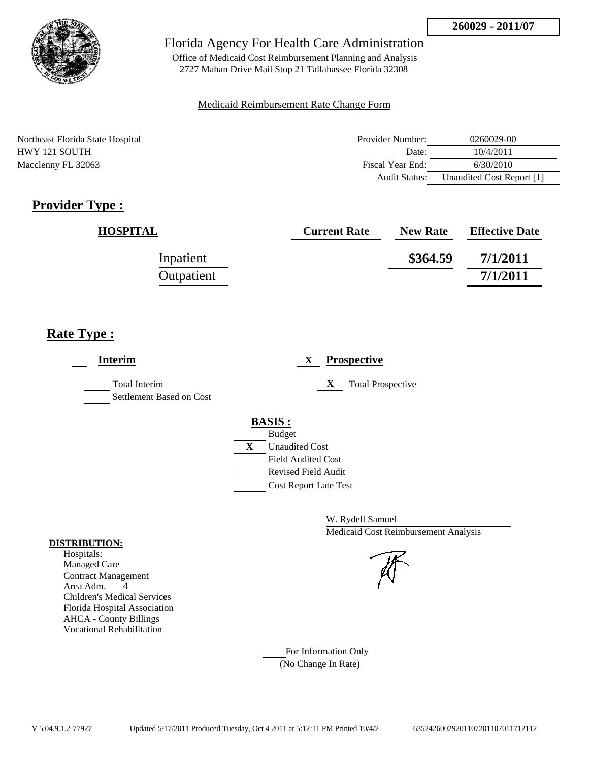260029 - 2011/07

Florida Agency For Health Care Administration

Office of Medicaid Cost Reimbursement Planning and Analysis
2727 Mahan Drive Mail Stop 21 Tallahassee Florida 32308

Medicaid Reimbursement Rate Change Form

Northeast Florida State Hospital
HWY 121 SOUTH
Macclenny FL 32063

| | |
|---|---|
| Provider Number: | 0260029-00 |
| Date: | 10/4/2011 |
| Fiscal Year End: | 6/30/2010 |
| Audit Status: | Unaudited Cost Report [1] |

## Provider Type :

| HOSPITAL | Current Rate | New Rate | Effective Date |
|---|---|---|---|
| Inpatient | | $364.59 | 7/1/2011 |
| Outpatient | | | 7/1/2011 |

## Rate Type :

__ **Interim**

- Total Interim
- Settlement Based on Cost

X **Prospective**

- X Total Prospective

**BASIS :**

- Budget
- X Unaudited Cost
- Field Audited Cost
- Revised Field Audit
- Cost Report Late Test

W. Rydell Samuel
Medicaid Cost Reimbursement Analysis

**DISTRIBUTION:**

Hospitals:
Managed Care
Contract Management
Area Adm. 4
Children's Medical Services
Florida Hospital Association
AHCA - County Billings
Vocational Rehabilitation

For Information Only
(No Change In Rate)

V 5.04.9.1.2-77927 Updated 5/17/2011 Produced Tuesday, Oct 4 2011 at 5:12:11 PM Printed 10/4/2 6352426002920110720110701171211 2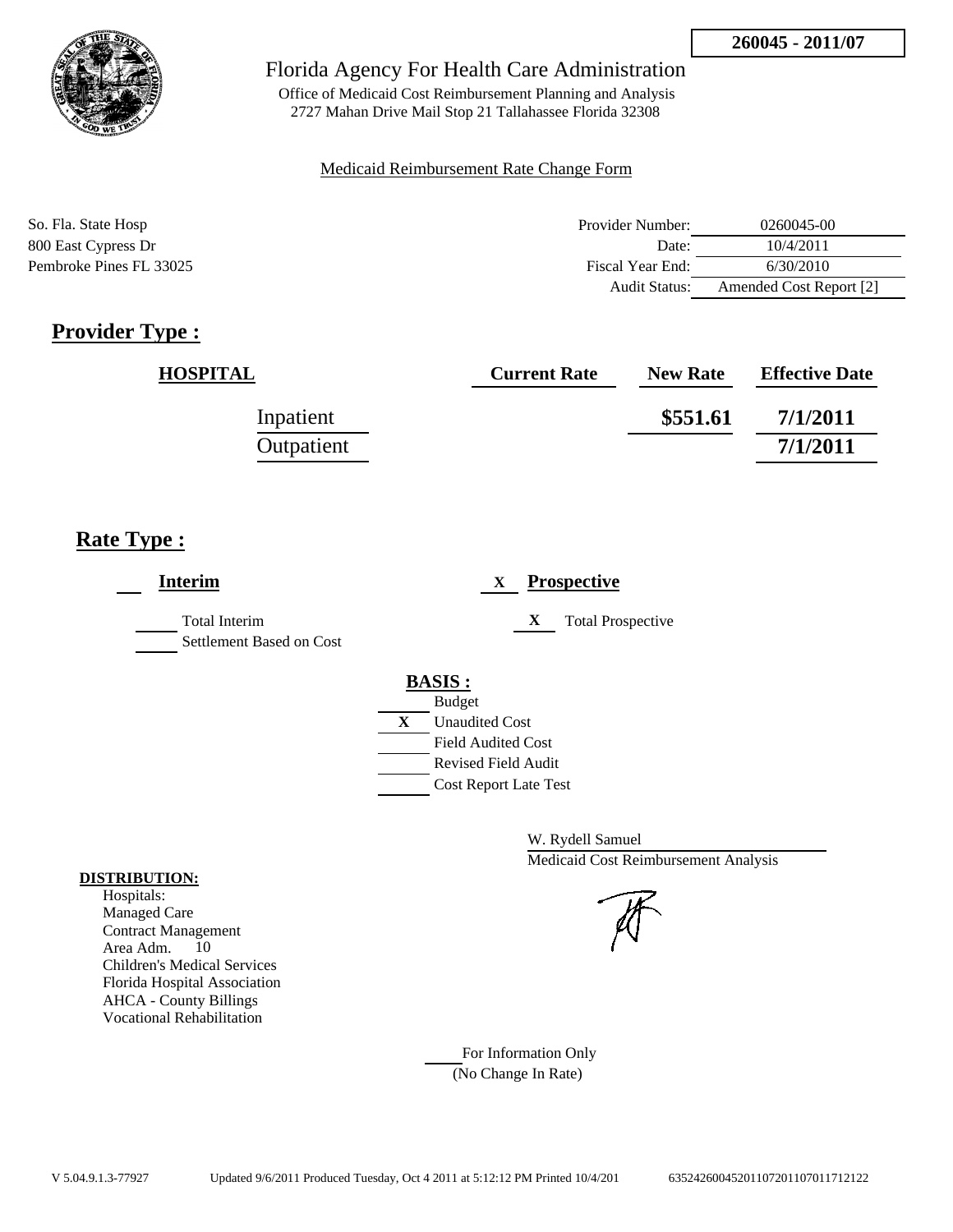**260045 - 2011/07**

Florida Agency For Health Care Administration

Office of Medicaid Cost Reimbursement Planning and Analysis
2727 Mahan Drive Mail Stop 21 Tallahassee Florida 32308

Medicaid Reimbursement Rate Change Form

So. Fla. State Hosp
800 East Cypress Dr
Pembroke Pines FL 33025

| | |
|---|---|
| Provider Number: | 0260045-00 |
| Date: | 10/4/2011 |
| Fiscal Year End: | 6/30/2010 |
| Audit Status: | Amended Cost Report [2] |

## Provider Type :

| HOSPITAL | Current Rate | New Rate | Effective Date |
|---|---|---|---|
| Inpatient | | $551.61 | 7/1/2011 |
| Outpatient | | | 7/1/2011 |

## Rate Type :

**Interim**

Total Interim
Settlement Based on Cost

X **Prospective**

X Total Prospective

**BASIS :**

Budget
X Unaudited Cost
Field Audited Cost
Revised Field Audit
Cost Report Late Test

W. Rydell Samuel
Medicaid Cost Reimbursement Analysis

**DISTRIBUTION:**
Hospitals:
Managed Care
Contract Management
Area Adm. 10
Children's Medical Services
Florida Hospital Association
AHCA - County Billings
Vocational Rehabilitation

For Information Only
(No Change In Rate)

V 5.04.9.1.3-77927 Updated 9/6/2011 Produced Tuesday, Oct 4 2011 at 5:12:12 PM Printed 10/4/201 63524260045201107201107011712122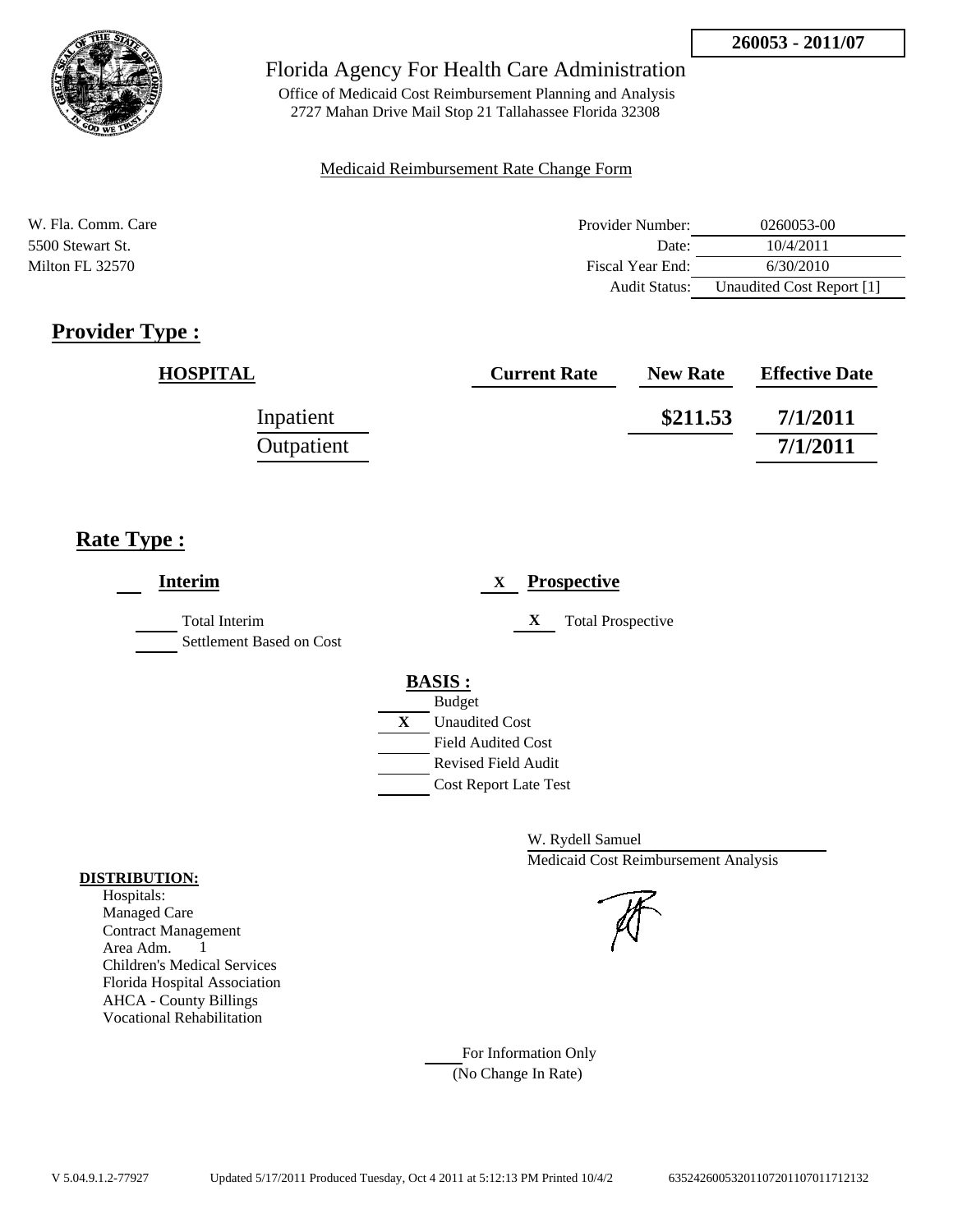**260053 - 2011/07**

# Florida Agency For Health Care Administration

Office of Medicaid Cost Reimbursement Planning and Analysis
2727 Mahan Drive Mail Stop 21 Tallahassee Florida 32308

Medicaid Reimbursement Rate Change Form

W. Fla. Comm. Care
5500 Stewart St.
Milton FL 32570

| | |
|---|---|
| Provider Number: | 0260053-00 |
| Date: | 10/4/2011 |
| Fiscal Year End: | 6/30/2010 |
| Audit Status: | Unaudited Cost Report [1] |

## Provider Type :

| HOSPITAL | Current Rate | New Rate | Effective Date |
|---|---|---|---|
| Inpatient | | **\$211.53** | **7/1/2011** |
| Outpatient | | | **7/1/2011** |

## Rate Type :

___ **Interim**

_____ Total Interim
_____ Settlement Based on Cost

X **Prospective**

X Total Prospective

**BASIS :**

_____ Budget
X Unaudited Cost
_____ Field Audited Cost
_____ Revised Field Audit
_____ Cost Report Late Test

W. Rydell Samuel
Medicaid Cost Reimbursement Analysis

**DISTRIBUTION:**

Hospitals:
Managed Care
Contract Management
Area Adm. 1
Children's Medical Services
Florida Hospital Association
AHCA - County Billings
Vocational Rehabilitation

_____ For Information Only
(No Change In Rate)

V 5.04.9.1.2-77927 Updated 5/17/2011 Produced Tuesday, Oct 4 2011 at 5:12:13 PM Printed 10/4/2 635242600532011072011070117712132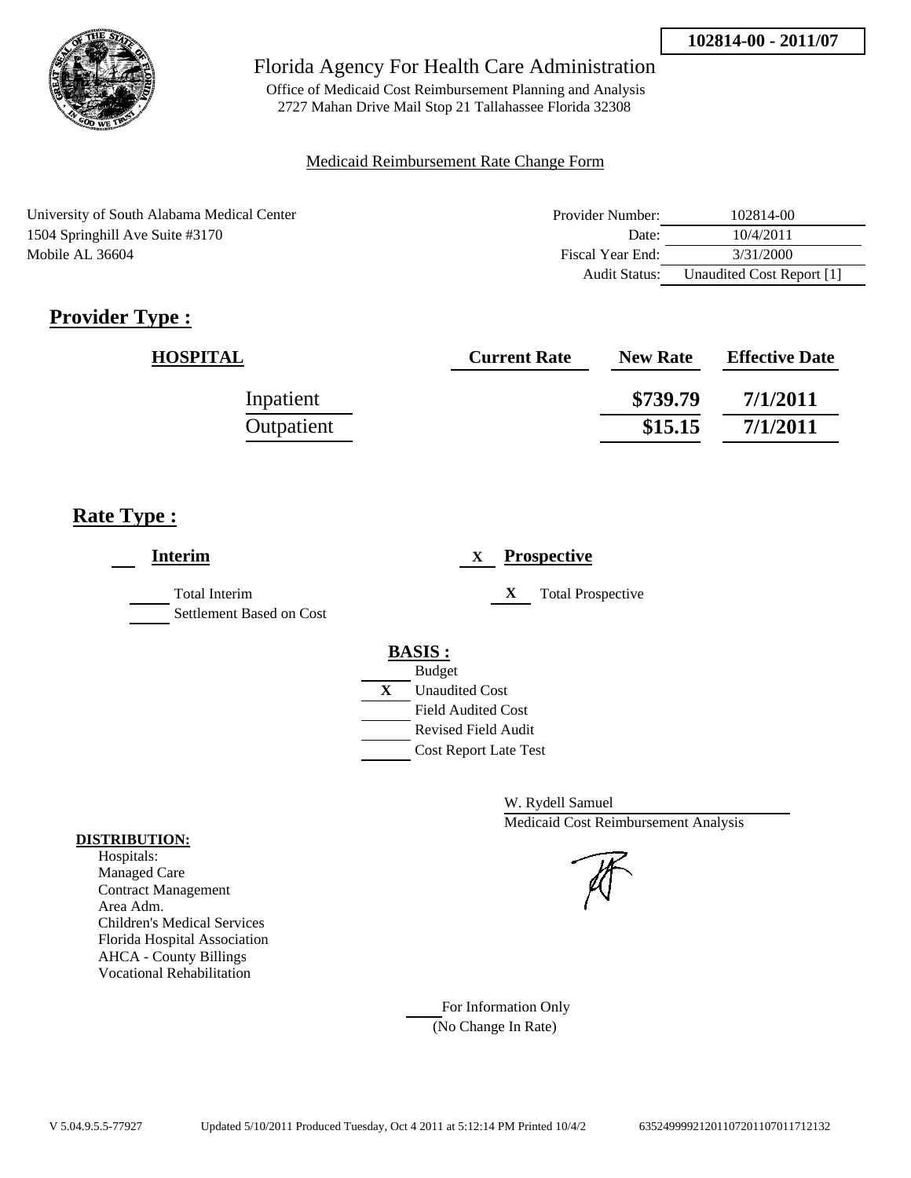**102814-00 - 2011/07**

Florida Agency For Health Care Administration

Office of Medicaid Cost Reimbursement Planning and Analysis
2727 Mahan Drive Mail Stop 21 Tallahassee Florida 32308

Medicaid Reimbursement Rate Change Form

University of South Alabama Medical Center
1504 Springhill Ave Suite #3170
Mobile AL 36604

| | |
|---|---|
| Provider Number: | 102814-00 |
| Date: | 10/4/2011 |
| Fiscal Year End: | 3/31/2000 |
| Audit Status: | Unaudited Cost Report [1] |

## Provider Type :

| HOSPITAL | Current Rate | New Rate | Effective Date |
|---|---|---|---|
| Inpatient | | \$739.79 | 7/1/2011 |
| Outpatient | | \$15.15 | 7/1/2011 |

## Rate Type :

**Interim**

- [ ] Total Interim
- [ ] Settlement Based on Cost

X **Prospective**

- X Total Prospective

**BASIS :**

- [ ] Budget
- X Unaudited Cost
- [ ] Field Audited Cost
- [ ] Revised Field Audit
- [ ] Cost Report Late Test

W. Rydell Samuel
Medicaid Cost Reimbursement Analysis

**DISTRIBUTION:**
Hospitals:
Managed Care
Contract Management
Area Adm.
Children's Medical Services
Florida Hospital Association
AHCA - County Billings
Vocational Rehabilitation

For Information Only
(No Change In Rate)

V 5.04.9.5.5-77927 Updated 5/10/2011 Produced Tuesday, Oct 4 2011 at 5:12:14 PM Printed 10/4/2 63524999921201107201107011712132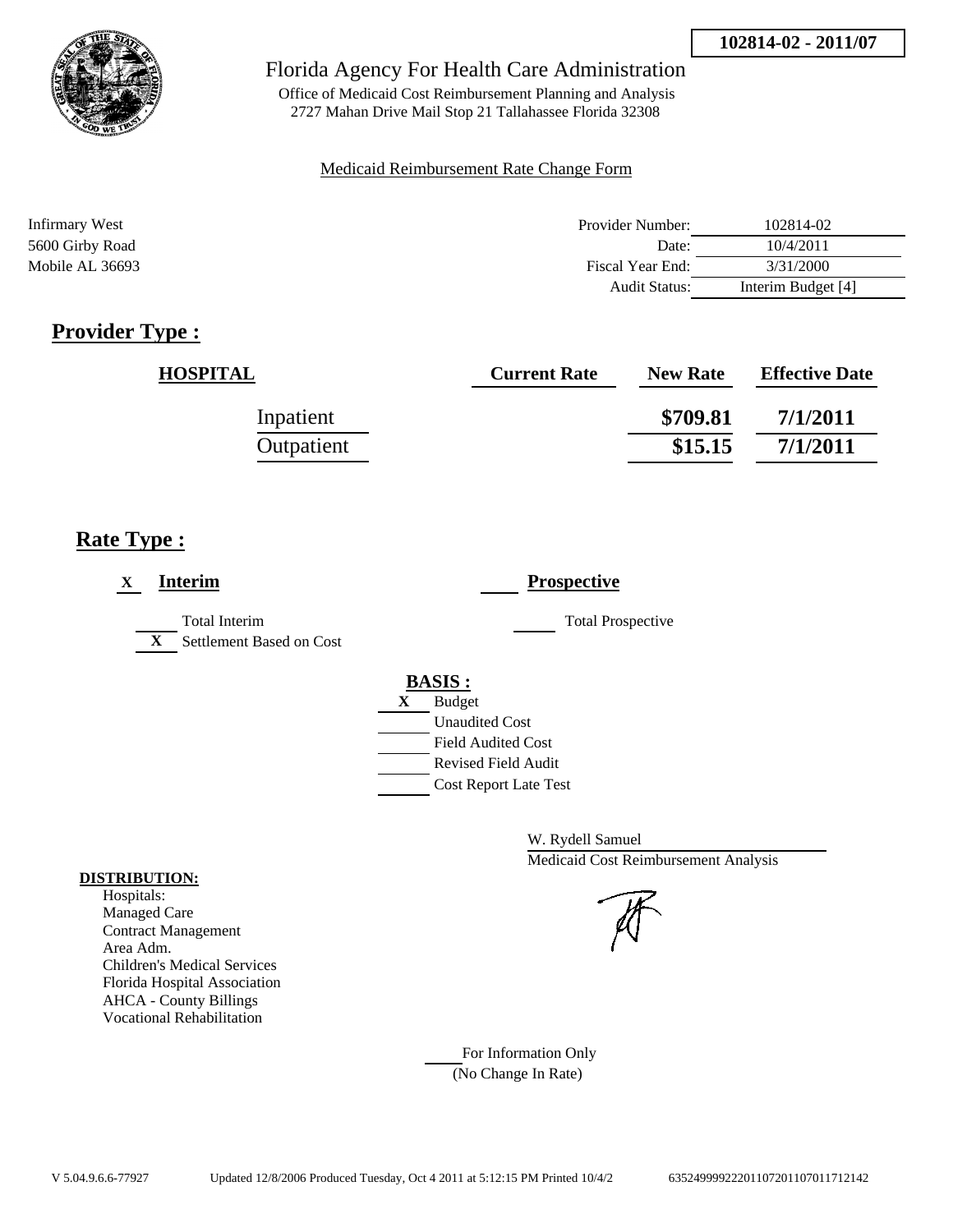**102814-02 - 2011/07**

# Florida Agency For Health Care Administration

Office of Medicaid Cost Reimbursement Planning and Analysis
2727 Mahan Drive Mail Stop 21 Tallahassee Florida 32308

Medicaid Reimbursement Rate Change Form

Infirmary West
5600 Girby Road
Mobile AL 36693

| | |
|---|---|
| Provider Number: | 102814-02 |
| Date: | 10/4/2011 |
| Fiscal Year End: | 3/31/2000 |
| Audit Status: | Interim Budget [4] |

## Provider Type :

| HOSPITAL | Current Rate | New Rate | Effective Date |
|---|---|---|---|
| Inpatient | | $709.81 | 7/1/2011 |
| Outpatient | | $15.15 | 7/1/2011 |

## Rate Type :

X **Interim**

___ Total Interim

X Settlement Based on Cost

___ **Prospective**

___ Total Prospective

**BASIS :**

X Budget
___ Unaudited Cost
___ Field Audited Cost
___ Revised Field Audit
___ Cost Report Late Test

W. Rydell Samuel
Medicaid Cost Reimbursement Analysis

**DISTRIBUTION:**
Hospitals:
Managed Care
Contract Management
Area Adm.
Children's Medical Services
Florida Hospital Association
AHCA - County Billings
Vocational Rehabilitation

___ For Information Only
(No Change In Rate)

V 5.04.9.6.6-77927 Updated 12/8/2006 Produced Tuesday, Oct 4 2011 at 5:12:15 PM Printed 10/4/2 635249999222011072011070117121​42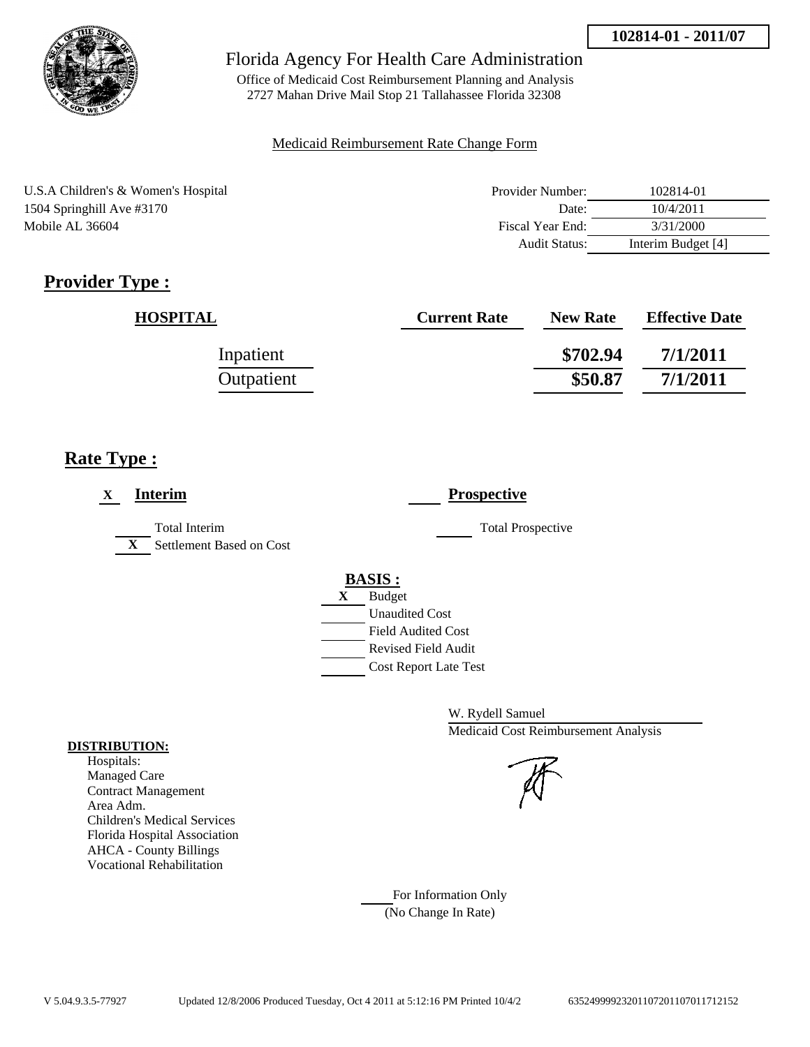102814-01 - 2011/07

Florida Agency For Health Care Administration

Office of Medicaid Cost Reimbursement Planning and Analysis
2727 Mahan Drive Mail Stop 21 Tallahassee Florida 32308

Medicaid Reimbursement Rate Change Form

U.S.A Children's & Women's Hospital
1504 Springhill Ave #3170
Mobile AL 36604

| | |
|---|---|
| Provider Number: | 102814-01 |
| Date: | 10/4/2011 |
| Fiscal Year End: | 3/31/2000 |
| Audit Status: | Interim Budget [4] |

## Provider Type :

| HOSPITAL | Current Rate | New Rate | Effective Date |
|---|---|---|---|
| Inpatient | | $702.94 | 7/1/2011 |
| Outpatient | | $50.87 | 7/1/2011 |

## Rate Type :

X Interim

___ Total Interim

X Settlement Based on Cost

___ Prospective

___ Total Prospective

**BASIS :**

X Budget

___ Unaudited Cost

___ Field Audited Cost

___ Revised Field Audit

___ Cost Report Late Test

W. Rydell Samuel

Medicaid Cost Reimbursement Analysis

**DISTRIBUTION:**

Hospitals:
Managed Care
Contract Management
Area Adm.
Children's Medical Services
Florida Hospital Association
AHCA - County Billings
Vocational Rehabilitation

___ For Information Only
(No Change In Rate)

V 5.04.9.3.5-77927 Updated 12/8/2006 Produced Tuesday, Oct 4 2011 at 5:12:16 PM Printed 10/4/2 635249999232011072011070117112152